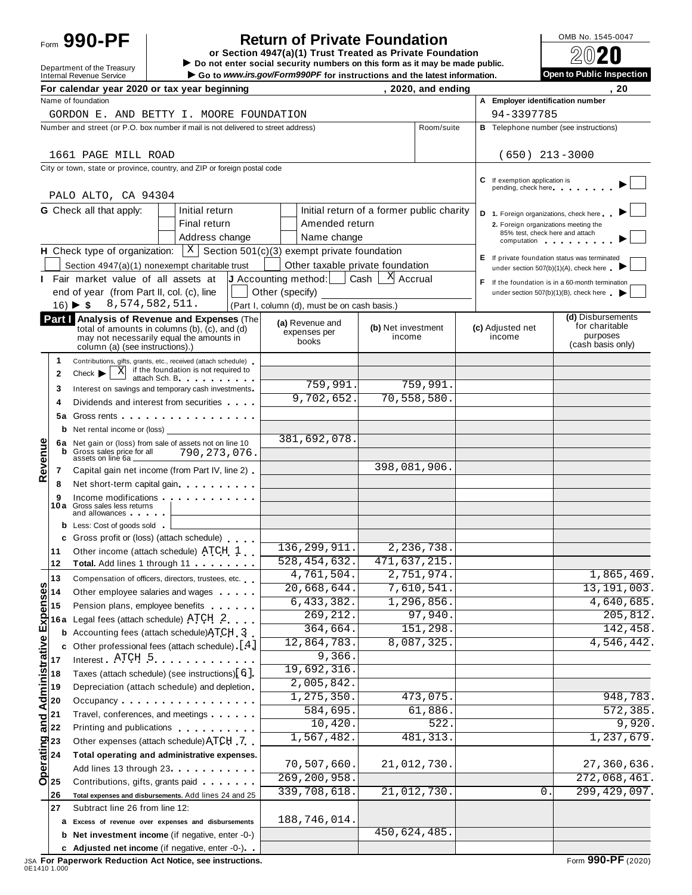Form **990-PF**

# Return of Private Foundation

**or Section 4947(a)(1) Trust Treated as Private Foundation**

▶ Do not enter social security numbers on this form as it may be made public.

▶ Go to *www.irs.gov/Form990PF* for instructions and the latest information.

Department of the Treasury
Internal Revenue Service

OMB No. 1545-0047

2020

**Open to Public Inspection**

**For calendar year 2020 or tax year beginning , 2020, and ending , 20**

Name of foundation: GORDON E. AND BETTY I. MOORE FOUNDATION

**A Employer identification number:** 94-3397785

Number and street (or P.O. box number if mail is not delivered to street address): 1661 PAGE MILL ROAD | Room/suite:

**B** Telephone number (see instructions): (650) 213-3000

City or town, state or province, country, and ZIP or foreign postal code: PALO ALTO, CA 94304

**C** If exemption application is pending, check here ▶ ☐

**G** Check all that apply: ☐ Initial return ☐ Initial return of a former public charity ☐ Final return ☐ Amended return ☐ Address change ☐ Name change

**D** 1. Foreign organizations, check here ▶ ☐
2. Foreign organizations meeting the 85% test, check here and attach computation ▶ ☐

**H** Check type of organization: [X] Section 501(c)(3) exempt private foundation ☐ Section 4947(a)(1) nonexempt charitable trust ☐ Other taxable private foundation

**E** If private foundation status was terminated under section 507(b)(1)(A), check here ▶ ☐

**I** Fair market value of all assets at end of year (from Part II, col. (c), line 16) ▶ $ 8,574,582,511.

**J** Accounting method: ☐ Cash [X] Accrual ☐ Other (specify) (Part I, column (d), must be on cash basis.)

**F** If the foundation is in a 60-month termination under section 507(b)(1)(B), check here ▶ ☐

**Part I Analysis of Revenue and Expenses** (The total of amounts in columns (b), (c), and (d) may not necessarily equal the amounts in column (a) (see instructions).)

| | | (a) Revenue and expenses per books | (b) Net investment income | (c) Adjusted net income | (d) Disbursements for charitable purposes (cash basis only) |
|---|---|---|---|---|---|
| **Revenue** | 1 Contributions, gifts, grants, etc., received (attach schedule) | | | | |
| | 2 Check ▶ [X] if the foundation is not required to attach Sch. B | | | | |
| | 3 Interest on savings and temporary cash investments | 759,991. | 759,991. | | |
| | 4 Dividends and interest from securities | 9,702,652. | 70,558,580. | | |
| | 5a Gross rents | | | | |
| | b Net rental income or (loss) | | | | |
| | 6a Net gain or (loss) from sale of assets not on line 10 | 381,692,078. | | | |
| | b Gross sales price for all assets on line 6a 790,273,076. | | | | |
| | 7 Capital gain net income (from Part IV, line 2) | | 398,081,906. | | |
| | 8 Net short-term capital gain | | | | |
| | 9 Income modifications | | | | |
| | 10a Gross sales less returns and allowances | | | | |
| | b Less: Cost of goods sold | | | | |
| | c Gross profit or (loss) (attach schedule) | | | | |
| | 11 Other income (attach schedule) ATCH 1 | 136,299,911. | 2,236,738. | | |
| | 12 **Total.** Add lines 1 through 11 | 528,454,632. | 471,637,215. | | |
| **Operating and Administrative Expenses** | 13 Compensation of officers, directors, trustees, etc. | 4,761,504. | 2,751,974. | | 1,865,469. |
| | 14 Other employee salaries and wages | 20,668,644. | 7,610,541. | | 13,191,003. |
| | 15 Pension plans, employee benefits | 6,433,382. | 1,296,856. | | 4,640,685. |
| | 16a Legal fees (attach schedule) ATCH 2 | 269,212. | 97,940. | | 205,812. |
| | b Accounting fees (attach schedule) ATCH 3 | 364,664. | 151,298. | | 142,458. |
| | c Other professional fees (attach schedule) [4] | 12,864,783. | 8,087,325. | | 4,546,442. |
| | 17 Interest ATCH 5 | 9,366. | | | |
| | 18 Taxes (attach schedule) (see instructions) [6] | 19,692,316. | | | |
| | 19 Depreciation (attach schedule) and depletion | 2,005,842. | | | |
| | 20 Occupancy | 1,275,350. | 473,075. | | 948,783. |
| | 21 Travel, conferences, and meetings | 584,695. | 61,886. | | 572,385. |
| | 22 Printing and publications | 10,420. | 522. | | 9,920. |
| | 23 Other expenses (attach schedule) ATCH 7 | 1,567,482. | 481,313. | | 1,237,679. |
| | 24 **Total operating and administrative expenses.** Add lines 13 through 23 | 70,507,660. | 21,012,730. | | 27,360,636. |
| | 25 Contributions, gifts, grants paid | 269,200,958. | | | 272,068,461. |
| | 26 **Total expenses and disbursements.** Add lines 24 and 25 | 339,708,618. | 21,012,730. | 0. | 299,429,097. |
| | 27 Subtract line 26 from line 12: | | | | |
| | a **Excess of revenue over expenses and disbursements** | 188,746,014. | | | |
| | b **Net investment income** (if negative, enter -0-) | | 450,624,485. | | |
| | c **Adjusted net income** (if negative, enter -0-) | | | | |

JSA **For Paperwork Reduction Act Notice, see instructions.** Form **990-PF** (2020)
0E1410 1.000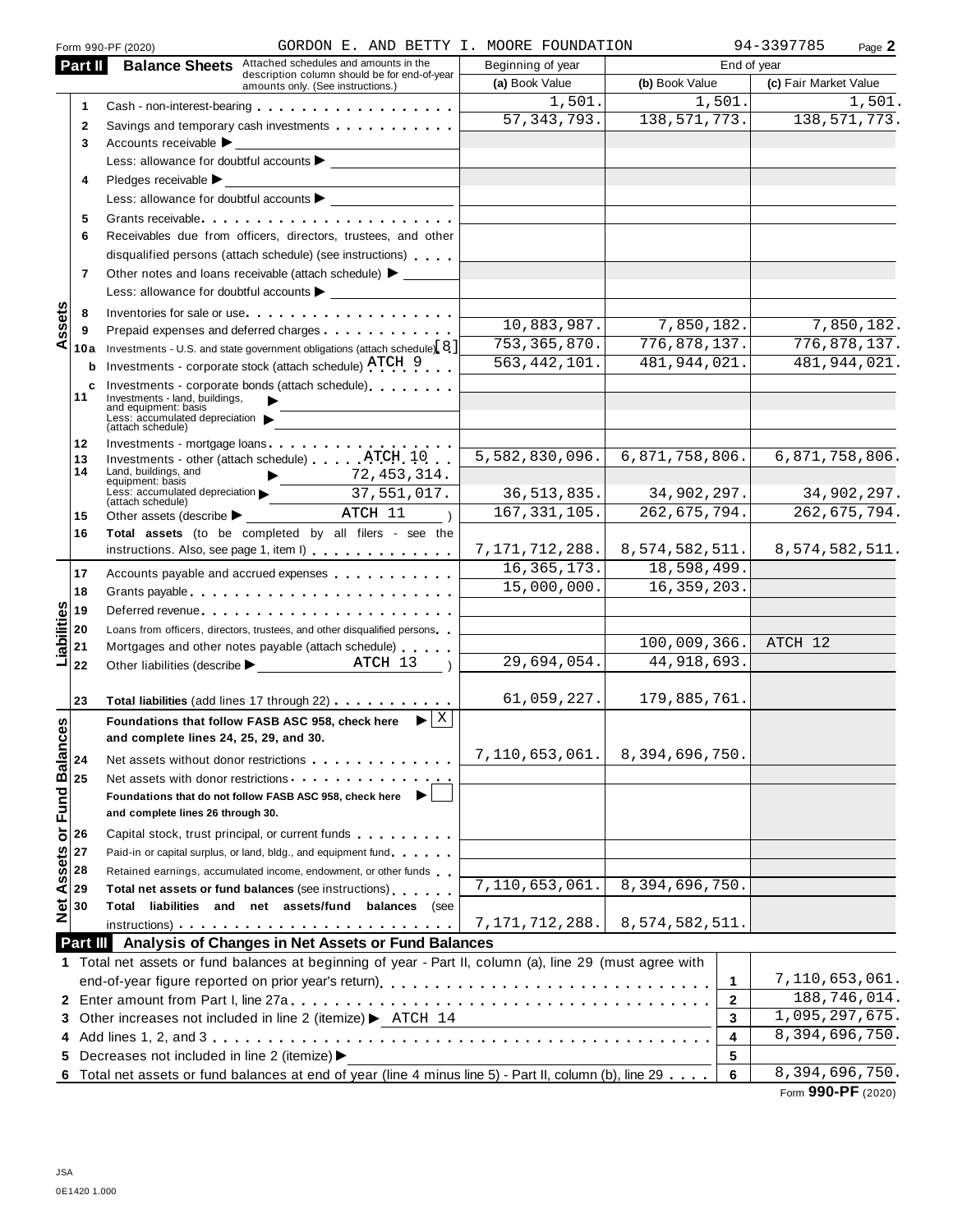Form 990-PF (2020) GORDON E. AND BETTY I. MOORE FOUNDATION 94-3397785 Page **2**

## Part II Balance Sheets

Attached schedules and amounts in the description column should be for end-of-year amounts only. (See instructions.)

| | | Description | Beginning of year (a) Book Value | End of year (b) Book Value | End of year (c) Fair Market Value |
|---|---|---|---|---|---|
| Assets | 1 | Cash - non-interest-bearing | 1,501. | 1,501. | 1,501. |
| | 2 | Savings and temporary cash investments | 57,343,793. | 138,571,773. | 138,571,773. |
| | 3 | Accounts receivable ▶ | | | |
| | | Less: allowance for doubtful accounts ▶ | | | |
| | 4 | Pledges receivable ▶ | | | |
| | | Less: allowance for doubtful accounts ▶ | | | |
| | 5 | Grants receivable | | | |
| | 6 | Receivables due from officers, directors, trustees, and other disqualified persons (attach schedule) (see instructions) | | | |
| | 7 | Other notes and loans receivable (attach schedule) ▶ | | | |
| | | Less: allowance for doubtful accounts ▶ | | | |
| | 8 | Inventories for sale or use | | | |
| | 9 | Prepaid expenses and deferred charges | 10,883,987. | 7,850,182. | 7,850,182. |
| | 10a | Investments - U.S. and state government obligations (attach schedule) [8] | 753,365,870. | 776,878,137. | 776,878,137. |
| | b | Investments - corporate stock (attach schedule) ATCH 9 | 563,442,101. | 481,944,021. | 481,944,021. |
| | c | Investments - corporate bonds (attach schedule) | | | |
| | 11 | Investments - land, buildings, and equipment: basis ▶ | | | |
| | | Less: accumulated depreciation (attach schedule) ▶ | | | |
| | 12 | Investments - mortgage loans | | | |
| | 13 | Investments - other (attach schedule) ATCH 10 | 5,582,830,096. | 6,871,758,806. | 6,871,758,806. |
| | 14 | Land, buildings, and equipment: basis ▶ 72,453,314. | | | |
| | | Less: accumulated depreciation (attach schedule) ▶ 37,551,017. | 36,513,835. | 34,902,297. | 34,902,297. |
| | 15 | Other assets (describe ▶ ATCH 11 ) | 167,331,105. | 262,675,794. | 262,675,794. |
| | 16 | **Total assets** (to be completed by all filers - see the instructions. Also, see page 1, item I) | 7,171,712,288. | 8,574,582,511. | 8,574,582,511. |
| Liabilities | 17 | Accounts payable and accrued expenses | 16,365,173. | 18,598,499. | |
| | 18 | Grants payable | 15,000,000. | 16,359,203. | |
| | 19 | Deferred revenue | | | |
| | 20 | Loans from officers, directors, trustees, and other disqualified persons | | | |
| | 21 | Mortgages and other notes payable (attach schedule) | | 100,009,366. | ATCH 12 |
| | 22 | Other liabilities (describe ▶ ATCH 13 ) | 29,694,054. | 44,918,693. | |
| | 23 | **Total liabilities** (add lines 17 through 22) | 61,059,227. | 179,885,761. | |
| Net Assets or Fund Balances | | **Foundations that follow FASB ASC 958, check here** ▶ [X] **and complete lines 24, 25, 29, and 30.** | | | |
| | 24 | Net assets without donor restrictions | 7,110,653,061. | 8,394,696,750. | |
| | 25 | Net assets with donor restrictions | | | |
| | | **Foundations that do not follow FASB ASC 958, check here** ▶ [ ] **and complete lines 26 through 30.** | | | |
| | 26 | Capital stock, trust principal, or current funds | | | |
| | 27 | Paid-in or capital surplus, or land, bldg., and equipment fund | | | |
| | 28 | Retained earnings, accumulated income, endowment, or other funds | | | |
| | 29 | **Total net assets or fund balances** (see instructions) | 7,110,653,061. | 8,394,696,750. | |
| | 30 | **Total liabilities and net assets/fund balances** (see instructions) | 7,171,712,288. | 8,574,582,511. | |

## Part III Analysis of Changes in Net Assets or Fund Balances

| | Description | Line | Amount |
|---|---|---|---|
| 1 | Total net assets or fund balances at beginning of year - Part II, column (a), line 29 (must agree with end-of-year figure reported on prior year's return) | 1 | 7,110,653,061. |
| 2 | Enter amount from Part I, line 27a | 2 | 188,746,014. |
| 3 | Other increases not included in line 2 (itemize) ▶ ATCH 14 | 3 | 1,095,297,675. |
| 4 | Add lines 1, 2, and 3 | 4 | 8,394,696,750. |
| 5 | Decreases not included in line 2 (itemize) ▶ | 5 | |
| 6 | Total net assets or fund balances at end of year (line 4 minus line 5) - Part II, column (b), line 29 | 6 | 8,394,696,750. |

Form **990-PF** (2020)

JSA
0E1420 1.000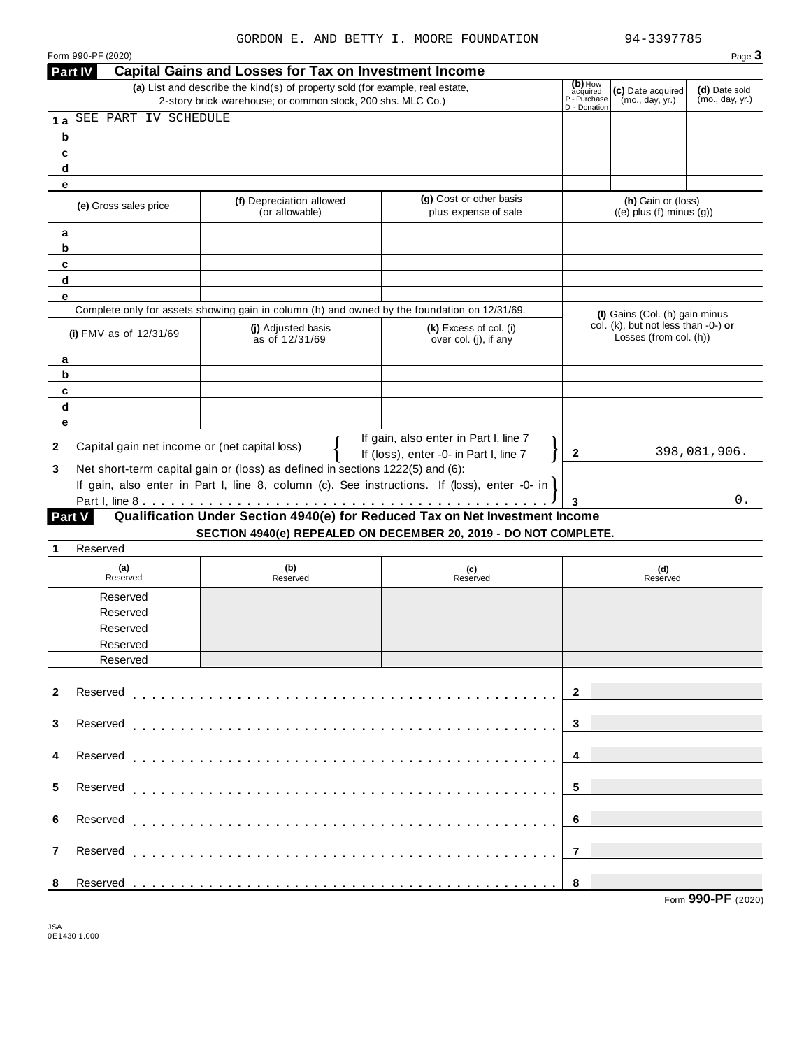GORDON E. AND BETTY I. MOORE FOUNDATION 94-3397785

## Part IV Capital Gains and Losses for Tax on Investment Income

| | (a) List and describe the kind(s) of property sold (for example, real estate, 2-story brick warehouse; or common stock, 200 shs. MLC Co.) | (b) How acquired P - Purchase D - Donation | (c) Date acquired (mo., day, yr.) | (d) Date sold (mo., day, yr.) |
|---|---|---|---|---|
| 1 a | SEE PART IV SCHEDULE | | | |
| b | | | | |
| c | | | | |
| d | | | | |
| e | | | | |

| | (e) Gross sales price | (f) Depreciation allowed (or allowable) | (g) Cost or other basis plus expense of sale | (h) Gain or (loss) ((e) plus (f) minus (g)) |
|---|---|---|---|---|
| a | | | | |
| b | | | | |
| c | | | | |
| d | | | | |
| e | | | | |

Complete only for assets showing gain in column (h) and owned by the foundation on 12/31/69.

| | (i) FMV as of 12/31/69 | (j) Adjusted basis as of 12/31/69 | (k) Excess of col. (i) over col. (j), if any | (l) Gains (Col. (h) gain minus col. (k), but not less than -0-) or Losses (from col. (h)) |
|---|---|---|---|---|
| a | | | | |
| b | | | | |
| c | | | | |
| d | | | | |
| e | | | | |

2 Capital gain net income or (net capital loss) { If gain, also enter in Part I, line 7 / If (loss), enter -0- in Part I, line 7 } | 2 | 398,081,906.

3 Net short-term capital gain or (loss) as defined in sections 1222(5) and (6): If gain, also enter in Part I, line 8, column (c). See instructions. If (loss), enter -0- in Part I, line 8 | 3 | 0.

## Part V Qualification Under Section 4940(e) for Reduced Tax on Net Investment Income

**SECTION 4940(e) REPEALED ON DECEMBER 20, 2019 - DO NOT COMPLETE.**

1 Reserved

| (a) Reserved | (b) Reserved | (c) Reserved | (d) Reserved |
|---|---|---|---|
| Reserved | | | |
| Reserved | | | |
| Reserved | | | |
| Reserved | | | |
| Reserved | | | |

| | | | |
|---|---|---|---|
| 2 | Reserved | 2 | |
| 3 | Reserved | 3 | |
| 4 | Reserved | 4 | |
| 5 | Reserved | 5 | |
| 6 | Reserved | 6 | |
| 7 | Reserved | 7 | |
| 8 | Reserved | 8 | |

JSA
0E1430 1.000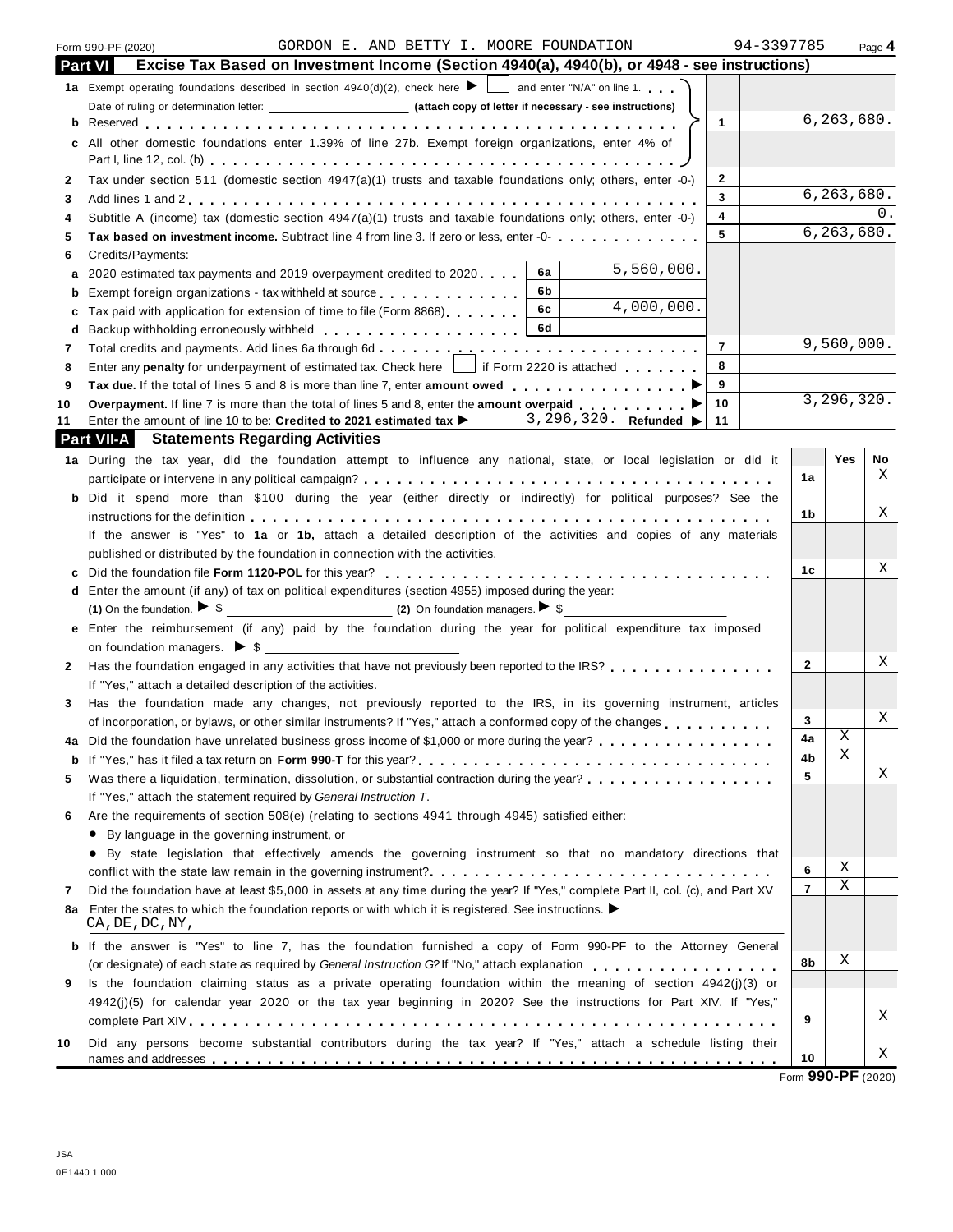Form 990-PF (2020) GORDON E. AND BETTY I. MOORE FOUNDATION 94-3397785 Page 4

## Part VI Excise Tax Based on Investment Income (Section 4940(a), 4940(b), or 4948 - see instructions)

| | | | | |
|---|---|---|---|---|
| 1a | Exempt operating foundations described in section 4940(d)(2), check here ▶ ☐ and enter "N/A" on line 1. Date of ruling or determination letter: ____________ (attach copy of letter if necessary - see instructions) | | | |
| b | Reserved | | 1 | 6,263,680. |
| c | All other domestic foundations enter 1.39% of line 27b. Exempt foreign organizations, enter 4% of Part I, line 12, col. (b) | | | |
| 2 | Tax under section 511 (domestic section 4947(a)(1) trusts and taxable foundations only; others, enter -0-) | | 2 | |
| 3 | Add lines 1 and 2 | | 3 | 6,263,680. |
| 4 | Subtitle A (income) tax (domestic section 4947(a)(1) trusts and taxable foundations only; others, enter -0-) | | 4 | 0. |
| 5 | **Tax based on investment income.** Subtract line 4 from line 3. If zero or less, enter -0- | | 5 | 6,263,680. |
| 6 | Credits/Payments: | | | |
| a | 2020 estimated tax payments and 2019 overpayment credited to 2020 | 6a 5,560,000. | | |
| b | Exempt foreign organizations - tax withheld at source | 6b | | |
| c | Tax paid with application for extension of time to file (Form 8868) | 6c 4,000,000. | | |
| d | Backup withholding erroneously withheld | 6d | | |
| 7 | Total credits and payments. Add lines 6a through 6d | | 7 | 9,560,000. |
| 8 | Enter any **penalty** for underpayment of estimated tax. Check here ☐ if Form 2220 is attached | | 8 | |
| 9 | **Tax due.** If the total of lines 5 and 8 is more than line 7, enter **amount owed** ▶ | | 9 | |
| 10 | **Overpayment.** If line 7 is more than the total of lines 5 and 8, enter the **amount overpaid** ▶ | | 10 | 3,296,320. |
| 11 | Enter the amount of line 10 to be: **Credited to 2021 estimated tax** ▶ 3,296,320. **Refunded** ▶ | | 11 | |

## Part VII-A Statements Regarding Activities

| | | | Yes | No |
|---|---|---|---|---|
| 1a | During the tax year, did the foundation attempt to influence any national, state, or local legislation or did it participate or intervene in any political campaign? | 1a | | X |
| b | Did it spend more than $100 during the year (either directly or indirectly) for political purposes? See the instructions for the definition | 1b | | X |
| | If the answer is "Yes" to **1a** or **1b,** attach a detailed description of the activities and copies of any materials published or distributed by the foundation in connection with the activities. | | | |
| c | Did the foundation file **Form 1120-POL** for this year? | 1c | | X |
| d | Enter the amount (if any) of tax on political expenditures (section 4955) imposed during the year: **(1)** On the foundation. ▶ $ ______ **(2)** On foundation managers. ▶ $ ______ | | | |
| e | Enter the reimbursement (if any) paid by the foundation during the year for political expenditure tax imposed on foundation managers. ▶ $ ______ | | | |
| 2 | Has the foundation engaged in any activities that have not previously been reported to the IRS? If "Yes," attach a detailed description of the activities. | 2 | | X |
| 3 | Has the foundation made any changes, not previously reported to the IRS, in its governing instrument, articles of incorporation, or bylaws, or other similar instruments? If "Yes," attach a conformed copy of the changes | 3 | | X |
| 4a | Did the foundation have unrelated business gross income of $1,000 or more during the year? | 4a | X | |
| b | If "Yes," has it filed a tax return on **Form 990-T** for this year? | 4b | X | |
| 5 | Was there a liquidation, termination, dissolution, or substantial contraction during the year? If "Yes," attach the statement required by *General Instruction T*. | 5 | | X |
| 6 | Are the requirements of section 508(e) (relating to sections 4941 through 4945) satisfied either: • By language in the governing instrument, or • By state legislation that effectively amends the governing instrument so that no mandatory directions that conflict with the state law remain in the governing instrument? | 6 | X | |
| 7 | Did the foundation have at least $5,000 in assets at any time during the year? If "Yes," complete Part II, col. (c), and Part XV | 7 | X | |
| 8a | Enter the states to which the foundation reports or with which it is registered. See instructions. ▶ CA,DE,DC,NY, | | | |
| b | If the answer is "Yes" to line 7, has the foundation furnished a copy of Form 990-PF to the Attorney General (or designate) of each state as required by *General Instruction G?* If "No," attach explanation | 8b | X | |
| 9 | Is the foundation claiming status as a private operating foundation within the meaning of section 4942(j)(3) or 4942(j)(5) for calendar year 2020 or the tax year beginning in 2020? See the instructions for Part XIV. If "Yes," complete Part XIV | 9 | | X |
| 10 | Did any persons become substantial contributors during the tax year? If "Yes," attach a schedule listing their names and addresses | 10 | | X |

Form **990-PF** (2020)

JSA
0E1440 1.000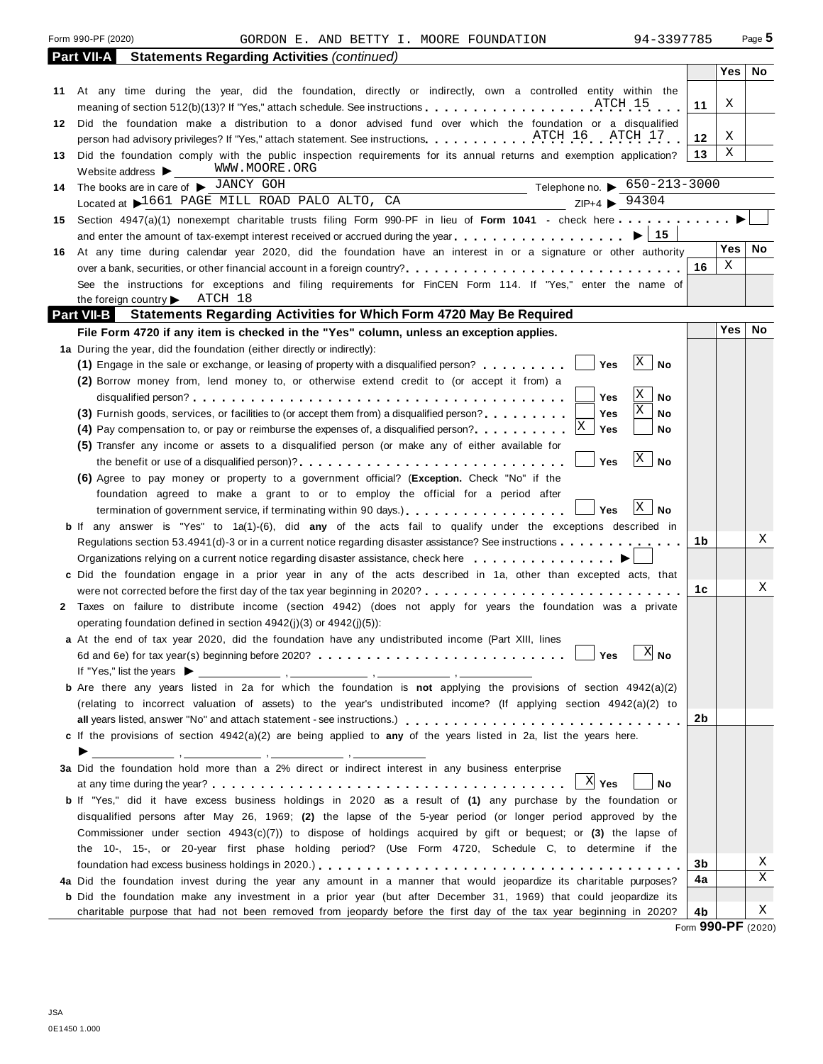Form 990-PF (2020) GORDON E. AND BETTY I. MOORE FOUNDATION 94-3397785 Page 5

## Part VII-A Statements Regarding Activities *(continued)*

| | | | Yes | No |
|---|---|---|---|---|
| 11 | At any time during the year, did the foundation, directly or indirectly, own a controlled entity within the meaning of section 512(b)(13)? If "Yes," attach schedule. See instructions . . . ATCH 15 | 11 | X | |
| 12 | Did the foundation make a distribution to a donor advised fund over which the foundation or a disqualified person had advisory privileges? If "Yes," attach statement. See instructions . . . ATCH 16 ATCH 17 | 12 | X | |
| 13 | Did the foundation comply with the public inspection requirements for its annual returns and exemption application? | 13 | X | |

Website address ▶ WWW.MOORE.ORG

14 The books are in care of ▶ JANCY GOH Telephone no. ▶ 650-213-3000

Located at ▶ 1661 PAGE MILL ROAD PALO ALTO, CA ZIP+4 ▶ 94304

15 Section 4947(a)(1) nonexempt charitable trusts filing Form 990-PF in lieu of **Form 1041** - check here . . . ▶ ☐

and enter the amount of tax-exempt interest received or accrued during the year . . . ▶ | 15 |

| | | | Yes | No |
|---|---|---|---|---|
| 16 | At any time during calendar year 2020, did the foundation have an interest in or a signature or other authority over a bank, securities, or other financial account in a foreign country? . . . | 16 | X | |

See the instructions for exceptions and filing requirements for FinCEN Form 114. If "Yes," enter the name of the foreign country ▶ ATCH 18

## Part VII-B Statements Regarding Activities for Which Form 4720 May Be Required

**File Form 4720 if any item is checked in the "Yes" column, unless an exception applies.**

**1a** During the year, did the foundation (either directly or indirectly):

**(1)** Engage in the sale or exchange, or leasing of property with a disqualified person? . . . ☐ Yes ☒ No

**(2)** Borrow money from, lend money to, or otherwise extend credit to (or accept it from) a disqualified person? . . . ☐ Yes ☒ No

**(3)** Furnish goods, services, or facilities to (or accept them from) a disqualified person? . . . ☐ Yes ☒ No

**(4)** Pay compensation to, or pay or reimburse the expenses of, a disqualified person? . . . ☒ Yes ☐ No

**(5)** Transfer any income or assets to a disqualified person (or make any of either available for the benefit or use of a disqualified person)? . . . ☐ Yes ☒ No

**(6)** Agree to pay money or property to a government official? (**Exception.** Check "No" if the foundation agreed to make a grant to or to employ the official for a period after termination of government service, if terminating within 90 days.) . . . ☐ Yes ☒ No

| | | | Yes | No |
|---|---|---|---|---|
| **b** | If any answer is "Yes" to 1a(1)-(6), did **any** of the acts fail to qualify under the exceptions described in Regulations section 53.4941(d)-3 or in a current notice regarding disaster assistance? See instructions . . . | 1b | | X |

Organizations relying on a current notice regarding disaster assistance, check here . . . ▶ ☐

| | | | Yes | No |
|---|---|---|---|---|
| **c** | Did the foundation engage in a prior year in any of the acts described in 1a, other than excepted acts, that were not corrected before the first day of the tax year beginning in 2020? . . . | 1c | | X |

**2** Taxes on failure to distribute income (section 4942) (does not apply for years the foundation was a private operating foundation defined in section 4942(j)(3) or 4942(j)(5)):

**a** At the end of tax year 2020, did the foundation have any undistributed income (Part XIII, lines 6d and 6e) for tax year(s) beginning before 2020? . . . ☐ Yes ☒ No

If "Yes," list the years ▶ ______ , ______ , ______ , ______

| | | | Yes | No |
|---|---|---|---|---|
| **b** | Are there any years listed in 2a for which the foundation is **not** applying the provisions of section 4942(a)(2) (relating to incorrect valuation of assets) to the year's undistributed income? (If applying section 4942(a)(2) to **all** years listed, answer "No" and attach statement - see instructions.) . . . | 2b | | |

**c** If the provisions of section 4942(a)(2) are being applied to **any** of the years listed in 2a, list the years here.

▶ ______ , ______ , ______ , ______

**3a** Did the foundation hold more than a 2% direct or indirect interest in any business enterprise at any time during the year? . . . ☒ Yes ☐ No

| | | | Yes | No |
|---|---|---|---|---|
| **b** | If "Yes," did it have excess business holdings in 2020 as a result of **(1)** any purchase by the foundation or disqualified persons after May 26, 1969; **(2)** the lapse of the 5-year period (or longer period approved by the Commissioner under section 4943(c)(7)) to dispose of holdings acquired by gift or bequest; or **(3)** the lapse of the 10-, 15-, or 20-year first phase holding period? (Use Form 4720, Schedule C, to determine if the foundation had excess business holdings in 2020.) . . . | 3b | | X |
| **4a** | Did the foundation invest during the year any amount in a manner that would jeopardize its charitable purposes? | 4a | | X |
| **b** | Did the foundation make any investment in a prior year (but after December 31, 1969) that could jeopardize its charitable purpose that had not been removed from jeopardy before the first day of the tax year beginning in 2020? | 4b | | X |

Form **990-PF** (2020)

JSA
0E1450 1.000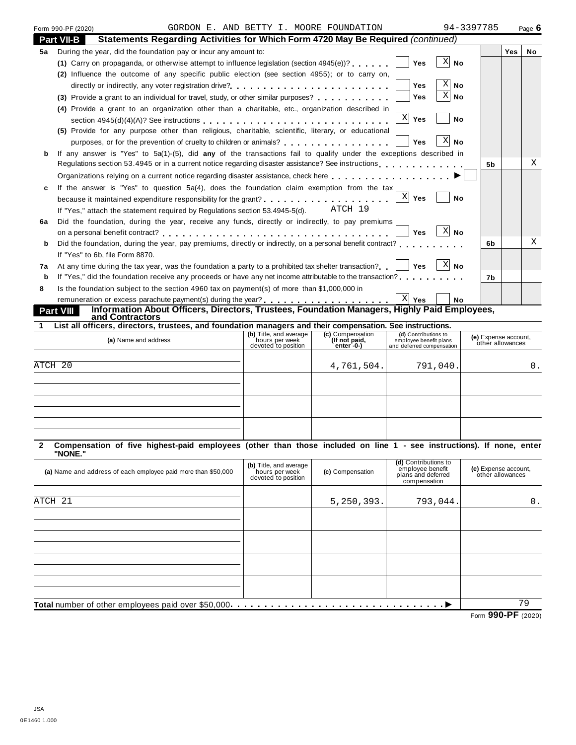Form 990-PF (2020) GORDON E. AND BETTY I. MOORE FOUNDATION 94-3397785

## Part VII-B Statements Regarding Activities for Which Form 4720 May Be Required *(continued)*

| | | | Yes | No |
|---|---|---|---|---|
| **5a** | During the year, did the foundation pay or incur any amount to: | | | |
| | (1) Carry on propaganda, or otherwise attempt to influence legislation (section 4945(e))? ☐ Yes ☒ No | | | |
| | (2) Influence the outcome of any specific public election (see section 4955); or to carry on, directly or indirectly, any voter registration drive? ☐ Yes ☒ No | | | |
| | (3) Provide a grant to an individual for travel, study, or other similar purposes? ☐ Yes ☒ No | | | |
| | (4) Provide a grant to an organization other than a charitable, etc., organization described in section 4945(d)(4)(A)? See instructions ☒ Yes ☐ No | | | |
| | (5) Provide for any purpose other than religious, charitable, scientific, literary, or educational purposes, or for the prevention of cruelty to children or animals? ☐ Yes ☒ No | | | |
| **b** | If any answer is "Yes" to 5a(1)-(5), did **any** of the transactions fail to qualify under the exceptions described in Regulations section 53.4945 or in a current notice regarding disaster assistance? See instructions | 5b | | X |
| | Organizations relying on a current notice regarding disaster assistance, check here ▶ ☐ | | | |
| **c** | If the answer is "Yes" to question 5a(4), does the foundation claim exemption from the tax because it maintained expenditure responsibility for the grant? ☒ Yes ☐ No | | | |
| | If "Yes," attach the statement required by Regulations section 53.4945-5(d). ATCH 19 | | | |
| **6a** | Did the foundation, during the year, receive any funds, directly or indirectly, to pay premiums on a personal benefit contract? ☐ Yes ☒ No | | | |
| **b** | Did the foundation, during the year, pay premiums, directly or indirectly, on a personal benefit contract? | 6b | | X |
| | If "Yes" to 6b, file Form 8870. | | | |
| **7a** | At any time during the tax year, was the foundation a party to a prohibited tax shelter transaction? ☐ Yes ☒ No | | | |
| **b** | If "Yes," did the foundation receive any proceeds or have any net income attributable to the transaction? | 7b | | |
| **8** | Is the foundation subject to the section 4960 tax on payment(s) of more than $1,000,000 in remuneration or excess parachute payment(s) during the year? ☒ Yes ☐ No | | | |

## Part VIII Information About Officers, Directors, Trustees, Foundation Managers, Highly Paid Employees, and Contractors

**1 List all officers, directors, trustees, and foundation managers and their compensation. See instructions.**

| (a) Name and address | (b) Title, and average hours per week devoted to position | (c) Compensation (If not paid, enter -0-) | (d) Contributions to employee benefit plans and deferred compensation | (e) Expense account, other allowances |
|---|---|---|---|---|
| ATCH 20 | | 4,761,504. | 791,040. | 0. |
| | | | | |
| | | | | |
| | | | | |

**2 Compensation of five highest-paid employees (other than those included on line 1 - see instructions). If none, enter "NONE."**

| (a) Name and address of each employee paid more than $50,000 | (b) Title, and average hours per week devoted to position | (c) Compensation | (d) Contributions to employee benefit plans and deferred compensation | (e) Expense account, other allowances |
|---|---|---|---|---|
| ATCH 21 | | 5,250,393. | 793,044. | 0. |
| | | | | |
| | | | | |
| | | | | |
| | | | | |
| **Total** number of other employees paid over $50,000 ▶ | | | | 79 |

Form **990-PF** (2020)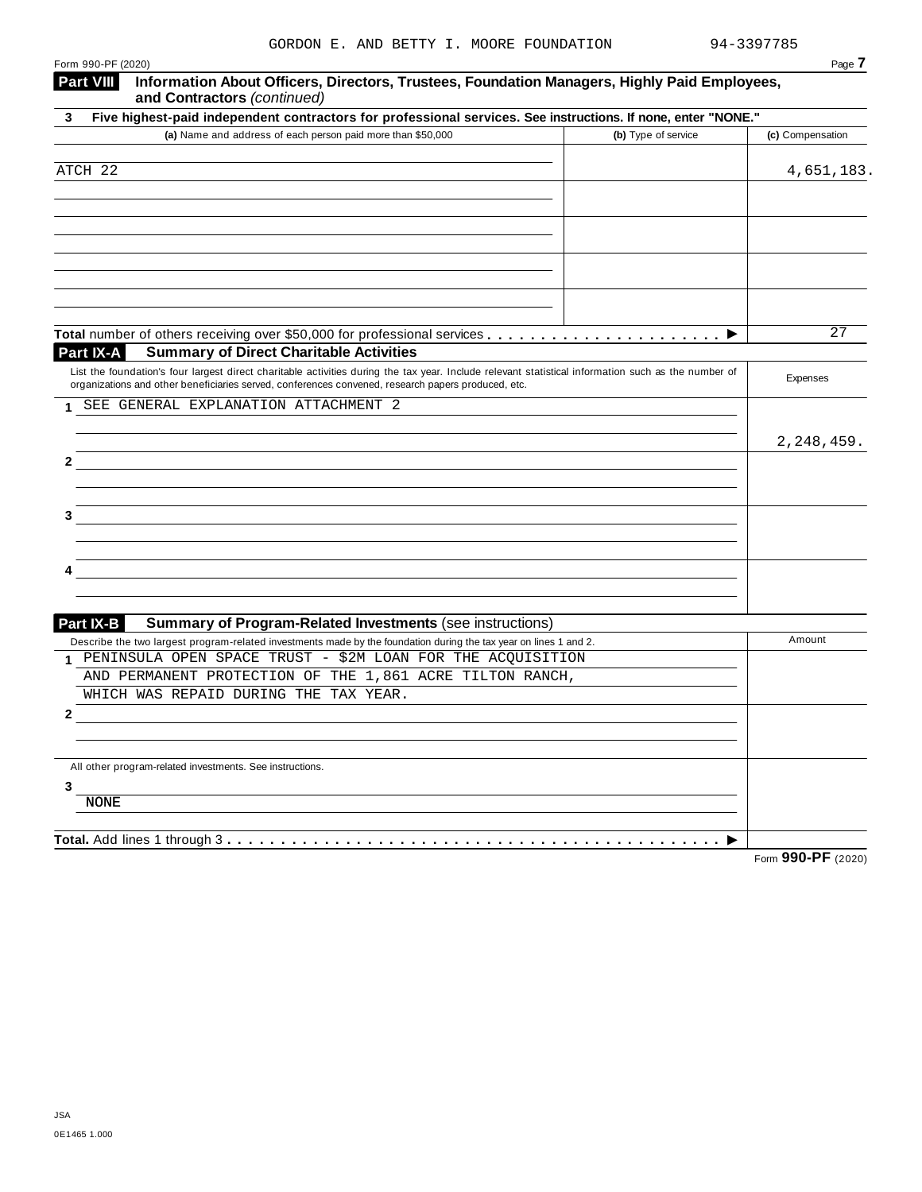GORDON E. AND BETTY I. MOORE FOUNDATION 94-3397785

Form 990-PF (2020) Page **7**

**Part VIII** **Information About Officers, Directors, Trustees, Foundation Managers, Highly Paid Employees, and Contractors** *(continued)*

**3 Five highest-paid independent contractors for professional services. See instructions. If none, enter "NONE."**

| (a) Name and address of each person paid more than $50,000 | (b) Type of service | (c) Compensation |
|---|---|---|
| ATCH 22 | | 4,651,183. |
| | | |
| | | |
| | | |
| | | |

**Total** number of others receiving over $50,000 for professional services . . . . . . . . . . . . . . . . . . . . . . ▶ 27

**Part IX-A** **Summary of Direct Charitable Activities**

| List the foundation's four largest direct charitable activities during the tax year. Include relevant statistical information such as the number of organizations and other beneficiaries served, conferences convened, research papers produced, etc. | Expenses |
|---|---|
| 1 SEE GENERAL EXPLANATION ATTACHMENT 2 | 2,248,459. |
| 2 | |
| 3 | |
| 4 | |

**Part IX-B** **Summary of Program-Related Investments** (see instructions)

| Describe the two largest program-related investments made by the foundation during the tax year on lines 1 and 2. | Amount |
|---|---|
| 1 PENINSULA OPEN SPACE TRUST - $2M LOAN FOR THE ACQUISITION AND PERMANENT PROTECTION OF THE 1,861 ACRE TILTON RANCH, WHICH WAS REPAID DURING THE TAX YEAR. | |
| 2 | |
| All other program-related investments. See instructions. | |
| 3 NONE | |
| **Total.** Add lines 1 through 3 . . . . . . . . . . . . . . . . . . . . . . . . . . . . . . . . . . . . . . . . . . . . . . ▶ | |

Form **990-PF** (2020)

JSA
0E1465 1.000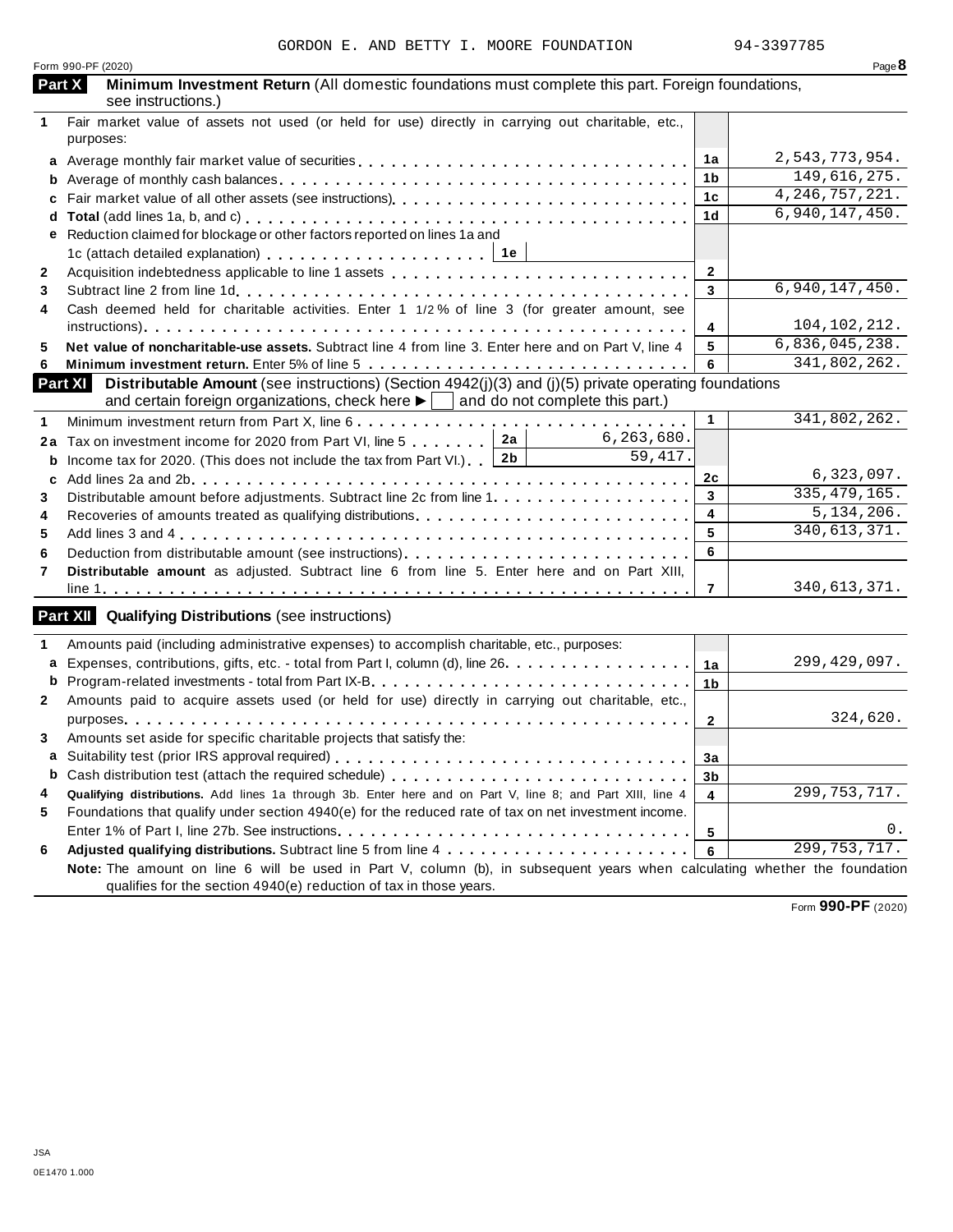GORDON E. AND BETTY I. MOORE FOUNDATION 94-3397785

Form 990-PF (2020)

## Part X Minimum Investment Return (All domestic foundations must complete this part. Foreign foundations, see instructions.)

| | | | |
|---|---|---|---|
| **1** | Fair market value of assets not used (or held for use) directly in carrying out charitable, etc., purposes: | | |
| **a** | Average monthly fair market value of securities | 1a | 2,543,773,954. |
| **b** | Average of monthly cash balances | 1b | 149,616,275. |
| **c** | Fair market value of all other assets (see instructions) | 1c | 4,246,757,221. |
| **d** | **Total** (add lines 1a, b, and c) | 1d | 6,940,147,450. |
| **e** | Reduction claimed for blockage or other factors reported on lines 1a and 1c (attach detailed explanation) ... 1e | | |
| **2** | Acquisition indebtedness applicable to line 1 assets | 2 | |
| **3** | Subtract line 2 from line 1d | 3 | 6,940,147,450. |
| **4** | Cash deemed held for charitable activities. Enter 1 1/2 % of line 3 (for greater amount, see instructions) | 4 | 104,102,212. |
| **5** | **Net value of noncharitable-use assets.** Subtract line 4 from line 3. Enter here and on Part V, line 4 | 5 | 6,836,045,238. |
| **6** | **Minimum investment return.** Enter 5% of line 5 | 6 | 341,802,262. |

## Part XI Distributable Amount (see instructions) (Section 4942(j)(3) and (j)(5) private operating foundations and certain foreign organizations, check here ▶ ☐ and do not complete this part.)

| | | | | | |
|---|---|---|---|---|---|
| **1** | Minimum investment return from Part X, line 6 | | | 1 | 341,802,262. |
| **2a** | Tax on investment income for 2020 from Part VI, line 5 | 2a | 6,263,680. | | |
| **b** | Income tax for 2020. (This does not include the tax from Part VI.) | 2b | 59,417. | | |
| **c** | Add lines 2a and 2b | | | 2c | 6,323,097. |
| **3** | Distributable amount before adjustments. Subtract line 2c from line 1 | | | 3 | 335,479,165. |
| **4** | Recoveries of amounts treated as qualifying distributions | | | 4 | 5,134,206. |
| **5** | Add lines 3 and 4 | | | 5 | 340,613,371. |
| **6** | Deduction from distributable amount (see instructions) | | | 6 | |
| **7** | **Distributable amount** as adjusted. Subtract line 6 from line 5. Enter here and on Part XIII, line 1 | | | 7 | 340,613,371. |

## Part XII Qualifying Distributions (see instructions)

| | | | |
|---|---|---|---|
| **1** | Amounts paid (including administrative expenses) to accomplish charitable, etc., purposes: | | |
| **a** | Expenses, contributions, gifts, etc. - total from Part I, column (d), line 26 | 1a | 299,429,097. |
| **b** | Program-related investments - total from Part IX-B | 1b | |
| **2** | Amounts paid to acquire assets used (or held for use) directly in carrying out charitable, etc., purposes | 2 | 324,620. |
| **3** | Amounts set aside for specific charitable projects that satisfy the: | | |
| **a** | Suitability test (prior IRS approval required) | 3a | |
| **b** | Cash distribution test (attach the required schedule) | 3b | |
| **4** | **Qualifying distributions.** Add lines 1a through 3b. Enter here and on Part V, line 8; and Part XIII, line 4 | 4 | 299,753,717. |
| **5** | Foundations that qualify under section 4940(e) for the reduced rate of tax on net investment income. Enter 1% of Part I, line 27b. See instructions | 5 | 0. |
| **6** | **Adjusted qualifying distributions.** Subtract line 5 from line 4 | 6 | 299,753,717. |

**Note:** The amount on line 6 will be used in Part V, column (b), in subsequent years when calculating whether the foundation qualifies for the section 4940(e) reduction of tax in those years.

Form **990-PF** (2020)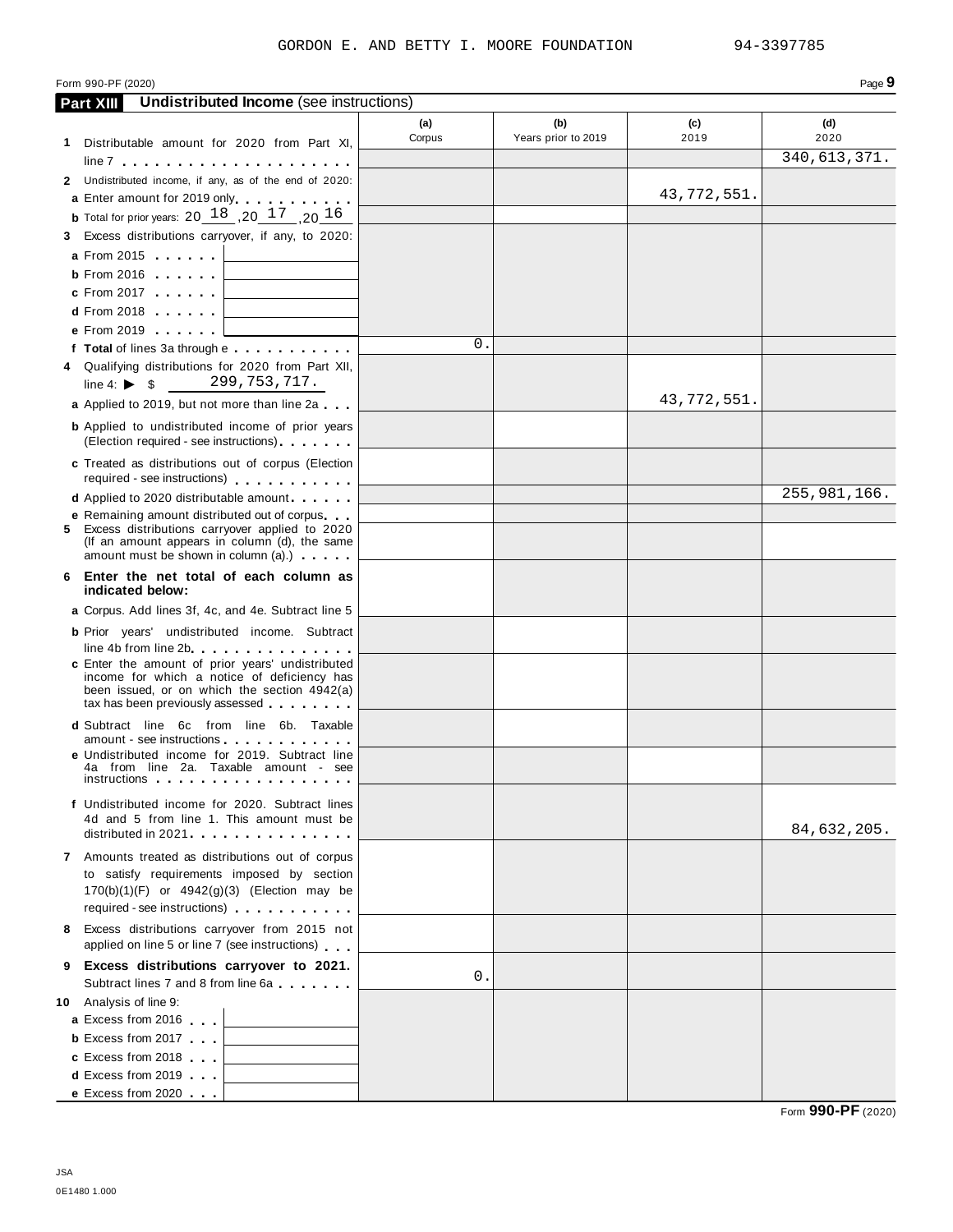GORDON E. AND BETTY I. MOORE FOUNDATION 94-3397785

Form 990-PF (2020)

## Part XIII Undistributed Income (see instructions)

| | (a) Corpus | (b) Years prior to 2019 | (c) 2019 | (d) 2020 |
|---|---|---|---|---|
| **1** Distributable amount for 2020 from Part XI, line 7 | | | | 340,613,371. |
| **2** Undistributed income, if any, as of the end of 2020: | | | | |
| **a** Enter amount for 2019 only | | | 43,772,551. | |
| **b** Total for prior years: 20 18 ,20 17 ,20 16 | | | | |
| **3** Excess distributions carryover, if any, to 2020: | | | | |
| **a** From 2015 | | | | |
| **b** From 2016 | | | | |
| **c** From 2017 | | | | |
| **d** From 2018 | | | | |
| **e** From 2019 | | | | |
| **f Total** of lines 3a through e | 0. | | | |
| **4** Qualifying distributions for 2020 from Part XII, line 4: ▶ $ 299,753,717. | | | | |
| **a** Applied to 2019, but not more than line 2a | | | 43,772,551. | |
| **b** Applied to undistributed income of prior years (Election required - see instructions) | | | | |
| **c** Treated as distributions out of corpus (Election required - see instructions) | | | | |
| **d** Applied to 2020 distributable amount | | | | 255,981,166. |
| **e** Remaining amount distributed out of corpus | | | | |
| **5** Excess distributions carryover applied to 2020 (If an amount appears in column (d), the same amount must be shown in column (a).) | | | | |
| **6 Enter the net total of each column as indicated below:** | | | | |
| **a** Corpus. Add lines 3f, 4c, and 4e. Subtract line 5 | | | | |
| **b** Prior years' undistributed income. Subtract line 4b from line 2b | | | | |
| **c** Enter the amount of prior years' undistributed income for which a notice of deficiency has been issued, or on which the section 4942(a) tax has been previously assessed | | | | |
| **d** Subtract line 6c from line 6b. Taxable amount - see instructions | | | | |
| **e** Undistributed income for 2019. Subtract line 4a from line 2a. Taxable amount - see instructions | | | | |
| **f** Undistributed income for 2020. Subtract lines 4d and 5 from line 1. This amount must be distributed in 2021 | | | | 84,632,205. |
| **7** Amounts treated as distributions out of corpus to satisfy requirements imposed by section 170(b)(1)(F) or 4942(g)(3) (Election may be required - see instructions) | | | | |
| **8** Excess distributions carryover from 2015 not applied on line 5 or line 7 (see instructions) | | | | |
| **9 Excess distributions carryover to 2021.** Subtract lines 7 and 8 from line 6a | 0. | | | |
| **10** Analysis of line 9: | | | | |
| **a** Excess from 2016 | | | | |
| **b** Excess from 2017 | | | | |
| **c** Excess from 2018 | | | | |
| **d** Excess from 2019 | | | | |
| **e** Excess from 2020 | | | | |

Form **990-PF** (2020)

JSA
0E1480 1.000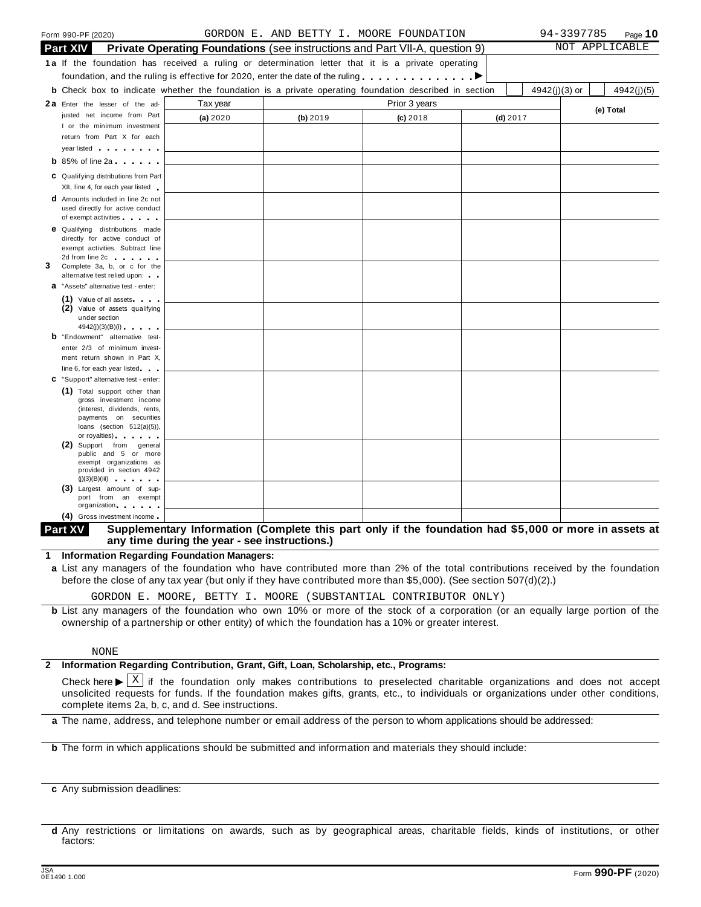Form 990-PF (2020) GORDON E. AND BETTY I. MOORE FOUNDATION 94-3397785

## Part XIV Private Operating Foundations (see instructions and Part VII-A, question 9)

NOT APPLICABLE

**1a** If the foundation has received a ruling or determination letter that it is a private operating foundation, and the ruling is effective for 2020, enter the date of the ruling . . . . . . . . . . . . . ▶

**b** Check box to indicate whether the foundation is a private operating foundation described in section ☐ 4942(j)(3) or ☐ 4942(j)(5)

| | Tax year | Prior 3 years | | | (e) Total |
|---|---|---|---|---|---|
| | (a) 2020 | (b) 2019 | (c) 2018 | (d) 2017 | |
| **2a** Enter the lesser of the adjusted net income from Part I or the minimum investment return from Part X for each year listed | | | | | |
| **b** 85% of line 2a | | | | | |
| **c** Qualifying distributions from Part XII, line 4, for each year listed | | | | | |
| **d** Amounts included in line 2c not used directly for active conduct of exempt activities | | | | | |
| **e** Qualifying distributions made directly for active conduct of exempt activities. Subtract line 2d from line 2c | | | | | |
| **3** Complete 3a, b, or c for the alternative test relied upon: | | | | | |
| **a** "Assets" alternative test - enter: | | | | | |
| (1) Value of all assets | | | | | |
| (2) Value of assets qualifying under section 4942(j)(3)(B)(i) | | | | | |
| **b** "Endowment" alternative test-enter 2/3 of minimum investment return shown in Part X, line 6, for each year listed | | | | | |
| **c** "Support" alternative test - enter: | | | | | |
| (1) Total support other than gross investment income (interest, dividends, rents, payments on securities loans (section 512(a)(5)), or royalties) | | | | | |
| (2) Support from general public and 5 or more exempt organizations as provided in section 4942 (j)(3)(B)(iii) | | | | | |
| (3) Largest amount of support from an exempt organization | | | | | |
| (4) Gross investment income | | | | | |

## Part XV Supplementary Information (Complete this part only if the foundation had $5,000 or more in assets at any time during the year - see instructions.)

**1 Information Regarding Foundation Managers:**

**a** List any managers of the foundation who have contributed more than 2% of the total contributions received by the foundation before the close of any tax year (but only if they have contributed more than $5,000). (See section 507(d)(2).)

GORDON E. MOORE, BETTY I. MOORE (SUBSTANTIAL CONTRIBUTOR ONLY)

**b** List any managers of the foundation who own 10% or more of the stock of a corporation (or an equally large portion of the ownership of a partnership or other entity) of which the foundation has a 10% or greater interest.

NONE

**2 Information Regarding Contribution, Grant, Gift, Loan, Scholarship, etc., Programs:**

Check here ▶ ☒ if the foundation only makes contributions to preselected charitable organizations and does not accept unsolicited requests for funds. If the foundation makes gifts, grants, etc., to individuals or organizations under other conditions, complete items 2a, b, c, and d. See instructions.

**a** The name, address, and telephone number or email address of the person to whom applications should be addressed:

**b** The form in which applications should be submitted and information and materials they should include:

**c** Any submission deadlines:

**d** Any restrictions or limitations on awards, such as by geographical areas, charitable fields, kinds of institutions, or other factors:

JSA 0E1490 1.000 Form **990-PF** (2020)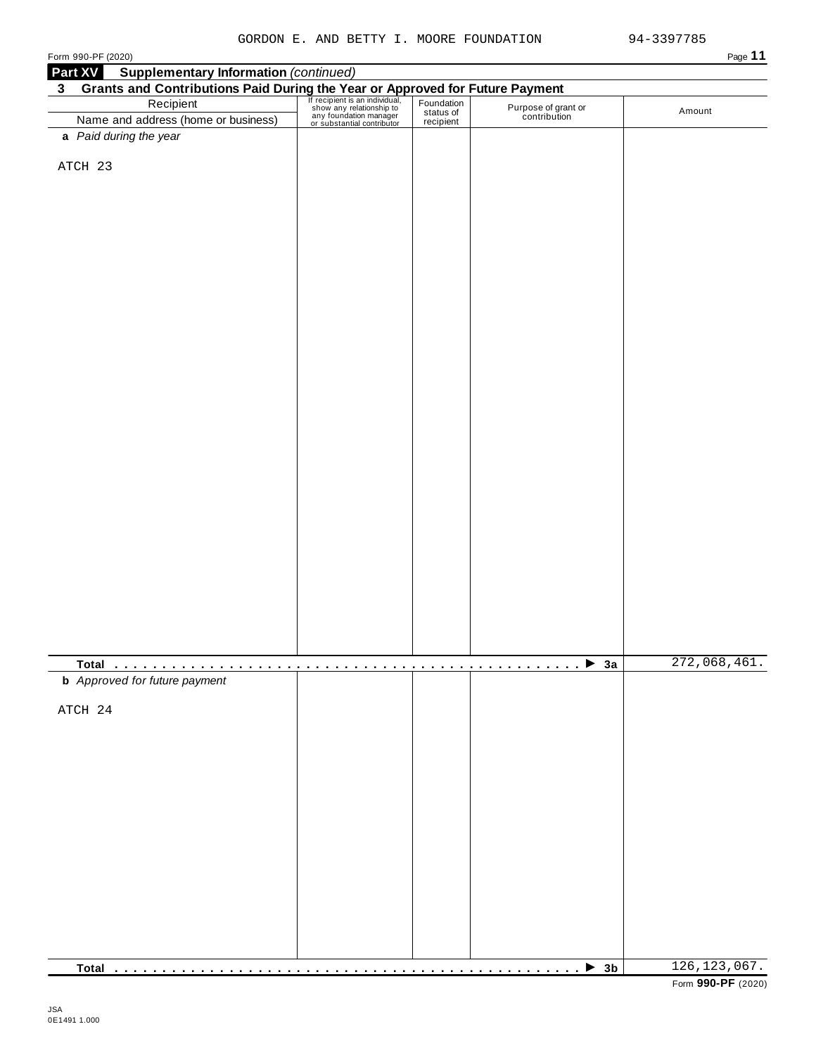GORDON E. AND BETTY I. MOORE FOUNDATION 94-3397785

Form 990-PF (2020)

**Part XV Supplementary Information** *(continued)*

**3 Grants and Contributions Paid During the Year or Approved for Future Payment**

| Recipient<br>Name and address (home or business) | If recipient is an individual, show any relationship to any foundation manager or substantial contributor | Foundation status of recipient | Purpose of grant or contribution | Amount |
|---|---|---|---|---|
| ***a** Paid during the year* | | | | |
| ATCH 23 | | | | |
| **Total** . . . . . . . . . . . . . . . . . . . . . . . . . . . . . . . . . ▶ **3a** | | | | 272,068,461. |
| ***b** Approved for future payment* | | | | |
| ATCH 24 | | | | |
| **Total** . . . . . . . . . . . . . . . . . . . . . . . . . . . . . . . . . ▶ **3b** | | | | 126,123,067. |

Form **990-PF** (2020)

JSA
0E1491 1.000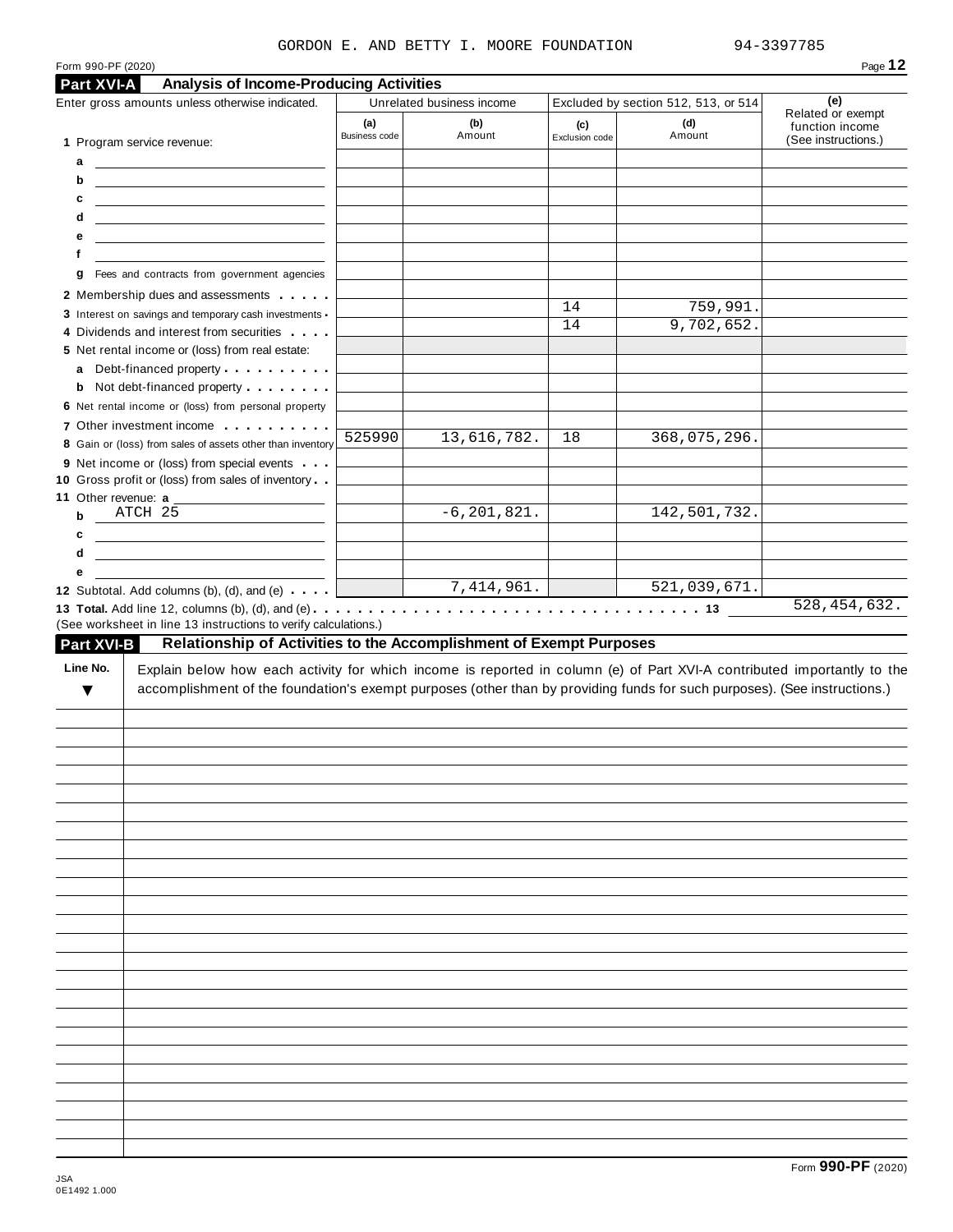GORDON E. AND BETTY I. MOORE FOUNDATION 94-3397785

Form 990-PF (2020)

## Part XVI-A Analysis of Income-Producing Activities

| Enter gross amounts unless otherwise indicated. | Unrelated business income | | Excluded by section 512, 513, or 514 | | (e) Related or exempt function income (See instructions.) |
|---|---|---|---|---|---|
| | (a) Business code | (b) Amount | (c) Exclusion code | (d) Amount | |
| **1** Program service revenue: | | | | | |
| a | | | | | |
| b | | | | | |
| c | | | | | |
| d | | | | | |
| e | | | | | |
| f | | | | | |
| g Fees and contracts from government agencies | | | | | |
| **2** Membership dues and assessments | | | | | |
| **3** Interest on savings and temporary cash investments | | | 14 | 759,991. | |
| **4** Dividends and interest from securities | | | 14 | 9,702,652. | |
| **5** Net rental income or (loss) from real estate: | | | | | |
| a Debt-financed property | | | | | |
| b Not debt-financed property | | | | | |
| **6** Net rental income or (loss) from personal property | | | | | |
| **7** Other investment income | | | | | |
| **8** Gain or (loss) from sales of assets other than inventory | 525990 | 13,616,782. | 18 | 368,075,296. | |
| **9** Net income or (loss) from special events | | | | | |
| **10** Gross profit or (loss) from sales of inventory | | | | | |
| **11** Other revenue: a | | | | | |
| b ATCH 25 | | -6,201,821. | | 142,501,732. | |
| c | | | | | |
| d | | | | | |
| e | | | | | |
| **12** Subtotal. Add columns (b), (d), and (e) | | 7,414,961. | | 521,039,671. | |

**13 Total.** Add line 12, columns (b), (d), and (e) . . . . . . . . . . **13** 528,454,632.

(See worksheet in line 13 instructions to verify calculations.)

## Part XVI-B Relationship of Activities to the Accomplishment of Exempt Purposes

| Line No. ▼ | Explain below how each activity for which income is reported in column (e) of Part XVI-A contributed importantly to the accomplishment of the foundation's exempt purposes (other than by providing funds for such purposes). (See instructions.) |
|---|---|
| | |

Form **990-PF** (2020)

JSA
0E1492 1.000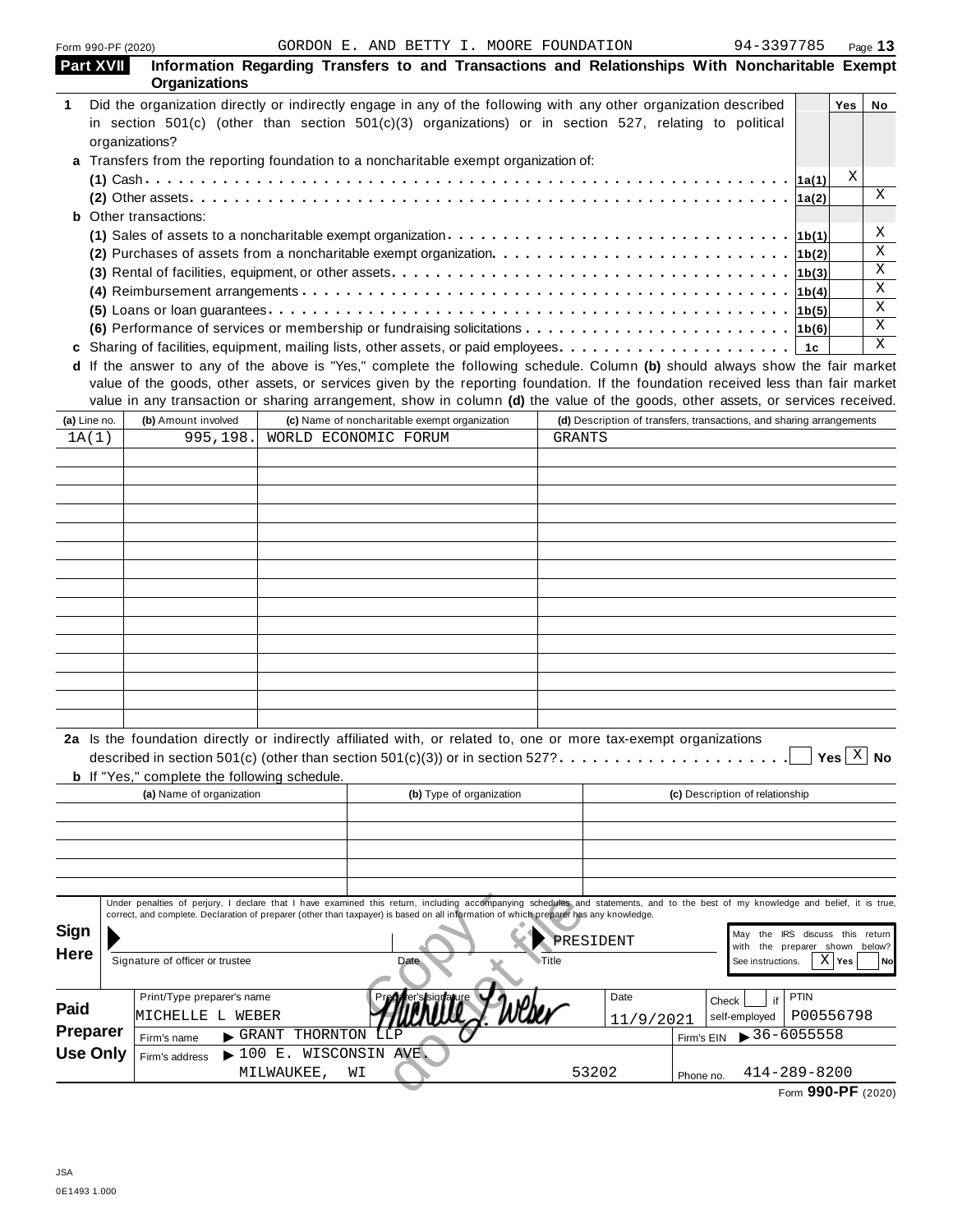Form 990-PF (2020) GORDON E. AND BETTY I. MOORE FOUNDATION 94-3397785

## Part XVII Information Regarding Transfers to and Transactions and Relationships With Noncharitable Exempt Organizations

| | | | Yes | No |
|---|---|---|---|---|
| **1** | Did the organization directly or indirectly engage in any of the following with any other organization described in section 501(c) (other than section 501(c)(3) organizations) or in section 527, relating to political organizations? | | | |
| **a** | Transfers from the reporting foundation to a noncharitable exempt organization of: | | | |
| | **(1)** Cash | 1a(1) | X | |
| | **(2)** Other assets | 1a(2) | | X |
| **b** | Other transactions: | | | |
| | **(1)** Sales of assets to a noncharitable exempt organization | 1b(1) | | X |
| | **(2)** Purchases of assets from a noncharitable exempt organization | 1b(2) | | X |
| | **(3)** Rental of facilities, equipment, or other assets | 1b(3) | | X |
| | **(4)** Reimbursement arrangements | 1b(4) | | X |
| | **(5)** Loans or loan guarantees | 1b(5) | | X |
| | **(6)** Performance of services or membership or fundraising solicitations | 1b(6) | | X |
| **c** | Sharing of facilities, equipment, mailing lists, other assets, or paid employees | 1c | | X |

**d** If the answer to any of the above is "Yes," complete the following schedule. Column **(b)** should always show the fair market value of the goods, other assets, or services given by the reporting foundation. If the foundation received less than fair market value in any transaction or sharing arrangement, show in column **(d)** the value of the goods, other assets, or services received.

| (a) Line no. | (b) Amount involved | (c) Name of noncharitable exempt organization | (d) Description of transfers, transactions, and sharing arrangements |
|---|---|---|---|
| 1A(1) | 995,198. | WORLD ECONOMIC FORUM | GRANTS |

**2a** Is the foundation directly or indirectly affiliated with, or related to, one or more tax-exempt organizations described in section 501(c) (other than section 501(c)(3)) or in section 527? ☐ Yes ☒ No

**b** If "Yes," complete the following schedule.

| (a) Name of organization | (b) Type of organization | (c) Description of relationship |
|---|---|---|
| | | |

**Sign Here**

Under penalties of perjury, I declare that I have examined this return, including accompanying schedules and statements, and to the best of my knowledge and belief, it is true, correct, and complete. Declaration of preparer (other than taxpayer) is based on all information of which preparer has any knowledge.

Signature of officer or trustee | Date | Title: PRESIDENT

May the IRS discuss this return with the preparer shown below? See instructions. ☒ Yes ☐ No

**Paid Preparer Use Only**

| Print/Type preparer's name | Preparer's signature | Date | Check ☐ if self-employed | PTIN |
|---|---|---|---|---|
| MICHELLE L WEBER | Michelle L. Weber | 11/9/2021 | | P00556798 |

Firm's name ▶ GRANT THORNTON LLP — Firm's EIN ▶ 36-6055558

Firm's address ▶ 100 E. WISCONSIN AVE. MILWAUKEE, WI 53202 — Phone no. 414-289-8200

Form **990-PF** (2020)

JSA
0E1493 1.000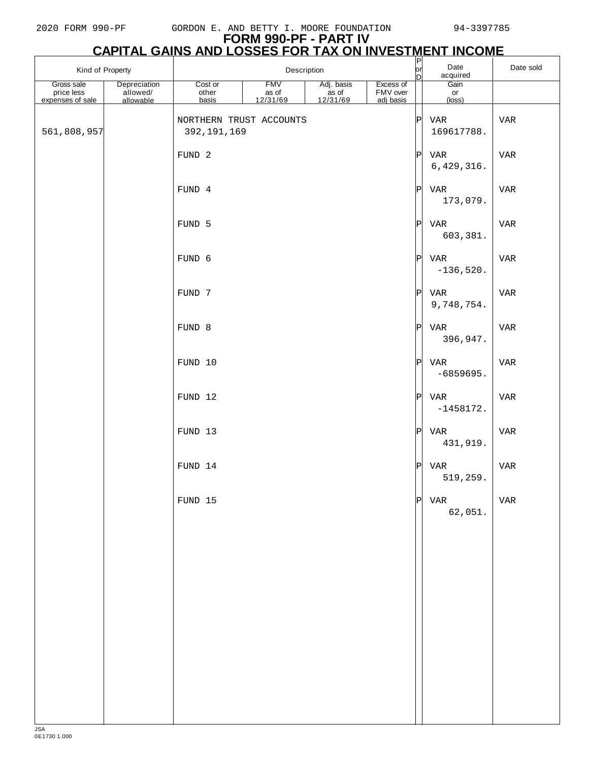# FORM 990-PF - PART IV

## CAPITAL GAINS AND LOSSES FOR TAX ON INVESTMENT INCOME

| Kind of Property | | Description | | | | P or D | Date acquired | Date sold |
|---|---|---|---|---|---|---|---|---|
| Gross sale price less expenses of sale | Depreciation allowed/ allowable | Cost or other basis | FMV as of 12/31/69 | Adj. basis as of 12/31/69 | Excess of FMV over adj basis | | Gain or (loss) | |
| | | NORTHERN TRUST ACCOUNTS | | | | P | VAR | VAR |
| 561,808,957 | | 392,191,169 | | | | | 169617788. | |
| | | FUND 2 | | | | P | VAR | VAR |
| | | | | | | | 6,429,316. | |
| | | FUND 4 | | | | P | VAR | VAR |
| | | | | | | | 173,079. | |
| | | FUND 5 | | | | P | VAR | VAR |
| | | | | | | | 603,381. | |
| | | FUND 6 | | | | P | VAR | VAR |
| | | | | | | | -136,520. | |
| | | FUND 7 | | | | P | VAR | VAR |
| | | | | | | | 9,748,754. | |
| | | FUND 8 | | | | P | VAR | VAR |
| | | | | | | | 396,947. | |
| | | FUND 10 | | | | P | VAR | VAR |
| | | | | | | | -6859695. | |
| | | FUND 12 | | | | P | VAR | VAR |
| | | | | | | | -1458172. | |
| | | FUND 13 | | | | P | VAR | VAR |
| | | | | | | | 431,919. | |
| | | FUND 14 | | | | P | VAR | VAR |
| | | | | | | | 519,259. | |
| | | FUND 15 | | | | P | VAR | VAR |
| | | | | | | | 62,051. | |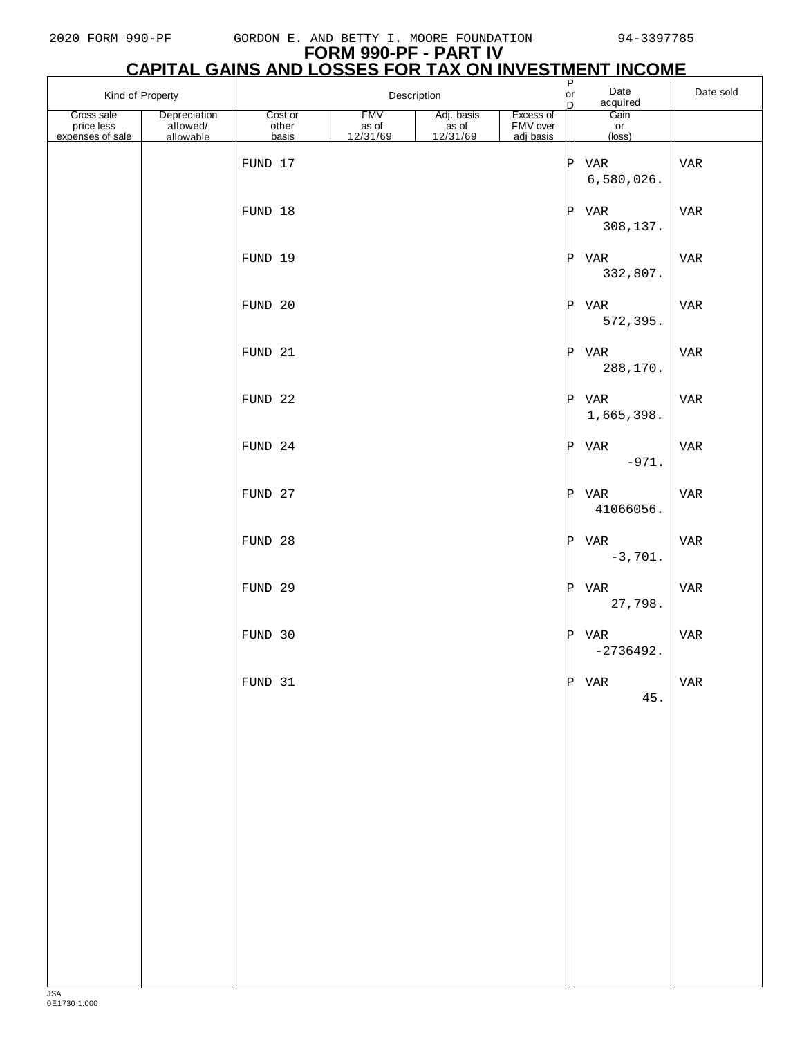2020 FORM 990-PF GORDON E. AND BETTY I. MOORE FOUNDATION 94-3397785

# FORM 990-PF - PART IV
## CAPITAL GAINS AND LOSSES FOR TAX ON INVESTMENT INCOME

| Kind of Property | | Description | | | | P or D | Date acquired | Date sold |
|---|---|---|---|---|---|---|---|---|
| Gross sale price less expenses of sale | Depreciation allowed/ allowable | Cost or other basis | FMV as of 12/31/69 | Adj. basis as of 12/31/69 | Excess of FMV over adj basis | | Gain or (loss) | |
| | | FUND 17 | | | | P | VAR | VAR |
| | | | | | | | 6,580,026. | |
| | | FUND 18 | | | | P | VAR | VAR |
| | | | | | | | 308,137. | |
| | | FUND 19 | | | | P | VAR | VAR |
| | | | | | | | 332,807. | |
| | | FUND 20 | | | | P | VAR | VAR |
| | | | | | | | 572,395. | |
| | | FUND 21 | | | | P | VAR | VAR |
| | | | | | | | 288,170. | |
| | | FUND 22 | | | | P | VAR | VAR |
| | | | | | | | 1,665,398. | |
| | | FUND 24 | | | | P | VAR | VAR |
| | | | | | | | -971. | |
| | | FUND 27 | | | | P | VAR | VAR |
| | | | | | | | 41066056. | |
| | | FUND 28 | | | | P | VAR | VAR |
| | | | | | | | -3,701. | |
| | | FUND 29 | | | | P | VAR | VAR |
| | | | | | | | 27,798. | |
| | | FUND 30 | | | | P | VAR | VAR |
| | | | | | | | -2736492. | |
| | | FUND 31 | | | | P | VAR | VAR |
| | | | | | | | 45. | |

JSA
0E1730 1.000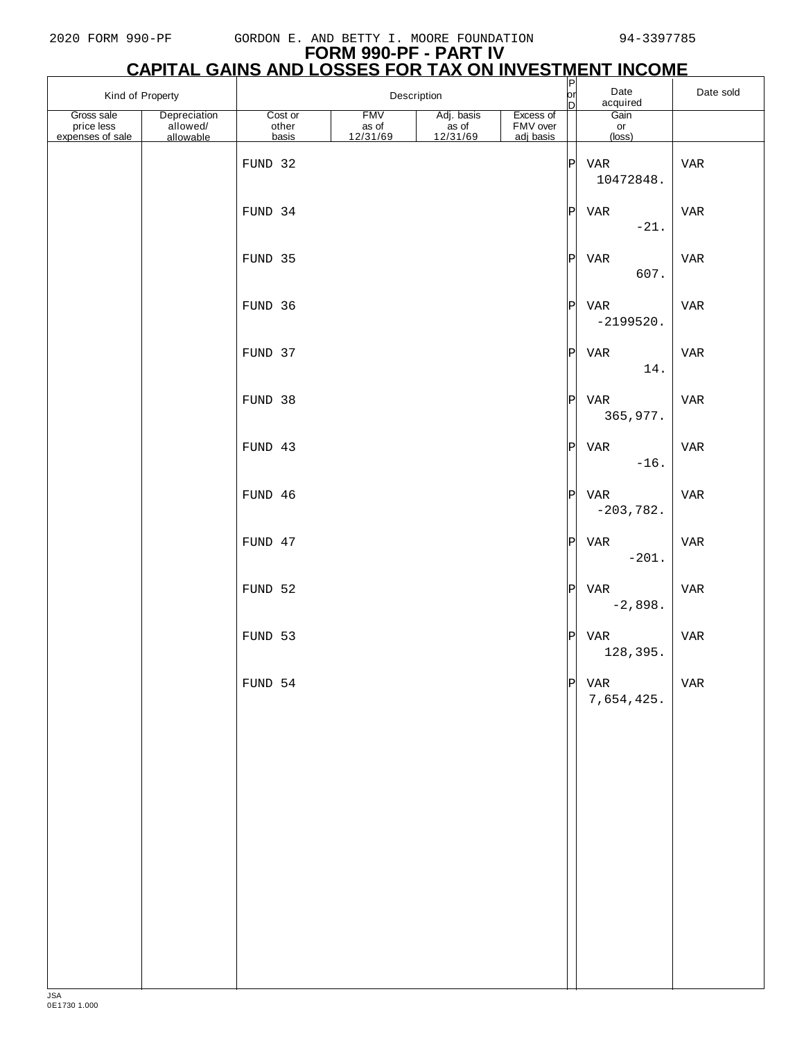# FORM 990-PF - PART IV
## CAPITAL GAINS AND LOSSES FOR TAX ON INVESTMENT INCOME

| Kind of Property | | Description | | | | P or D | Date acquired | Date sold |
|---|---|---|---|---|---|---|---|---|
| Gross sale price less expenses of sale | Depreciation allowed/ allowable | Cost or other basis | FMV as of 12/31/69 | Adj. basis as of 12/31/69 | Excess of FMV over adj basis | | Gain or (loss) | |
| | | FUND 32 | | | | P | VAR | VAR |
| | | | | | | | 10472848. | |
| | | FUND 34 | | | | P | VAR | VAR |
| | | | | | | | -21. | |
| | | FUND 35 | | | | P | VAR | VAR |
| | | | | | | | 607. | |
| | | FUND 36 | | | | P | VAR | VAR |
| | | | | | | | -2199520. | |
| | | FUND 37 | | | | P | VAR | VAR |
| | | | | | | | 14. | |
| | | FUND 38 | | | | P | VAR | VAR |
| | | | | | | | 365,977. | |
| | | FUND 43 | | | | P | VAR | VAR |
| | | | | | | | -16. | |
| | | FUND 46 | | | | P | VAR | VAR |
| | | | | | | | -203,782. | |
| | | FUND 47 | | | | P | VAR | VAR |
| | | | | | | | -201. | |
| | | FUND 52 | | | | P | VAR | VAR |
| | | | | | | | -2,898. | |
| | | FUND 53 | | | | P | VAR | VAR |
| | | | | | | | 128,395. | |
| | | FUND 54 | | | | P | VAR | VAR |
| | | | | | | | 7,654,425. | |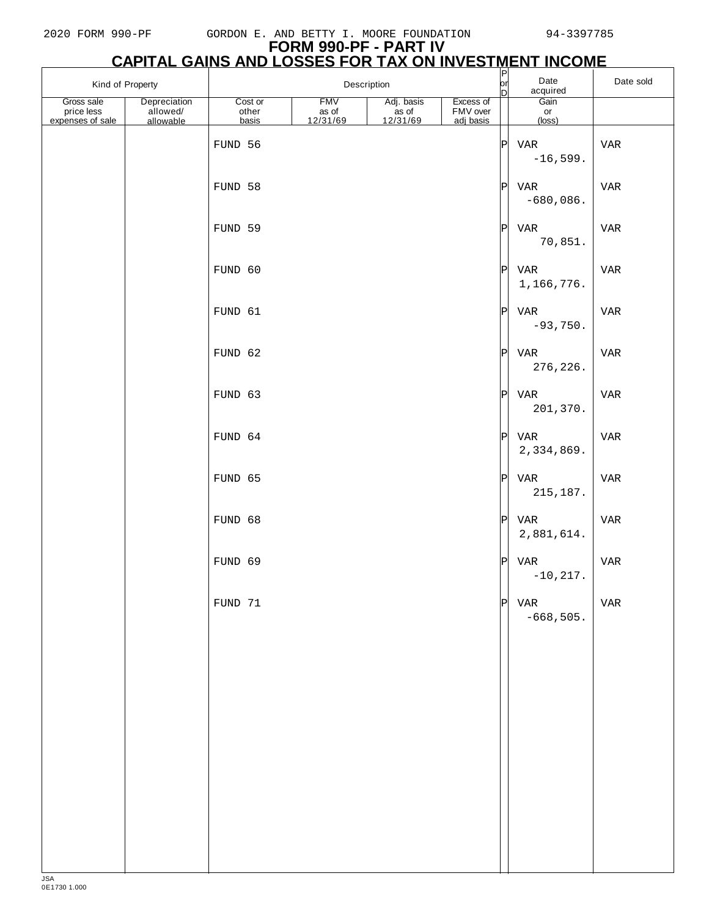## FORM 990-PF - PART IV
## CAPITAL GAINS AND LOSSES FOR TAX ON INVESTMENT INCOME

| Kind of Property | | Description | | | | P or D | Date acquired | Date sold |
|---|---|---|---|---|---|---|---|---|
| Gross sale price less expenses of sale | Depreciation allowed/ allowable | Cost or other basis | FMV as of 12/31/69 | Adj. basis as of 12/31/69 | Excess of FMV over adj basis | | Gain or (loss) | |
| | | FUND 56 | | | | P | VAR | VAR |
| | | | | | | | -16,599. | |
| | | FUND 58 | | | | P | VAR | VAR |
| | | | | | | | -680,086. | |
| | | FUND 59 | | | | P | VAR | VAR |
| | | | | | | | 70,851. | |
| | | FUND 60 | | | | P | VAR | VAR |
| | | | | | | | 1,166,776. | |
| | | FUND 61 | | | | P | VAR | VAR |
| | | | | | | | -93,750. | |
| | | FUND 62 | | | | P | VAR | VAR |
| | | | | | | | 276,226. | |
| | | FUND 63 | | | | P | VAR | VAR |
| | | | | | | | 201,370. | |
| | | FUND 64 | | | | P | VAR | VAR |
| | | | | | | | 2,334,869. | |
| | | FUND 65 | | | | P | VAR | VAR |
| | | | | | | | 215,187. | |
| | | FUND 68 | | | | P | VAR | VAR |
| | | | | | | | 2,881,614. | |
| | | FUND 69 | | | | P | VAR | VAR |
| | | | | | | | -10,217. | |
| | | FUND 71 | | | | P | VAR | VAR |
| | | | | | | | -668,505. | |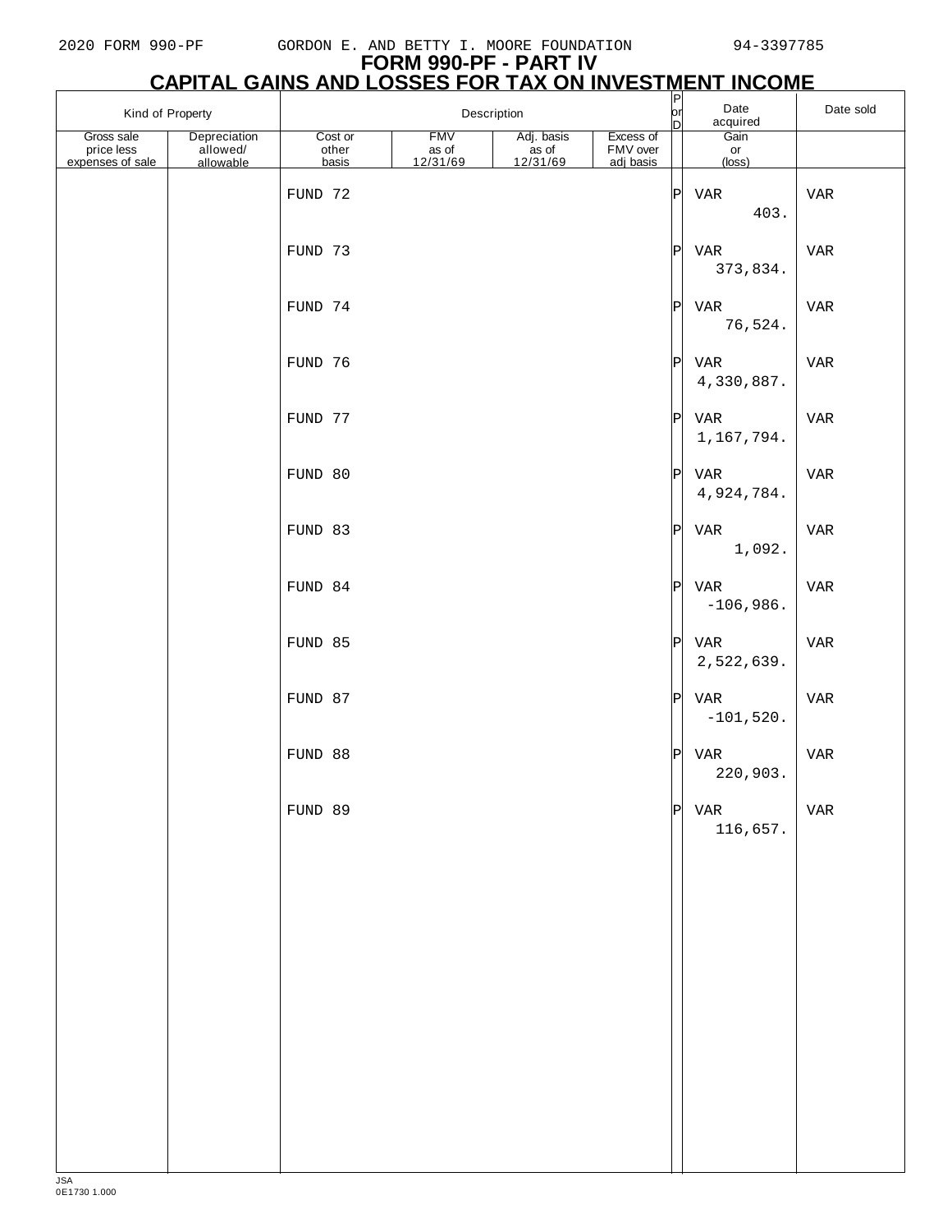2020 FORM 990-PF GORDON E. AND BETTY I. MOORE FOUNDATION 94-3397785

# FORM 990-PF - PART IV
## CAPITAL GAINS AND LOSSES FOR TAX ON INVESTMENT INCOME

| Kind of Property | | Description | | | | P or D | Date acquired | Date sold |
|---|---|---|---|---|---|---|---|---|
| Gross sale price less expenses of sale | Depreciation allowed/ allowable | Cost or other basis | FMV as of 12/31/69 | Adj. basis as of 12/31/69 | Excess of FMV over adj basis | | Gain or (loss) | |
| | | FUND 72 | | | | P | VAR | VAR |
| | | | | | | | 403. | |
| | | FUND 73 | | | | P | VAR | VAR |
| | | | | | | | 373,834. | |
| | | FUND 74 | | | | P | VAR | VAR |
| | | | | | | | 76,524. | |
| | | FUND 76 | | | | P | VAR | VAR |
| | | | | | | | 4,330,887. | |
| | | FUND 77 | | | | P | VAR | VAR |
| | | | | | | | 1,167,794. | |
| | | FUND 80 | | | | P | VAR | VAR |
| | | | | | | | 4,924,784. | |
| | | FUND 83 | | | | P | VAR | VAR |
| | | | | | | | 1,092. | |
| | | FUND 84 | | | | P | VAR | VAR |
| | | | | | | | -106,986. | |
| | | FUND 85 | | | | P | VAR | VAR |
| | | | | | | | 2,522,639. | |
| | | FUND 87 | | | | P | VAR | VAR |
| | | | | | | | -101,520. | |
| | | FUND 88 | | | | P | VAR | VAR |
| | | | | | | | 220,903. | |
| | | FUND 89 | | | | P | VAR | VAR |
| | | | | | | | 116,657. | |

JSA
0E1730 1.000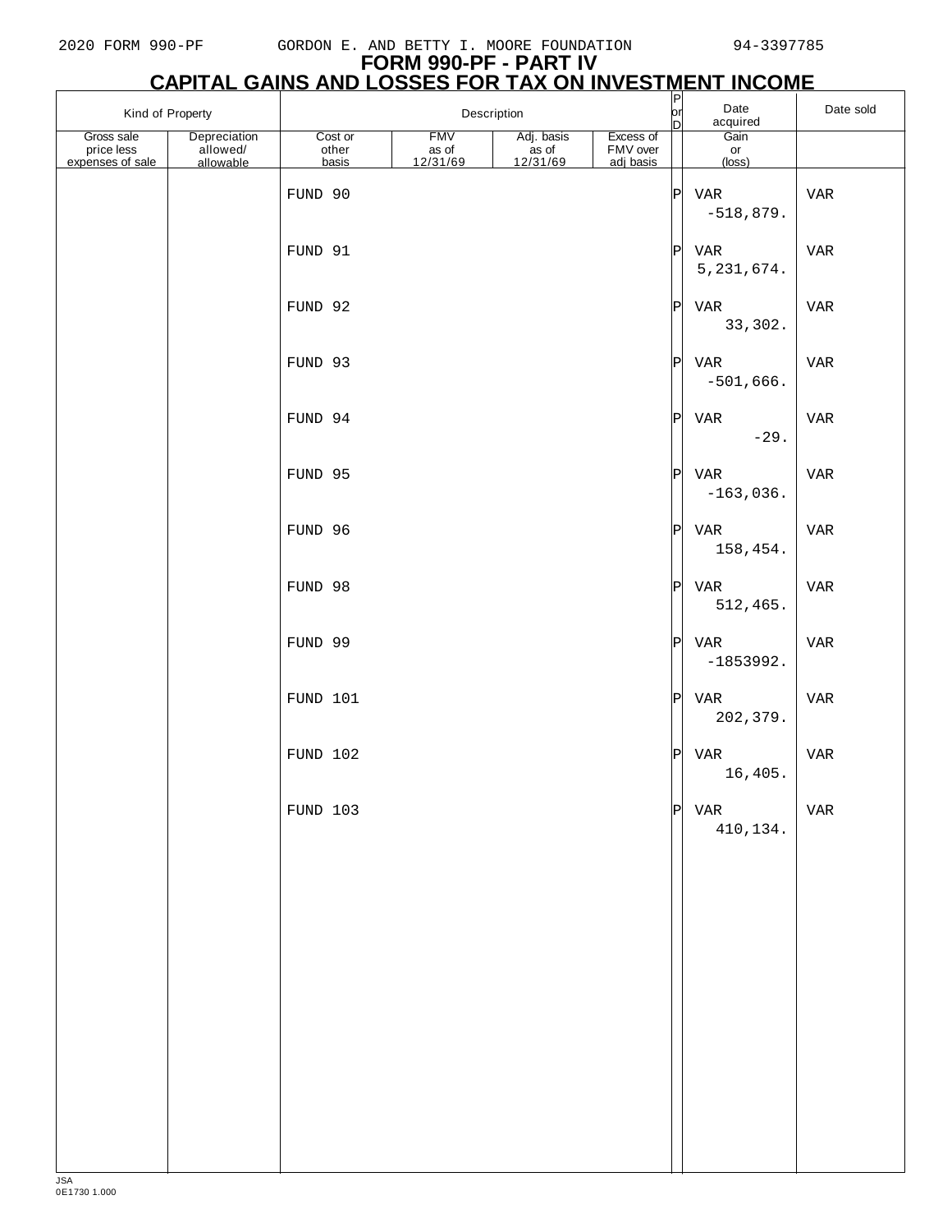# FORM 990-PF - PART IV

## CAPITAL GAINS AND LOSSES FOR TAX ON INVESTMENT INCOME

| Kind of Property | | Description | | | | P or D | Date acquired | Date sold |
|---|---|---|---|---|---|---|---|---|
| Gross sale price less expenses of sale | Depreciation allowed/ allowable | Cost or other basis | FMV as of 12/31/69 | Adj. basis as of 12/31/69 | Excess of FMV over adj basis | | Gain or (loss) | |
| | | FUND 90 | | | | P | VAR<br>-518,879. | VAR |
| | | FUND 91 | | | | P | VAR<br>5,231,674. | VAR |
| | | FUND 92 | | | | P | VAR<br>33,302. | VAR |
| | | FUND 93 | | | | P | VAR<br>-501,666. | VAR |
| | | FUND 94 | | | | P | VAR<br>-29. | VAR |
| | | FUND 95 | | | | P | VAR<br>-163,036. | VAR |
| | | FUND 96 | | | | P | VAR<br>158,454. | VAR |
| | | FUND 98 | | | | P | VAR<br>512,465. | VAR |
| | | FUND 99 | | | | P | VAR<br>-1853992. | VAR |
| | | FUND 101 | | | | P | VAR<br>202,379. | VAR |
| | | FUND 102 | | | | P | VAR<br>16,405. | VAR |
| | | FUND 103 | | | | P | VAR<br>410,134. | VAR |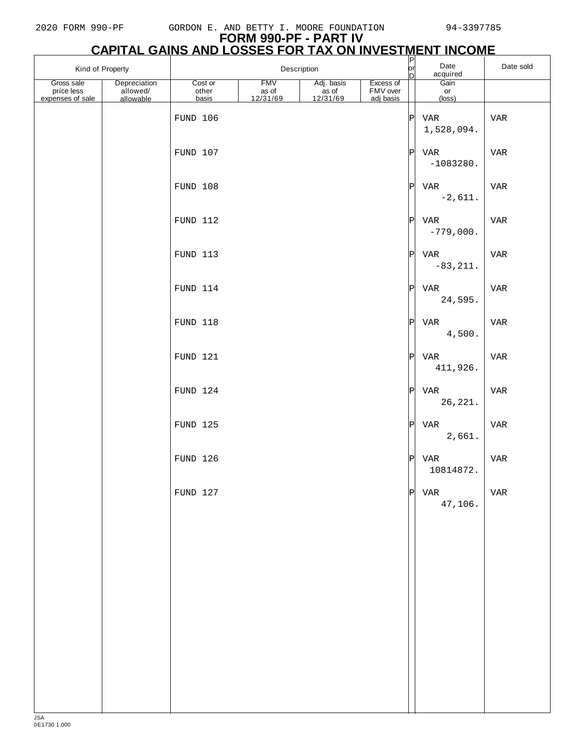# FORM 990-PF - PART IV

## CAPITAL GAINS AND LOSSES FOR TAX ON INVESTMENT INCOME

| Kind of Property | | Description | | | | P or D | Date acquired | Date sold |
|---|---|---|---|---|---|---|---|---|
| Gross sale price less expenses of sale | Depreciation allowed/ allowable | Cost or other basis | FMV as of 12/31/69 | Adj. basis as of 12/31/69 | Excess of FMV over adj basis | | Gain or (loss) | |
| | | FUND 106 | | | | P | VAR | VAR |
| | | | | | | | 1,528,094. | |
| | | FUND 107 | | | | P | VAR | VAR |
| | | | | | | | -1083280. | |
| | | FUND 108 | | | | P | VAR | VAR |
| | | | | | | | -2,611. | |
| | | FUND 112 | | | | P | VAR | VAR |
| | | | | | | | -779,000. | |
| | | FUND 113 | | | | P | VAR | VAR |
| | | | | | | | -83,211. | |
| | | FUND 114 | | | | P | VAR | VAR |
| | | | | | | | 24,595. | |
| | | FUND 118 | | | | P | VAR | VAR |
| | | | | | | | 4,500. | |
| | | FUND 121 | | | | P | VAR | VAR |
| | | | | | | | 411,926. | |
| | | FUND 124 | | | | P | VAR | VAR |
| | | | | | | | 26,221. | |
| | | FUND 125 | | | | P | VAR | VAR |
| | | | | | | | 2,661. | |
| | | FUND 126 | | | | P | VAR | VAR |
| | | | | | | | 10814872. | |
| | | FUND 127 | | | | P | VAR | VAR |
| | | | | | | | 47,106. | |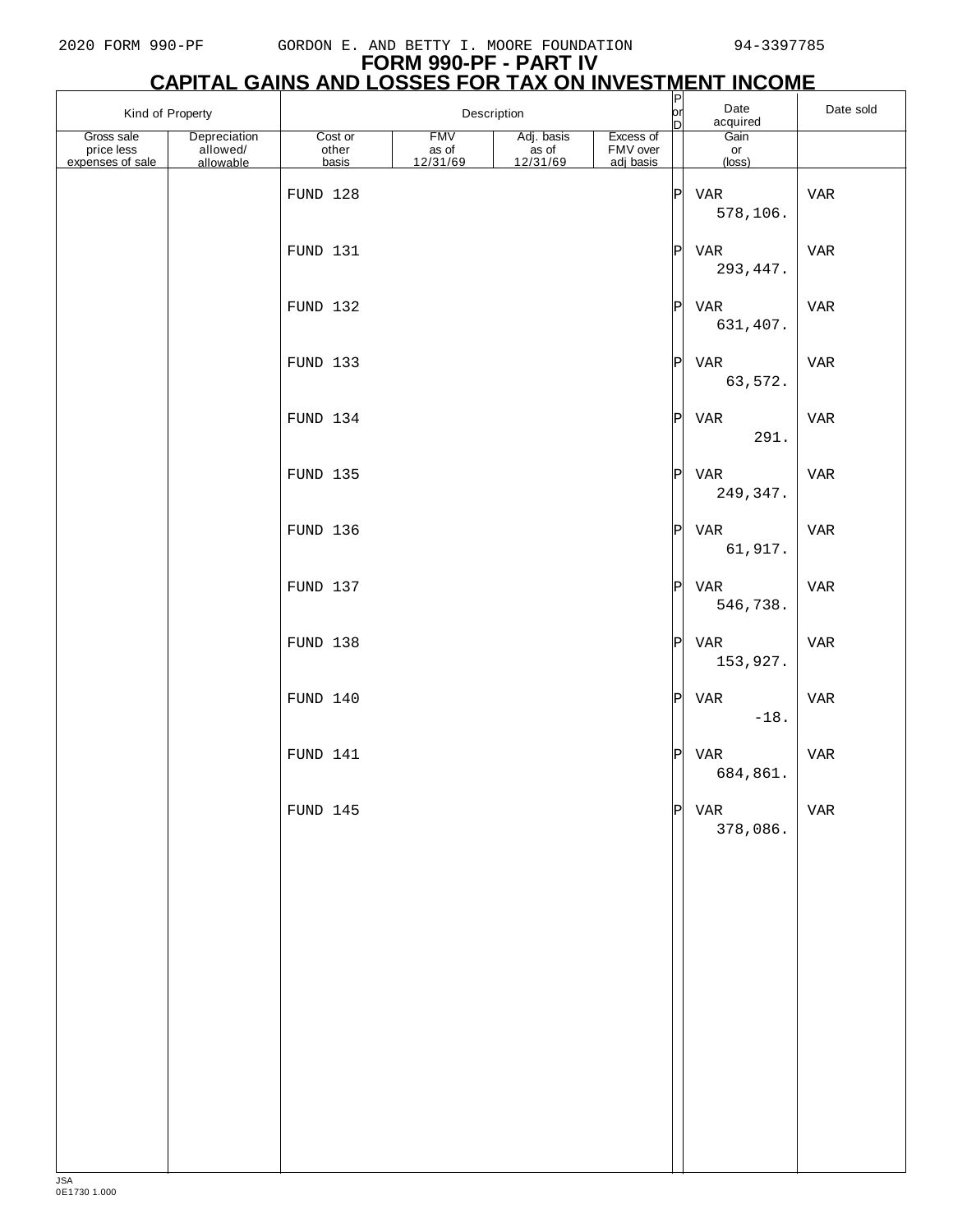# FORM 990-PF - PART IV
## CAPITAL GAINS AND LOSSES FOR TAX ON INVESTMENT INCOME

| Kind of Property | | Description | | | | P or D | Date acquired | Date sold |
|---|---|---|---|---|---|---|---|---|
| Gross sale price less expenses of sale | Depreciation allowed/ allowable | Cost or other basis | FMV as of 12/31/69 | Adj. basis as of 12/31/69 | Excess of FMV over adj basis | | Gain or (loss) | |
| | | FUND 128 | | | | P | VAR | VAR |
| | | | | | | | 578,106. | |
| | | FUND 131 | | | | P | VAR | VAR |
| | | | | | | | 293,447. | |
| | | FUND 132 | | | | P | VAR | VAR |
| | | | | | | | 631,407. | |
| | | FUND 133 | | | | P | VAR | VAR |
| | | | | | | | 63,572. | |
| | | FUND 134 | | | | P | VAR | VAR |
| | | | | | | | 291. | |
| | | FUND 135 | | | | P | VAR | VAR |
| | | | | | | | 249,347. | |
| | | FUND 136 | | | | P | VAR | VAR |
| | | | | | | | 61,917. | |
| | | FUND 137 | | | | P | VAR | VAR |
| | | | | | | | 546,738. | |
| | | FUND 138 | | | | P | VAR | VAR |
| | | | | | | | 153,927. | |
| | | FUND 140 | | | | P | VAR | VAR |
| | | | | | | | -18. | |
| | | FUND 141 | | | | P | VAR | VAR |
| | | | | | | | 684,861. | |
| | | FUND 145 | | | | P | VAR | VAR |
| | | | | | | | 378,086. | |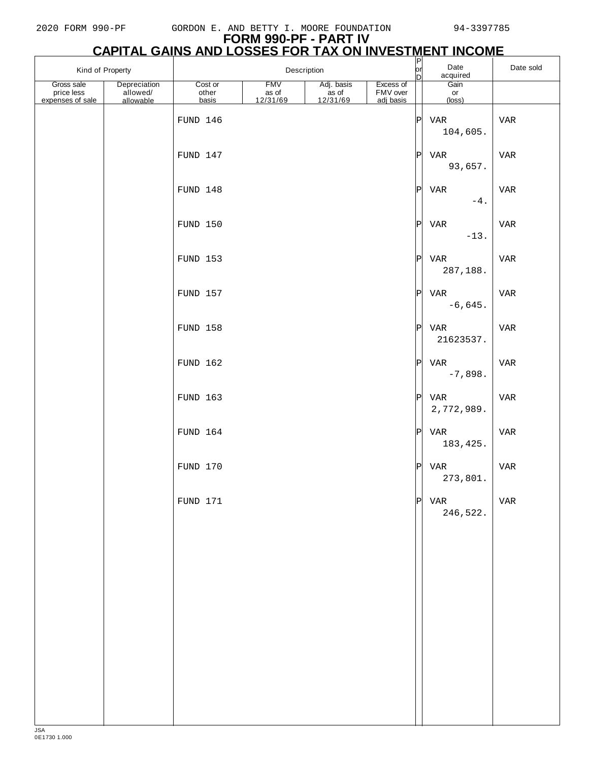# FORM 990-PF - PART IV

## CAPITAL GAINS AND LOSSES FOR TAX ON INVESTMENT INCOME

| Kind of Property | | Description | | | | P or D | Date acquired | Date sold |
|---|---|---|---|---|---|---|---|---|
| Gross sale price less expenses of sale | Depreciation allowed/ allowable | Cost or other basis | FMV as of 12/31/69 | Adj. basis as of 12/31/69 | Excess of FMV over adj basis | | Gain or (loss) | |
| | | FUND 146 | | | | P | VAR | VAR |
| | | | | | | | 104,605. | |
| | | FUND 147 | | | | P | VAR | VAR |
| | | | | | | | 93,657. | |
| | | FUND 148 | | | | P | VAR | VAR |
| | | | | | | | -4. | |
| | | FUND 150 | | | | P | VAR | VAR |
| | | | | | | | -13. | |
| | | FUND 153 | | | | P | VAR | VAR |
| | | | | | | | 287,188. | |
| | | FUND 157 | | | | P | VAR | VAR |
| | | | | | | | -6,645. | |
| | | FUND 158 | | | | P | VAR | VAR |
| | | | | | | | 21623537. | |
| | | FUND 162 | | | | P | VAR | VAR |
| | | | | | | | -7,898. | |
| | | FUND 163 | | | | P | VAR | VAR |
| | | | | | | | 2,772,989. | |
| | | FUND 164 | | | | P | VAR | VAR |
| | | | | | | | 183,425. | |
| | | FUND 170 | | | | P | VAR | VAR |
| | | | | | | | 273,801. | |
| | | FUND 171 | | | | P | VAR | VAR |
| | | | | | | | 246,522. | |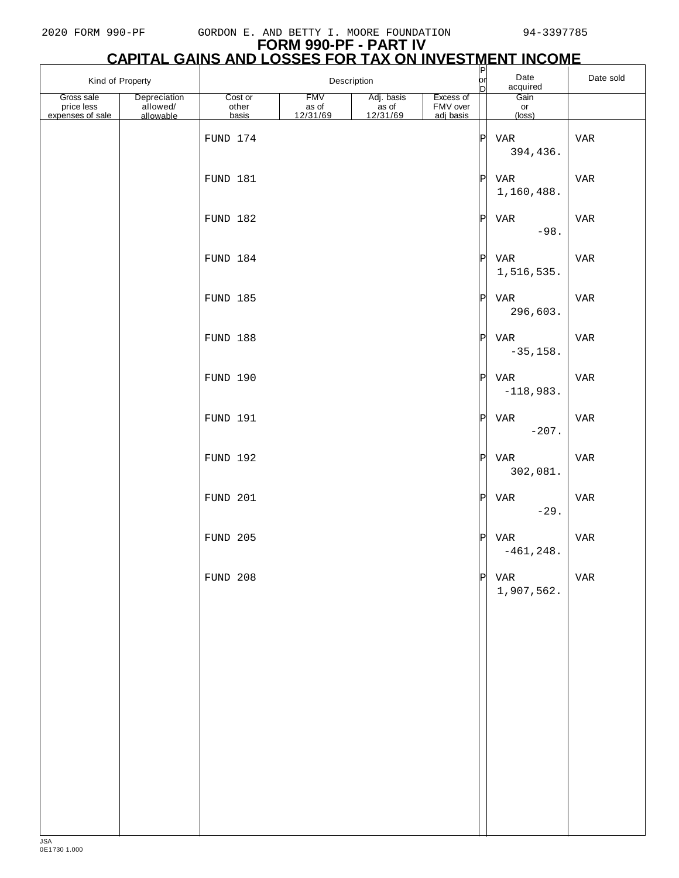# FORM 990-PF - PART IV

## CAPITAL GAINS AND LOSSES FOR TAX ON INVESTMENT INCOME

| Kind of Property | | Description | | | | P or D | Date acquired | Date sold |
|---|---|---|---|---|---|---|---|---|
| Gross sale price less expenses of sale | Depreciation allowed/ allowable | Cost or other basis | FMV as of 12/31/69 | Adj. basis as of 12/31/69 | Excess of FMV over adj basis | | Gain or (loss) | |
| | | FUND 174 | | | | P | VAR<br>394,436. | VAR |
| | | FUND 181 | | | | P | VAR<br>1,160,488. | VAR |
| | | FUND 182 | | | | P | VAR<br>-98. | VAR |
| | | FUND 184 | | | | P | VAR<br>1,516,535. | VAR |
| | | FUND 185 | | | | P | VAR<br>296,603. | VAR |
| | | FUND 188 | | | | P | VAR<br>-35,158. | VAR |
| | | FUND 190 | | | | P | VAR<br>-118,983. | VAR |
| | | FUND 191 | | | | P | VAR<br>-207. | VAR |
| | | FUND 192 | | | | P | VAR<br>302,081. | VAR |
| | | FUND 201 | | | | P | VAR<br>-29. | VAR |
| | | FUND 205 | | | | P | VAR<br>-461,248. | VAR |
| | | FUND 208 | | | | P | VAR<br>1,907,562. | VAR |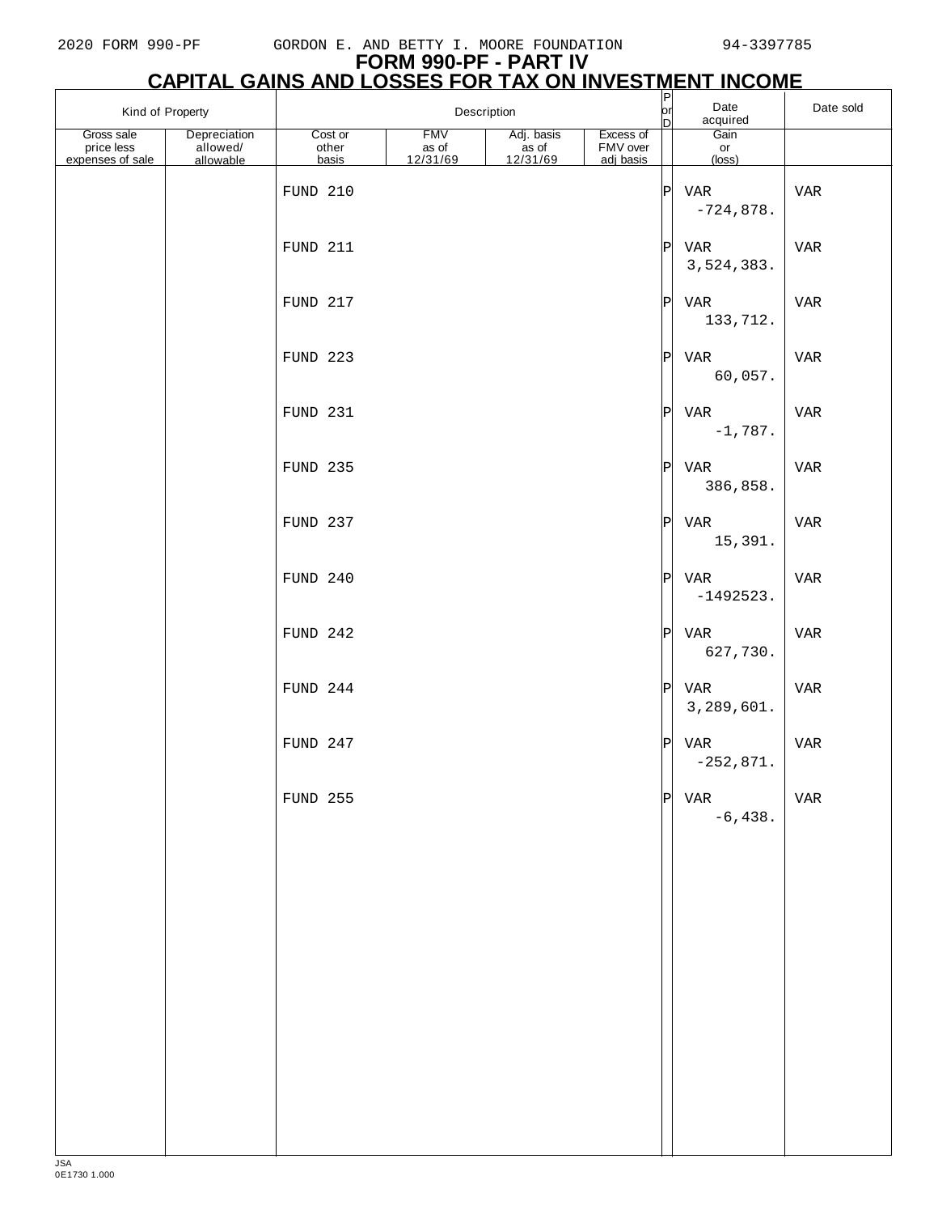# FORM 990-PF - PART IV

## CAPITAL GAINS AND LOSSES FOR TAX ON INVESTMENT INCOME

| Kind of Property | | Description | | | | P or D | Date acquired | Date sold |
|---|---|---|---|---|---|---|---|---|
| Gross sale price less expenses of sale | Depreciation allowed/ allowable | Cost or other basis | FMV as of 12/31/69 | Adj. basis as of 12/31/69 | Excess of FMV over adj basis | | Gain or (loss) | |
| | | FUND 210 | | | | P | VAR<br>-724,878. | VAR |
| | | FUND 211 | | | | P | VAR<br>3,524,383. | VAR |
| | | FUND 217 | | | | P | VAR<br>133,712. | VAR |
| | | FUND 223 | | | | P | VAR<br>60,057. | VAR |
| | | FUND 231 | | | | P | VAR<br>-1,787. | VAR |
| | | FUND 235 | | | | P | VAR<br>386,858. | VAR |
| | | FUND 237 | | | | P | VAR<br>15,391. | VAR |
| | | FUND 240 | | | | P | VAR<br>-1492523. | VAR |
| | | FUND 242 | | | | P | VAR<br>627,730. | VAR |
| | | FUND 244 | | | | P | VAR<br>3,289,601. | VAR |
| | | FUND 247 | | | | P | VAR<br>-252,871. | VAR |
| | | FUND 255 | | | | P | VAR<br>-6,438. | VAR |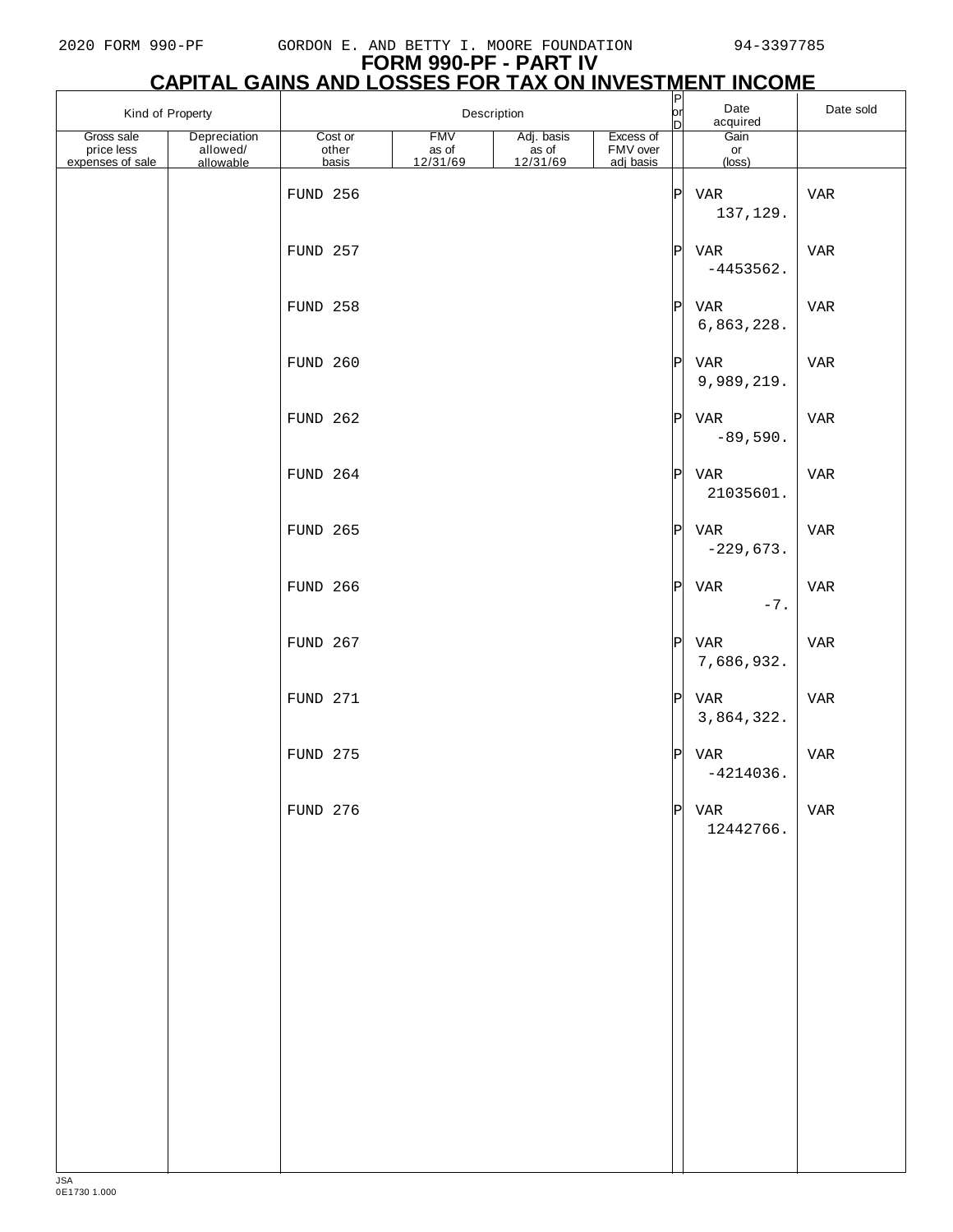# FORM 990-PF - PART IV

## CAPITAL GAINS AND LOSSES FOR TAX ON INVESTMENT INCOME

| Kind of Property | | Description | | | | P or D | Date acquired | Date sold |
|---|---|---|---|---|---|---|---|---|
| Gross sale price less expenses of sale | Depreciation allowed/ allowable | Cost or other basis | FMV as of 12/31/69 | Adj. basis as of 12/31/69 | Excess of FMV over adj basis | | Gain or (loss) | |
| | | FUND 256 | | | | P | VAR | VAR |
| | | | | | | | 137,129. | |
| | | FUND 257 | | | | P | VAR | VAR |
| | | | | | | | -4453562. | |
| | | FUND 258 | | | | P | VAR | VAR |
| | | | | | | | 6,863,228. | |
| | | FUND 260 | | | | P | VAR | VAR |
| | | | | | | | 9,989,219. | |
| | | FUND 262 | | | | P | VAR | VAR |
| | | | | | | | -89,590. | |
| | | FUND 264 | | | | P | VAR | VAR |
| | | | | | | | 21035601. | |
| | | FUND 265 | | | | P | VAR | VAR |
| | | | | | | | -229,673. | |
| | | FUND 266 | | | | P | VAR | VAR |
| | | | | | | | -7. | |
| | | FUND 267 | | | | P | VAR | VAR |
| | | | | | | | 7,686,932. | |
| | | FUND 271 | | | | P | VAR | VAR |
| | | | | | | | 3,864,322. | |
| | | FUND 275 | | | | P | VAR | VAR |
| | | | | | | | -4214036. | |
| | | FUND 276 | | | | P | VAR | VAR |
| | | | | | | | 12442766. | |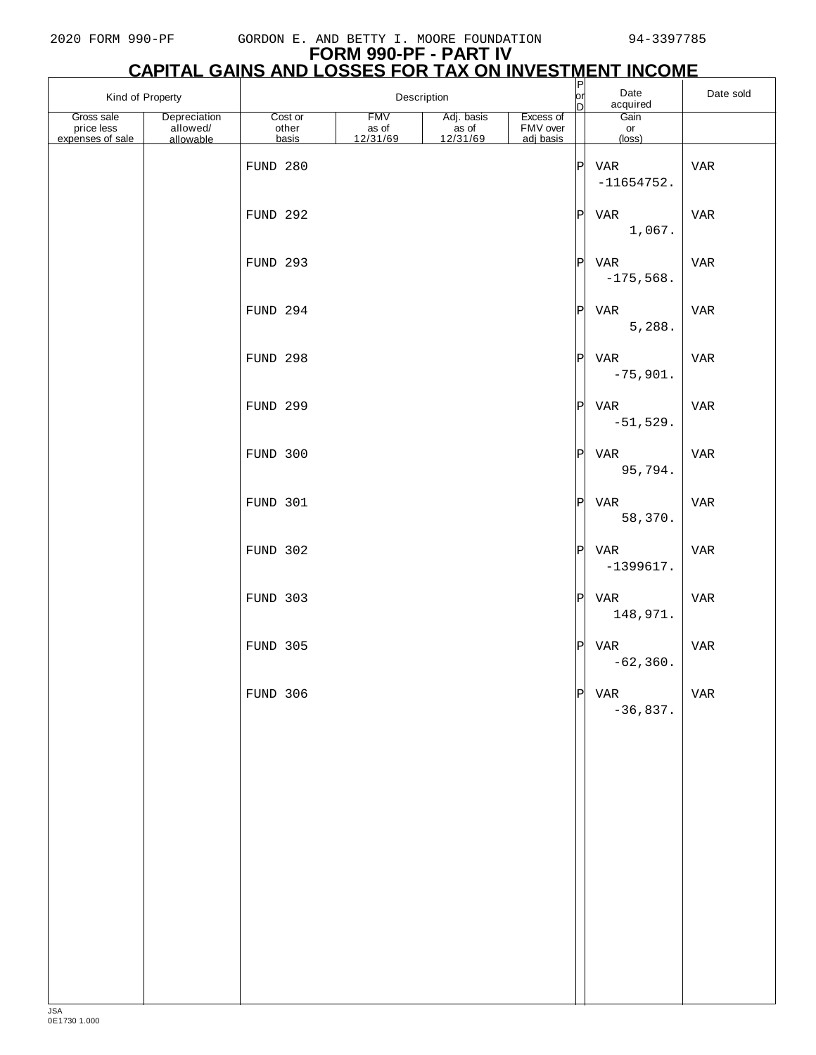# FORM 990-PF - PART IV

## CAPITAL GAINS AND LOSSES FOR TAX ON INVESTMENT INCOME

| Kind of Property | | Description | | | | P or D | Date acquired | Date sold |
|---|---|---|---|---|---|---|---|---|
| Gross sale price less expenses of sale | Depreciation allowed/ allowable | Cost or other basis | FMV as of 12/31/69 | Adj. basis as of 12/31/69 | Excess of FMV over adj basis | | Gain or (loss) | |
| | | FUND 280 | | | | P | VAR | VAR |
| | | | | | | | -11654752. | |
| | | FUND 292 | | | | P | VAR | VAR |
| | | | | | | | 1,067. | |
| | | FUND 293 | | | | P | VAR | VAR |
| | | | | | | | -175,568. | |
| | | FUND 294 | | | | P | VAR | VAR |
| | | | | | | | 5,288. | |
| | | FUND 298 | | | | P | VAR | VAR |
| | | | | | | | -75,901. | |
| | | FUND 299 | | | | P | VAR | VAR |
| | | | | | | | -51,529. | |
| | | FUND 300 | | | | P | VAR | VAR |
| | | | | | | | 95,794. | |
| | | FUND 301 | | | | P | VAR | VAR |
| | | | | | | | 58,370. | |
| | | FUND 302 | | | | P | VAR | VAR |
| | | | | | | | -1399617. | |
| | | FUND 303 | | | | P | VAR | VAR |
| | | | | | | | 148,971. | |
| | | FUND 305 | | | | P | VAR | VAR |
| | | | | | | | -62,360. | |
| | | FUND 306 | | | | P | VAR | VAR |
| | | | | | | | -36,837. | |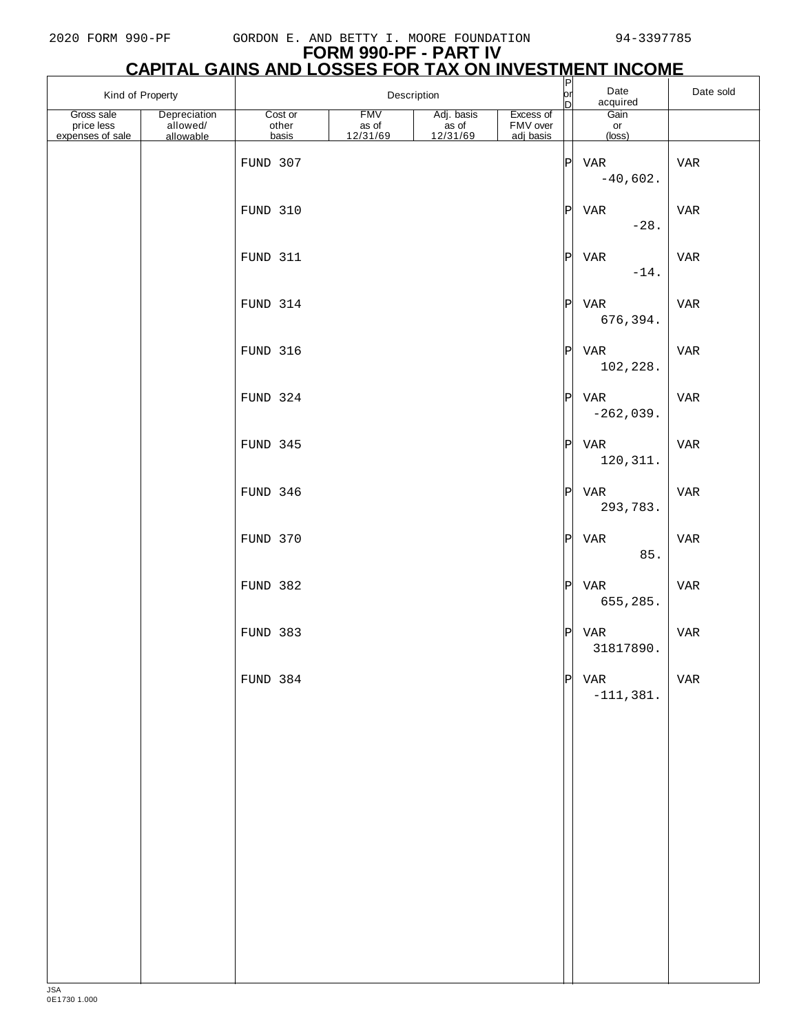# FORM 990-PF - PART IV

## CAPITAL GAINS AND LOSSES FOR TAX ON INVESTMENT INCOME

| Kind of Property | | Description | | | | P or D | Date acquired | Date sold |
|---|---|---|---|---|---|---|---|---|
| Gross sale price less expenses of sale | Depreciation allowed/ allowable | Cost or other basis | FMV as of 12/31/69 | Adj. basis as of 12/31/69 | Excess of FMV over adj basis | | Gain or (loss) | |
| | | FUND 307 | | | | P | VAR | VAR |
| | | | | | | | -40,602. | |
| | | FUND 310 | | | | P | VAR | VAR |
| | | | | | | | -28. | |
| | | FUND 311 | | | | P | VAR | VAR |
| | | | | | | | -14. | |
| | | FUND 314 | | | | P | VAR | VAR |
| | | | | | | | 676,394. | |
| | | FUND 316 | | | | P | VAR | VAR |
| | | | | | | | 102,228. | |
| | | FUND 324 | | | | P | VAR | VAR |
| | | | | | | | -262,039. | |
| | | FUND 345 | | | | P | VAR | VAR |
| | | | | | | | 120,311. | |
| | | FUND 346 | | | | P | VAR | VAR |
| | | | | | | | 293,783. | |
| | | FUND 370 | | | | P | VAR | VAR |
| | | | | | | | 85. | |
| | | FUND 382 | | | | P | VAR | VAR |
| | | | | | | | 655,285. | |
| | | FUND 383 | | | | P | VAR | VAR |
| | | | | | | | 31817890. | |
| | | FUND 384 | | | | P | VAR | VAR |
| | | | | | | | -111,381. | |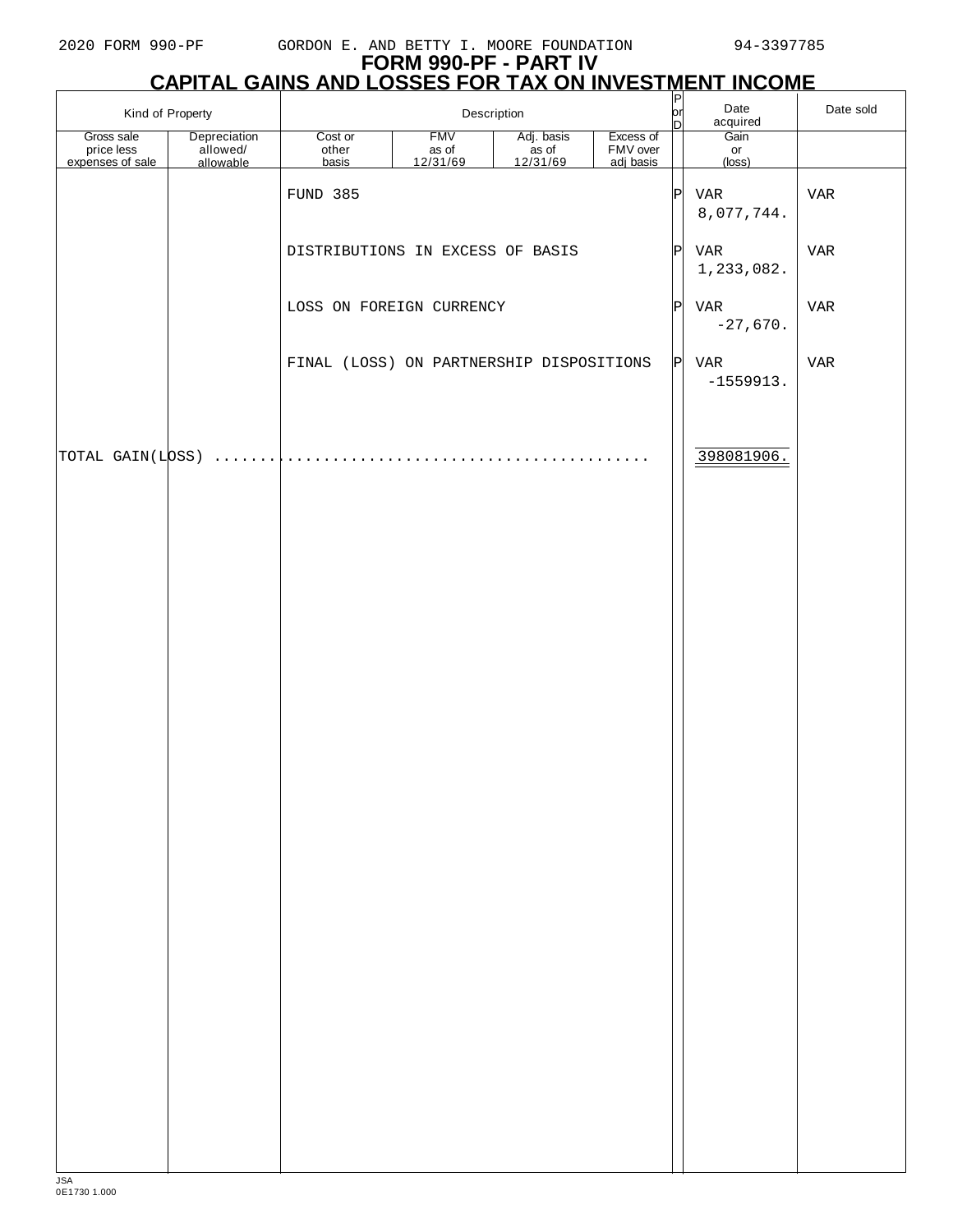2020 FORM 990-PF GORDON E. AND BETTY I. MOORE FOUNDATION 94-3397785

# FORM 990-PF - PART IV
# CAPITAL GAINS AND LOSSES FOR TAX ON INVESTMENT INCOME

| Kind of Property | | Description | | | | P or D | Date acquired | Date sold |
|---|---|---|---|---|---|---|---|---|
| Gross sale price less expenses of sale | Depreciation allowed/ allowable | Cost or other basis | FMV as of 12/31/69 | Adj. basis as of 12/31/69 | Excess of FMV over adj basis | | Gain or (loss) | |
| | | FUND 385 | | | | P | VAR | VAR |
| | | | | | | | 8,077,744. | |
| | | DISTRIBUTIONS IN EXCESS OF BASIS | | | | P | VAR | VAR |
| | | | | | | | 1,233,082. | |
| | | LOSS ON FOREIGN CURRENCY | | | | P | VAR | VAR |
| | | | | | | | -27,670. | |
| | | FINAL (LOSS) ON PARTNERSHIP DISPOSITIONS | | | | P | VAR | VAR |
| | | | | | | | -1559913. | |
| TOTAL GAIN(LOSS) | | | | | | | 398081906. | |

JSA
0E1730 1.000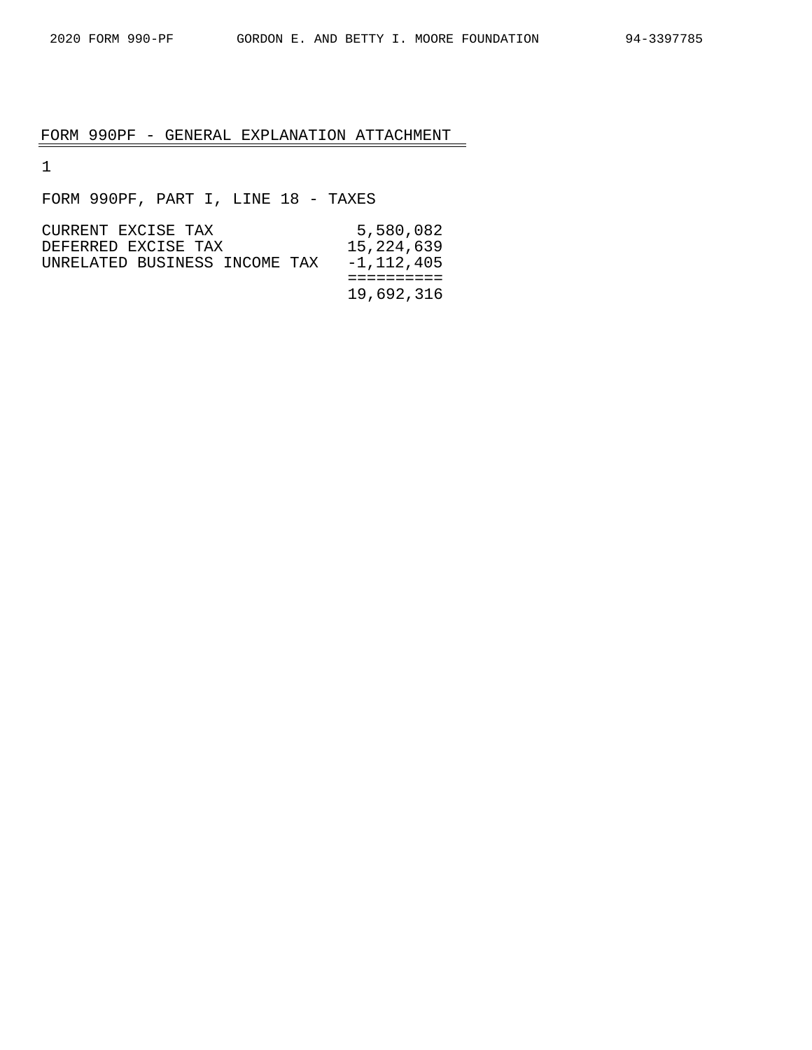## FORM 990PF - GENERAL EXPLANATION ATTACHMENT

1

FORM 990PF, PART I, LINE 18 - TAXES

| | |
|---|---|
| CURRENT EXCISE TAX | 5,580,082 |
| DEFERRED EXCISE TAX | 15,224,639 |
| UNRELATED BUSINESS INCOME TAX | -1,112,405 |
| | 19,692,316 |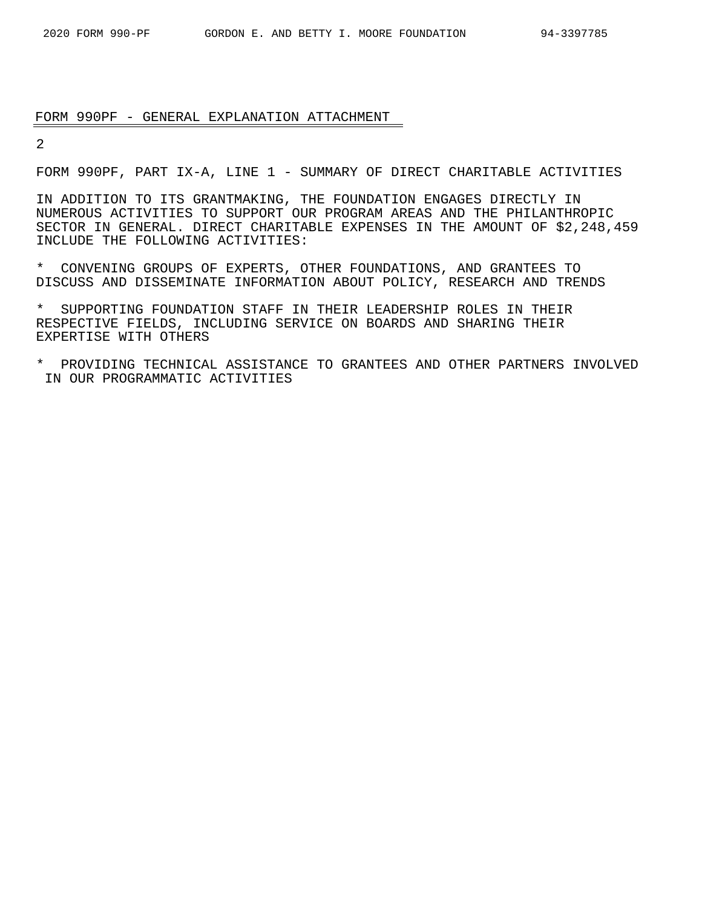## FORM 990PF - GENERAL EXPLANATION ATTACHMENT

2

FORM 990PF, PART IX-A, LINE 1 - SUMMARY OF DIRECT CHARITABLE ACTIVITIES

IN ADDITION TO ITS GRANTMAKING, THE FOUNDATION ENGAGES DIRECTLY IN NUMEROUS ACTIVITIES TO SUPPORT OUR PROGRAM AREAS AND THE PHILANTHROPIC SECTOR IN GENERAL. DIRECT CHARITABLE EXPENSES IN THE AMOUNT OF $2,248,459 INCLUDE THE FOLLOWING ACTIVITIES:

* CONVENING GROUPS OF EXPERTS, OTHER FOUNDATIONS, AND GRANTEES TO DISCUSS AND DISSEMINATE INFORMATION ABOUT POLICY, RESEARCH AND TRENDS

* SUPPORTING FOUNDATION STAFF IN THEIR LEADERSHIP ROLES IN THEIR RESPECTIVE FIELDS, INCLUDING SERVICE ON BOARDS AND SHARING THEIR EXPERTISE WITH OTHERS

* PROVIDING TECHNICAL ASSISTANCE TO GRANTEES AND OTHER PARTNERS INVOLVED IN OUR PROGRAMMATIC ACTIVITIES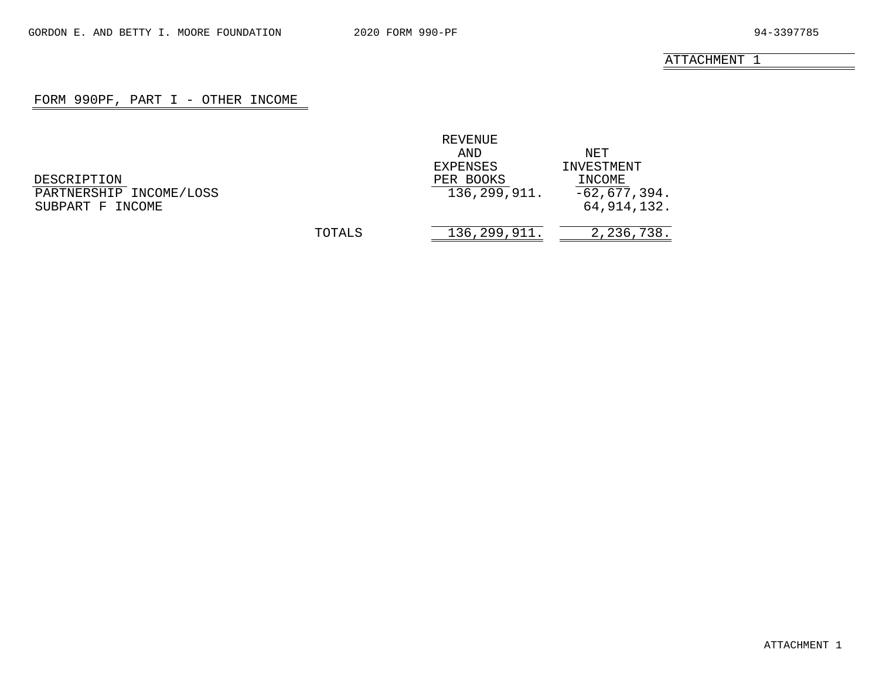ATTACHMENT 1

## FORM 990PF, PART I - OTHER INCOME

| DESCRIPTION | | REVENUE AND EXPENSES PER BOOKS | NET INVESTMENT INCOME |
|---|---|---|---|
| PARTNERSHIP INCOME/LOSS | | 136,299,911. | -62,677,394. |
| SUBPART F INCOME | | | 64,914,132. |
| | TOTALS | 136,299,911. | 2,236,738. |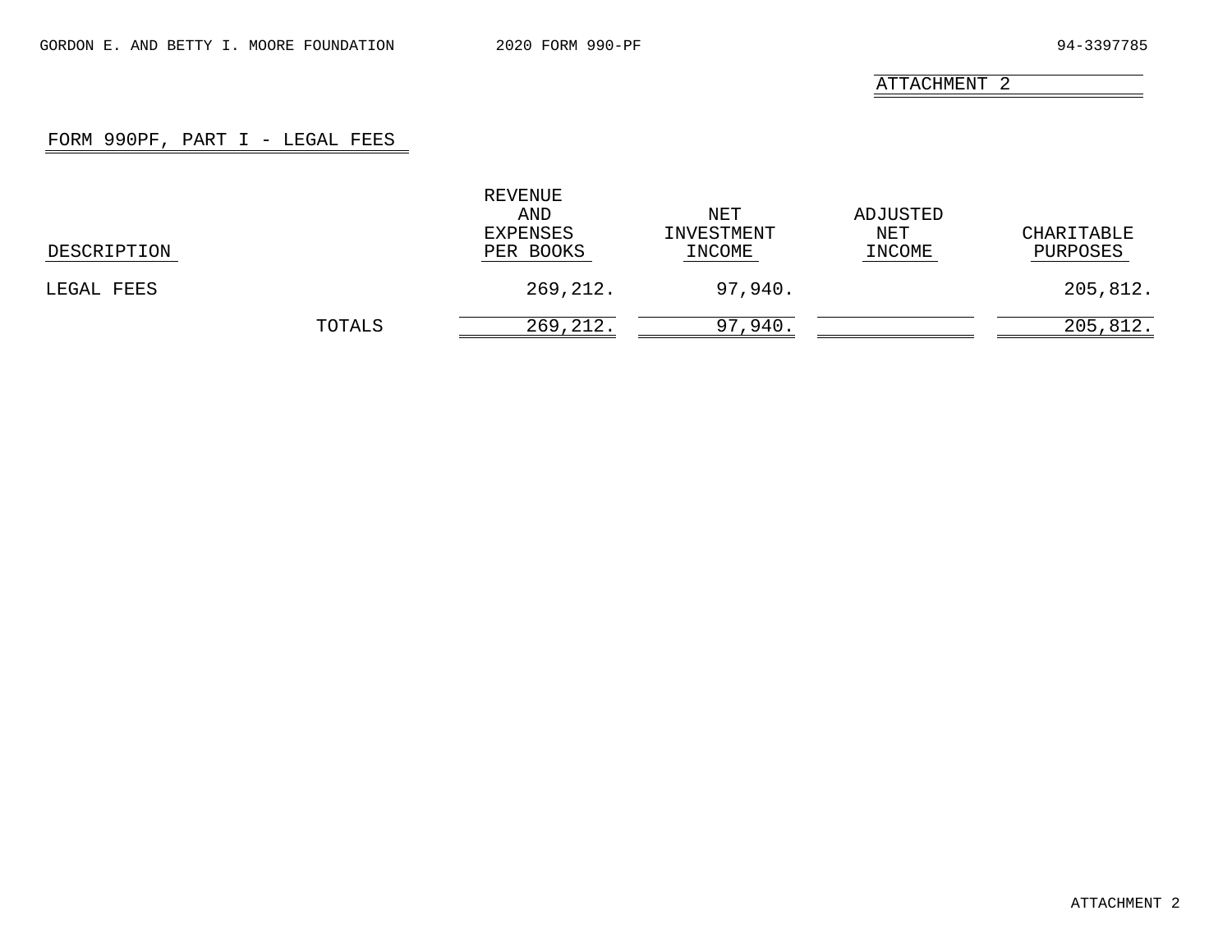ATTACHMENT 2

## FORM 990PF, PART I - LEGAL FEES

| DESCRIPTION | REVENUE AND EXPENSES PER BOOKS | NET INVESTMENT INCOME | ADJUSTED NET INCOME | CHARITABLE PURPOSES |
|---|---|---|---|---|
| LEGAL FEES | 269,212. | 97,940. | | 205,812. |
| TOTALS | 269,212. | 97,940. | | 205,812. |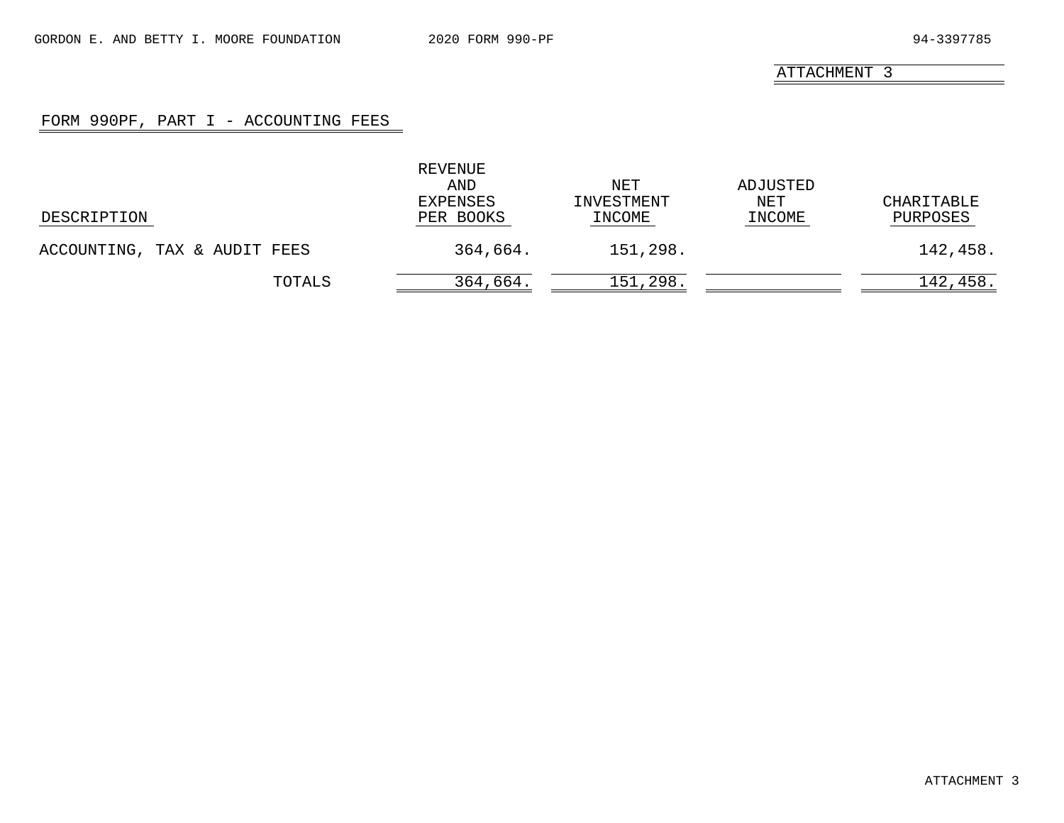ATTACHMENT 3

## FORM 990PF, PART I - ACCOUNTING FEES

| DESCRIPTION | REVENUE AND EXPENSES PER BOOKS | NET INVESTMENT INCOME | ADJUSTED NET INCOME | CHARITABLE PURPOSES |
|---|---|---|---|---|
| ACCOUNTING, TAX & AUDIT FEES | 364,664. | 151,298. | | 142,458. |
| TOTALS | 364,664. | 151,298. | | 142,458. |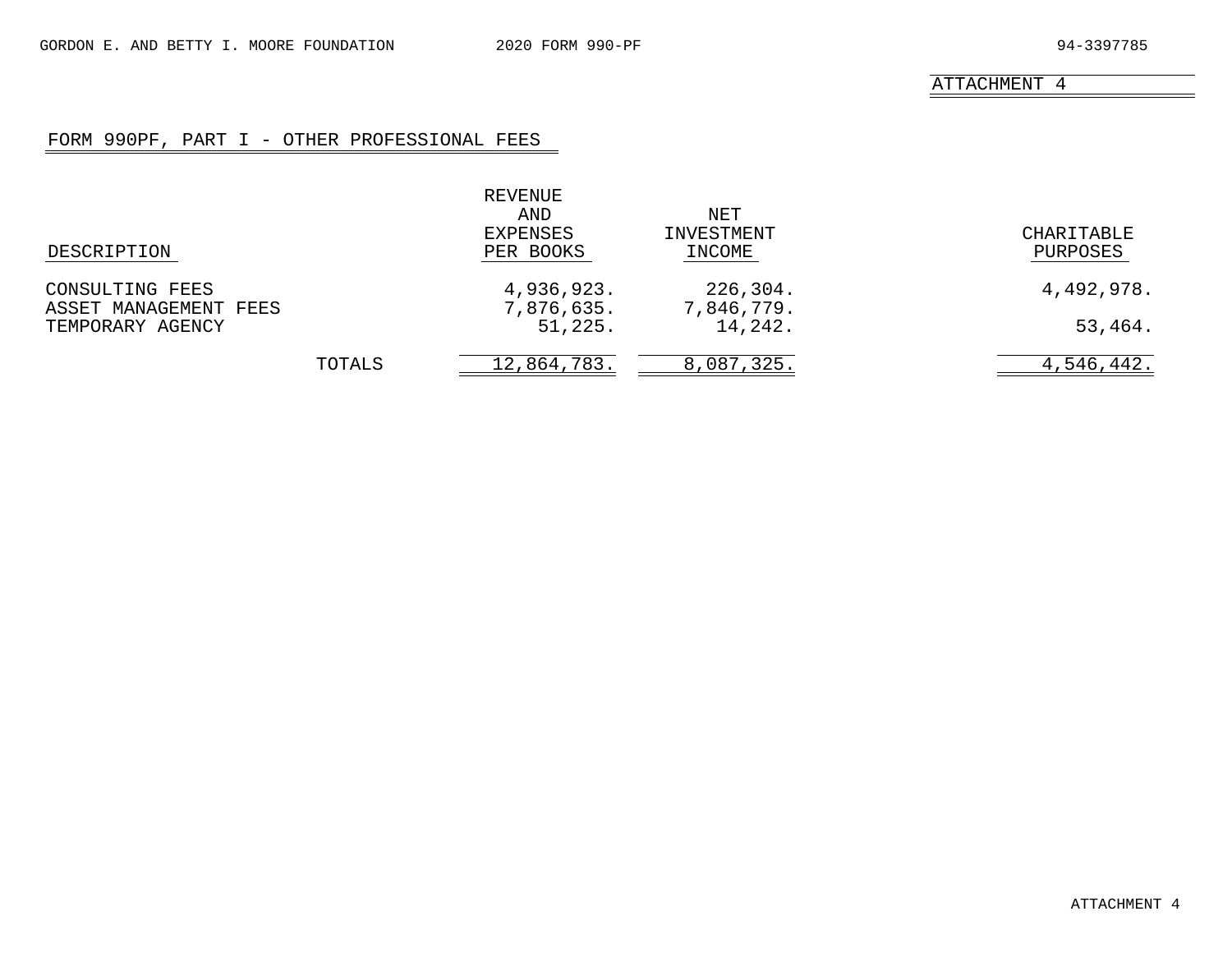ATTACHMENT 4

## FORM 990PF, PART I - OTHER PROFESSIONAL FEES

| DESCRIPTION | REVENUE AND EXPENSES PER BOOKS | NET INVESTMENT INCOME | CHARITABLE PURPOSES |
|---|---|---|---|
| CONSULTING FEES | 4,936,923. | 226,304. | 4,492,978. |
| ASSET MANAGEMENT FEES | 7,876,635. | 7,846,779. | |
| TEMPORARY AGENCY | 51,225. | 14,242. | 53,464. |
| TOTALS | 12,864,783. | 8,087,325. | 4,546,442. |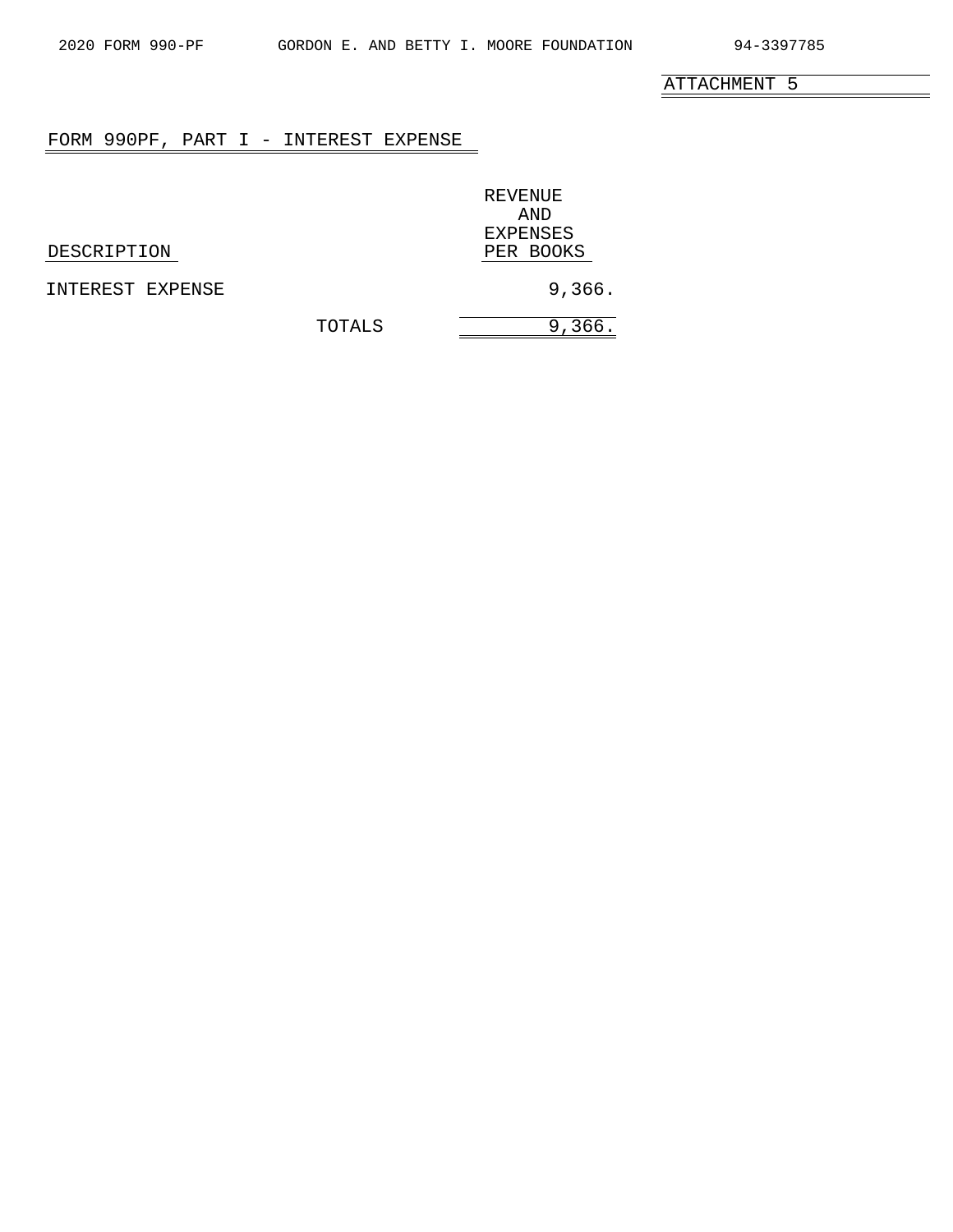ATTACHMENT 5

## FORM 990PF, PART I - INTEREST EXPENSE

| DESCRIPTION | | REVENUE AND EXPENSES PER BOOKS |
|---|---|---|
| INTEREST EXPENSE | | 9,366. |
| | TOTALS | 9,366. |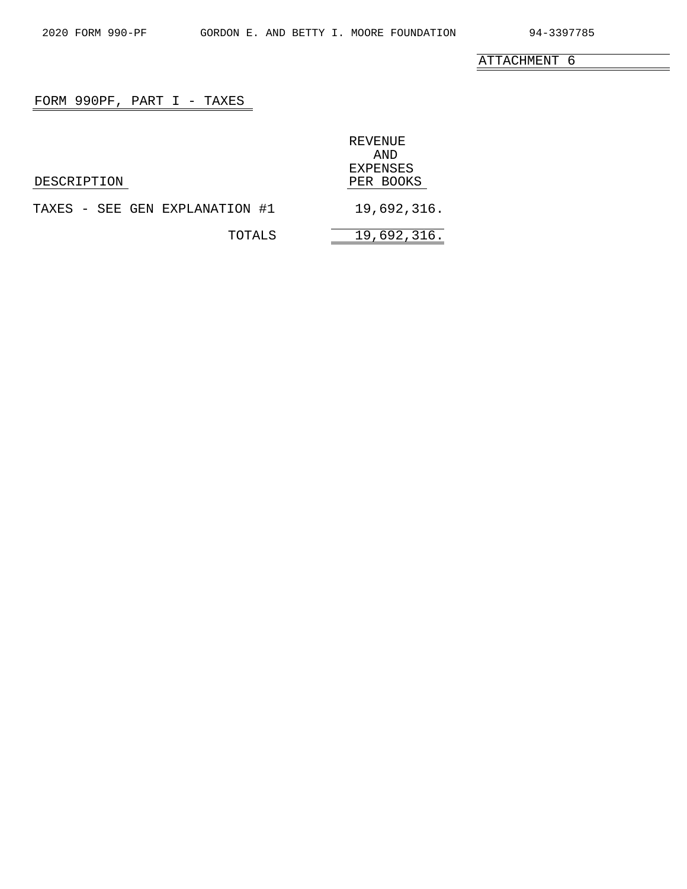ATTACHMENT 6

## FORM 990PF, PART I - TAXES

| DESCRIPTION | REVENUE AND EXPENSES PER BOOKS |
|---|---|
| TAXES - SEE GEN EXPLANATION #1 | 19,692,316. |
| TOTALS | 19,692,316. |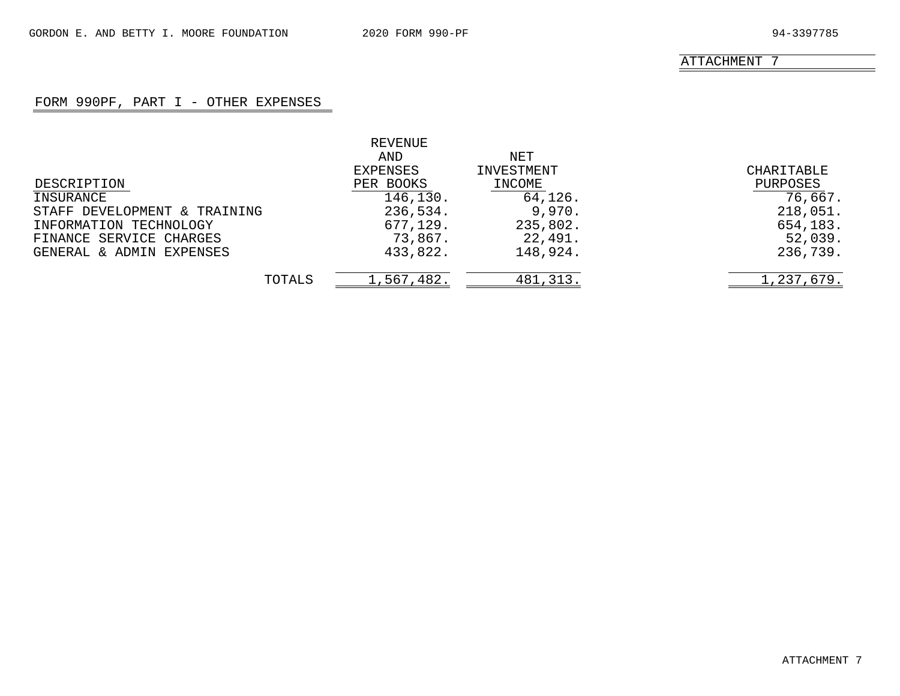ATTACHMENT 7

## FORM 990PF, PART I - OTHER EXPENSES

| DESCRIPTION | REVENUE AND EXPENSES PER BOOKS | NET INVESTMENT INCOME | CHARITABLE PURPOSES |
|---|---|---|---|
| INSURANCE | 146,130. | 64,126. | 76,667. |
| STAFF DEVELOPMENT & TRAINING | 236,534. | 9,970. | 218,051. |
| INFORMATION TECHNOLOGY | 677,129. | 235,802. | 654,183. |
| FINANCE SERVICE CHARGES | 73,867. | 22,491. | 52,039. |
| GENERAL & ADMIN EXPENSES | 433,822. | 148,924. | 236,739. |
| TOTALS | 1,567,482. | 481,313. | 1,237,679. |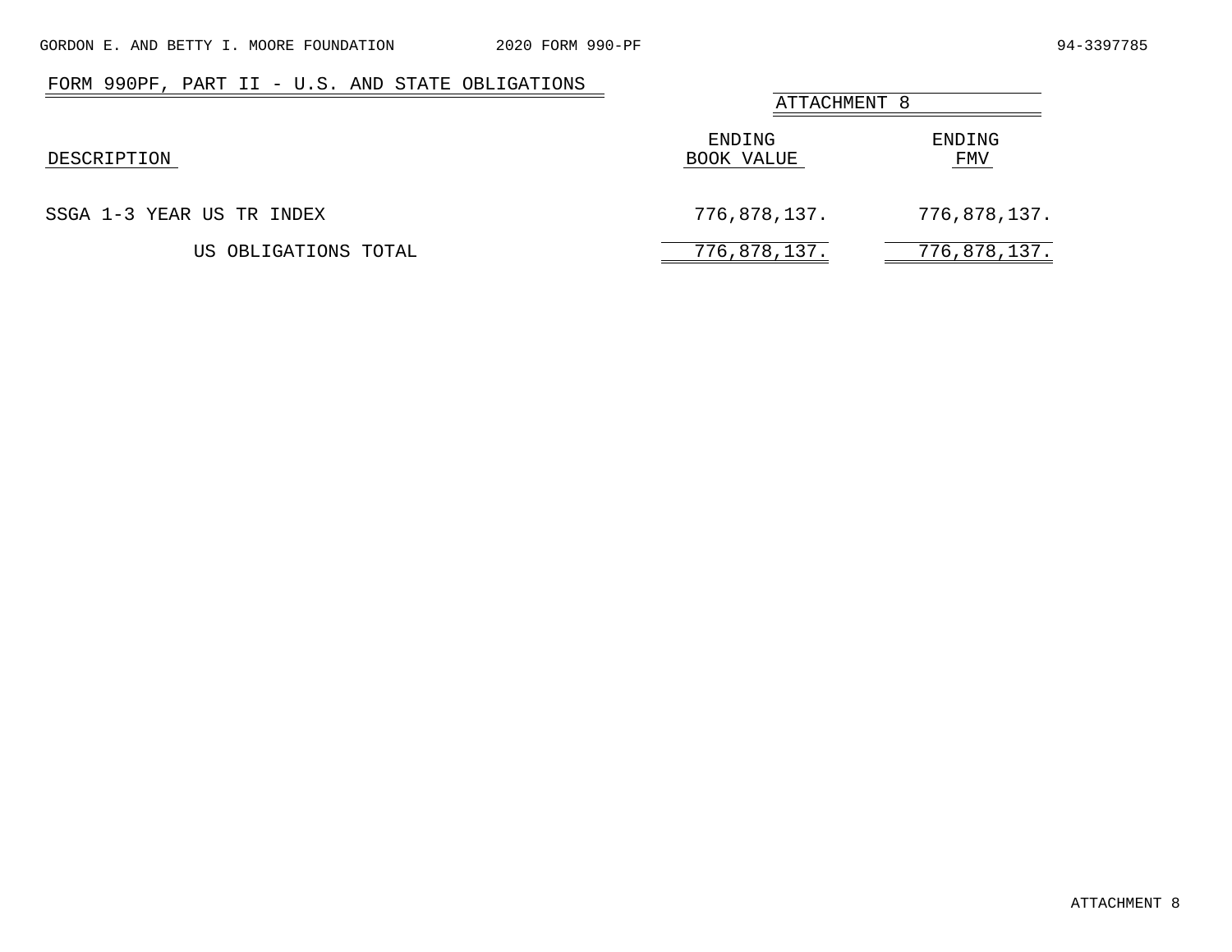## FORM 990PF, PART II - U.S. AND STATE OBLIGATIONS

ATTACHMENT 8

| DESCRIPTION | ENDING BOOK VALUE | ENDING FMV |
|---|---|---|
| SSGA 1-3 YEAR US TR INDEX | 776,878,137. | 776,878,137. |
| US OBLIGATIONS TOTAL | 776,878,137. | 776,878,137. |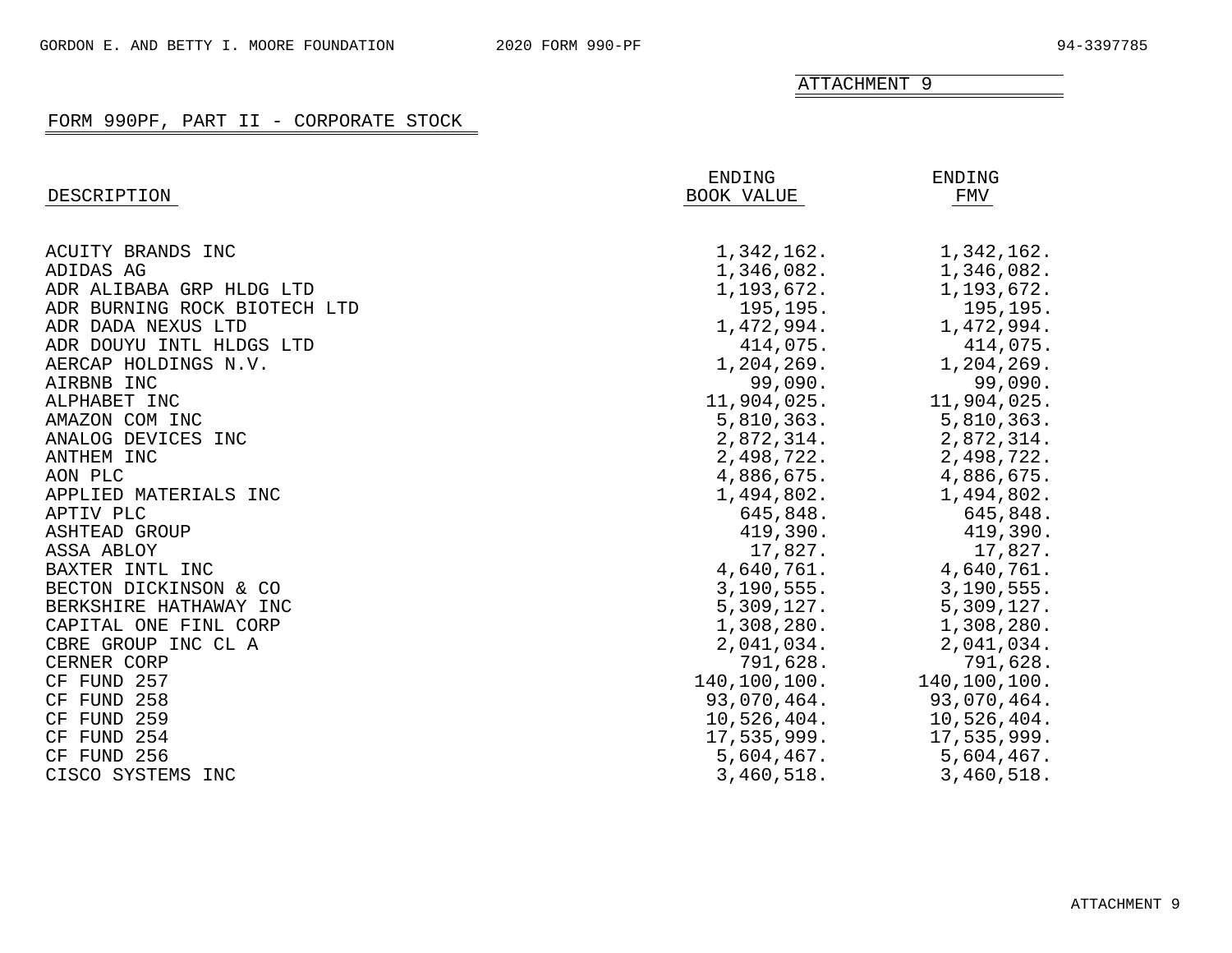ATTACHMENT 9

## FORM 990PF, PART II - CORPORATE STOCK

| DESCRIPTION | ENDING BOOK VALUE | ENDING FMV |
|---|---|---|
| ACUITY BRANDS INC | 1,342,162. | 1,342,162. |
| ADIDAS AG | 1,346,082. | 1,346,082. |
| ADR ALIBABA GRP HLDG LTD | 1,193,672. | 1,193,672. |
| ADR BURNING ROCK BIOTECH LTD | 195,195. | 195,195. |
| ADR DADA NEXUS LTD | 1,472,994. | 1,472,994. |
| ADR DOUYU INTL HLDGS LTD | 414,075. | 414,075. |
| AERCAP HOLDINGS N.V. | 1,204,269. | 1,204,269. |
| AIRBNB INC | 99,090. | 99,090. |
| ALPHABET INC | 11,904,025. | 11,904,025. |
| AMAZON COM INC | 5,810,363. | 5,810,363. |
| ANALOG DEVICES INC | 2,872,314. | 2,872,314. |
| ANTHEM INC | 2,498,722. | 2,498,722. |
| AON PLC | 4,886,675. | 4,886,675. |
| APPLIED MATERIALS INC | 1,494,802. | 1,494,802. |
| APTIV PLC | 645,848. | 645,848. |
| ASHTEAD GROUP | 419,390. | 419,390. |
| ASSA ABLOY | 17,827. | 17,827. |
| BAXTER INTL INC | 4,640,761. | 4,640,761. |
| BECTON DICKINSON & CO | 3,190,555. | 3,190,555. |
| BERKSHIRE HATHAWAY INC | 5,309,127. | 5,309,127. |
| CAPITAL ONE FINL CORP | 1,308,280. | 1,308,280. |
| CBRE GROUP INC CL A | 2,041,034. | 2,041,034. |
| CERNER CORP | 791,628. | 791,628. |
| CF FUND 257 | 140,100,100. | 140,100,100. |
| CF FUND 258 | 93,070,464. | 93,070,464. |
| CF FUND 259 | 10,526,404. | 10,526,404. |
| CF FUND 254 | 17,535,999. | 17,535,999. |
| CF FUND 256 | 5,604,467. | 5,604,467. |
| CISCO SYSTEMS INC | 3,460,518. | 3,460,518. |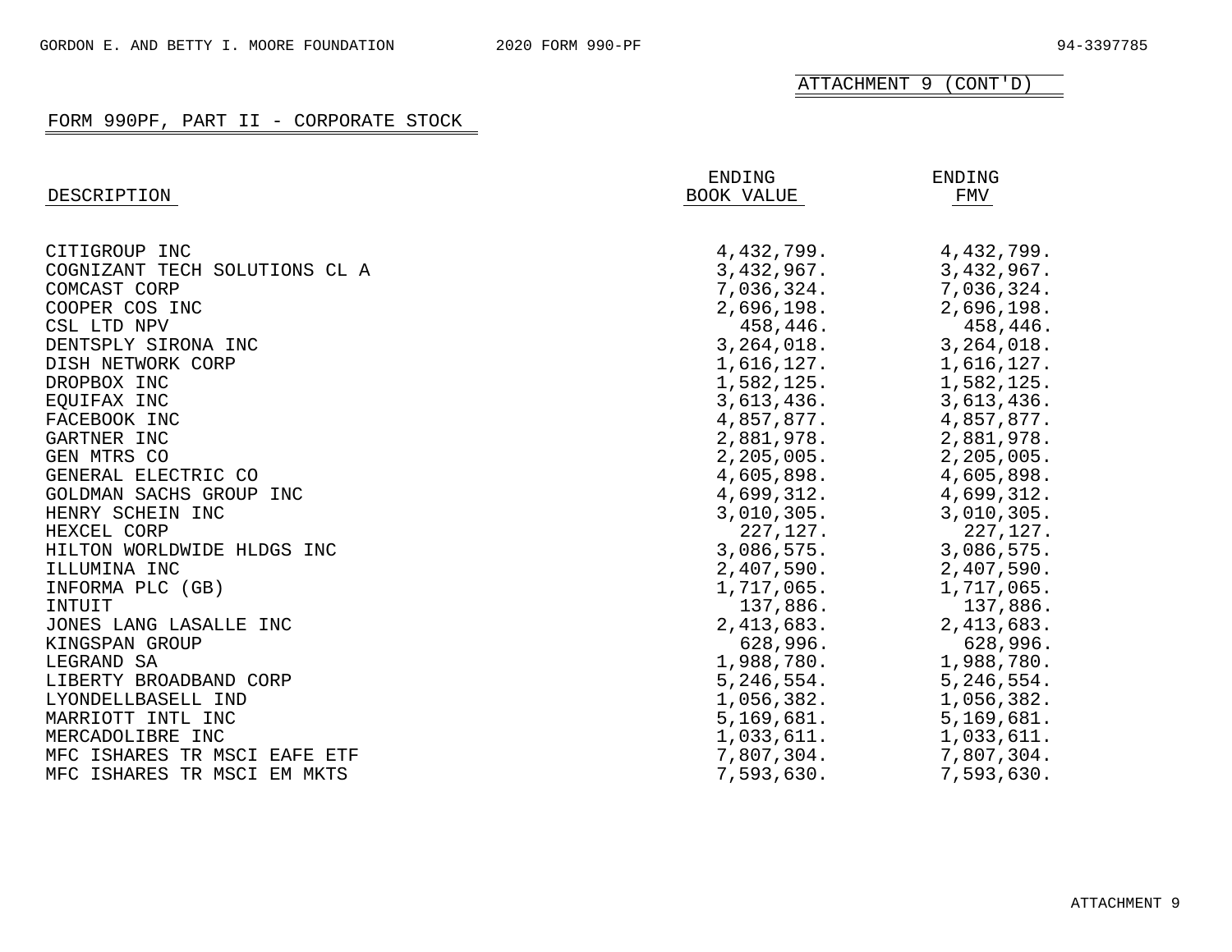ATTACHMENT 9 (CONT'D)

FORM 990PF, PART II - CORPORATE STOCK

| DESCRIPTION | ENDING BOOK VALUE | ENDING FMV |
|---|---|---|
| CITIGROUP INC | 4,432,799. | 4,432,799. |
| COGNIZANT TECH SOLUTIONS CL A | 3,432,967. | 3,432,967. |
| COMCAST CORP | 7,036,324. | 7,036,324. |
| COOPER COS INC | 2,696,198. | 2,696,198. |
| CSL LTD NPV | 458,446. | 458,446. |
| DENTSPLY SIRONA INC | 3,264,018. | 3,264,018. |
| DISH NETWORK CORP | 1,616,127. | 1,616,127. |
| DROPBOX INC | 1,582,125. | 1,582,125. |
| EQUIFAX INC | 3,613,436. | 3,613,436. |
| FACEBOOK INC | 4,857,877. | 4,857,877. |
| GARTNER INC | 2,881,978. | 2,881,978. |
| GEN MTRS CO | 2,205,005. | 2,205,005. |
| GENERAL ELECTRIC CO | 4,605,898. | 4,605,898. |
| GOLDMAN SACHS GROUP INC | 4,699,312. | 4,699,312. |
| HENRY SCHEIN INC | 3,010,305. | 3,010,305. |
| HEXCEL CORP | 227,127. | 227,127. |
| HILTON WORLDWIDE HLDGS INC | 3,086,575. | 3,086,575. |
| ILLUMINA INC | 2,407,590. | 2,407,590. |
| INFORMA PLC (GB) | 1,717,065. | 1,717,065. |
| INTUIT | 137,886. | 137,886. |
| JONES LANG LASALLE INC | 2,413,683. | 2,413,683. |
| KINGSPAN GROUP | 628,996. | 628,996. |
| LEGRAND SA | 1,988,780. | 1,988,780. |
| LIBERTY BROADBAND CORP | 5,246,554. | 5,246,554. |
| LYONDELLBASELL IND | 1,056,382. | 1,056,382. |
| MARRIOTT INTL INC | 5,169,681. | 5,169,681. |
| MERCADOLIBRE INC | 1,033,611. | 1,033,611. |
| MFC ISHARES TR MSCI EAFE ETF | 7,807,304. | 7,807,304. |
| MFC ISHARES TR MSCI EM MKTS | 7,593,630. | 7,593,630. |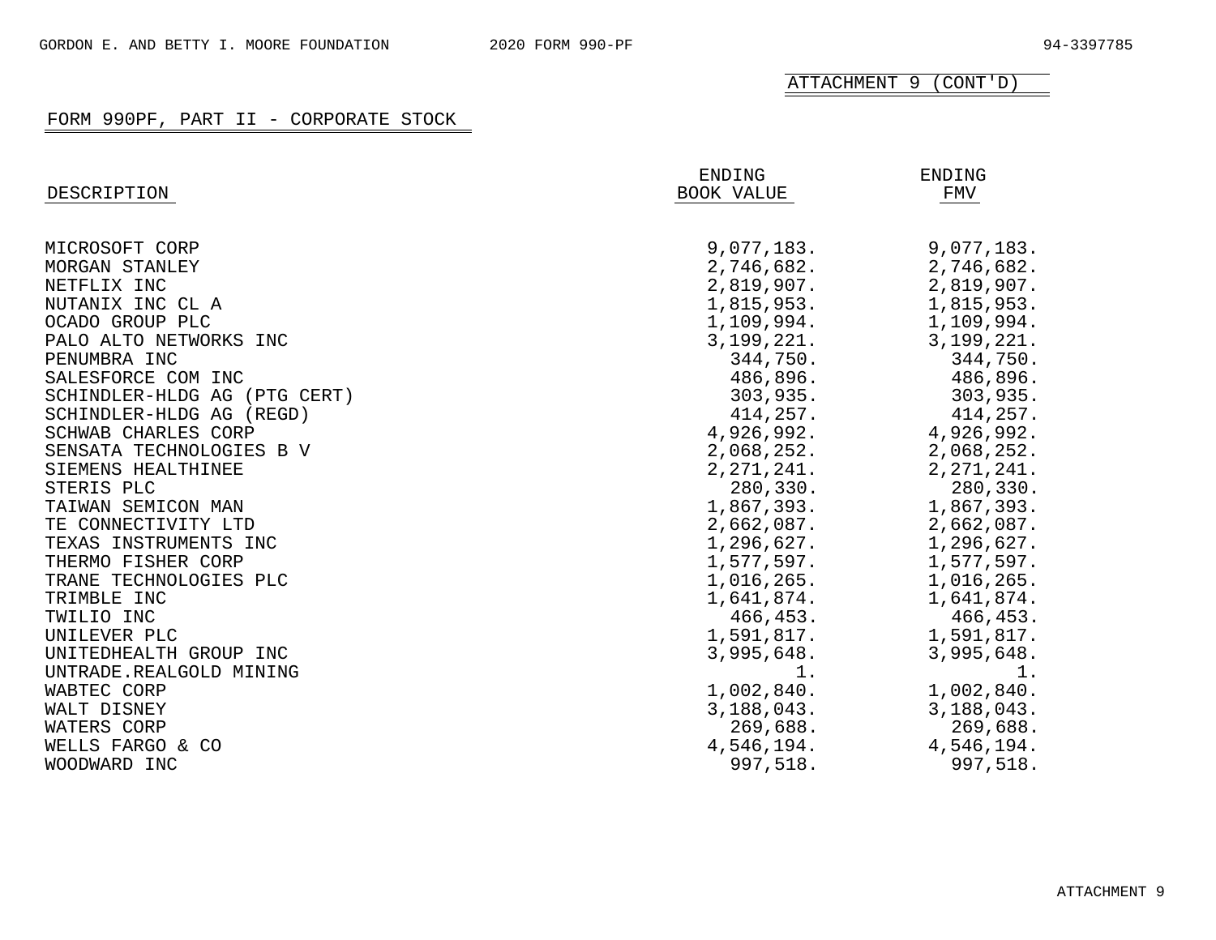ATTACHMENT 9 (CONT'D)

## FORM 990PF, PART II - CORPORATE STOCK

| DESCRIPTION | ENDING BOOK VALUE | ENDING FMV |
|---|---|---|
| MICROSOFT CORP | 9,077,183. | 9,077,183. |
| MORGAN STANLEY | 2,746,682. | 2,746,682. |
| NETFLIX INC | 2,819,907. | 2,819,907. |
| NUTANIX INC CL A | 1,815,953. | 1,815,953. |
| OCADO GROUP PLC | 1,109,994. | 1,109,994. |
| PALO ALTO NETWORKS INC | 3,199,221. | 3,199,221. |
| PENUMBRA INC | 344,750. | 344,750. |
| SALESFORCE COM INC | 486,896. | 486,896. |
| SCHINDLER-HLDG AG (PTG CERT) | 303,935. | 303,935. |
| SCHINDLER-HLDG AG (REGD) | 414,257. | 414,257. |
| SCHWAB CHARLES CORP | 4,926,992. | 4,926,992. |
| SENSATA TECHNOLOGIES B V | 2,068,252. | 2,068,252. |
| SIEMENS HEALTHINEE | 2,271,241. | 2,271,241. |
| STERIS PLC | 280,330. | 280,330. |
| TAIWAN SEMICON MAN | 1,867,393. | 1,867,393. |
| TE CONNECTIVITY LTD | 2,662,087. | 2,662,087. |
| TEXAS INSTRUMENTS INC | 1,296,627. | 1,296,627. |
| THERMO FISHER CORP | 1,577,597. | 1,577,597. |
| TRANE TECHNOLOGIES PLC | 1,016,265. | 1,016,265. |
| TRIMBLE INC | 1,641,874. | 1,641,874. |
| TWILIO INC | 466,453. | 466,453. |
| UNILEVER PLC | 1,591,817. | 1,591,817. |
| UNITEDHEALTH GROUP INC | 3,995,648. | 3,995,648. |
| UNTRADE.REALGOLD MINING | 1. | 1. |
| WABTEC CORP | 1,002,840. | 1,002,840. |
| WALT DISNEY | 3,188,043. | 3,188,043. |
| WATERS CORP | 269,688. | 269,688. |
| WELLS FARGO & CO | 4,546,194. | 4,546,194. |
| WOODWARD INC | 997,518. | 997,518. |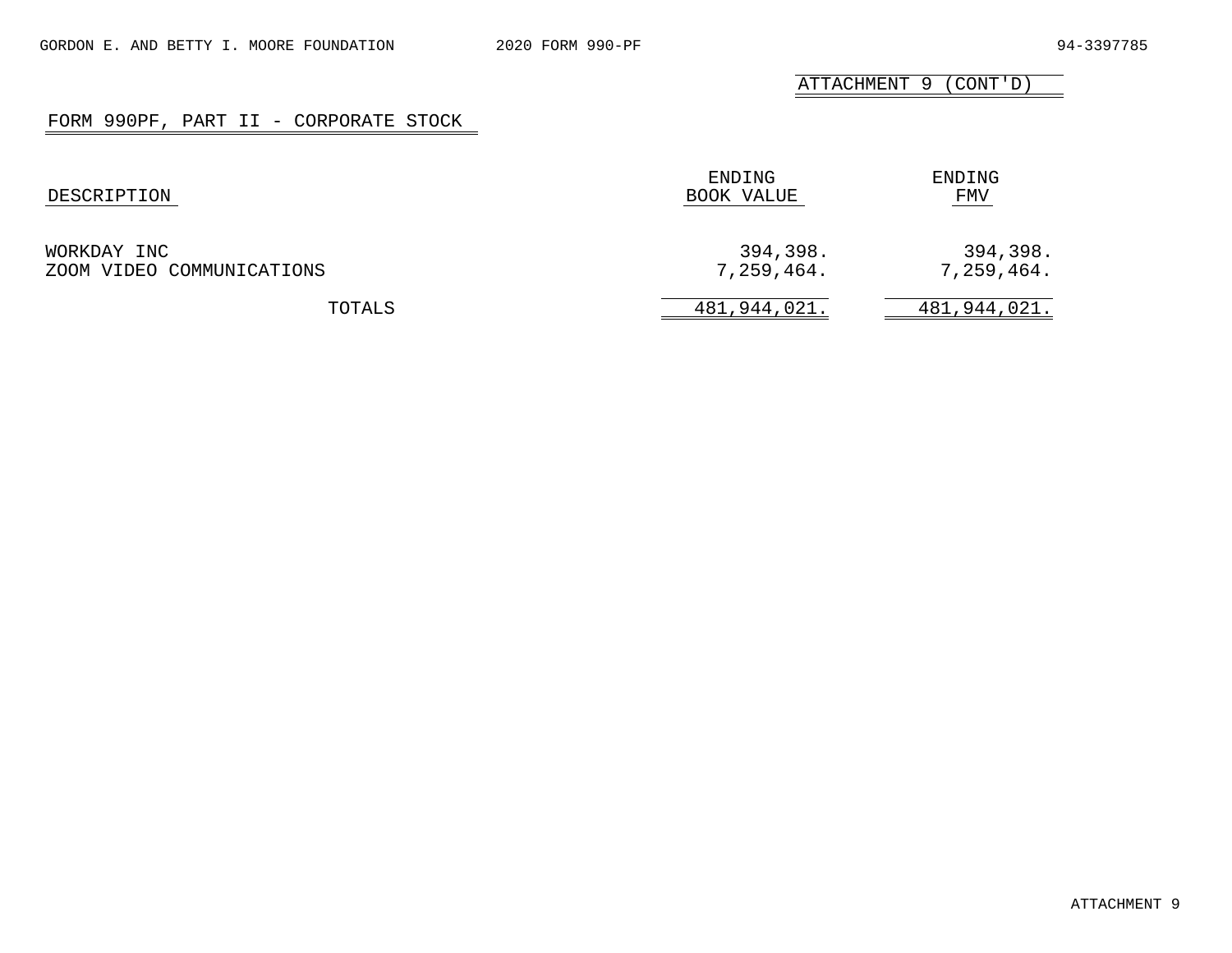ATTACHMENT 9 (CONT'D)

## FORM 990PF, PART II - CORPORATE STOCK

| DESCRIPTION | ENDING BOOK VALUE | ENDING FMV |
|---|---|---|
| WORKDAY INC | 394,398. | 394,398. |
| ZOOM VIDEO COMMUNICATIONS | 7,259,464. | 7,259,464. |
| TOTALS | 481,944,021. | 481,944,021. |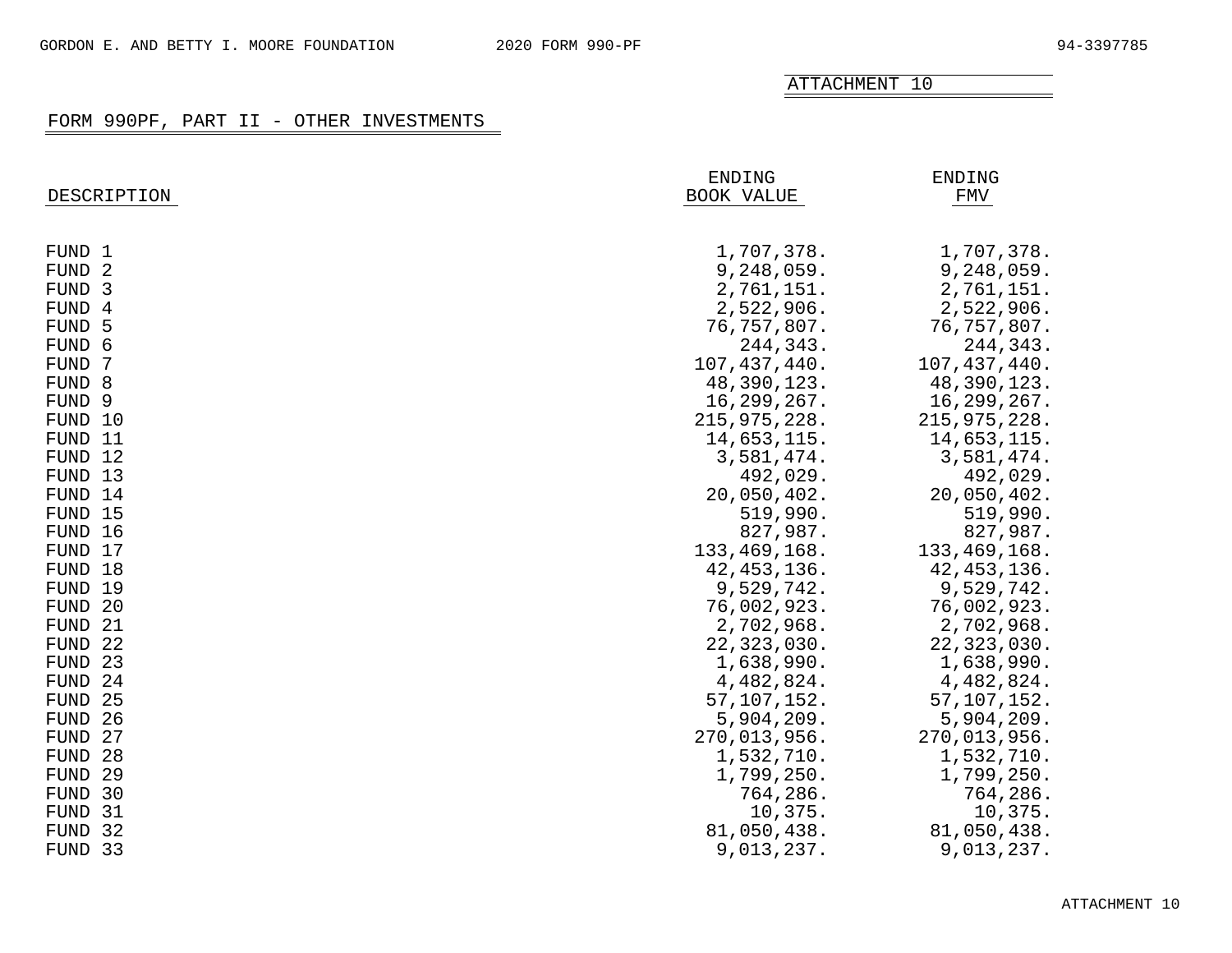ATTACHMENT 10

## FORM 990PF, PART II - OTHER INVESTMENTS

| DESCRIPTION | ENDING BOOK VALUE | ENDING FMV |
|---|---|---|
| FUND 1 | 1,707,378. | 1,707,378. |
| FUND 2 | 9,248,059. | 9,248,059. |
| FUND 3 | 2,761,151. | 2,761,151. |
| FUND 4 | 2,522,906. | 2,522,906. |
| FUND 5 | 76,757,807. | 76,757,807. |
| FUND 6 | 244,343. | 244,343. |
| FUND 7 | 107,437,440. | 107,437,440. |
| FUND 8 | 48,390,123. | 48,390,123. |
| FUND 9 | 16,299,267. | 16,299,267. |
| FUND 10 | 215,975,228. | 215,975,228. |
| FUND 11 | 14,653,115. | 14,653,115. |
| FUND 12 | 3,581,474. | 3,581,474. |
| FUND 13 | 492,029. | 492,029. |
| FUND 14 | 20,050,402. | 20,050,402. |
| FUND 15 | 519,990. | 519,990. |
| FUND 16 | 827,987. | 827,987. |
| FUND 17 | 133,469,168. | 133,469,168. |
| FUND 18 | 42,453,136. | 42,453,136. |
| FUND 19 | 9,529,742. | 9,529,742. |
| FUND 20 | 76,002,923. | 76,002,923. |
| FUND 21 | 2,702,968. | 2,702,968. |
| FUND 22 | 22,323,030. | 22,323,030. |
| FUND 23 | 1,638,990. | 1,638,990. |
| FUND 24 | 4,482,824. | 4,482,824. |
| FUND 25 | 57,107,152. | 57,107,152. |
| FUND 26 | 5,904,209. | 5,904,209. |
| FUND 27 | 270,013,956. | 270,013,956. |
| FUND 28 | 1,532,710. | 1,532,710. |
| FUND 29 | 1,799,250. | 1,799,250. |
| FUND 30 | 764,286. | 764,286. |
| FUND 31 | 10,375. | 10,375. |
| FUND 32 | 81,050,438. | 81,050,438. |
| FUND 33 | 9,013,237. | 9,013,237. |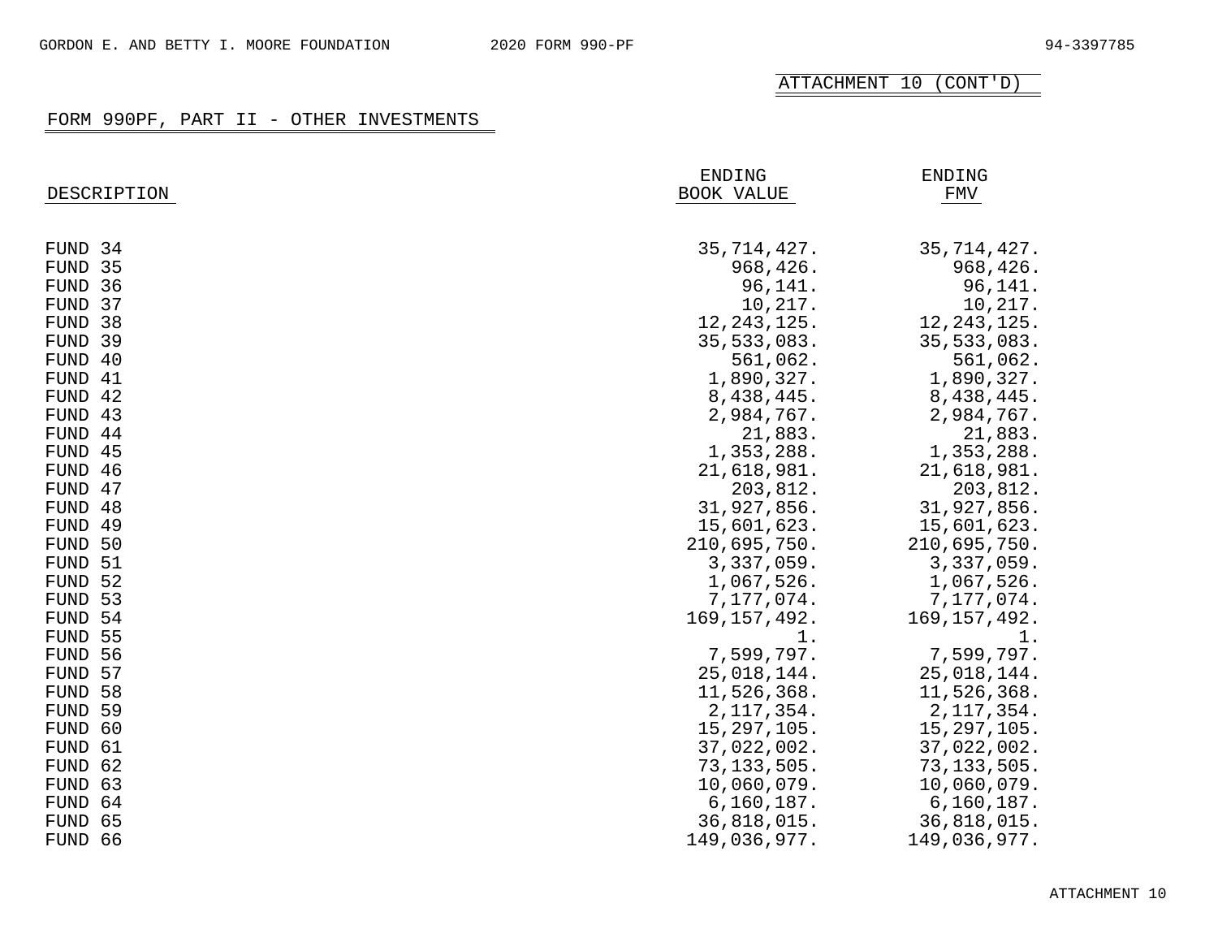ATTACHMENT 10 (CONT'D)

## FORM 990PF, PART II - OTHER INVESTMENTS

| DESCRIPTION | ENDING BOOK VALUE | ENDING FMV |
|---|---|---|
| FUND 34 | 35,714,427. | 35,714,427. |
| FUND 35 | 968,426. | 968,426. |
| FUND 36 | 96,141. | 96,141. |
| FUND 37 | 10,217. | 10,217. |
| FUND 38 | 12,243,125. | 12,243,125. |
| FUND 39 | 35,533,083. | 35,533,083. |
| FUND 40 | 561,062. | 561,062. |
| FUND 41 | 1,890,327. | 1,890,327. |
| FUND 42 | 8,438,445. | 8,438,445. |
| FUND 43 | 2,984,767. | 2,984,767. |
| FUND 44 | 21,883. | 21,883. |
| FUND 45 | 1,353,288. | 1,353,288. |
| FUND 46 | 21,618,981. | 21,618,981. |
| FUND 47 | 203,812. | 203,812. |
| FUND 48 | 31,927,856. | 31,927,856. |
| FUND 49 | 15,601,623. | 15,601,623. |
| FUND 50 | 210,695,750. | 210,695,750. |
| FUND 51 | 3,337,059. | 3,337,059. |
| FUND 52 | 1,067,526. | 1,067,526. |
| FUND 53 | 7,177,074. | 7,177,074. |
| FUND 54 | 169,157,492. | 169,157,492. |
| FUND 55 | 1. | 1. |
| FUND 56 | 7,599,797. | 7,599,797. |
| FUND 57 | 25,018,144. | 25,018,144. |
| FUND 58 | 11,526,368. | 11,526,368. |
| FUND 59 | 2,117,354. | 2,117,354. |
| FUND 60 | 15,297,105. | 15,297,105. |
| FUND 61 | 37,022,002. | 37,022,002. |
| FUND 62 | 73,133,505. | 73,133,505. |
| FUND 63 | 10,060,079. | 10,060,079. |
| FUND 64 | 6,160,187. | 6,160,187. |
| FUND 65 | 36,818,015. | 36,818,015. |
| FUND 66 | 149,036,977. | 149,036,977. |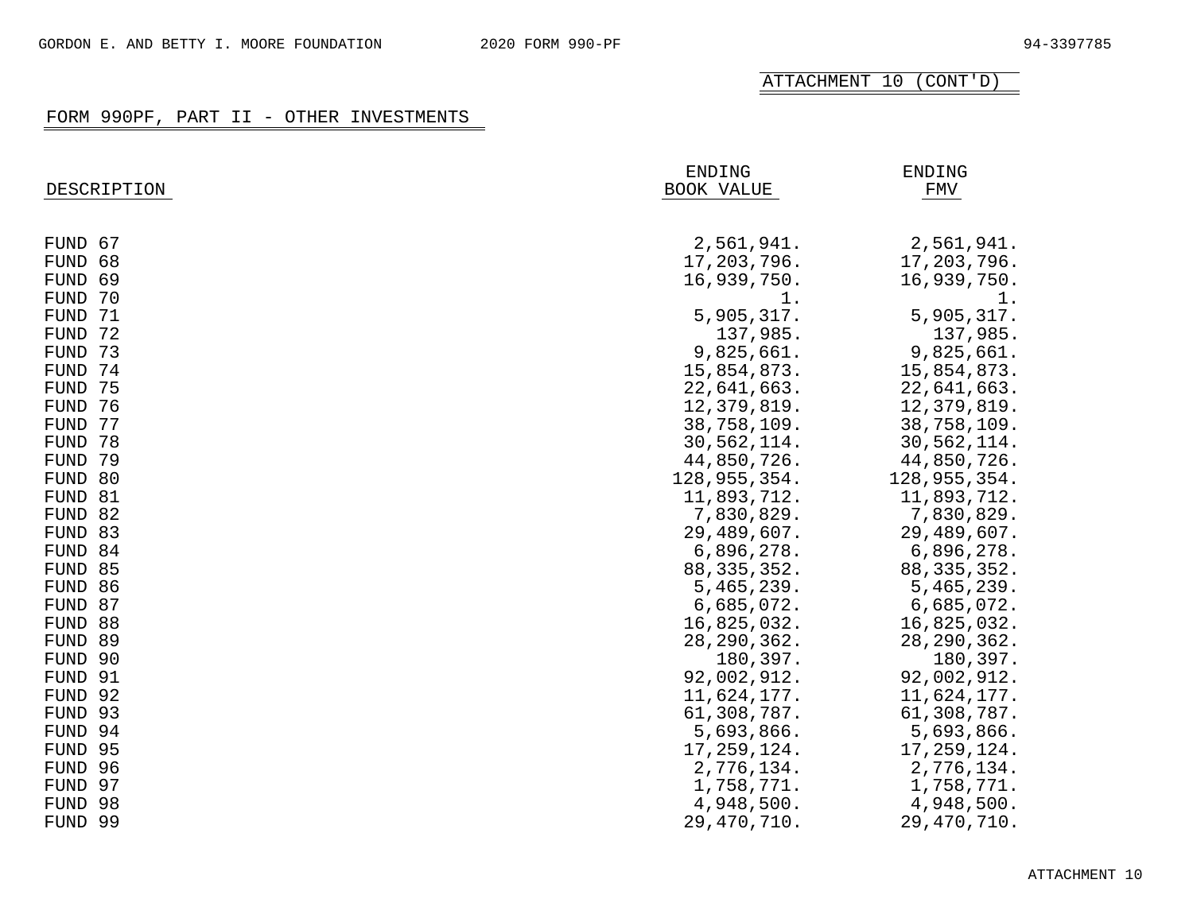ATTACHMENT 10 (CONT'D)

## FORM 990PF, PART II - OTHER INVESTMENTS

| DESCRIPTION | ENDING BOOK VALUE | ENDING FMV |
|---|---|---|
| FUND 67 | 2,561,941. | 2,561,941. |
| FUND 68 | 17,203,796. | 17,203,796. |
| FUND 69 | 16,939,750. | 16,939,750. |
| FUND 70 | 1. | 1. |
| FUND 71 | 5,905,317. | 5,905,317. |
| FUND 72 | 137,985. | 137,985. |
| FUND 73 | 9,825,661. | 9,825,661. |
| FUND 74 | 15,854,873. | 15,854,873. |
| FUND 75 | 22,641,663. | 22,641,663. |
| FUND 76 | 12,379,819. | 12,379,819. |
| FUND 77 | 38,758,109. | 38,758,109. |
| FUND 78 | 30,562,114. | 30,562,114. |
| FUND 79 | 44,850,726. | 44,850,726. |
| FUND 80 | 128,955,354. | 128,955,354. |
| FUND 81 | 11,893,712. | 11,893,712. |
| FUND 82 | 7,830,829. | 7,830,829. |
| FUND 83 | 29,489,607. | 29,489,607. |
| FUND 84 | 6,896,278. | 6,896,278. |
| FUND 85 | 88,335,352. | 88,335,352. |
| FUND 86 | 5,465,239. | 5,465,239. |
| FUND 87 | 6,685,072. | 6,685,072. |
| FUND 88 | 16,825,032. | 16,825,032. |
| FUND 89 | 28,290,362. | 28,290,362. |
| FUND 90 | 180,397. | 180,397. |
| FUND 91 | 92,002,912. | 92,002,912. |
| FUND 92 | 11,624,177. | 11,624,177. |
| FUND 93 | 61,308,787. | 61,308,787. |
| FUND 94 | 5,693,866. | 5,693,866. |
| FUND 95 | 17,259,124. | 17,259,124. |
| FUND 96 | 2,776,134. | 2,776,134. |
| FUND 97 | 1,758,771. | 1,758,771. |
| FUND 98 | 4,948,500. | 4,948,500. |
| FUND 99 | 29,470,710. | 29,470,710. |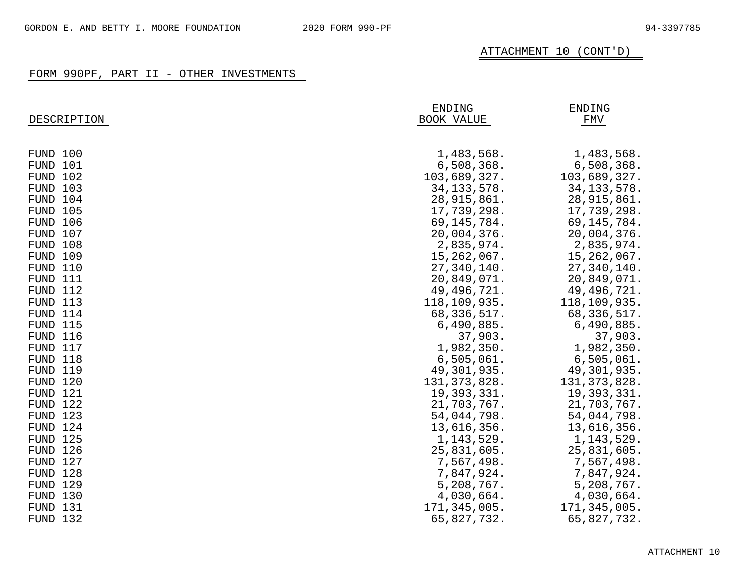ATTACHMENT 10 (CONT'D)

## FORM 990PF, PART II - OTHER INVESTMENTS

| DESCRIPTION | ENDING BOOK VALUE | ENDING FMV |
|---|---|---|
| FUND 100 | 1,483,568. | 1,483,568. |
| FUND 101 | 6,508,368. | 6,508,368. |
| FUND 102 | 103,689,327. | 103,689,327. |
| FUND 103 | 34,133,578. | 34,133,578. |
| FUND 104 | 28,915,861. | 28,915,861. |
| FUND 105 | 17,739,298. | 17,739,298. |
| FUND 106 | 69,145,784. | 69,145,784. |
| FUND 107 | 20,004,376. | 20,004,376. |
| FUND 108 | 2,835,974. | 2,835,974. |
| FUND 109 | 15,262,067. | 15,262,067. |
| FUND 110 | 27,340,140. | 27,340,140. |
| FUND 111 | 20,849,071. | 20,849,071. |
| FUND 112 | 49,496,721. | 49,496,721. |
| FUND 113 | 118,109,935. | 118,109,935. |
| FUND 114 | 68,336,517. | 68,336,517. |
| FUND 115 | 6,490,885. | 6,490,885. |
| FUND 116 | 37,903. | 37,903. |
| FUND 117 | 1,982,350. | 1,982,350. |
| FUND 118 | 6,505,061. | 6,505,061. |
| FUND 119 | 49,301,935. | 49,301,935. |
| FUND 120 | 131,373,828. | 131,373,828. |
| FUND 121 | 19,393,331. | 19,393,331. |
| FUND 122 | 21,703,767. | 21,703,767. |
| FUND 123 | 54,044,798. | 54,044,798. |
| FUND 124 | 13,616,356. | 13,616,356. |
| FUND 125 | 1,143,529. | 1,143,529. |
| FUND 126 | 25,831,605. | 25,831,605. |
| FUND 127 | 7,567,498. | 7,567,498. |
| FUND 128 | 7,847,924. | 7,847,924. |
| FUND 129 | 5,208,767. | 5,208,767. |
| FUND 130 | 4,030,664. | 4,030,664. |
| FUND 131 | 171,345,005. | 171,345,005. |
| FUND 132 | 65,827,732. | 65,827,732. |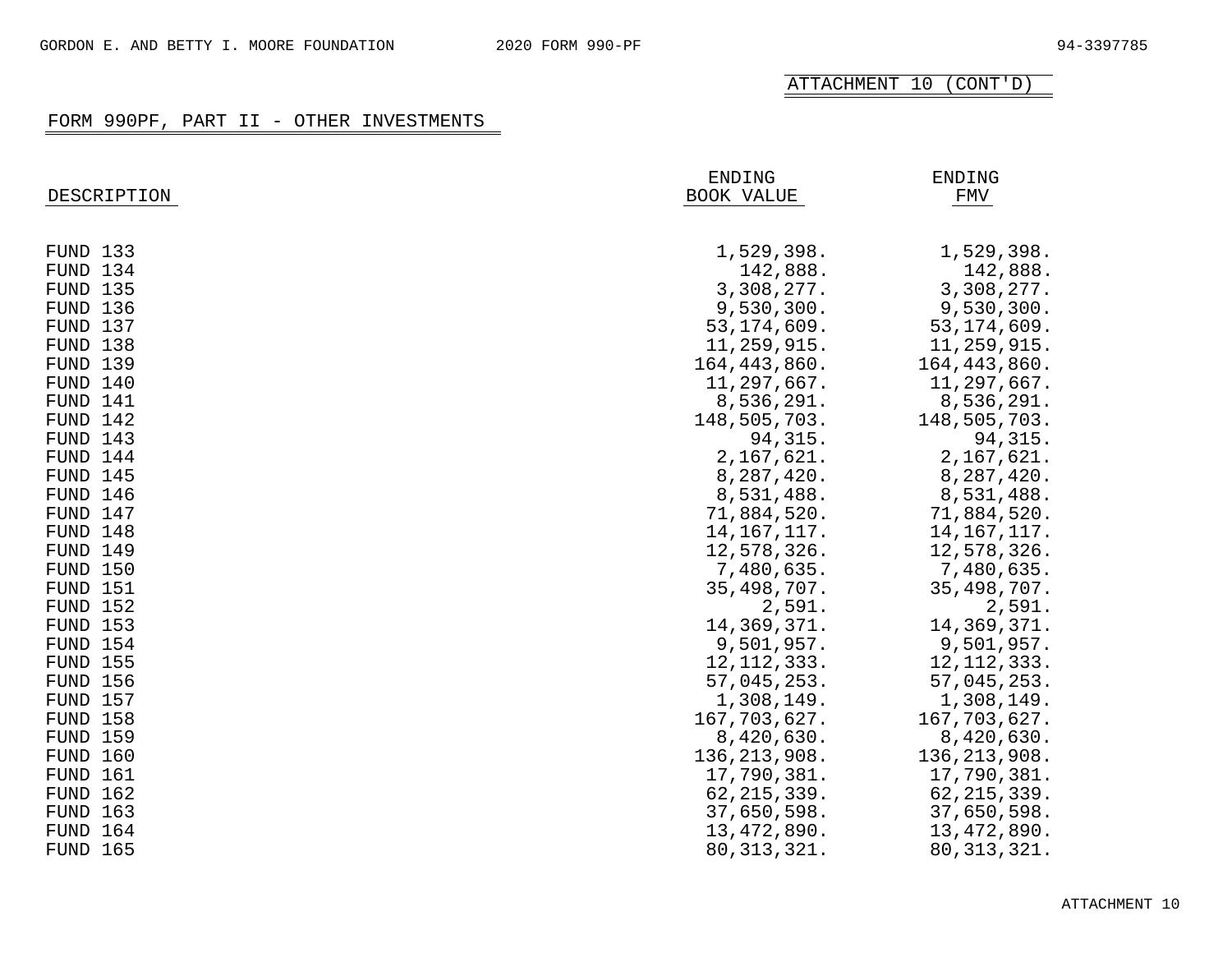ATTACHMENT 10 (CONT'D)

## FORM 990PF, PART II - OTHER INVESTMENTS

| DESCRIPTION | ENDING BOOK VALUE | ENDING FMV |
|---|---|---|
| FUND 133 | 1,529,398. | 1,529,398. |
| FUND 134 | 142,888. | 142,888. |
| FUND 135 | 3,308,277. | 3,308,277. |
| FUND 136 | 9,530,300. | 9,530,300. |
| FUND 137 | 53,174,609. | 53,174,609. |
| FUND 138 | 11,259,915. | 11,259,915. |
| FUND 139 | 164,443,860. | 164,443,860. |
| FUND 140 | 11,297,667. | 11,297,667. |
| FUND 141 | 8,536,291. | 8,536,291. |
| FUND 142 | 148,505,703. | 148,505,703. |
| FUND 143 | 94,315. | 94,315. |
| FUND 144 | 2,167,621. | 2,167,621. |
| FUND 145 | 8,287,420. | 8,287,420. |
| FUND 146 | 8,531,488. | 8,531,488. |
| FUND 147 | 71,884,520. | 71,884,520. |
| FUND 148 | 14,167,117. | 14,167,117. |
| FUND 149 | 12,578,326. | 12,578,326. |
| FUND 150 | 7,480,635. | 7,480,635. |
| FUND 151 | 35,498,707. | 35,498,707. |
| FUND 152 | 2,591. | 2,591. |
| FUND 153 | 14,369,371. | 14,369,371. |
| FUND 154 | 9,501,957. | 9,501,957. |
| FUND 155 | 12,112,333. | 12,112,333. |
| FUND 156 | 57,045,253. | 57,045,253. |
| FUND 157 | 1,308,149. | 1,308,149. |
| FUND 158 | 167,703,627. | 167,703,627. |
| FUND 159 | 8,420,630. | 8,420,630. |
| FUND 160 | 136,213,908. | 136,213,908. |
| FUND 161 | 17,790,381. | 17,790,381. |
| FUND 162 | 62,215,339. | 62,215,339. |
| FUND 163 | 37,650,598. | 37,650,598. |
| FUND 164 | 13,472,890. | 13,472,890. |
| FUND 165 | 80,313,321. | 80,313,321. |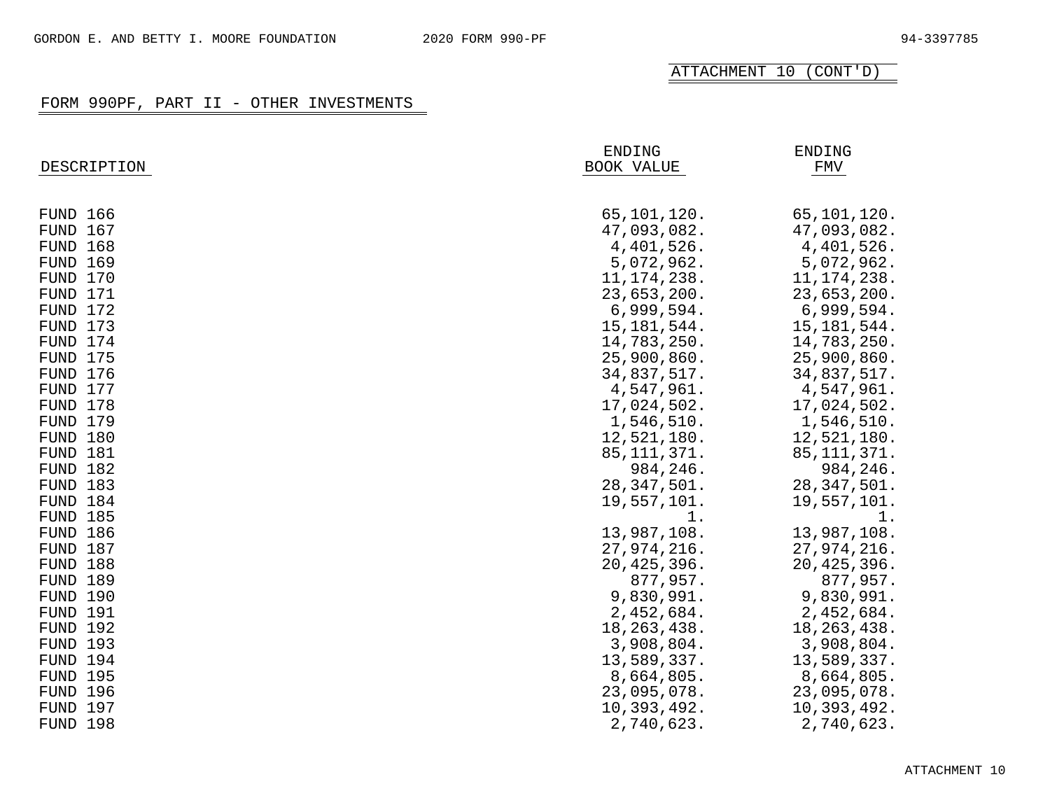ATTACHMENT 10 (CONT'D)

## FORM 990PF, PART II - OTHER INVESTMENTS

| DESCRIPTION | ENDING BOOK VALUE | ENDING FMV |
|---|---|---|
| FUND 166 | 65,101,120. | 65,101,120. |
| FUND 167 | 47,093,082. | 47,093,082. |
| FUND 168 | 4,401,526. | 4,401,526. |
| FUND 169 | 5,072,962. | 5,072,962. |
| FUND 170 | 11,174,238. | 11,174,238. |
| FUND 171 | 23,653,200. | 23,653,200. |
| FUND 172 | 6,999,594. | 6,999,594. |
| FUND 173 | 15,181,544. | 15,181,544. |
| FUND 174 | 14,783,250. | 14,783,250. |
| FUND 175 | 25,900,860. | 25,900,860. |
| FUND 176 | 34,837,517. | 34,837,517. |
| FUND 177 | 4,547,961. | 4,547,961. |
| FUND 178 | 17,024,502. | 17,024,502. |
| FUND 179 | 1,546,510. | 1,546,510. |
| FUND 180 | 12,521,180. | 12,521,180. |
| FUND 181 | 85,111,371. | 85,111,371. |
| FUND 182 | 984,246. | 984,246. |
| FUND 183 | 28,347,501. | 28,347,501. |
| FUND 184 | 19,557,101. | 19,557,101. |
| FUND 185 | 1. | 1. |
| FUND 186 | 13,987,108. | 13,987,108. |
| FUND 187 | 27,974,216. | 27,974,216. |
| FUND 188 | 20,425,396. | 20,425,396. |
| FUND 189 | 877,957. | 877,957. |
| FUND 190 | 9,830,991. | 9,830,991. |
| FUND 191 | 2,452,684. | 2,452,684. |
| FUND 192 | 18,263,438. | 18,263,438. |
| FUND 193 | 3,908,804. | 3,908,804. |
| FUND 194 | 13,589,337. | 13,589,337. |
| FUND 195 | 8,664,805. | 8,664,805. |
| FUND 196 | 23,095,078. | 23,095,078. |
| FUND 197 | 10,393,492. | 10,393,492. |
| FUND 198 | 2,740,623. | 2,740,623. |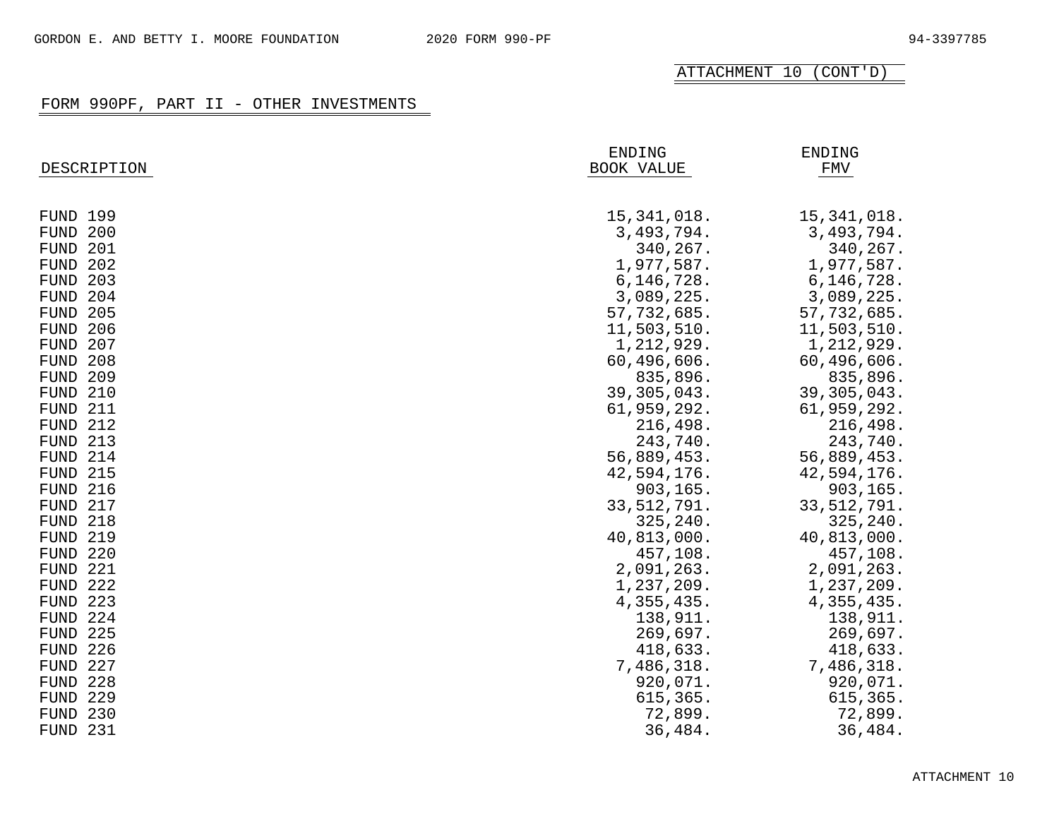ATTACHMENT 10 (CONT'D)

## FORM 990PF, PART II - OTHER INVESTMENTS

| DESCRIPTION | ENDING BOOK VALUE | ENDING FMV |
|---|---|---|
| FUND 199 | 15,341,018. | 15,341,018. |
| FUND 200 | 3,493,794. | 3,493,794. |
| FUND 201 | 340,267. | 340,267. |
| FUND 202 | 1,977,587. | 1,977,587. |
| FUND 203 | 6,146,728. | 6,146,728. |
| FUND 204 | 3,089,225. | 3,089,225. |
| FUND 205 | 57,732,685. | 57,732,685. |
| FUND 206 | 11,503,510. | 11,503,510. |
| FUND 207 | 1,212,929. | 1,212,929. |
| FUND 208 | 60,496,606. | 60,496,606. |
| FUND 209 | 835,896. | 835,896. |
| FUND 210 | 39,305,043. | 39,305,043. |
| FUND 211 | 61,959,292. | 61,959,292. |
| FUND 212 | 216,498. | 216,498. |
| FUND 213 | 243,740. | 243,740. |
| FUND 214 | 56,889,453. | 56,889,453. |
| FUND 215 | 42,594,176. | 42,594,176. |
| FUND 216 | 903,165. | 903,165. |
| FUND 217 | 33,512,791. | 33,512,791. |
| FUND 218 | 325,240. | 325,240. |
| FUND 219 | 40,813,000. | 40,813,000. |
| FUND 220 | 457,108. | 457,108. |
| FUND 221 | 2,091,263. | 2,091,263. |
| FUND 222 | 1,237,209. | 1,237,209. |
| FUND 223 | 4,355,435. | 4,355,435. |
| FUND 224 | 138,911. | 138,911. |
| FUND 225 | 269,697. | 269,697. |
| FUND 226 | 418,633. | 418,633. |
| FUND 227 | 7,486,318. | 7,486,318. |
| FUND 228 | 920,071. | 920,071. |
| FUND 229 | 615,365. | 615,365. |
| FUND 230 | 72,899. | 72,899. |
| FUND 231 | 36,484. | 36,484. |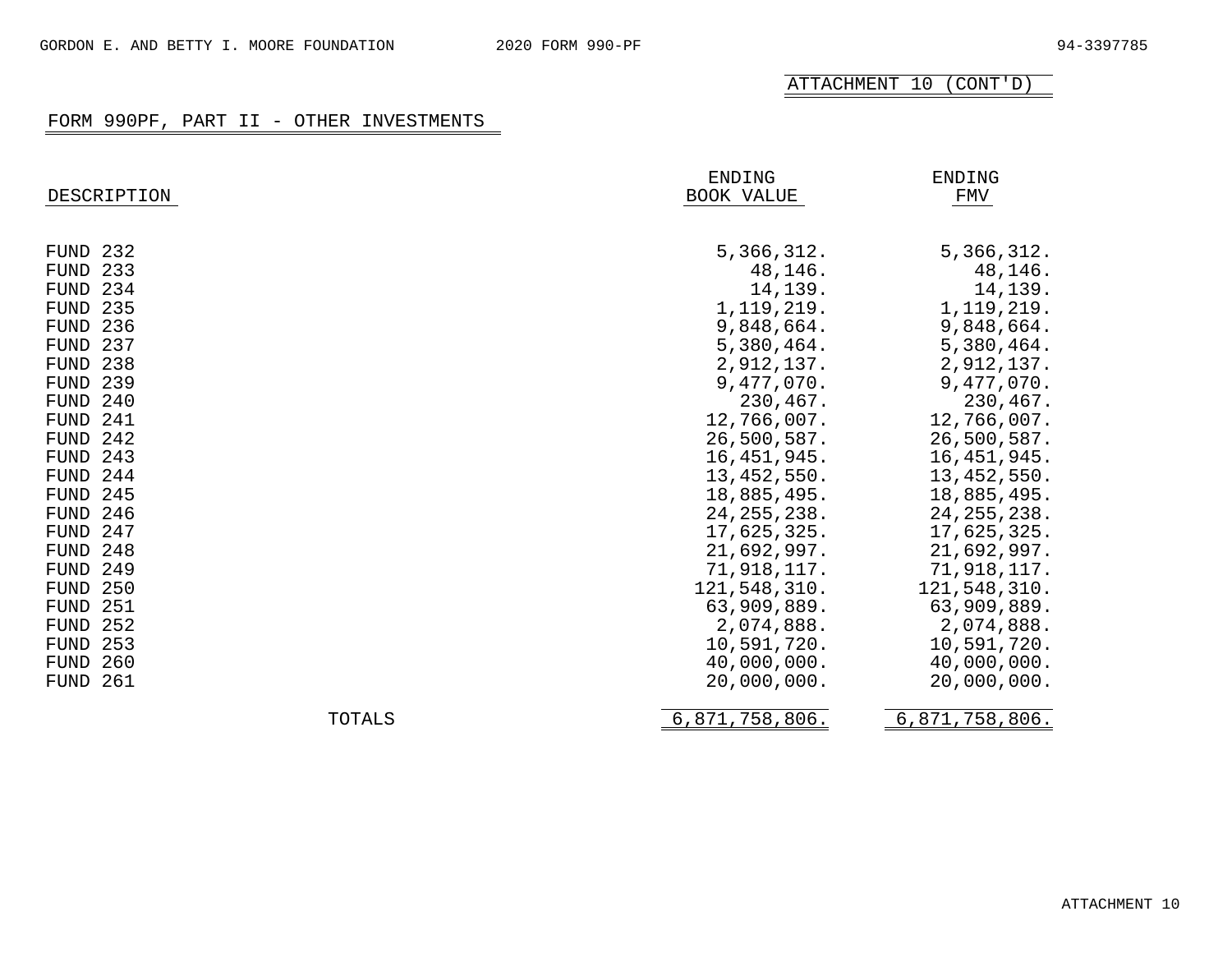ATTACHMENT 10 (CONT'D)

## FORM 990PF, PART II - OTHER INVESTMENTS

| DESCRIPTION | ENDING BOOK VALUE | ENDING FMV |
|---|---|---|
| FUND 232 | 5,366,312. | 5,366,312. |
| FUND 233 | 48,146. | 48,146. |
| FUND 234 | 14,139. | 14,139. |
| FUND 235 | 1,119,219. | 1,119,219. |
| FUND 236 | 9,848,664. | 9,848,664. |
| FUND 237 | 5,380,464. | 5,380,464. |
| FUND 238 | 2,912,137. | 2,912,137. |
| FUND 239 | 9,477,070. | 9,477,070. |
| FUND 240 | 230,467. | 230,467. |
| FUND 241 | 12,766,007. | 12,766,007. |
| FUND 242 | 26,500,587. | 26,500,587. |
| FUND 243 | 16,451,945. | 16,451,945. |
| FUND 244 | 13,452,550. | 13,452,550. |
| FUND 245 | 18,885,495. | 18,885,495. |
| FUND 246 | 24,255,238. | 24,255,238. |
| FUND 247 | 17,625,325. | 17,625,325. |
| FUND 248 | 21,692,997. | 21,692,997. |
| FUND 249 | 71,918,117. | 71,918,117. |
| FUND 250 | 121,548,310. | 121,548,310. |
| FUND 251 | 63,909,889. | 63,909,889. |
| FUND 252 | 2,074,888. | 2,074,888. |
| FUND 253 | 10,591,720. | 10,591,720. |
| FUND 260 | 40,000,000. | 40,000,000. |
| FUND 261 | 20,000,000. | 20,000,000. |
| TOTALS | 6,871,758,806. | 6,871,758,806. |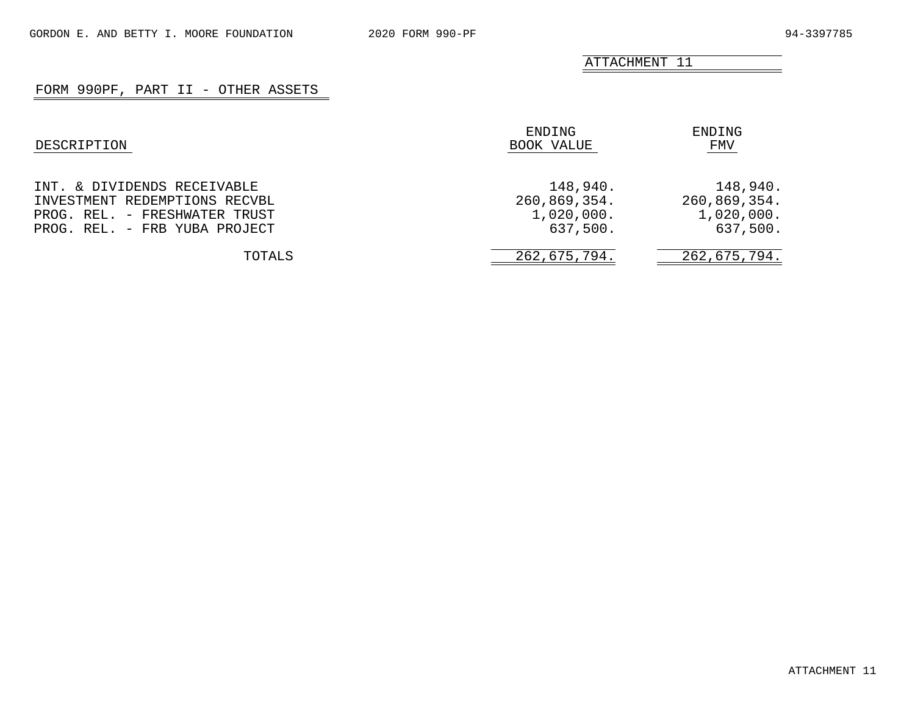ATTACHMENT 11

## FORM 990PF, PART II - OTHER ASSETS

| DESCRIPTION | ENDING BOOK VALUE | ENDING FMV |
|---|---|---|
| INT. & DIVIDENDS RECEIVABLE | 148,940. | 148,940. |
| INVESTMENT REDEMPTIONS RECVBL | 260,869,354. | 260,869,354. |
| PROG. REL. - FRESHWATER TRUST | 1,020,000. | 1,020,000. |
| PROG. REL. - FRB YUBA PROJECT | 637,500. | 637,500. |
| TOTALS | 262,675,794. | 262,675,794. |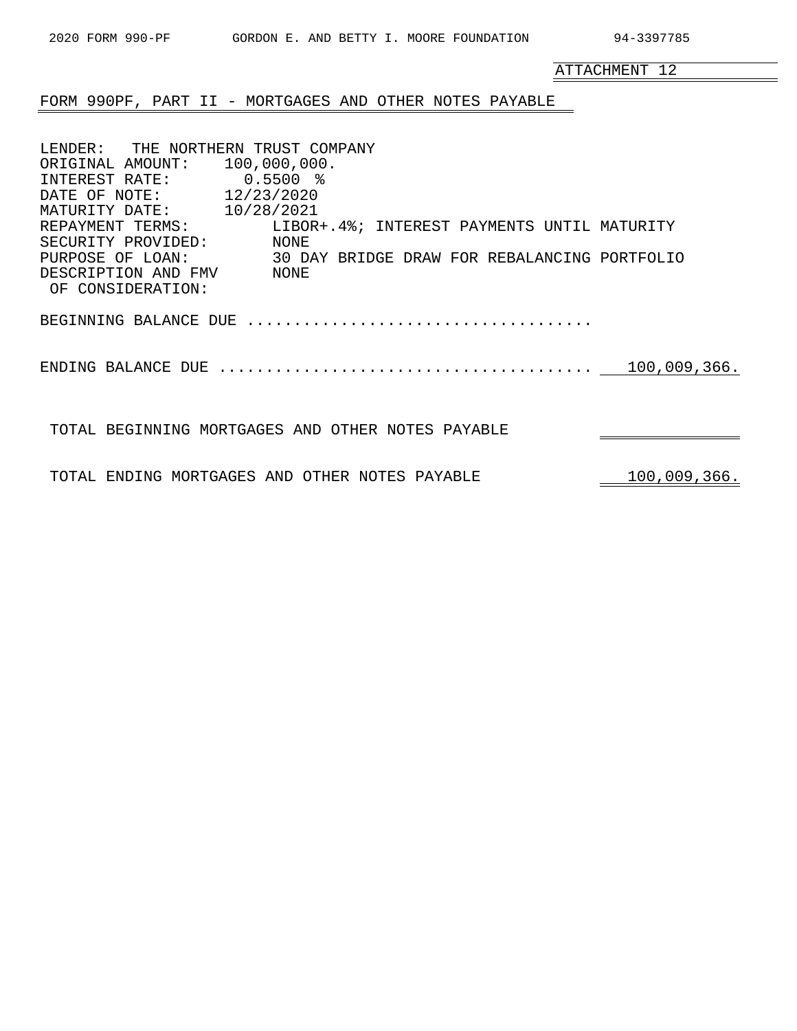ATTACHMENT 12

## FORM 990PF, PART II - MORTGAGES AND OTHER NOTES PAYABLE

LENDER: THE NORTHERN TRUST COMPANY
ORIGINAL AMOUNT: 100,000,000.
INTEREST RATE: 0.5500 %
DATE OF NOTE: 12/23/2020
MATURITY DATE: 10/28/2021
REPAYMENT TERMS: LIBOR+.4%; INTEREST PAYMENTS UNTIL MATURITY
SECURITY PROVIDED: NONE
PURPOSE OF LOAN: 30 DAY BRIDGE DRAW FOR REBALANCING PORTFOLIO
DESCRIPTION AND FMV OF CONSIDERATION: NONE

| | |
|---|---|
| BEGINNING BALANCE DUE | |
| ENDING BALANCE DUE | 100,009,366. |
| TOTAL BEGINNING MORTGAGES AND OTHER NOTES PAYABLE | |
| TOTAL ENDING MORTGAGES AND OTHER NOTES PAYABLE | 100,009,366. |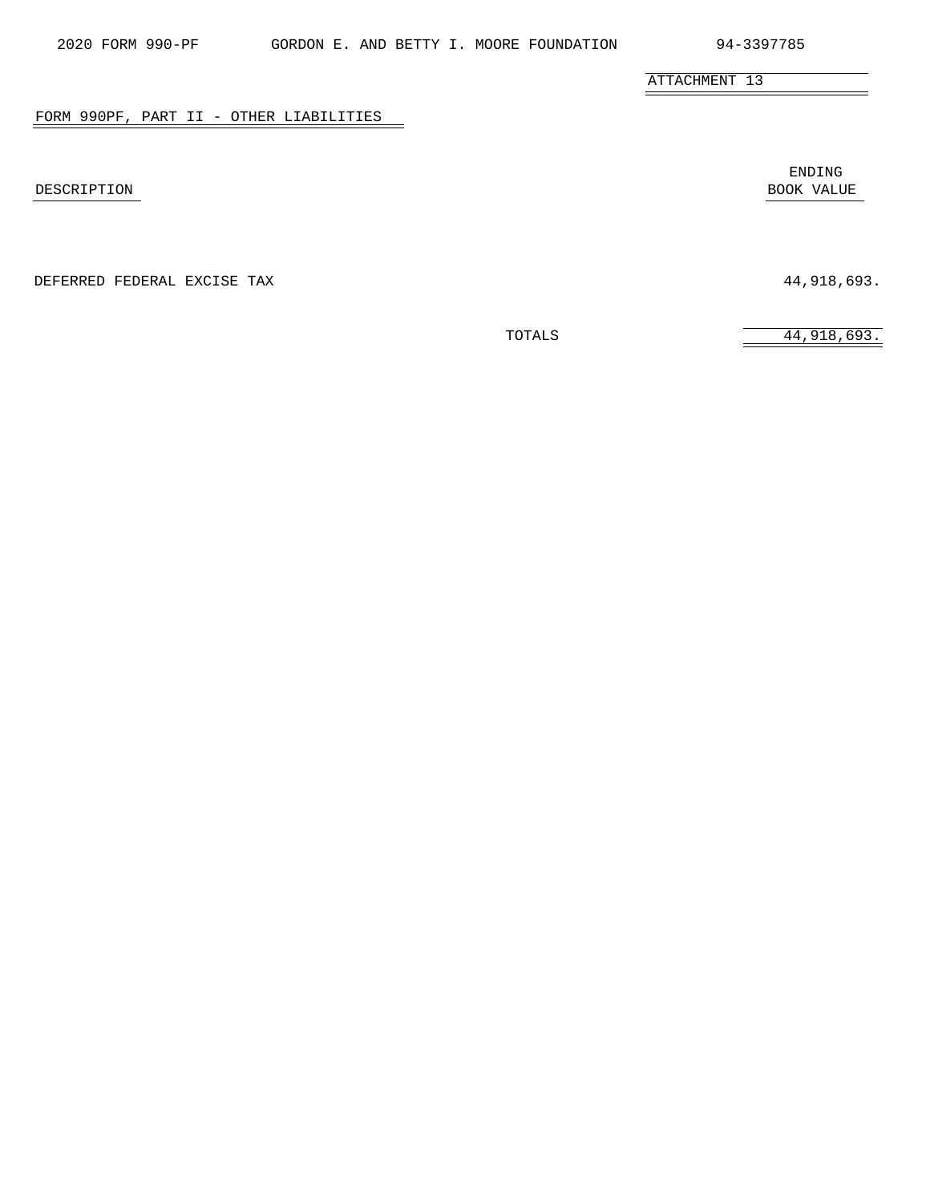ATTACHMENT 13

## FORM 990PF, PART II - OTHER LIABILITIES

| DESCRIPTION | ENDING BOOK VALUE |
|---|---|
| DEFERRED FEDERAL EXCISE TAX | 44,918,693. |
| TOTALS | 44,918,693. |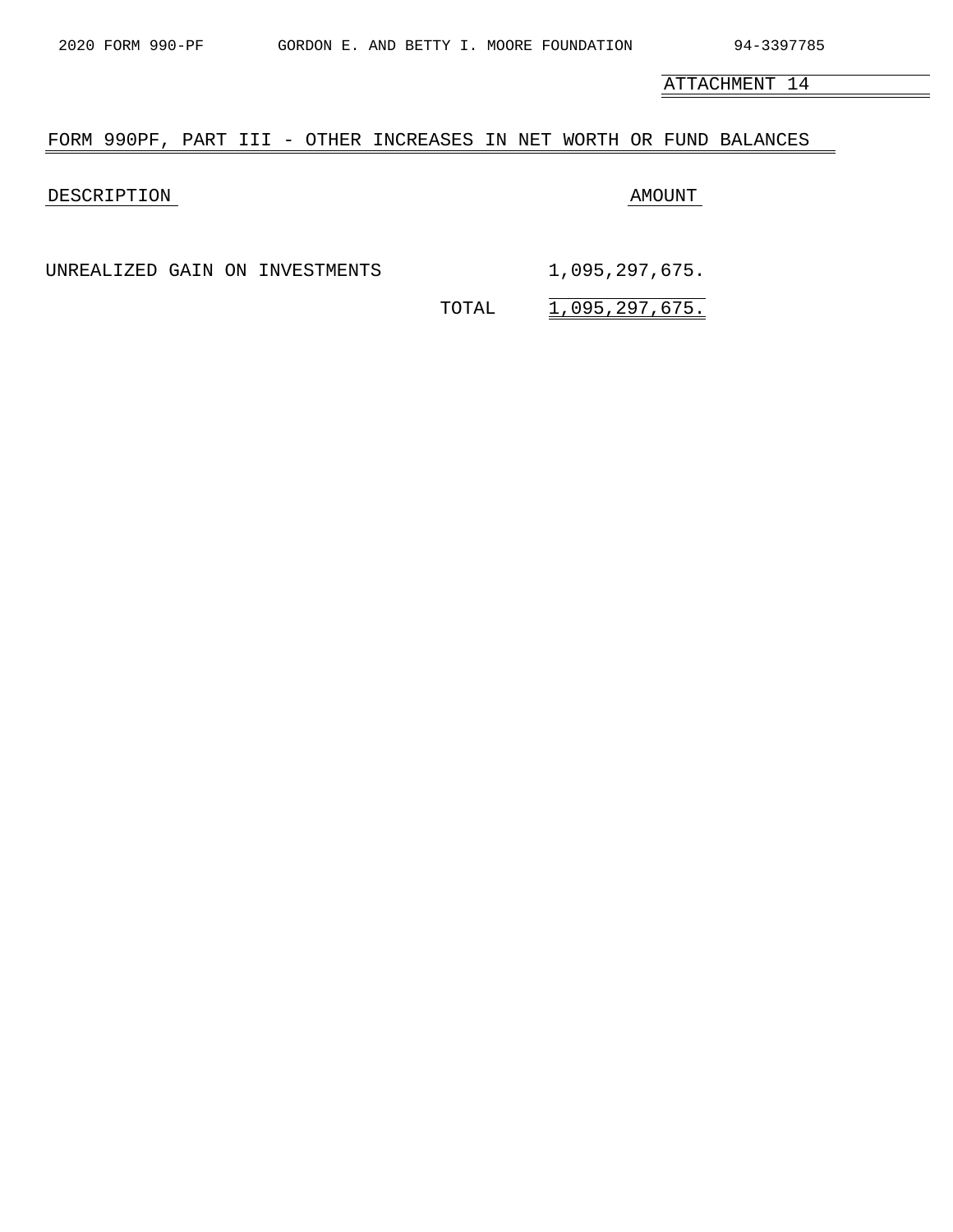ATTACHMENT 14

## FORM 990PF, PART III - OTHER INCREASES IN NET WORTH OR FUND BALANCES

| DESCRIPTION | AMOUNT |
|---|---|
| UNREALIZED GAIN ON INVESTMENTS | 1,095,297,675. |
| TOTAL | 1,095,297,675. |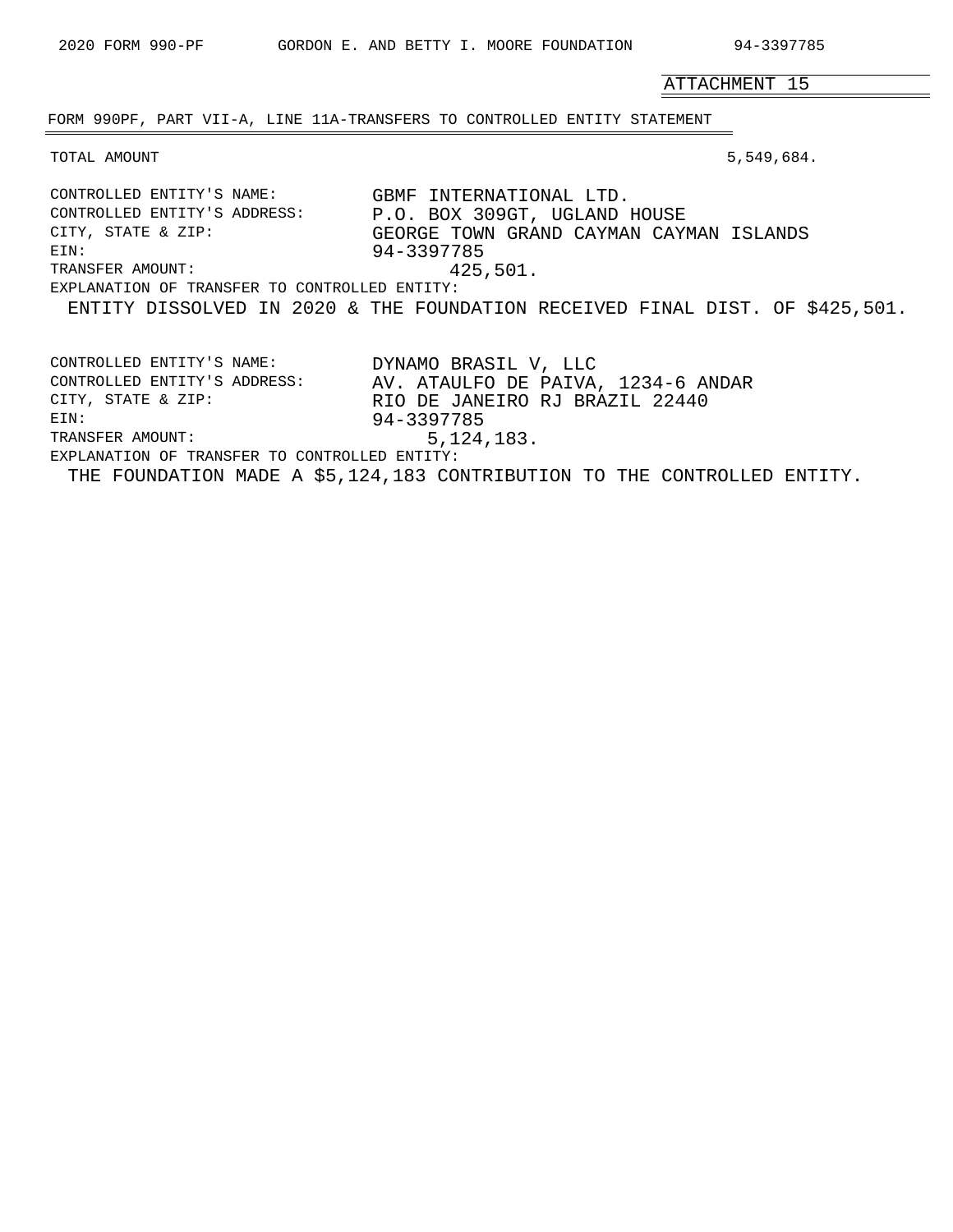ATTACHMENT 15

## FORM 990PF, PART VII-A, LINE 11A-TRANSFERS TO CONTROLLED ENTITY STATEMENT

TOTAL AMOUNT 5,549,684.

CONTROLLED ENTITY'S NAME: GBMF INTERNATIONAL LTD.
CONTROLLED ENTITY'S ADDRESS: P.O. BOX 309GT, UGLAND HOUSE
CITY, STATE & ZIP: GEORGE TOWN GRAND CAYMAN CAYMAN ISLANDS
EIN: 94-3397785
TRANSFER AMOUNT: 425,501.
EXPLANATION OF TRANSFER TO CONTROLLED ENTITY:
ENTITY DISSOLVED IN 2020 & THE FOUNDATION RECEIVED FINAL DIST. OF $425,501.

CONTROLLED ENTITY'S NAME: DYNAMO BRASIL V, LLC
CONTROLLED ENTITY'S ADDRESS: AV. ATAULFO DE PAIVA, 1234-6 ANDAR
CITY, STATE & ZIP: RIO DE JANEIRO RJ BRAZIL 22440
EIN: 94-3397785
TRANSFER AMOUNT: 5,124,183.
EXPLANATION OF TRANSFER TO CONTROLLED ENTITY:
THE FOUNDATION MADE A $5,124,183 CONTRIBUTION TO THE CONTROLLED ENTITY.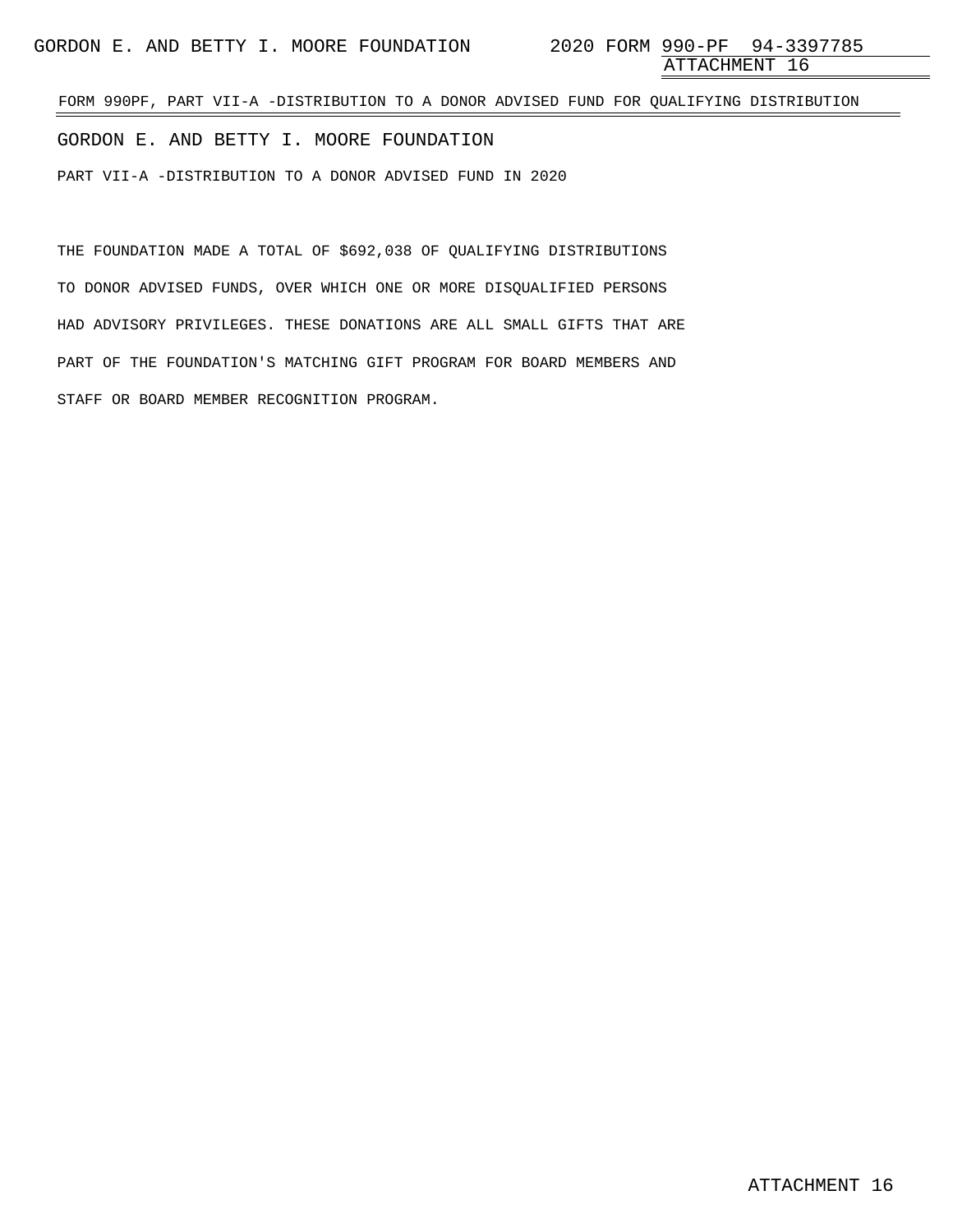FORM 990PF, PART VII-A -DISTRIBUTION TO A DONOR ADVISED FUND FOR QUALIFYING DISTRIBUTION

GORDON E. AND BETTY I. MOORE FOUNDATION

PART VII-A -DISTRIBUTION TO A DONOR ADVISED FUND IN 2020

THE FOUNDATION MADE A TOTAL OF $692,038 OF QUALIFYING DISTRIBUTIONS TO DONOR ADVISED FUNDS, OVER WHICH ONE OR MORE DISQUALIFIED PERSONS HAD ADVISORY PRIVILEGES. THESE DONATIONS ARE ALL SMALL GIFTS THAT ARE PART OF THE FOUNDATION'S MATCHING GIFT PROGRAM FOR BOARD MEMBERS AND STAFF OR BOARD MEMBER RECOGNITION PROGRAM.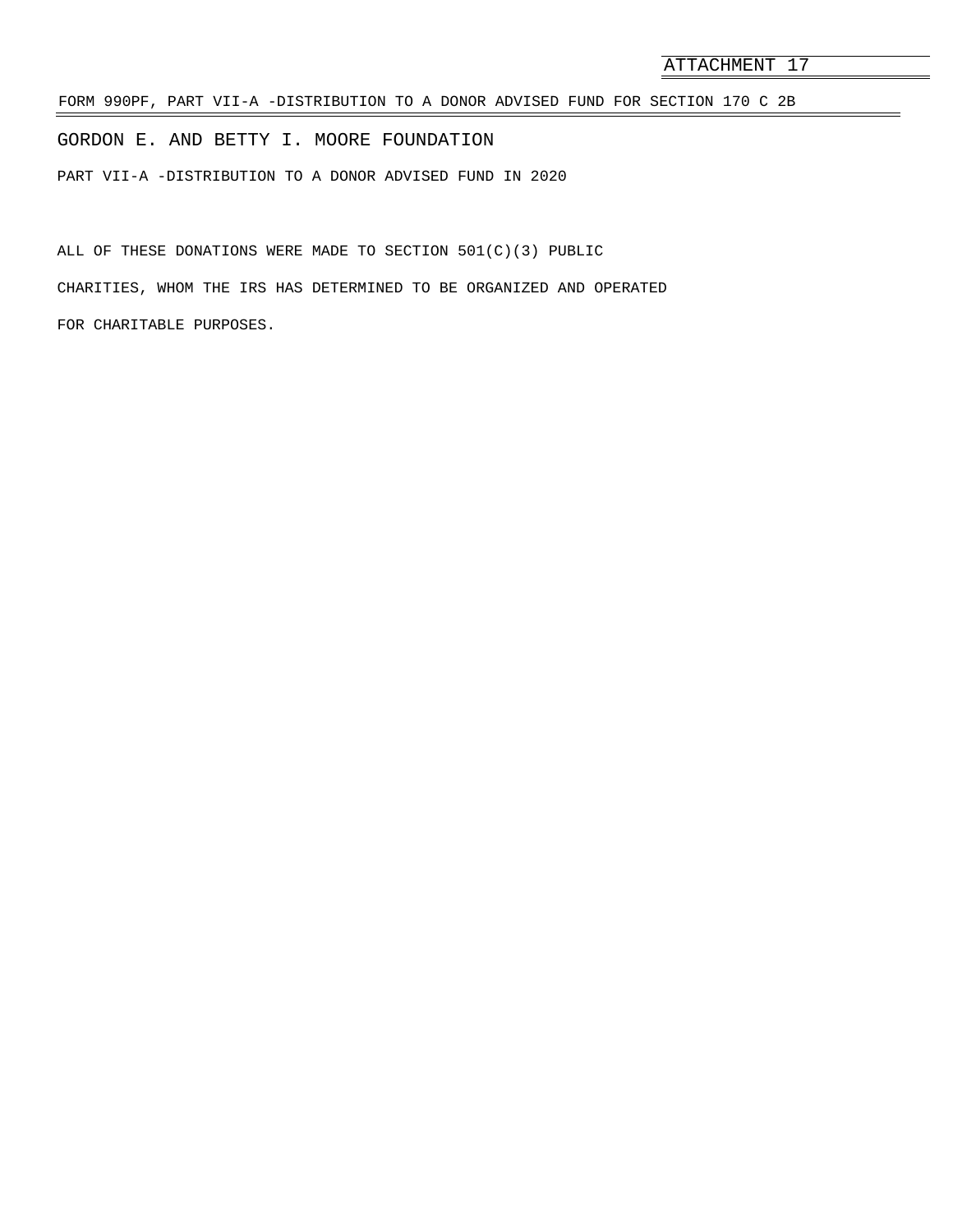ATTACHMENT 17

FORM 990PF, PART VII-A -DISTRIBUTION TO A DONOR ADVISED FUND FOR SECTION 170 C 2B

GORDON E. AND BETTY I. MOORE FOUNDATION

PART VII-A -DISTRIBUTION TO A DONOR ADVISED FUND IN 2020

ALL OF THESE DONATIONS WERE MADE TO SECTION 501(C)(3) PUBLIC CHARITIES, WHOM THE IRS HAS DETERMINED TO BE ORGANIZED AND OPERATED FOR CHARITABLE PURPOSES.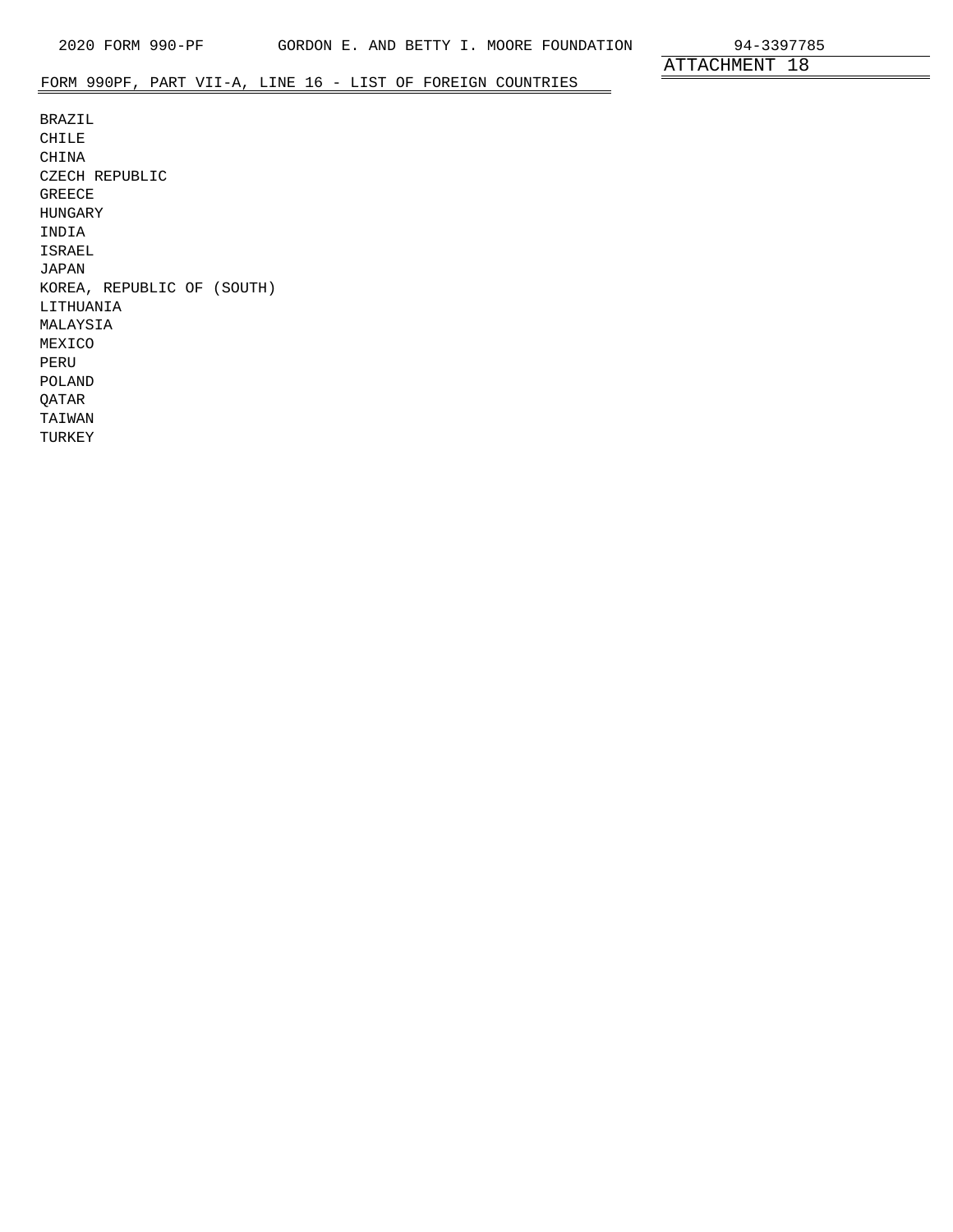ATTACHMENT 18

## FORM 990PF, PART VII-A, LINE 16 - LIST OF FOREIGN COUNTRIES

BRAZIL
CHILE
CHINA
CZECH REPUBLIC
GREECE
HUNGARY
INDIA
ISRAEL
JAPAN
KOREA, REPUBLIC OF (SOUTH)
LITHUANIA
MALAYSIA
MEXICO
PERU
POLAND
QATAR
TAIWAN
TURKEY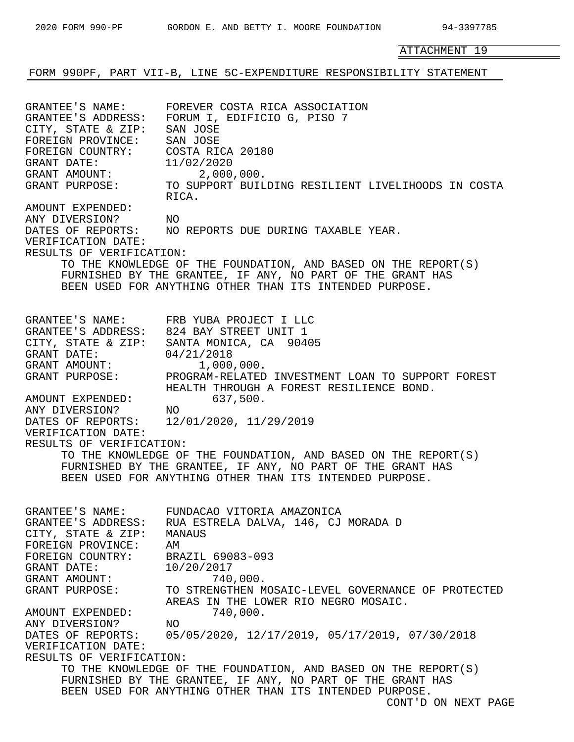ATTACHMENT 19

FORM 990PF, PART VII-B, LINE 5C-EXPENDITURE RESPONSIBILITY STATEMENT

GRANTEE'S NAME: FOREVER COSTA RICA ASSOCIATION
GRANTEE'S ADDRESS: FORUM I, EDIFICIO G, PISO 7
CITY, STATE & ZIP: SAN JOSE
FOREIGN PROVINCE: SAN JOSE
FOREIGN COUNTRY: COSTA RICA 20180
GRANT DATE: 11/02/2020
GRANT AMOUNT: 2,000,000.
GRANT PURPOSE: TO SUPPORT BUILDING RESILIENT LIVELIHOODS IN COSTA RICA.
AMOUNT EXPENDED:
ANY DIVERSION? NO
DATES OF REPORTS: NO REPORTS DUE DURING TAXABLE YEAR.
VERIFICATION DATE:
RESULTS OF VERIFICATION:
TO THE KNOWLEDGE OF THE FOUNDATION, AND BASED ON THE REPORT(S) FURNISHED BY THE GRANTEE, IF ANY, NO PART OF THE GRANT HAS BEEN USED FOR ANYTHING OTHER THAN ITS INTENDED PURPOSE.

GRANTEE'S NAME: FRB YUBA PROJECT I LLC
GRANTEE'S ADDRESS: 824 BAY STREET UNIT 1
CITY, STATE & ZIP: SANTA MONICA, CA 90405
GRANT DATE: 04/21/2018
GRANT AMOUNT: 1,000,000.
GRANT PURPOSE: PROGRAM-RELATED INVESTMENT LOAN TO SUPPORT FOREST HEALTH THROUGH A FOREST RESILIENCE BOND.
AMOUNT EXPENDED: 637,500.
ANY DIVERSION? NO
DATES OF REPORTS: 12/01/2020, 11/29/2019
VERIFICATION DATE:
RESULTS OF VERIFICATION:
TO THE KNOWLEDGE OF THE FOUNDATION, AND BASED ON THE REPORT(S) FURNISHED BY THE GRANTEE, IF ANY, NO PART OF THE GRANT HAS BEEN USED FOR ANYTHING OTHER THAN ITS INTENDED PURPOSE.

GRANTEE'S NAME: FUNDACAO VITORIA AMAZONICA
GRANTEE'S ADDRESS: RUA ESTRELA DALVA, 146, CJ MORADA D
CITY, STATE & ZIP: MANAUS
FOREIGN PROVINCE: AM
FOREIGN COUNTRY: BRAZIL 69083-093
GRANT DATE: 10/20/2017
GRANT AMOUNT: 740,000.
GRANT PURPOSE: TO STRENGTHEN MOSAIC-LEVEL GOVERNANCE OF PROTECTED AREAS IN THE LOWER RIO NEGRO MOSAIC.
AMOUNT EXPENDED: 740,000.
ANY DIVERSION? NO
DATES OF REPORTS: 05/05/2020, 12/17/2019, 05/17/2019, 07/30/2018
VERIFICATION DATE:
RESULTS OF VERIFICATION:
TO THE KNOWLEDGE OF THE FOUNDATION, AND BASED ON THE REPORT(S) FURNISHED BY THE GRANTEE, IF ANY, NO PART OF THE GRANT HAS BEEN USED FOR ANYTHING OTHER THAN ITS INTENDED PURPOSE.

CONT'D ON NEXT PAGE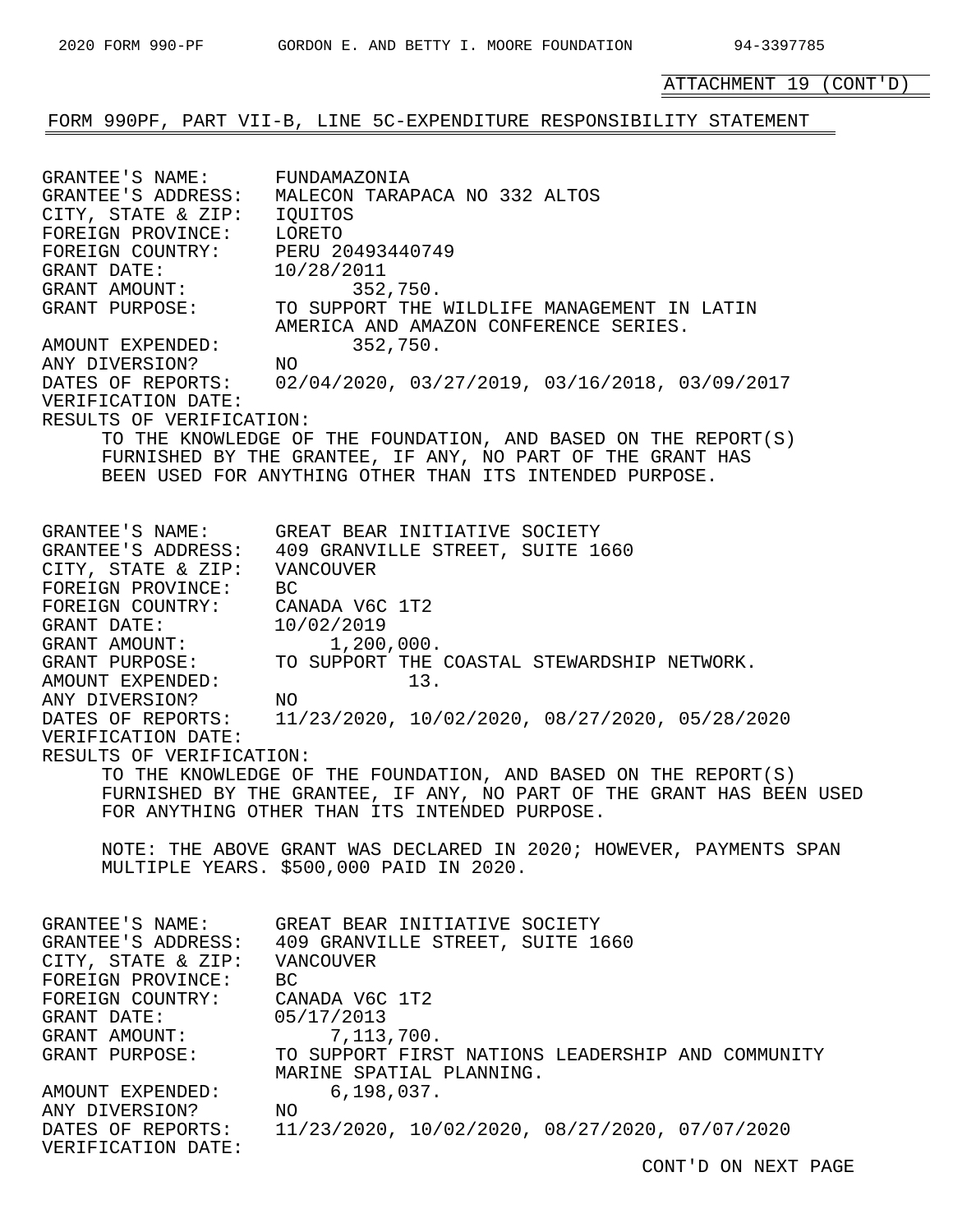ATTACHMENT 19 (CONT'D)

FORM 990PF, PART VII-B, LINE 5C-EXPENDITURE RESPONSIBILITY STATEMENT

GRANTEE'S NAME: FUNDAMAZONIA
GRANTEE'S ADDRESS: MALECON TARAPACA NO 332 ALTOS
CITY, STATE & ZIP: IQUITOS
FOREIGN PROVINCE: LORETO
FOREIGN COUNTRY: PERU 20493440749
GRANT DATE: 10/28/2011
GRANT AMOUNT: 352,750.
GRANT PURPOSE: TO SUPPORT THE WILDLIFE MANAGEMENT IN LATIN AMERICA AND AMAZON CONFERENCE SERIES.
AMOUNT EXPENDED: 352,750.
ANY DIVERSION? NO
DATES OF REPORTS: 02/04/2020, 03/27/2019, 03/16/2018, 03/09/2017
VERIFICATION DATE:
RESULTS OF VERIFICATION:
TO THE KNOWLEDGE OF THE FOUNDATION, AND BASED ON THE REPORT(S) FURNISHED BY THE GRANTEE, IF ANY, NO PART OF THE GRANT HAS BEEN USED FOR ANYTHING OTHER THAN ITS INTENDED PURPOSE.

GRANTEE'S NAME: GREAT BEAR INITIATIVE SOCIETY
GRANTEE'S ADDRESS: 409 GRANVILLE STREET, SUITE 1660
CITY, STATE & ZIP: VANCOUVER
FOREIGN PROVINCE: BC
FOREIGN COUNTRY: CANADA V6C 1T2
GRANT DATE: 10/02/2019
GRANT AMOUNT: 1,200,000.
GRANT PURPOSE: TO SUPPORT THE COASTAL STEWARDSHIP NETWORK.
AMOUNT EXPENDED: 13.
ANY DIVERSION? NO
DATES OF REPORTS: 11/23/2020, 10/02/2020, 08/27/2020, 05/28/2020
VERIFICATION DATE:
RESULTS OF VERIFICATION:
TO THE KNOWLEDGE OF THE FOUNDATION, AND BASED ON THE REPORT(S) FURNISHED BY THE GRANTEE, IF ANY, NO PART OF THE GRANT HAS BEEN USED FOR ANYTHING OTHER THAN ITS INTENDED PURPOSE.

NOTE: THE ABOVE GRANT WAS DECLARED IN 2020; HOWEVER, PAYMENTS SPAN MULTIPLE YEARS. $500,000 PAID IN 2020.

GRANTEE'S NAME: GREAT BEAR INITIATIVE SOCIETY
GRANTEE'S ADDRESS: 409 GRANVILLE STREET, SUITE 1660
CITY, STATE & ZIP: VANCOUVER
FOREIGN PROVINCE: BC
FOREIGN COUNTRY: CANADA V6C 1T2
GRANT DATE: 05/17/2013
GRANT AMOUNT: 7,113,700.
GRANT PURPOSE: TO SUPPORT FIRST NATIONS LEADERSHIP AND COMMUNITY MARINE SPATIAL PLANNING.
AMOUNT EXPENDED: 6,198,037.
ANY DIVERSION? NO
DATES OF REPORTS: 11/23/2020, 10/02/2020, 08/27/2020, 07/07/2020
VERIFICATION DATE:

CONT'D ON NEXT PAGE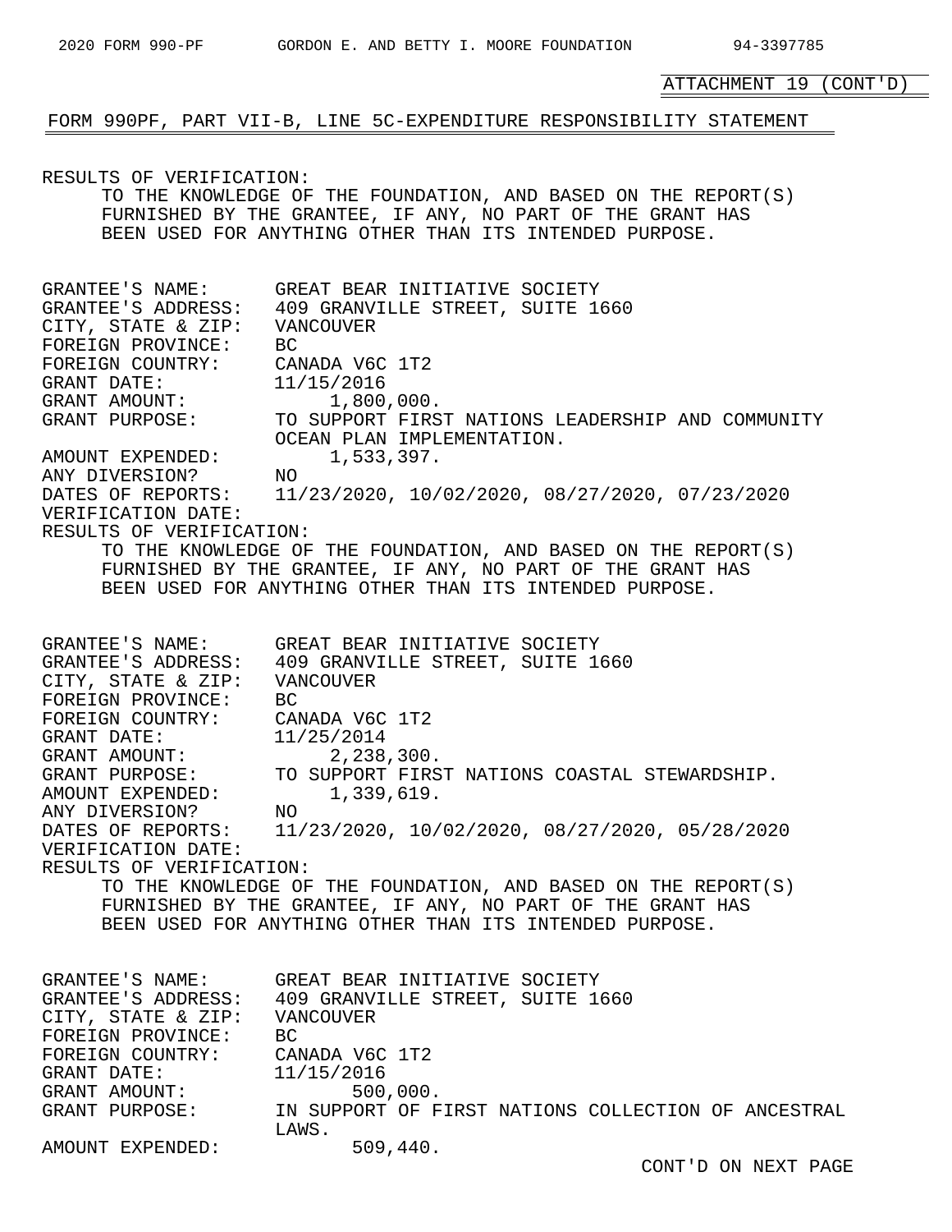ATTACHMENT 19 (CONT'D)

## FORM 990PF, PART VII-B, LINE 5C-EXPENDITURE RESPONSIBILITY STATEMENT

RESULTS OF VERIFICATION:
TO THE KNOWLEDGE OF THE FOUNDATION, AND BASED ON THE REPORT(S) FURNISHED BY THE GRANTEE, IF ANY, NO PART OF THE GRANT HAS BEEN USED FOR ANYTHING OTHER THAN ITS INTENDED PURPOSE.

GRANTEE'S NAME: GREAT BEAR INITIATIVE SOCIETY
GRANTEE'S ADDRESS: 409 GRANVILLE STREET, SUITE 1660
CITY, STATE & ZIP: VANCOUVER
FOREIGN PROVINCE: BC
FOREIGN COUNTRY: CANADA V6C 1T2
GRANT DATE: 11/15/2016
GRANT AMOUNT: 1,800,000.
GRANT PURPOSE: TO SUPPORT FIRST NATIONS LEADERSHIP AND COMMUNITY OCEAN PLAN IMPLEMENTATION.
AMOUNT EXPENDED: 1,533,397.
ANY DIVERSION? NO
DATES OF REPORTS: 11/23/2020, 10/02/2020, 08/27/2020, 07/23/2020
VERIFICATION DATE:
RESULTS OF VERIFICATION:
TO THE KNOWLEDGE OF THE FOUNDATION, AND BASED ON THE REPORT(S) FURNISHED BY THE GRANTEE, IF ANY, NO PART OF THE GRANT HAS BEEN USED FOR ANYTHING OTHER THAN ITS INTENDED PURPOSE.

GRANTEE'S NAME: GREAT BEAR INITIATIVE SOCIETY
GRANTEE'S ADDRESS: 409 GRANVILLE STREET, SUITE 1660
CITY, STATE & ZIP: VANCOUVER
FOREIGN PROVINCE: BC
FOREIGN COUNTRY: CANADA V6C 1T2
GRANT DATE: 11/25/2014
GRANT AMOUNT: 2,238,300.
GRANT PURPOSE: TO SUPPORT FIRST NATIONS COASTAL STEWARDSHIP.
AMOUNT EXPENDED: 1,339,619.
ANY DIVERSION? NO
DATES OF REPORTS: 11/23/2020, 10/02/2020, 08/27/2020, 05/28/2020
VERIFICATION DATE:
RESULTS OF VERIFICATION:
TO THE KNOWLEDGE OF THE FOUNDATION, AND BASED ON THE REPORT(S) FURNISHED BY THE GRANTEE, IF ANY, NO PART OF THE GRANT HAS BEEN USED FOR ANYTHING OTHER THAN ITS INTENDED PURPOSE.

GRANTEE'S NAME: GREAT BEAR INITIATIVE SOCIETY
GRANTEE'S ADDRESS: 409 GRANVILLE STREET, SUITE 1660
CITY, STATE & ZIP: VANCOUVER
FOREIGN PROVINCE: BC
FOREIGN COUNTRY: CANADA V6C 1T2
GRANT DATE: 11/15/2016
GRANT AMOUNT: 500,000.
GRANT PURPOSE: IN SUPPORT OF FIRST NATIONS COLLECTION OF ANCESTRAL LAWS.
AMOUNT EXPENDED: 509,440.

CONT'D ON NEXT PAGE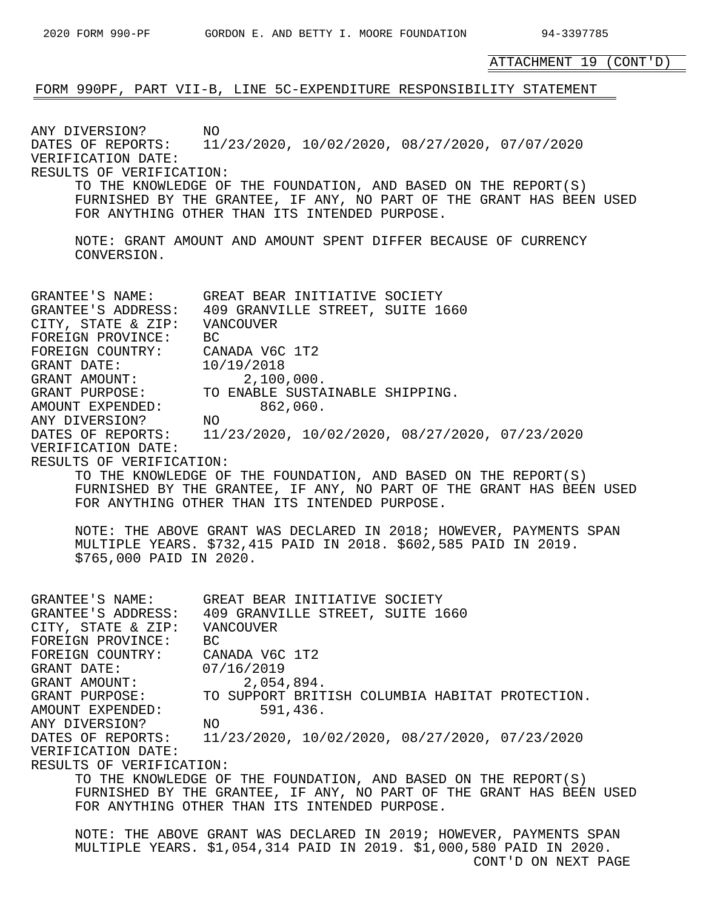ATTACHMENT 19 (CONT'D)

FORM 990PF, PART VII-B, LINE 5C-EXPENDITURE RESPONSIBILITY STATEMENT

ANY DIVERSION? NO
DATES OF REPORTS: 11/23/2020, 10/02/2020, 08/27/2020, 07/07/2020
VERIFICATION DATE:
RESULTS OF VERIFICATION:
TO THE KNOWLEDGE OF THE FOUNDATION, AND BASED ON THE REPORT(S) FURNISHED BY THE GRANTEE, IF ANY, NO PART OF THE GRANT HAS BEEN USED FOR ANYTHING OTHER THAN ITS INTENDED PURPOSE.

NOTE: GRANT AMOUNT AND AMOUNT SPENT DIFFER BECAUSE OF CURRENCY CONVERSION.

GRANTEE'S NAME: GREAT BEAR INITIATIVE SOCIETY
GRANTEE'S ADDRESS: 409 GRANVILLE STREET, SUITE 1660
CITY, STATE & ZIP: VANCOUVER
FOREIGN PROVINCE: BC
FOREIGN COUNTRY: CANADA V6C 1T2
GRANT DATE: 10/19/2018
GRANT AMOUNT: 2,100,000.
GRANT PURPOSE: TO ENABLE SUSTAINABLE SHIPPING.
AMOUNT EXPENDED: 862,060.
ANY DIVERSION? NO
DATES OF REPORTS: 11/23/2020, 10/02/2020, 08/27/2020, 07/23/2020
VERIFICATION DATE:
RESULTS OF VERIFICATION:
TO THE KNOWLEDGE OF THE FOUNDATION, AND BASED ON THE REPORT(S) FURNISHED BY THE GRANTEE, IF ANY, NO PART OF THE GRANT HAS BEEN USED FOR ANYTHING OTHER THAN ITS INTENDED PURPOSE.

NOTE: THE ABOVE GRANT WAS DECLARED IN 2018; HOWEVER, PAYMENTS SPAN MULTIPLE YEARS. $732,415 PAID IN 2018. $602,585 PAID IN 2019. $765,000 PAID IN 2020.

GRANTEE'S NAME: GREAT BEAR INITIATIVE SOCIETY
GRANTEE'S ADDRESS: 409 GRANVILLE STREET, SUITE 1660
CITY, STATE & ZIP: VANCOUVER
FOREIGN PROVINCE: BC
FOREIGN COUNTRY: CANADA V6C 1T2
GRANT DATE: 07/16/2019
GRANT AMOUNT: 2,054,894.
GRANT PURPOSE: TO SUPPORT BRITISH COLUMBIA HABITAT PROTECTION.
AMOUNT EXPENDED: 591,436.
ANY DIVERSION? NO
DATES OF REPORTS: 11/23/2020, 10/02/2020, 08/27/2020, 07/23/2020
VERIFICATION DATE:
RESULTS OF VERIFICATION:
TO THE KNOWLEDGE OF THE FOUNDATION, AND BASED ON THE REPORT(S) FURNISHED BY THE GRANTEE, IF ANY, NO PART OF THE GRANT HAS BEEN USED FOR ANYTHING OTHER THAN ITS INTENDED PURPOSE.

NOTE: THE ABOVE GRANT WAS DECLARED IN 2019; HOWEVER, PAYMENTS SPAN MULTIPLE YEARS. $1,054,314 PAID IN 2019. $1,000,580 PAID IN 2020.

CONT'D ON NEXT PAGE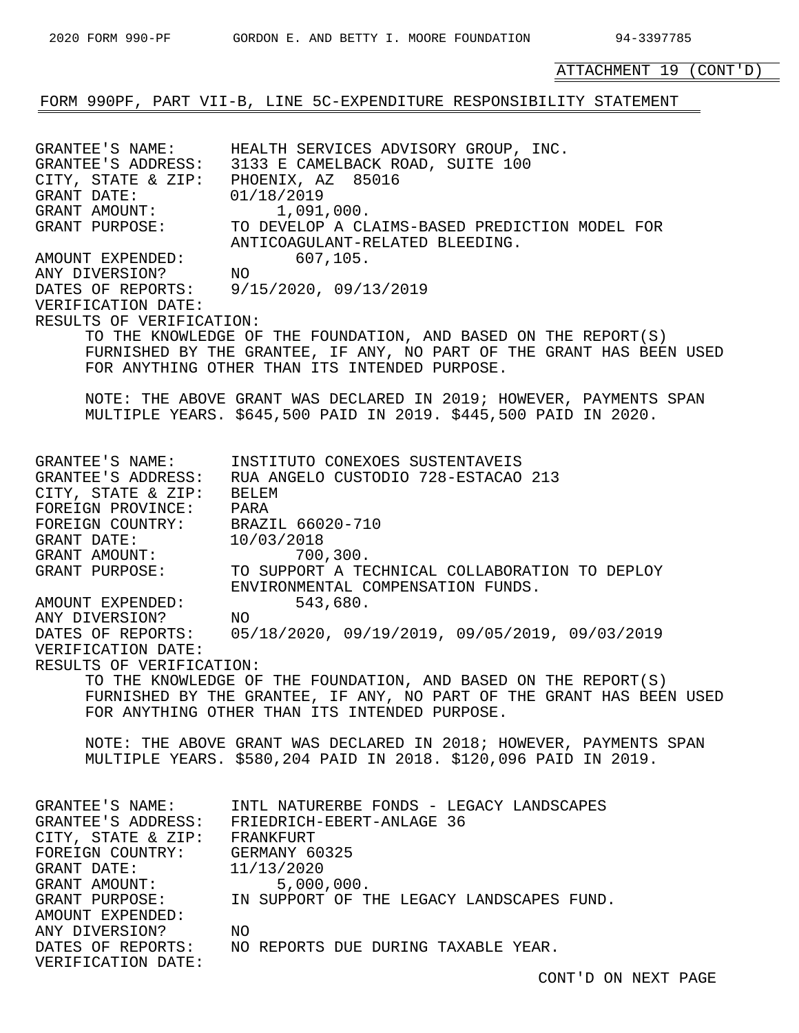ATTACHMENT 19 (CONT'D)

FORM 990PF, PART VII-B, LINE 5C-EXPENDITURE RESPONSIBILITY STATEMENT

GRANTEE'S NAME: HEALTH SERVICES ADVISORY GROUP, INC.
GRANTEE'S ADDRESS: 3133 E CAMELBACK ROAD, SUITE 100
CITY, STATE & ZIP: PHOENIX, AZ 85016
GRANT DATE: 01/18/2019
GRANT AMOUNT: 1,091,000.
GRANT PURPOSE: TO DEVELOP A CLAIMS-BASED PREDICTION MODEL FOR ANTICOAGULANT-RELATED BLEEDING.
AMOUNT EXPENDED: 607,105.
ANY DIVERSION? NO
DATES OF REPORTS: 9/15/2020, 09/13/2019
VERIFICATION DATE:
RESULTS OF VERIFICATION:

TO THE KNOWLEDGE OF THE FOUNDATION, AND BASED ON THE REPORT(S) FURNISHED BY THE GRANTEE, IF ANY, NO PART OF THE GRANT HAS BEEN USED FOR ANYTHING OTHER THAN ITS INTENDED PURPOSE.

NOTE: THE ABOVE GRANT WAS DECLARED IN 2019; HOWEVER, PAYMENTS SPAN MULTIPLE YEARS. $645,500 PAID IN 2019. $445,500 PAID IN 2020.

GRANTEE'S NAME: INSTITUTO CONEXOES SUSTENTAVEIS
GRANTEE'S ADDRESS: RUA ANGELO CUSTODIO 728-ESTACAO 213
CITY, STATE & ZIP: BELEM
FOREIGN PROVINCE: PARA
FOREIGN COUNTRY: BRAZIL 66020-710
GRANT DATE: 10/03/2018
GRANT AMOUNT: 700,300.
GRANT PURPOSE: TO SUPPORT A TECHNICAL COLLABORATION TO DEPLOY ENVIRONMENTAL COMPENSATION FUNDS.
AMOUNT EXPENDED: 543,680.
ANY DIVERSION? NO
DATES OF REPORTS: 05/18/2020, 09/19/2019, 09/05/2019, 09/03/2019
VERIFICATION DATE:
RESULTS OF VERIFICATION:

TO THE KNOWLEDGE OF THE FOUNDATION, AND BASED ON THE REPORT(S) FURNISHED BY THE GRANTEE, IF ANY, NO PART OF THE GRANT HAS BEEN USED FOR ANYTHING OTHER THAN ITS INTENDED PURPOSE.

NOTE: THE ABOVE GRANT WAS DECLARED IN 2018; HOWEVER, PAYMENTS SPAN MULTIPLE YEARS. $580,204 PAID IN 2018. $120,096 PAID IN 2019.

GRANTEE'S NAME: INTL NATURERBE FONDS - LEGACY LANDSCAPES
GRANTEE'S ADDRESS: FRIEDRICH-EBERT-ANLAGE 36
CITY, STATE & ZIP: FRANKFURT
FOREIGN COUNTRY: GERMANY 60325
GRANT DATE: 11/13/2020
GRANT AMOUNT: 5,000,000.
GRANT PURPOSE: IN SUPPORT OF THE LEGACY LANDSCAPES FUND.
AMOUNT EXPENDED:
ANY DIVERSION? NO
DATES OF REPORTS: NO REPORTS DUE DURING TAXABLE YEAR.
VERIFICATION DATE:

CONT'D ON NEXT PAGE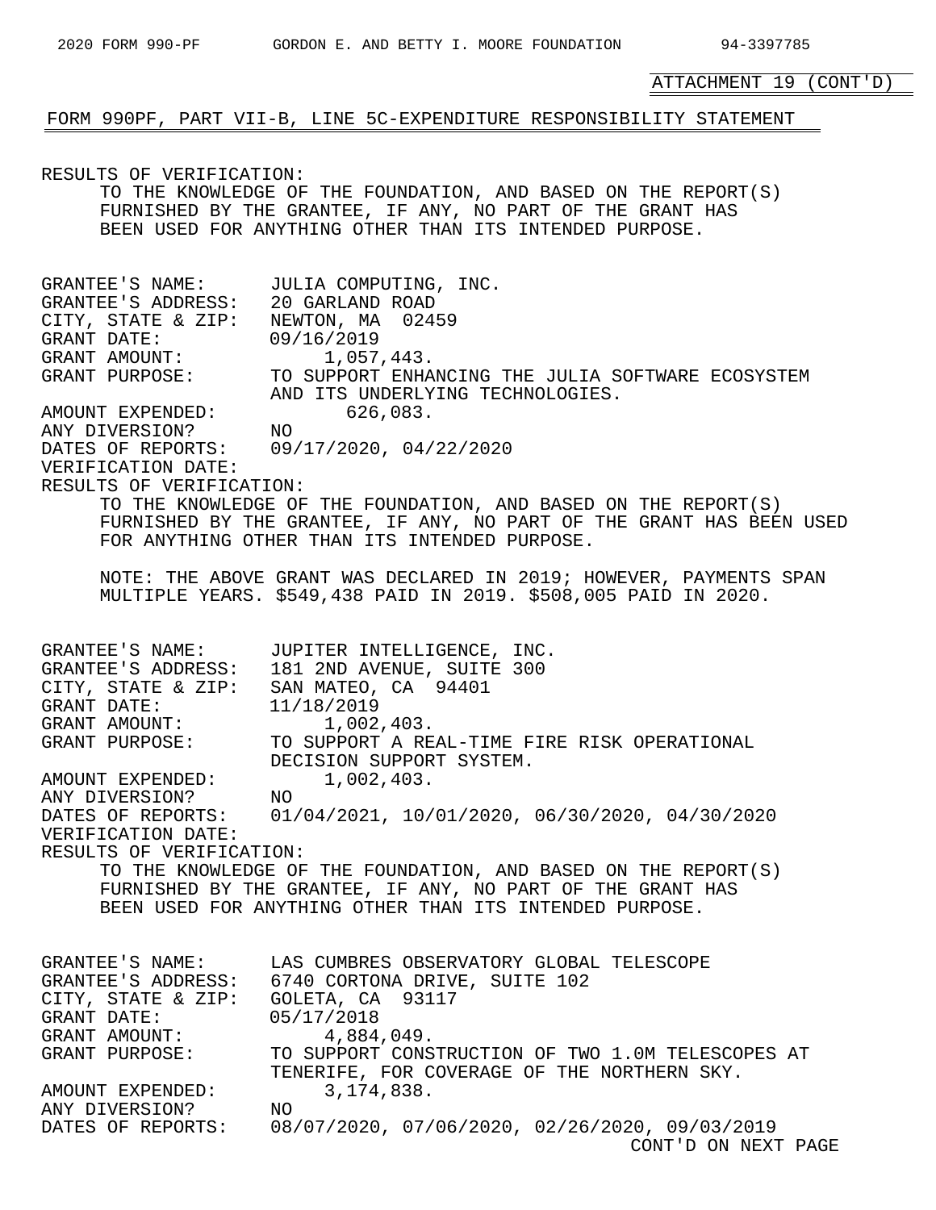ATTACHMENT 19 (CONT'D)

FORM 990PF, PART VII-B, LINE 5C-EXPENDITURE RESPONSIBILITY STATEMENT

RESULTS OF VERIFICATION:
TO THE KNOWLEDGE OF THE FOUNDATION, AND BASED ON THE REPORT(S) FURNISHED BY THE GRANTEE, IF ANY, NO PART OF THE GRANT HAS BEEN USED FOR ANYTHING OTHER THAN ITS INTENDED PURPOSE.

GRANTEE'S NAME: JULIA COMPUTING, INC.
GRANTEE'S ADDRESS: 20 GARLAND ROAD
CITY, STATE & ZIP: NEWTON, MA 02459
GRANT DATE: 09/16/2019
GRANT AMOUNT: 1,057,443.
GRANT PURPOSE: TO SUPPORT ENHANCING THE JULIA SOFTWARE ECOSYSTEM AND ITS UNDERLYING TECHNOLOGIES.
AMOUNT EXPENDED: 626,083.
ANY DIVERSION? NO
DATES OF REPORTS: 09/17/2020, 04/22/2020
VERIFICATION DATE:
RESULTS OF VERIFICATION:
TO THE KNOWLEDGE OF THE FOUNDATION, AND BASED ON THE REPORT(S) FURNISHED BY THE GRANTEE, IF ANY, NO PART OF THE GRANT HAS BEEN USED FOR ANYTHING OTHER THAN ITS INTENDED PURPOSE.

NOTE: THE ABOVE GRANT WAS DECLARED IN 2019; HOWEVER, PAYMENTS SPAN MULTIPLE YEARS. $549,438 PAID IN 2019. $508,005 PAID IN 2020.

GRANTEE'S NAME: JUPITER INTELLIGENCE, INC.
GRANTEE'S ADDRESS: 181 2ND AVENUE, SUITE 300
CITY, STATE & ZIP: SAN MATEO, CA 94401
GRANT DATE: 11/18/2019
GRANT AMOUNT: 1,002,403.
GRANT PURPOSE: TO SUPPORT A REAL-TIME FIRE RISK OPERATIONAL DECISION SUPPORT SYSTEM.
AMOUNT EXPENDED: 1,002,403.
ANY DIVERSION? NO
DATES OF REPORTS: 01/04/2021, 10/01/2020, 06/30/2020, 04/30/2020
VERIFICATION DATE:
RESULTS OF VERIFICATION:
TO THE KNOWLEDGE OF THE FOUNDATION, AND BASED ON THE REPORT(S) FURNISHED BY THE GRANTEE, IF ANY, NO PART OF THE GRANT HAS BEEN USED FOR ANYTHING OTHER THAN ITS INTENDED PURPOSE.

GRANTEE'S NAME: LAS CUMBRES OBSERVATORY GLOBAL TELESCOPE
GRANTEE'S ADDRESS: 6740 CORTONA DRIVE, SUITE 102
CITY, STATE & ZIP: GOLETA, CA 93117
GRANT DATE: 05/17/2018
GRANT AMOUNT: 4,884,049.
GRANT PURPOSE: TO SUPPORT CONSTRUCTION OF TWO 1.0M TELESCOPES AT TENERIFE, FOR COVERAGE OF THE NORTHERN SKY.
AMOUNT EXPENDED: 3,174,838.
ANY DIVERSION? NO
DATES OF REPORTS: 08/07/2020, 07/06/2020, 02/26/2020, 09/03/2019

CONT'D ON NEXT PAGE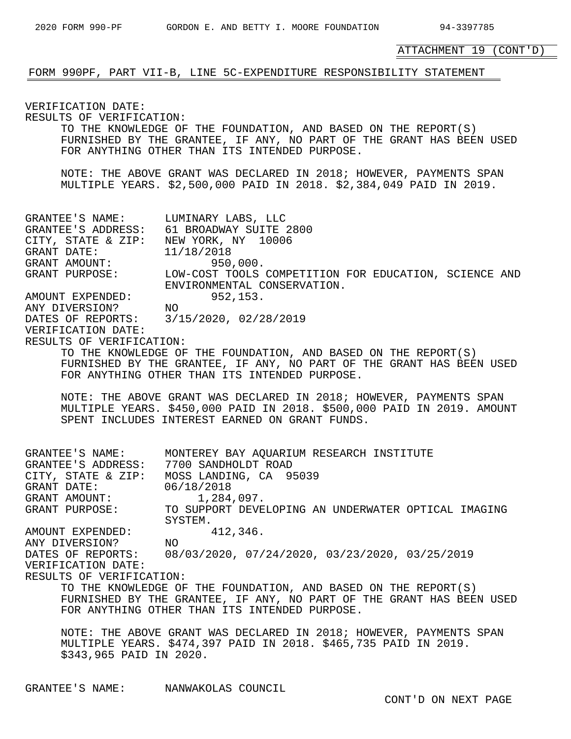ATTACHMENT 19 (CONT'D)

FORM 990PF, PART VII-B, LINE 5C-EXPENDITURE RESPONSIBILITY STATEMENT

VERIFICATION DATE:
RESULTS OF VERIFICATION:
TO THE KNOWLEDGE OF THE FOUNDATION, AND BASED ON THE REPORT(S) FURNISHED BY THE GRANTEE, IF ANY, NO PART OF THE GRANT HAS BEEN USED FOR ANYTHING OTHER THAN ITS INTENDED PURPOSE.

NOTE: THE ABOVE GRANT WAS DECLARED IN 2018; HOWEVER, PAYMENTS SPAN MULTIPLE YEARS. $2,500,000 PAID IN 2018. $2,384,049 PAID IN 2019.

GRANTEE'S NAME: LUMINARY LABS, LLC
GRANTEE'S ADDRESS: 61 BROADWAY SUITE 2800
CITY, STATE & ZIP: NEW YORK, NY 10006
GRANT DATE: 11/18/2018
GRANT AMOUNT: 950,000.
GRANT PURPOSE: LOW-COST TOOLS COMPETITION FOR EDUCATION, SCIENCE AND ENVIRONMENTAL CONSERVATION.
AMOUNT EXPENDED: 952,153.
ANY DIVERSION? NO
DATES OF REPORTS: 3/15/2020, 02/28/2019
VERIFICATION DATE:
RESULTS OF VERIFICATION:
TO THE KNOWLEDGE OF THE FOUNDATION, AND BASED ON THE REPORT(S) FURNISHED BY THE GRANTEE, IF ANY, NO PART OF THE GRANT HAS BEEN USED FOR ANYTHING OTHER THAN ITS INTENDED PURPOSE.

NOTE: THE ABOVE GRANT WAS DECLARED IN 2018; HOWEVER, PAYMENTS SPAN MULTIPLE YEARS. $450,000 PAID IN 2018. $500,000 PAID IN 2019. AMOUNT SPENT INCLUDES INTEREST EARNED ON GRANT FUNDS.

GRANTEE'S NAME: MONTEREY BAY AQUARIUM RESEARCH INSTITUTE
GRANTEE'S ADDRESS: 7700 SANDHOLDT ROAD
CITY, STATE & ZIP: MOSS LANDING, CA 95039
GRANT DATE: 06/18/2018
GRANT AMOUNT: 1,284,097.
GRANT PURPOSE: TO SUPPORT DEVELOPING AN UNDERWATER OPTICAL IMAGING SYSTEM.
AMOUNT EXPENDED: 412,346.
ANY DIVERSION? NO
DATES OF REPORTS: 08/03/2020, 07/24/2020, 03/23/2020, 03/25/2019
VERIFICATION DATE:
RESULTS OF VERIFICATION:
TO THE KNOWLEDGE OF THE FOUNDATION, AND BASED ON THE REPORT(S) FURNISHED BY THE GRANTEE, IF ANY, NO PART OF THE GRANT HAS BEEN USED FOR ANYTHING OTHER THAN ITS INTENDED PURPOSE.

NOTE: THE ABOVE GRANT WAS DECLARED IN 2018; HOWEVER, PAYMENTS SPAN MULTIPLE YEARS. $474,397 PAID IN 2018. $465,735 PAID IN 2019. $343,965 PAID IN 2020.

GRANTEE'S NAME: NANWAKOLAS COUNCIL

CONT'D ON NEXT PAGE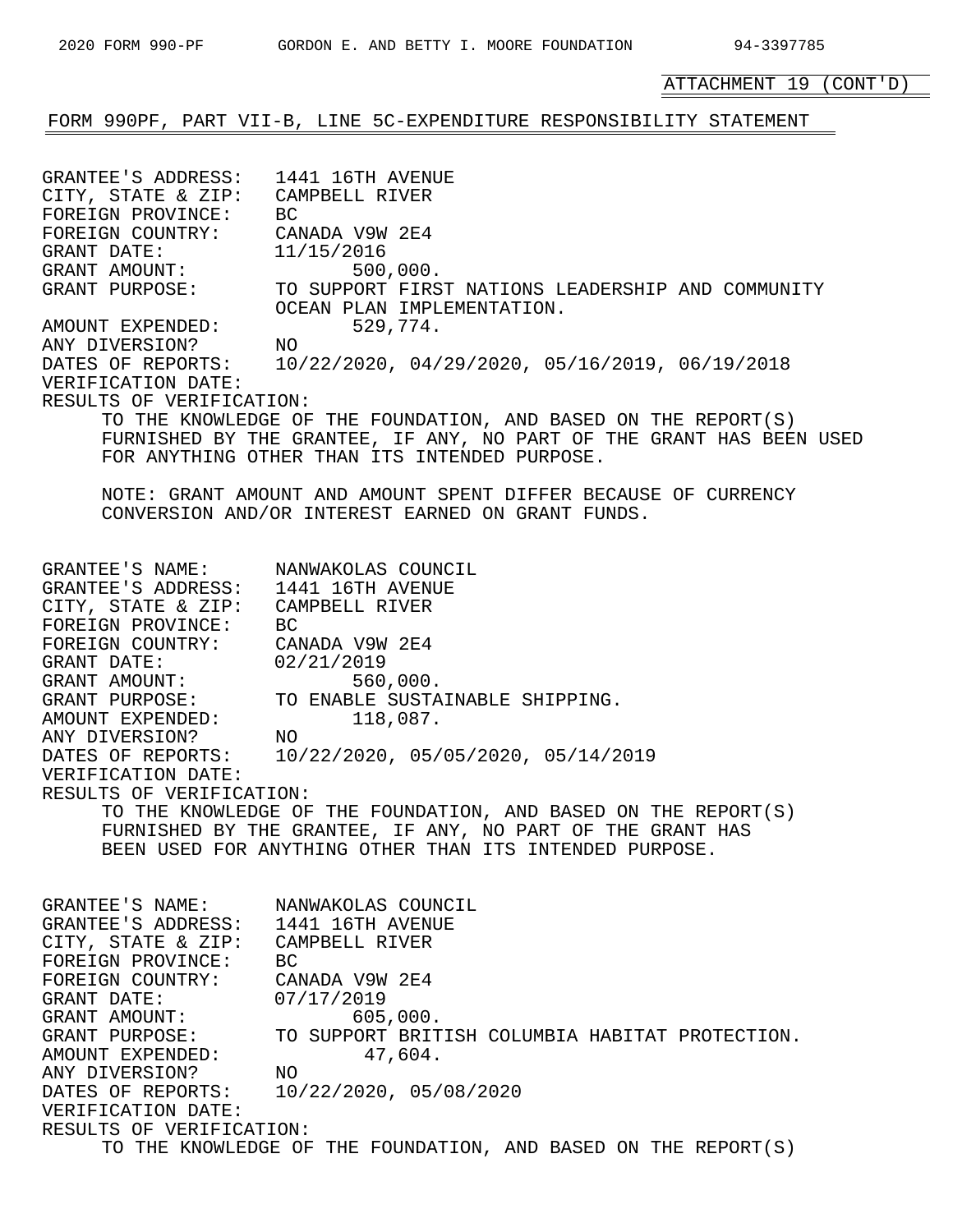ATTACHMENT 19 (CONT'D)

FORM 990PF, PART VII-B, LINE 5C-EXPENDITURE RESPONSIBILITY STATEMENT

GRANTEE'S ADDRESS: 1441 16TH AVENUE
CITY, STATE & ZIP: CAMPBELL RIVER
FOREIGN PROVINCE: BC
FOREIGN COUNTRY: CANADA V9W 2E4
GRANT DATE: 11/15/2016
GRANT AMOUNT: 500,000.
GRANT PURPOSE: TO SUPPORT FIRST NATIONS LEADERSHIP AND COMMUNITY OCEAN PLAN IMPLEMENTATION.
AMOUNT EXPENDED: 529,774.
ANY DIVERSION? NO
DATES OF REPORTS: 10/22/2020, 04/29/2020, 05/16/2019, 06/19/2018
VERIFICATION DATE:
RESULTS OF VERIFICATION:

TO THE KNOWLEDGE OF THE FOUNDATION, AND BASED ON THE REPORT(S) FURNISHED BY THE GRANTEE, IF ANY, NO PART OF THE GRANT HAS BEEN USED FOR ANYTHING OTHER THAN ITS INTENDED PURPOSE.

NOTE: GRANT AMOUNT AND AMOUNT SPENT DIFFER BECAUSE OF CURRENCY CONVERSION AND/OR INTEREST EARNED ON GRANT FUNDS.

GRANTEE'S NAME: NANWAKOLAS COUNCIL
GRANTEE'S ADDRESS: 1441 16TH AVENUE
CITY, STATE & ZIP: CAMPBELL RIVER
FOREIGN PROVINCE: BC
FOREIGN COUNTRY: CANADA V9W 2E4
GRANT DATE: 02/21/2019
GRANT AMOUNT: 560,000.
GRANT PURPOSE: TO ENABLE SUSTAINABLE SHIPPING.
AMOUNT EXPENDED: 118,087.
ANY DIVERSION? NO
DATES OF REPORTS: 10/22/2020, 05/05/2020, 05/14/2019
VERIFICATION DATE:
RESULTS OF VERIFICATION:

TO THE KNOWLEDGE OF THE FOUNDATION, AND BASED ON THE REPORT(S) FURNISHED BY THE GRANTEE, IF ANY, NO PART OF THE GRANT HAS BEEN USED FOR ANYTHING OTHER THAN ITS INTENDED PURPOSE.

GRANTEE'S NAME: NANWAKOLAS COUNCIL
GRANTEE'S ADDRESS: 1441 16TH AVENUE
CITY, STATE & ZIP: CAMPBELL RIVER
FOREIGN PROVINCE: BC
FOREIGN COUNTRY: CANADA V9W 2E4
GRANT DATE: 07/17/2019
GRANT AMOUNT: 605,000.
GRANT PURPOSE: TO SUPPORT BRITISH COLUMBIA HABITAT PROTECTION.
AMOUNT EXPENDED: 47,604.
ANY DIVERSION? NO
DATES OF REPORTS: 10/22/2020, 05/08/2020
VERIFICATION DATE:
RESULTS OF VERIFICATION:

TO THE KNOWLEDGE OF THE FOUNDATION, AND BASED ON THE REPORT(S)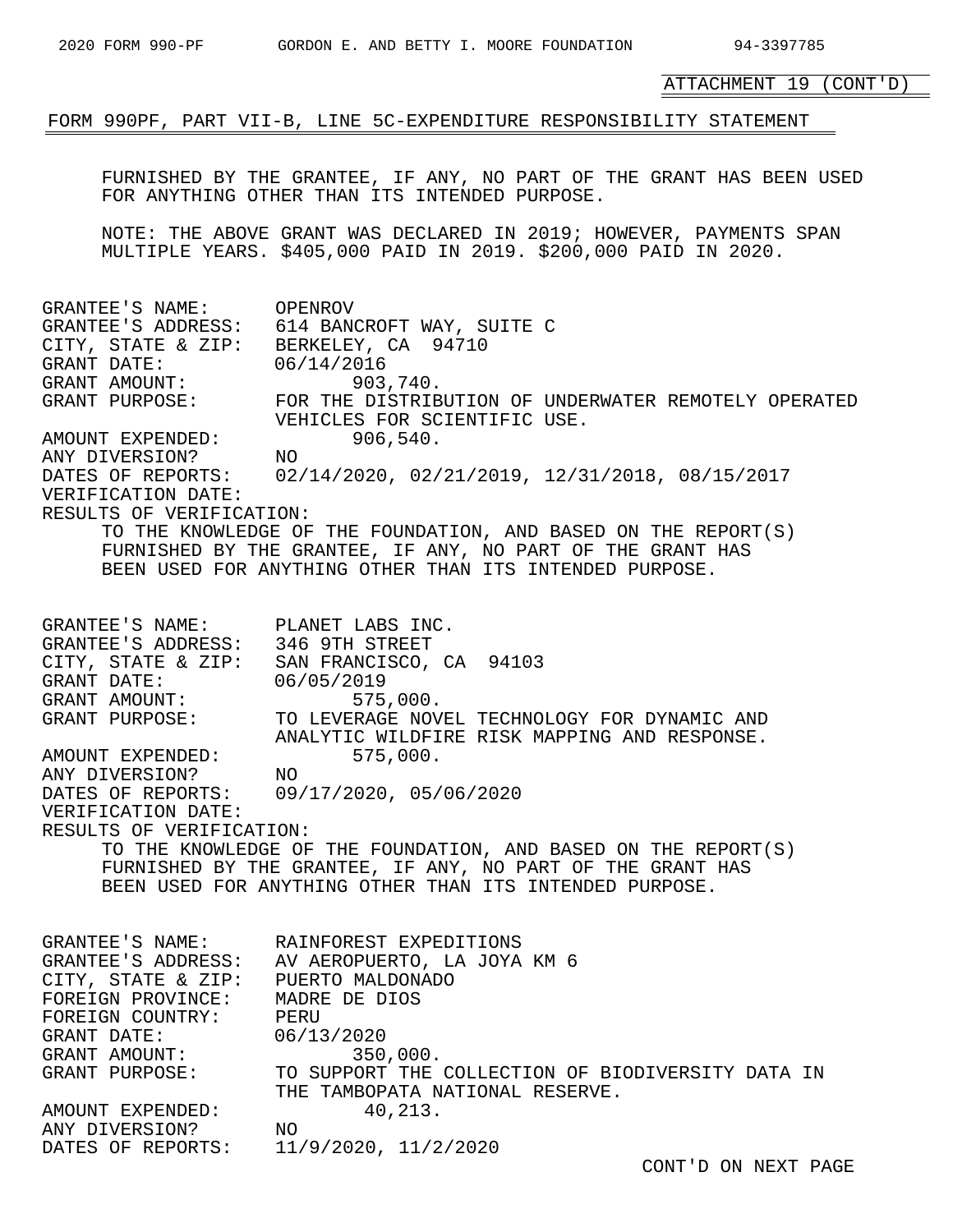ATTACHMENT 19 (CONT'D)

FORM 990PF, PART VII-B, LINE 5C-EXPENDITURE RESPONSIBILITY STATEMENT

FURNISHED BY THE GRANTEE, IF ANY, NO PART OF THE GRANT HAS BEEN USED FOR ANYTHING OTHER THAN ITS INTENDED PURPOSE.

NOTE: THE ABOVE GRANT WAS DECLARED IN 2019; HOWEVER, PAYMENTS SPAN MULTIPLE YEARS. $405,000 PAID IN 2019. $200,000 PAID IN 2020.

GRANTEE'S NAME: OPENROV
GRANTEE'S ADDRESS: 614 BANCROFT WAY, SUITE C
CITY, STATE & ZIP: BERKELEY, CA 94710
GRANT DATE: 06/14/2016
GRANT AMOUNT: 903,740.
GRANT PURPOSE: FOR THE DISTRIBUTION OF UNDERWATER REMOTELY OPERATED VEHICLES FOR SCIENTIFIC USE.
AMOUNT EXPENDED: 906,540.
ANY DIVERSION? NO
DATES OF REPORTS: 02/14/2020, 02/21/2019, 12/31/2018, 08/15/2017
VERIFICATION DATE:
RESULTS OF VERIFICATION:
TO THE KNOWLEDGE OF THE FOUNDATION, AND BASED ON THE REPORT(S) FURNISHED BY THE GRANTEE, IF ANY, NO PART OF THE GRANT HAS BEEN USED FOR ANYTHING OTHER THAN ITS INTENDED PURPOSE.

GRANTEE'S NAME: PLANET LABS INC.
GRANTEE'S ADDRESS: 346 9TH STREET
CITY, STATE & ZIP: SAN FRANCISCO, CA 94103
GRANT DATE: 06/05/2019
GRANT AMOUNT: 575,000.
GRANT PURPOSE: TO LEVERAGE NOVEL TECHNOLOGY FOR DYNAMIC AND ANALYTIC WILDFIRE RISK MAPPING AND RESPONSE.
AMOUNT EXPENDED: 575,000.
ANY DIVERSION? NO
DATES OF REPORTS: 09/17/2020, 05/06/2020
VERIFICATION DATE:
RESULTS OF VERIFICATION:
TO THE KNOWLEDGE OF THE FOUNDATION, AND BASED ON THE REPORT(S) FURNISHED BY THE GRANTEE, IF ANY, NO PART OF THE GRANT HAS BEEN USED FOR ANYTHING OTHER THAN ITS INTENDED PURPOSE.

GRANTEE'S NAME: RAINFOREST EXPEDITIONS
GRANTEE'S ADDRESS: AV AEROPUERTO, LA JOYA KM 6
CITY, STATE & ZIP: PUERTO MALDONADO
FOREIGN PROVINCE: MADRE DE DIOS
FOREIGN COUNTRY: PERU
GRANT DATE: 06/13/2020
GRANT AMOUNT: 350,000.
GRANT PURPOSE: TO SUPPORT THE COLLECTION OF BIODIVERSITY DATA IN THE TAMBOPATA NATIONAL RESERVE.
AMOUNT EXPENDED: 40,213.
ANY DIVERSION? NO
DATES OF REPORTS: 11/9/2020, 11/2/2020

CONT'D ON NEXT PAGE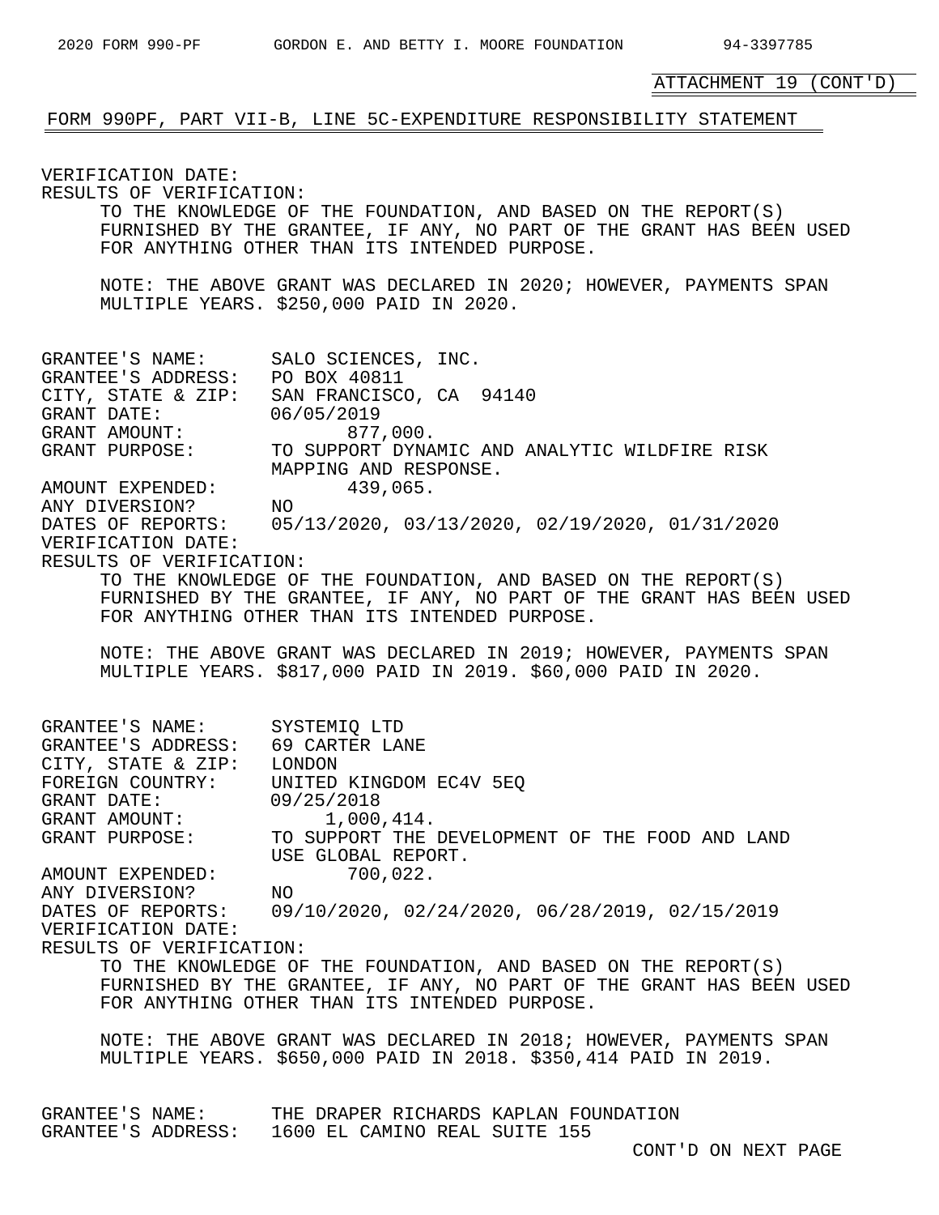ATTACHMENT 19 (CONT'D)

FORM 990PF, PART VII-B, LINE 5C-EXPENDITURE RESPONSIBILITY STATEMENT

VERIFICATION DATE:
RESULTS OF VERIFICATION:
TO THE KNOWLEDGE OF THE FOUNDATION, AND BASED ON THE REPORT(S) FURNISHED BY THE GRANTEE, IF ANY, NO PART OF THE GRANT HAS BEEN USED FOR ANYTHING OTHER THAN ITS INTENDED PURPOSE.

NOTE: THE ABOVE GRANT WAS DECLARED IN 2020; HOWEVER, PAYMENTS SPAN MULTIPLE YEARS. $250,000 PAID IN 2020.

GRANTEE'S NAME: SALO SCIENCES, INC.
GRANTEE'S ADDRESS: PO BOX 40811
CITY, STATE & ZIP: SAN FRANCISCO, CA 94140
GRANT DATE: 06/05/2019
GRANT AMOUNT: 877,000.
GRANT PURPOSE: TO SUPPORT DYNAMIC AND ANALYTIC WILDFIRE RISK MAPPING AND RESPONSE.
AMOUNT EXPENDED: 439,065.
ANY DIVERSION? NO
DATES OF REPORTS: 05/13/2020, 03/13/2020, 02/19/2020, 01/31/2020
VERIFICATION DATE:
RESULTS OF VERIFICATION:
TO THE KNOWLEDGE OF THE FOUNDATION, AND BASED ON THE REPORT(S) FURNISHED BY THE GRANTEE, IF ANY, NO PART OF THE GRANT HAS BEEN USED FOR ANYTHING OTHER THAN ITS INTENDED PURPOSE.

NOTE: THE ABOVE GRANT WAS DECLARED IN 2019; HOWEVER, PAYMENTS SPAN MULTIPLE YEARS. $817,000 PAID IN 2019. $60,000 PAID IN 2020.

GRANTEE'S NAME: SYSTEMIQ LTD
GRANTEE'S ADDRESS: 69 CARTER LANE
CITY, STATE & ZIP: LONDON
FOREIGN COUNTRY: UNITED KINGDOM EC4V 5EQ
GRANT DATE: 09/25/2018
GRANT AMOUNT: 1,000,414.
GRANT PURPOSE: TO SUPPORT THE DEVELOPMENT OF THE FOOD AND LAND USE GLOBAL REPORT.
AMOUNT EXPENDED: 700,022.
ANY DIVERSION? NO
DATES OF REPORTS: 09/10/2020, 02/24/2020, 06/28/2019, 02/15/2019
VERIFICATION DATE:
RESULTS OF VERIFICATION:
TO THE KNOWLEDGE OF THE FOUNDATION, AND BASED ON THE REPORT(S) FURNISHED BY THE GRANTEE, IF ANY, NO PART OF THE GRANT HAS BEEN USED FOR ANYTHING OTHER THAN ITS INTENDED PURPOSE.

NOTE: THE ABOVE GRANT WAS DECLARED IN 2018; HOWEVER, PAYMENTS SPAN MULTIPLE YEARS. $650,000 PAID IN 2018. $350,414 PAID IN 2019.

GRANTEE'S NAME: THE DRAPER RICHARDS KAPLAN FOUNDATION
GRANTEE'S ADDRESS: 1600 EL CAMINO REAL SUITE 155

CONT'D ON NEXT PAGE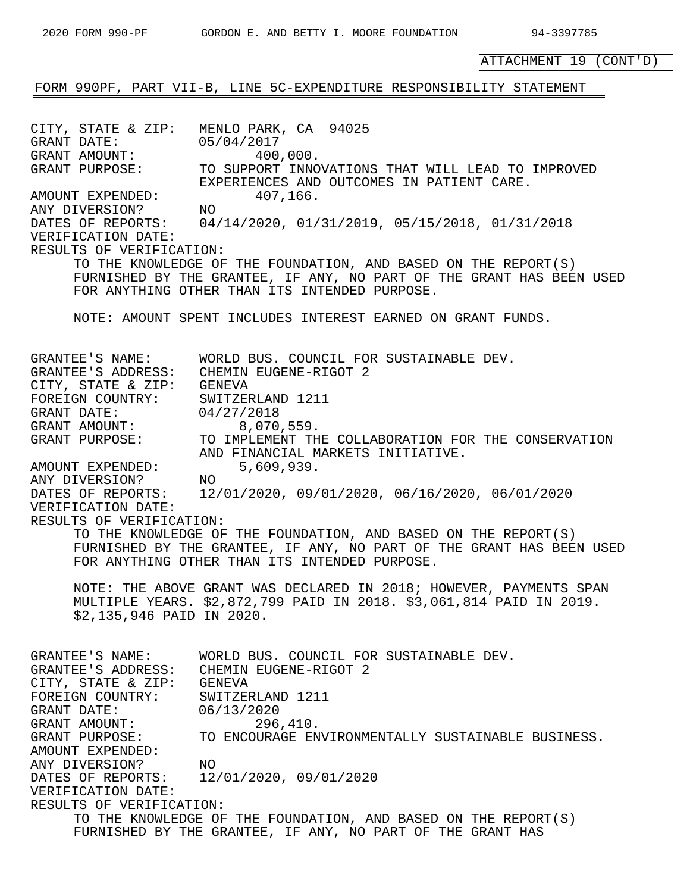ATTACHMENT 19 (CONT'D)

FORM 990PF, PART VII-B, LINE 5C-EXPENDITURE RESPONSIBILITY STATEMENT

```
CITY, STATE & ZIP:   MENLO PARK, CA  94025
GRANT DATE:          05/04/2017
GRANT AMOUNT:              400,000.
GRANT PURPOSE:       TO SUPPORT INNOVATIONS THAT WILL LEAD TO IMPROVED
                     EXPERIENCES AND OUTCOMES IN PATIENT CARE.
AMOUNT EXPENDED:           407,166.
ANY DIVERSION?       NO
DATES OF REPORTS:    04/14/2020, 01/31/2019, 05/15/2018, 01/31/2018
VERIFICATION DATE:
RESULTS OF VERIFICATION:
     TO THE KNOWLEDGE OF THE FOUNDATION, AND BASED ON THE REPORT(S)
     FURNISHED BY THE GRANTEE, IF ANY, NO PART OF THE GRANT HAS BEEN USED
     FOR ANYTHING OTHER THAN ITS INTENDED PURPOSE.

     NOTE: AMOUNT SPENT INCLUDES INTEREST EARNED ON GRANT FUNDS.


GRANTEE'S NAME:      WORLD BUS. COUNCIL FOR SUSTAINABLE DEV.
GRANTEE'S ADDRESS:   CHEMIN EUGENE-RIGOT 2
CITY, STATE & ZIP:   GENEVA
FOREIGN COUNTRY:     SWITZERLAND 1211
GRANT DATE:          04/27/2018
GRANT AMOUNT:            8,070,559.
GRANT PURPOSE:       TO IMPLEMENT THE COLLABORATION FOR THE CONSERVATION
                     AND FINANCIAL MARKETS INITIATIVE.
AMOUNT EXPENDED:         5,609,939.
ANY DIVERSION?       NO
DATES OF REPORTS:    12/01/2020, 09/01/2020, 06/16/2020, 06/01/2020
VERIFICATION DATE:
RESULTS OF VERIFICATION:
     TO THE KNOWLEDGE OF THE FOUNDATION, AND BASED ON THE REPORT(S)
     FURNISHED BY THE GRANTEE, IF ANY, NO PART OF THE GRANT HAS BEEN USED
     FOR ANYTHING OTHER THAN ITS INTENDED PURPOSE.

     NOTE: THE ABOVE GRANT WAS DECLARED IN 2018; HOWEVER, PAYMENTS SPAN
     MULTIPLE YEARS. $2,872,799 PAID IN 2018. $3,061,814 PAID IN 2019.
     $2,135,946 PAID IN 2020.


GRANTEE'S NAME:      WORLD BUS. COUNCIL FOR SUSTAINABLE DEV.
GRANTEE'S ADDRESS:   CHEMIN EUGENE-RIGOT 2
CITY, STATE & ZIP:   GENEVA
FOREIGN COUNTRY:     SWITZERLAND 1211
GRANT DATE:          06/13/2020
GRANT AMOUNT:              296,410.
GRANT PURPOSE:       TO ENCOURAGE ENVIRONMENTALLY SUSTAINABLE BUSINESS.
AMOUNT EXPENDED:
ANY DIVERSION?       NO
DATES OF REPORTS:    12/01/2020, 09/01/2020
VERIFICATION DATE:
RESULTS OF VERIFICATION:
     TO THE KNOWLEDGE OF THE FOUNDATION, AND BASED ON THE REPORT(S)
     FURNISHED BY THE GRANTEE, IF ANY, NO PART OF THE GRANT HAS
```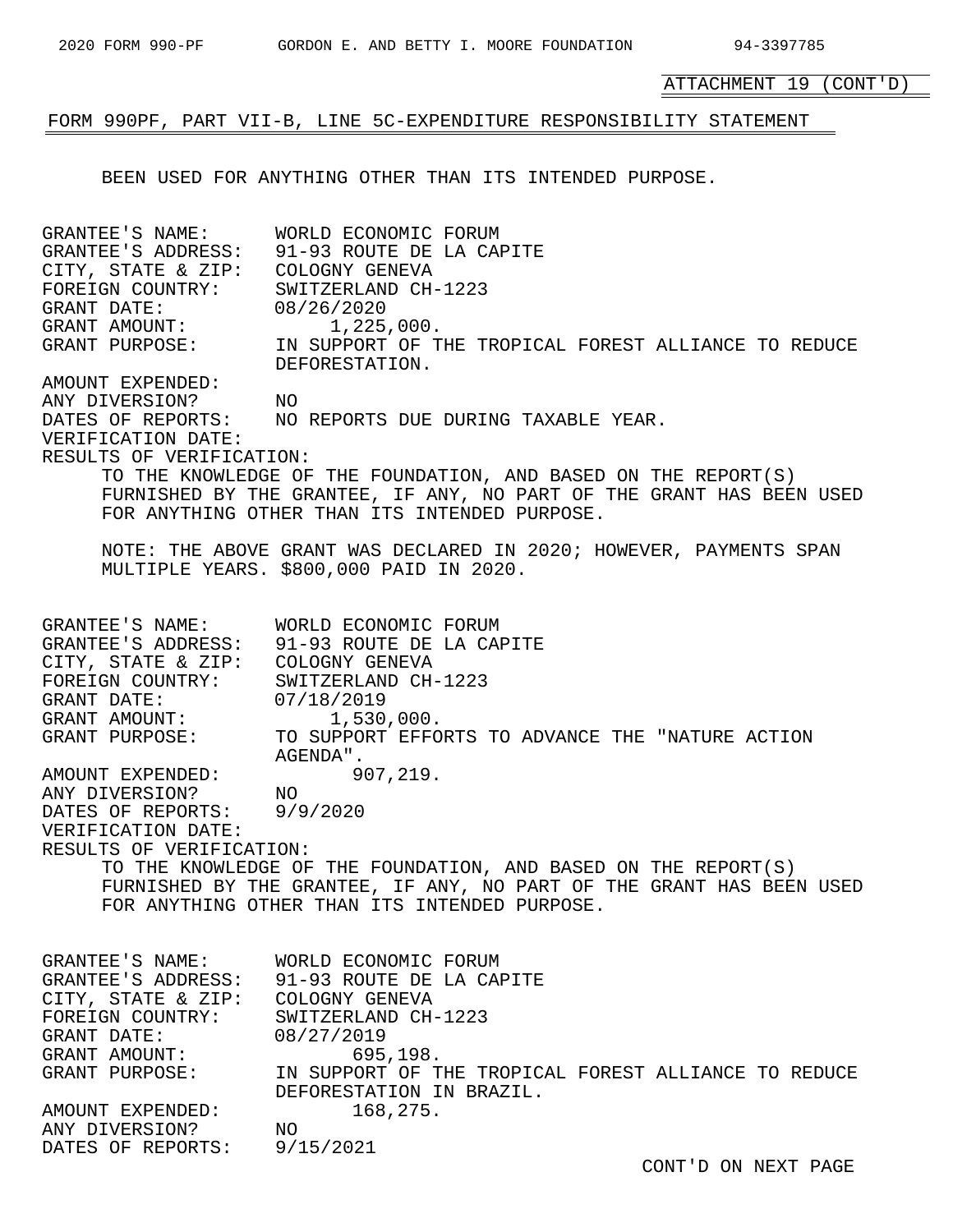ATTACHMENT 19 (CONT'D)

FORM 990PF, PART VII-B, LINE 5C-EXPENDITURE RESPONSIBILITY STATEMENT

BEEN USED FOR ANYTHING OTHER THAN ITS INTENDED PURPOSE.

GRANTEE'S NAME: WORLD ECONOMIC FORUM
GRANTEE'S ADDRESS: 91-93 ROUTE DE LA CAPITE
CITY, STATE & ZIP: COLOGNY GENEVA
FOREIGN COUNTRY: SWITZERLAND CH-1223
GRANT DATE: 08/26/2020
GRANT AMOUNT: 1,225,000.
GRANT PURPOSE: IN SUPPORT OF THE TROPICAL FOREST ALLIANCE TO REDUCE DEFORESTATION.
AMOUNT EXPENDED:
ANY DIVERSION? NO
DATES OF REPORTS: NO REPORTS DUE DURING TAXABLE YEAR.
VERIFICATION DATE:
RESULTS OF VERIFICATION:

TO THE KNOWLEDGE OF THE FOUNDATION, AND BASED ON THE REPORT(S) FURNISHED BY THE GRANTEE, IF ANY, NO PART OF THE GRANT HAS BEEN USED FOR ANYTHING OTHER THAN ITS INTENDED PURPOSE.

NOTE: THE ABOVE GRANT WAS DECLARED IN 2020; HOWEVER, PAYMENTS SPAN MULTIPLE YEARS. $800,000 PAID IN 2020.

GRANTEE'S NAME: WORLD ECONOMIC FORUM
GRANTEE'S ADDRESS: 91-93 ROUTE DE LA CAPITE
CITY, STATE & ZIP: COLOGNY GENEVA
FOREIGN COUNTRY: SWITZERLAND CH-1223
GRANT DATE: 07/18/2019
GRANT AMOUNT: 1,530,000.
GRANT PURPOSE: TO SUPPORT EFFORTS TO ADVANCE THE "NATURE ACTION AGENDA".
AMOUNT EXPENDED: 907,219.
ANY DIVERSION? NO
DATES OF REPORTS: 9/9/2020
VERIFICATION DATE:
RESULTS OF VERIFICATION:

TO THE KNOWLEDGE OF THE FOUNDATION, AND BASED ON THE REPORT(S) FURNISHED BY THE GRANTEE, IF ANY, NO PART OF THE GRANT HAS BEEN USED FOR ANYTHING OTHER THAN ITS INTENDED PURPOSE.

GRANTEE'S NAME: WORLD ECONOMIC FORUM
GRANTEE'S ADDRESS: 91-93 ROUTE DE LA CAPITE
CITY, STATE & ZIP: COLOGNY GENEVA
FOREIGN COUNTRY: SWITZERLAND CH-1223
GRANT DATE: 08/27/2019
GRANT AMOUNT: 695,198.
GRANT PURPOSE: IN SUPPORT OF THE TROPICAL FOREST ALLIANCE TO REDUCE DEFORESTATION IN BRAZIL.
AMOUNT EXPENDED: 168,275.
ANY DIVERSION? NO
DATES OF REPORTS: 9/15/2021

CONT'D ON NEXT PAGE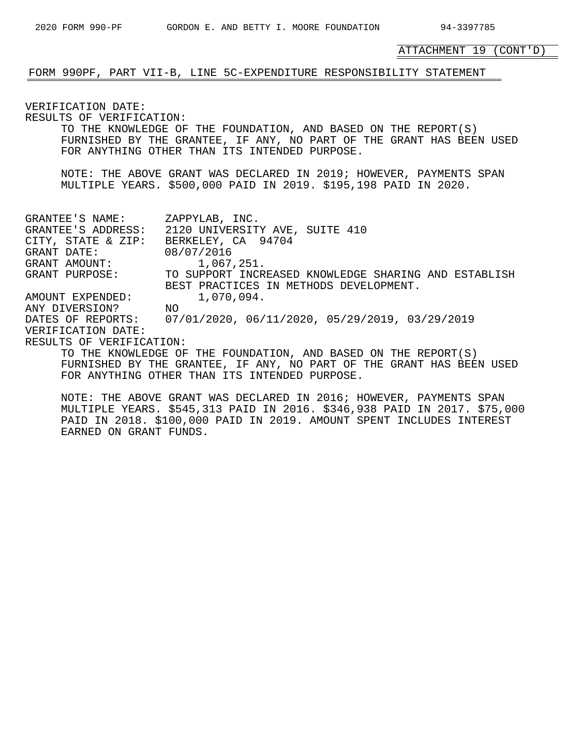ATTACHMENT 19 (CONT'D)

FORM 990PF, PART VII-B, LINE 5C-EXPENDITURE RESPONSIBILITY STATEMENT

VERIFICATION DATE:
RESULTS OF VERIFICATION:

TO THE KNOWLEDGE OF THE FOUNDATION, AND BASED ON THE REPORT(S) FURNISHED BY THE GRANTEE, IF ANY, NO PART OF THE GRANT HAS BEEN USED FOR ANYTHING OTHER THAN ITS INTENDED PURPOSE.

NOTE: THE ABOVE GRANT WAS DECLARED IN 2019; HOWEVER, PAYMENTS SPAN MULTIPLE YEARS. $500,000 PAID IN 2019. $195,198 PAID IN 2020.

GRANTEE'S NAME: ZAPPYLAB, INC.
GRANTEE'S ADDRESS: 2120 UNIVERSITY AVE, SUITE 410
CITY, STATE & ZIP: BERKELEY, CA 94704
GRANT DATE: 08/07/2016
GRANT AMOUNT: 1,067,251.
GRANT PURPOSE: TO SUPPORT INCREASED KNOWLEDGE SHARING AND ESTABLISH BEST PRACTICES IN METHODS DEVELOPMENT.
AMOUNT EXPENDED: 1,070,094.
ANY DIVERSION? NO
DATES OF REPORTS: 07/01/2020, 06/11/2020, 05/29/2019, 03/29/2019
VERIFICATION DATE:
RESULTS OF VERIFICATION:

TO THE KNOWLEDGE OF THE FOUNDATION, AND BASED ON THE REPORT(S) FURNISHED BY THE GRANTEE, IF ANY, NO PART OF THE GRANT HAS BEEN USED FOR ANYTHING OTHER THAN ITS INTENDED PURPOSE.

NOTE: THE ABOVE GRANT WAS DECLARED IN 2016; HOWEVER, PAYMENTS SPAN MULTIPLE YEARS. $545,313 PAID IN 2016. $346,938 PAID IN 2017. $75,000 PAID IN 2018. $100,000 PAID IN 2019. AMOUNT SPENT INCLUDES INTEREST EARNED ON GRANT FUNDS.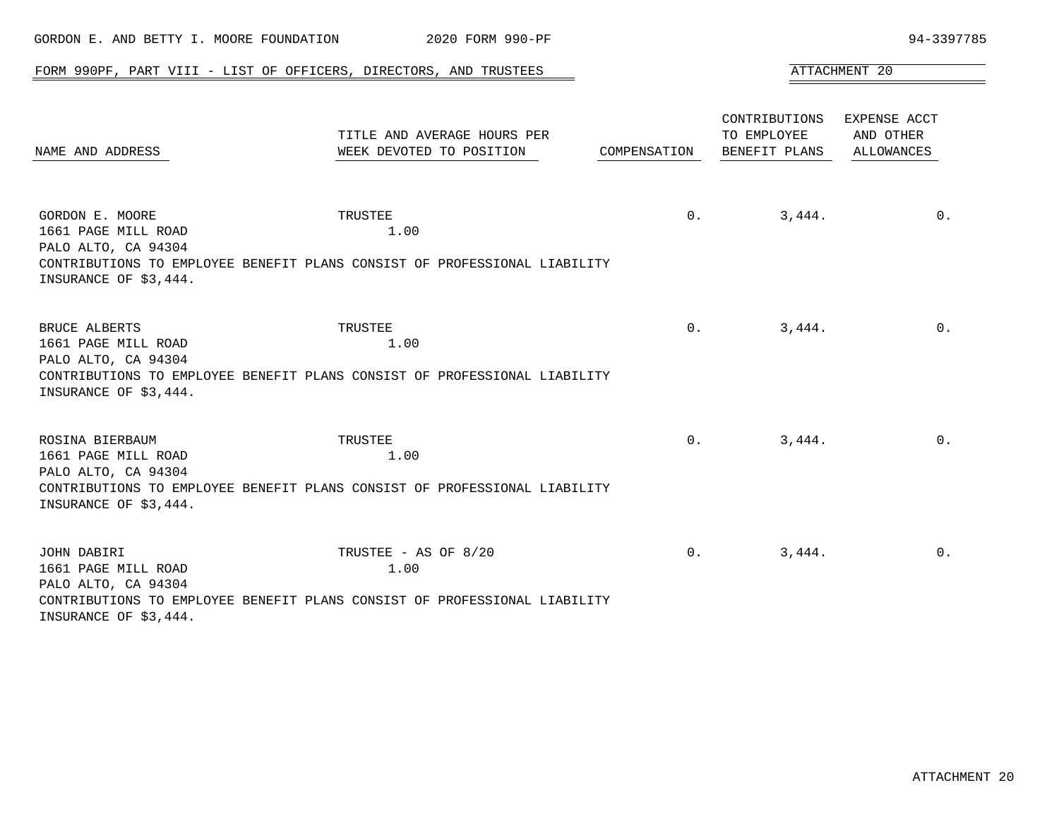GORDON E. AND BETTY I. MOORE FOUNDATION 2020 FORM 990-PF 94-3397785

## FORM 990PF, PART VIII - LIST OF OFFICERS, DIRECTORS, AND TRUSTEES

ATTACHMENT 20

| NAME AND ADDRESS | TITLE AND AVERAGE HOURS PER WEEK DEVOTED TO POSITION | COMPENSATION | CONTRIBUTIONS TO EMPLOYEE BENEFIT PLANS | EXPENSE ACCT AND OTHER ALLOWANCES |
|---|---|---|---|---|
| GORDON E. MOORE<br>1661 PAGE MILL ROAD<br>PALO ALTO, CA 94304 | TRUSTEE<br>1.00 | 0. | 3,444. | 0. |
| CONTRIBUTIONS TO EMPLOYEE BENEFIT PLANS CONSIST OF PROFESSIONAL LIABILITY INSURANCE OF $3,444. | | | | |
| BRUCE ALBERTS<br>1661 PAGE MILL ROAD<br>PALO ALTO, CA 94304 | TRUSTEE<br>1.00 | 0. | 3,444. | 0. |
| CONTRIBUTIONS TO EMPLOYEE BENEFIT PLANS CONSIST OF PROFESSIONAL LIABILITY INSURANCE OF $3,444. | | | | |
| ROSINA BIERBAUM<br>1661 PAGE MILL ROAD<br>PALO ALTO, CA 94304 | TRUSTEE<br>1.00 | 0. | 3,444. | 0. |
| CONTRIBUTIONS TO EMPLOYEE BENEFIT PLANS CONSIST OF PROFESSIONAL LIABILITY INSURANCE OF $3,444. | | | | |
| JOHN DABIRI<br>1661 PAGE MILL ROAD<br>PALO ALTO, CA 94304 | TRUSTEE - AS OF 8/20<br>1.00 | 0. | 3,444. | 0. |
| CONTRIBUTIONS TO EMPLOYEE BENEFIT PLANS CONSIST OF PROFESSIONAL LIABILITY INSURANCE OF $3,444. | | | | |

ATTACHMENT 20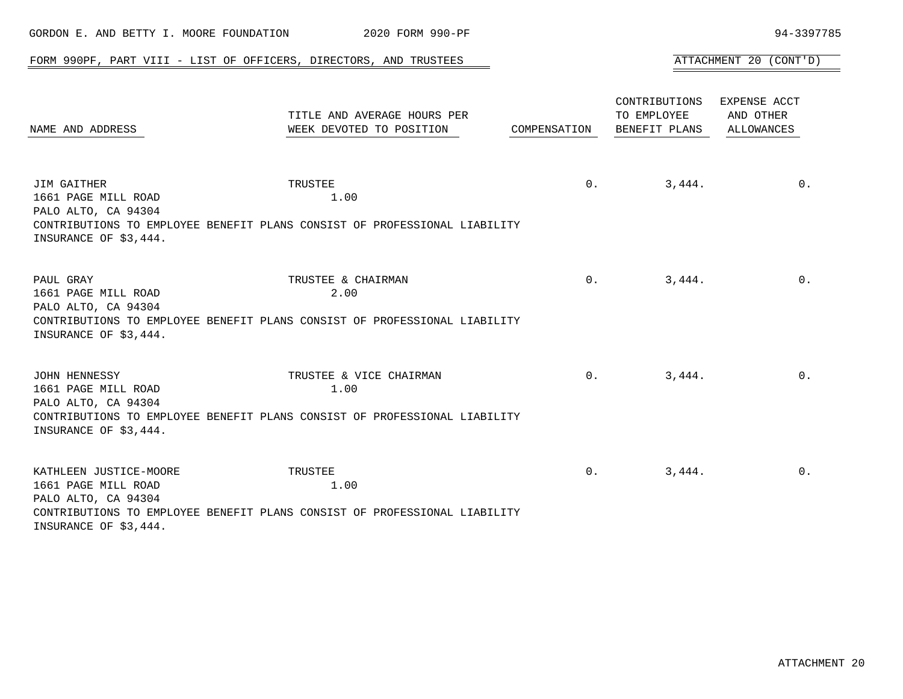## FORM 990PF, PART VIII - LIST OF OFFICERS, DIRECTORS, AND TRUSTEES

ATTACHMENT 20 (CONT'D)

| NAME AND ADDRESS | TITLE AND AVERAGE HOURS PER WEEK DEVOTED TO POSITION | COMPENSATION | CONTRIBUTIONS TO EMPLOYEE BENEFIT PLANS | EXPENSE ACCT AND OTHER ALLOWANCES |
|---|---|---|---|---|
| JIM GAITHER<br>1661 PAGE MILL ROAD<br>PALO ALTO, CA 94304 | TRUSTEE<br>1.00 | 0. | 3,444. | 0. |
| CONTRIBUTIONS TO EMPLOYEE BENEFIT PLANS CONSIST OF PROFESSIONAL LIABILITY INSURANCE OF $3,444. | | | | |
| PAUL GRAY<br>1661 PAGE MILL ROAD<br>PALO ALTO, CA 94304 | TRUSTEE & CHAIRMAN<br>2.00 | 0. | 3,444. | 0. |
| CONTRIBUTIONS TO EMPLOYEE BENEFIT PLANS CONSIST OF PROFESSIONAL LIABILITY INSURANCE OF $3,444. | | | | |
| JOHN HENNESSY<br>1661 PAGE MILL ROAD<br>PALO ALTO, CA 94304 | TRUSTEE & VICE CHAIRMAN<br>1.00 | 0. | 3,444. | 0. |
| CONTRIBUTIONS TO EMPLOYEE BENEFIT PLANS CONSIST OF PROFESSIONAL LIABILITY INSURANCE OF $3,444. | | | | |
| KATHLEEN JUSTICE-MOORE<br>1661 PAGE MILL ROAD<br>PALO ALTO, CA 94304 | TRUSTEE<br>1.00 | 0. | 3,444. | 0. |
| CONTRIBUTIONS TO EMPLOYEE BENEFIT PLANS CONSIST OF PROFESSIONAL LIABILITY INSURANCE OF $3,444. | | | | |

ATTACHMENT 20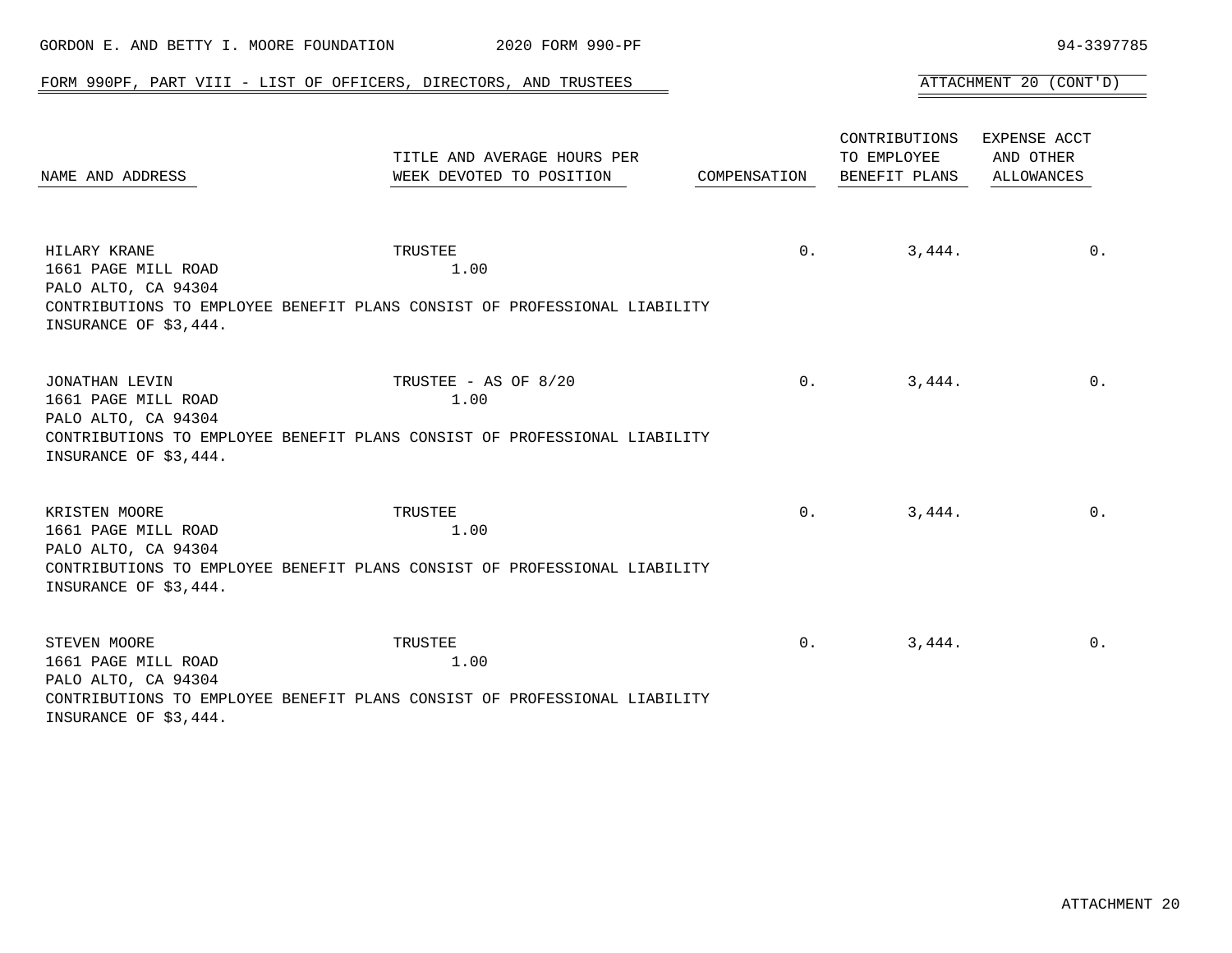## FORM 990PF, PART VIII - LIST OF OFFICERS, DIRECTORS, AND TRUSTEES

ATTACHMENT 20 (CONT'D)

| NAME AND ADDRESS | TITLE AND AVERAGE HOURS PER WEEK DEVOTED TO POSITION | COMPENSATION | CONTRIBUTIONS TO EMPLOYEE BENEFIT PLANS | EXPENSE ACCT AND OTHER ALLOWANCES |
|---|---|---|---|---|
| HILARY KRANE<br>1661 PAGE MILL ROAD<br>PALO ALTO, CA 94304 | TRUSTEE<br>1.00 | 0. | 3,444. | 0. |
| CONTRIBUTIONS TO EMPLOYEE BENEFIT PLANS CONSIST OF PROFESSIONAL LIABILITY INSURANCE OF $3,444. | | | | |
| JONATHAN LEVIN<br>1661 PAGE MILL ROAD<br>PALO ALTO, CA 94304 | TRUSTEE - AS OF 8/20<br>1.00 | 0. | 3,444. | 0. |
| CONTRIBUTIONS TO EMPLOYEE BENEFIT PLANS CONSIST OF PROFESSIONAL LIABILITY INSURANCE OF $3,444. | | | | |
| KRISTEN MOORE<br>1661 PAGE MILL ROAD<br>PALO ALTO, CA 94304 | TRUSTEE<br>1.00 | 0. | 3,444. | 0. |
| CONTRIBUTIONS TO EMPLOYEE BENEFIT PLANS CONSIST OF PROFESSIONAL LIABILITY INSURANCE OF $3,444. | | | | |
| STEVEN MOORE<br>1661 PAGE MILL ROAD<br>PALO ALTO, CA 94304 | TRUSTEE<br>1.00 | 0. | 3,444. | 0. |
| CONTRIBUTIONS TO EMPLOYEE BENEFIT PLANS CONSIST OF PROFESSIONAL LIABILITY INSURANCE OF $3,444. | | | | |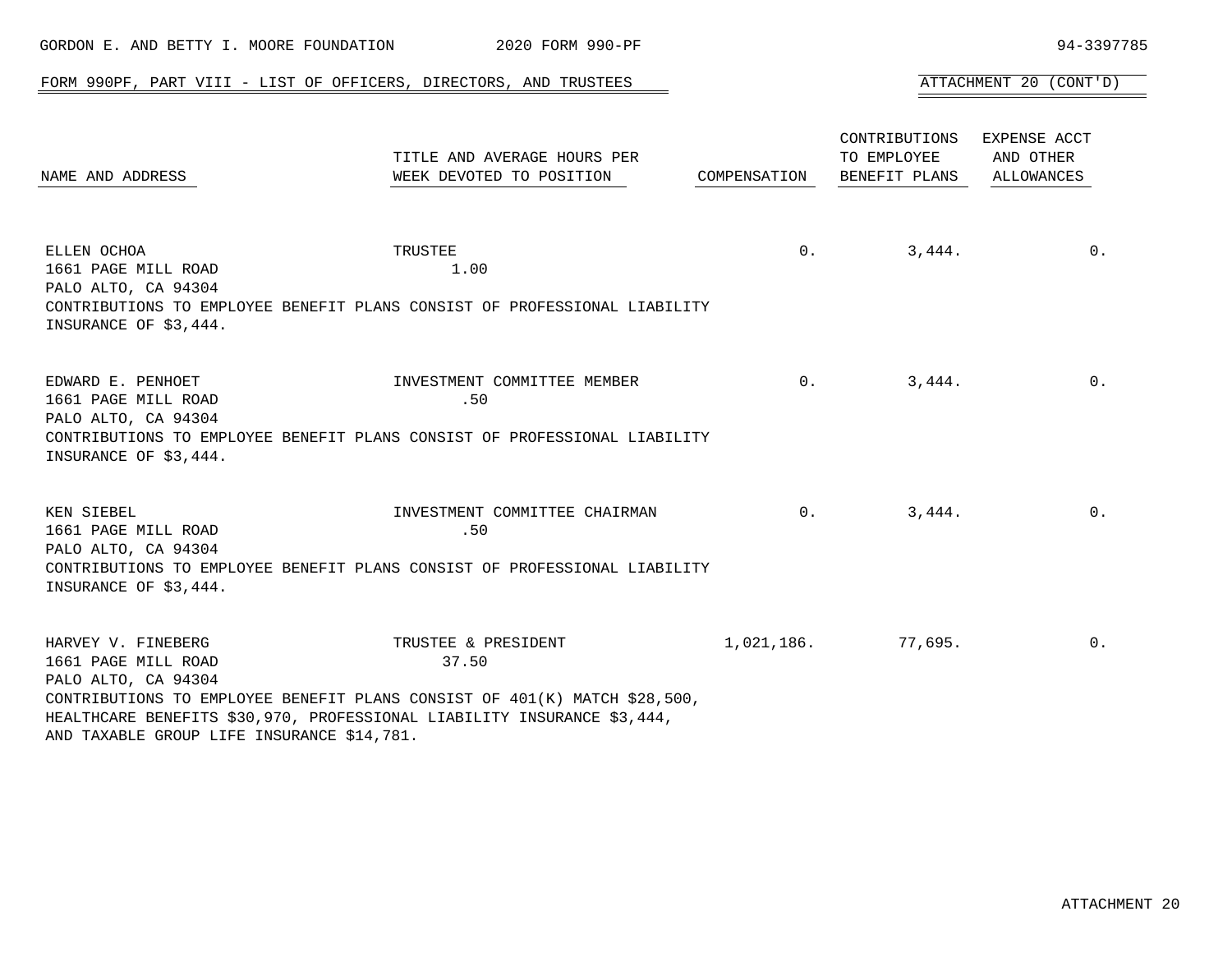GORDON E. AND BETTY I. MOORE FOUNDATION 2020 FORM 990-PF 94-3397785

FORM 990PF, PART VIII - LIST OF OFFICERS, DIRECTORS, AND TRUSTEES

ATTACHMENT 20 (CONT'D)

| NAME AND ADDRESS | TITLE AND AVERAGE HOURS PER WEEK DEVOTED TO POSITION | COMPENSATION | CONTRIBUTIONS TO EMPLOYEE BENEFIT PLANS | EXPENSE ACCT AND OTHER ALLOWANCES |
|---|---|---|---|---|
| ELLEN OCHOA<br>1661 PAGE MILL ROAD<br>PALO ALTO, CA 94304 | TRUSTEE<br>1.00 | 0. | 3,444. | 0. |
| CONTRIBUTIONS TO EMPLOYEE BENEFIT PLANS CONSIST OF PROFESSIONAL LIABILITY INSURANCE OF $3,444. | | | | |
| EDWARD E. PENHOET<br>1661 PAGE MILL ROAD<br>PALO ALTO, CA 94304 | INVESTMENT COMMITTEE MEMBER<br>.50 | 0. | 3,444. | 0. |
| CONTRIBUTIONS TO EMPLOYEE BENEFIT PLANS CONSIST OF PROFESSIONAL LIABILITY INSURANCE OF $3,444. | | | | |
| KEN SIEBEL<br>1661 PAGE MILL ROAD<br>PALO ALTO, CA 94304 | INVESTMENT COMMITTEE CHAIRMAN<br>.50 | 0. | 3,444. | 0. |
| CONTRIBUTIONS TO EMPLOYEE BENEFIT PLANS CONSIST OF PROFESSIONAL LIABILITY INSURANCE OF $3,444. | | | | |
| HARVEY V. FINEBERG<br>1661 PAGE MILL ROAD<br>PALO ALTO, CA 94304 | TRUSTEE & PRESIDENT<br>37.50 | 1,021,186. | 77,695. | 0. |
| CONTRIBUTIONS TO EMPLOYEE BENEFIT PLANS CONSIST OF 401(K) MATCH $28,500, HEALTHCARE BENEFITS $30,970, PROFESSIONAL LIABILITY INSURANCE $3,444, AND TAXABLE GROUP LIFE INSURANCE $14,781. | | | | |

ATTACHMENT 20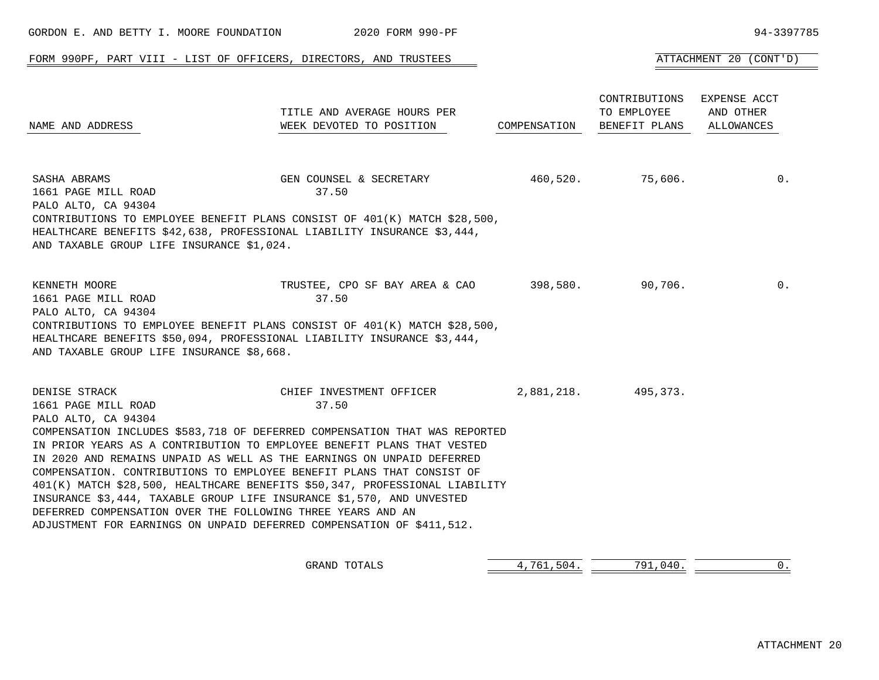GORDON E. AND BETTY I. MOORE FOUNDATION 2020 FORM 990-PF 94-3397785

FORM 990PF, PART VIII - LIST OF OFFICERS, DIRECTORS, AND TRUSTEES

ATTACHMENT 20 (CONT'D)

| NAME AND ADDRESS | TITLE AND AVERAGE HOURS PER WEEK DEVOTED TO POSITION | COMPENSATION | CONTRIBUTIONS TO EMPLOYEE BENEFIT PLANS | EXPENSE ACCT AND OTHER ALLOWANCES |
|---|---|---|---|---|
| SASHA ABRAMS<br>1661 PAGE MILL ROAD<br>PALO ALTO, CA 94304 | GEN COUNSEL & SECRETARY<br>37.50 | 460,520. | 75,606. | 0. |
| KENNETH MOORE<br>1661 PAGE MILL ROAD<br>PALO ALTO, CA 94304 | TRUSTEE, CPO SF BAY AREA & CAO<br>37.50 | 398,580. | 90,706. | 0. |
| DENISE STRACK<br>1661 PAGE MILL ROAD<br>PALO ALTO, CA 94304 | CHIEF INVESTMENT OFFICER<br>37.50 | 2,881,218. | 495,373. | |
| | GRAND TOTALS | 4,761,504. | 791,040. | 0. |

SASHA ABRAMS: CONTRIBUTIONS TO EMPLOYEE BENEFIT PLANS CONSIST OF 401(K) MATCH $28,500, HEALTHCARE BENEFITS $42,638, PROFESSIONAL LIABILITY INSURANCE $3,444, AND TAXABLE GROUP LIFE INSURANCE $1,024.

KENNETH MOORE: CONTRIBUTIONS TO EMPLOYEE BENEFIT PLANS CONSIST OF 401(K) MATCH $28,500, HEALTHCARE BENEFITS $50,094, PROFESSIONAL LIABILITY INSURANCE $3,444, AND TAXABLE GROUP LIFE INSURANCE $8,668.

DENISE STRACK: COMPENSATION INCLUDES $583,718 OF DEFERRED COMPENSATION THAT WAS REPORTED IN PRIOR YEARS AS A CONTRIBUTION TO EMPLOYEE BENEFIT PLANS THAT VESTED IN 2020 AND REMAINS UNPAID AS WELL AS THE EARNINGS ON UNPAID DEFERRED COMPENSATION. CONTRIBUTIONS TO EMPLOYEE BENEFIT PLANS THAT CONSIST OF 401(K) MATCH $28,500, HEALTHCARE BENEFITS $50,347, PROFESSIONAL LIABILITY INSURANCE $3,444, TAXABLE GROUP LIFE INSURANCE $1,570, AND UNVESTED DEFERRED COMPENSATION OVER THE FOLLOWING THREE YEARS AND AN ADJUSTMENT FOR EARNINGS ON UNPAID DEFERRED COMPENSATION OF $411,512.

ATTACHMENT 20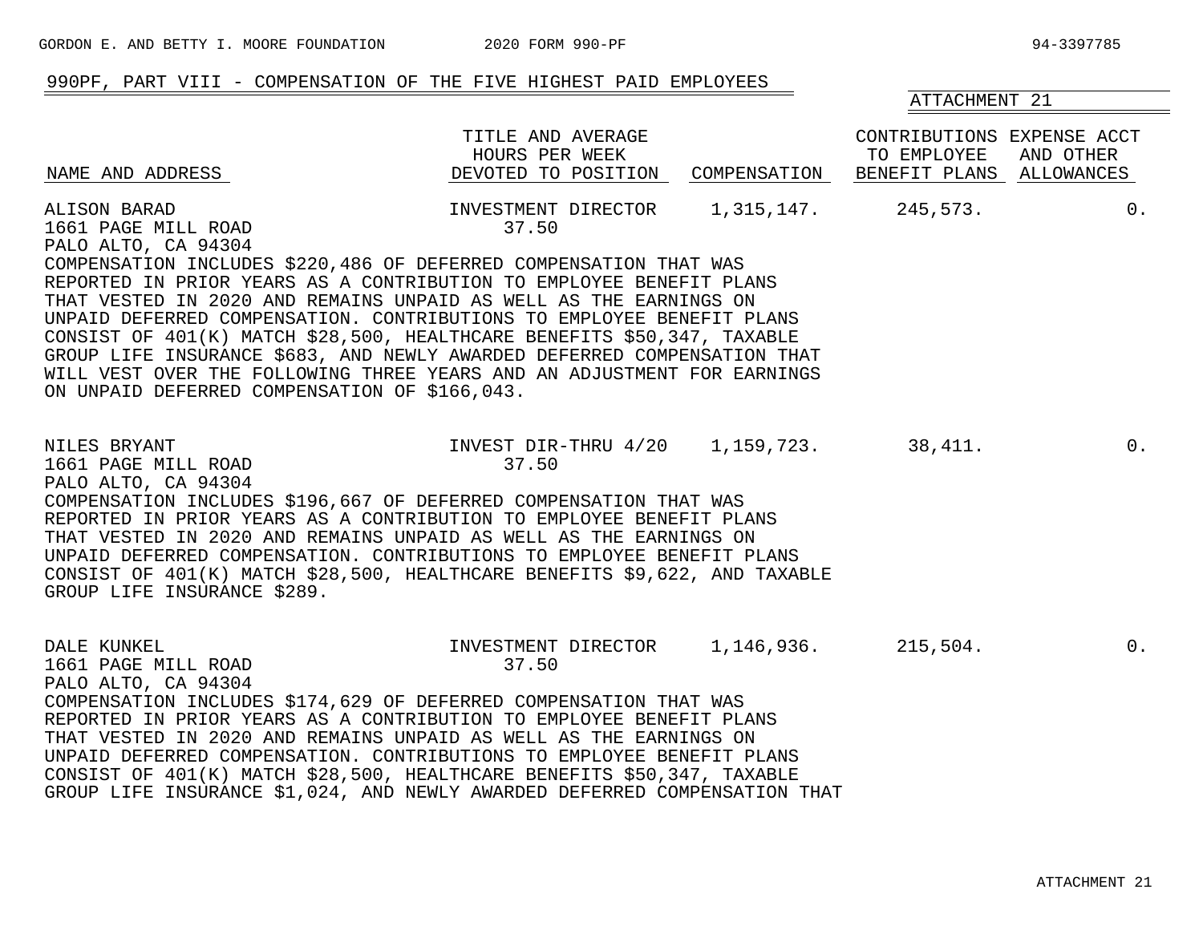## 990PF, PART VIII - COMPENSATION OF THE FIVE HIGHEST PAID EMPLOYEES

ATTACHMENT 21

| NAME AND ADDRESS | TITLE AND AVERAGE HOURS PER WEEK DEVOTED TO POSITION | COMPENSATION | CONTRIBUTIONS TO EMPLOYEE BENEFIT PLANS | EXPENSE ACCT AND OTHER ALLOWANCES |
|---|---|---|---|---|
| ALISON BARAD<br>1661 PAGE MILL ROAD<br>PALO ALTO, CA 94304 | INVESTMENT DIRECTOR<br>37.50 | 1,315,147. | 245,573. | 0. |

COMPENSATION INCLUDES $220,486 OF DEFERRED COMPENSATION THAT WAS REPORTED IN PRIOR YEARS AS A CONTRIBUTION TO EMPLOYEE BENEFIT PLANS THAT VESTED IN 2020 AND REMAINS UNPAID AS WELL AS THE EARNINGS ON UNPAID DEFERRED COMPENSATION. CONTRIBUTIONS TO EMPLOYEE BENEFIT PLANS CONSIST OF 401(K) MATCH $28,500, HEALTHCARE BENEFITS $50,347, TAXABLE GROUP LIFE INSURANCE $683, AND NEWLY AWARDED DEFERRED COMPENSATION THAT WILL VEST OVER THE FOLLOWING THREE YEARS AND AN ADJUSTMENT FOR EARNINGS ON UNPAID DEFERRED COMPENSATION OF $166,043.

| NAME AND ADDRESS | TITLE AND AVERAGE HOURS PER WEEK DEVOTED TO POSITION | COMPENSATION | CONTRIBUTIONS TO EMPLOYEE BENEFIT PLANS | EXPENSE ACCT AND OTHER ALLOWANCES |
|---|---|---|---|---|
| NILES BRYANT<br>1661 PAGE MILL ROAD<br>PALO ALTO, CA 94304 | INVEST DIR-THRU 4/20<br>37.50 | 1,159,723. | 38,411. | 0. |

COMPENSATION INCLUDES $196,667 OF DEFERRED COMPENSATION THAT WAS REPORTED IN PRIOR YEARS AS A CONTRIBUTION TO EMPLOYEE BENEFIT PLANS THAT VESTED IN 2020 AND REMAINS UNPAID AS WELL AS THE EARNINGS ON UNPAID DEFERRED COMPENSATION. CONTRIBUTIONS TO EMPLOYEE BENEFIT PLANS CONSIST OF 401(K) MATCH $28,500, HEALTHCARE BENEFITS $9,622, AND TAXABLE GROUP LIFE INSURANCE $289.

| NAME AND ADDRESS | TITLE AND AVERAGE HOURS PER WEEK DEVOTED TO POSITION | COMPENSATION | CONTRIBUTIONS TO EMPLOYEE BENEFIT PLANS | EXPENSE ACCT AND OTHER ALLOWANCES |
|---|---|---|---|---|
| DALE KUNKEL<br>1661 PAGE MILL ROAD<br>PALO ALTO, CA 94304 | INVESTMENT DIRECTOR<br>37.50 | 1,146,936. | 215,504. | 0. |

COMPENSATION INCLUDES $174,629 OF DEFERRED COMPENSATION THAT WAS REPORTED IN PRIOR YEARS AS A CONTRIBUTION TO EMPLOYEE BENEFIT PLANS THAT VESTED IN 2020 AND REMAINS UNPAID AS WELL AS THE EARNINGS ON UNPAID DEFERRED COMPENSATION. CONTRIBUTIONS TO EMPLOYEE BENEFIT PLANS CONSIST OF 401(K) MATCH $28,500, HEALTHCARE BENEFITS $50,347, TAXABLE GROUP LIFE INSURANCE $1,024, AND NEWLY AWARDED DEFERRED COMPENSATION THAT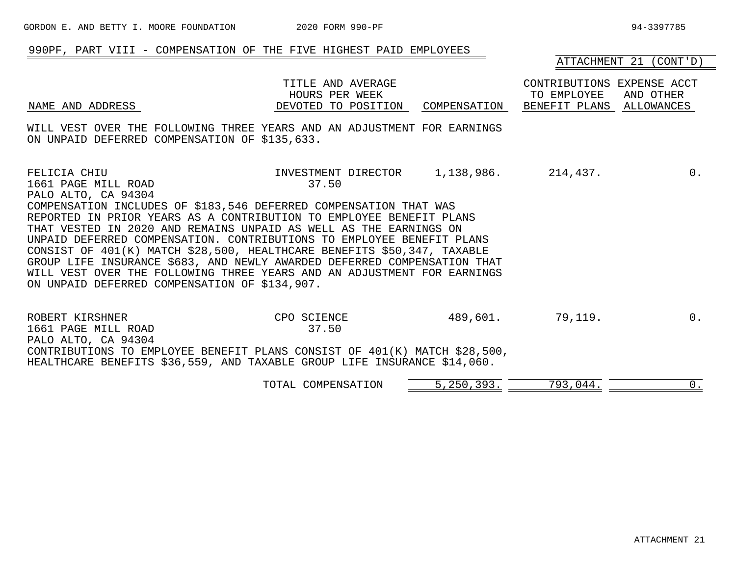## 990PF, PART VIII - COMPENSATION OF THE FIVE HIGHEST PAID EMPLOYEES

ATTACHMENT 21 (CONT'D)

| NAME AND ADDRESS | TITLE AND AVERAGE HOURS PER WEEK DEVOTED TO POSITION | COMPENSATION | CONTRIBUTIONS TO EMPLOYEE BENEFIT PLANS | EXPENSE ACCT AND OTHER ALLOWANCES |
|---|---|---|---|---|

WILL VEST OVER THE FOLLOWING THREE YEARS AND AN ADJUSTMENT FOR EARNINGS ON UNPAID DEFERRED COMPENSATION OF $135,633.

| NAME AND ADDRESS | TITLE AND AVERAGE HOURS PER WEEK DEVOTED TO POSITION | COMPENSATION | CONTRIBUTIONS TO EMPLOYEE BENEFIT PLANS | EXPENSE ACCT AND OTHER ALLOWANCES |
|---|---|---|---|---|
| FELICIA CHIU<br>1661 PAGE MILL ROAD<br>PALO ALTO, CA 94304 | INVESTMENT DIRECTOR<br>37.50 | 1,138,986. | 214,437. | 0. |

COMPENSATION INCLUDES OF $183,546 DEFERRED COMPENSATION THAT WAS REPORTED IN PRIOR YEARS AS A CONTRIBUTION TO EMPLOYEE BENEFIT PLANS THAT VESTED IN 2020 AND REMAINS UNPAID AS WELL AS THE EARNINGS ON UNPAID DEFERRED COMPENSATION. CONTRIBUTIONS TO EMPLOYEE BENEFIT PLANS CONSIST OF 401(K) MATCH $28,500, HEALTHCARE BENEFITS $50,347, TAXABLE GROUP LIFE INSURANCE $683, AND NEWLY AWARDED DEFERRED COMPENSATION THAT WILL VEST OVER THE FOLLOWING THREE YEARS AND AN ADJUSTMENT FOR EARNINGS ON UNPAID DEFERRED COMPENSATION OF $134,907.

| NAME AND ADDRESS | TITLE AND AVERAGE HOURS PER WEEK DEVOTED TO POSITION | COMPENSATION | CONTRIBUTIONS TO EMPLOYEE BENEFIT PLANS | EXPENSE ACCT AND OTHER ALLOWANCES |
|---|---|---|---|---|
| ROBERT KIRSHNER<br>1661 PAGE MILL ROAD<br>PALO ALTO, CA 94304 | CPO SCIENCE<br>37.50 | 489,601. | 79,119. | 0. |

CONTRIBUTIONS TO EMPLOYEE BENEFIT PLANS CONSIST OF 401(K) MATCH $28,500, HEALTHCARE BENEFITS $36,559, AND TAXABLE GROUP LIFE INSURANCE $14,060.

| | | COMPENSATION | CONTRIBUTIONS TO EMPLOYEE BENEFIT PLANS | EXPENSE ACCT AND OTHER ALLOWANCES |
|---|---|---|---|---|
| | TOTAL COMPENSATION | 5,250,393. | 793,044. | 0. |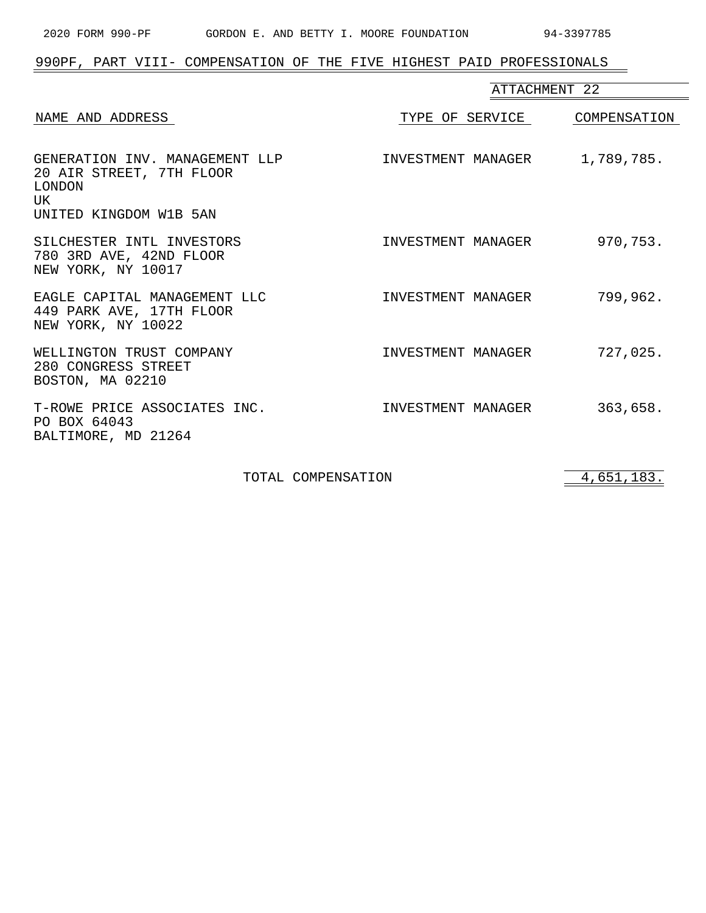## 990PF, PART VIII- COMPENSATION OF THE FIVE HIGHEST PAID PROFESSIONALS

ATTACHMENT 22

| NAME AND ADDRESS | TYPE OF SERVICE | COMPENSATION |
|---|---|---|
| GENERATION INV. MANAGEMENT LLP<br>20 AIR STREET, 7TH FLOOR<br>LONDON<br>UK<br>UNITED KINGDOM W1B 5AN | INVESTMENT MANAGER | 1,789,785. |
| SILCHESTER INTL INVESTORS<br>780 3RD AVE, 42ND FLOOR<br>NEW YORK, NY 10017 | INVESTMENT MANAGER | 970,753. |
| EAGLE CAPITAL MANAGEMENT LLC<br>449 PARK AVE, 17TH FLOOR<br>NEW YORK, NY 10022 | INVESTMENT MANAGER | 799,962. |
| WELLINGTON TRUST COMPANY<br>280 CONGRESS STREET<br>BOSTON, MA 02210 | INVESTMENT MANAGER | 727,025. |
| T-ROWE PRICE ASSOCIATES INC.<br>PO BOX 64043<br>BALTIMORE, MD 21264 | INVESTMENT MANAGER | 363,658. |
| TOTAL COMPENSATION | | 4,651,183. |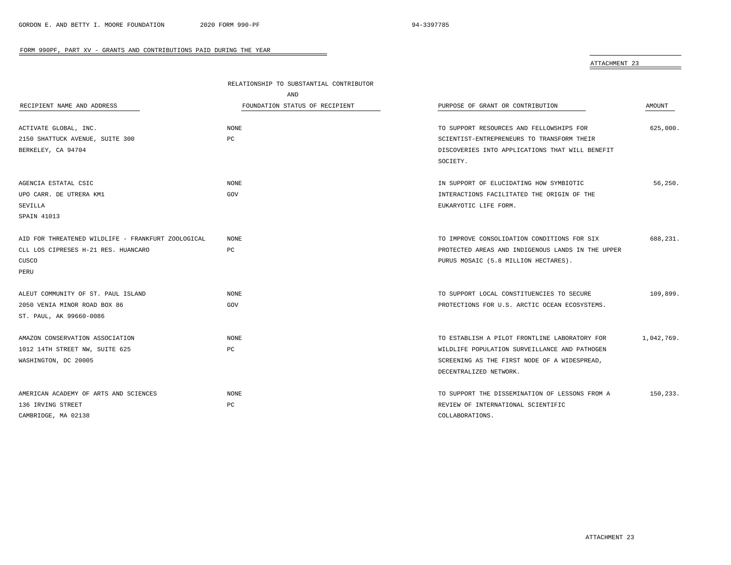FORM 990PF, PART XV - GRANTS AND CONTRIBUTIONS PAID DURING THE YEAR

ATTACHMENT 23

| RECIPIENT NAME AND ADDRESS | RELATIONSHIP TO SUBSTANTIAL CONTRIBUTOR AND FOUNDATION STATUS OF RECIPIENT | PURPOSE OF GRANT OR CONTRIBUTION | AMOUNT |
|---|---|---|---|
| ACTIVATE GLOBAL, INC.<br>2150 SHATTUCK AVENUE, SUITE 300<br>BERKELEY, CA 94704 | NONE<br>PC | TO SUPPORT RESOURCES AND FELLOWSHIPS FOR SCIENTIST-ENTREPRENEURS TO TRANSFORM THEIR DISCOVERIES INTO APPLICATIONS THAT WILL BENEFIT SOCIETY. | 625,000. |
| AGENCIA ESTATAL CSIC<br>UPO CARR. DE UTRERA KM1<br>SEVILLA<br>SPAIN 41013 | NONE<br>GOV | IN SUPPORT OF ELUCIDATING HOW SYMBIOTIC INTERACTIONS FACILITATED THE ORIGIN OF THE EUKARYOTIC LIFE FORM. | 56,250. |
| AID FOR THREATENED WILDLIFE - FRANKFURT ZOOLOGICAL<br>CLL LOS CIPRESES H-21 RES. HUANCARO<br>CUSCO<br>PERU | NONE<br>PC | TO IMPROVE CONSOLIDATION CONDITIONS FOR SIX PROTECTED AREAS AND INDIGENOUS LANDS IN THE UPPER PURUS MOSAIC (5.8 MILLION HECTARES). | 688,231. |
| ALEUT COMMUNITY OF ST. PAUL ISLAND<br>2050 VENIA MINOR ROAD BOX 86<br>ST. PAUL, AK 99660-0086 | NONE<br>GOV | TO SUPPORT LOCAL CONSTITUENCIES TO SECURE PROTECTIONS FOR U.S. ARCTIC OCEAN ECOSYSTEMS. | 109,899. |
| AMAZON CONSERVATION ASSOCIATION<br>1012 14TH STREET NW, SUITE 625<br>WASHINGTON, DC 20005 | NONE<br>PC | TO ESTABLISH A PILOT FRONTLINE LABORATORY FOR WILDLIFE POPULATION SURVEILLANCE AND PATHOGEN SCREENING AS THE FIRST NODE OF A WIDESPREAD, DECENTRALIZED NETWORK. | 1,042,769. |
| AMERICAN ACADEMY OF ARTS AND SCIENCES<br>136 IRVING STREET<br>CAMBRIDGE, MA 02138 | NONE<br>PC | TO SUPPORT THE DISSEMINATION OF LESSONS FROM A REVIEW OF INTERNATIONAL SCIENTIFIC COLLABORATIONS. | 150,233. |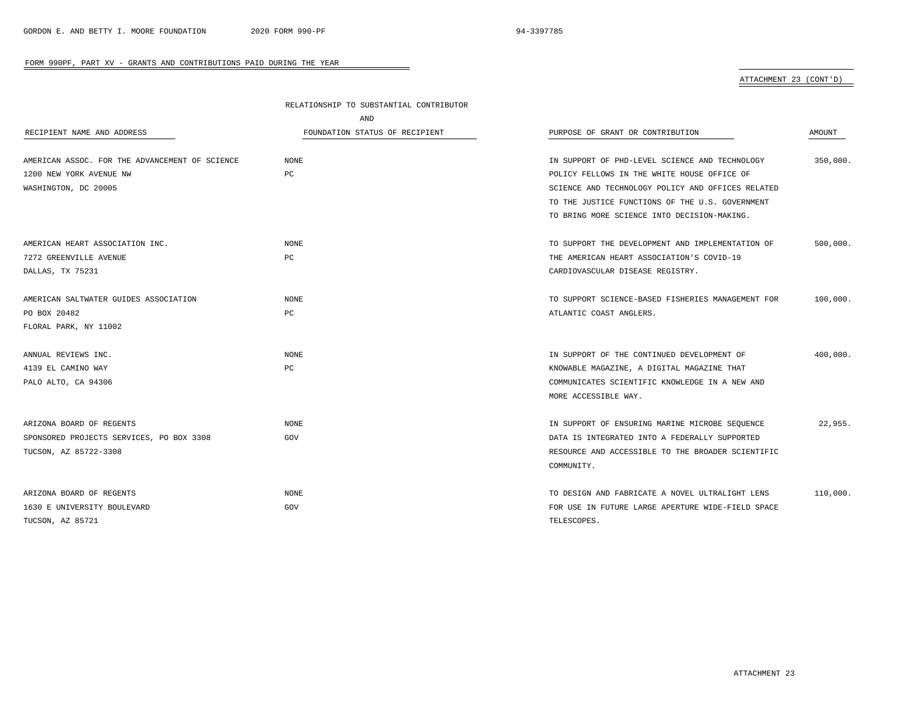FORM 990PF, PART XV - GRANTS AND CONTRIBUTIONS PAID DURING THE YEAR

ATTACHMENT 23 (CONT'D)

| RECIPIENT NAME AND ADDRESS | RELATIONSHIP TO SUBSTANTIAL CONTRIBUTOR AND FOUNDATION STATUS OF RECIPIENT | PURPOSE OF GRANT OR CONTRIBUTION | AMOUNT |
|---|---|---|---|
| AMERICAN ASSOC. FOR THE ADVANCEMENT OF SCIENCE<br>1200 NEW YORK AVENUE NW<br>WASHINGTON, DC 20005 | NONE<br>PC | IN SUPPORT OF PHD-LEVEL SCIENCE AND TECHNOLOGY POLICY FELLOWS IN THE WHITE HOUSE OFFICE OF SCIENCE AND TECHNOLOGY POLICY AND OFFICES RELATED TO THE JUSTICE FUNCTIONS OF THE U.S. GOVERNMENT TO BRING MORE SCIENCE INTO DECISION-MAKING. | 350,000. |
| AMERICAN HEART ASSOCIATION INC.<br>7272 GREENVILLE AVENUE<br>DALLAS, TX 75231 | NONE<br>PC | TO SUPPORT THE DEVELOPMENT AND IMPLEMENTATION OF THE AMERICAN HEART ASSOCIATION'S COVID-19 CARDIOVASCULAR DISEASE REGISTRY. | 500,000. |
| AMERICAN SALTWATER GUIDES ASSOCIATION<br>PO BOX 20482<br>FLORAL PARK, NY 11002 | NONE<br>PC | TO SUPPORT SCIENCE-BASED FISHERIES MANAGEMENT FOR ATLANTIC COAST ANGLERS. | 100,000. |
| ANNUAL REVIEWS INC.<br>4139 EL CAMINO WAY<br>PALO ALTO, CA 94306 | NONE<br>PC | IN SUPPORT OF THE CONTINUED DEVELOPMENT OF KNOWABLE MAGAZINE, A DIGITAL MAGAZINE THAT COMMUNICATES SCIENTIFIC KNOWLEDGE IN A NEW AND MORE ACCESSIBLE WAY. | 400,000. |
| ARIZONA BOARD OF REGENTS<br>SPONSORED PROJECTS SERVICES, PO BOX 3308<br>TUCSON, AZ 85722-3308 | NONE<br>GOV | IN SUPPORT OF ENSURING MARINE MICROBE SEQUENCE DATA IS INTEGRATED INTO A FEDERALLY SUPPORTED RESOURCE AND ACCESSIBLE TO THE BROADER SCIENTIFIC COMMUNITY. | 22,955. |
| ARIZONA BOARD OF REGENTS<br>1630 E UNIVERSITY BOULEVARD<br>TUCSON, AZ 85721 | NONE<br>GOV | TO DESIGN AND FABRICATE A NOVEL ULTRALIGHT LENS FOR USE IN FUTURE LARGE APERTURE WIDE-FIELD SPACE TELESCOPES. | 110,000. |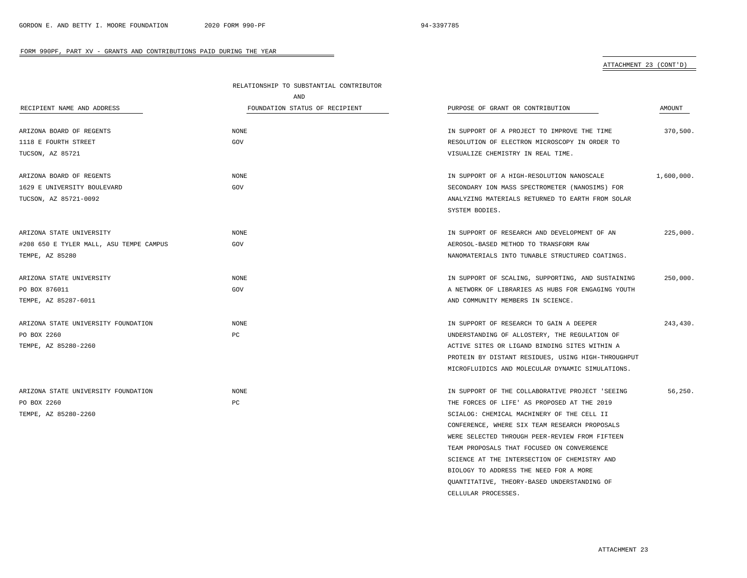FORM 990PF, PART XV - GRANTS AND CONTRIBUTIONS PAID DURING THE YEAR

ATTACHMENT 23 (CONT'D)

| RECIPIENT NAME AND ADDRESS | RELATIONSHIP TO SUBSTANTIAL CONTRIBUTOR AND FOUNDATION STATUS OF RECIPIENT | PURPOSE OF GRANT OR CONTRIBUTION | AMOUNT |
|---|---|---|---|
| ARIZONA BOARD OF REGENTS<br>1118 E FOURTH STREET<br>TUCSON, AZ 85721 | NONE<br>GOV | IN SUPPORT OF A PROJECT TO IMPROVE THE TIME RESOLUTION OF ELECTRON MICROSCOPY IN ORDER TO VISUALIZE CHEMISTRY IN REAL TIME. | 370,500. |
| ARIZONA BOARD OF REGENTS<br>1629 E UNIVERSITY BOULEVARD<br>TUCSON, AZ 85721-0092 | NONE<br>GOV | IN SUPPORT OF A HIGH-RESOLUTION NANOSCALE SECONDARY ION MASS SPECTROMETER (NANOSIMS) FOR ANALYZING MATERIALS RETURNED TO EARTH FROM SOLAR SYSTEM BODIES. | 1,600,000. |
| ARIZONA STATE UNIVERSITY<br>#208 650 E TYLER MALL, ASU TEMPE CAMPUS<br>TEMPE, AZ 85280 | NONE<br>GOV | IN SUPPORT OF RESEARCH AND DEVELOPMENT OF AN AEROSOL-BASED METHOD TO TRANSFORM RAW NANOMATERIALS INTO TUNABLE STRUCTURED COATINGS. | 225,000. |
| ARIZONA STATE UNIVERSITY<br>PO BOX 876011<br>TEMPE, AZ 85287-6011 | NONE<br>GOV | IN SUPPORT OF SCALING, SUPPORTING, AND SUSTAINING A NETWORK OF LIBRARIES AS HUBS FOR ENGAGING YOUTH AND COMMUNITY MEMBERS IN SCIENCE. | 250,000. |
| ARIZONA STATE UNIVERSITY FOUNDATION<br>PO BOX 2260<br>TEMPE, AZ 85280-2260 | NONE<br>PC | IN SUPPORT OF RESEARCH TO GAIN A DEEPER UNDERSTANDING OF ALLOSTERY, THE REGULATION OF ACTIVE SITES OR LIGAND BINDING SITES WITHIN A PROTEIN BY DISTANT RESIDUES, USING HIGH-THROUGHPUT MICROFLUIDICS AND MOLECULAR DYNAMIC SIMULATIONS. | 243,430. |
| ARIZONA STATE UNIVERSITY FOUNDATION<br>PO BOX 2260<br>TEMPE, AZ 85280-2260 | NONE<br>PC | IN SUPPORT OF THE COLLABORATIVE PROJECT 'SEEING THE FORCES OF LIFE' AS PROPOSED AT THE 2019 SCIALOG: CHEMICAL MACHINERY OF THE CELL II CONFERENCE, WHERE SIX TEAM RESEARCH PROPOSALS WERE SELECTED THROUGH PEER-REVIEW FROM FIFTEEN TEAM PROPOSALS THAT FOCUSED ON CONVERGENCE SCIENCE AT THE INTERSECTION OF CHEMISTRY AND BIOLOGY TO ADDRESS THE NEED FOR A MORE QUANTITATIVE, THEORY-BASED UNDERSTANDING OF CELLULAR PROCESSES. | 56,250. |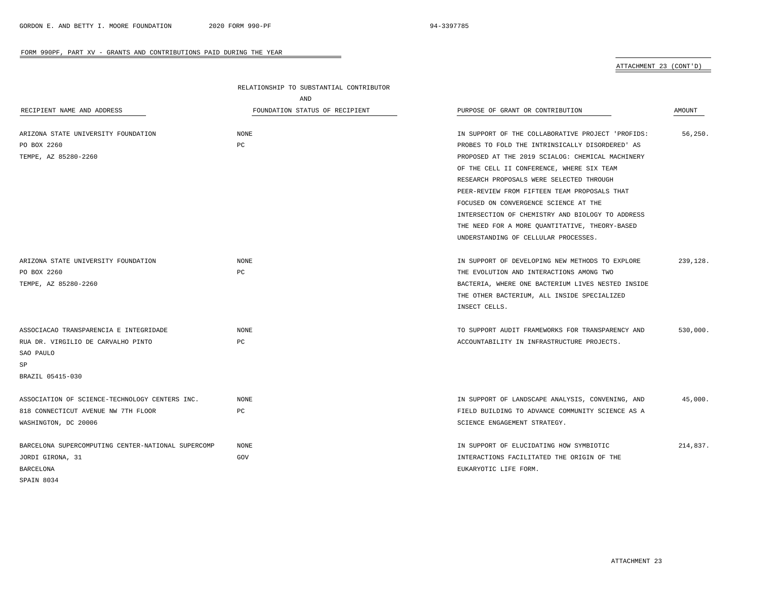FORM 990PF, PART XV - GRANTS AND CONTRIBUTIONS PAID DURING THE YEAR

ATTACHMENT 23 (CONT'D)

| RECIPIENT NAME AND ADDRESS | RELATIONSHIP TO SUBSTANTIAL CONTRIBUTOR AND FOUNDATION STATUS OF RECIPIENT | PURPOSE OF GRANT OR CONTRIBUTION | AMOUNT |
|---|---|---|---|
| ARIZONA STATE UNIVERSITY FOUNDATION<br>PO BOX 2260<br>TEMPE, AZ 85280-2260 | NONE<br>PC | IN SUPPORT OF THE COLLABORATIVE PROJECT 'PROFIDS: PROBES TO FOLD THE INTRINSICALLY DISORDERED' AS PROPOSED AT THE 2019 SCIALOG: CHEMICAL MACHINERY OF THE CELL II CONFERENCE, WHERE SIX TEAM RESEARCH PROPOSALS WERE SELECTED THROUGH PEER-REVIEW FROM FIFTEEN TEAM PROPOSALS THAT FOCUSED ON CONVERGENCE SCIENCE AT THE INTERSECTION OF CHEMISTRY AND BIOLOGY TO ADDRESS THE NEED FOR A MORE QUANTITATIVE, THEORY-BASED UNDERSTANDING OF CELLULAR PROCESSES. | 56,250. |
| ARIZONA STATE UNIVERSITY FOUNDATION<br>PO BOX 2260<br>TEMPE, AZ 85280-2260 | NONE<br>PC | IN SUPPORT OF DEVELOPING NEW METHODS TO EXPLORE THE EVOLUTION AND INTERACTIONS AMONG TWO BACTERIA, WHERE ONE BACTERIUM LIVES NESTED INSIDE THE OTHER BACTERIUM, ALL INSIDE SPECIALIZED INSECT CELLS. | 239,128. |
| ASSOCIACAO TRANSPARENCIA E INTEGRIDADE<br>RUA DR. VIRGILIO DE CARVALHO PINTO<br>SAO PAULO<br>SP<br>BRAZIL 05415-030 | NONE<br>PC | TO SUPPORT AUDIT FRAMEWORKS FOR TRANSPARENCY AND ACCOUNTABILITY IN INFRASTRUCTURE PROJECTS. | 530,000. |
| ASSOCIATION OF SCIENCE-TECHNOLOGY CENTERS INC.<br>818 CONNECTICUT AVENUE NW 7TH FLOOR<br>WASHINGTON, DC 20006 | NONE<br>PC | IN SUPPORT OF LANDSCAPE ANALYSIS, CONVENING, AND FIELD BUILDING TO ADVANCE COMMUNITY SCIENCE AS A SCIENCE ENGAGEMENT STRATEGY. | 45,000. |
| BARCELONA SUPERCOMPUTING CENTER-NATIONAL SUPERCOMP<br>JORDI GIRONA, 31<br>BARCELONA<br>SPAIN 8034 | NONE<br>GOV | IN SUPPORT OF ELUCIDATING HOW SYMBIOTIC INTERACTIONS FACILITATED THE ORIGIN OF THE EUKARYOTIC LIFE FORM. | 214,837. |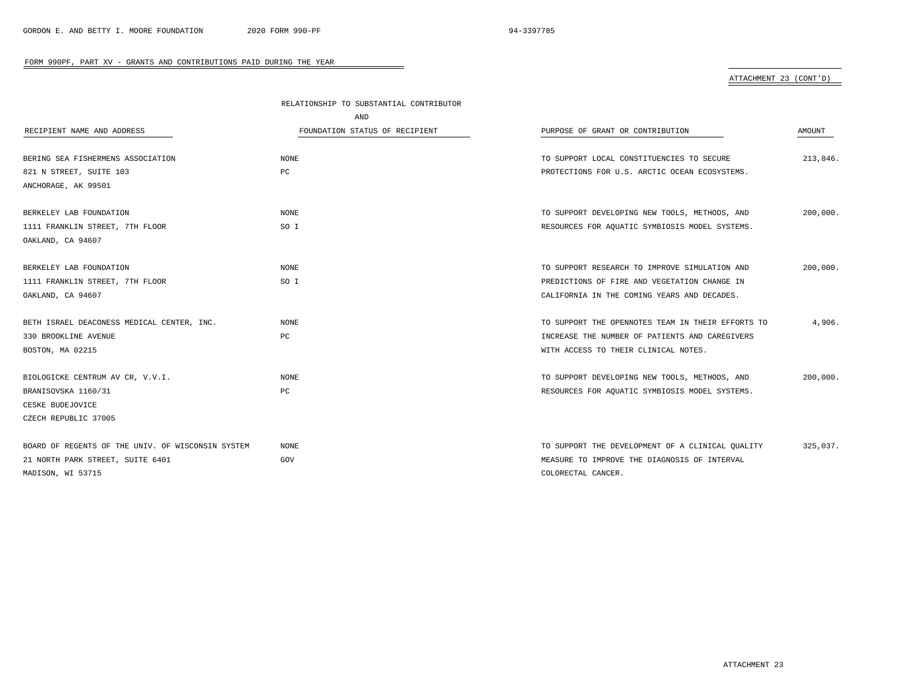FORM 990PF, PART XV - GRANTS AND CONTRIBUTIONS PAID DURING THE YEAR

ATTACHMENT 23 (CONT'D)

| RECIPIENT NAME AND ADDRESS | RELATIONSHIP TO SUBSTANTIAL CONTRIBUTOR AND FOUNDATION STATUS OF RECIPIENT | PURPOSE OF GRANT OR CONTRIBUTION | AMOUNT |
|---|---|---|---|
| BERING SEA FISHERMENS ASSOCIATION<br>821 N STREET, SUITE 103<br>ANCHORAGE, AK 99501 | NONE<br>PC | TO SUPPORT LOCAL CONSTITUENCIES TO SECURE PROTECTIONS FOR U.S. ARCTIC OCEAN ECOSYSTEMS. | 213,846. |
| BERKELEY LAB FOUNDATION<br>1111 FRANKLIN STREET, 7TH FLOOR<br>OAKLAND, CA 94607 | NONE<br>SO I | TO SUPPORT DEVELOPING NEW TOOLS, METHODS, AND RESOURCES FOR AQUATIC SYMBIOSIS MODEL SYSTEMS. | 200,000. |
| BERKELEY LAB FOUNDATION<br>1111 FRANKLIN STREET, 7TH FLOOR<br>OAKLAND, CA 94607 | NONE<br>SO I | TO SUPPORT RESEARCH TO IMPROVE SIMULATION AND PREDICTIONS OF FIRE AND VEGETATION CHANGE IN CALIFORNIA IN THE COMING YEARS AND DECADES. | 200,000. |
| BETH ISRAEL DEACONESS MEDICAL CENTER, INC.<br>330 BROOKLINE AVENUE<br>BOSTON, MA 02215 | NONE<br>PC | TO SUPPORT THE OPENNOTES TEAM IN THEIR EFFORTS TO INCREASE THE NUMBER OF PATIENTS AND CAREGIVERS WITH ACCESS TO THEIR CLINICAL NOTES. | 4,906. |
| BIOLOGICKE CENTRUM AV CR, V.V.I.<br>BRANISOVSKA 1160/31<br>CESKE BUDEJOVICE<br>CZECH REPUBLIC 37005 | NONE<br>PC | TO SUPPORT DEVELOPING NEW TOOLS, METHODS, AND RESOURCES FOR AQUATIC SYMBIOSIS MODEL SYSTEMS. | 200,000. |
| BOARD OF REGENTS OF THE UNIV. OF WISCONSIN SYSTEM<br>21 NORTH PARK STREET, SUITE 6401<br>MADISON, WI 53715 | NONE<br>GOV | TO SUPPORT THE DEVELOPMENT OF A CLINICAL QUALITY MEASURE TO IMPROVE THE DIAGNOSIS OF INTERVAL COLORECTAL CANCER. | 325,037. |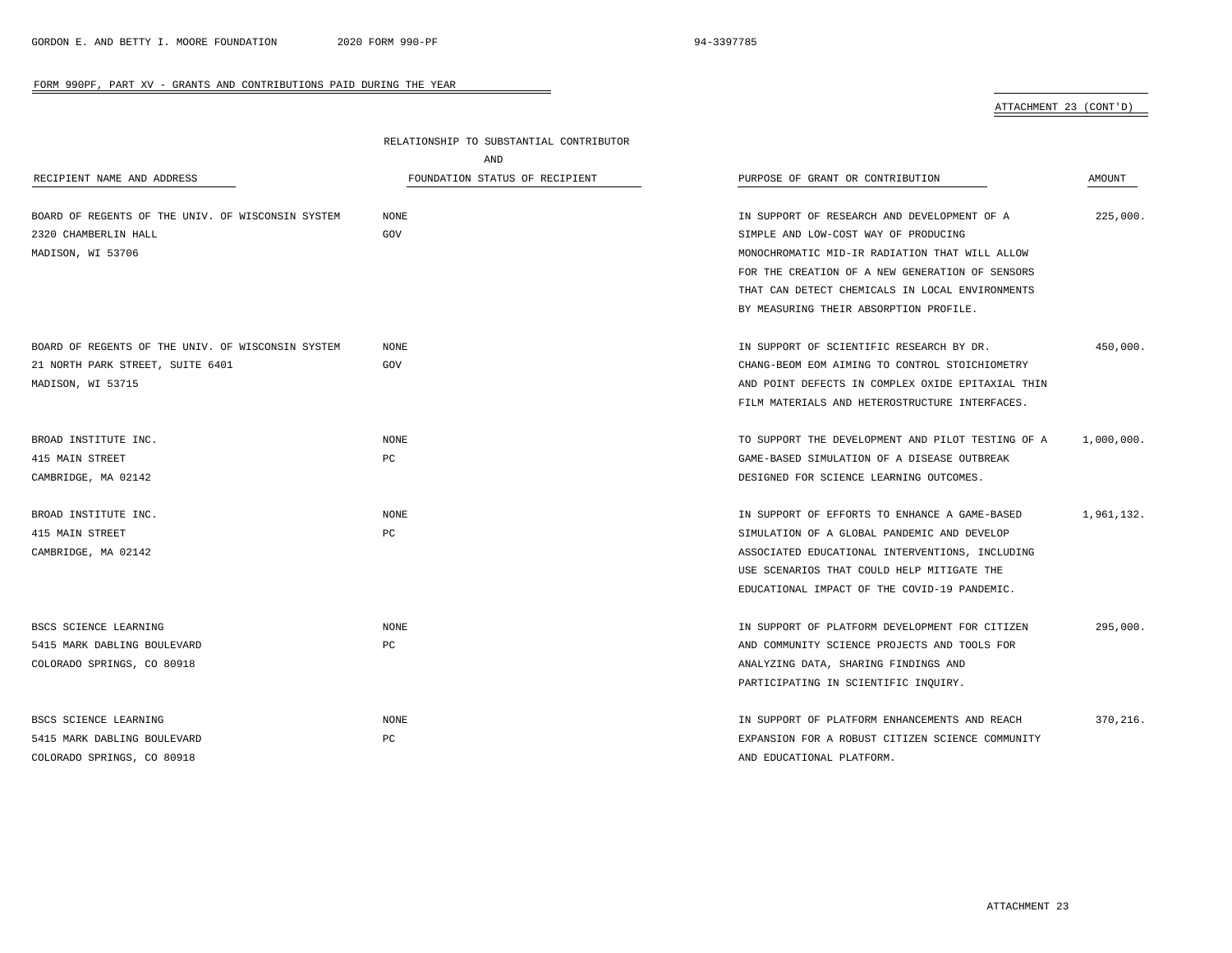FORM 990PF, PART XV - GRANTS AND CONTRIBUTIONS PAID DURING THE YEAR

ATTACHMENT 23 (CONT'D)

| RECIPIENT NAME AND ADDRESS | RELATIONSHIP TO SUBSTANTIAL CONTRIBUTOR AND FOUNDATION STATUS OF RECIPIENT | PURPOSE OF GRANT OR CONTRIBUTION | AMOUNT |
|---|---|---|---|
| BOARD OF REGENTS OF THE UNIV. OF WISCONSIN SYSTEM<br>2320 CHAMBERLIN HALL<br>MADISON, WI 53706 | NONE<br>GOV | IN SUPPORT OF RESEARCH AND DEVELOPMENT OF A SIMPLE AND LOW-COST WAY OF PRODUCING MONOCHROMATIC MID-IR RADIATION THAT WILL ALLOW FOR THE CREATION OF A NEW GENERATION OF SENSORS THAT CAN DETECT CHEMICALS IN LOCAL ENVIRONMENTS BY MEASURING THEIR ABSORPTION PROFILE. | 225,000. |
| BOARD OF REGENTS OF THE UNIV. OF WISCONSIN SYSTEM<br>21 NORTH PARK STREET, SUITE 6401<br>MADISON, WI 53715 | NONE<br>GOV | IN SUPPORT OF SCIENTIFIC RESEARCH BY DR. CHANG-BEOM EOM AIMING TO CONTROL STOICHIOMETRY AND POINT DEFECTS IN COMPLEX OXIDE EPITAXIAL THIN FILM MATERIALS AND HETEROSTRUCTURE INTERFACES. | 450,000. |
| BROAD INSTITUTE INC.<br>415 MAIN STREET<br>CAMBRIDGE, MA 02142 | NONE<br>PC | TO SUPPORT THE DEVELOPMENT AND PILOT TESTING OF A GAME-BASED SIMULATION OF A DISEASE OUTBREAK DESIGNED FOR SCIENCE LEARNING OUTCOMES. | 1,000,000. |
| BROAD INSTITUTE INC.<br>415 MAIN STREET<br>CAMBRIDGE, MA 02142 | NONE<br>PC | IN SUPPORT OF EFFORTS TO ENHANCE A GAME-BASED SIMULATION OF A GLOBAL PANDEMIC AND DEVELOP ASSOCIATED EDUCATIONAL INTERVENTIONS, INCLUDING USE SCENARIOS THAT COULD HELP MITIGATE THE EDUCATIONAL IMPACT OF THE COVID-19 PANDEMIC. | 1,961,132. |
| BSCS SCIENCE LEARNING<br>5415 MARK DABLING BOULEVARD<br>COLORADO SPRINGS, CO 80918 | NONE<br>PC | IN SUPPORT OF PLATFORM DEVELOPMENT FOR CITIZEN AND COMMUNITY SCIENCE PROJECTS AND TOOLS FOR ANALYZING DATA, SHARING FINDINGS AND PARTICIPATING IN SCIENTIFIC INQUIRY. | 295,000. |
| BSCS SCIENCE LEARNING<br>5415 MARK DABLING BOULEVARD<br>COLORADO SPRINGS, CO 80918 | NONE<br>PC | IN SUPPORT OF PLATFORM ENHANCEMENTS AND REACH EXPANSION FOR A ROBUST CITIZEN SCIENCE COMMUNITY AND EDUCATIONAL PLATFORM. | 370,216. |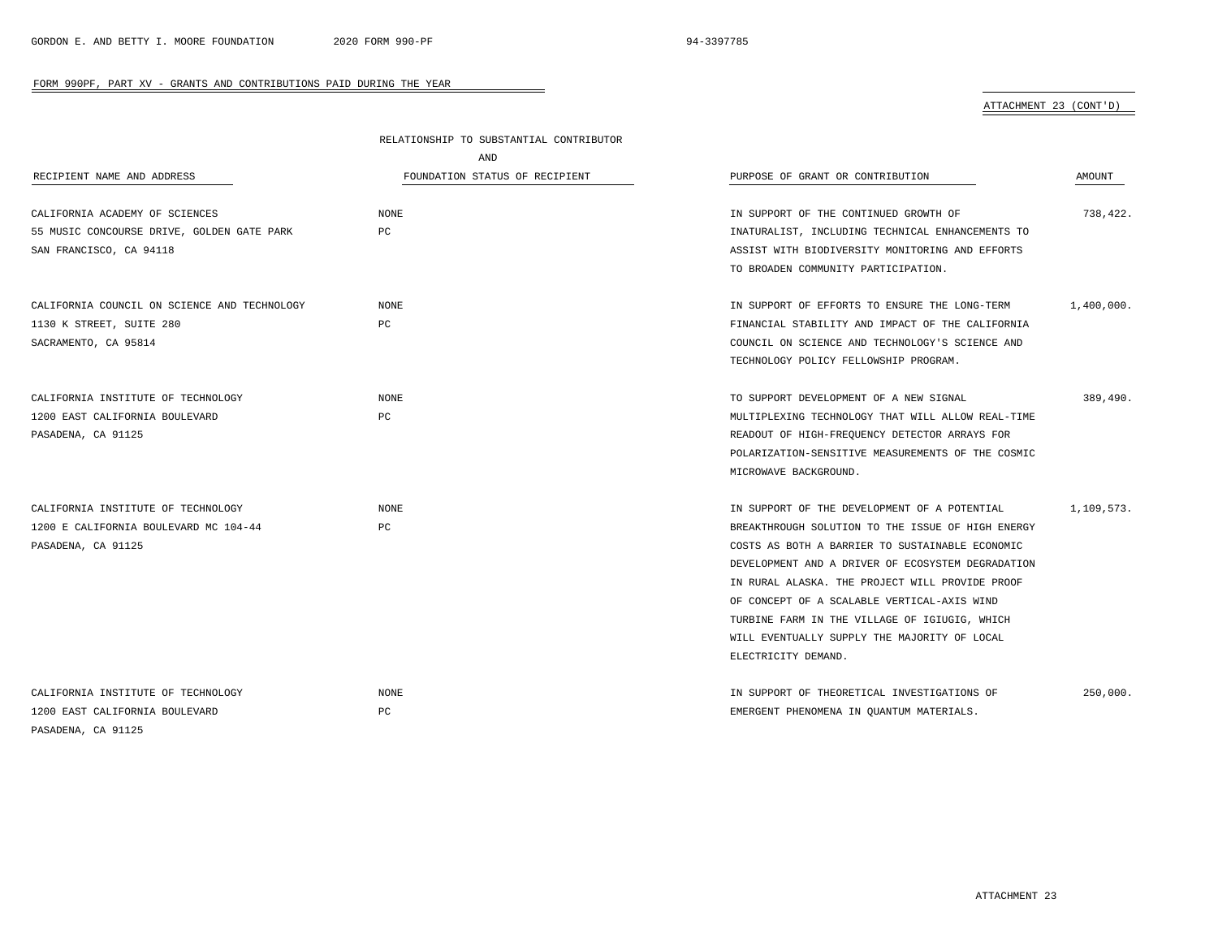FORM 990PF, PART XV - GRANTS AND CONTRIBUTIONS PAID DURING THE YEAR

ATTACHMENT 23 (CONT'D)

| RECIPIENT NAME AND ADDRESS | RELATIONSHIP TO SUBSTANTIAL CONTRIBUTOR AND FOUNDATION STATUS OF RECIPIENT | PURPOSE OF GRANT OR CONTRIBUTION | AMOUNT |
|---|---|---|---|
| CALIFORNIA ACADEMY OF SCIENCES 55 MUSIC CONCOURSE DRIVE, GOLDEN GATE PARK SAN FRANCISCO, CA 94118 | NONE PC | IN SUPPORT OF THE CONTINUED GROWTH OF INATURALIST, INCLUDING TECHNICAL ENHANCEMENTS TO ASSIST WITH BIODIVERSITY MONITORING AND EFFORTS TO BROADEN COMMUNITY PARTICIPATION. | 738,422. |
| CALIFORNIA COUNCIL ON SCIENCE AND TECHNOLOGY 1130 K STREET, SUITE 280 SACRAMENTO, CA 95814 | NONE PC | IN SUPPORT OF EFFORTS TO ENSURE THE LONG-TERM FINANCIAL STABILITY AND IMPACT OF THE CALIFORNIA COUNCIL ON SCIENCE AND TECHNOLOGY'S SCIENCE AND TECHNOLOGY POLICY FELLOWSHIP PROGRAM. | 1,400,000. |
| CALIFORNIA INSTITUTE OF TECHNOLOGY 1200 EAST CALIFORNIA BOULEVARD PASADENA, CA 91125 | NONE PC | TO SUPPORT DEVELOPMENT OF A NEW SIGNAL MULTIPLEXING TECHNOLOGY THAT WILL ALLOW REAL-TIME READOUT OF HIGH-FREQUENCY DETECTOR ARRAYS FOR POLARIZATION-SENSITIVE MEASUREMENTS OF THE COSMIC MICROWAVE BACKGROUND. | 389,490. |
| CALIFORNIA INSTITUTE OF TECHNOLOGY 1200 E CALIFORNIA BOULEVARD MC 104-44 PASADENA, CA 91125 | NONE PC | IN SUPPORT OF THE DEVELOPMENT OF A POTENTIAL BREAKTHROUGH SOLUTION TO THE ISSUE OF HIGH ENERGY COSTS AS BOTH A BARRIER TO SUSTAINABLE ECONOMIC DEVELOPMENT AND A DRIVER OF ECOSYSTEM DEGRADATION IN RURAL ALASKA. THE PROJECT WILL PROVIDE PROOF OF CONCEPT OF A SCALABLE VERTICAL-AXIS WIND TURBINE FARM IN THE VILLAGE OF IGIUGIG, WHICH WILL EVENTUALLY SUPPLY THE MAJORITY OF LOCAL ELECTRICITY DEMAND. | 1,109,573. |
| CALIFORNIA INSTITUTE OF TECHNOLOGY 1200 EAST CALIFORNIA BOULEVARD PASADENA, CA 91125 | NONE PC | IN SUPPORT OF THEORETICAL INVESTIGATIONS OF EMERGENT PHENOMENA IN QUANTUM MATERIALS. | 250,000. |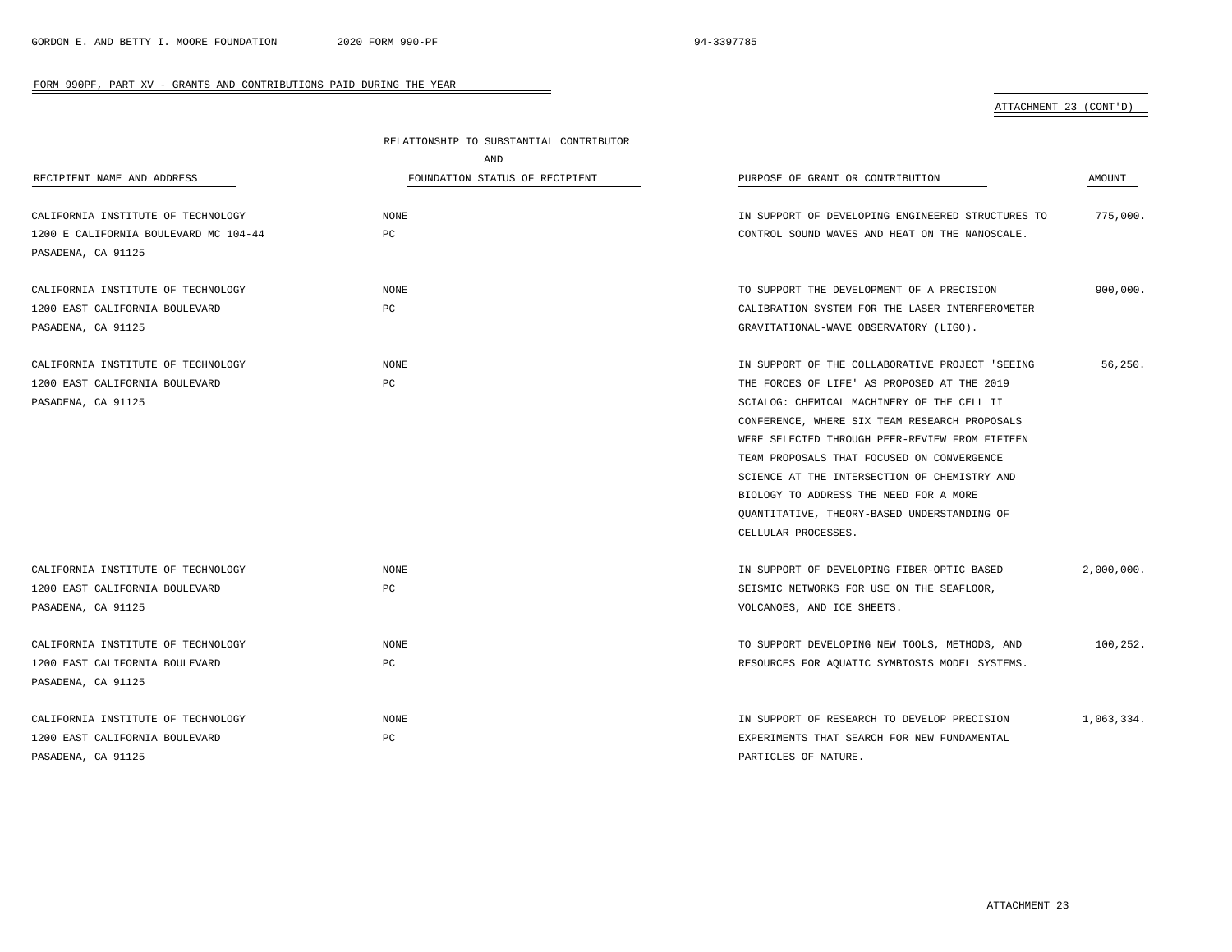FORM 990PF, PART XV - GRANTS AND CONTRIBUTIONS PAID DURING THE YEAR

ATTACHMENT 23 (CONT'D)

| RECIPIENT NAME AND ADDRESS | RELATIONSHIP TO SUBSTANTIAL CONTRIBUTOR AND FOUNDATION STATUS OF RECIPIENT | PURPOSE OF GRANT OR CONTRIBUTION | AMOUNT |
|---|---|---|---|
| CALIFORNIA INSTITUTE OF TECHNOLOGY<br>1200 E CALIFORNIA BOULEVARD MC 104-44<br>PASADENA, CA 91125 | NONE<br>PC | IN SUPPORT OF DEVELOPING ENGINEERED STRUCTURES TO CONTROL SOUND WAVES AND HEAT ON THE NANOSCALE. | 775,000. |
| CALIFORNIA INSTITUTE OF TECHNOLOGY<br>1200 EAST CALIFORNIA BOULEVARD<br>PASADENA, CA 91125 | NONE<br>PC | TO SUPPORT THE DEVELOPMENT OF A PRECISION CALIBRATION SYSTEM FOR THE LASER INTERFEROMETER GRAVITATIONAL-WAVE OBSERVATORY (LIGO). | 900,000. |
| CALIFORNIA INSTITUTE OF TECHNOLOGY<br>1200 EAST CALIFORNIA BOULEVARD<br>PASADENA, CA 91125 | NONE<br>PC | IN SUPPORT OF THE COLLABORATIVE PROJECT 'SEEING THE FORCES OF LIFE' AS PROPOSED AT THE 2019 SCIALOG: CHEMICAL MACHINERY OF THE CELL II CONFERENCE, WHERE SIX TEAM RESEARCH PROPOSALS WERE SELECTED THROUGH PEER-REVIEW FROM FIFTEEN TEAM PROPOSALS THAT FOCUSED ON CONVERGENCE SCIENCE AT THE INTERSECTION OF CHEMISTRY AND BIOLOGY TO ADDRESS THE NEED FOR A MORE QUANTITATIVE, THEORY-BASED UNDERSTANDING OF CELLULAR PROCESSES. | 56,250. |
| CALIFORNIA INSTITUTE OF TECHNOLOGY<br>1200 EAST CALIFORNIA BOULEVARD<br>PASADENA, CA 91125 | NONE<br>PC | IN SUPPORT OF DEVELOPING FIBER-OPTIC BASED SEISMIC NETWORKS FOR USE ON THE SEAFLOOR, VOLCANOES, AND ICE SHEETS. | 2,000,000. |
| CALIFORNIA INSTITUTE OF TECHNOLOGY<br>1200 EAST CALIFORNIA BOULEVARD<br>PASADENA, CA 91125 | NONE<br>PC | TO SUPPORT DEVELOPING NEW TOOLS, METHODS, AND RESOURCES FOR AQUATIC SYMBIOSIS MODEL SYSTEMS. | 100,252. |
| CALIFORNIA INSTITUTE OF TECHNOLOGY<br>1200 EAST CALIFORNIA BOULEVARD<br>PASADENA, CA 91125 | NONE<br>PC | IN SUPPORT OF RESEARCH TO DEVELOP PRECISION EXPERIMENTS THAT SEARCH FOR NEW FUNDAMENTAL PARTICLES OF NATURE. | 1,063,334. |

ATTACHMENT 23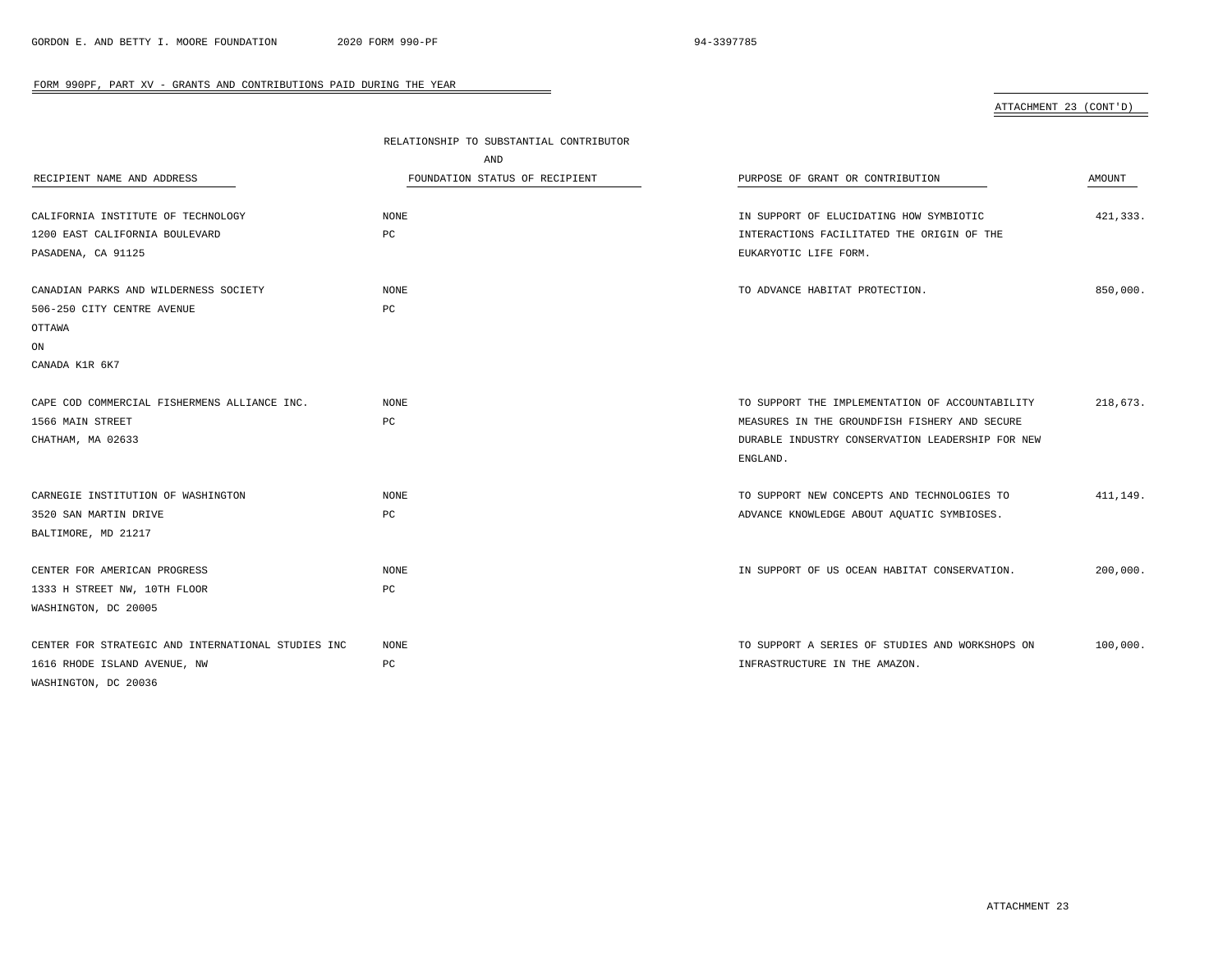FORM 990PF, PART XV - GRANTS AND CONTRIBUTIONS PAID DURING THE YEAR

ATTACHMENT 23 (CONT'D)

| RECIPIENT NAME AND ADDRESS | RELATIONSHIP TO SUBSTANTIAL CONTRIBUTOR AND FOUNDATION STATUS OF RECIPIENT | PURPOSE OF GRANT OR CONTRIBUTION | AMOUNT |
|---|---|---|---|
| CALIFORNIA INSTITUTE OF TECHNOLOGY<br>1200 EAST CALIFORNIA BOULEVARD<br>PASADENA, CA 91125 | NONE<br>PC | IN SUPPORT OF ELUCIDATING HOW SYMBIOTIC INTERACTIONS FACILITATED THE ORIGIN OF THE EUKARYOTIC LIFE FORM. | 421,333. |
| CANADIAN PARKS AND WILDERNESS SOCIETY<br>506-250 CITY CENTRE AVENUE<br>OTTAWA<br>ON<br>CANADA K1R 6K7 | NONE<br>PC | TO ADVANCE HABITAT PROTECTION. | 850,000. |
| CAPE COD COMMERCIAL FISHERMENS ALLIANCE INC.<br>1566 MAIN STREET<br>CHATHAM, MA 02633 | NONE<br>PC | TO SUPPORT THE IMPLEMENTATION OF ACCOUNTABILITY MEASURES IN THE GROUNDFISH FISHERY AND SECURE DURABLE INDUSTRY CONSERVATION LEADERSHIP FOR NEW ENGLAND. | 218,673. |
| CARNEGIE INSTITUTION OF WASHINGTON<br>3520 SAN MARTIN DRIVE<br>BALTIMORE, MD 21217 | NONE<br>PC | TO SUPPORT NEW CONCEPTS AND TECHNOLOGIES TO ADVANCE KNOWLEDGE ABOUT AQUATIC SYMBIOSES. | 411,149. |
| CENTER FOR AMERICAN PROGRESS<br>1333 H STREET NW, 10TH FLOOR<br>WASHINGTON, DC 20005 | NONE<br>PC | IN SUPPORT OF US OCEAN HABITAT CONSERVATION. | 200,000. |
| CENTER FOR STRATEGIC AND INTERNATIONAL STUDIES INC<br>1616 RHODE ISLAND AVENUE, NW<br>WASHINGTON, DC 20036 | NONE<br>PC | TO SUPPORT A SERIES OF STUDIES AND WORKSHOPS ON INFRASTRUCTURE IN THE AMAZON. | 100,000. |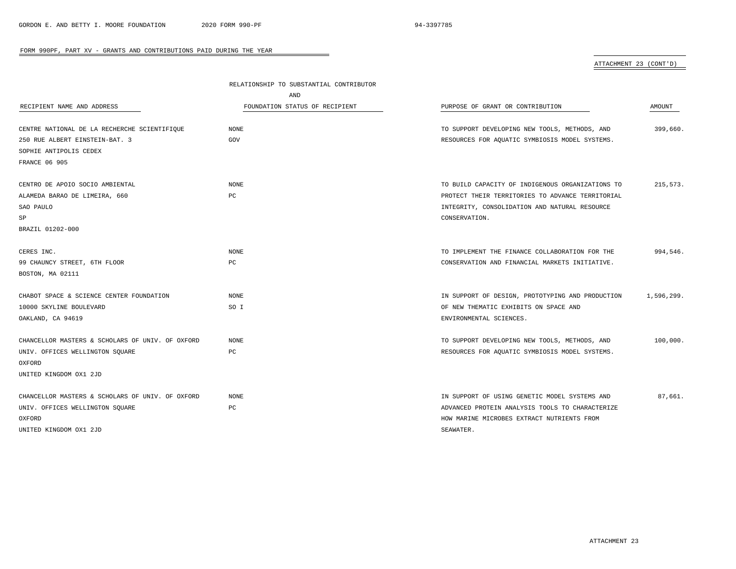FORM 990PF, PART XV - GRANTS AND CONTRIBUTIONS PAID DURING THE YEAR

ATTACHMENT 23 (CONT'D)

| RECIPIENT NAME AND ADDRESS | RELATIONSHIP TO SUBSTANTIAL CONTRIBUTOR AND FOUNDATION STATUS OF RECIPIENT | PURPOSE OF GRANT OR CONTRIBUTION | AMOUNT |
|---|---|---|---|
| CENTRE NATIONAL DE LA RECHERCHE SCIENTIFIQUE<br>250 RUE ALBERT EINSTEIN-BAT. 3<br>SOPHIE ANTIPOLIS CEDEX<br>FRANCE 06 905 | NONE<br>GOV | TO SUPPORT DEVELOPING NEW TOOLS, METHODS, AND RESOURCES FOR AQUATIC SYMBIOSIS MODEL SYSTEMS. | 399,660. |
| CENTRO DE APOIO SOCIO AMBIENTAL<br>ALAMEDA BARAO DE LIMEIRA, 660<br>SAO PAULO<br>SP<br>BRAZIL 01202-000 | NONE<br>PC | TO BUILD CAPACITY OF INDIGENOUS ORGANIZATIONS TO PROTECT THEIR TERRITORIES TO ADVANCE TERRITORIAL INTEGRITY, CONSOLIDATION AND NATURAL RESOURCE CONSERVATION. | 215,573. |
| CERES INC.<br>99 CHAUNCY STREET, 6TH FLOOR<br>BOSTON, MA 02111 | NONE<br>PC | TO IMPLEMENT THE FINANCE COLLABORATION FOR THE CONSERVATION AND FINANCIAL MARKETS INITIATIVE. | 994,546. |
| CHABOT SPACE & SCIENCE CENTER FOUNDATION<br>10000 SKYLINE BOULEVARD<br>OAKLAND, CA 94619 | NONE<br>SO I | IN SUPPORT OF DESIGN, PROTOTYPING AND PRODUCTION OF NEW THEMATIC EXHIBITS ON SPACE AND ENVIRONMENTAL SCIENCES. | 1,596,299. |
| CHANCELLOR MASTERS & SCHOLARS OF UNIV. OF OXFORD<br>UNIV. OFFICES WELLINGTON SQUARE<br>OXFORD<br>UNITED KINGDOM OX1 2JD | NONE<br>PC | TO SUPPORT DEVELOPING NEW TOOLS, METHODS, AND RESOURCES FOR AQUATIC SYMBIOSIS MODEL SYSTEMS. | 100,000. |
| CHANCELLOR MASTERS & SCHOLARS OF UNIV. OF OXFORD<br>UNIV. OFFICES WELLINGTON SQUARE<br>OXFORD<br>UNITED KINGDOM OX1 2JD | NONE<br>PC | IN SUPPORT OF USING GENETIC MODEL SYSTEMS AND ADVANCED PROTEIN ANALYSIS TOOLS TO CHARACTERIZE HOW MARINE MICROBES EXTRACT NUTRIENTS FROM SEAWATER. | 87,661. |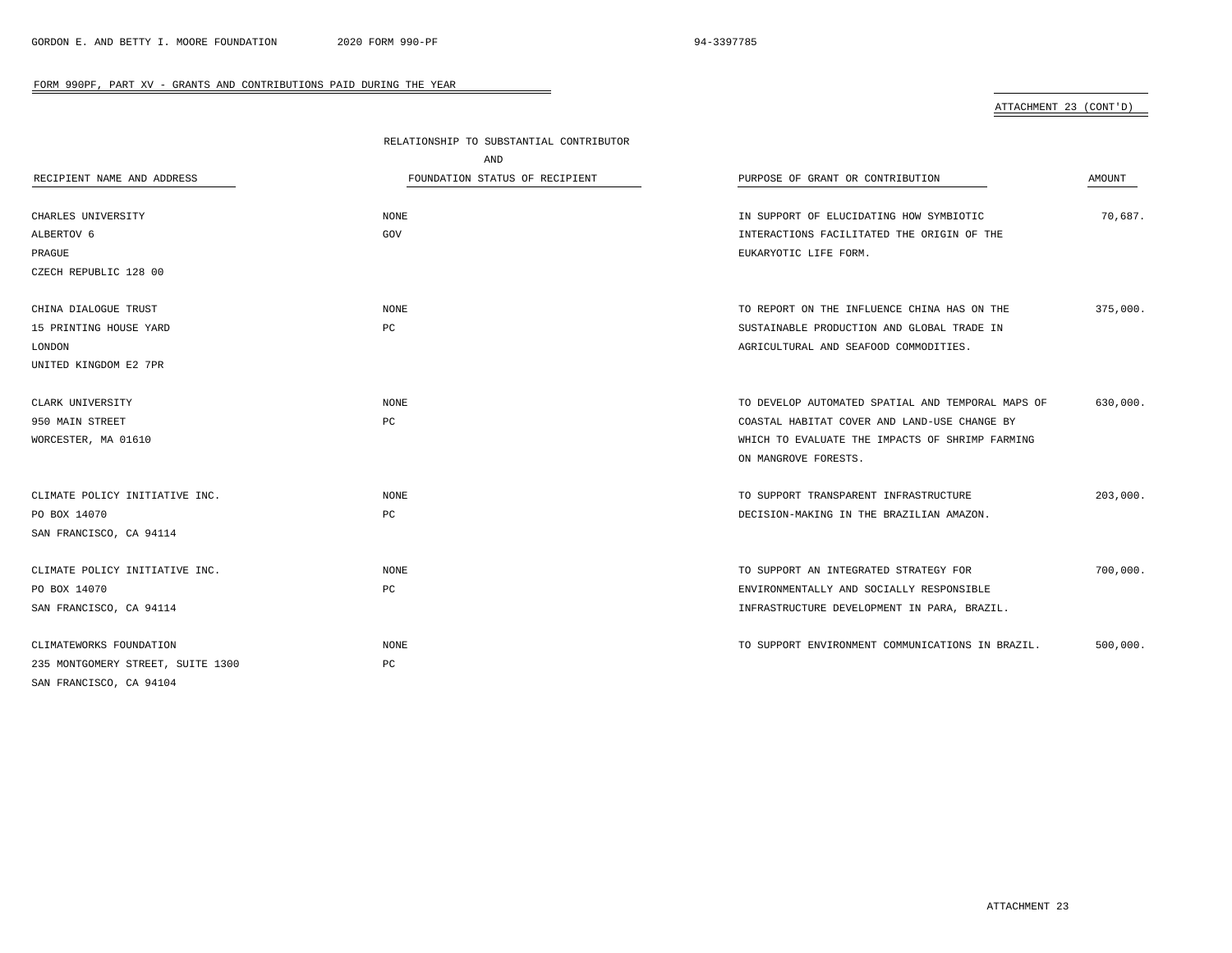FORM 990PF, PART XV - GRANTS AND CONTRIBUTIONS PAID DURING THE YEAR

ATTACHMENT 23 (CONT'D)

| RECIPIENT NAME AND ADDRESS | RELATIONSHIP TO SUBSTANTIAL CONTRIBUTOR AND FOUNDATION STATUS OF RECIPIENT | PURPOSE OF GRANT OR CONTRIBUTION | AMOUNT |
|---|---|---|---|
| CHARLES UNIVERSITY<br>ALBERTOV 6<br>PRAGUE<br>CZECH REPUBLIC 128 00 | NONE<br>GOV | IN SUPPORT OF ELUCIDATING HOW SYMBIOTIC INTERACTIONS FACILITATED THE ORIGIN OF THE EUKARYOTIC LIFE FORM. | 70,687. |
| CHINA DIALOGUE TRUST<br>15 PRINTING HOUSE YARD<br>LONDON<br>UNITED KINGDOM E2 7PR | NONE<br>PC | TO REPORT ON THE INFLUENCE CHINA HAS ON THE SUSTAINABLE PRODUCTION AND GLOBAL TRADE IN AGRICULTURAL AND SEAFOOD COMMODITIES. | 375,000. |
| CLARK UNIVERSITY<br>950 MAIN STREET<br>WORCESTER, MA 01610 | NONE<br>PC | TO DEVELOP AUTOMATED SPATIAL AND TEMPORAL MAPS OF COASTAL HABITAT COVER AND LAND-USE CHANGE BY WHICH TO EVALUATE THE IMPACTS OF SHRIMP FARMING ON MANGROVE FORESTS. | 630,000. |
| CLIMATE POLICY INITIATIVE INC.<br>PO BOX 14070<br>SAN FRANCISCO, CA 94114 | NONE<br>PC | TO SUPPORT TRANSPARENT INFRASTRUCTURE DECISION-MAKING IN THE BRAZILIAN AMAZON. | 203,000. |
| CLIMATE POLICY INITIATIVE INC.<br>PO BOX 14070<br>SAN FRANCISCO, CA 94114 | NONE<br>PC | TO SUPPORT AN INTEGRATED STRATEGY FOR ENVIRONMENTALLY AND SOCIALLY RESPONSIBLE INFRASTRUCTURE DEVELOPMENT IN PARA, BRAZIL. | 700,000. |
| CLIMATEWORKS FOUNDATION<br>235 MONTGOMERY STREET, SUITE 1300<br>SAN FRANCISCO, CA 94104 | NONE<br>PC | TO SUPPORT ENVIRONMENT COMMUNICATIONS IN BRAZIL. | 500,000. |

ATTACHMENT 23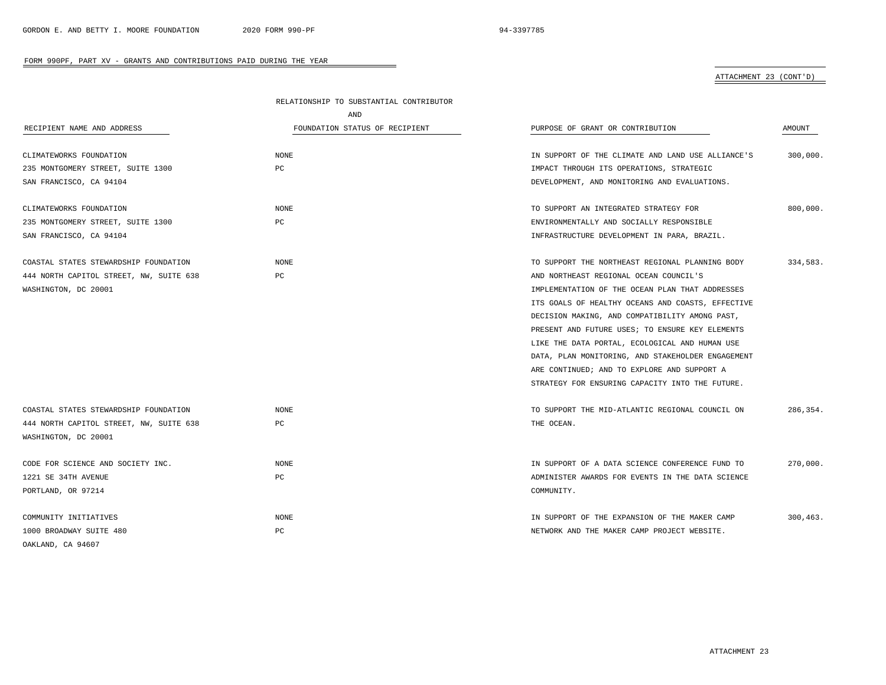FORM 990PF, PART XV - GRANTS AND CONTRIBUTIONS PAID DURING THE YEAR

ATTACHMENT 23 (CONT'D)

| RECIPIENT NAME AND ADDRESS | RELATIONSHIP TO SUBSTANTIAL CONTRIBUTOR AND FOUNDATION STATUS OF RECIPIENT | PURPOSE OF GRANT OR CONTRIBUTION | AMOUNT |
|---|---|---|---|
| CLIMATEWORKS FOUNDATION<br>235 MONTGOMERY STREET, SUITE 1300<br>SAN FRANCISCO, CA 94104 | NONE<br>PC | IN SUPPORT OF THE CLIMATE AND LAND USE ALLIANCE'S IMPACT THROUGH ITS OPERATIONS, STRATEGIC DEVELOPMENT, AND MONITORING AND EVALUATIONS. | 300,000. |
| CLIMATEWORKS FOUNDATION<br>235 MONTGOMERY STREET, SUITE 1300<br>SAN FRANCISCO, CA 94104 | NONE<br>PC | TO SUPPORT AN INTEGRATED STRATEGY FOR ENVIRONMENTALLY AND SOCIALLY RESPONSIBLE INFRASTRUCTURE DEVELOPMENT IN PARA, BRAZIL. | 800,000. |
| COASTAL STATES STEWARDSHIP FOUNDATION<br>444 NORTH CAPITOL STREET, NW, SUITE 638<br>WASHINGTON, DC 20001 | NONE<br>PC | TO SUPPORT THE NORTHEAST REGIONAL PLANNING BODY AND NORTHEAST REGIONAL OCEAN COUNCIL'S IMPLEMENTATION OF THE OCEAN PLAN THAT ADDRESSES ITS GOALS OF HEALTHY OCEANS AND COASTS, EFFECTIVE DECISION MAKING, AND COMPATIBILITY AMONG PAST, PRESENT AND FUTURE USES; TO ENSURE KEY ELEMENTS LIKE THE DATA PORTAL, ECOLOGICAL AND HUMAN USE DATA, PLAN MONITORING, AND STAKEHOLDER ENGAGEMENT ARE CONTINUED; AND TO EXPLORE AND SUPPORT A STRATEGY FOR ENSURING CAPACITY INTO THE FUTURE. | 334,583. |
| COASTAL STATES STEWARDSHIP FOUNDATION<br>444 NORTH CAPITOL STREET, NW, SUITE 638<br>WASHINGTON, DC 20001 | NONE<br>PC | TO SUPPORT THE MID-ATLANTIC REGIONAL COUNCIL ON THE OCEAN. | 286,354. |
| CODE FOR SCIENCE AND SOCIETY INC.<br>1221 SE 34TH AVENUE<br>PORTLAND, OR 97214 | NONE<br>PC | IN SUPPORT OF A DATA SCIENCE CONFERENCE FUND TO ADMINISTER AWARDS FOR EVENTS IN THE DATA SCIENCE COMMUNITY. | 270,000. |
| COMMUNITY INITIATIVES<br>1000 BROADWAY SUITE 480<br>OAKLAND, CA 94607 | NONE<br>PC | IN SUPPORT OF THE EXPANSION OF THE MAKER CAMP NETWORK AND THE MAKER CAMP PROJECT WEBSITE. | 300,463. |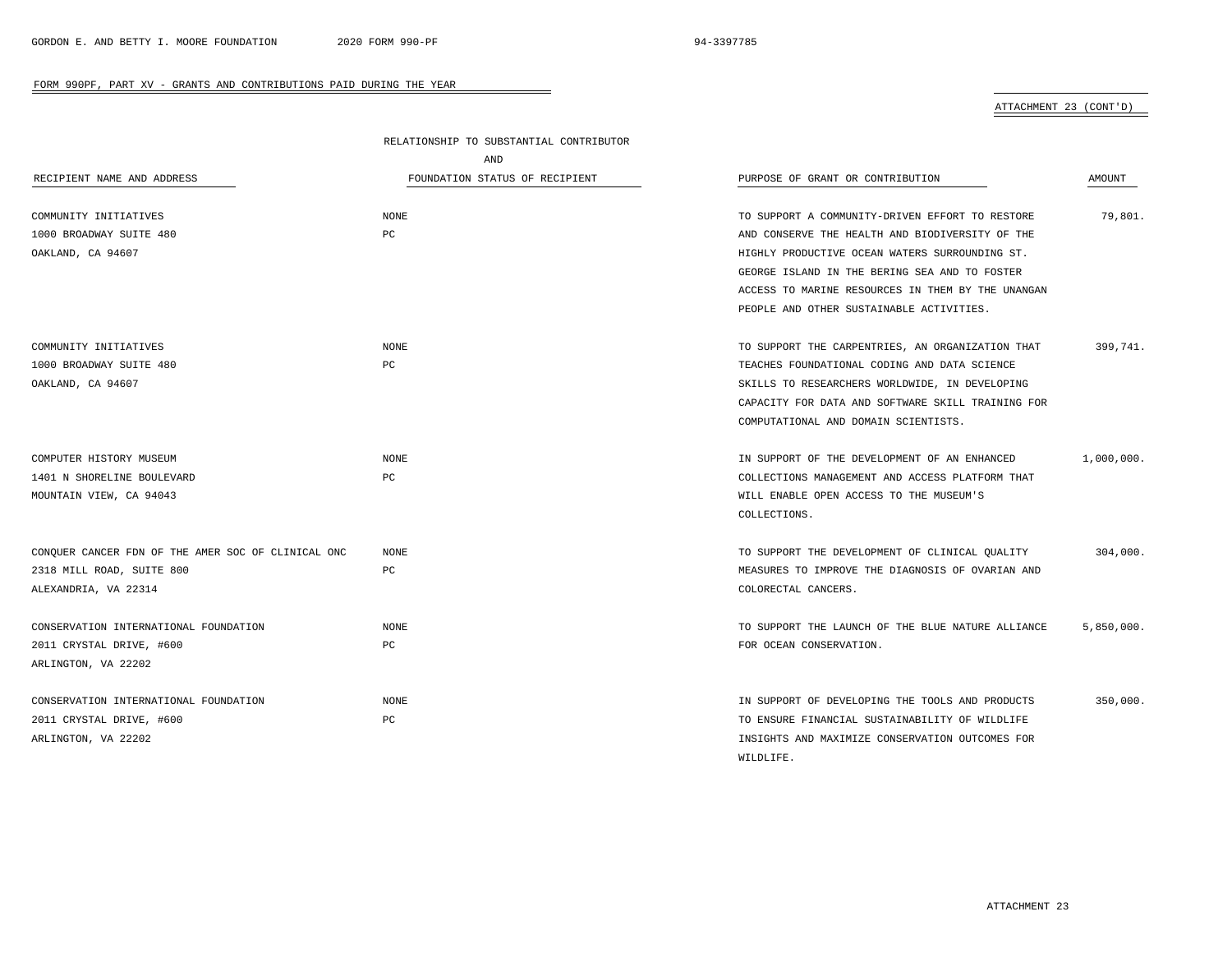FORM 990PF, PART XV - GRANTS AND CONTRIBUTIONS PAID DURING THE YEAR

ATTACHMENT 23 (CONT'D)

| RECIPIENT NAME AND ADDRESS | RELATIONSHIP TO SUBSTANTIAL CONTRIBUTOR AND FOUNDATION STATUS OF RECIPIENT | PURPOSE OF GRANT OR CONTRIBUTION | AMOUNT |
|---|---|---|---|
| COMMUNITY INITIATIVES<br>1000 BROADWAY SUITE 480<br>OAKLAND, CA 94607 | NONE<br>PC | TO SUPPORT A COMMUNITY-DRIVEN EFFORT TO RESTORE AND CONSERVE THE HEALTH AND BIODIVERSITY OF THE HIGHLY PRODUCTIVE OCEAN WATERS SURROUNDING ST. GEORGE ISLAND IN THE BERING SEA AND TO FOSTER ACCESS TO MARINE RESOURCES IN THEM BY THE UNANGAN PEOPLE AND OTHER SUSTAINABLE ACTIVITIES. | 79,801. |
| COMMUNITY INITIATIVES<br>1000 BROADWAY SUITE 480<br>OAKLAND, CA 94607 | NONE<br>PC | TO SUPPORT THE CARPENTRIES, AN ORGANIZATION THAT TEACHES FOUNDATIONAL CODING AND DATA SCIENCE SKILLS TO RESEARCHERS WORLDWIDE, IN DEVELOPING CAPACITY FOR DATA AND SOFTWARE SKILL TRAINING FOR COMPUTATIONAL AND DOMAIN SCIENTISTS. | 399,741. |
| COMPUTER HISTORY MUSEUM<br>1401 N SHORELINE BOULEVARD<br>MOUNTAIN VIEW, CA 94043 | NONE<br>PC | IN SUPPORT OF THE DEVELOPMENT OF AN ENHANCED COLLECTIONS MANAGEMENT AND ACCESS PLATFORM THAT WILL ENABLE OPEN ACCESS TO THE MUSEUM'S COLLECTIONS. | 1,000,000. |
| CONQUER CANCER FDN OF THE AMER SOC OF CLINICAL ONC<br>2318 MILL ROAD, SUITE 800<br>ALEXANDRIA, VA 22314 | NONE<br>PC | TO SUPPORT THE DEVELOPMENT OF CLINICAL QUALITY MEASURES TO IMPROVE THE DIAGNOSIS OF OVARIAN AND COLORECTAL CANCERS. | 304,000. |
| CONSERVATION INTERNATIONAL FOUNDATION<br>2011 CRYSTAL DRIVE, #600<br>ARLINGTON, VA 22202 | NONE<br>PC | TO SUPPORT THE LAUNCH OF THE BLUE NATURE ALLIANCE FOR OCEAN CONSERVATION. | 5,850,000. |
| CONSERVATION INTERNATIONAL FOUNDATION<br>2011 CRYSTAL DRIVE, #600<br>ARLINGTON, VA 22202 | NONE<br>PC | IN SUPPORT OF DEVELOPING THE TOOLS AND PRODUCTS TO ENSURE FINANCIAL SUSTAINABILITY OF WILDLIFE INSIGHTS AND MAXIMIZE CONSERVATION OUTCOMES FOR WILDLIFE. | 350,000. |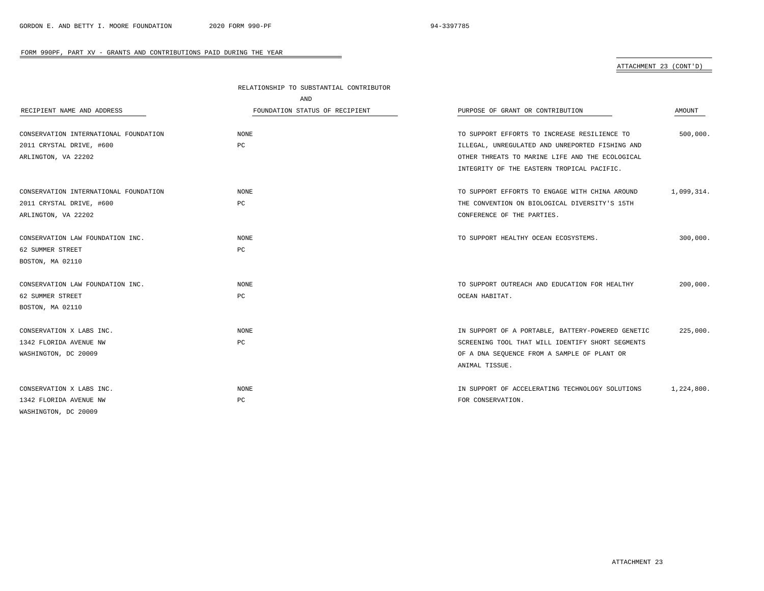FORM 990PF, PART XV - GRANTS AND CONTRIBUTIONS PAID DURING THE YEAR

ATTACHMENT 23 (CONT'D)

| RECIPIENT NAME AND ADDRESS | RELATIONSHIP TO SUBSTANTIAL CONTRIBUTOR AND FOUNDATION STATUS OF RECIPIENT | PURPOSE OF GRANT OR CONTRIBUTION | AMOUNT |
|---|---|---|---|
| CONSERVATION INTERNATIONAL FOUNDATION 2011 CRYSTAL DRIVE, #600 ARLINGTON, VA 22202 | NONE PC | TO SUPPORT EFFORTS TO INCREASE RESILIENCE TO ILLEGAL, UNREGULATED AND UNREPORTED FISHING AND OTHER THREATS TO MARINE LIFE AND THE ECOLOGICAL INTEGRITY OF THE EASTERN TROPICAL PACIFIC. | 500,000. |
| CONSERVATION INTERNATIONAL FOUNDATION 2011 CRYSTAL DRIVE, #600 ARLINGTON, VA 22202 | NONE PC | TO SUPPORT EFFORTS TO ENGAGE WITH CHINA AROUND THE CONVENTION ON BIOLOGICAL DIVERSITY'S 15TH CONFERENCE OF THE PARTIES. | 1,099,314. |
| CONSERVATION LAW FOUNDATION INC. 62 SUMMER STREET BOSTON, MA 02110 | NONE PC | TO SUPPORT HEALTHY OCEAN ECOSYSTEMS. | 300,000. |
| CONSERVATION LAW FOUNDATION INC. 62 SUMMER STREET BOSTON, MA 02110 | NONE PC | TO SUPPORT OUTREACH AND EDUCATION FOR HEALTHY OCEAN HABITAT. | 200,000. |
| CONSERVATION X LABS INC. 1342 FLORIDA AVENUE NW WASHINGTON, DC 20009 | NONE PC | IN SUPPORT OF A PORTABLE, BATTERY-POWERED GENETIC SCREENING TOOL THAT WILL IDENTIFY SHORT SEGMENTS OF A DNA SEQUENCE FROM A SAMPLE OF PLANT OR ANIMAL TISSUE. | 225,000. |
| CONSERVATION X LABS INC. 1342 FLORIDA AVENUE NW WASHINGTON, DC 20009 | NONE PC | IN SUPPORT OF ACCELERATING TECHNOLOGY SOLUTIONS FOR CONSERVATION. | 1,224,800. |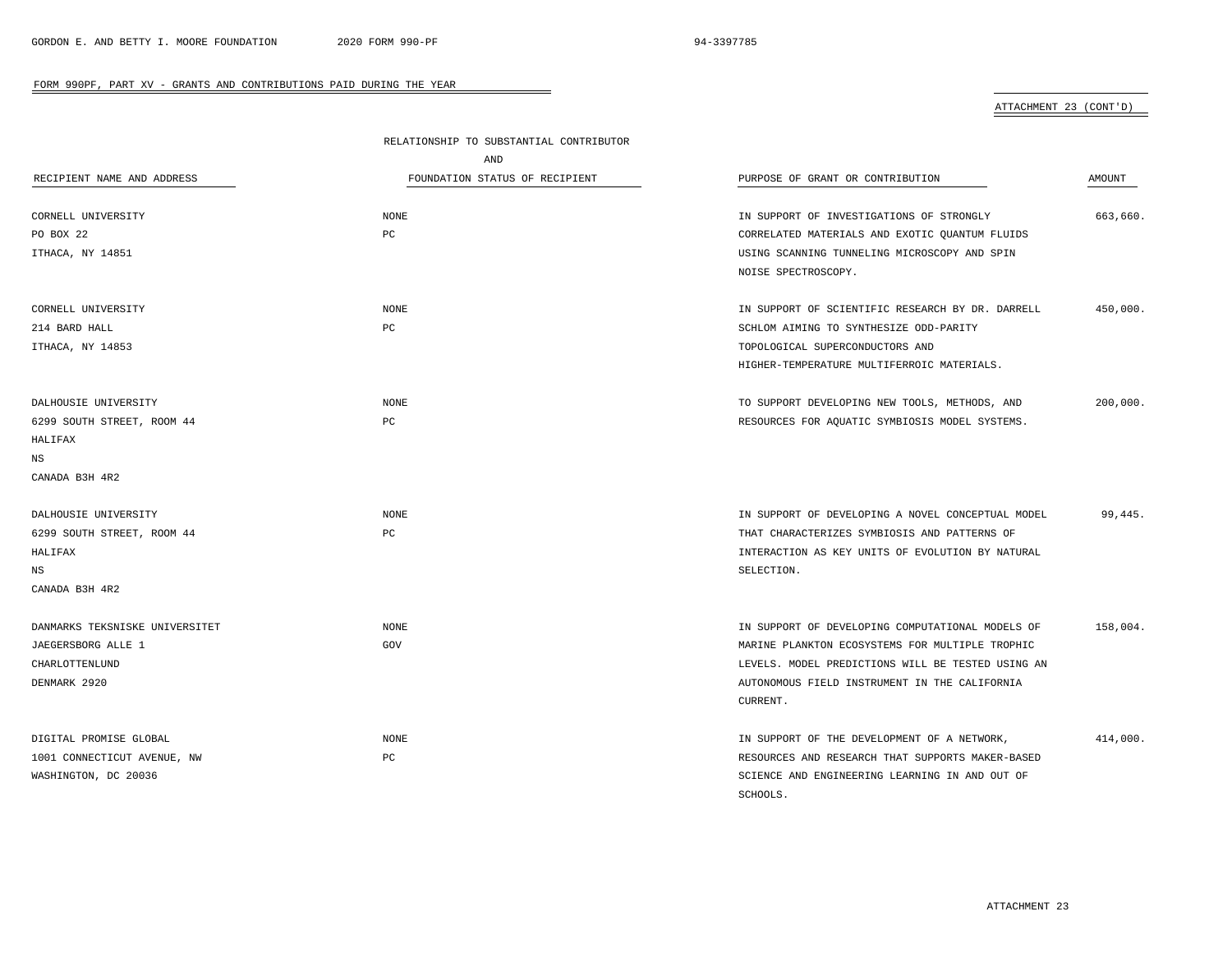FORM 990PF, PART XV - GRANTS AND CONTRIBUTIONS PAID DURING THE YEAR

ATTACHMENT 23 (CONT'D)

| RECIPIENT NAME AND ADDRESS | RELATIONSHIP TO SUBSTANTIAL CONTRIBUTOR AND FOUNDATION STATUS OF RECIPIENT | PURPOSE OF GRANT OR CONTRIBUTION | AMOUNT |
|---|---|---|---|
| CORNELL UNIVERSITY<br>PO BOX 22<br>ITHACA, NY 14851 | NONE<br>PC | IN SUPPORT OF INVESTIGATIONS OF STRONGLY CORRELATED MATERIALS AND EXOTIC QUANTUM FLUIDS USING SCANNING TUNNELING MICROSCOPY AND SPIN NOISE SPECTROSCOPY. | 663,660. |
| CORNELL UNIVERSITY<br>214 BARD HALL<br>ITHACA, NY 14853 | NONE<br>PC | IN SUPPORT OF SCIENTIFIC RESEARCH BY DR. DARRELL SCHLOM AIMING TO SYNTHESIZE ODD-PARITY TOPOLOGICAL SUPERCONDUCTORS AND HIGHER-TEMPERATURE MULTIFERROIC MATERIALS. | 450,000. |
| DALHOUSIE UNIVERSITY<br>6299 SOUTH STREET, ROOM 44<br>HALIFAX<br>NS<br>CANADA B3H 4R2 | NONE<br>PC | TO SUPPORT DEVELOPING NEW TOOLS, METHODS, AND RESOURCES FOR AQUATIC SYMBIOSIS MODEL SYSTEMS. | 200,000. |
| DALHOUSIE UNIVERSITY<br>6299 SOUTH STREET, ROOM 44<br>HALIFAX<br>NS<br>CANADA B3H 4R2 | NONE<br>PC | IN SUPPORT OF DEVELOPING A NOVEL CONCEPTUAL MODEL THAT CHARACTERIZES SYMBIOSIS AND PATTERNS OF INTERACTION AS KEY UNITS OF EVOLUTION BY NATURAL SELECTION. | 99,445. |
| DANMARKS TEKSNISKE UNIVERSITET<br>JAEGERSBORG ALLE 1<br>CHARLOTTENLUND<br>DENMARK 2920 | NONE<br>GOV | IN SUPPORT OF DEVELOPING COMPUTATIONAL MODELS OF MARINE PLANKTON ECOSYSTEMS FOR MULTIPLE TROPHIC LEVELS. MODEL PREDICTIONS WILL BE TESTED USING AN AUTONOMOUS FIELD INSTRUMENT IN THE CALIFORNIA CURRENT. | 158,004. |
| DIGITAL PROMISE GLOBAL<br>1001 CONNECTICUT AVENUE, NW<br>WASHINGTON, DC 20036 | NONE<br>PC | IN SUPPORT OF THE DEVELOPMENT OF A NETWORK, RESOURCES AND RESEARCH THAT SUPPORTS MAKER-BASED SCIENCE AND ENGINEERING LEARNING IN AND OUT OF SCHOOLS. | 414,000. |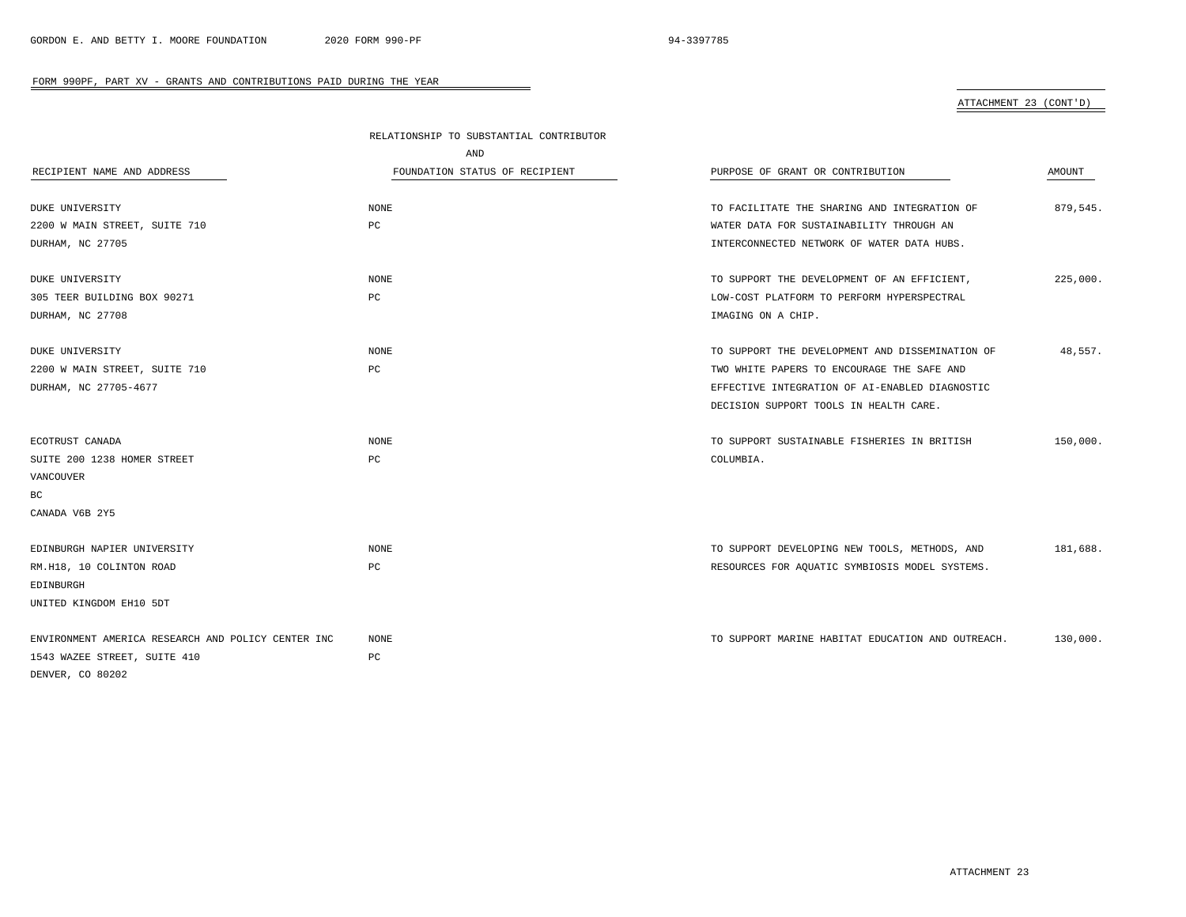FORM 990PF, PART XV - GRANTS AND CONTRIBUTIONS PAID DURING THE YEAR

ATTACHMENT 23 (CONT'D)

| RECIPIENT NAME AND ADDRESS | RELATIONSHIP TO SUBSTANTIAL CONTRIBUTOR AND FOUNDATION STATUS OF RECIPIENT | PURPOSE OF GRANT OR CONTRIBUTION | AMOUNT |
|---|---|---|---|
| DUKE UNIVERSITY<br>2200 W MAIN STREET, SUITE 710<br>DURHAM, NC 27705 | NONE<br>PC | TO FACILITATE THE SHARING AND INTEGRATION OF WATER DATA FOR SUSTAINABILITY THROUGH AN INTERCONNECTED NETWORK OF WATER DATA HUBS. | 879,545. |
| DUKE UNIVERSITY<br>305 TEER BUILDING BOX 90271<br>DURHAM, NC 27708 | NONE<br>PC | TO SUPPORT THE DEVELOPMENT OF AN EFFICIENT, LOW-COST PLATFORM TO PERFORM HYPERSPECTRAL IMAGING ON A CHIP. | 225,000. |
| DUKE UNIVERSITY<br>2200 W MAIN STREET, SUITE 710<br>DURHAM, NC 27705-4677 | NONE<br>PC | TO SUPPORT THE DEVELOPMENT AND DISSEMINATION OF TWO WHITE PAPERS TO ENCOURAGE THE SAFE AND EFFECTIVE INTEGRATION OF AI-ENABLED DIAGNOSTIC DECISION SUPPORT TOOLS IN HEALTH CARE. | 48,557. |
| ECOTRUST CANADA<br>SUITE 200 1238 HOMER STREET<br>VANCOUVER<br>BC<br>CANADA V6B 2Y5 | NONE<br>PC | TO SUPPORT SUSTAINABLE FISHERIES IN BRITISH COLUMBIA. | 150,000. |
| EDINBURGH NAPIER UNIVERSITY<br>RM.H18, 10 COLINTON ROAD<br>EDINBURGH<br>UNITED KINGDOM EH10 5DT | NONE<br>PC | TO SUPPORT DEVELOPING NEW TOOLS, METHODS, AND RESOURCES FOR AQUATIC SYMBIOSIS MODEL SYSTEMS. | 181,688. |
| ENVIRONMENT AMERICA RESEARCH AND POLICY CENTER INC<br>1543 WAZEE STREET, SUITE 410<br>DENVER, CO 80202 | NONE<br>PC | TO SUPPORT MARINE HABITAT EDUCATION AND OUTREACH. | 130,000. |

ATTACHMENT 23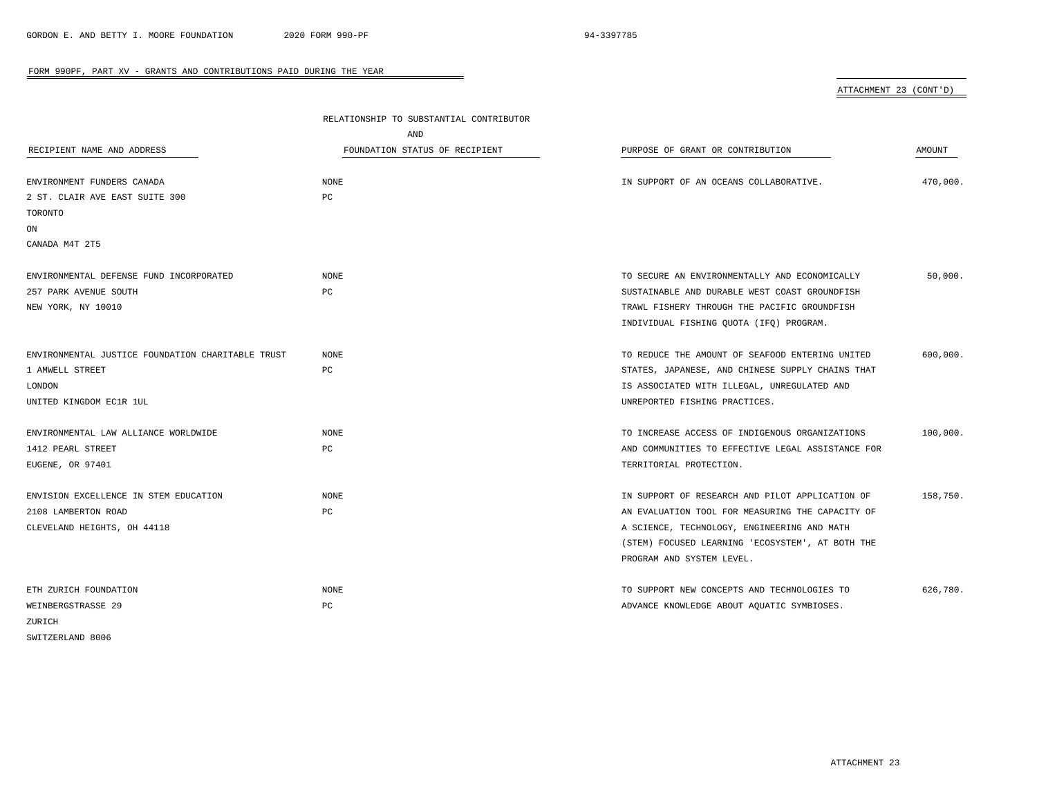## FORM 990PF, PART XV - GRANTS AND CONTRIBUTIONS PAID DURING THE YEAR

ATTACHMENT 23 (CONT'D)

| RECIPIENT NAME AND ADDRESS | RELATIONSHIP TO SUBSTANTIAL CONTRIBUTOR AND FOUNDATION STATUS OF RECIPIENT | PURPOSE OF GRANT OR CONTRIBUTION | AMOUNT |
|---|---|---|---|
| ENVIRONMENT FUNDERS CANADA<br>2 ST. CLAIR AVE EAST SUITE 300<br>TORONTO<br>ON<br>CANADA M4T 2T5 | NONE<br>PC | IN SUPPORT OF AN OCEANS COLLABORATIVE. | 470,000. |
| ENVIRONMENTAL DEFENSE FUND INCORPORATED<br>257 PARK AVENUE SOUTH<br>NEW YORK, NY 10010 | NONE<br>PC | TO SECURE AN ENVIRONMENTALLY AND ECONOMICALLY SUSTAINABLE AND DURABLE WEST COAST GROUNDFISH TRAWL FISHERY THROUGH THE PACIFIC GROUNDFISH INDIVIDUAL FISHING QUOTA (IFQ) PROGRAM. | 50,000. |
| ENVIRONMENTAL JUSTICE FOUNDATION CHARITABLE TRUST<br>1 AMWELL STREET<br>LONDON<br>UNITED KINGDOM EC1R 1UL | NONE<br>PC | TO REDUCE THE AMOUNT OF SEAFOOD ENTERING UNITED STATES, JAPANESE, AND CHINESE SUPPLY CHAINS THAT IS ASSOCIATED WITH ILLEGAL, UNREGULATED AND UNREPORTED FISHING PRACTICES. | 600,000. |
| ENVIRONMENTAL LAW ALLIANCE WORLDWIDE<br>1412 PEARL STREET<br>EUGENE, OR 97401 | NONE<br>PC | TO INCREASE ACCESS OF INDIGENOUS ORGANIZATIONS AND COMMUNITIES TO EFFECTIVE LEGAL ASSISTANCE FOR TERRITORIAL PROTECTION. | 100,000. |
| ENVISION EXCELLENCE IN STEM EDUCATION<br>2108 LAMBERTON ROAD<br>CLEVELAND HEIGHTS, OH 44118 | NONE<br>PC | IN SUPPORT OF RESEARCH AND PILOT APPLICATION OF AN EVALUATION TOOL FOR MEASURING THE CAPACITY OF A SCIENCE, TECHNOLOGY, ENGINEERING AND MATH (STEM) FOCUSED LEARNING 'ECOSYSTEM', AT BOTH THE PROGRAM AND SYSTEM LEVEL. | 158,750. |
| ETH ZURICH FOUNDATION<br>WEINBERGSTRASSE 29<br>ZURICH<br>SWITZERLAND 8006 | NONE<br>PC | TO SUPPORT NEW CONCEPTS AND TECHNOLOGIES TO ADVANCE KNOWLEDGE ABOUT AQUATIC SYMBIOSES. | 626,780. |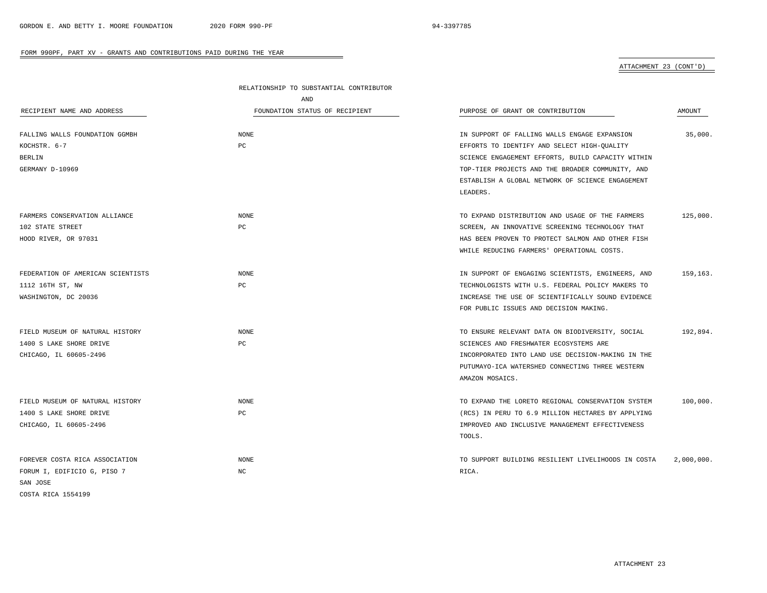FORM 990PF, PART XV - GRANTS AND CONTRIBUTIONS PAID DURING THE YEAR

ATTACHMENT 23 (CONT'D)

| RECIPIENT NAME AND ADDRESS | RELATIONSHIP TO SUBSTANTIAL CONTRIBUTOR AND FOUNDATION STATUS OF RECIPIENT | PURPOSE OF GRANT OR CONTRIBUTION | AMOUNT |
|---|---|---|---|
| FALLING WALLS FOUNDATION GGMBH<br>KOCHSTR. 6-7<br>BERLIN<br>GERMANY D-10969 | NONE<br>PC | IN SUPPORT OF FALLING WALLS ENGAGE EXPANSION EFFORTS TO IDENTIFY AND SELECT HIGH-QUALITY SCIENCE ENGAGEMENT EFFORTS, BUILD CAPACITY WITHIN TOP-TIER PROJECTS AND THE BROADER COMMUNITY, AND ESTABLISH A GLOBAL NETWORK OF SCIENCE ENGAGEMENT LEADERS. | 35,000. |
| FARMERS CONSERVATION ALLIANCE<br>102 STATE STREET<br>HOOD RIVER, OR 97031 | NONE<br>PC | TO EXPAND DISTRIBUTION AND USAGE OF THE FARMERS SCREEN, AN INNOVATIVE SCREENING TECHNOLOGY THAT HAS BEEN PROVEN TO PROTECT SALMON AND OTHER FISH WHILE REDUCING FARMERS' OPERATIONAL COSTS. | 125,000. |
| FEDERATION OF AMERICAN SCIENTISTS<br>1112 16TH ST, NW<br>WASHINGTON, DC 20036 | NONE<br>PC | IN SUPPORT OF ENGAGING SCIENTISTS, ENGINEERS, AND TECHNOLOGISTS WITH U.S. FEDERAL POLICY MAKERS TO INCREASE THE USE OF SCIENTIFICALLY SOUND EVIDENCE FOR PUBLIC ISSUES AND DECISION MAKING. | 159,163. |
| FIELD MUSEUM OF NATURAL HISTORY<br>1400 S LAKE SHORE DRIVE<br>CHICAGO, IL 60605-2496 | NONE<br>PC | TO ENSURE RELEVANT DATA ON BIODIVERSITY, SOCIAL SCIENCES AND FRESHWATER ECOSYSTEMS ARE INCORPORATED INTO LAND USE DECISION-MAKING IN THE PUTUMAYO-ICA WATERSHED CONNECTING THREE WESTERN AMAZON MOSAICS. | 192,894. |
| FIELD MUSEUM OF NATURAL HISTORY<br>1400 S LAKE SHORE DRIVE<br>CHICAGO, IL 60605-2496 | NONE<br>PC | TO EXPAND THE LORETO REGIONAL CONSERVATION SYSTEM (RCS) IN PERU TO 6.9 MILLION HECTARES BY APPLYING IMPROVED AND INCLUSIVE MANAGEMENT EFFECTIVENESS TOOLS. | 100,000. |
| FOREVER COSTA RICA ASSOCIATION<br>FORUM I, EDIFICIO G, PISO 7<br>SAN JOSE<br>COSTA RICA 1554199 | NONE<br>NC | TO SUPPORT BUILDING RESILIENT LIVELIHOODS IN COSTA RICA. | 2,000,000. |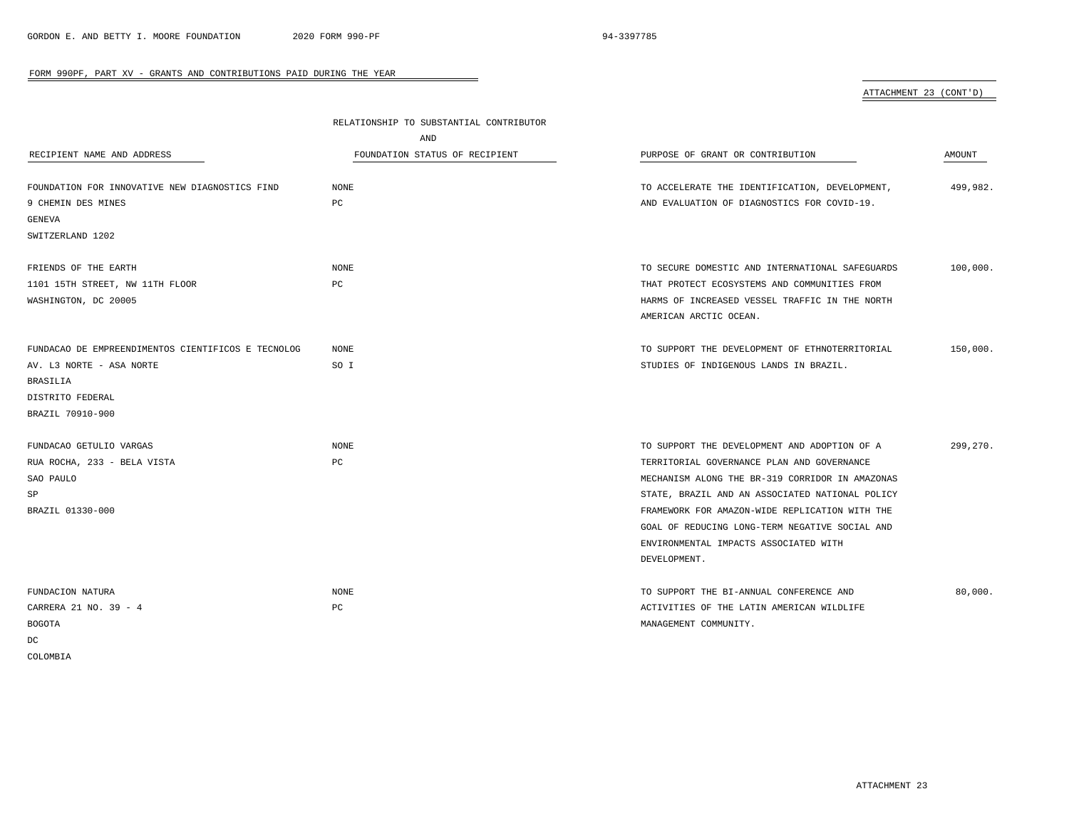FORM 990PF, PART XV - GRANTS AND CONTRIBUTIONS PAID DURING THE YEAR

ATTACHMENT 23 (CONT'D)

| RECIPIENT NAME AND ADDRESS | RELATIONSHIP TO SUBSTANTIAL CONTRIBUTOR AND FOUNDATION STATUS OF RECIPIENT | PURPOSE OF GRANT OR CONTRIBUTION | AMOUNT |
|---|---|---|---|
| FOUNDATION FOR INNOVATIVE NEW DIAGNOSTICS FIND<br>9 CHEMIN DES MINES<br>GENEVA<br>SWITZERLAND 1202 | NONE<br>PC | TO ACCELERATE THE IDENTIFICATION, DEVELOPMENT, AND EVALUATION OF DIAGNOSTICS FOR COVID-19. | 499,982. |
| FRIENDS OF THE EARTH<br>1101 15TH STREET, NW 11TH FLOOR<br>WASHINGTON, DC 20005 | NONE<br>PC | TO SECURE DOMESTIC AND INTERNATIONAL SAFEGUARDS THAT PROTECT ECOSYSTEMS AND COMMUNITIES FROM HARMS OF INCREASED VESSEL TRAFFIC IN THE NORTH AMERICAN ARCTIC OCEAN. | 100,000. |
| FUNDACAO DE EMPREENDIMENTOS CIENTIFICOS E TECNOLOG<br>AV. L3 NORTE - ASA NORTE<br>BRASILIA<br>DISTRITO FEDERAL<br>BRAZIL 70910-900 | NONE<br>SO I | TO SUPPORT THE DEVELOPMENT OF ETHNOTERRITORIAL STUDIES OF INDIGENOUS LANDS IN BRAZIL. | 150,000. |
| FUNDACAO GETULIO VARGAS<br>RUA ROCHA, 233 - BELA VISTA<br>SAO PAULO<br>SP<br>BRAZIL 01330-000 | NONE<br>PC | TO SUPPORT THE DEVELOPMENT AND ADOPTION OF A TERRITORIAL GOVERNANCE PLAN AND GOVERNANCE MECHANISM ALONG THE BR-319 CORRIDOR IN AMAZONAS STATE, BRAZIL AND AN ASSOCIATED NATIONAL POLICY FRAMEWORK FOR AMAZON-WIDE REPLICATION WITH THE GOAL OF REDUCING LONG-TERM NEGATIVE SOCIAL AND ENVIRONMENTAL IMPACTS ASSOCIATED WITH DEVELOPMENT. | 299,270. |
| FUNDACION NATURA<br>CARRERA 21 NO. 39 - 4<br>BOGOTA<br>DC<br>COLOMBIA | NONE<br>PC | TO SUPPORT THE BI-ANNUAL CONFERENCE AND ACTIVITIES OF THE LATIN AMERICAN WILDLIFE MANAGEMENT COMMUNITY. | 80,000. |

ATTACHMENT 23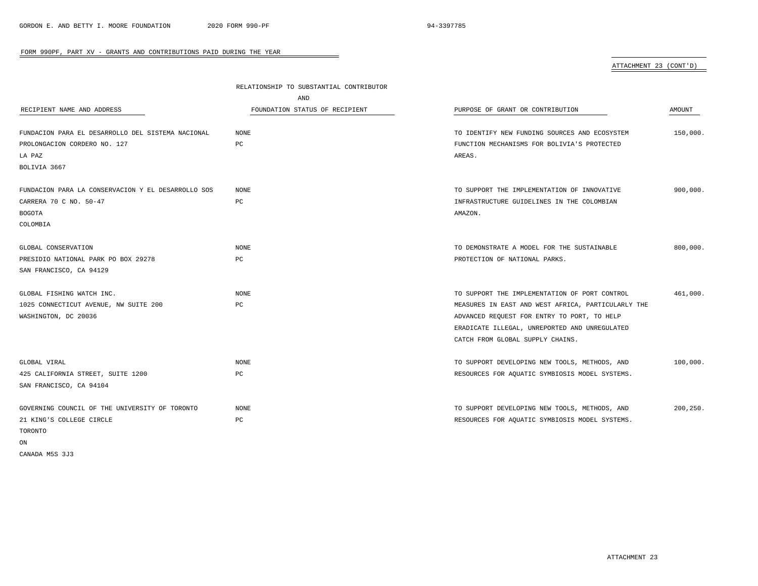FORM 990PF, PART XV - GRANTS AND CONTRIBUTIONS PAID DURING THE YEAR

ATTACHMENT 23 (CONT'D)

| RECIPIENT NAME AND ADDRESS | RELATIONSHIP TO SUBSTANTIAL CONTRIBUTOR AND FOUNDATION STATUS OF RECIPIENT | PURPOSE OF GRANT OR CONTRIBUTION | AMOUNT |
|---|---|---|---|
| FUNDACION PARA EL DESARROLLO DEL SISTEMA NACIONAL<br>PROLONGACION CORDERO NO. 127<br>LA PAZ<br>BOLIVIA 3667 | NONE<br>PC | TO IDENTIFY NEW FUNDING SOURCES AND ECOSYSTEM FUNCTION MECHANISMS FOR BOLIVIA'S PROTECTED AREAS. | 150,000. |
| FUNDACION PARA LA CONSERVACION Y EL DESARROLLO SOS<br>CARRERA 70 C NO. 50-47<br>BOGOTA<br>COLOMBIA | NONE<br>PC | TO SUPPORT THE IMPLEMENTATION OF INNOVATIVE INFRASTRUCTURE GUIDELINES IN THE COLOMBIAN AMAZON. | 900,000. |
| GLOBAL CONSERVATION<br>PRESIDIO NATIONAL PARK PO BOX 29278<br>SAN FRANCISCO, CA 94129 | NONE<br>PC | TO DEMONSTRATE A MODEL FOR THE SUSTAINABLE PROTECTION OF NATIONAL PARKS. | 800,000. |
| GLOBAL FISHING WATCH INC.<br>1025 CONNECTICUT AVENUE, NW SUITE 200<br>WASHINGTON, DC 20036 | NONE<br>PC | TO SUPPORT THE IMPLEMENTATION OF PORT CONTROL MEASURES IN EAST AND WEST AFRICA, PARTICULARLY THE ADVANCED REQUEST FOR ENTRY TO PORT, TO HELP ERADICATE ILLEGAL, UNREPORTED AND UNREGULATED CATCH FROM GLOBAL SUPPLY CHAINS. | 461,000. |
| GLOBAL VIRAL<br>425 CALIFORNIA STREET, SUITE 1200<br>SAN FRANCISCO, CA 94104 | NONE<br>PC | TO SUPPORT DEVELOPING NEW TOOLS, METHODS, AND RESOURCES FOR AQUATIC SYMBIOSIS MODEL SYSTEMS. | 100,000. |
| GOVERNING COUNCIL OF THE UNIVERSITY OF TORONTO<br>21 KING'S COLLEGE CIRCLE<br>TORONTO<br>ON<br>CANADA M5S 3J3 | NONE<br>PC | TO SUPPORT DEVELOPING NEW TOOLS, METHODS, AND RESOURCES FOR AQUATIC SYMBIOSIS MODEL SYSTEMS. | 200,250. |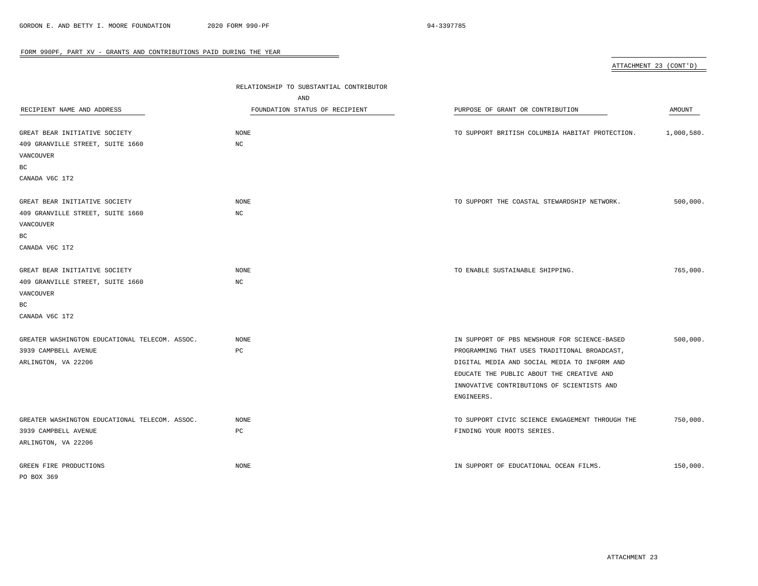FORM 990PF, PART XV - GRANTS AND CONTRIBUTIONS PAID DURING THE YEAR

ATTACHMENT 23 (CONT'D)

| RECIPIENT NAME AND ADDRESS | RELATIONSHIP TO SUBSTANTIAL CONTRIBUTOR AND FOUNDATION STATUS OF RECIPIENT | PURPOSE OF GRANT OR CONTRIBUTION | AMOUNT |
|---|---|---|---|
| GREAT BEAR INITIATIVE SOCIETY<br>409 GRANVILLE STREET, SUITE 1660<br>VANCOUVER<br>BC<br>CANADA V6C 1T2 | NONE<br>NC | TO SUPPORT BRITISH COLUMBIA HABITAT PROTECTION. | 1,000,580. |
| GREAT BEAR INITIATIVE SOCIETY<br>409 GRANVILLE STREET, SUITE 1660<br>VANCOUVER<br>BC<br>CANADA V6C 1T2 | NONE<br>NC | TO SUPPORT THE COASTAL STEWARDSHIP NETWORK. | 500,000. |
| GREAT BEAR INITIATIVE SOCIETY<br>409 GRANVILLE STREET, SUITE 1660<br>VANCOUVER<br>BC<br>CANADA V6C 1T2 | NONE<br>NC | TO ENABLE SUSTAINABLE SHIPPING. | 765,000. |
| GREATER WASHINGTON EDUCATIONAL TELECOM. ASSOC.<br>3939 CAMPBELL AVENUE<br>ARLINGTON, VA 22206 | NONE<br>PC | IN SUPPORT OF PBS NEWSHOUR FOR SCIENCE-BASED PROGRAMMING THAT USES TRADITIONAL BROADCAST, DIGITAL MEDIA AND SOCIAL MEDIA TO INFORM AND EDUCATE THE PUBLIC ABOUT THE CREATIVE AND INNOVATIVE CONTRIBUTIONS OF SCIENTISTS AND ENGINEERS. | 500,000. |
| GREATER WASHINGTON EDUCATIONAL TELECOM. ASSOC.<br>3939 CAMPBELL AVENUE<br>ARLINGTON, VA 22206 | NONE<br>PC | TO SUPPORT CIVIC SCIENCE ENGAGEMENT THROUGH THE FINDING YOUR ROOTS SERIES. | 750,000. |
| GREEN FIRE PRODUCTIONS<br>PO BOX 369 | NONE | IN SUPPORT OF EDUCATIONAL OCEAN FILMS. | 150,000. |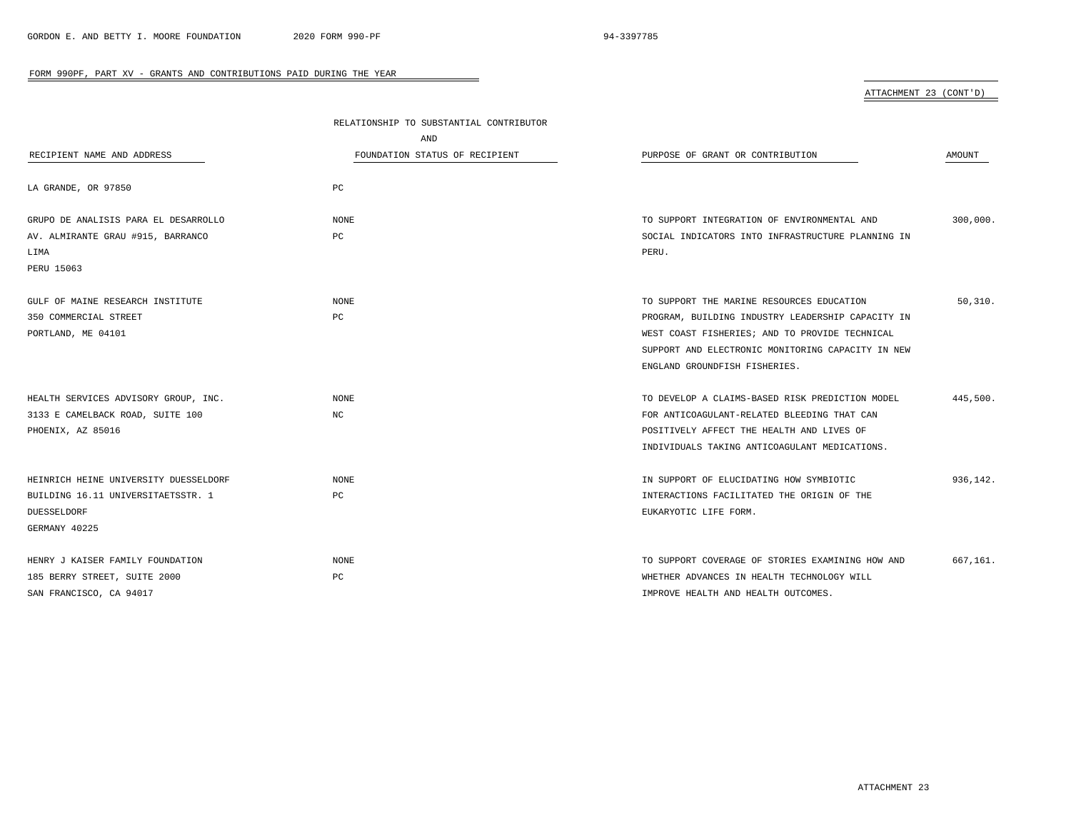FORM 990PF, PART XV - GRANTS AND CONTRIBUTIONS PAID DURING THE YEAR

ATTACHMENT 23 (CONT'D)

| RECIPIENT NAME AND ADDRESS | RELATIONSHIP TO SUBSTANTIAL CONTRIBUTOR AND FOUNDATION STATUS OF RECIPIENT | PURPOSE OF GRANT OR CONTRIBUTION | AMOUNT |
|---|---|---|---|
| LA GRANDE, OR 97850 | PC | | |
| GRUPO DE ANALISIS PARA EL DESARROLLO AV. ALMIRANTE GRAU #915, BARRANCO LIMA PERU 15063 | NONE PC | TO SUPPORT INTEGRATION OF ENVIRONMENTAL AND SOCIAL INDICATORS INTO INFRASTRUCTURE PLANNING IN PERU. | 300,000. |
| GULF OF MAINE RESEARCH INSTITUTE 350 COMMERCIAL STREET PORTLAND, ME 04101 | NONE PC | TO SUPPORT THE MARINE RESOURCES EDUCATION PROGRAM, BUILDING INDUSTRY LEADERSHIP CAPACITY IN WEST COAST FISHERIES; AND TO PROVIDE TECHNICAL SUPPORT AND ELECTRONIC MONITORING CAPACITY IN NEW ENGLAND GROUNDFISH FISHERIES. | 50,310. |
| HEALTH SERVICES ADVISORY GROUP, INC. 3133 E CAMELBACK ROAD, SUITE 100 PHOENIX, AZ 85016 | NONE NC | TO DEVELOP A CLAIMS-BASED RISK PREDICTION MODEL FOR ANTICOAGULANT-RELATED BLEEDING THAT CAN POSITIVELY AFFECT THE HEALTH AND LIVES OF INDIVIDUALS TAKING ANTICOAGULANT MEDICATIONS. | 445,500. |
| HEINRICH HEINE UNIVERSITY DUESSELDORF BUILDING 16.11 UNIVERSITAETSSTR. 1 DUESSELDORF GERMANY 40225 | NONE PC | IN SUPPORT OF ELUCIDATING HOW SYMBIOTIC INTERACTIONS FACILITATED THE ORIGIN OF THE EUKARYOTIC LIFE FORM. | 936,142. |
| HENRY J KAISER FAMILY FOUNDATION 185 BERRY STREET, SUITE 2000 SAN FRANCISCO, CA 94017 | NONE PC | TO SUPPORT COVERAGE OF STORIES EXAMINING HOW AND WHETHER ADVANCES IN HEALTH TECHNOLOGY WILL IMPROVE HEALTH AND HEALTH OUTCOMES. | 667,161. |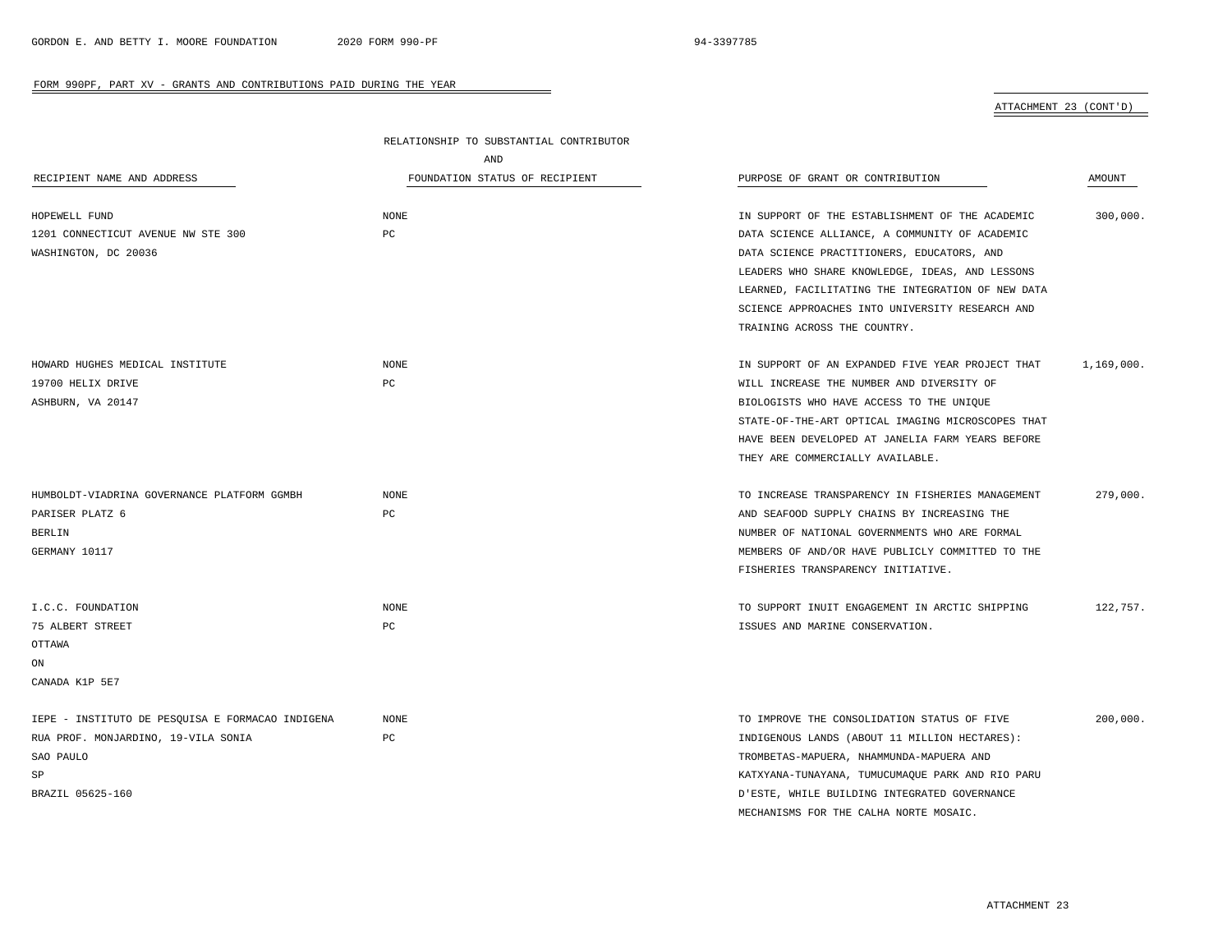FORM 990PF, PART XV - GRANTS AND CONTRIBUTIONS PAID DURING THE YEAR

ATTACHMENT 23 (CONT'D)

| RECIPIENT NAME AND ADDRESS | RELATIONSHIP TO SUBSTANTIAL CONTRIBUTOR AND FOUNDATION STATUS OF RECIPIENT | PURPOSE OF GRANT OR CONTRIBUTION | AMOUNT |
|---|---|---|---|
| HOPEWELL FUND<br>1201 CONNECTICUT AVENUE NW STE 300<br>WASHINGTON, DC 20036 | NONE<br>PC | IN SUPPORT OF THE ESTABLISHMENT OF THE ACADEMIC DATA SCIENCE ALLIANCE, A COMMUNITY OF ACADEMIC DATA SCIENCE PRACTITIONERS, EDUCATORS, AND LEADERS WHO SHARE KNOWLEDGE, IDEAS, AND LESSONS LEARNED, FACILITATING THE INTEGRATION OF NEW DATA SCIENCE APPROACHES INTO UNIVERSITY RESEARCH AND TRAINING ACROSS THE COUNTRY. | 300,000. |
| HOWARD HUGHES MEDICAL INSTITUTE<br>19700 HELIX DRIVE<br>ASHBURN, VA 20147 | NONE<br>PC | IN SUPPORT OF AN EXPANDED FIVE YEAR PROJECT THAT WILL INCREASE THE NUMBER AND DIVERSITY OF BIOLOGISTS WHO HAVE ACCESS TO THE UNIQUE STATE-OF-THE-ART OPTICAL IMAGING MICROSCOPES THAT HAVE BEEN DEVELOPED AT JANELIA FARM YEARS BEFORE THEY ARE COMMERCIALLY AVAILABLE. | 1,169,000. |
| HUMBOLDT-VIADRINA GOVERNANCE PLATFORM GGMBH<br>PARISER PLATZ 6<br>BERLIN<br>GERMANY 10117 | NONE<br>PC | TO INCREASE TRANSPARENCY IN FISHERIES MANAGEMENT AND SEAFOOD SUPPLY CHAINS BY INCREASING THE NUMBER OF NATIONAL GOVERNMENTS WHO ARE FORMAL MEMBERS OF AND/OR HAVE PUBLICLY COMMITTED TO THE FISHERIES TRANSPARENCY INITIATIVE. | 279,000. |
| I.C.C. FOUNDATION<br>75 ALBERT STREET<br>OTTAWA<br>ON<br>CANADA K1P 5E7 | NONE<br>PC | TO SUPPORT INUIT ENGAGEMENT IN ARCTIC SHIPPING ISSUES AND MARINE CONSERVATION. | 122,757. |
| IEPE - INSTITUTO DE PESQUISA E FORMACAO INDIGENA<br>RUA PROF. MONJARDINO, 19-VILA SONIA<br>SAO PAULO<br>SP<br>BRAZIL 05625-160 | NONE<br>PC | TO IMPROVE THE CONSOLIDATION STATUS OF FIVE INDIGENOUS LANDS (ABOUT 11 MILLION HECTARES): TROMBETAS-MAPUERA, NHAMMUNDA-MAPUERA AND KATXYANA-TUNAYANA, TUMUCUMAQUE PARK AND RIO PARU D'ESTE, WHILE BUILDING INTEGRATED GOVERNANCE MECHANISMS FOR THE CALHA NORTE MOSAIC. | 200,000. |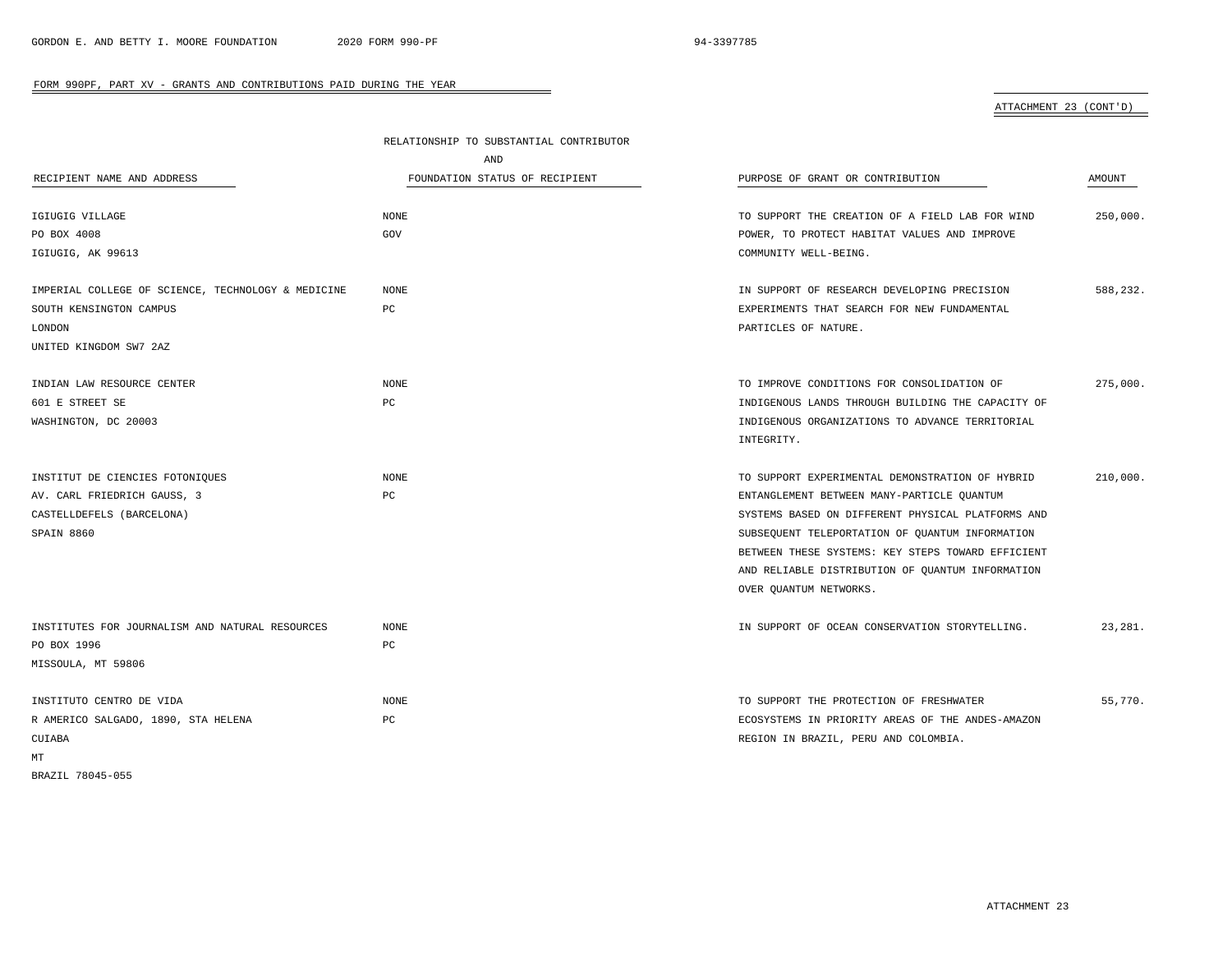FORM 990PF, PART XV - GRANTS AND CONTRIBUTIONS PAID DURING THE YEAR

ATTACHMENT 23 (CONT'D)

| RECIPIENT NAME AND ADDRESS | RELATIONSHIP TO SUBSTANTIAL CONTRIBUTOR AND FOUNDATION STATUS OF RECIPIENT | PURPOSE OF GRANT OR CONTRIBUTION | AMOUNT |
|---|---|---|---|
| IGIUGIG VILLAGE<br>PO BOX 4008<br>IGIUGIG, AK 99613 | NONE<br>GOV | TO SUPPORT THE CREATION OF A FIELD LAB FOR WIND POWER, TO PROTECT HABITAT VALUES AND IMPROVE COMMUNITY WELL-BEING. | 250,000. |
| IMPERIAL COLLEGE OF SCIENCE, TECHNOLOGY & MEDICINE<br>SOUTH KENSINGTON CAMPUS<br>LONDON<br>UNITED KINGDOM SW7 2AZ | NONE<br>PC | IN SUPPORT OF RESEARCH DEVELOPING PRECISION EXPERIMENTS THAT SEARCH FOR NEW FUNDAMENTAL PARTICLES OF NATURE. | 588,232. |
| INDIAN LAW RESOURCE CENTER<br>601 E STREET SE<br>WASHINGTON, DC 20003 | NONE<br>PC | TO IMPROVE CONDITIONS FOR CONSOLIDATION OF INDIGENOUS LANDS THROUGH BUILDING THE CAPACITY OF INDIGENOUS ORGANIZATIONS TO ADVANCE TERRITORIAL INTEGRITY. | 275,000. |
| INSTITUT DE CIENCIES FOTONIQUES<br>AV. CARL FRIEDRICH GAUSS, 3<br>CASTELLDEFELS (BARCELONA)<br>SPAIN 8860 | NONE<br>PC | TO SUPPORT EXPERIMENTAL DEMONSTRATION OF HYBRID ENTANGLEMENT BETWEEN MANY-PARTICLE QUANTUM SYSTEMS BASED ON DIFFERENT PHYSICAL PLATFORMS AND SUBSEQUENT TELEPORTATION OF QUANTUM INFORMATION BETWEEN THESE SYSTEMS: KEY STEPS TOWARD EFFICIENT AND RELIABLE DISTRIBUTION OF QUANTUM INFORMATION OVER QUANTUM NETWORKS. | 210,000. |
| INSTITUTES FOR JOURNALISM AND NATURAL RESOURCES<br>PO BOX 1996<br>MISSOULA, MT 59806 | NONE<br>PC | IN SUPPORT OF OCEAN CONSERVATION STORYTELLING. | 23,281. |
| INSTITUTO CENTRO DE VIDA<br>R AMERICO SALGADO, 1890, STA HELENA<br>CUIABA<br>MT<br>BRAZIL 78045-055 | NONE<br>PC | TO SUPPORT THE PROTECTION OF FRESHWATER ECOSYSTEMS IN PRIORITY AREAS OF THE ANDES-AMAZON REGION IN BRAZIL, PERU AND COLOMBIA. | 55,770. |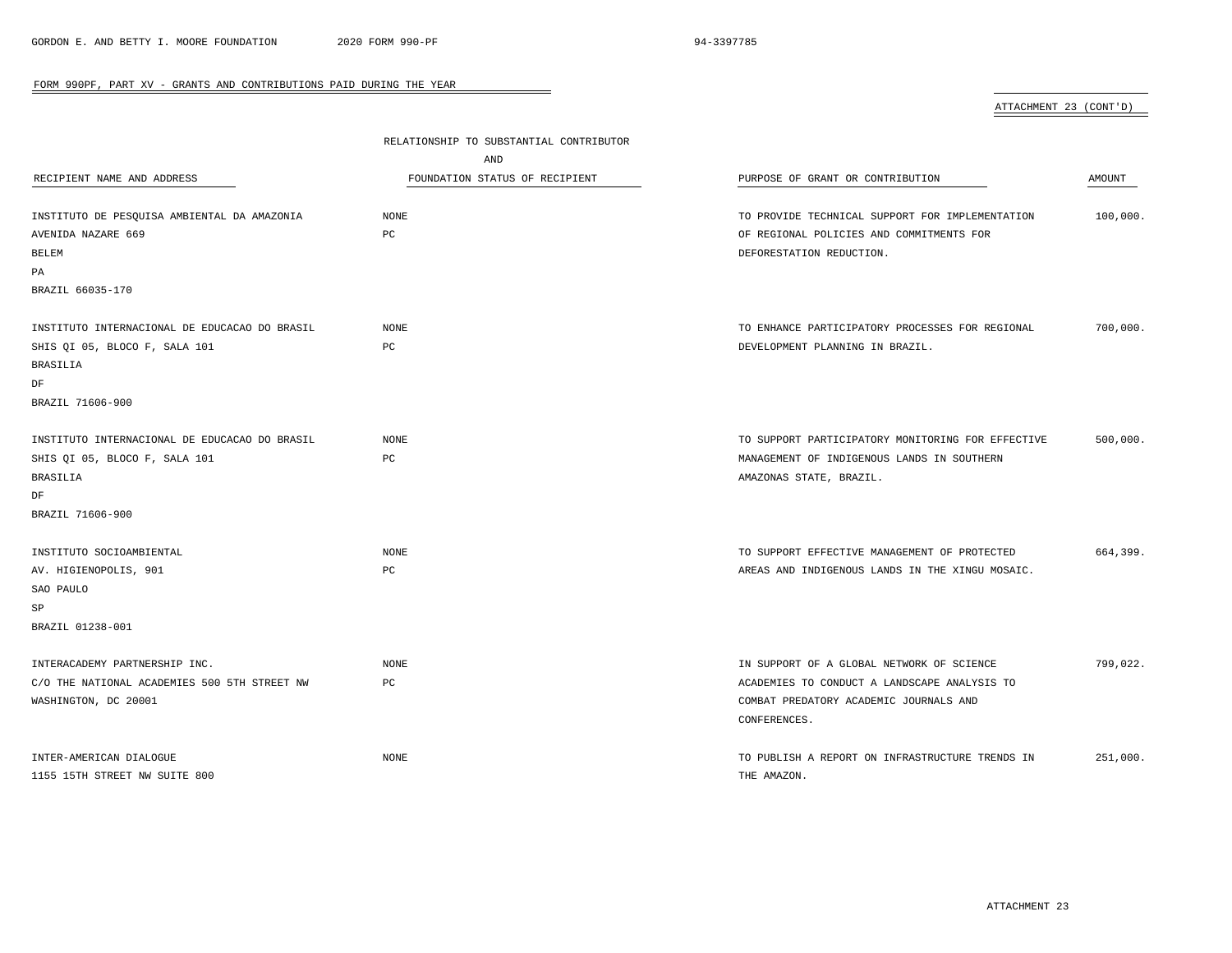FORM 990PF, PART XV - GRANTS AND CONTRIBUTIONS PAID DURING THE YEAR

ATTACHMENT 23 (CONT'D)

| RECIPIENT NAME AND ADDRESS | RELATIONSHIP TO SUBSTANTIAL CONTRIBUTOR AND FOUNDATION STATUS OF RECIPIENT | PURPOSE OF GRANT OR CONTRIBUTION | AMOUNT |
|---|---|---|---|
| INSTITUTO DE PESQUISA AMBIENTAL DA AMAZONIA<br>AVENIDA NAZARE 669<br>BELEM<br>PA<br>BRAZIL 66035-170 | NONE<br>PC | TO PROVIDE TECHNICAL SUPPORT FOR IMPLEMENTATION OF REGIONAL POLICIES AND COMMITMENTS FOR DEFORESTATION REDUCTION. | 100,000. |
| INSTITUTO INTERNACIONAL DE EDUCACAO DO BRASIL<br>SHIS QI 05, BLOCO F, SALA 101<br>BRASILIA<br>DF<br>BRAZIL 71606-900 | NONE<br>PC | TO ENHANCE PARTICIPATORY PROCESSES FOR REGIONAL DEVELOPMENT PLANNING IN BRAZIL. | 700,000. |
| INSTITUTO INTERNACIONAL DE EDUCACAO DO BRASIL<br>SHIS QI 05, BLOCO F, SALA 101<br>BRASILIA<br>DF<br>BRAZIL 71606-900 | NONE<br>PC | TO SUPPORT PARTICIPATORY MONITORING FOR EFFECTIVE MANAGEMENT OF INDIGENOUS LANDS IN SOUTHERN AMAZONAS STATE, BRAZIL. | 500,000. |
| INSTITUTO SOCIOAMBIENTAL<br>AV. HIGIENOPOLIS, 901<br>SAO PAULO<br>SP<br>BRAZIL 01238-001 | NONE<br>PC | TO SUPPORT EFFECTIVE MANAGEMENT OF PROTECTED AREAS AND INDIGENOUS LANDS IN THE XINGU MOSAIC. | 664,399. |
| INTERACADEMY PARTNERSHIP INC.<br>C/O THE NATIONAL ACADEMIES 500 5TH STREET NW<br>WASHINGTON, DC 20001 | NONE<br>PC | IN SUPPORT OF A GLOBAL NETWORK OF SCIENCE ACADEMIES TO CONDUCT A LANDSCAPE ANALYSIS TO COMBAT PREDATORY ACADEMIC JOURNALS AND CONFERENCES. | 799,022. |
| INTER-AMERICAN DIALOGUE<br>1155 15TH STREET NW SUITE 800 | NONE | TO PUBLISH A REPORT ON INFRASTRUCTURE TRENDS IN THE AMAZON. | 251,000. |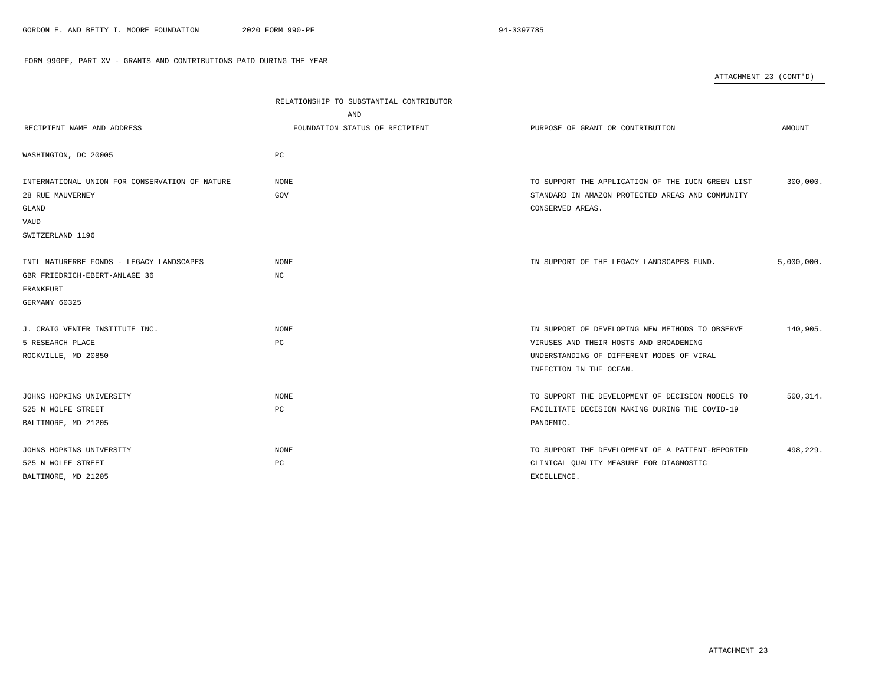FORM 990PF, PART XV - GRANTS AND CONTRIBUTIONS PAID DURING THE YEAR

ATTACHMENT 23 (CONT'D)

| RECIPIENT NAME AND ADDRESS | RELATIONSHIP TO SUBSTANTIAL CONTRIBUTOR AND FOUNDATION STATUS OF RECIPIENT | PURPOSE OF GRANT OR CONTRIBUTION | AMOUNT |
|---|---|---|---|
| WASHINGTON, DC 20005 | PC | | |
| INTERNATIONAL UNION FOR CONSERVATION OF NATURE<br>28 RUE MAUVERNEY<br>GLAND<br>VAUD<br>SWITZERLAND 1196 | NONE<br>GOV | TO SUPPORT THE APPLICATION OF THE IUCN GREEN LIST STANDARD IN AMAZON PROTECTED AREAS AND COMMUNITY CONSERVED AREAS. | 300,000. |
| INTL NATURERBE FONDS - LEGACY LANDSCAPES<br>GBR FRIEDRICH-EBERT-ANLAGE 36<br>FRANKFURT<br>GERMANY 60325 | NONE<br>NC | IN SUPPORT OF THE LEGACY LANDSCAPES FUND. | 5,000,000. |
| J. CRAIG VENTER INSTITUTE INC.<br>5 RESEARCH PLACE<br>ROCKVILLE, MD 20850 | NONE<br>PC | IN SUPPORT OF DEVELOPING NEW METHODS TO OBSERVE VIRUSES AND THEIR HOSTS AND BROADENING UNDERSTANDING OF DIFFERENT MODES OF VIRAL INFECTION IN THE OCEAN. | 140,905. |
| JOHNS HOPKINS UNIVERSITY<br>525 N WOLFE STREET<br>BALTIMORE, MD 21205 | NONE<br>PC | TO SUPPORT THE DEVELOPMENT OF DECISION MODELS TO FACILITATE DECISION MAKING DURING THE COVID-19 PANDEMIC. | 500,314. |
| JOHNS HOPKINS UNIVERSITY<br>525 N WOLFE STREET<br>BALTIMORE, MD 21205 | NONE<br>PC | TO SUPPORT THE DEVELOPMENT OF A PATIENT-REPORTED CLINICAL QUALITY MEASURE FOR DIAGNOSTIC EXCELLENCE. | 498,229. |

ATTACHMENT 23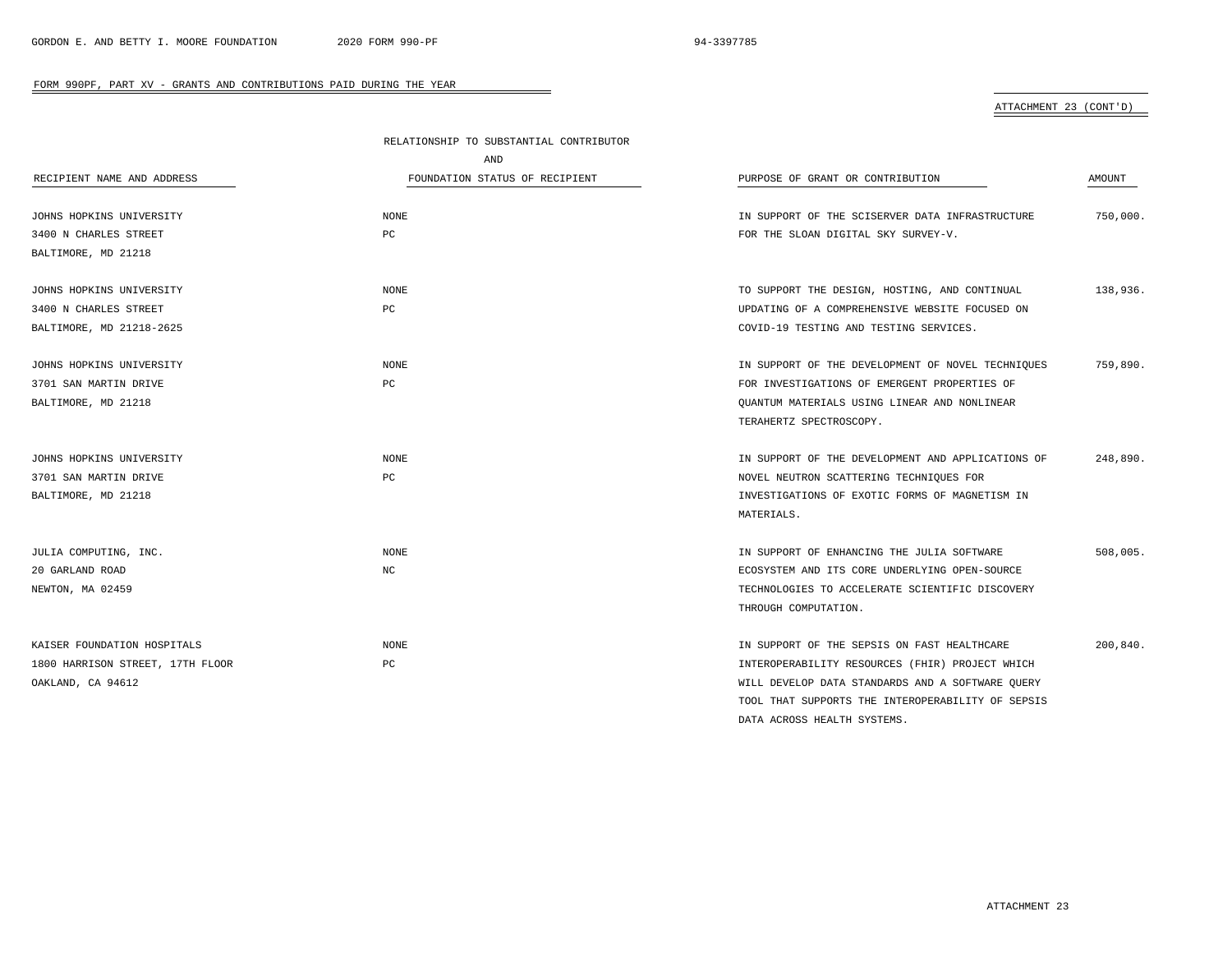FORM 990PF, PART XV - GRANTS AND CONTRIBUTIONS PAID DURING THE YEAR

ATTACHMENT 23 (CONT'D)

| RECIPIENT NAME AND ADDRESS | RELATIONSHIP TO SUBSTANTIAL CONTRIBUTOR AND FOUNDATION STATUS OF RECIPIENT | PURPOSE OF GRANT OR CONTRIBUTION | AMOUNT |
|---|---|---|---|
| JOHNS HOPKINS UNIVERSITY<br>3400 N CHARLES STREET<br>BALTIMORE, MD 21218 | NONE<br>PC | IN SUPPORT OF THE SCISERVER DATA INFRASTRUCTURE FOR THE SLOAN DIGITAL SKY SURVEY-V. | 750,000. |
| JOHNS HOPKINS UNIVERSITY<br>3400 N CHARLES STREET<br>BALTIMORE, MD 21218-2625 | NONE<br>PC | TO SUPPORT THE DESIGN, HOSTING, AND CONTINUAL UPDATING OF A COMPREHENSIVE WEBSITE FOCUSED ON COVID-19 TESTING AND TESTING SERVICES. | 138,936. |
| JOHNS HOPKINS UNIVERSITY<br>3701 SAN MARTIN DRIVE<br>BALTIMORE, MD 21218 | NONE<br>PC | IN SUPPORT OF THE DEVELOPMENT OF NOVEL TECHNIQUES FOR INVESTIGATIONS OF EMERGENT PROPERTIES OF QUANTUM MATERIALS USING LINEAR AND NONLINEAR TERAHERTZ SPECTROSCOPY. | 759,890. |
| JOHNS HOPKINS UNIVERSITY<br>3701 SAN MARTIN DRIVE<br>BALTIMORE, MD 21218 | NONE<br>PC | IN SUPPORT OF THE DEVELOPMENT AND APPLICATIONS OF NOVEL NEUTRON SCATTERING TECHNIQUES FOR INVESTIGATIONS OF EXOTIC FORMS OF MAGNETISM IN MATERIALS. | 248,890. |
| JULIA COMPUTING, INC.<br>20 GARLAND ROAD<br>NEWTON, MA 02459 | NONE<br>NC | IN SUPPORT OF ENHANCING THE JULIA SOFTWARE ECOSYSTEM AND ITS CORE UNDERLYING OPEN-SOURCE TECHNOLOGIES TO ACCELERATE SCIENTIFIC DISCOVERY THROUGH COMPUTATION. | 508,005. |
| KAISER FOUNDATION HOSPITALS<br>1800 HARRISON STREET, 17TH FLOOR<br>OAKLAND, CA 94612 | NONE<br>PC | IN SUPPORT OF THE SEPSIS ON FAST HEALTHCARE INTEROPERABILITY RESOURCES (FHIR) PROJECT WHICH WILL DEVELOP DATA STANDARDS AND A SOFTWARE QUERY TOOL THAT SUPPORTS THE INTEROPERABILITY OF SEPSIS DATA ACROSS HEALTH SYSTEMS. | 200,840. |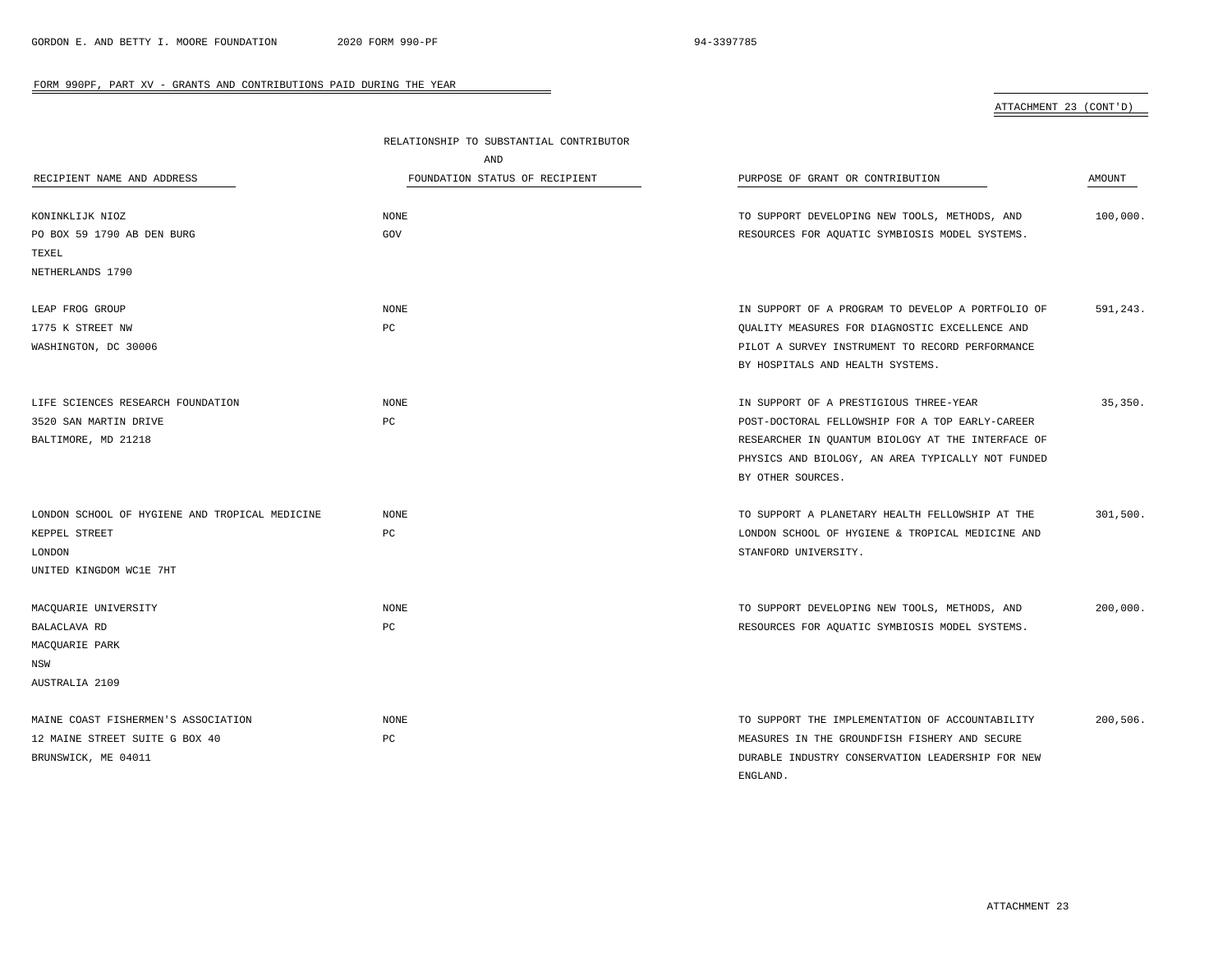FORM 990PF, PART XV - GRANTS AND CONTRIBUTIONS PAID DURING THE YEAR

ATTACHMENT 23 (CONT'D)

| RECIPIENT NAME AND ADDRESS | RELATIONSHIP TO SUBSTANTIAL CONTRIBUTOR AND FOUNDATION STATUS OF RECIPIENT | PURPOSE OF GRANT OR CONTRIBUTION | AMOUNT |
|---|---|---|---|
| KONINKLIJK NIOZ<br>PO BOX 59 1790 AB DEN BURG<br>TEXEL<br>NETHERLANDS 1790 | NONE<br>GOV | TO SUPPORT DEVELOPING NEW TOOLS, METHODS, AND RESOURCES FOR AQUATIC SYMBIOSIS MODEL SYSTEMS. | 100,000. |
| LEAP FROG GROUP<br>1775 K STREET NW<br>WASHINGTON, DC 30006 | NONE<br>PC | IN SUPPORT OF A PROGRAM TO DEVELOP A PORTFOLIO OF QUALITY MEASURES FOR DIAGNOSTIC EXCELLENCE AND PILOT A SURVEY INSTRUMENT TO RECORD PERFORMANCE BY HOSPITALS AND HEALTH SYSTEMS. | 591,243. |
| LIFE SCIENCES RESEARCH FOUNDATION<br>3520 SAN MARTIN DRIVE<br>BALTIMORE, MD 21218 | NONE<br>PC | IN SUPPORT OF A PRESTIGIOUS THREE-YEAR POST-DOCTORAL FELLOWSHIP FOR A TOP EARLY-CAREER RESEARCHER IN QUANTUM BIOLOGY AT THE INTERFACE OF PHYSICS AND BIOLOGY, AN AREA TYPICALLY NOT FUNDED BY OTHER SOURCES. | 35,350. |
| LONDON SCHOOL OF HYGIENE AND TROPICAL MEDICINE<br>KEPPEL STREET<br>LONDON<br>UNITED KINGDOM WC1E 7HT | NONE<br>PC | TO SUPPORT A PLANETARY HEALTH FELLOWSHIP AT THE LONDON SCHOOL OF HYGIENE & TROPICAL MEDICINE AND STANFORD UNIVERSITY. | 301,500. |
| MACQUARIE UNIVERSITY<br>BALACLAVA RD<br>MACQUARIE PARK<br>NSW<br>AUSTRALIA 2109 | NONE<br>PC | TO SUPPORT DEVELOPING NEW TOOLS, METHODS, AND RESOURCES FOR AQUATIC SYMBIOSIS MODEL SYSTEMS. | 200,000. |
| MAINE COAST FISHERMEN'S ASSOCIATION<br>12 MAINE STREET SUITE G BOX 40<br>BRUNSWICK, ME 04011 | NONE<br>PC | TO SUPPORT THE IMPLEMENTATION OF ACCOUNTABILITY MEASURES IN THE GROUNDFISH FISHERY AND SECURE DURABLE INDUSTRY CONSERVATION LEADERSHIP FOR NEW ENGLAND. | 200,506. |

ATTACHMENT 23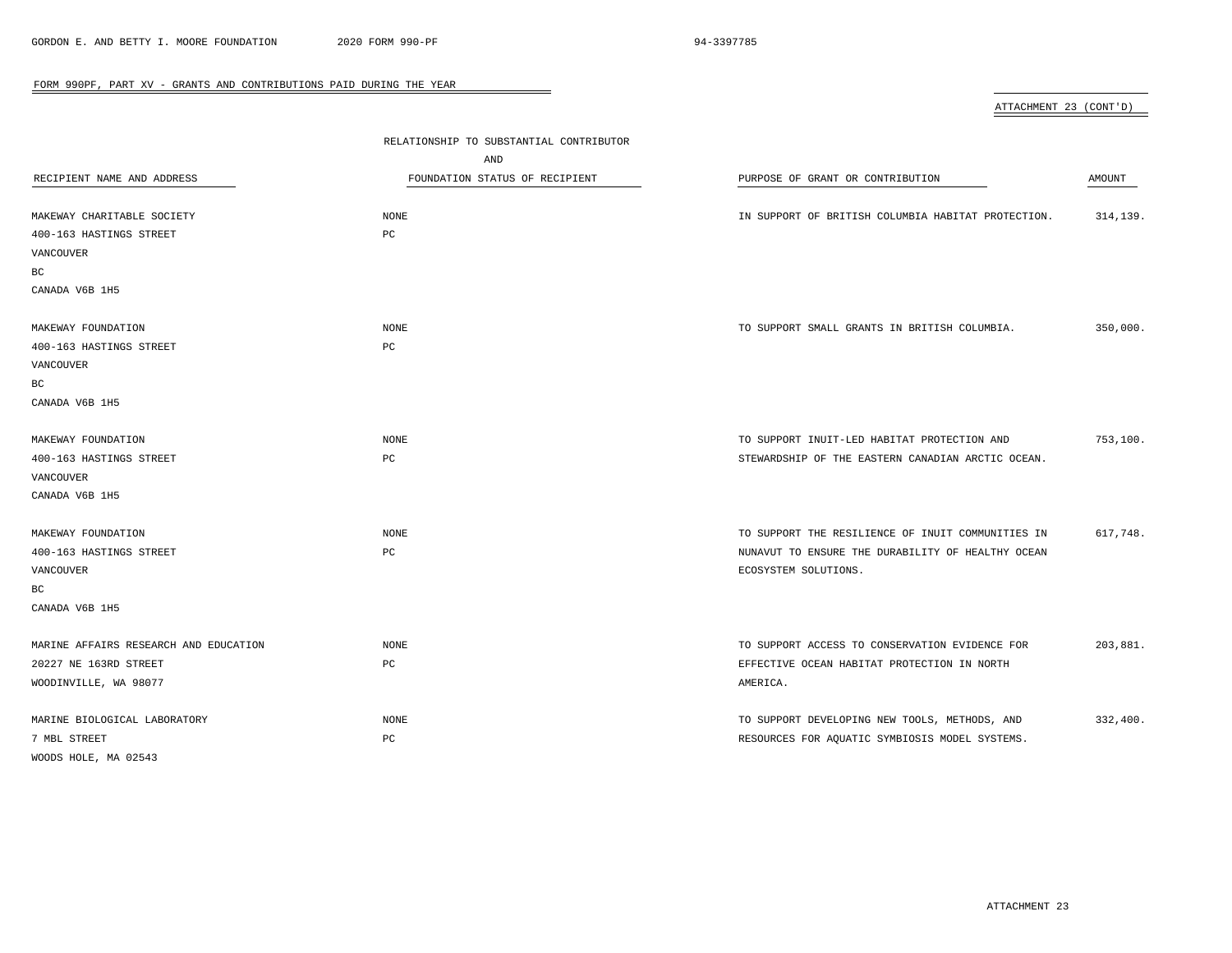FORM 990PF, PART XV - GRANTS AND CONTRIBUTIONS PAID DURING THE YEAR

ATTACHMENT 23 (CONT'D)

| RECIPIENT NAME AND ADDRESS | RELATIONSHIP TO SUBSTANTIAL CONTRIBUTOR AND FOUNDATION STATUS OF RECIPIENT | PURPOSE OF GRANT OR CONTRIBUTION | AMOUNT |
|---|---|---|---|
| MAKEWAY CHARITABLE SOCIETY<br>400-163 HASTINGS STREET<br>VANCOUVER<br>BC<br>CANADA V6B 1H5 | NONE<br>PC | IN SUPPORT OF BRITISH COLUMBIA HABITAT PROTECTION. | 314,139. |
| MAKEWAY FOUNDATION<br>400-163 HASTINGS STREET<br>VANCOUVER<br>BC<br>CANADA V6B 1H5 | NONE<br>PC | TO SUPPORT SMALL GRANTS IN BRITISH COLUMBIA. | 350,000. |
| MAKEWAY FOUNDATION<br>400-163 HASTINGS STREET<br>VANCOUVER<br>CANADA V6B 1H5 | NONE<br>PC | TO SUPPORT INUIT-LED HABITAT PROTECTION AND STEWARDSHIP OF THE EASTERN CANADIAN ARCTIC OCEAN. | 753,100. |
| MAKEWAY FOUNDATION<br>400-163 HASTINGS STREET<br>VANCOUVER<br>BC<br>CANADA V6B 1H5 | NONE<br>PC | TO SUPPORT THE RESILIENCE OF INUIT COMMUNITIES IN NUNAVUT TO ENSURE THE DURABILITY OF HEALTHY OCEAN ECOSYSTEM SOLUTIONS. | 617,748. |
| MARINE AFFAIRS RESEARCH AND EDUCATION<br>20227 NE 163RD STREET<br>WOODINVILLE, WA 98077 | NONE<br>PC | TO SUPPORT ACCESS TO CONSERVATION EVIDENCE FOR EFFECTIVE OCEAN HABITAT PROTECTION IN NORTH AMERICA. | 203,881. |
| MARINE BIOLOGICAL LABORATORY<br>7 MBL STREET<br>WOODS HOLE, MA 02543 | NONE<br>PC | TO SUPPORT DEVELOPING NEW TOOLS, METHODS, AND RESOURCES FOR AQUATIC SYMBIOSIS MODEL SYSTEMS. | 332,400. |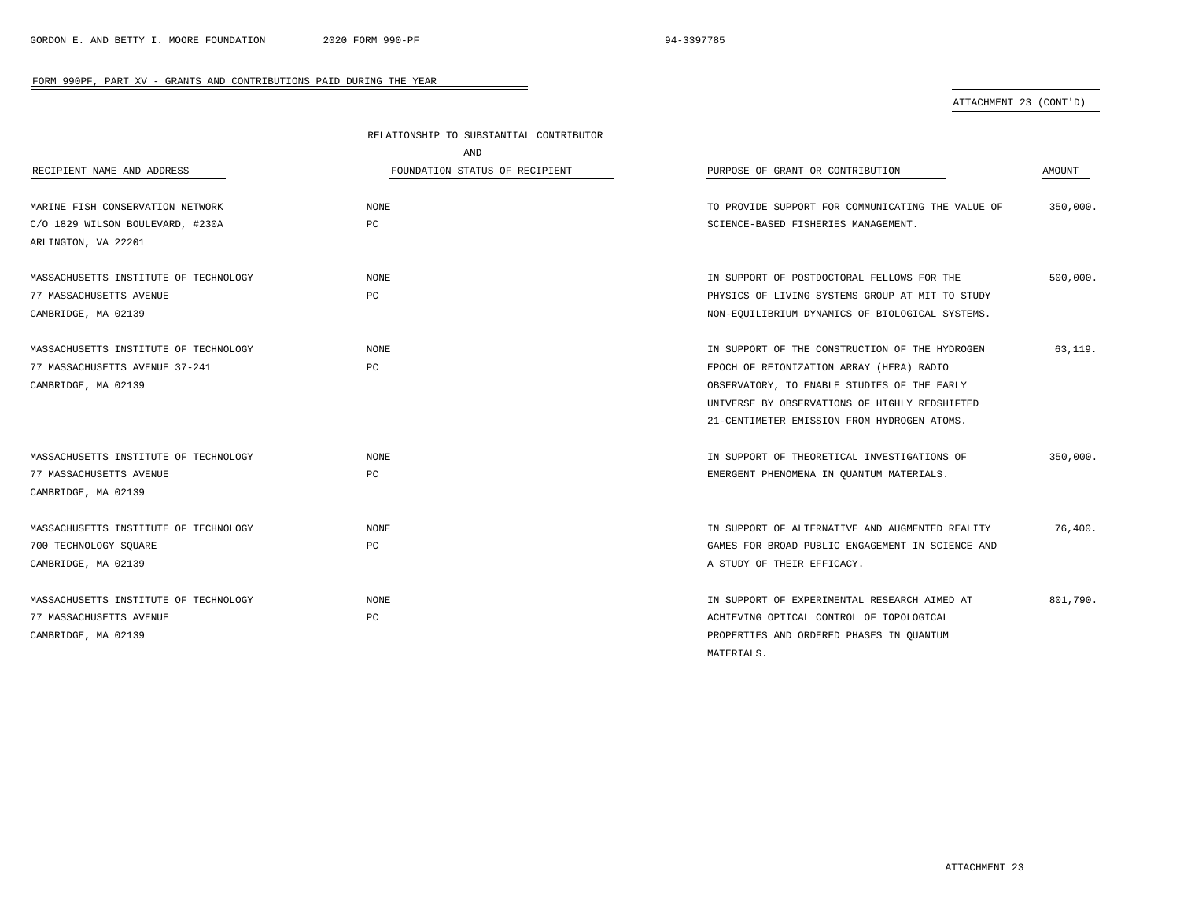FORM 990PF, PART XV - GRANTS AND CONTRIBUTIONS PAID DURING THE YEAR

ATTACHMENT 23 (CONT'D)

| RECIPIENT NAME AND ADDRESS | RELATIONSHIP TO SUBSTANTIAL CONTRIBUTOR AND FOUNDATION STATUS OF RECIPIENT | PURPOSE OF GRANT OR CONTRIBUTION | AMOUNT |
|---|---|---|---|
| MARINE FISH CONSERVATION NETWORK<br>C/O 1829 WILSON BOULEVARD, #230A<br>ARLINGTON, VA 22201 | NONE<br>PC | TO PROVIDE SUPPORT FOR COMMUNICATING THE VALUE OF SCIENCE-BASED FISHERIES MANAGEMENT. | 350,000. |
| MASSACHUSETTS INSTITUTE OF TECHNOLOGY<br>77 MASSACHUSETTS AVENUE<br>CAMBRIDGE, MA 02139 | NONE<br>PC | IN SUPPORT OF POSTDOCTORAL FELLOWS FOR THE PHYSICS OF LIVING SYSTEMS GROUP AT MIT TO STUDY NON-EQUILIBRIUM DYNAMICS OF BIOLOGICAL SYSTEMS. | 500,000. |
| MASSACHUSETTS INSTITUTE OF TECHNOLOGY<br>77 MASSACHUSETTS AVENUE 37-241<br>CAMBRIDGE, MA 02139 | NONE<br>PC | IN SUPPORT OF THE CONSTRUCTION OF THE HYDROGEN EPOCH OF REIONIZATION ARRAY (HERA) RADIO OBSERVATORY, TO ENABLE STUDIES OF THE EARLY UNIVERSE BY OBSERVATIONS OF HIGHLY REDSHIFTED 21-CENTIMETER EMISSION FROM HYDROGEN ATOMS. | 63,119. |
| MASSACHUSETTS INSTITUTE OF TECHNOLOGY<br>77 MASSACHUSETTS AVENUE<br>CAMBRIDGE, MA 02139 | NONE<br>PC | IN SUPPORT OF THEORETICAL INVESTIGATIONS OF EMERGENT PHENOMENA IN QUANTUM MATERIALS. | 350,000. |
| MASSACHUSETTS INSTITUTE OF TECHNOLOGY<br>700 TECHNOLOGY SQUARE<br>CAMBRIDGE, MA 02139 | NONE<br>PC | IN SUPPORT OF ALTERNATIVE AND AUGMENTED REALITY GAMES FOR BROAD PUBLIC ENGAGEMENT IN SCIENCE AND A STUDY OF THEIR EFFICACY. | 76,400. |
| MASSACHUSETTS INSTITUTE OF TECHNOLOGY<br>77 MASSACHUSETTS AVENUE<br>CAMBRIDGE, MA 02139 | NONE<br>PC | IN SUPPORT OF EXPERIMENTAL RESEARCH AIMED AT ACHIEVING OPTICAL CONTROL OF TOPOLOGICAL PROPERTIES AND ORDERED PHASES IN QUANTUM MATERIALS. | 801,790. |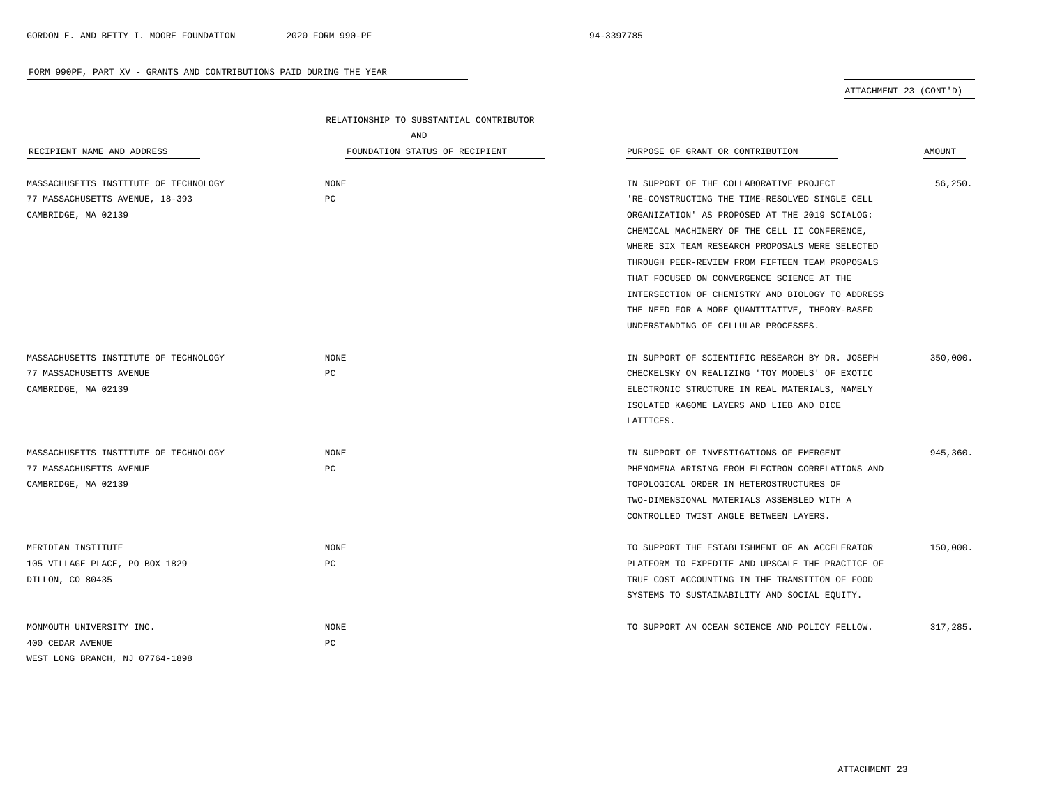FORM 990PF, PART XV - GRANTS AND CONTRIBUTIONS PAID DURING THE YEAR

ATTACHMENT 23 (CONT'D)

| RECIPIENT NAME AND ADDRESS | RELATIONSHIP TO SUBSTANTIAL CONTRIBUTOR AND FOUNDATION STATUS OF RECIPIENT | PURPOSE OF GRANT OR CONTRIBUTION | AMOUNT |
|---|---|---|---|
| MASSACHUSETTS INSTITUTE OF TECHNOLOGY<br>77 MASSACHUSETTS AVENUE, 18-393<br>CAMBRIDGE, MA 02139 | NONE<br>PC | IN SUPPORT OF THE COLLABORATIVE PROJECT 'RE-CONSTRUCTING THE TIME-RESOLVED SINGLE CELL ORGANIZATION' AS PROPOSED AT THE 2019 SCIALOG: CHEMICAL MACHINERY OF THE CELL II CONFERENCE, WHERE SIX TEAM RESEARCH PROPOSALS WERE SELECTED THROUGH PEER-REVIEW FROM FIFTEEN TEAM PROPOSALS THAT FOCUSED ON CONVERGENCE SCIENCE AT THE INTERSECTION OF CHEMISTRY AND BIOLOGY TO ADDRESS THE NEED FOR A MORE QUANTITATIVE, THEORY-BASED UNDERSTANDING OF CELLULAR PROCESSES. | 56,250. |
| MASSACHUSETTS INSTITUTE OF TECHNOLOGY<br>77 MASSACHUSETTS AVENUE<br>CAMBRIDGE, MA 02139 | NONE<br>PC | IN SUPPORT OF SCIENTIFIC RESEARCH BY DR. JOSEPH CHECKELSKY ON REALIZING 'TOY MODELS' OF EXOTIC ELECTRONIC STRUCTURE IN REAL MATERIALS, NAMELY ISOLATED KAGOME LAYERS AND LIEB AND DICE LATTICES. | 350,000. |
| MASSACHUSETTS INSTITUTE OF TECHNOLOGY<br>77 MASSACHUSETTS AVENUE<br>CAMBRIDGE, MA 02139 | NONE<br>PC | IN SUPPORT OF INVESTIGATIONS OF EMERGENT PHENOMENA ARISING FROM ELECTRON CORRELATIONS AND TOPOLOGICAL ORDER IN HETEROSTRUCTURES OF TWO-DIMENSIONAL MATERIALS ASSEMBLED WITH A CONTROLLED TWIST ANGLE BETWEEN LAYERS. | 945,360. |
| MERIDIAN INSTITUTE<br>105 VILLAGE PLACE, PO BOX 1829<br>DILLON, CO 80435 | NONE<br>PC | TO SUPPORT THE ESTABLISHMENT OF AN ACCELERATOR PLATFORM TO EXPEDITE AND UPSCALE THE PRACTICE OF TRUE COST ACCOUNTING IN THE TRANSITION OF FOOD SYSTEMS TO SUSTAINABILITY AND SOCIAL EQUITY. | 150,000. |
| MONMOUTH UNIVERSITY INC.<br>400 CEDAR AVENUE<br>WEST LONG BRANCH, NJ 07764-1898 | NONE<br>PC | TO SUPPORT AN OCEAN SCIENCE AND POLICY FELLOW. | 317,285. |

ATTACHMENT 23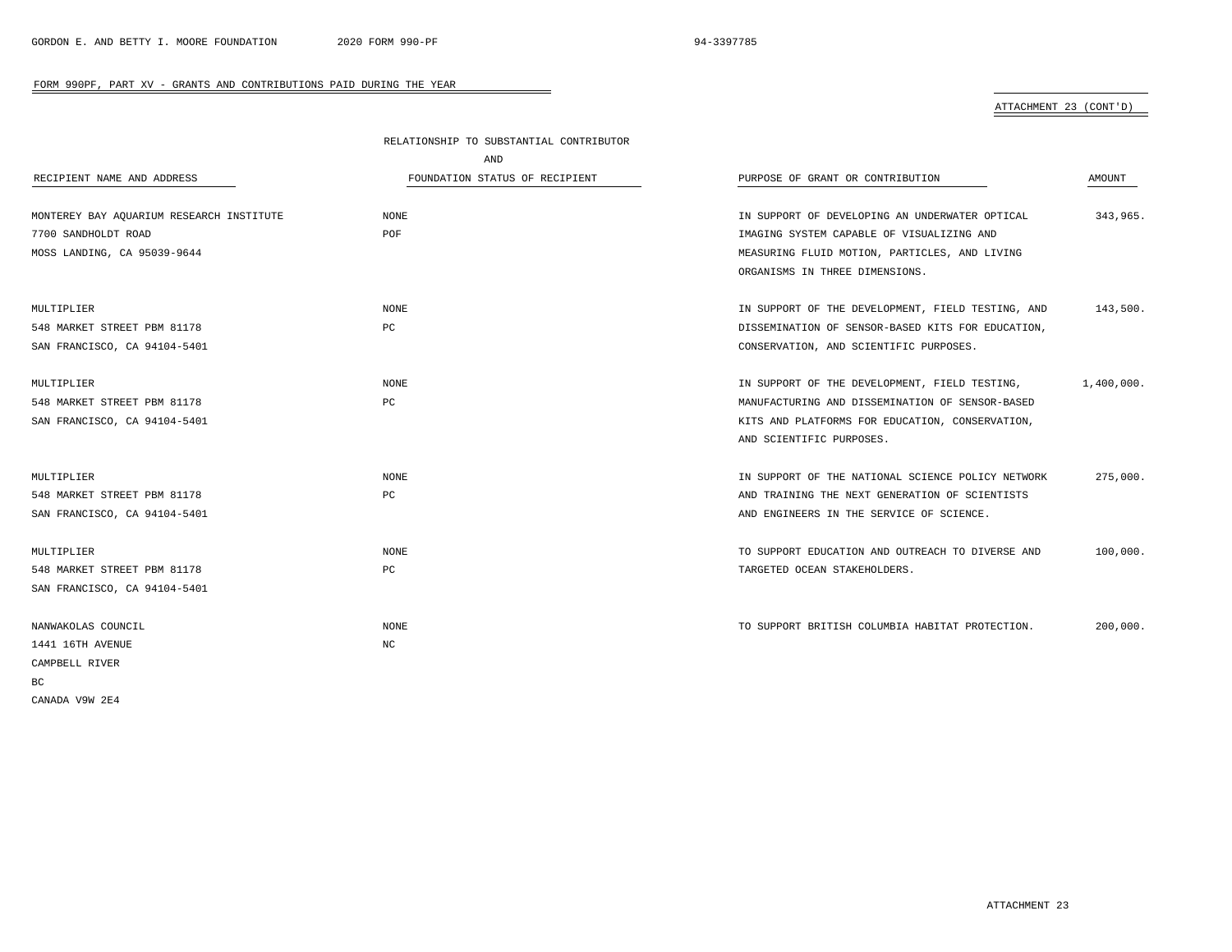FORM 990PF, PART XV - GRANTS AND CONTRIBUTIONS PAID DURING THE YEAR

ATTACHMENT 23 (CONT'D)

| RECIPIENT NAME AND ADDRESS | RELATIONSHIP TO SUBSTANTIAL CONTRIBUTOR AND FOUNDATION STATUS OF RECIPIENT | PURPOSE OF GRANT OR CONTRIBUTION | AMOUNT |
|---|---|---|---|
| MONTEREY BAY AQUARIUM RESEARCH INSTITUTE<br>7700 SANDHOLDT ROAD<br>MOSS LANDING, CA 95039-9644 | NONE<br>POF | IN SUPPORT OF DEVELOPING AN UNDERWATER OPTICAL IMAGING SYSTEM CAPABLE OF VISUALIZING AND MEASURING FLUID MOTION, PARTICLES, AND LIVING ORGANISMS IN THREE DIMENSIONS. | 343,965. |
| MULTIPLIER<br>548 MARKET STREET PBM 81178<br>SAN FRANCISCO, CA 94104-5401 | NONE<br>PC | IN SUPPORT OF THE DEVELOPMENT, FIELD TESTING, AND DISSEMINATION OF SENSOR-BASED KITS FOR EDUCATION, CONSERVATION, AND SCIENTIFIC PURPOSES. | 143,500. |
| MULTIPLIER<br>548 MARKET STREET PBM 81178<br>SAN FRANCISCO, CA 94104-5401 | NONE<br>PC | IN SUPPORT OF THE DEVELOPMENT, FIELD TESTING, MANUFACTURING AND DISSEMINATION OF SENSOR-BASED KITS AND PLATFORMS FOR EDUCATION, CONSERVATION, AND SCIENTIFIC PURPOSES. | 1,400,000. |
| MULTIPLIER<br>548 MARKET STREET PBM 81178<br>SAN FRANCISCO, CA 94104-5401 | NONE<br>PC | IN SUPPORT OF THE NATIONAL SCIENCE POLICY NETWORK AND TRAINING THE NEXT GENERATION OF SCIENTISTS AND ENGINEERS IN THE SERVICE OF SCIENCE. | 275,000. |
| MULTIPLIER<br>548 MARKET STREET PBM 81178<br>SAN FRANCISCO, CA 94104-5401 | NONE<br>PC | TO SUPPORT EDUCATION AND OUTREACH TO DIVERSE AND TARGETED OCEAN STAKEHOLDERS. | 100,000. |
| NANWAKOLAS COUNCIL<br>1441 16TH AVENUE<br>CAMPBELL RIVER<br>BC<br>CANADA V9W 2E4 | NONE<br>NC | TO SUPPORT BRITISH COLUMBIA HABITAT PROTECTION. | 200,000. |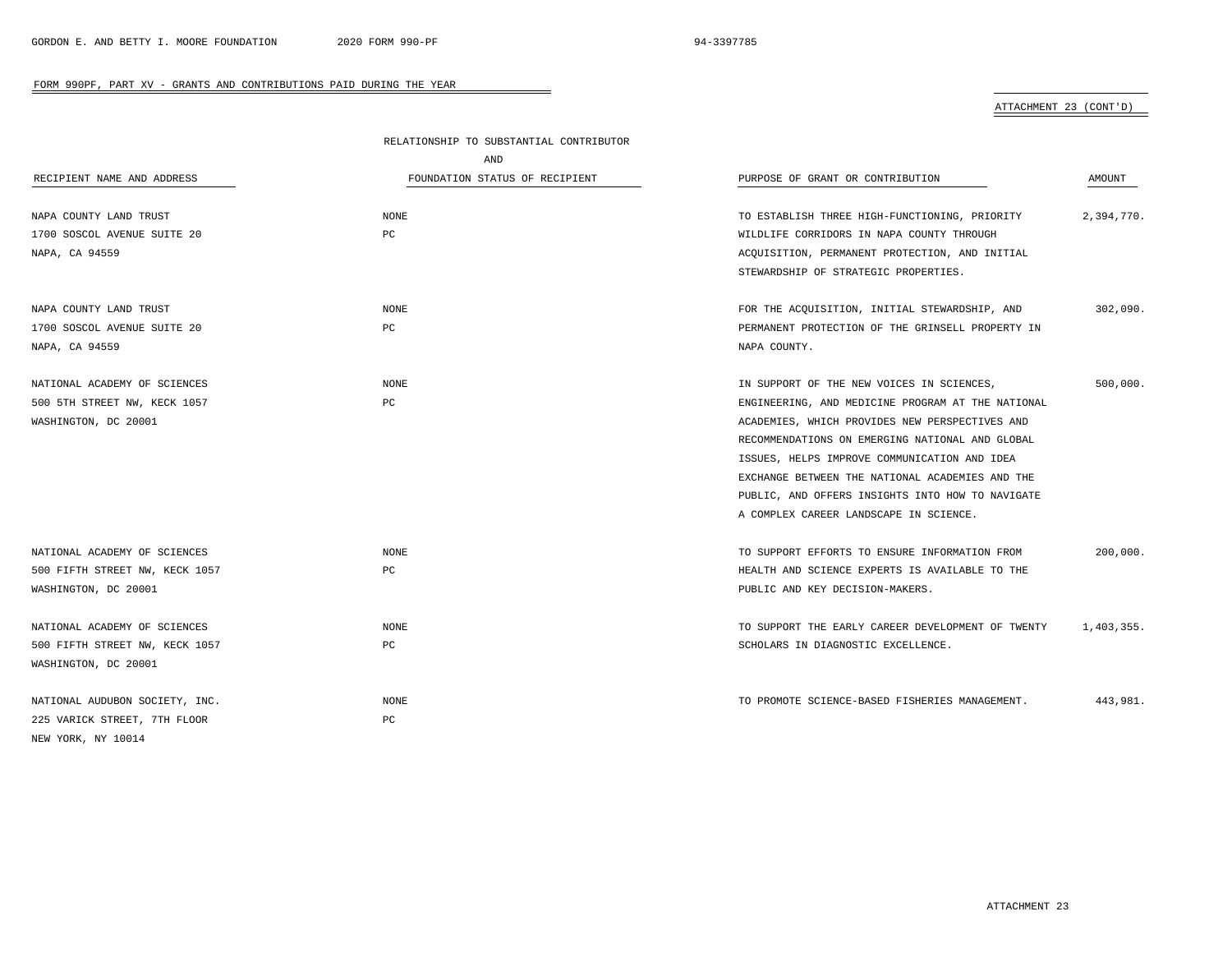FORM 990PF, PART XV - GRANTS AND CONTRIBUTIONS PAID DURING THE YEAR

ATTACHMENT 23 (CONT'D)

| RECIPIENT NAME AND ADDRESS | RELATIONSHIP TO SUBSTANTIAL CONTRIBUTOR AND FOUNDATION STATUS OF RECIPIENT | PURPOSE OF GRANT OR CONTRIBUTION | AMOUNT |
|---|---|---|---|
| NAPA COUNTY LAND TRUST<br>1700 SOSCOL AVENUE SUITE 20<br>NAPA, CA 94559 | NONE<br>PC | TO ESTABLISH THREE HIGH-FUNCTIONING, PRIORITY WILDLIFE CORRIDORS IN NAPA COUNTY THROUGH ACQUISITION, PERMANENT PROTECTION, AND INITIAL STEWARDSHIP OF STRATEGIC PROPERTIES. | 2,394,770. |
| NAPA COUNTY LAND TRUST<br>1700 SOSCOL AVENUE SUITE 20<br>NAPA, CA 94559 | NONE<br>PC | FOR THE ACQUISITION, INITIAL STEWARDSHIP, AND PERMANENT PROTECTION OF THE GRINSELL PROPERTY IN NAPA COUNTY. | 302,090. |
| NATIONAL ACADEMY OF SCIENCES<br>500 5TH STREET NW, KECK 1057<br>WASHINGTON, DC 20001 | NONE<br>PC | IN SUPPORT OF THE NEW VOICES IN SCIENCES, ENGINEERING, AND MEDICINE PROGRAM AT THE NATIONAL ACADEMIES, WHICH PROVIDES NEW PERSPECTIVES AND RECOMMENDATIONS ON EMERGING NATIONAL AND GLOBAL ISSUES, HELPS IMPROVE COMMUNICATION AND IDEA EXCHANGE BETWEEN THE NATIONAL ACADEMIES AND THE PUBLIC, AND OFFERS INSIGHTS INTO HOW TO NAVIGATE A COMPLEX CAREER LANDSCAPE IN SCIENCE. | 500,000. |
| NATIONAL ACADEMY OF SCIENCES<br>500 FIFTH STREET NW, KECK 1057<br>WASHINGTON, DC 20001 | NONE<br>PC | TO SUPPORT EFFORTS TO ENSURE INFORMATION FROM HEALTH AND SCIENCE EXPERTS IS AVAILABLE TO THE PUBLIC AND KEY DECISION-MAKERS. | 200,000. |
| NATIONAL ACADEMY OF SCIENCES<br>500 FIFTH STREET NW, KECK 1057<br>WASHINGTON, DC 20001 | NONE<br>PC | TO SUPPORT THE EARLY CAREER DEVELOPMENT OF TWENTY SCHOLARS IN DIAGNOSTIC EXCELLENCE. | 1,403,355. |
| NATIONAL AUDUBON SOCIETY, INC.<br>225 VARICK STREET, 7TH FLOOR<br>NEW YORK, NY 10014 | NONE<br>PC | TO PROMOTE SCIENCE-BASED FISHERIES MANAGEMENT. | 443,981. |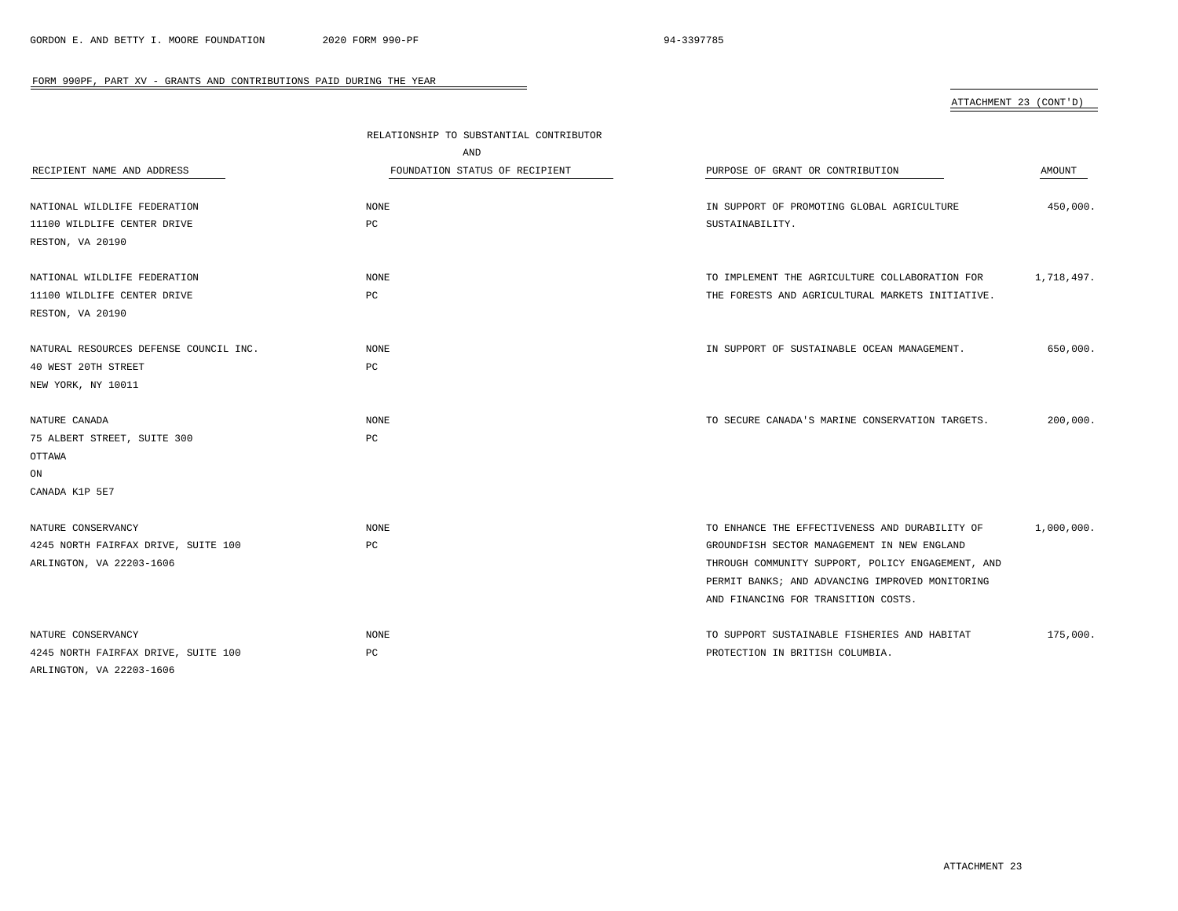FORM 990PF, PART XV - GRANTS AND CONTRIBUTIONS PAID DURING THE YEAR

ATTACHMENT 23 (CONT'D)

| RECIPIENT NAME AND ADDRESS | RELATIONSHIP TO SUBSTANTIAL CONTRIBUTOR AND FOUNDATION STATUS OF RECIPIENT | PURPOSE OF GRANT OR CONTRIBUTION | AMOUNT |
|---|---|---|---|
| NATIONAL WILDLIFE FEDERATION<br>11100 WILDLIFE CENTER DRIVE<br>RESTON, VA 20190 | NONE<br>PC | IN SUPPORT OF PROMOTING GLOBAL AGRICULTURE SUSTAINABILITY. | 450,000. |
| NATIONAL WILDLIFE FEDERATION<br>11100 WILDLIFE CENTER DRIVE<br>RESTON, VA 20190 | NONE<br>PC | TO IMPLEMENT THE AGRICULTURE COLLABORATION FOR THE FORESTS AND AGRICULTURAL MARKETS INITIATIVE. | 1,718,497. |
| NATURAL RESOURCES DEFENSE COUNCIL INC.<br>40 WEST 20TH STREET<br>NEW YORK, NY 10011 | NONE<br>PC | IN SUPPORT OF SUSTAINABLE OCEAN MANAGEMENT. | 650,000. |
| NATURE CANADA<br>75 ALBERT STREET, SUITE 300<br>OTTAWA<br>ON<br>CANADA K1P 5E7 | NONE<br>PC | TO SECURE CANADA'S MARINE CONSERVATION TARGETS. | 200,000. |
| NATURE CONSERVANCY<br>4245 NORTH FAIRFAX DRIVE, SUITE 100<br>ARLINGTON, VA 22203-1606 | NONE<br>PC | TO ENHANCE THE EFFECTIVENESS AND DURABILITY OF GROUNDFISH SECTOR MANAGEMENT IN NEW ENGLAND THROUGH COMMUNITY SUPPORT, POLICY ENGAGEMENT, AND PERMIT BANKS; AND ADVANCING IMPROVED MONITORING AND FINANCING FOR TRANSITION COSTS. | 1,000,000. |
| NATURE CONSERVANCY<br>4245 NORTH FAIRFAX DRIVE, SUITE 100<br>ARLINGTON, VA 22203-1606 | NONE<br>PC | TO SUPPORT SUSTAINABLE FISHERIES AND HABITAT PROTECTION IN BRITISH COLUMBIA. | 175,000. |

ATTACHMENT 23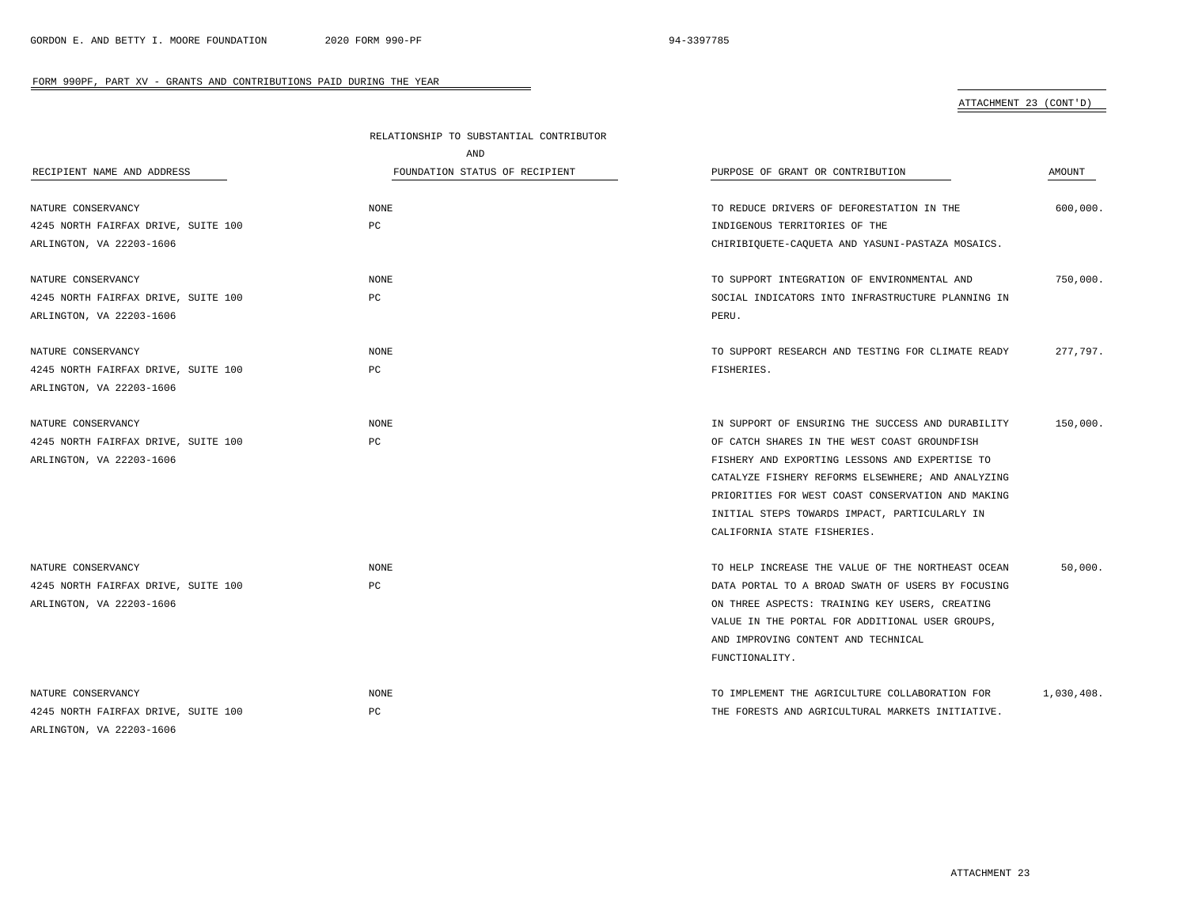FORM 990PF, PART XV - GRANTS AND CONTRIBUTIONS PAID DURING THE YEAR

ATTACHMENT 23 (CONT'D)

| RECIPIENT NAME AND ADDRESS | RELATIONSHIP TO SUBSTANTIAL CONTRIBUTOR AND FOUNDATION STATUS OF RECIPIENT | PURPOSE OF GRANT OR CONTRIBUTION | AMOUNT |
|---|---|---|---|
| NATURE CONSERVANCY<br>4245 NORTH FAIRFAX DRIVE, SUITE 100<br>ARLINGTON, VA 22203-1606 | NONE<br>PC | TO REDUCE DRIVERS OF DEFORESTATION IN THE INDIGENOUS TERRITORIES OF THE CHIRIBIQUETE-CAQUETA AND YASUNI-PASTAZA MOSAICS. | 600,000. |
| NATURE CONSERVANCY<br>4245 NORTH FAIRFAX DRIVE, SUITE 100<br>ARLINGTON, VA 22203-1606 | NONE<br>PC | TO SUPPORT INTEGRATION OF ENVIRONMENTAL AND SOCIAL INDICATORS INTO INFRASTRUCTURE PLANNING IN PERU. | 750,000. |
| NATURE CONSERVANCY<br>4245 NORTH FAIRFAX DRIVE, SUITE 100<br>ARLINGTON, VA 22203-1606 | NONE<br>PC | TO SUPPORT RESEARCH AND TESTING FOR CLIMATE READY FISHERIES. | 277,797. |
| NATURE CONSERVANCY<br>4245 NORTH FAIRFAX DRIVE, SUITE 100<br>ARLINGTON, VA 22203-1606 | NONE<br>PC | IN SUPPORT OF ENSURING THE SUCCESS AND DURABILITY OF CATCH SHARES IN THE WEST COAST GROUNDFISH FISHERY AND EXPORTING LESSONS AND EXPERTISE TO CATALYZE FISHERY REFORMS ELSEWHERE; AND ANALYZING PRIORITIES FOR WEST COAST CONSERVATION AND MAKING INITIAL STEPS TOWARDS IMPACT, PARTICULARLY IN CALIFORNIA STATE FISHERIES. | 150,000. |
| NATURE CONSERVANCY<br>4245 NORTH FAIRFAX DRIVE, SUITE 100<br>ARLINGTON, VA 22203-1606 | NONE<br>PC | TO HELP INCREASE THE VALUE OF THE NORTHEAST OCEAN DATA PORTAL TO A BROAD SWATH OF USERS BY FOCUSING ON THREE ASPECTS: TRAINING KEY USERS, CREATING VALUE IN THE PORTAL FOR ADDITIONAL USER GROUPS, AND IMPROVING CONTENT AND TECHNICAL FUNCTIONALITY. | 50,000. |
| NATURE CONSERVANCY<br>4245 NORTH FAIRFAX DRIVE, SUITE 100<br>ARLINGTON, VA 22203-1606 | NONE<br>PC | TO IMPLEMENT THE AGRICULTURE COLLABORATION FOR THE FORESTS AND AGRICULTURAL MARKETS INITIATIVE. | 1,030,408. |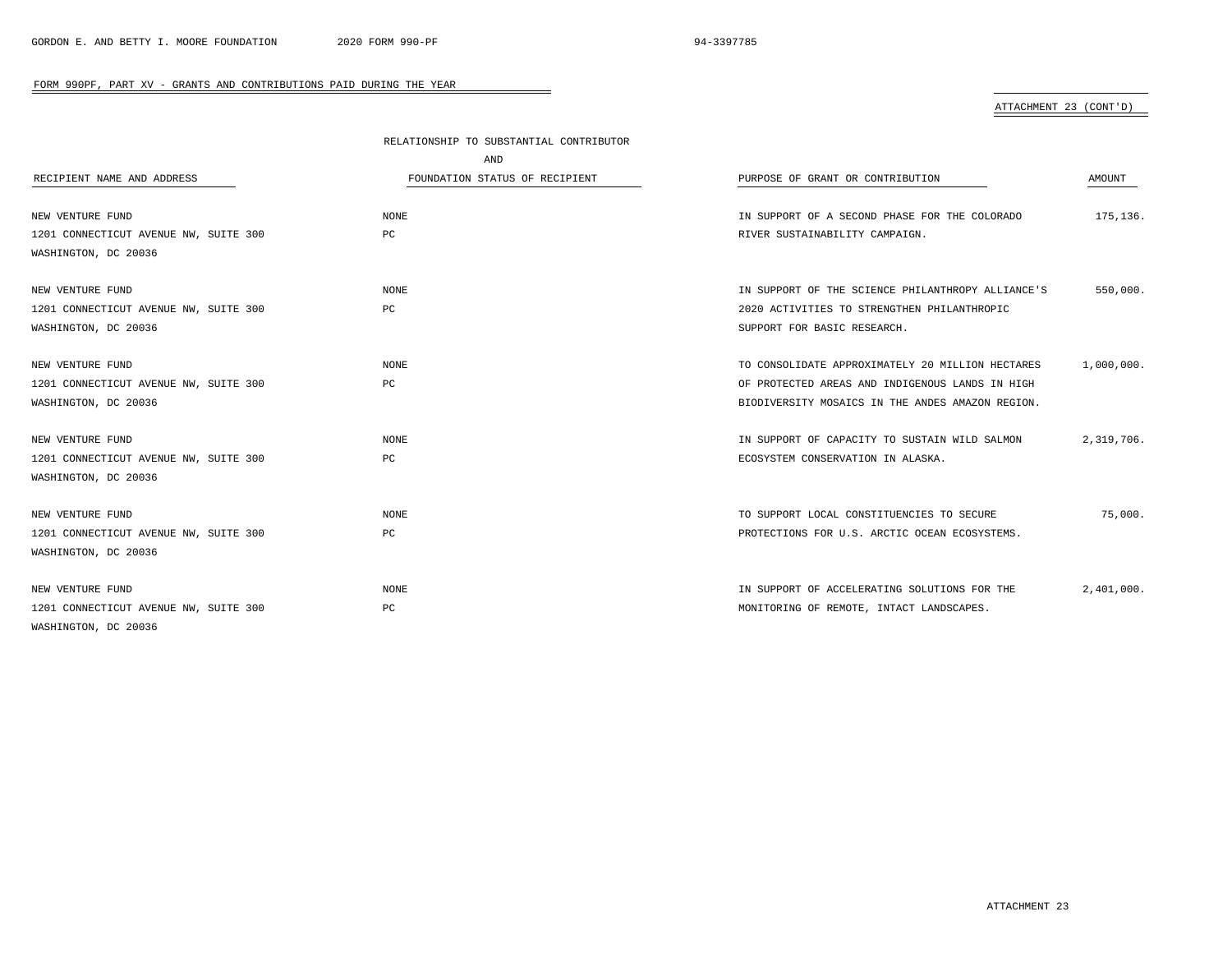## FORM 990PF, PART XV - GRANTS AND CONTRIBUTIONS PAID DURING THE YEAR

ATTACHMENT 23 (CONT'D)

| RECIPIENT NAME AND ADDRESS | RELATIONSHIP TO SUBSTANTIAL CONTRIBUTOR AND FOUNDATION STATUS OF RECIPIENT | PURPOSE OF GRANT OR CONTRIBUTION | AMOUNT |
|---|---|---|---|
| NEW VENTURE FUND 1201 CONNECTICUT AVENUE NW, SUITE 300 WASHINGTON, DC 20036 | NONE PC | IN SUPPORT OF A SECOND PHASE FOR THE COLORADO RIVER SUSTAINABILITY CAMPAIGN. | 175,136. |
| NEW VENTURE FUND 1201 CONNECTICUT AVENUE NW, SUITE 300 WASHINGTON, DC 20036 | NONE PC | IN SUPPORT OF THE SCIENCE PHILANTHROPY ALLIANCE'S 2020 ACTIVITIES TO STRENGTHEN PHILANTHROPIC SUPPORT FOR BASIC RESEARCH. | 550,000. |
| NEW VENTURE FUND 1201 CONNECTICUT AVENUE NW, SUITE 300 WASHINGTON, DC 20036 | NONE PC | TO CONSOLIDATE APPROXIMATELY 20 MILLION HECTARES OF PROTECTED AREAS AND INDIGENOUS LANDS IN HIGH BIODIVERSITY MOSAICS IN THE ANDES AMAZON REGION. | 1,000,000. |
| NEW VENTURE FUND 1201 CONNECTICUT AVENUE NW, SUITE 300 WASHINGTON, DC 20036 | NONE PC | IN SUPPORT OF CAPACITY TO SUSTAIN WILD SALMON ECOSYSTEM CONSERVATION IN ALASKA. | 2,319,706. |
| NEW VENTURE FUND 1201 CONNECTICUT AVENUE NW, SUITE 300 WASHINGTON, DC 20036 | NONE PC | TO SUPPORT LOCAL CONSTITUENCIES TO SECURE PROTECTIONS FOR U.S. ARCTIC OCEAN ECOSYSTEMS. | 75,000. |
| NEW VENTURE FUND 1201 CONNECTICUT AVENUE NW, SUITE 300 WASHINGTON, DC 20036 | NONE PC | IN SUPPORT OF ACCELERATING SOLUTIONS FOR THE MONITORING OF REMOTE, INTACT LANDSCAPES. | 2,401,000. |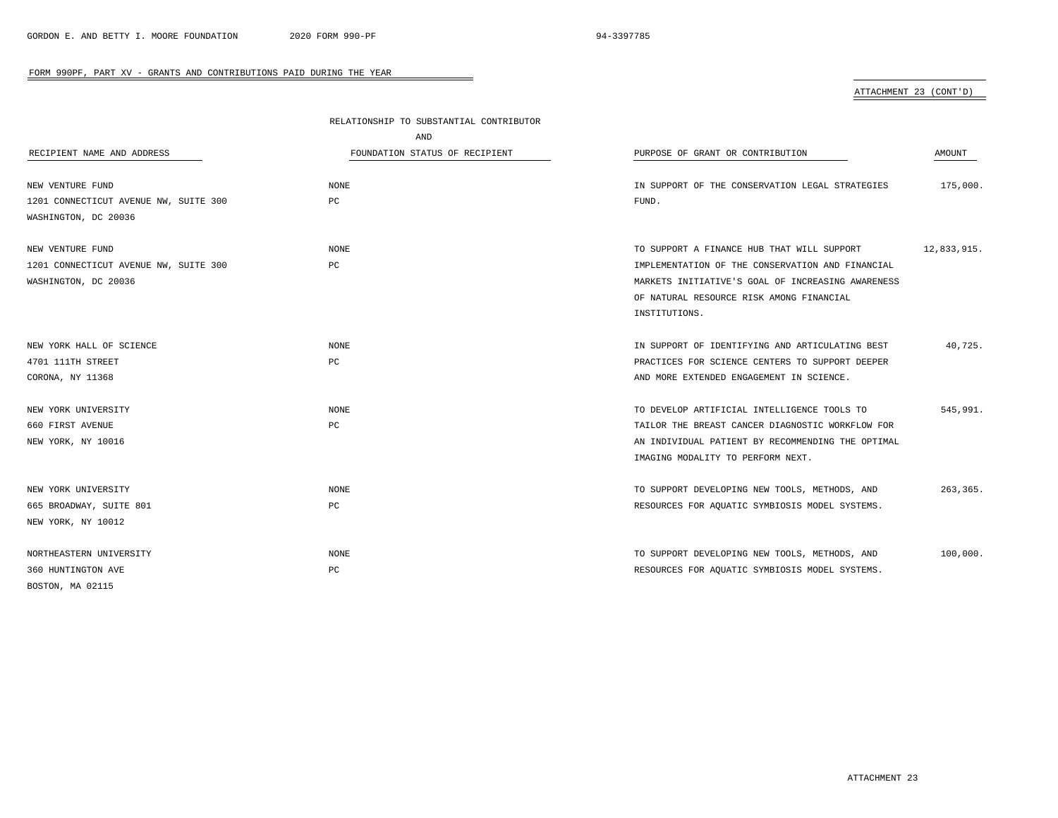## FORM 990PF, PART XV - GRANTS AND CONTRIBUTIONS PAID DURING THE YEAR

ATTACHMENT 23 (CONT'D)

| RECIPIENT NAME AND ADDRESS | RELATIONSHIP TO SUBSTANTIAL CONTRIBUTOR AND FOUNDATION STATUS OF RECIPIENT | PURPOSE OF GRANT OR CONTRIBUTION | AMOUNT |
|---|---|---|---|
| NEW VENTURE FUND<br>1201 CONNECTICUT AVENUE NW, SUITE 300<br>WASHINGTON, DC 20036 | NONE<br>PC | IN SUPPORT OF THE CONSERVATION LEGAL STRATEGIES FUND. | 175,000. |
| NEW VENTURE FUND<br>1201 CONNECTICUT AVENUE NW, SUITE 300<br>WASHINGTON, DC 20036 | NONE<br>PC | TO SUPPORT A FINANCE HUB THAT WILL SUPPORT IMPLEMENTATION OF THE CONSERVATION AND FINANCIAL MARKETS INITIATIVE'S GOAL OF INCREASING AWARENESS OF NATURAL RESOURCE RISK AMONG FINANCIAL INSTITUTIONS. | 12,833,915. |
| NEW YORK HALL OF SCIENCE<br>4701 111TH STREET<br>CORONA, NY 11368 | NONE<br>PC | IN SUPPORT OF IDENTIFYING AND ARTICULATING BEST PRACTICES FOR SCIENCE CENTERS TO SUPPORT DEEPER AND MORE EXTENDED ENGAGEMENT IN SCIENCE. | 40,725. |
| NEW YORK UNIVERSITY<br>660 FIRST AVENUE<br>NEW YORK, NY 10016 | NONE<br>PC | TO DEVELOP ARTIFICIAL INTELLIGENCE TOOLS TO TAILOR THE BREAST CANCER DIAGNOSTIC WORKFLOW FOR AN INDIVIDUAL PATIENT BY RECOMMENDING THE OPTIMAL IMAGING MODALITY TO PERFORM NEXT. | 545,991. |
| NEW YORK UNIVERSITY<br>665 BROADWAY, SUITE 801<br>NEW YORK, NY 10012 | NONE<br>PC | TO SUPPORT DEVELOPING NEW TOOLS, METHODS, AND RESOURCES FOR AQUATIC SYMBIOSIS MODEL SYSTEMS. | 263,365. |
| NORTHEASTERN UNIVERSITY<br>360 HUNTINGTON AVE<br>BOSTON, MA 02115 | NONE<br>PC | TO SUPPORT DEVELOPING NEW TOOLS, METHODS, AND RESOURCES FOR AQUATIC SYMBIOSIS MODEL SYSTEMS. | 100,000. |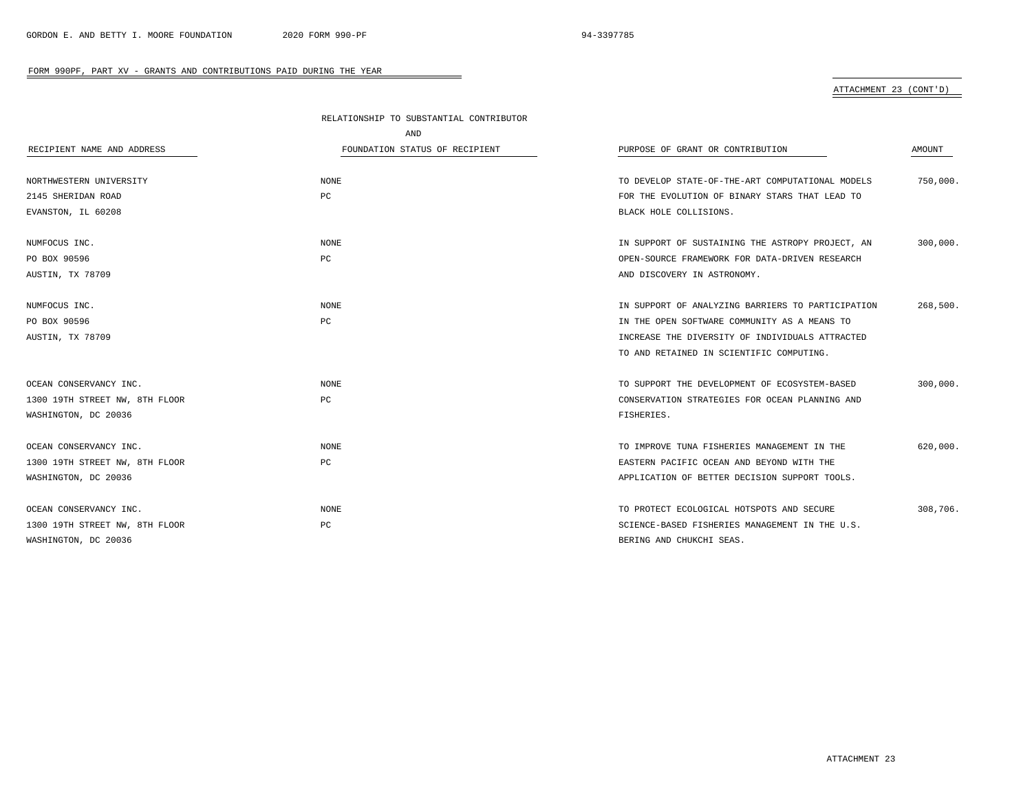FORM 990PF, PART XV - GRANTS AND CONTRIBUTIONS PAID DURING THE YEAR

ATTACHMENT 23 (CONT'D)

| RECIPIENT NAME AND ADDRESS | RELATIONSHIP TO SUBSTANTIAL CONTRIBUTOR AND FOUNDATION STATUS OF RECIPIENT | PURPOSE OF GRANT OR CONTRIBUTION | AMOUNT |
|---|---|---|---|
| NORTHWESTERN UNIVERSITY<br>2145 SHERIDAN ROAD<br>EVANSTON, IL 60208 | NONE<br>PC | TO DEVELOP STATE-OF-THE-ART COMPUTATIONAL MODELS FOR THE EVOLUTION OF BINARY STARS THAT LEAD TO BLACK HOLE COLLISIONS. | 750,000. |
| NUMFOCUS INC.<br>PO BOX 90596<br>AUSTIN, TX 78709 | NONE<br>PC | IN SUPPORT OF SUSTAINING THE ASTROPY PROJECT, AN OPEN-SOURCE FRAMEWORK FOR DATA-DRIVEN RESEARCH AND DISCOVERY IN ASTRONOMY. | 300,000. |
| NUMFOCUS INC.<br>PO BOX 90596<br>AUSTIN, TX 78709 | NONE<br>PC | IN SUPPORT OF ANALYZING BARRIERS TO PARTICIPATION IN THE OPEN SOFTWARE COMMUNITY AS A MEANS TO INCREASE THE DIVERSITY OF INDIVIDUALS ATTRACTED TO AND RETAINED IN SCIENTIFIC COMPUTING. | 268,500. |
| OCEAN CONSERVANCY INC.<br>1300 19TH STREET NW, 8TH FLOOR<br>WASHINGTON, DC 20036 | NONE<br>PC | TO SUPPORT THE DEVELOPMENT OF ECOSYSTEM-BASED CONSERVATION STRATEGIES FOR OCEAN PLANNING AND FISHERIES. | 300,000. |
| OCEAN CONSERVANCY INC.<br>1300 19TH STREET NW, 8TH FLOOR<br>WASHINGTON, DC 20036 | NONE<br>PC | TO IMPROVE TUNA FISHERIES MANAGEMENT IN THE EASTERN PACIFIC OCEAN AND BEYOND WITH THE APPLICATION OF BETTER DECISION SUPPORT TOOLS. | 620,000. |
| OCEAN CONSERVANCY INC.<br>1300 19TH STREET NW, 8TH FLOOR<br>WASHINGTON, DC 20036 | NONE<br>PC | TO PROTECT ECOLOGICAL HOTSPOTS AND SECURE SCIENCE-BASED FISHERIES MANAGEMENT IN THE U.S. BERING AND CHUKCHI SEAS. | 308,706. |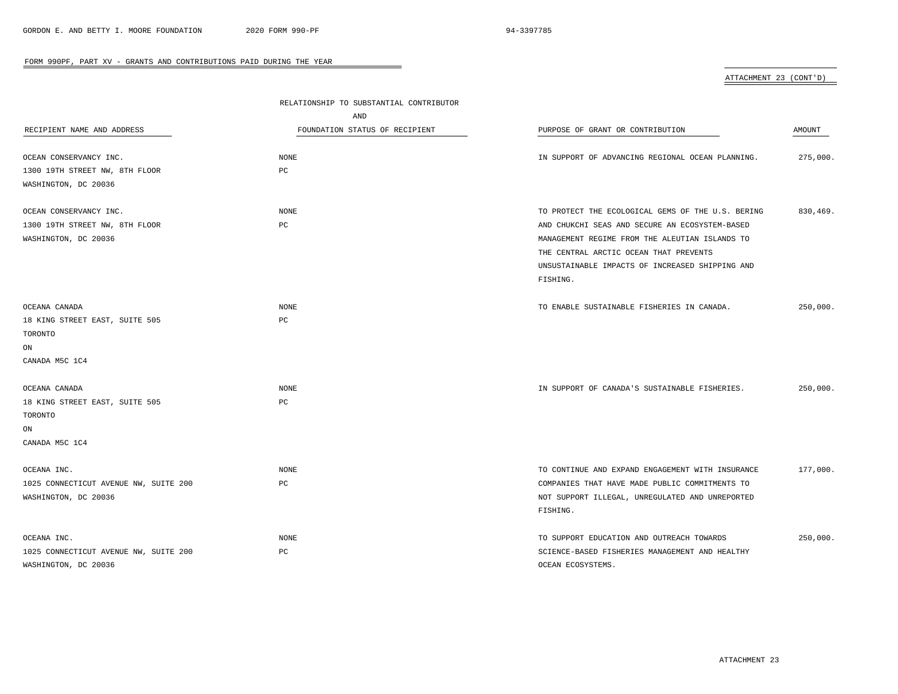FORM 990PF, PART XV - GRANTS AND CONTRIBUTIONS PAID DURING THE YEAR

ATTACHMENT 23 (CONT'D)

| RECIPIENT NAME AND ADDRESS | RELATIONSHIP TO SUBSTANTIAL CONTRIBUTOR AND FOUNDATION STATUS OF RECIPIENT | PURPOSE OF GRANT OR CONTRIBUTION | AMOUNT |
|---|---|---|---|
| OCEAN CONSERVANCY INC.<br>1300 19TH STREET NW, 8TH FLOOR<br>WASHINGTON, DC 20036 | NONE<br>PC | IN SUPPORT OF ADVANCING REGIONAL OCEAN PLANNING. | 275,000. |
| OCEAN CONSERVANCY INC.<br>1300 19TH STREET NW, 8TH FLOOR<br>WASHINGTON, DC 20036 | NONE<br>PC | TO PROTECT THE ECOLOGICAL GEMS OF THE U.S. BERING AND CHUKCHI SEAS AND SECURE AN ECOSYSTEM-BASED MANAGEMENT REGIME FROM THE ALEUTIAN ISLANDS TO THE CENTRAL ARCTIC OCEAN THAT PREVENTS UNSUSTAINABLE IMPACTS OF INCREASED SHIPPING AND FISHING. | 830,469. |
| OCEANA CANADA<br>18 KING STREET EAST, SUITE 505<br>TORONTO<br>ON<br>CANADA M5C 1C4 | NONE<br>PC | TO ENABLE SUSTAINABLE FISHERIES IN CANADA. | 250,000. |
| OCEANA CANADA<br>18 KING STREET EAST, SUITE 505<br>TORONTO<br>ON<br>CANADA M5C 1C4 | NONE<br>PC | IN SUPPORT OF CANADA'S SUSTAINABLE FISHERIES. | 250,000. |
| OCEANA INC.<br>1025 CONNECTICUT AVENUE NW, SUITE 200<br>WASHINGTON, DC 20036 | NONE<br>PC | TO CONTINUE AND EXPAND ENGAGEMENT WITH INSURANCE COMPANIES THAT HAVE MADE PUBLIC COMMITMENTS TO NOT SUPPORT ILLEGAL, UNREGULATED AND UNREPORTED FISHING. | 177,000. |
| OCEANA INC.<br>1025 CONNECTICUT AVENUE NW, SUITE 200<br>WASHINGTON, DC 20036 | NONE<br>PC | TO SUPPORT EDUCATION AND OUTREACH TOWARDS SCIENCE-BASED FISHERIES MANAGEMENT AND HEALTHY OCEAN ECOSYSTEMS. | 250,000. |

ATTACHMENT 23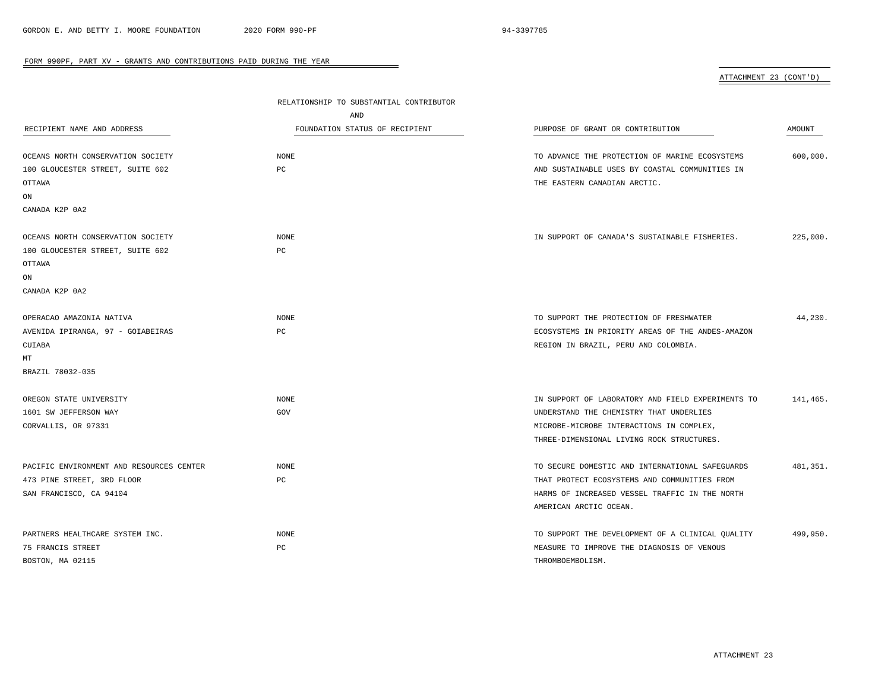FORM 990PF, PART XV - GRANTS AND CONTRIBUTIONS PAID DURING THE YEAR

ATTACHMENT 23 (CONT'D)

| RECIPIENT NAME AND ADDRESS | RELATIONSHIP TO SUBSTANTIAL CONTRIBUTOR AND FOUNDATION STATUS OF RECIPIENT | PURPOSE OF GRANT OR CONTRIBUTION | AMOUNT |
|---|---|---|---|
| OCEANS NORTH CONSERVATION SOCIETY<br>100 GLOUCESTER STREET, SUITE 602<br>OTTAWA<br>ON<br>CANADA K2P 0A2 | NONE<br>PC | TO ADVANCE THE PROTECTION OF MARINE ECOSYSTEMS AND SUSTAINABLE USES BY COASTAL COMMUNITIES IN THE EASTERN CANADIAN ARCTIC. | 600,000. |
| OCEANS NORTH CONSERVATION SOCIETY<br>100 GLOUCESTER STREET, SUITE 602<br>OTTAWA<br>ON<br>CANADA K2P 0A2 | NONE<br>PC | IN SUPPORT OF CANADA'S SUSTAINABLE FISHERIES. | 225,000. |
| OPERACAO AMAZONIA NATIVA<br>AVENIDA IPIRANGA, 97 - GOIABEIRAS<br>CUIABA<br>MT<br>BRAZIL 78032-035 | NONE<br>PC | TO SUPPORT THE PROTECTION OF FRESHWATER ECOSYSTEMS IN PRIORITY AREAS OF THE ANDES-AMAZON REGION IN BRAZIL, PERU AND COLOMBIA. | 44,230. |
| OREGON STATE UNIVERSITY<br>1601 SW JEFFERSON WAY<br>CORVALLIS, OR 97331 | NONE<br>GOV | IN SUPPORT OF LABORATORY AND FIELD EXPERIMENTS TO UNDERSTAND THE CHEMISTRY THAT UNDERLIES MICROBE-MICROBE INTERACTIONS IN COMPLEX, THREE-DIMENSIONAL LIVING ROCK STRUCTURES. | 141,465. |
| PACIFIC ENVIRONMENT AND RESOURCES CENTER<br>473 PINE STREET, 3RD FLOOR<br>SAN FRANCISCO, CA 94104 | NONE<br>PC | TO SECURE DOMESTIC AND INTERNATIONAL SAFEGUARDS THAT PROTECT ECOSYSTEMS AND COMMUNITIES FROM HARMS OF INCREASED VESSEL TRAFFIC IN THE NORTH AMERICAN ARCTIC OCEAN. | 481,351. |
| PARTNERS HEALTHCARE SYSTEM INC.<br>75 FRANCIS STREET<br>BOSTON, MA 02115 | NONE<br>PC | TO SUPPORT THE DEVELOPMENT OF A CLINICAL QUALITY MEASURE TO IMPROVE THE DIAGNOSIS OF VENOUS THROMBOEMBOLISM. | 499,950. |

ATTACHMENT 23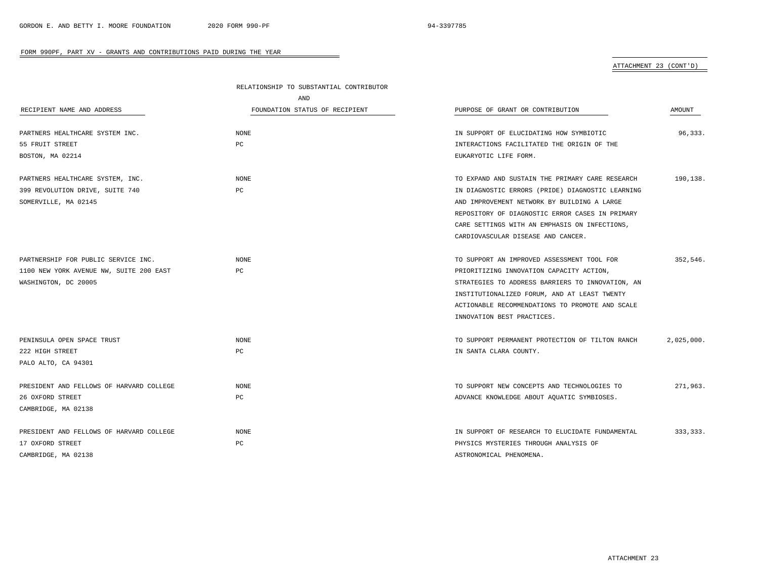FORM 990PF, PART XV - GRANTS AND CONTRIBUTIONS PAID DURING THE YEAR

ATTACHMENT 23 (CONT'D)

| RECIPIENT NAME AND ADDRESS | RELATIONSHIP TO SUBSTANTIAL CONTRIBUTOR AND FOUNDATION STATUS OF RECIPIENT | PURPOSE OF GRANT OR CONTRIBUTION | AMOUNT |
|---|---|---|---|
| PARTNERS HEALTHCARE SYSTEM INC.<br>55 FRUIT STREET<br>BOSTON, MA 02214 | NONE<br>PC | IN SUPPORT OF ELUCIDATING HOW SYMBIOTIC INTERACTIONS FACILITATED THE ORIGIN OF THE EUKARYOTIC LIFE FORM. | 96,333. |
| PARTNERS HEALTHCARE SYSTEM, INC.<br>399 REVOLUTION DRIVE, SUITE 740<br>SOMERVILLE, MA 02145 | NONE<br>PC | TO EXPAND AND SUSTAIN THE PRIMARY CARE RESEARCH IN DIAGNOSTIC ERRORS (PRIDE) DIAGNOSTIC LEARNING AND IMPROVEMENT NETWORK BY BUILDING A LARGE REPOSITORY OF DIAGNOSTIC ERROR CASES IN PRIMARY CARE SETTINGS WITH AN EMPHASIS ON INFECTIONS, CARDIOVASCULAR DISEASE AND CANCER. | 190,138. |
| PARTNERSHIP FOR PUBLIC SERVICE INC.<br>1100 NEW YORK AVENUE NW, SUITE 200 EAST<br>WASHINGTON, DC 20005 | NONE<br>PC | TO SUPPORT AN IMPROVED ASSESSMENT TOOL FOR PRIORITIZING INNOVATION CAPACITY ACTION, STRATEGIES TO ADDRESS BARRIERS TO INNOVATION, AN INSTITUTIONALIZED FORUM, AND AT LEAST TWENTY ACTIONABLE RECOMMENDATIONS TO PROMOTE AND SCALE INNOVATION BEST PRACTICES. | 352,546. |
| PENINSULA OPEN SPACE TRUST<br>222 HIGH STREET<br>PALO ALTO, CA 94301 | NONE<br>PC | TO SUPPORT PERMANENT PROTECTION OF TILTON RANCH IN SANTA CLARA COUNTY. | 2,025,000. |
| PRESIDENT AND FELLOWS OF HARVARD COLLEGE<br>26 OXFORD STREET<br>CAMBRIDGE, MA 02138 | NONE<br>PC | TO SUPPORT NEW CONCEPTS AND TECHNOLOGIES TO ADVANCE KNOWLEDGE ABOUT AQUATIC SYMBIOSES. | 271,963. |
| PRESIDENT AND FELLOWS OF HARVARD COLLEGE<br>17 OXFORD STREET<br>CAMBRIDGE, MA 02138 | NONE<br>PC | IN SUPPORT OF RESEARCH TO ELUCIDATE FUNDAMENTAL PHYSICS MYSTERIES THROUGH ANALYSIS OF ASTRONOMICAL PHENOMENA. | 333,333. |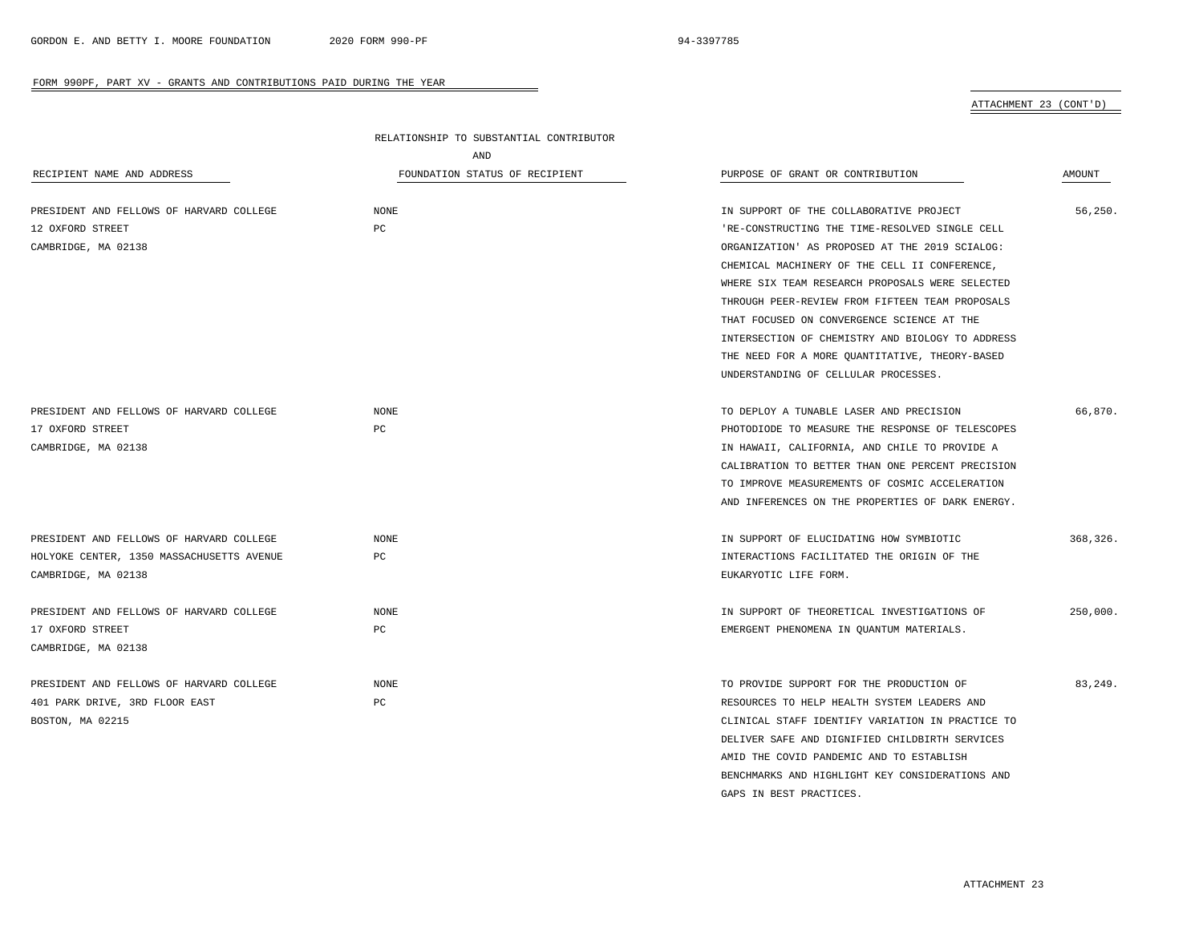FORM 990PF, PART XV - GRANTS AND CONTRIBUTIONS PAID DURING THE YEAR

ATTACHMENT 23 (CONT'D)

| RECIPIENT NAME AND ADDRESS | RELATIONSHIP TO SUBSTANTIAL CONTRIBUTOR AND FOUNDATION STATUS OF RECIPIENT | PURPOSE OF GRANT OR CONTRIBUTION | AMOUNT |
|---|---|---|---|
| PRESIDENT AND FELLOWS OF HARVARD COLLEGE<br>12 OXFORD STREET<br>CAMBRIDGE, MA 02138 | NONE<br>PC | IN SUPPORT OF THE COLLABORATIVE PROJECT 'RE-CONSTRUCTING THE TIME-RESOLVED SINGLE CELL ORGANIZATION' AS PROPOSED AT THE 2019 SCIALOG: CHEMICAL MACHINERY OF THE CELL II CONFERENCE, WHERE SIX TEAM RESEARCH PROPOSALS WERE SELECTED THROUGH PEER-REVIEW FROM FIFTEEN TEAM PROPOSALS THAT FOCUSED ON CONVERGENCE SCIENCE AT THE INTERSECTION OF CHEMISTRY AND BIOLOGY TO ADDRESS THE NEED FOR A MORE QUANTITATIVE, THEORY-BASED UNDERSTANDING OF CELLULAR PROCESSES. | 56,250. |
| PRESIDENT AND FELLOWS OF HARVARD COLLEGE<br>17 OXFORD STREET<br>CAMBRIDGE, MA 02138 | NONE<br>PC | TO DEPLOY A TUNABLE LASER AND PRECISION PHOTODIODE TO MEASURE THE RESPONSE OF TELESCOPES IN HAWAII, CALIFORNIA, AND CHILE TO PROVIDE A CALIBRATION TO BETTER THAN ONE PERCENT PRECISION TO IMPROVE MEASUREMENTS OF COSMIC ACCELERATION AND INFERENCES ON THE PROPERTIES OF DARK ENERGY. | 66,870. |
| PRESIDENT AND FELLOWS OF HARVARD COLLEGE<br>HOLYOKE CENTER, 1350 MASSACHUSETTS AVENUE<br>CAMBRIDGE, MA 02138 | NONE<br>PC | IN SUPPORT OF ELUCIDATING HOW SYMBIOTIC INTERACTIONS FACILITATED THE ORIGIN OF THE EUKARYOTIC LIFE FORM. | 368,326. |
| PRESIDENT AND FELLOWS OF HARVARD COLLEGE<br>17 OXFORD STREET<br>CAMBRIDGE, MA 02138 | NONE<br>PC | IN SUPPORT OF THEORETICAL INVESTIGATIONS OF EMERGENT PHENOMENA IN QUANTUM MATERIALS. | 250,000. |
| PRESIDENT AND FELLOWS OF HARVARD COLLEGE<br>401 PARK DRIVE, 3RD FLOOR EAST<br>BOSTON, MA 02215 | NONE<br>PC | TO PROVIDE SUPPORT FOR THE PRODUCTION OF RESOURCES TO HELP HEALTH SYSTEM LEADERS AND CLINICAL STAFF IDENTIFY VARIATION IN PRACTICE TO DELIVER SAFE AND DIGNIFIED CHILDBIRTH SERVICES AMID THE COVID PANDEMIC AND TO ESTABLISH BENCHMARKS AND HIGHLIGHT KEY CONSIDERATIONS AND GAPS IN BEST PRACTICES. | 83,249. |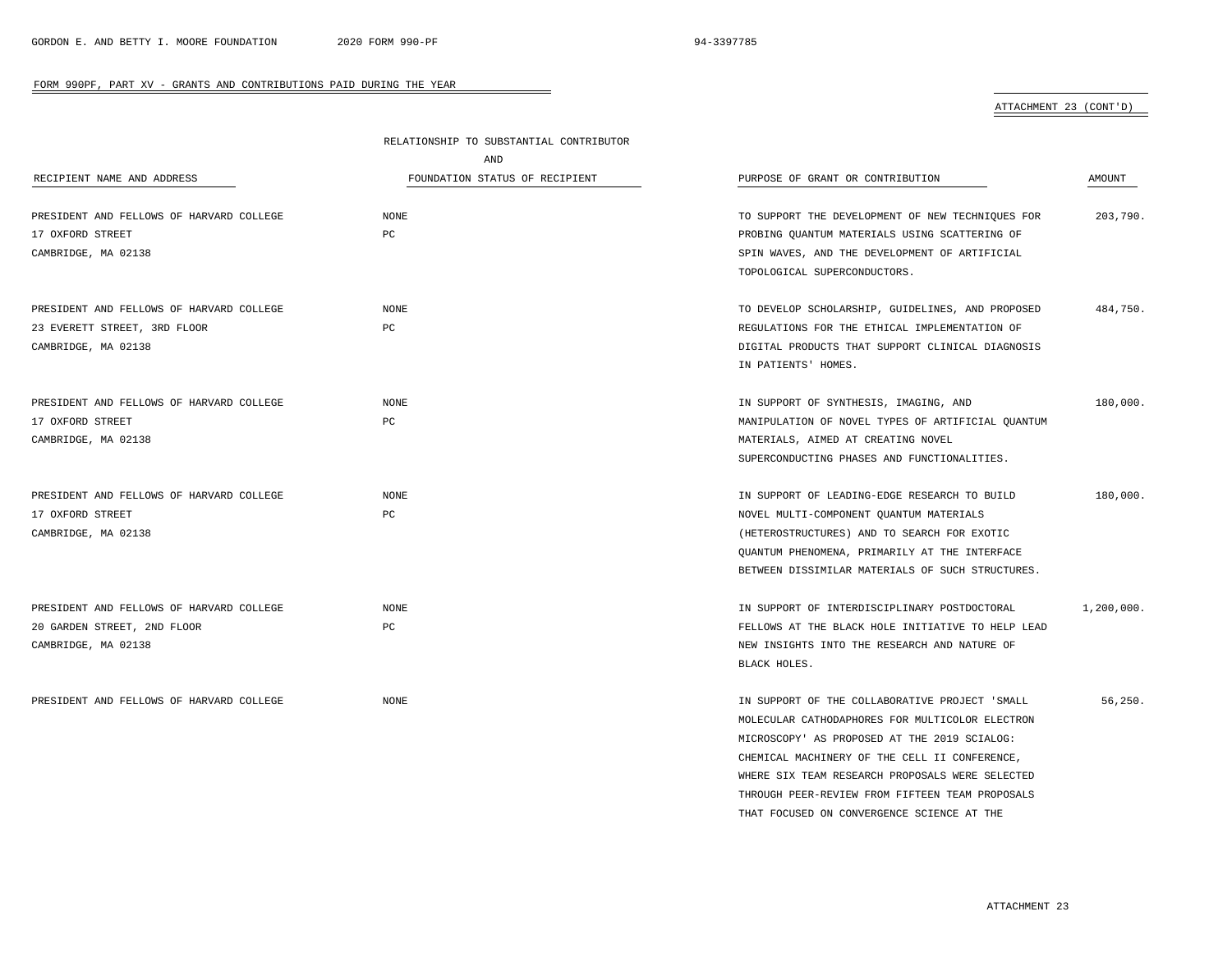FORM 990PF, PART XV - GRANTS AND CONTRIBUTIONS PAID DURING THE YEAR

ATTACHMENT 23 (CONT'D)

| RECIPIENT NAME AND ADDRESS | RELATIONSHIP TO SUBSTANTIAL CONTRIBUTOR AND FOUNDATION STATUS OF RECIPIENT | PURPOSE OF GRANT OR CONTRIBUTION | AMOUNT |
|---|---|---|---|
| PRESIDENT AND FELLOWS OF HARVARD COLLEGE<br>17 OXFORD STREET<br>CAMBRIDGE, MA 02138 | NONE<br>PC | TO SUPPORT THE DEVELOPMENT OF NEW TECHNIQUES FOR PROBING QUANTUM MATERIALS USING SCATTERING OF SPIN WAVES, AND THE DEVELOPMENT OF ARTIFICIAL TOPOLOGICAL SUPERCONDUCTORS. | 203,790. |
| PRESIDENT AND FELLOWS OF HARVARD COLLEGE<br>23 EVERETT STREET, 3RD FLOOR<br>CAMBRIDGE, MA 02138 | NONE<br>PC | TO DEVELOP SCHOLARSHIP, GUIDELINES, AND PROPOSED REGULATIONS FOR THE ETHICAL IMPLEMENTATION OF DIGITAL PRODUCTS THAT SUPPORT CLINICAL DIAGNOSIS IN PATIENTS' HOMES. | 484,750. |
| PRESIDENT AND FELLOWS OF HARVARD COLLEGE<br>17 OXFORD STREET<br>CAMBRIDGE, MA 02138 | NONE<br>PC | IN SUPPORT OF SYNTHESIS, IMAGING, AND MANIPULATION OF NOVEL TYPES OF ARTIFICIAL QUANTUM MATERIALS, AIMED AT CREATING NOVEL SUPERCONDUCTING PHASES AND FUNCTIONALITIES. | 180,000. |
| PRESIDENT AND FELLOWS OF HARVARD COLLEGE<br>17 OXFORD STREET<br>CAMBRIDGE, MA 02138 | NONE<br>PC | IN SUPPORT OF LEADING-EDGE RESEARCH TO BUILD NOVEL MULTI-COMPONENT QUANTUM MATERIALS (HETEROSTRUCTURES) AND TO SEARCH FOR EXOTIC QUANTUM PHENOMENA, PRIMARILY AT THE INTERFACE BETWEEN DISSIMILAR MATERIALS OF SUCH STRUCTURES. | 180,000. |
| PRESIDENT AND FELLOWS OF HARVARD COLLEGE<br>20 GARDEN STREET, 2ND FLOOR<br>CAMBRIDGE, MA 02138 | NONE<br>PC | IN SUPPORT OF INTERDISCIPLINARY POSTDOCTORAL FELLOWS AT THE BLACK HOLE INITIATIVE TO HELP LEAD NEW INSIGHTS INTO THE RESEARCH AND NATURE OF BLACK HOLES. | 1,200,000. |
| PRESIDENT AND FELLOWS OF HARVARD COLLEGE | NONE | IN SUPPORT OF THE COLLABORATIVE PROJECT 'SMALL MOLECULAR CATHODAPHORES FOR MULTICOLOR ELECTRON MICROSCOPY' AS PROPOSED AT THE 2019 SCIALOG: CHEMICAL MACHINERY OF THE CELL II CONFERENCE, WHERE SIX TEAM RESEARCH PROPOSALS WERE SELECTED THROUGH PEER-REVIEW FROM FIFTEEN TEAM PROPOSALS THAT FOCUSED ON CONVERGENCE SCIENCE AT THE | 56,250. |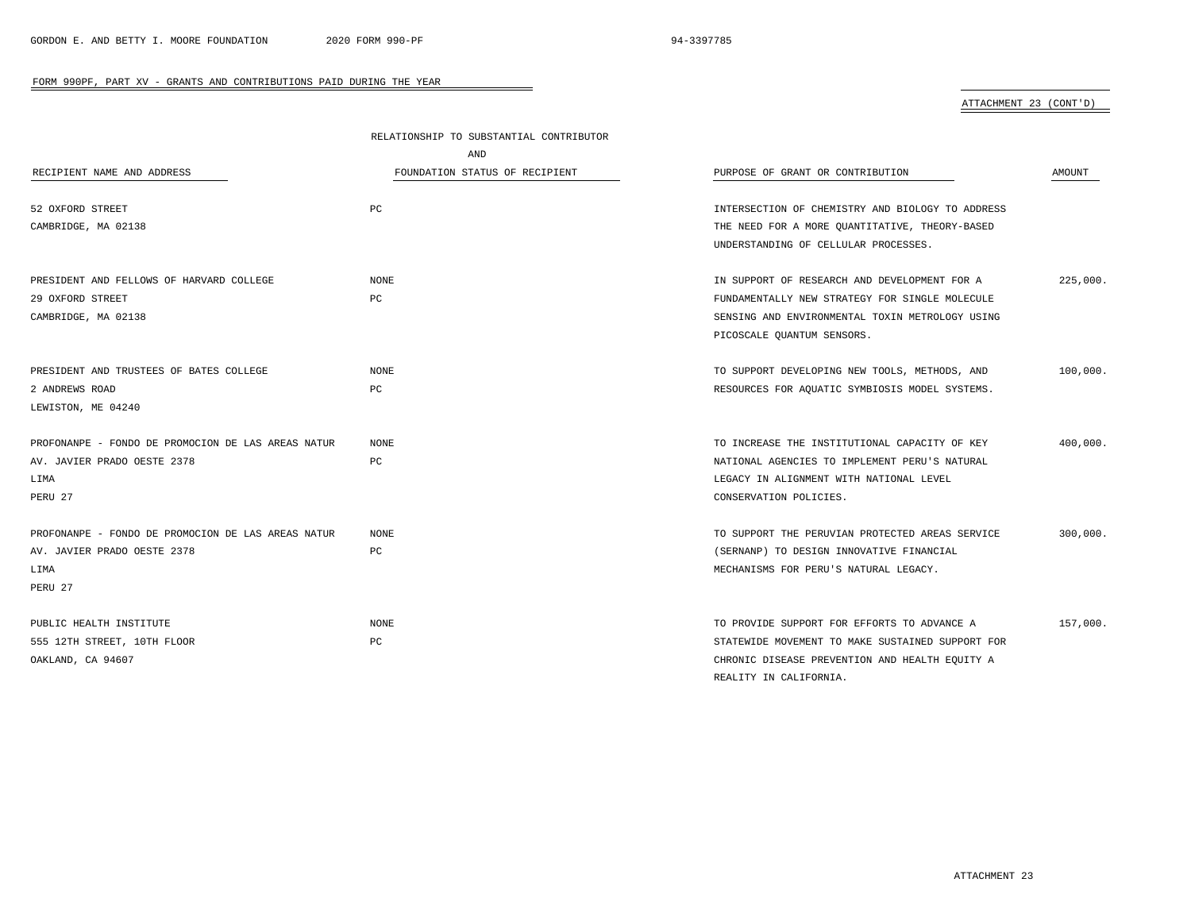FORM 990PF, PART XV - GRANTS AND CONTRIBUTIONS PAID DURING THE YEAR

ATTACHMENT 23 (CONT'D)

| RECIPIENT NAME AND ADDRESS | RELATIONSHIP TO SUBSTANTIAL CONTRIBUTOR AND FOUNDATION STATUS OF RECIPIENT | PURPOSE OF GRANT OR CONTRIBUTION | AMOUNT |
|---|---|---|---|
| 52 OXFORD STREET<br>CAMBRIDGE, MA 02138 | PC | INTERSECTION OF CHEMISTRY AND BIOLOGY TO ADDRESS THE NEED FOR A MORE QUANTITATIVE, THEORY-BASED UNDERSTANDING OF CELLULAR PROCESSES. | |
| PRESIDENT AND FELLOWS OF HARVARD COLLEGE<br>29 OXFORD STREET<br>CAMBRIDGE, MA 02138 | NONE<br>PC | IN SUPPORT OF RESEARCH AND DEVELOPMENT FOR A FUNDAMENTALLY NEW STRATEGY FOR SINGLE MOLECULE SENSING AND ENVIRONMENTAL TOXIN METROLOGY USING PICOSCALE QUANTUM SENSORS. | 225,000. |
| PRESIDENT AND TRUSTEES OF BATES COLLEGE<br>2 ANDREWS ROAD<br>LEWISTON, ME 04240 | NONE<br>PC | TO SUPPORT DEVELOPING NEW TOOLS, METHODS, AND RESOURCES FOR AQUATIC SYMBIOSIS MODEL SYSTEMS. | 100,000. |
| PROFONANPE - FONDO DE PROMOCION DE LAS AREAS NATUR<br>AV. JAVIER PRADO OESTE 2378<br>LIMA<br>PERU 27 | NONE<br>PC | TO INCREASE THE INSTITUTIONAL CAPACITY OF KEY NATIONAL AGENCIES TO IMPLEMENT PERU'S NATURAL LEGACY IN ALIGNMENT WITH NATIONAL LEVEL CONSERVATION POLICIES. | 400,000. |
| PROFONANPE - FONDO DE PROMOCION DE LAS AREAS NATUR<br>AV. JAVIER PRADO OESTE 2378<br>LIMA<br>PERU 27 | NONE<br>PC | TO SUPPORT THE PERUVIAN PROTECTED AREAS SERVICE (SERNANP) TO DESIGN INNOVATIVE FINANCIAL MECHANISMS FOR PERU'S NATURAL LEGACY. | 300,000. |
| PUBLIC HEALTH INSTITUTE<br>555 12TH STREET, 10TH FLOOR<br>OAKLAND, CA 94607 | NONE<br>PC | TO PROVIDE SUPPORT FOR EFFORTS TO ADVANCE A STATEWIDE MOVEMENT TO MAKE SUSTAINED SUPPORT FOR CHRONIC DISEASE PREVENTION AND HEALTH EQUITY A REALITY IN CALIFORNIA. | 157,000. |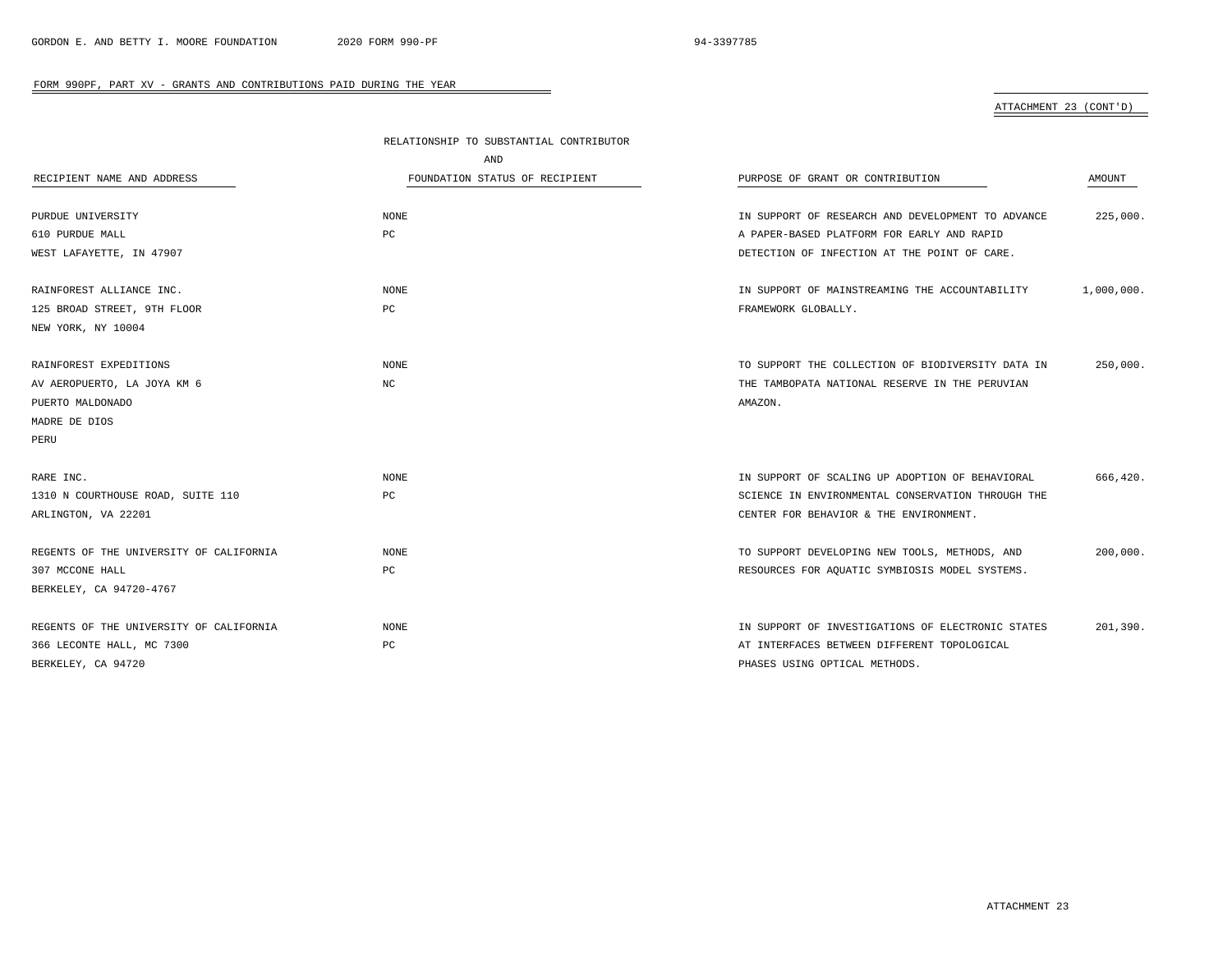FORM 990PF, PART XV - GRANTS AND CONTRIBUTIONS PAID DURING THE YEAR

ATTACHMENT 23 (CONT'D)

| RECIPIENT NAME AND ADDRESS | RELATIONSHIP TO SUBSTANTIAL CONTRIBUTOR AND FOUNDATION STATUS OF RECIPIENT | PURPOSE OF GRANT OR CONTRIBUTION | AMOUNT |
|---|---|---|---|
| PURDUE UNIVERSITY<br>610 PURDUE MALL<br>WEST LAFAYETTE, IN 47907 | NONE<br>PC | IN SUPPORT OF RESEARCH AND DEVELOPMENT TO ADVANCE A PAPER-BASED PLATFORM FOR EARLY AND RAPID DETECTION OF INFECTION AT THE POINT OF CARE. | 225,000. |
| RAINFOREST ALLIANCE INC.<br>125 BROAD STREET, 9TH FLOOR<br>NEW YORK, NY 10004 | NONE<br>PC | IN SUPPORT OF MAINSTREAMING THE ACCOUNTABILITY FRAMEWORK GLOBALLY. | 1,000,000. |
| RAINFOREST EXPEDITIONS<br>AV AEROPUERTO, LA JOYA KM 6<br>PUERTO MALDONADO<br>MADRE DE DIOS<br>PERU | NONE<br>NC | TO SUPPORT THE COLLECTION OF BIODIVERSITY DATA IN THE TAMBOPATA NATIONAL RESERVE IN THE PERUVIAN AMAZON. | 250,000. |
| RARE INC.<br>1310 N COURTHOUSE ROAD, SUITE 110<br>ARLINGTON, VA 22201 | NONE<br>PC | IN SUPPORT OF SCALING UP ADOPTION OF BEHAVIORAL SCIENCE IN ENVIRONMENTAL CONSERVATION THROUGH THE CENTER FOR BEHAVIOR & THE ENVIRONMENT. | 666,420. |
| REGENTS OF THE UNIVERSITY OF CALIFORNIA<br>307 MCCONE HALL<br>BERKELEY, CA 94720-4767 | NONE<br>PC | TO SUPPORT DEVELOPING NEW TOOLS, METHODS, AND RESOURCES FOR AQUATIC SYMBIOSIS MODEL SYSTEMS. | 200,000. |
| REGENTS OF THE UNIVERSITY OF CALIFORNIA<br>366 LECONTE HALL, MC 7300<br>BERKELEY, CA 94720 | NONE<br>PC | IN SUPPORT OF INVESTIGATIONS OF ELECTRONIC STATES AT INTERFACES BETWEEN DIFFERENT TOPOLOGICAL PHASES USING OPTICAL METHODS. | 201,390. |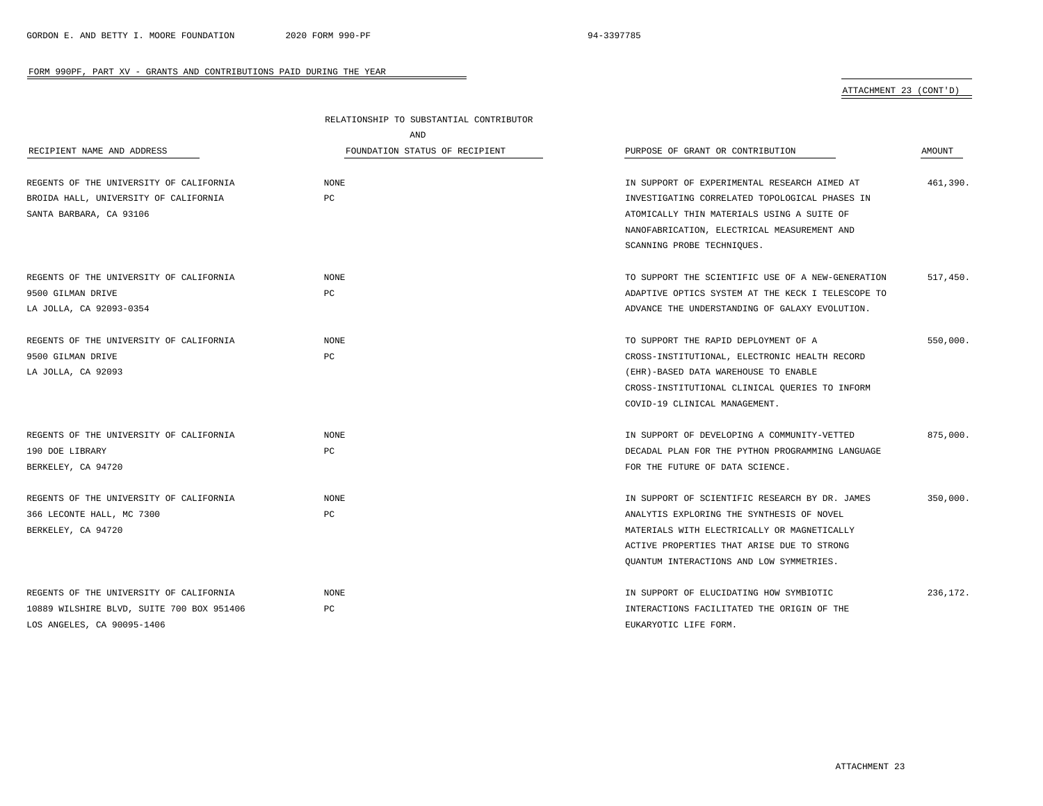FORM 990PF, PART XV - GRANTS AND CONTRIBUTIONS PAID DURING THE YEAR

ATTACHMENT 23 (CONT'D)

| RECIPIENT NAME AND ADDRESS | RELATIONSHIP TO SUBSTANTIAL CONTRIBUTOR AND FOUNDATION STATUS OF RECIPIENT | PURPOSE OF GRANT OR CONTRIBUTION | AMOUNT |
|---|---|---|---|
| REGENTS OF THE UNIVERSITY OF CALIFORNIA<br>BROIDA HALL, UNIVERSITY OF CALIFORNIA<br>SANTA BARBARA, CA 93106 | NONE<br>PC | IN SUPPORT OF EXPERIMENTAL RESEARCH AIMED AT INVESTIGATING CORRELATED TOPOLOGICAL PHASES IN ATOMICALLY THIN MATERIALS USING A SUITE OF NANOFABRICATION, ELECTRICAL MEASUREMENT AND SCANNING PROBE TECHNIQUES. | 461,390. |
| REGENTS OF THE UNIVERSITY OF CALIFORNIA<br>9500 GILMAN DRIVE<br>LA JOLLA, CA 92093-0354 | NONE<br>PC | TO SUPPORT THE SCIENTIFIC USE OF A NEW-GENERATION ADAPTIVE OPTICS SYSTEM AT THE KECK I TELESCOPE TO ADVANCE THE UNDERSTANDING OF GALAXY EVOLUTION. | 517,450. |
| REGENTS OF THE UNIVERSITY OF CALIFORNIA<br>9500 GILMAN DRIVE<br>LA JOLLA, CA 92093 | NONE<br>PC | TO SUPPORT THE RAPID DEPLOYMENT OF A CROSS-INSTITUTIONAL, ELECTRONIC HEALTH RECORD (EHR)-BASED DATA WAREHOUSE TO ENABLE CROSS-INSTITUTIONAL CLINICAL QUERIES TO INFORM COVID-19 CLINICAL MANAGEMENT. | 550,000. |
| REGENTS OF THE UNIVERSITY OF CALIFORNIA<br>190 DOE LIBRARY<br>BERKELEY, CA 94720 | NONE<br>PC | IN SUPPORT OF DEVELOPING A COMMUNITY-VETTED DECADAL PLAN FOR THE PYTHON PROGRAMMING LANGUAGE FOR THE FUTURE OF DATA SCIENCE. | 875,000. |
| REGENTS OF THE UNIVERSITY OF CALIFORNIA<br>366 LECONTE HALL, MC 7300<br>BERKELEY, CA 94720 | NONE<br>PC | IN SUPPORT OF SCIENTIFIC RESEARCH BY DR. JAMES ANALYTIS EXPLORING THE SYNTHESIS OF NOVEL MATERIALS WITH ELECTRICALLY OR MAGNETICALLY ACTIVE PROPERTIES THAT ARISE DUE TO STRONG QUANTUM INTERACTIONS AND LOW SYMMETRIES. | 350,000. |
| REGENTS OF THE UNIVERSITY OF CALIFORNIA<br>10889 WILSHIRE BLVD, SUITE 700 BOX 951406<br>LOS ANGELES, CA 90095-1406 | NONE<br>PC | IN SUPPORT OF ELUCIDATING HOW SYMBIOTIC INTERACTIONS FACILITATED THE ORIGIN OF THE EUKARYOTIC LIFE FORM. | 236,172. |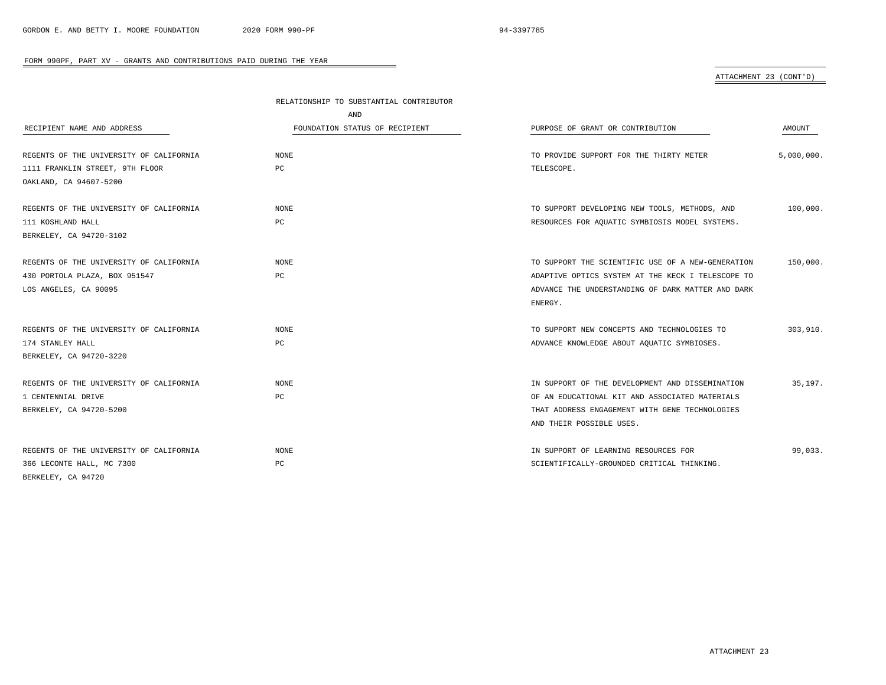FORM 990PF, PART XV - GRANTS AND CONTRIBUTIONS PAID DURING THE YEAR

ATTACHMENT 23 (CONT'D)

| RECIPIENT NAME AND ADDRESS | RELATIONSHIP TO SUBSTANTIAL CONTRIBUTOR AND FOUNDATION STATUS OF RECIPIENT | PURPOSE OF GRANT OR CONTRIBUTION | AMOUNT |
|---|---|---|---|
| REGENTS OF THE UNIVERSITY OF CALIFORNIA<br>1111 FRANKLIN STREET, 9TH FLOOR<br>OAKLAND, CA 94607-5200 | NONE<br>PC | TO PROVIDE SUPPORT FOR THE THIRTY METER TELESCOPE. | 5,000,000. |
| REGENTS OF THE UNIVERSITY OF CALIFORNIA<br>111 KOSHLAND HALL<br>BERKELEY, CA 94720-3102 | NONE<br>PC | TO SUPPORT DEVELOPING NEW TOOLS, METHODS, AND RESOURCES FOR AQUATIC SYMBIOSIS MODEL SYSTEMS. | 100,000. |
| REGENTS OF THE UNIVERSITY OF CALIFORNIA<br>430 PORTOLA PLAZA, BOX 951547<br>LOS ANGELES, CA 90095 | NONE<br>PC | TO SUPPORT THE SCIENTIFIC USE OF A NEW-GENERATION ADAPTIVE OPTICS SYSTEM AT THE KECK I TELESCOPE TO ADVANCE THE UNDERSTANDING OF DARK MATTER AND DARK ENERGY. | 150,000. |
| REGENTS OF THE UNIVERSITY OF CALIFORNIA<br>174 STANLEY HALL<br>BERKELEY, CA 94720-3220 | NONE<br>PC | TO SUPPORT NEW CONCEPTS AND TECHNOLOGIES TO ADVANCE KNOWLEDGE ABOUT AQUATIC SYMBIOSES. | 303,910. |
| REGENTS OF THE UNIVERSITY OF CALIFORNIA<br>1 CENTENNIAL DRIVE<br>BERKELEY, CA 94720-5200 | NONE<br>PC | IN SUPPORT OF THE DEVELOPMENT AND DISSEMINATION OF AN EDUCATIONAL KIT AND ASSOCIATED MATERIALS THAT ADDRESS ENGAGEMENT WITH GENE TECHNOLOGIES AND THEIR POSSIBLE USES. | 35,197. |
| REGENTS OF THE UNIVERSITY OF CALIFORNIA<br>366 LECONTE HALL, MC 7300<br>BERKELEY, CA 94720 | NONE<br>PC | IN SUPPORT OF LEARNING RESOURCES FOR SCIENTIFICALLY-GROUNDED CRITICAL THINKING. | 99,033. |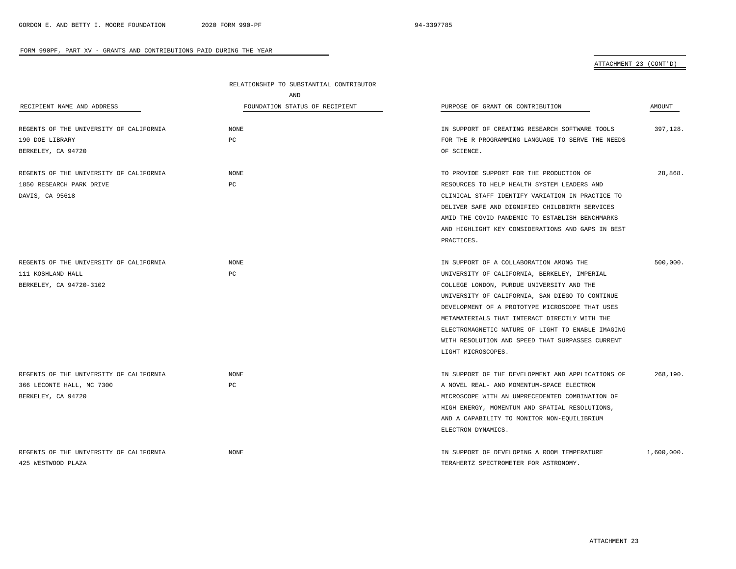FORM 990PF, PART XV - GRANTS AND CONTRIBUTIONS PAID DURING THE YEAR

ATTACHMENT 23 (CONT'D)

| RECIPIENT NAME AND ADDRESS | RELATIONSHIP TO SUBSTANTIAL CONTRIBUTOR AND FOUNDATION STATUS OF RECIPIENT | PURPOSE OF GRANT OR CONTRIBUTION | AMOUNT |
|---|---|---|---|
| REGENTS OF THE UNIVERSITY OF CALIFORNIA 190 DOE LIBRARY BERKELEY, CA 94720 | NONE PC | IN SUPPORT OF CREATING RESEARCH SOFTWARE TOOLS FOR THE R PROGRAMMING LANGUAGE TO SERVE THE NEEDS OF SCIENCE. | 397,128. |
| REGENTS OF THE UNIVERSITY OF CALIFORNIA 1850 RESEARCH PARK DRIVE DAVIS, CA 95618 | NONE PC | TO PROVIDE SUPPORT FOR THE PRODUCTION OF RESOURCES TO HELP HEALTH SYSTEM LEADERS AND CLINICAL STAFF IDENTIFY VARIATION IN PRACTICE TO DELIVER SAFE AND DIGNIFIED CHILDBIRTH SERVICES AMID THE COVID PANDEMIC TO ESTABLISH BENCHMARKS AND HIGHLIGHT KEY CONSIDERATIONS AND GAPS IN BEST PRACTICES. | 28,868. |
| REGENTS OF THE UNIVERSITY OF CALIFORNIA 111 KOSHLAND HALL BERKELEY, CA 94720-3102 | NONE PC | IN SUPPORT OF A COLLABORATION AMONG THE UNIVERSITY OF CALIFORNIA, BERKELEY, IMPERIAL COLLEGE LONDON, PURDUE UNIVERSITY AND THE UNIVERSITY OF CALIFORNIA, SAN DIEGO TO CONTINUE DEVELOPMENT OF A PROTOTYPE MICROSCOPE THAT USES METAMATERIALS THAT INTERACT DIRECTLY WITH THE ELECTROMAGNETIC NATURE OF LIGHT TO ENABLE IMAGING WITH RESOLUTION AND SPEED THAT SURPASSES CURRENT LIGHT MICROSCOPES. | 500,000. |
| REGENTS OF THE UNIVERSITY OF CALIFORNIA 366 LECONTE HALL, MC 7300 BERKELEY, CA 94720 | NONE PC | IN SUPPORT OF THE DEVELOPMENT AND APPLICATIONS OF A NOVEL REAL- AND MOMENTUM-SPACE ELECTRON MICROSCOPE WITH AN UNPRECEDENTED COMBINATION OF HIGH ENERGY, MOMENTUM AND SPATIAL RESOLUTIONS, AND A CAPABILITY TO MONITOR NON-EQUILIBRIUM ELECTRON DYNAMICS. | 268,190. |
| REGENTS OF THE UNIVERSITY OF CALIFORNIA 425 WESTWOOD PLAZA | NONE | IN SUPPORT OF DEVELOPING A ROOM TEMPERATURE TERAHERTZ SPECTROMETER FOR ASTRONOMY. | 1,600,000. |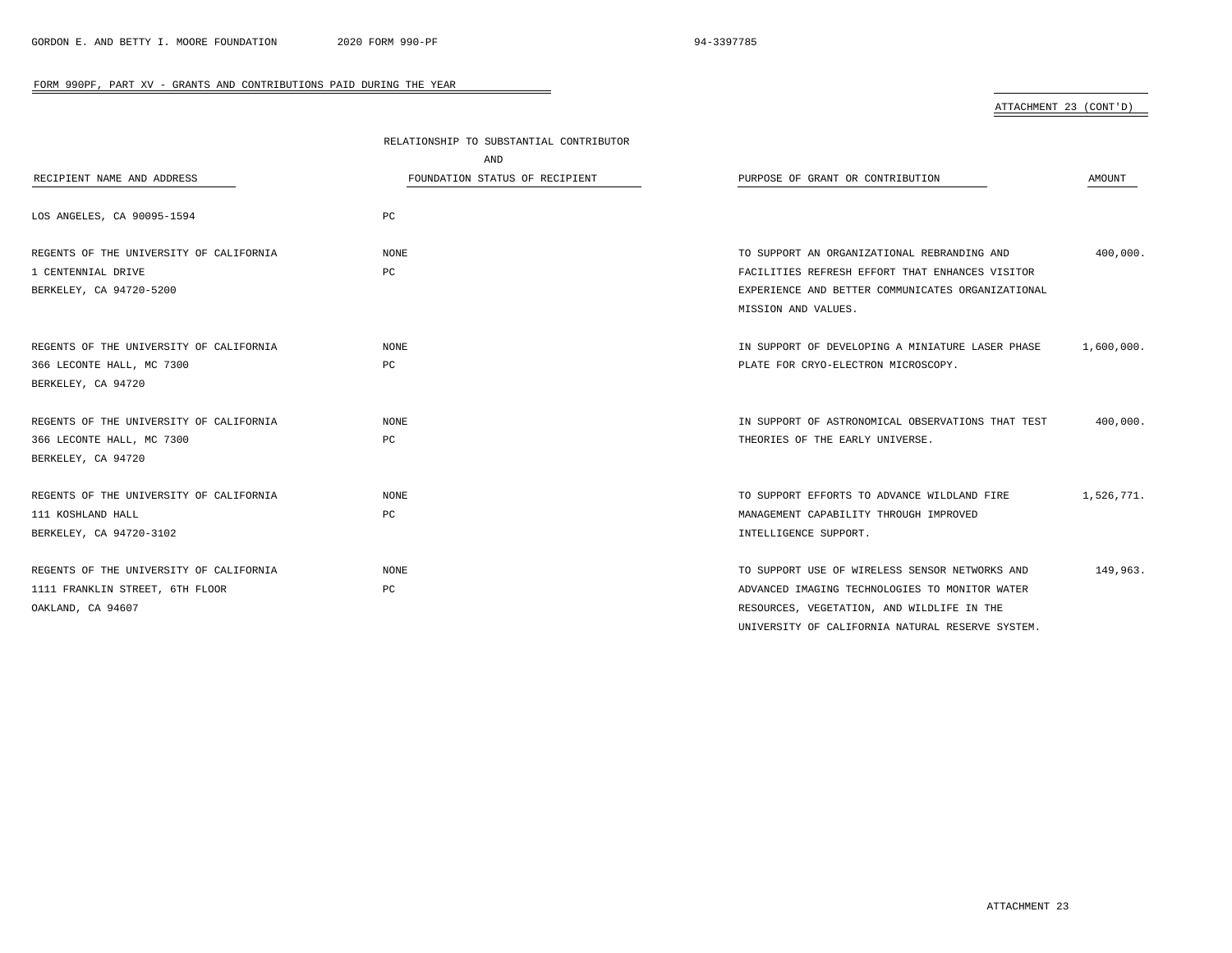FORM 990PF, PART XV - GRANTS AND CONTRIBUTIONS PAID DURING THE YEAR

ATTACHMENT 23 (CONT'D)

| RECIPIENT NAME AND ADDRESS | RELATIONSHIP TO SUBSTANTIAL CONTRIBUTOR AND FOUNDATION STATUS OF RECIPIENT | PURPOSE OF GRANT OR CONTRIBUTION | AMOUNT |
|---|---|---|---|
| LOS ANGELES, CA 90095-1594 | PC | | |
| REGENTS OF THE UNIVERSITY OF CALIFORNIA<br>1 CENTENNIAL DRIVE<br>BERKELEY, CA 94720-5200 | NONE<br>PC | TO SUPPORT AN ORGANIZATIONAL REBRANDING AND FACILITIES REFRESH EFFORT THAT ENHANCES VISITOR EXPERIENCE AND BETTER COMMUNICATES ORGANIZATIONAL MISSION AND VALUES. | 400,000. |
| REGENTS OF THE UNIVERSITY OF CALIFORNIA<br>366 LECONTE HALL, MC 7300<br>BERKELEY, CA 94720 | NONE<br>PC | IN SUPPORT OF DEVELOPING A MINIATURE LASER PHASE PLATE FOR CRYO-ELECTRON MICROSCOPY. | 1,600,000. |
| REGENTS OF THE UNIVERSITY OF CALIFORNIA<br>366 LECONTE HALL, MC 7300<br>BERKELEY, CA 94720 | NONE<br>PC | IN SUPPORT OF ASTRONOMICAL OBSERVATIONS THAT TEST THEORIES OF THE EARLY UNIVERSE. | 400,000. |
| REGENTS OF THE UNIVERSITY OF CALIFORNIA<br>111 KOSHLAND HALL<br>BERKELEY, CA 94720-3102 | NONE<br>PC | TO SUPPORT EFFORTS TO ADVANCE WILDLAND FIRE MANAGEMENT CAPABILITY THROUGH IMPROVED INTELLIGENCE SUPPORT. | 1,526,771. |
| REGENTS OF THE UNIVERSITY OF CALIFORNIA<br>1111 FRANKLIN STREET, 6TH FLOOR<br>OAKLAND, CA 94607 | NONE<br>PC | TO SUPPORT USE OF WIRELESS SENSOR NETWORKS AND ADVANCED IMAGING TECHNOLOGIES TO MONITOR WATER RESOURCES, VEGETATION, AND WILDLIFE IN THE UNIVERSITY OF CALIFORNIA NATURAL RESERVE SYSTEM. | 149,963. |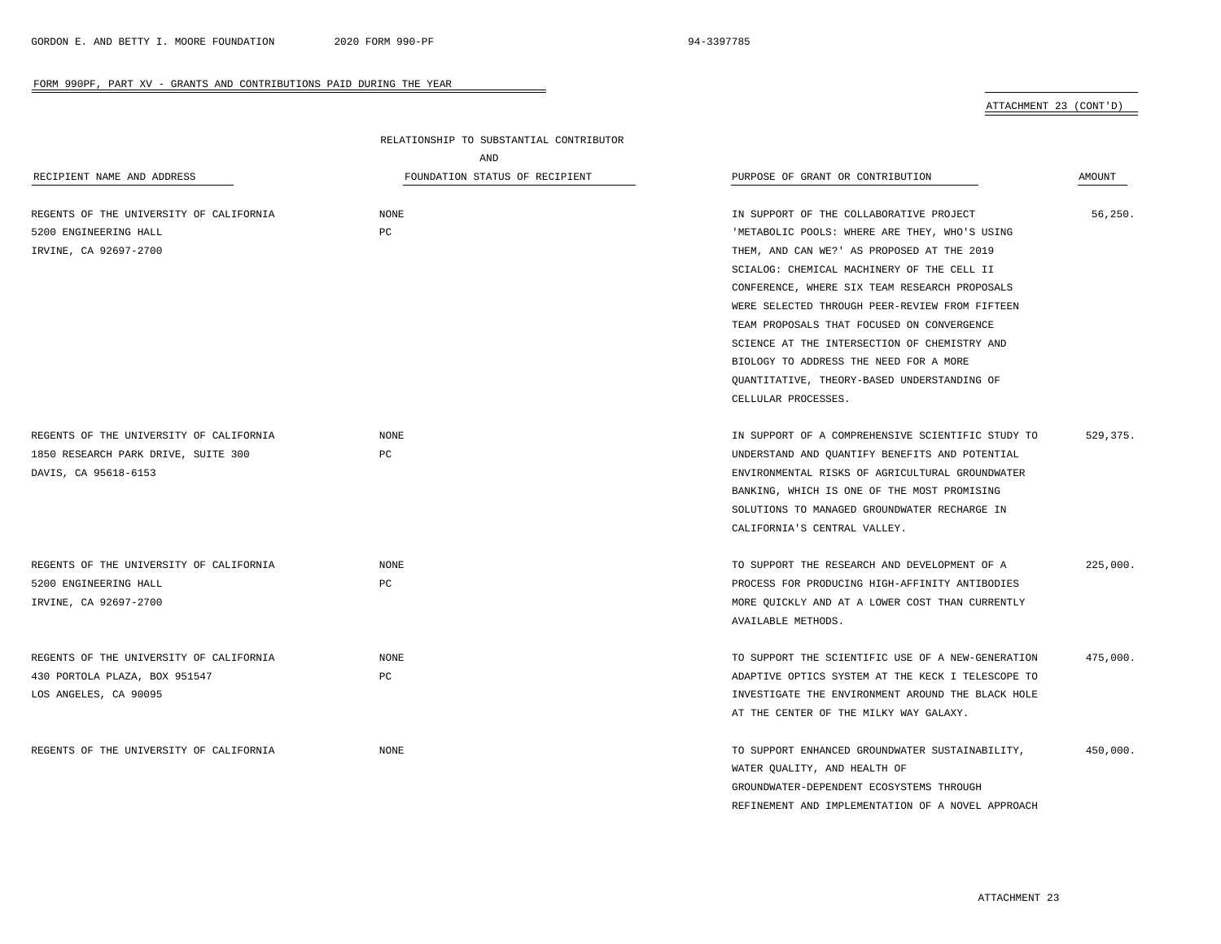FORM 990PF, PART XV - GRANTS AND CONTRIBUTIONS PAID DURING THE YEAR

ATTACHMENT 23 (CONT'D)

| RECIPIENT NAME AND ADDRESS | RELATIONSHIP TO SUBSTANTIAL CONTRIBUTOR AND FOUNDATION STATUS OF RECIPIENT | PURPOSE OF GRANT OR CONTRIBUTION | AMOUNT |
|---|---|---|---|
| REGENTS OF THE UNIVERSITY OF CALIFORNIA 5200 ENGINEERING HALL IRVINE, CA 92697-2700 | NONE PC | IN SUPPORT OF THE COLLABORATIVE PROJECT 'METABOLIC POOLS: WHERE ARE THEY, WHO'S USING THEM, AND CAN WE?' AS PROPOSED AT THE 2019 SCIALOG: CHEMICAL MACHINERY OF THE CELL II CONFERENCE, WHERE SIX TEAM RESEARCH PROPOSALS WERE SELECTED THROUGH PEER-REVIEW FROM FIFTEEN TEAM PROPOSALS THAT FOCUSED ON CONVERGENCE SCIENCE AT THE INTERSECTION OF CHEMISTRY AND BIOLOGY TO ADDRESS THE NEED FOR A MORE QUANTITATIVE, THEORY-BASED UNDERSTANDING OF CELLULAR PROCESSES. | 56,250. |
| REGENTS OF THE UNIVERSITY OF CALIFORNIA 1850 RESEARCH PARK DRIVE, SUITE 300 DAVIS, CA 95618-6153 | NONE PC | IN SUPPORT OF A COMPREHENSIVE SCIENTIFIC STUDY TO UNDERSTAND AND QUANTIFY BENEFITS AND POTENTIAL ENVIRONMENTAL RISKS OF AGRICULTURAL GROUNDWATER BANKING, WHICH IS ONE OF THE MOST PROMISING SOLUTIONS TO MANAGED GROUNDWATER RECHARGE IN CALIFORNIA'S CENTRAL VALLEY. | 529,375. |
| REGENTS OF THE UNIVERSITY OF CALIFORNIA 5200 ENGINEERING HALL IRVINE, CA 92697-2700 | NONE PC | TO SUPPORT THE RESEARCH AND DEVELOPMENT OF A PROCESS FOR PRODUCING HIGH-AFFINITY ANTIBODIES MORE QUICKLY AND AT A LOWER COST THAN CURRENTLY AVAILABLE METHODS. | 225,000. |
| REGENTS OF THE UNIVERSITY OF CALIFORNIA 430 PORTOLA PLAZA, BOX 951547 LOS ANGELES, CA 90095 | NONE PC | TO SUPPORT THE SCIENTIFIC USE OF A NEW-GENERATION ADAPTIVE OPTICS SYSTEM AT THE KECK I TELESCOPE TO INVESTIGATE THE ENVIRONMENT AROUND THE BLACK HOLE AT THE CENTER OF THE MILKY WAY GALAXY. | 475,000. |
| REGENTS OF THE UNIVERSITY OF CALIFORNIA | NONE | TO SUPPORT ENHANCED GROUNDWATER SUSTAINABILITY, WATER QUALITY, AND HEALTH OF GROUNDWATER-DEPENDENT ECOSYSTEMS THROUGH REFINEMENT AND IMPLEMENTATION OF A NOVEL APPROACH | 450,000. |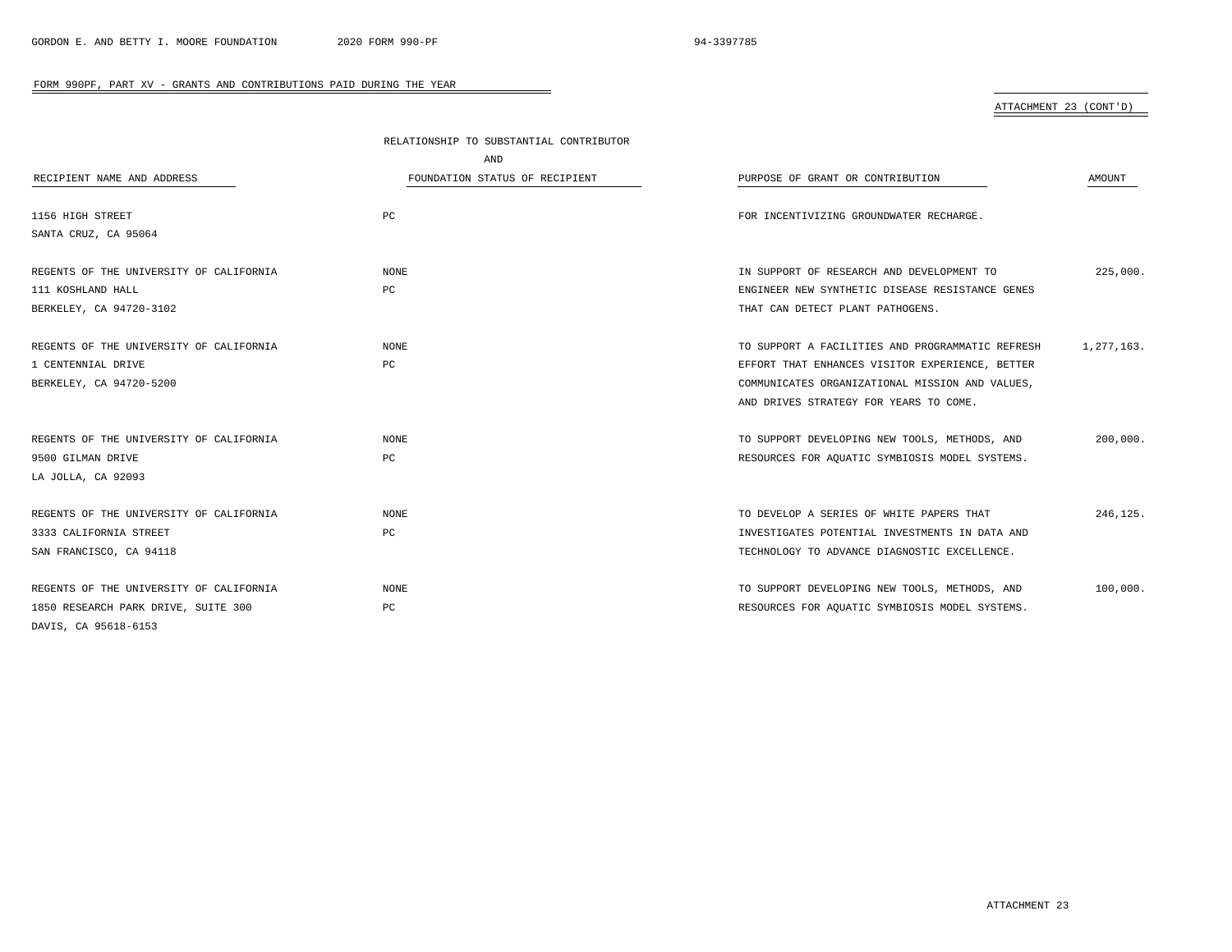## FORM 990PF, PART XV - GRANTS AND CONTRIBUTIONS PAID DURING THE YEAR

ATTACHMENT 23 (CONT'D)

| RECIPIENT NAME AND ADDRESS | RELATIONSHIP TO SUBSTANTIAL CONTRIBUTOR AND FOUNDATION STATUS OF RECIPIENT | PURPOSE OF GRANT OR CONTRIBUTION | AMOUNT |
|---|---|---|---|
| 1156 HIGH STREET<br>SANTA CRUZ, CA 95064 | PC | FOR INCENTIVIZING GROUNDWATER RECHARGE. | |
| REGENTS OF THE UNIVERSITY OF CALIFORNIA<br>111 KOSHLAND HALL<br>BERKELEY, CA 94720-3102 | NONE<br>PC | IN SUPPORT OF RESEARCH AND DEVELOPMENT TO ENGINEER NEW SYNTHETIC DISEASE RESISTANCE GENES THAT CAN DETECT PLANT PATHOGENS. | 225,000. |
| REGENTS OF THE UNIVERSITY OF CALIFORNIA<br>1 CENTENNIAL DRIVE<br>BERKELEY, CA 94720-5200 | NONE<br>PC | TO SUPPORT A FACILITIES AND PROGRAMMATIC REFRESH EFFORT THAT ENHANCES VISITOR EXPERIENCE, BETTER COMMUNICATES ORGANIZATIONAL MISSION AND VALUES, AND DRIVES STRATEGY FOR YEARS TO COME. | 1,277,163. |
| REGENTS OF THE UNIVERSITY OF CALIFORNIA<br>9500 GILMAN DRIVE<br>LA JOLLA, CA 92093 | NONE<br>PC | TO SUPPORT DEVELOPING NEW TOOLS, METHODS, AND RESOURCES FOR AQUATIC SYMBIOSIS MODEL SYSTEMS. | 200,000. |
| REGENTS OF THE UNIVERSITY OF CALIFORNIA<br>3333 CALIFORNIA STREET<br>SAN FRANCISCO, CA 94118 | NONE<br>PC | TO DEVELOP A SERIES OF WHITE PAPERS THAT INVESTIGATES POTENTIAL INVESTMENTS IN DATA AND TECHNOLOGY TO ADVANCE DIAGNOSTIC EXCELLENCE. | 246,125. |
| REGENTS OF THE UNIVERSITY OF CALIFORNIA<br>1850 RESEARCH PARK DRIVE, SUITE 300<br>DAVIS, CA 95618-6153 | NONE<br>PC | TO SUPPORT DEVELOPING NEW TOOLS, METHODS, AND RESOURCES FOR AQUATIC SYMBIOSIS MODEL SYSTEMS. | 100,000. |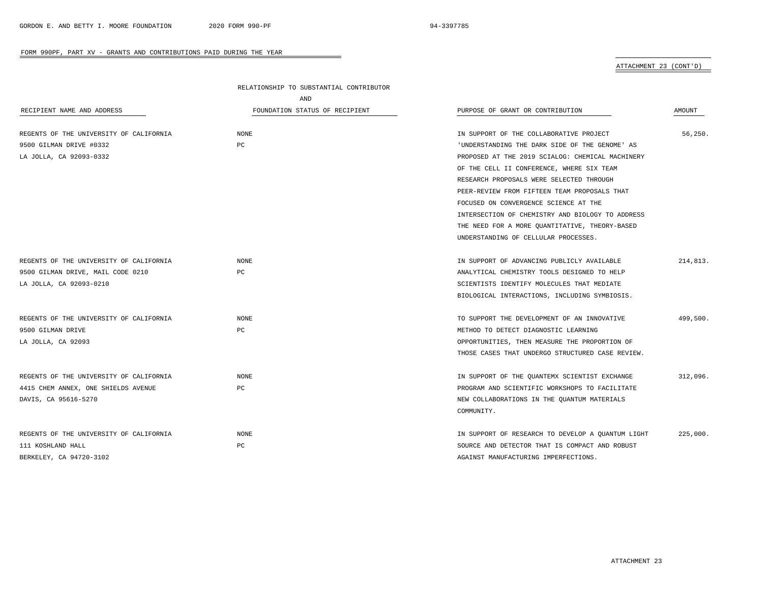FORM 990PF, PART XV - GRANTS AND CONTRIBUTIONS PAID DURING THE YEAR

ATTACHMENT 23 (CONT'D)

| RECIPIENT NAME AND ADDRESS | RELATIONSHIP TO SUBSTANTIAL CONTRIBUTOR AND FOUNDATION STATUS OF RECIPIENT | PURPOSE OF GRANT OR CONTRIBUTION | AMOUNT |
|---|---|---|---|
| REGENTS OF THE UNIVERSITY OF CALIFORNIA<br>9500 GILMAN DRIVE #0332<br>LA JOLLA, CA 92093-0332 | NONE<br>PC | IN SUPPORT OF THE COLLABORATIVE PROJECT 'UNDERSTANDING THE DARK SIDE OF THE GENOME' AS PROPOSED AT THE 2019 SCIALOG: CHEMICAL MACHINERY OF THE CELL II CONFERENCE, WHERE SIX TEAM RESEARCH PROPOSALS WERE SELECTED THROUGH PEER-REVIEW FROM FIFTEEN TEAM PROPOSALS THAT FOCUSED ON CONVERGENCE SCIENCE AT THE INTERSECTION OF CHEMISTRY AND BIOLOGY TO ADDRESS THE NEED FOR A MORE QUANTITATIVE, THEORY-BASED UNDERSTANDING OF CELLULAR PROCESSES. | 56,250. |
| REGENTS OF THE UNIVERSITY OF CALIFORNIA<br>9500 GILMAN DRIVE, MAIL CODE 0210<br>LA JOLLA, CA 92093-0210 | NONE<br>PC | IN SUPPORT OF ADVANCING PUBLICLY AVAILABLE ANALYTICAL CHEMISTRY TOOLS DESIGNED TO HELP SCIENTISTS IDENTIFY MOLECULES THAT MEDIATE BIOLOGICAL INTERACTIONS, INCLUDING SYMBIOSIS. | 214,813. |
| REGENTS OF THE UNIVERSITY OF CALIFORNIA<br>9500 GILMAN DRIVE<br>LA JOLLA, CA 92093 | NONE<br>PC | TO SUPPORT THE DEVELOPMENT OF AN INNOVATIVE METHOD TO DETECT DIAGNOSTIC LEARNING OPPORTUNITIES, THEN MEASURE THE PROPORTION OF THOSE CASES THAT UNDERGO STRUCTURED CASE REVIEW. | 499,500. |
| REGENTS OF THE UNIVERSITY OF CALIFORNIA<br>4415 CHEM ANNEX, ONE SHIELDS AVENUE<br>DAVIS, CA 95616-5270 | NONE<br>PC | IN SUPPORT OF THE QUANTEMX SCIENTIST EXCHANGE PROGRAM AND SCIENTIFIC WORKSHOPS TO FACILITATE NEW COLLABORATIONS IN THE QUANTUM MATERIALS COMMUNITY. | 312,096. |
| REGENTS OF THE UNIVERSITY OF CALIFORNIA<br>111 KOSHLAND HALL<br>BERKELEY, CA 94720-3102 | NONE<br>PC | IN SUPPORT OF RESEARCH TO DEVELOP A QUANTUM LIGHT SOURCE AND DETECTOR THAT IS COMPACT AND ROBUST AGAINST MANUFACTURING IMPERFECTIONS. | 225,000. |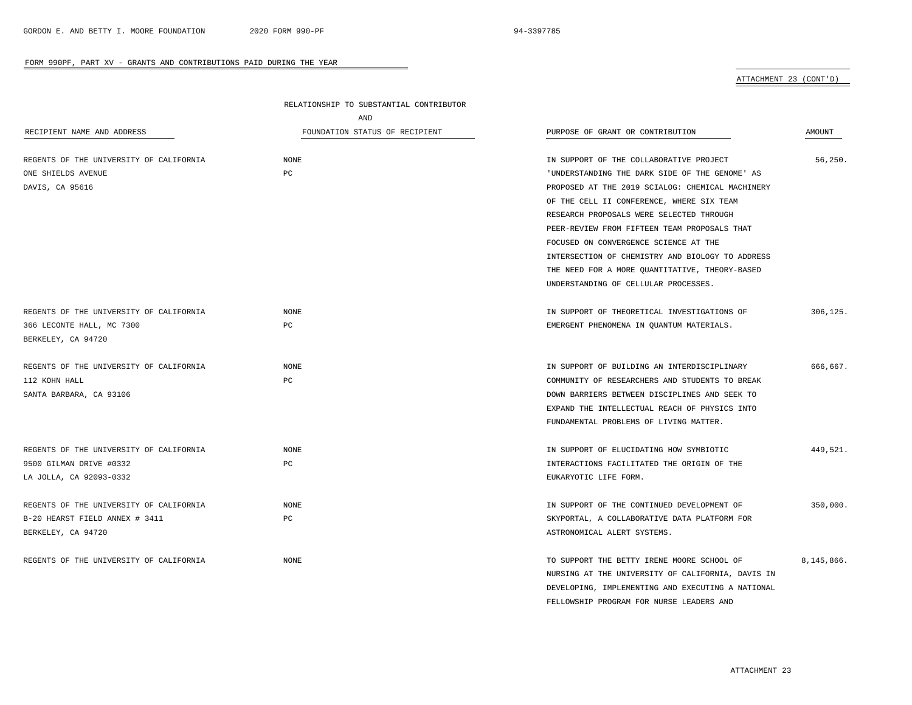FORM 990PF, PART XV - GRANTS AND CONTRIBUTIONS PAID DURING THE YEAR

ATTACHMENT 23 (CONT'D)

| RECIPIENT NAME AND ADDRESS | RELATIONSHIP TO SUBSTANTIAL CONTRIBUTOR AND FOUNDATION STATUS OF RECIPIENT | PURPOSE OF GRANT OR CONTRIBUTION | AMOUNT |
|---|---|---|---|
| REGENTS OF THE UNIVERSITY OF CALIFORNIA<br>ONE SHIELDS AVENUE<br>DAVIS, CA 95616 | NONE<br>PC | IN SUPPORT OF THE COLLABORATIVE PROJECT 'UNDERSTANDING THE DARK SIDE OF THE GENOME' AS PROPOSED AT THE 2019 SCIALOG: CHEMICAL MACHINERY OF THE CELL II CONFERENCE, WHERE SIX TEAM RESEARCH PROPOSALS WERE SELECTED THROUGH PEER-REVIEW FROM FIFTEEN TEAM PROPOSALS THAT FOCUSED ON CONVERGENCE SCIENCE AT THE INTERSECTION OF CHEMISTRY AND BIOLOGY TO ADDRESS THE NEED FOR A MORE QUANTITATIVE, THEORY-BASED UNDERSTANDING OF CELLULAR PROCESSES. | 56,250. |
| REGENTS OF THE UNIVERSITY OF CALIFORNIA<br>366 LECONTE HALL, MC 7300<br>BERKELEY, CA 94720 | NONE<br>PC | IN SUPPORT OF THEORETICAL INVESTIGATIONS OF EMERGENT PHENOMENA IN QUANTUM MATERIALS. | 306,125. |
| REGENTS OF THE UNIVERSITY OF CALIFORNIA<br>112 KOHN HALL<br>SANTA BARBARA, CA 93106 | NONE<br>PC | IN SUPPORT OF BUILDING AN INTERDISCIPLINARY COMMUNITY OF RESEARCHERS AND STUDENTS TO BREAK DOWN BARRIERS BETWEEN DISCIPLINES AND SEEK TO EXPAND THE INTELLECTUAL REACH OF PHYSICS INTO FUNDAMENTAL PROBLEMS OF LIVING MATTER. | 666,667. |
| REGENTS OF THE UNIVERSITY OF CALIFORNIA<br>9500 GILMAN DRIVE #0332<br>LA JOLLA, CA 92093-0332 | NONE<br>PC | IN SUPPORT OF ELUCIDATING HOW SYMBIOTIC INTERACTIONS FACILITATED THE ORIGIN OF THE EUKARYOTIC LIFE FORM. | 449,521. |
| REGENTS OF THE UNIVERSITY OF CALIFORNIA<br>B-20 HEARST FIELD ANNEX # 3411<br>BERKELEY, CA 94720 | NONE<br>PC | IN SUPPORT OF THE CONTINUED DEVELOPMENT OF SKYPORTAL, A COLLABORATIVE DATA PLATFORM FOR ASTRONOMICAL ALERT SYSTEMS. | 350,000. |
| REGENTS OF THE UNIVERSITY OF CALIFORNIA | NONE | TO SUPPORT THE BETTY IRENE MOORE SCHOOL OF NURSING AT THE UNIVERSITY OF CALIFORNIA, DAVIS IN DEVELOPING, IMPLEMENTING AND EXECUTING A NATIONAL FELLOWSHIP PROGRAM FOR NURSE LEADERS AND | 8,145,866. |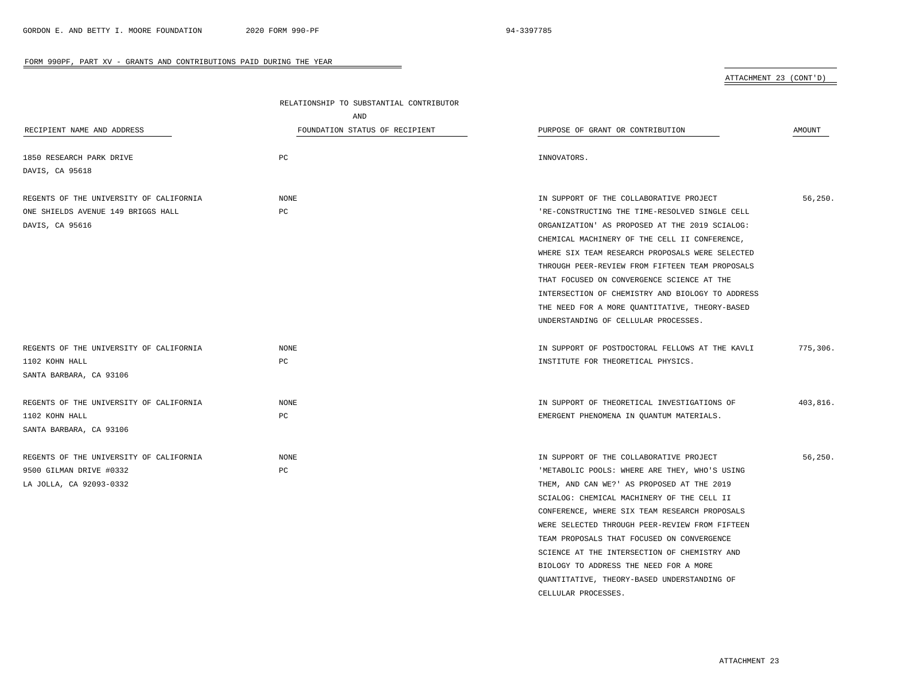FORM 990PF, PART XV - GRANTS AND CONTRIBUTIONS PAID DURING THE YEAR

ATTACHMENT 23 (CONT'D)

| RECIPIENT NAME AND ADDRESS | RELATIONSHIP TO SUBSTANTIAL CONTRIBUTOR AND FOUNDATION STATUS OF RECIPIENT | PURPOSE OF GRANT OR CONTRIBUTION | AMOUNT |
|---|---|---|---|
| 1850 RESEARCH PARK DRIVE DAVIS, CA 95618 | PC | INNOVATORS. | |
| REGENTS OF THE UNIVERSITY OF CALIFORNIA ONE SHIELDS AVENUE 149 BRIGGS HALL DAVIS, CA 95616 | NONE PC | IN SUPPORT OF THE COLLABORATIVE PROJECT 'RE-CONSTRUCTING THE TIME-RESOLVED SINGLE CELL ORGANIZATION' AS PROPOSED AT THE 2019 SCIALOG: CHEMICAL MACHINERY OF THE CELL II CONFERENCE, WHERE SIX TEAM RESEARCH PROPOSALS WERE SELECTED THROUGH PEER-REVIEW FROM FIFTEEN TEAM PROPOSALS THAT FOCUSED ON CONVERGENCE SCIENCE AT THE INTERSECTION OF CHEMISTRY AND BIOLOGY TO ADDRESS THE NEED FOR A MORE QUANTITATIVE, THEORY-BASED UNDERSTANDING OF CELLULAR PROCESSES. | 56,250. |
| REGENTS OF THE UNIVERSITY OF CALIFORNIA 1102 KOHN HALL SANTA BARBARA, CA 93106 | NONE PC | IN SUPPORT OF POSTDOCTORAL FELLOWS AT THE KAVLI INSTITUTE FOR THEORETICAL PHYSICS. | 775,306. |
| REGENTS OF THE UNIVERSITY OF CALIFORNIA 1102 KOHN HALL SANTA BARBARA, CA 93106 | NONE PC | IN SUPPORT OF THEORETICAL INVESTIGATIONS OF EMERGENT PHENOMENA IN QUANTUM MATERIALS. | 403,816. |
| REGENTS OF THE UNIVERSITY OF CALIFORNIA 9500 GILMAN DRIVE #0332 LA JOLLA, CA 92093-0332 | NONE PC | IN SUPPORT OF THE COLLABORATIVE PROJECT 'METABOLIC POOLS: WHERE ARE THEY, WHO'S USING THEM, AND CAN WE?' AS PROPOSED AT THE 2019 SCIALOG: CHEMICAL MACHINERY OF THE CELL II CONFERENCE, WHERE SIX TEAM RESEARCH PROPOSALS WERE SELECTED THROUGH PEER-REVIEW FROM FIFTEEN TEAM PROPOSALS THAT FOCUSED ON CONVERGENCE SCIENCE AT THE INTERSECTION OF CHEMISTRY AND BIOLOGY TO ADDRESS THE NEED FOR A MORE QUANTITATIVE, THEORY-BASED UNDERSTANDING OF CELLULAR PROCESSES. | 56,250. |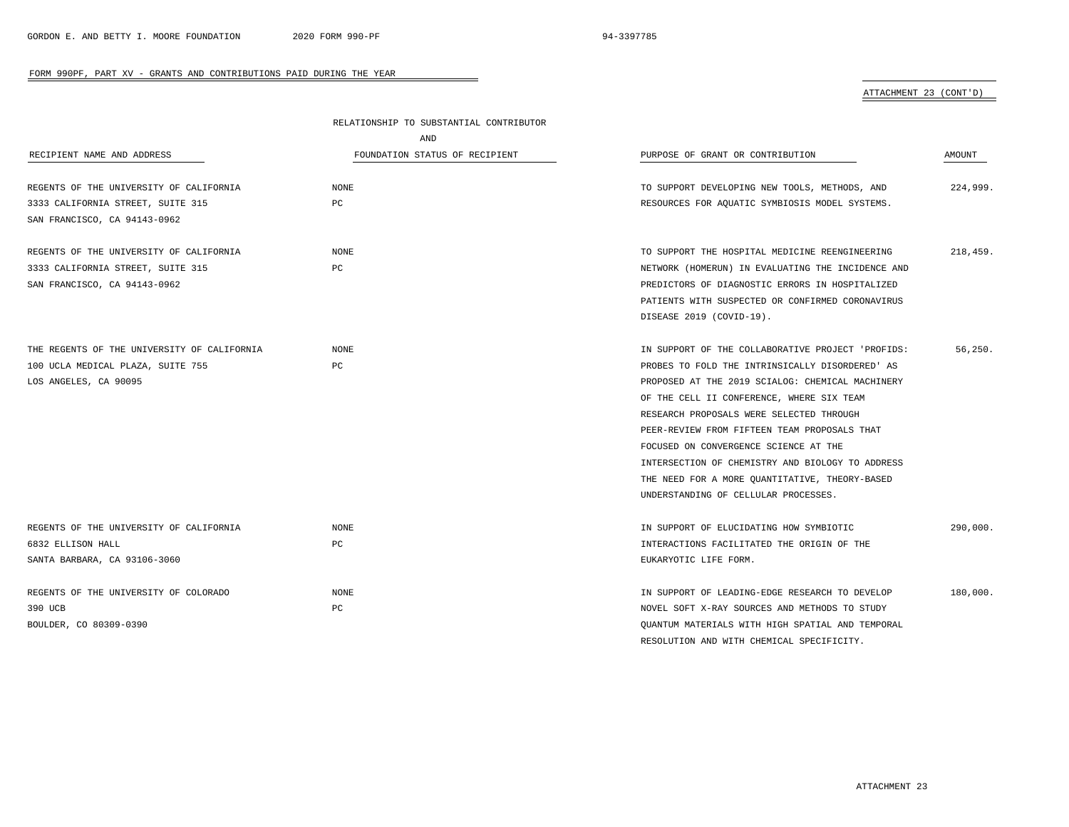FORM 990PF, PART XV - GRANTS AND CONTRIBUTIONS PAID DURING THE YEAR

ATTACHMENT 23 (CONT'D)

| RECIPIENT NAME AND ADDRESS | RELATIONSHIP TO SUBSTANTIAL CONTRIBUTOR AND FOUNDATION STATUS OF RECIPIENT | PURPOSE OF GRANT OR CONTRIBUTION | AMOUNT |
|---|---|---|---|
| REGENTS OF THE UNIVERSITY OF CALIFORNIA<br>3333 CALIFORNIA STREET, SUITE 315<br>SAN FRANCISCO, CA 94143-0962 | NONE<br>PC | TO SUPPORT DEVELOPING NEW TOOLS, METHODS, AND RESOURCES FOR AQUATIC SYMBIOSIS MODEL SYSTEMS. | 224,999. |
| REGENTS OF THE UNIVERSITY OF CALIFORNIA<br>3333 CALIFORNIA STREET, SUITE 315<br>SAN FRANCISCO, CA 94143-0962 | NONE<br>PC | TO SUPPORT THE HOSPITAL MEDICINE REENGINEERING NETWORK (HOMERUN) IN EVALUATING THE INCIDENCE AND PREDICTORS OF DIAGNOSTIC ERRORS IN HOSPITALIZED PATIENTS WITH SUSPECTED OR CONFIRMED CORONAVIRUS DISEASE 2019 (COVID-19). | 218,459. |
| THE REGENTS OF THE UNIVERSITY OF CALIFORNIA<br>100 UCLA MEDICAL PLAZA, SUITE 755<br>LOS ANGELES, CA 90095 | NONE<br>PC | IN SUPPORT OF THE COLLABORATIVE PROJECT 'PROFIDS: PROBES TO FOLD THE INTRINSICALLY DISORDERED' AS PROPOSED AT THE 2019 SCIALOG: CHEMICAL MACHINERY OF THE CELL II CONFERENCE, WHERE SIX TEAM RESEARCH PROPOSALS WERE SELECTED THROUGH PEER-REVIEW FROM FIFTEEN TEAM PROPOSALS THAT FOCUSED ON CONVERGENCE SCIENCE AT THE INTERSECTION OF CHEMISTRY AND BIOLOGY TO ADDRESS THE NEED FOR A MORE QUANTITATIVE, THEORY-BASED UNDERSTANDING OF CELLULAR PROCESSES. | 56,250. |
| REGENTS OF THE UNIVERSITY OF CALIFORNIA<br>6832 ELLISON HALL<br>SANTA BARBARA, CA 93106-3060 | NONE<br>PC | IN SUPPORT OF ELUCIDATING HOW SYMBIOTIC INTERACTIONS FACILITATED THE ORIGIN OF THE EUKARYOTIC LIFE FORM. | 290,000. |
| REGENTS OF THE UNIVERSITY OF COLORADO<br>390 UCB<br>BOULDER, CO 80309-0390 | NONE<br>PC | IN SUPPORT OF LEADING-EDGE RESEARCH TO DEVELOP NOVEL SOFT X-RAY SOURCES AND METHODS TO STUDY QUANTUM MATERIALS WITH HIGH SPATIAL AND TEMPORAL RESOLUTION AND WITH CHEMICAL SPECIFICITY. | 180,000. |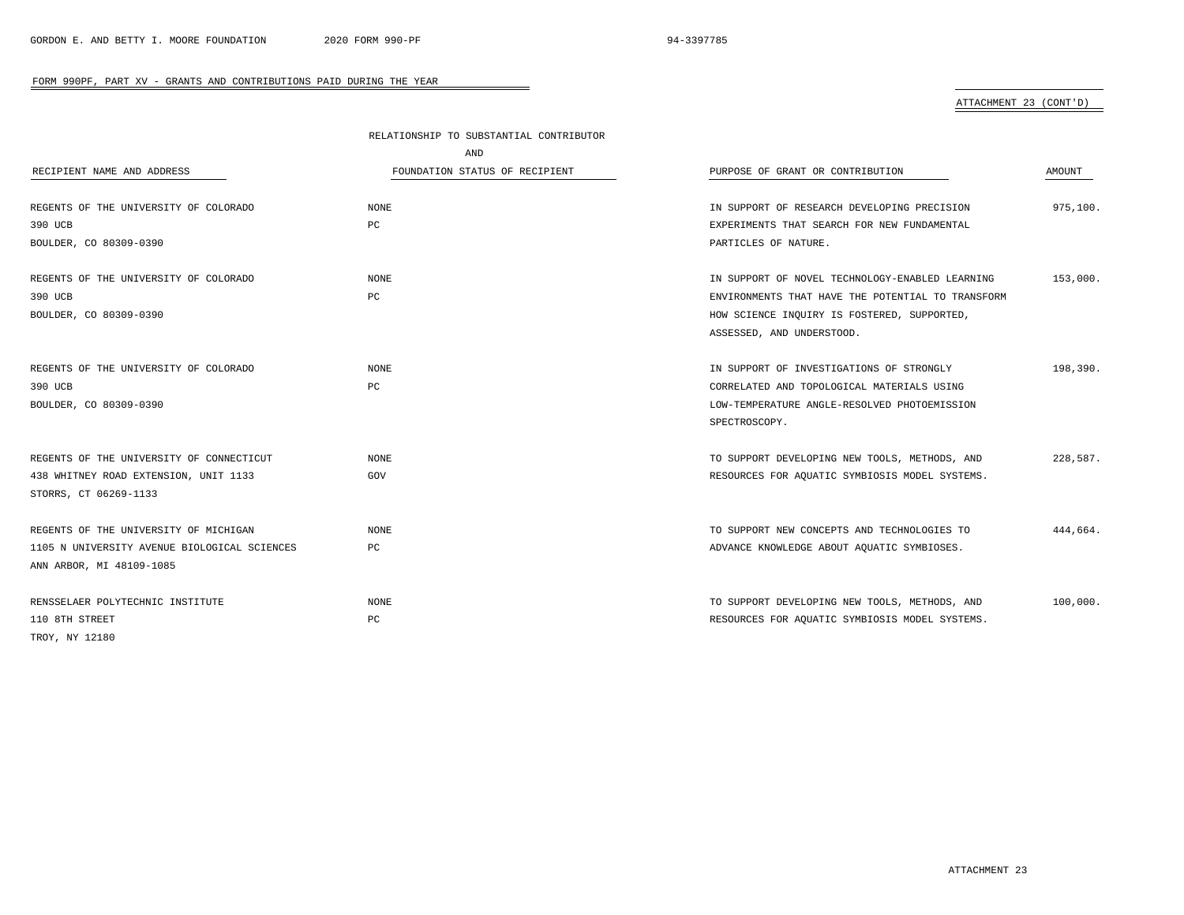FORM 990PF, PART XV - GRANTS AND CONTRIBUTIONS PAID DURING THE YEAR

ATTACHMENT 23 (CONT'D)

| RECIPIENT NAME AND ADDRESS | RELATIONSHIP TO SUBSTANTIAL CONTRIBUTOR AND FOUNDATION STATUS OF RECIPIENT | PURPOSE OF GRANT OR CONTRIBUTION | AMOUNT |
|---|---|---|---|
| REGENTS OF THE UNIVERSITY OF COLORADO<br>390 UCB<br>BOULDER, CO 80309-0390 | NONE<br>PC | IN SUPPORT OF RESEARCH DEVELOPING PRECISION EXPERIMENTS THAT SEARCH FOR NEW FUNDAMENTAL PARTICLES OF NATURE. | 975,100. |
| REGENTS OF THE UNIVERSITY OF COLORADO<br>390 UCB<br>BOULDER, CO 80309-0390 | NONE<br>PC | IN SUPPORT OF NOVEL TECHNOLOGY-ENABLED LEARNING ENVIRONMENTS THAT HAVE THE POTENTIAL TO TRANSFORM HOW SCIENCE INQUIRY IS FOSTERED, SUPPORTED, ASSESSED, AND UNDERSTOOD. | 153,000. |
| REGENTS OF THE UNIVERSITY OF COLORADO<br>390 UCB<br>BOULDER, CO 80309-0390 | NONE<br>PC | IN SUPPORT OF INVESTIGATIONS OF STRONGLY CORRELATED AND TOPOLOGICAL MATERIALS USING LOW-TEMPERATURE ANGLE-RESOLVED PHOTOEMISSION SPECTROSCOPY. | 198,390. |
| REGENTS OF THE UNIVERSITY OF CONNECTICUT<br>438 WHITNEY ROAD EXTENSION, UNIT 1133<br>STORRS, CT 06269-1133 | NONE<br>GOV | TO SUPPORT DEVELOPING NEW TOOLS, METHODS, AND RESOURCES FOR AQUATIC SYMBIOSIS MODEL SYSTEMS. | 228,587. |
| REGENTS OF THE UNIVERSITY OF MICHIGAN<br>1105 N UNIVERSITY AVENUE BIOLOGICAL SCIENCES<br>ANN ARBOR, MI 48109-1085 | NONE<br>PC | TO SUPPORT NEW CONCEPTS AND TECHNOLOGIES TO ADVANCE KNOWLEDGE ABOUT AQUATIC SYMBIOSES. | 444,664. |
| RENSSELAER POLYTECHNIC INSTITUTE<br>110 8TH STREET<br>TROY, NY 12180 | NONE<br>PC | TO SUPPORT DEVELOPING NEW TOOLS, METHODS, AND RESOURCES FOR AQUATIC SYMBIOSIS MODEL SYSTEMS. | 100,000. |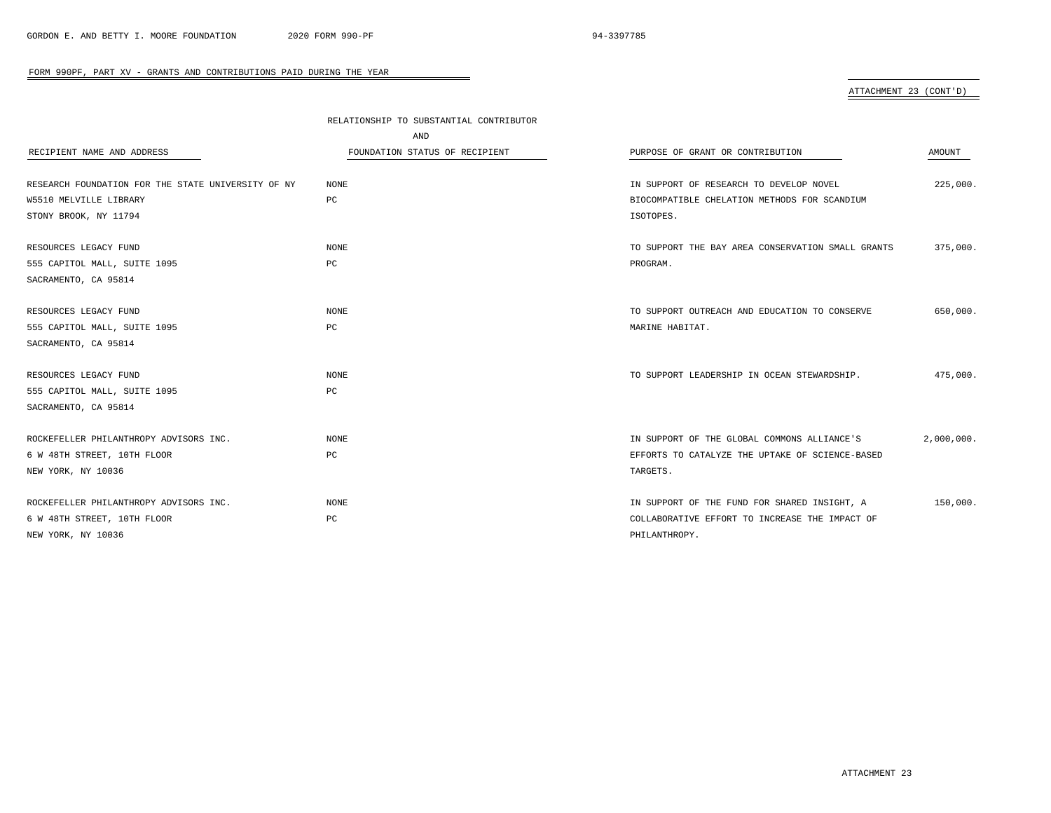FORM 990PF, PART XV - GRANTS AND CONTRIBUTIONS PAID DURING THE YEAR

ATTACHMENT 23 (CONT'D)

| RECIPIENT NAME AND ADDRESS | RELATIONSHIP TO SUBSTANTIAL CONTRIBUTOR AND FOUNDATION STATUS OF RECIPIENT | PURPOSE OF GRANT OR CONTRIBUTION | AMOUNT |
|---|---|---|---|
| RESEARCH FOUNDATION FOR THE STATE UNIVERSITY OF NY<br>W5510 MELVILLE LIBRARY<br>STONY BROOK, NY 11794 | NONE<br>PC | IN SUPPORT OF RESEARCH TO DEVELOP NOVEL BIOCOMPATIBLE CHELATION METHODS FOR SCANDIUM ISOTOPES. | 225,000. |
| RESOURCES LEGACY FUND<br>555 CAPITOL MALL, SUITE 1095<br>SACRAMENTO, CA 95814 | NONE<br>PC | TO SUPPORT THE BAY AREA CONSERVATION SMALL GRANTS PROGRAM. | 375,000. |
| RESOURCES LEGACY FUND<br>555 CAPITOL MALL, SUITE 1095<br>SACRAMENTO, CA 95814 | NONE<br>PC | TO SUPPORT OUTREACH AND EDUCATION TO CONSERVE MARINE HABITAT. | 650,000. |
| RESOURCES LEGACY FUND<br>555 CAPITOL MALL, SUITE 1095<br>SACRAMENTO, CA 95814 | NONE<br>PC | TO SUPPORT LEADERSHIP IN OCEAN STEWARDSHIP. | 475,000. |
| ROCKEFELLER PHILANTHROPY ADVISORS INC.<br>6 W 48TH STREET, 10TH FLOOR<br>NEW YORK, NY 10036 | NONE<br>PC | IN SUPPORT OF THE GLOBAL COMMONS ALLIANCE'S EFFORTS TO CATALYZE THE UPTAKE OF SCIENCE-BASED TARGETS. | 2,000,000. |
| ROCKEFELLER PHILANTHROPY ADVISORS INC.<br>6 W 48TH STREET, 10TH FLOOR<br>NEW YORK, NY 10036 | NONE<br>PC | IN SUPPORT OF THE FUND FOR SHARED INSIGHT, A COLLABORATIVE EFFORT TO INCREASE THE IMPACT OF PHILANTHROPY. | 150,000. |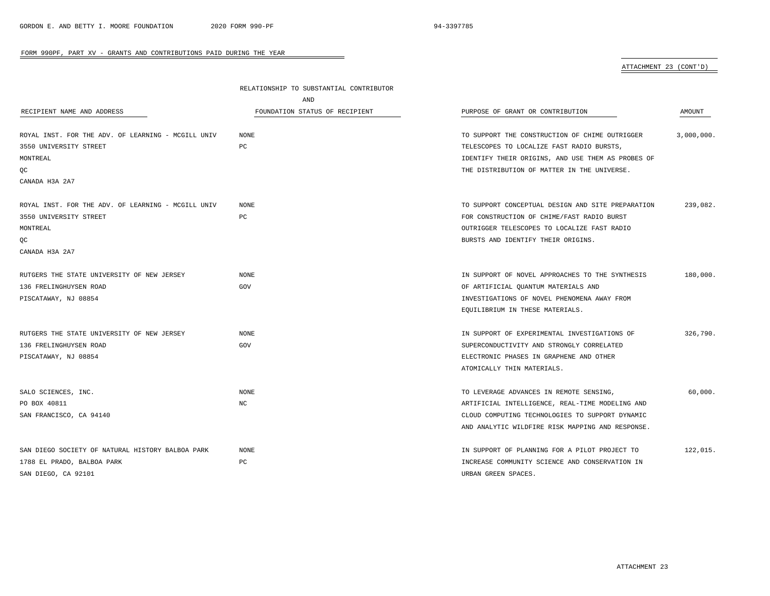FORM 990PF, PART XV - GRANTS AND CONTRIBUTIONS PAID DURING THE YEAR

ATTACHMENT 23 (CONT'D)

| RECIPIENT NAME AND ADDRESS | RELATIONSHIP TO SUBSTANTIAL CONTRIBUTOR AND FOUNDATION STATUS OF RECIPIENT | PURPOSE OF GRANT OR CONTRIBUTION | AMOUNT |
|---|---|---|---|
| ROYAL INST. FOR THE ADV. OF LEARNING - MCGILL UNIV<br>3550 UNIVERSITY STREET<br>MONTREAL<br>QC<br>CANADA H3A 2A7 | NONE<br>PC | TO SUPPORT THE CONSTRUCTION OF CHIME OUTRIGGER TELESCOPES TO LOCALIZE FAST RADIO BURSTS, IDENTIFY THEIR ORIGINS, AND USE THEM AS PROBES OF THE DISTRIBUTION OF MATTER IN THE UNIVERSE. | 3,000,000. |
| ROYAL INST. FOR THE ADV. OF LEARNING - MCGILL UNIV<br>3550 UNIVERSITY STREET<br>MONTREAL<br>QC<br>CANADA H3A 2A7 | NONE<br>PC | TO SUPPORT CONCEPTUAL DESIGN AND SITE PREPARATION FOR CONSTRUCTION OF CHIME/FAST RADIO BURST OUTRIGGER TELESCOPES TO LOCALIZE FAST RADIO BURSTS AND IDENTIFY THEIR ORIGINS. | 239,082. |
| RUTGERS THE STATE UNIVERSITY OF NEW JERSEY<br>136 FRELINGHUYSEN ROAD<br>PISCATAWAY, NJ 08854 | NONE<br>GOV | IN SUPPORT OF NOVEL APPROACHES TO THE SYNTHESIS OF ARTIFICIAL QUANTUM MATERIALS AND INVESTIGATIONS OF NOVEL PHENOMENA AWAY FROM EQUILIBRIUM IN THESE MATERIALS. | 180,000. |
| RUTGERS THE STATE UNIVERSITY OF NEW JERSEY<br>136 FRELINGHUYSEN ROAD<br>PISCATAWAY, NJ 08854 | NONE<br>GOV | IN SUPPORT OF EXPERIMENTAL INVESTIGATIONS OF SUPERCONDUCTIVITY AND STRONGLY CORRELATED ELECTRONIC PHASES IN GRAPHENE AND OTHER ATOMICALLY THIN MATERIALS. | 326,790. |
| SALO SCIENCES, INC.<br>PO BOX 40811<br>SAN FRANCISCO, CA 94140 | NONE<br>NC | TO LEVERAGE ADVANCES IN REMOTE SENSING, ARTIFICIAL INTELLIGENCE, REAL-TIME MODELING AND CLOUD COMPUTING TECHNOLOGIES TO SUPPORT DYNAMIC AND ANALYTIC WILDFIRE RISK MAPPING AND RESPONSE. | 60,000. |
| SAN DIEGO SOCIETY OF NATURAL HISTORY BALBOA PARK<br>1788 EL PRADO, BALBOA PARK<br>SAN DIEGO, CA 92101 | NONE<br>PC | IN SUPPORT OF PLANNING FOR A PILOT PROJECT TO INCREASE COMMUNITY SCIENCE AND CONSERVATION IN URBAN GREEN SPACES. | 122,015. |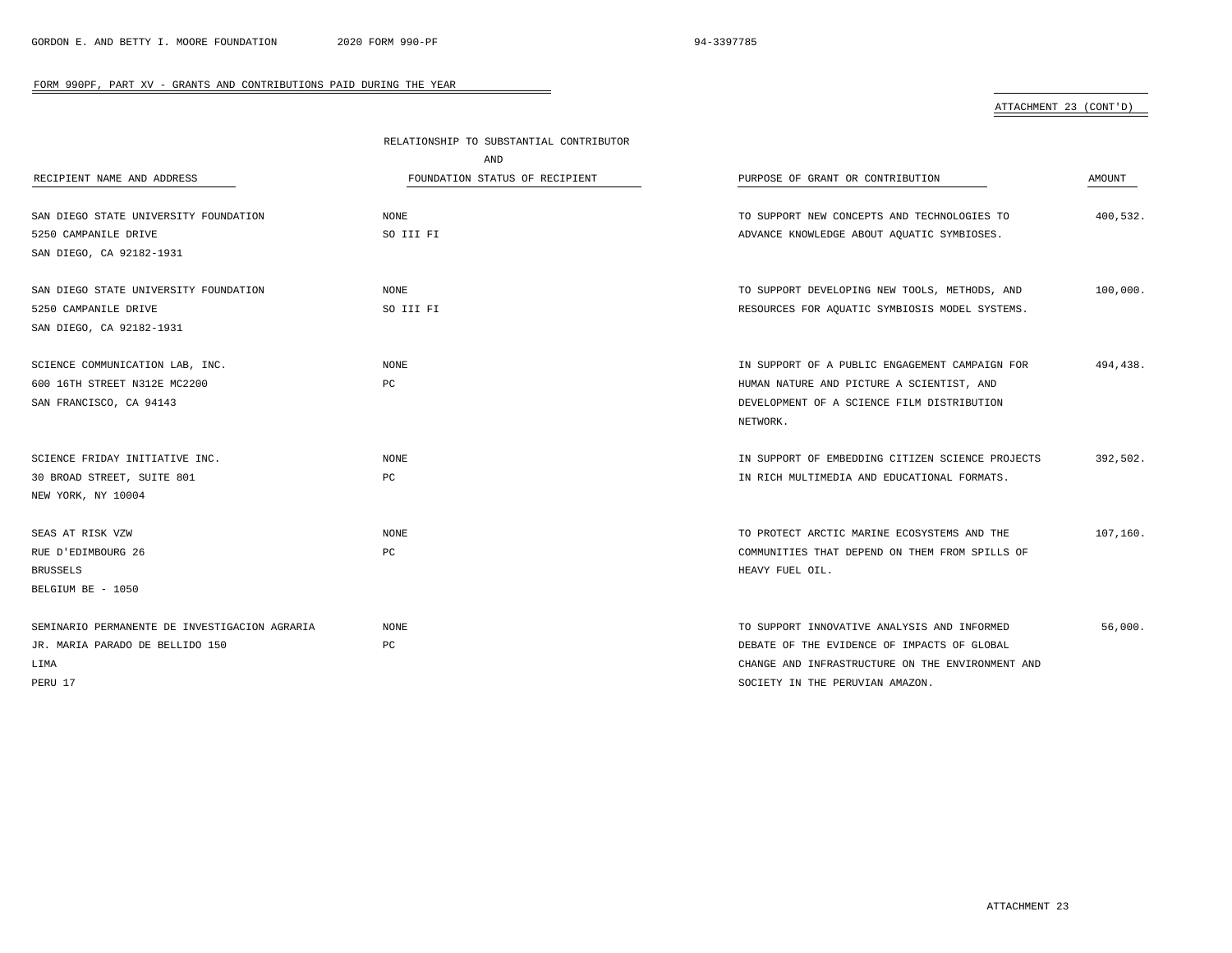FORM 990PF, PART XV - GRANTS AND CONTRIBUTIONS PAID DURING THE YEAR

ATTACHMENT 23 (CONT'D)

| RECIPIENT NAME AND ADDRESS | RELATIONSHIP TO SUBSTANTIAL CONTRIBUTOR AND FOUNDATION STATUS OF RECIPIENT | PURPOSE OF GRANT OR CONTRIBUTION | AMOUNT |
|---|---|---|---|
| SAN DIEGO STATE UNIVERSITY FOUNDATION<br>5250 CAMPANILE DRIVE<br>SAN DIEGO, CA 92182-1931 | NONE<br>SO III FI | TO SUPPORT NEW CONCEPTS AND TECHNOLOGIES TO ADVANCE KNOWLEDGE ABOUT AQUATIC SYMBIOSES. | 400,532. |
| SAN DIEGO STATE UNIVERSITY FOUNDATION<br>5250 CAMPANILE DRIVE<br>SAN DIEGO, CA 92182-1931 | NONE<br>SO III FI | TO SUPPORT DEVELOPING NEW TOOLS, METHODS, AND RESOURCES FOR AQUATIC SYMBIOSIS MODEL SYSTEMS. | 100,000. |
| SCIENCE COMMUNICATION LAB, INC.<br>600 16TH STREET N312E MC2200<br>SAN FRANCISCO, CA 94143 | NONE<br>PC | IN SUPPORT OF A PUBLIC ENGAGEMENT CAMPAIGN FOR HUMAN NATURE AND PICTURE A SCIENTIST, AND DEVELOPMENT OF A SCIENCE FILM DISTRIBUTION NETWORK. | 494,438. |
| SCIENCE FRIDAY INITIATIVE INC.<br>30 BROAD STREET, SUITE 801<br>NEW YORK, NY 10004 | NONE<br>PC | IN SUPPORT OF EMBEDDING CITIZEN SCIENCE PROJECTS IN RICH MULTIMEDIA AND EDUCATIONAL FORMATS. | 392,502. |
| SEAS AT RISK VZW<br>RUE D'EDIMBOURG 26<br>BRUSSELS<br>BELGIUM BE - 1050 | NONE<br>PC | TO PROTECT ARCTIC MARINE ECOSYSTEMS AND THE COMMUNITIES THAT DEPEND ON THEM FROM SPILLS OF HEAVY FUEL OIL. | 107,160. |
| SEMINARIO PERMANENTE DE INVESTIGACION AGRARIA<br>JR. MARIA PARADO DE BELLIDO 150<br>LIMA<br>PERU 17 | NONE<br>PC | TO SUPPORT INNOVATIVE ANALYSIS AND INFORMED DEBATE OF THE EVIDENCE OF IMPACTS OF GLOBAL CHANGE AND INFRASTRUCTURE ON THE ENVIRONMENT AND SOCIETY IN THE PERUVIAN AMAZON. | 56,000. |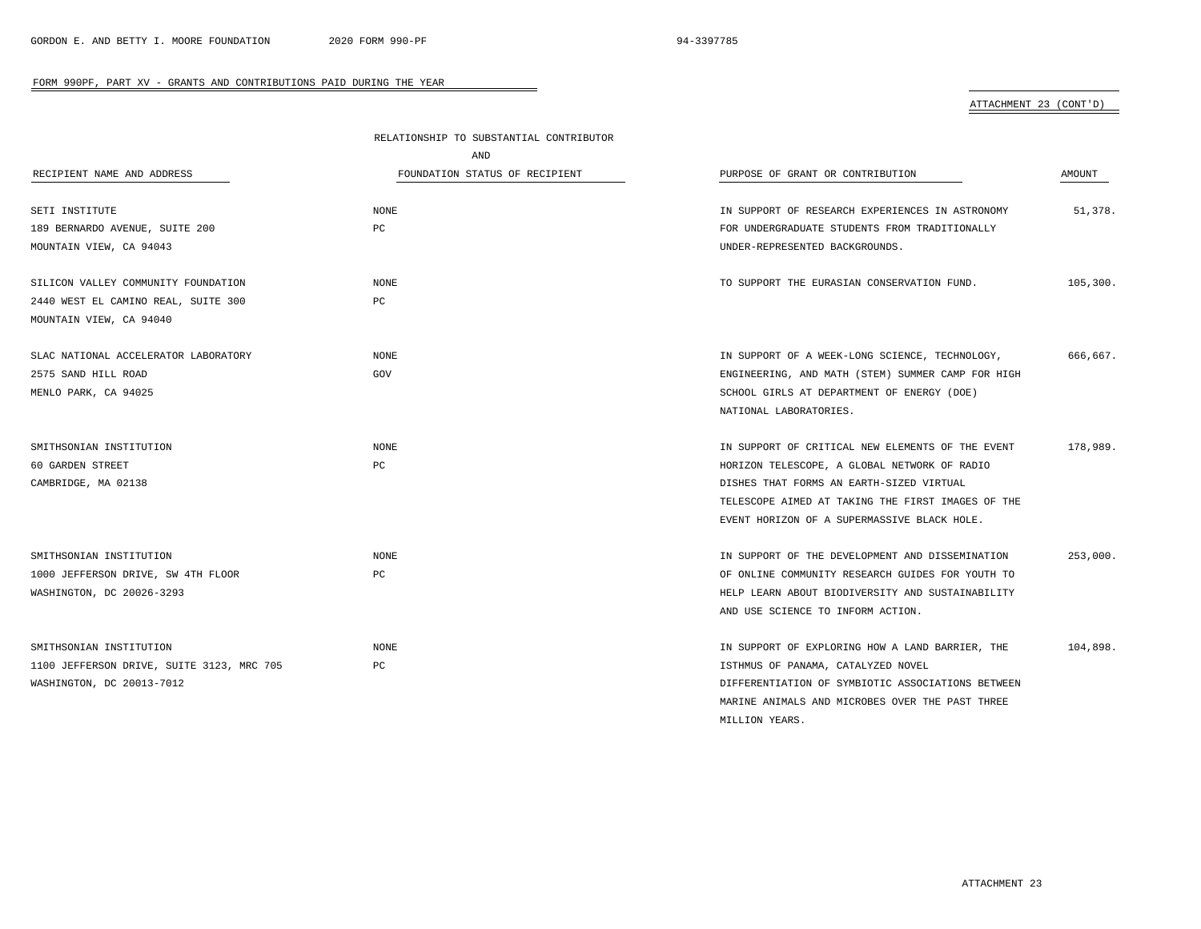FORM 990PF, PART XV - GRANTS AND CONTRIBUTIONS PAID DURING THE YEAR

ATTACHMENT 23 (CONT'D)

| RECIPIENT NAME AND ADDRESS | RELATIONSHIP TO SUBSTANTIAL CONTRIBUTOR AND FOUNDATION STATUS OF RECIPIENT | PURPOSE OF GRANT OR CONTRIBUTION | AMOUNT |
|---|---|---|---|
| SETI INSTITUTE<br>189 BERNARDO AVENUE, SUITE 200<br>MOUNTAIN VIEW, CA 94043 | NONE<br>PC | IN SUPPORT OF RESEARCH EXPERIENCES IN ASTRONOMY FOR UNDERGRADUATE STUDENTS FROM TRADITIONALLY UNDER-REPRESENTED BACKGROUNDS. | 51,378. |
| SILICON VALLEY COMMUNITY FOUNDATION<br>2440 WEST EL CAMINO REAL, SUITE 300<br>MOUNTAIN VIEW, CA 94040 | NONE<br>PC | TO SUPPORT THE EURASIAN CONSERVATION FUND. | 105,300. |
| SLAC NATIONAL ACCELERATOR LABORATORY<br>2575 SAND HILL ROAD<br>MENLO PARK, CA 94025 | NONE<br>GOV | IN SUPPORT OF A WEEK-LONG SCIENCE, TECHNOLOGY, ENGINEERING, AND MATH (STEM) SUMMER CAMP FOR HIGH SCHOOL GIRLS AT DEPARTMENT OF ENERGY (DOE) NATIONAL LABORATORIES. | 666,667. |
| SMITHSONIAN INSTITUTION<br>60 GARDEN STREET<br>CAMBRIDGE, MA 02138 | NONE<br>PC | IN SUPPORT OF CRITICAL NEW ELEMENTS OF THE EVENT HORIZON TELESCOPE, A GLOBAL NETWORK OF RADIO DISHES THAT FORMS AN EARTH-SIZED VIRTUAL TELESCOPE AIMED AT TAKING THE FIRST IMAGES OF THE EVENT HORIZON OF A SUPERMASSIVE BLACK HOLE. | 178,989. |
| SMITHSONIAN INSTITUTION<br>1000 JEFFERSON DRIVE, SW 4TH FLOOR<br>WASHINGTON, DC 20026-3293 | NONE<br>PC | IN SUPPORT OF THE DEVELOPMENT AND DISSEMINATION OF ONLINE COMMUNITY RESEARCH GUIDES FOR YOUTH TO HELP LEARN ABOUT BIODIVERSITY AND SUSTAINABILITY AND USE SCIENCE TO INFORM ACTION. | 253,000. |
| SMITHSONIAN INSTITUTION<br>1100 JEFFERSON DRIVE, SUITE 3123, MRC 705<br>WASHINGTON, DC 20013-7012 | NONE<br>PC | IN SUPPORT OF EXPLORING HOW A LAND BARRIER, THE ISTHMUS OF PANAMA, CATALYZED NOVEL DIFFERENTIATION OF SYMBIOTIC ASSOCIATIONS BETWEEN MARINE ANIMALS AND MICROBES OVER THE PAST THREE MILLION YEARS. | 104,898. |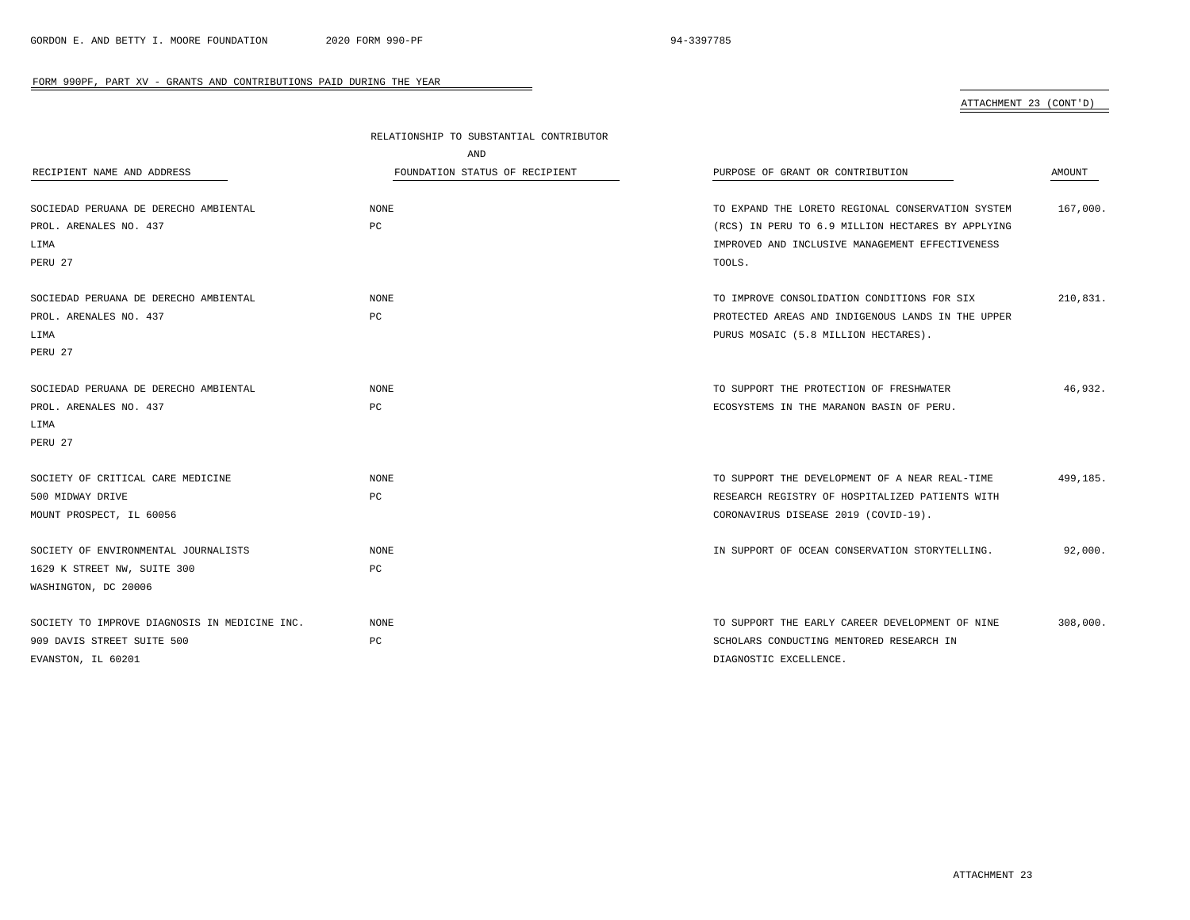FORM 990PF, PART XV - GRANTS AND CONTRIBUTIONS PAID DURING THE YEAR

ATTACHMENT 23 (CONT'D)

| RECIPIENT NAME AND ADDRESS | RELATIONSHIP TO SUBSTANTIAL CONTRIBUTOR AND FOUNDATION STATUS OF RECIPIENT | PURPOSE OF GRANT OR CONTRIBUTION | AMOUNT |
|---|---|---|---|
| SOCIEDAD PERUANA DE DERECHO AMBIENTAL<br>PROL. ARENALES NO. 437<br>LIMA<br>PERU 27 | NONE<br>PC | TO EXPAND THE LORETO REGIONAL CONSERVATION SYSTEM (RCS) IN PERU TO 6.9 MILLION HECTARES BY APPLYING IMPROVED AND INCLUSIVE MANAGEMENT EFFECTIVENESS TOOLS. | 167,000. |
| SOCIEDAD PERUANA DE DERECHO AMBIENTAL<br>PROL. ARENALES NO. 437<br>LIMA<br>PERU 27 | NONE<br>PC | TO IMPROVE CONSOLIDATION CONDITIONS FOR SIX PROTECTED AREAS AND INDIGENOUS LANDS IN THE UPPER PURUS MOSAIC (5.8 MILLION HECTARES). | 210,831. |
| SOCIEDAD PERUANA DE DERECHO AMBIENTAL<br>PROL. ARENALES NO. 437<br>LIMA<br>PERU 27 | NONE<br>PC | TO SUPPORT THE PROTECTION OF FRESHWATER ECOSYSTEMS IN THE MARANON BASIN OF PERU. | 46,932. |
| SOCIETY OF CRITICAL CARE MEDICINE<br>500 MIDWAY DRIVE<br>MOUNT PROSPECT, IL 60056 | NONE<br>PC | TO SUPPORT THE DEVELOPMENT OF A NEAR REAL-TIME RESEARCH REGISTRY OF HOSPITALIZED PATIENTS WITH CORONAVIRUS DISEASE 2019 (COVID-19). | 499,185. |
| SOCIETY OF ENVIRONMENTAL JOURNALISTS<br>1629 K STREET NW, SUITE 300<br>WASHINGTON, DC 20006 | NONE<br>PC | IN SUPPORT OF OCEAN CONSERVATION STORYTELLING. | 92,000. |
| SOCIETY TO IMPROVE DIAGNOSIS IN MEDICINE INC.<br>909 DAVIS STREET SUITE 500<br>EVANSTON, IL 60201 | NONE<br>PC | TO SUPPORT THE EARLY CAREER DEVELOPMENT OF NINE SCHOLARS CONDUCTING MENTORED RESEARCH IN DIAGNOSTIC EXCELLENCE. | 308,000. |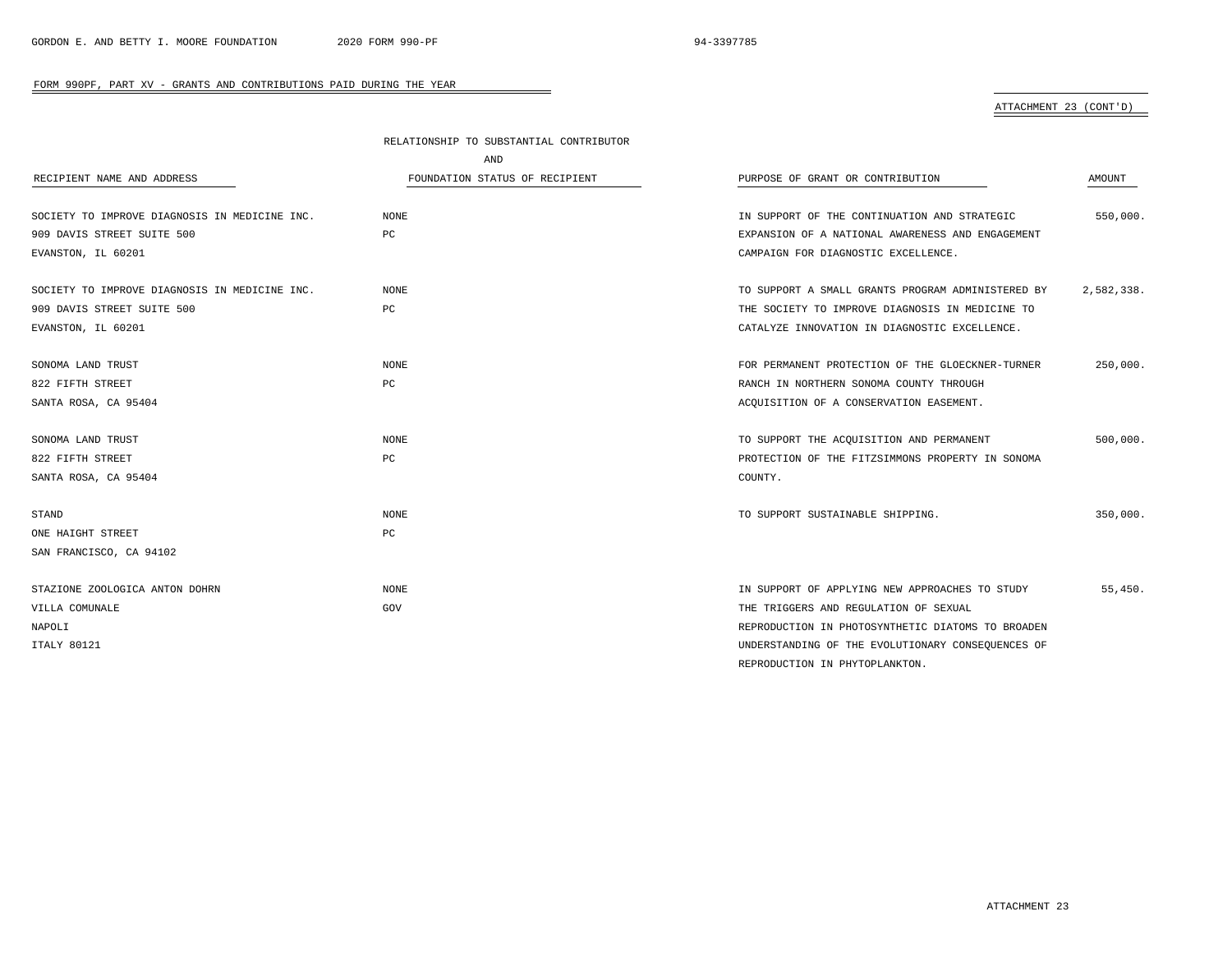FORM 990PF, PART XV - GRANTS AND CONTRIBUTIONS PAID DURING THE YEAR

ATTACHMENT 23 (CONT'D)

| RECIPIENT NAME AND ADDRESS | RELATIONSHIP TO SUBSTANTIAL CONTRIBUTOR AND FOUNDATION STATUS OF RECIPIENT | PURPOSE OF GRANT OR CONTRIBUTION | AMOUNT |
|---|---|---|---|
| SOCIETY TO IMPROVE DIAGNOSIS IN MEDICINE INC.<br>909 DAVIS STREET SUITE 500<br>EVANSTON, IL 60201 | NONE<br>PC | IN SUPPORT OF THE CONTINUATION AND STRATEGIC EXPANSION OF A NATIONAL AWARENESS AND ENGAGEMENT CAMPAIGN FOR DIAGNOSTIC EXCELLENCE. | 550,000. |
| SOCIETY TO IMPROVE DIAGNOSIS IN MEDICINE INC.<br>909 DAVIS STREET SUITE 500<br>EVANSTON, IL 60201 | NONE<br>PC | TO SUPPORT A SMALL GRANTS PROGRAM ADMINISTERED BY THE SOCIETY TO IMPROVE DIAGNOSIS IN MEDICINE TO CATALYZE INNOVATION IN DIAGNOSTIC EXCELLENCE. | 2,582,338. |
| SONOMA LAND TRUST<br>822 FIFTH STREET<br>SANTA ROSA, CA 95404 | NONE<br>PC | FOR PERMANENT PROTECTION OF THE GLOECKNER-TURNER RANCH IN NORTHERN SONOMA COUNTY THROUGH ACQUISITION OF A CONSERVATION EASEMENT. | 250,000. |
| SONOMA LAND TRUST<br>822 FIFTH STREET<br>SANTA ROSA, CA 95404 | NONE<br>PC | TO SUPPORT THE ACQUISITION AND PERMANENT PROTECTION OF THE FITZSIMMONS PROPERTY IN SONOMA COUNTY. | 500,000. |
| STAND<br>ONE HAIGHT STREET<br>SAN FRANCISCO, CA 94102 | NONE<br>PC | TO SUPPORT SUSTAINABLE SHIPPING. | 350,000. |
| STAZIONE ZOOLOGICA ANTON DOHRN<br>VILLA COMUNALE<br>NAPOLI<br>ITALY 80121 | NONE<br>GOV | IN SUPPORT OF APPLYING NEW APPROACHES TO STUDY THE TRIGGERS AND REGULATION OF SEXUAL REPRODUCTION IN PHOTOSYNTHETIC DIATOMS TO BROADEN UNDERSTANDING OF THE EVOLUTIONARY CONSEQUENCES OF REPRODUCTION IN PHYTOPLANKTON. | 55,450. |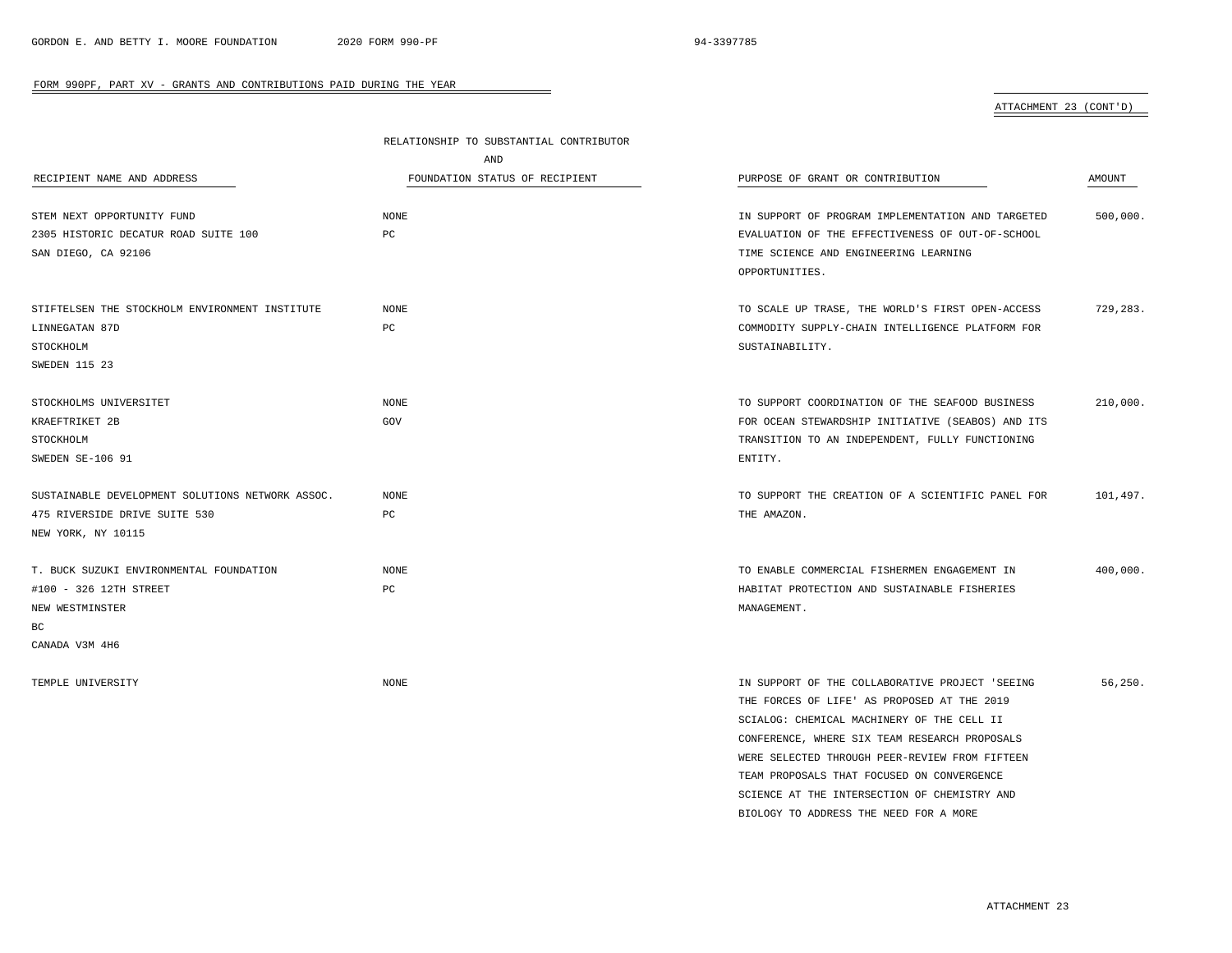FORM 990PF, PART XV - GRANTS AND CONTRIBUTIONS PAID DURING THE YEAR

ATTACHMENT 23 (CONT'D)

| RECIPIENT NAME AND ADDRESS | RELATIONSHIP TO SUBSTANTIAL CONTRIBUTOR AND FOUNDATION STATUS OF RECIPIENT | PURPOSE OF GRANT OR CONTRIBUTION | AMOUNT |
|---|---|---|---|
| STEM NEXT OPPORTUNITY FUND<br>2305 HISTORIC DECATUR ROAD SUITE 100<br>SAN DIEGO, CA 92106 | NONE<br>PC | IN SUPPORT OF PROGRAM IMPLEMENTATION AND TARGETED EVALUATION OF THE EFFECTIVENESS OF OUT-OF-SCHOOL TIME SCIENCE AND ENGINEERING LEARNING OPPORTUNITIES. | 500,000. |
| STIFTELSEN THE STOCKHOLM ENVIRONMENT INSTITUTE<br>LINNEGATAN 87D<br>STOCKHOLM<br>SWEDEN 115 23 | NONE<br>PC | TO SCALE UP TRASE, THE WORLD'S FIRST OPEN-ACCESS COMMODITY SUPPLY-CHAIN INTELLIGENCE PLATFORM FOR SUSTAINABILITY. | 729,283. |
| STOCKHOLMS UNIVERSITET<br>KRAEFTRIKET 2B<br>STOCKHOLM<br>SWEDEN SE-106 91 | NONE<br>GOV | TO SUPPORT COORDINATION OF THE SEAFOOD BUSINESS FOR OCEAN STEWARDSHIP INITIATIVE (SEABOS) AND ITS TRANSITION TO AN INDEPENDENT, FULLY FUNCTIONING ENTITY. | 210,000. |
| SUSTAINABLE DEVELOPMENT SOLUTIONS NETWORK ASSOC.<br>475 RIVERSIDE DRIVE SUITE 530<br>NEW YORK, NY 10115 | NONE<br>PC | TO SUPPORT THE CREATION OF A SCIENTIFIC PANEL FOR THE AMAZON. | 101,497. |
| T. BUCK SUZUKI ENVIRONMENTAL FOUNDATION<br>#100 - 326 12TH STREET<br>NEW WESTMINSTER<br>BC<br>CANADA V3M 4H6 | NONE<br>PC | TO ENABLE COMMERCIAL FISHERMEN ENGAGEMENT IN HABITAT PROTECTION AND SUSTAINABLE FISHERIES MANAGEMENT. | 400,000. |
| TEMPLE UNIVERSITY | NONE | IN SUPPORT OF THE COLLABORATIVE PROJECT 'SEEING THE FORCES OF LIFE' AS PROPOSED AT THE 2019 SCIALOG: CHEMICAL MACHINERY OF THE CELL II CONFERENCE, WHERE SIX TEAM RESEARCH PROPOSALS WERE SELECTED THROUGH PEER-REVIEW FROM FIFTEEN TEAM PROPOSALS THAT FOCUSED ON CONVERGENCE SCIENCE AT THE INTERSECTION OF CHEMISTRY AND BIOLOGY TO ADDRESS THE NEED FOR A MORE | 56,250. |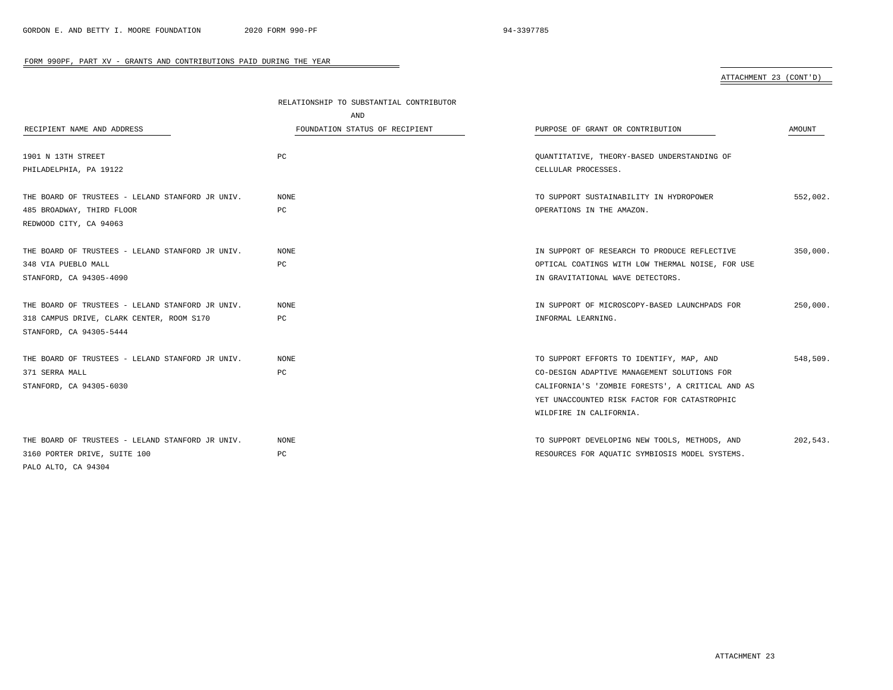FORM 990PF, PART XV - GRANTS AND CONTRIBUTIONS PAID DURING THE YEAR

ATTACHMENT 23 (CONT'D)

| RECIPIENT NAME AND ADDRESS | RELATIONSHIP TO SUBSTANTIAL CONTRIBUTOR AND FOUNDATION STATUS OF RECIPIENT | PURPOSE OF GRANT OR CONTRIBUTION | AMOUNT |
|---|---|---|---|
| 1901 N 13TH STREET<br>PHILADELPHIA, PA 19122 | PC | QUANTITATIVE, THEORY-BASED UNDERSTANDING OF CELLULAR PROCESSES. | |
| THE BOARD OF TRUSTEES - LELAND STANFORD JR UNIV.<br>485 BROADWAY, THIRD FLOOR<br>REDWOOD CITY, CA 94063 | NONE<br>PC | TO SUPPORT SUSTAINABILITY IN HYDROPOWER OPERATIONS IN THE AMAZON. | 552,002. |
| THE BOARD OF TRUSTEES - LELAND STANFORD JR UNIV.<br>348 VIA PUEBLO MALL<br>STANFORD, CA 94305-4090 | NONE<br>PC | IN SUPPORT OF RESEARCH TO PRODUCE REFLECTIVE OPTICAL COATINGS WITH LOW THERMAL NOISE, FOR USE IN GRAVITATIONAL WAVE DETECTORS. | 350,000. |
| THE BOARD OF TRUSTEES - LELAND STANFORD JR UNIV.<br>318 CAMPUS DRIVE, CLARK CENTER, ROOM S170<br>STANFORD, CA 94305-5444 | NONE<br>PC | IN SUPPORT OF MICROSCOPY-BASED LAUNCHPADS FOR INFORMAL LEARNING. | 250,000. |
| THE BOARD OF TRUSTEES - LELAND STANFORD JR UNIV.<br>371 SERRA MALL<br>STANFORD, CA 94305-6030 | NONE<br>PC | TO SUPPORT EFFORTS TO IDENTIFY, MAP, AND CO-DESIGN ADAPTIVE MANAGEMENT SOLUTIONS FOR CALIFORNIA'S 'ZOMBIE FORESTS', A CRITICAL AND AS YET UNACCOUNTED RISK FACTOR FOR CATASTROPHIC WILDFIRE IN CALIFORNIA. | 548,509. |
| THE BOARD OF TRUSTEES - LELAND STANFORD JR UNIV.<br>3160 PORTER DRIVE, SUITE 100<br>PALO ALTO, CA 94304 | NONE<br>PC | TO SUPPORT DEVELOPING NEW TOOLS, METHODS, AND RESOURCES FOR AQUATIC SYMBIOSIS MODEL SYSTEMS. | 202,543. |

ATTACHMENT 23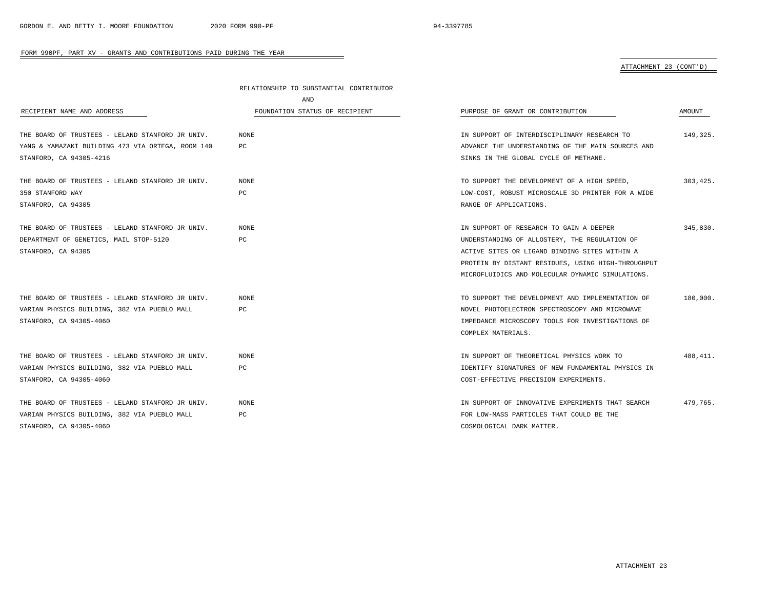FORM 990PF, PART XV - GRANTS AND CONTRIBUTIONS PAID DURING THE YEAR

ATTACHMENT 23 (CONT'D)

| RECIPIENT NAME AND ADDRESS | RELATIONSHIP TO SUBSTANTIAL CONTRIBUTOR AND FOUNDATION STATUS OF RECIPIENT | PURPOSE OF GRANT OR CONTRIBUTION | AMOUNT |
|---|---|---|---|
| THE BOARD OF TRUSTEES - LELAND STANFORD JR UNIV. YANG & YAMAZAKI BUILDING 473 VIA ORTEGA, ROOM 140 STANFORD, CA 94305-4216 | NONE PC | IN SUPPORT OF INTERDISCIPLINARY RESEARCH TO ADVANCE THE UNDERSTANDING OF THE MAIN SOURCES AND SINKS IN THE GLOBAL CYCLE OF METHANE. | 149,325. |
| THE BOARD OF TRUSTEES - LELAND STANFORD JR UNIV. 350 STANFORD WAY STANFORD, CA 94305 | NONE PC | TO SUPPORT THE DEVELOPMENT OF A HIGH SPEED, LOW-COST, ROBUST MICROSCALE 3D PRINTER FOR A WIDE RANGE OF APPLICATIONS. | 303,425. |
| THE BOARD OF TRUSTEES - LELAND STANFORD JR UNIV. DEPARTMENT OF GENETICS, MAIL STOP-5120 STANFORD, CA 94305 | NONE PC | IN SUPPORT OF RESEARCH TO GAIN A DEEPER UNDERSTANDING OF ALLOSTERY, THE REGULATION OF ACTIVE SITES OR LIGAND BINDING SITES WITHIN A PROTEIN BY DISTANT RESIDUES, USING HIGH-THROUGHPUT MICROFLUIDICS AND MOLECULAR DYNAMIC SIMULATIONS. | 345,830. |
| THE BOARD OF TRUSTEES - LELAND STANFORD JR UNIV. VARIAN PHYSICS BUILDING, 382 VIA PUEBLO MALL STANFORD, CA 94305-4060 | NONE PC | TO SUPPORT THE DEVELOPMENT AND IMPLEMENTATION OF NOVEL PHOTOELECTRON SPECTROSCOPY AND MICROWAVE IMPEDANCE MICROSCOPY TOOLS FOR INVESTIGATIONS OF COMPLEX MATERIALS. | 180,000. |
| THE BOARD OF TRUSTEES - LELAND STANFORD JR UNIV. VARIAN PHYSICS BUILDING, 382 VIA PUEBLO MALL STANFORD, CA 94305-4060 | NONE PC | IN SUPPORT OF THEORETICAL PHYSICS WORK TO IDENTIFY SIGNATURES OF NEW FUNDAMENTAL PHYSICS IN COST-EFFECTIVE PRECISION EXPERIMENTS. | 488,411. |
| THE BOARD OF TRUSTEES - LELAND STANFORD JR UNIV. VARIAN PHYSICS BUILDING, 382 VIA PUEBLO MALL STANFORD, CA 94305-4060 | NONE PC | IN SUPPORT OF INNOVATIVE EXPERIMENTS THAT SEARCH FOR LOW-MASS PARTICLES THAT COULD BE THE COSMOLOGICAL DARK MATTER. | 479,765. |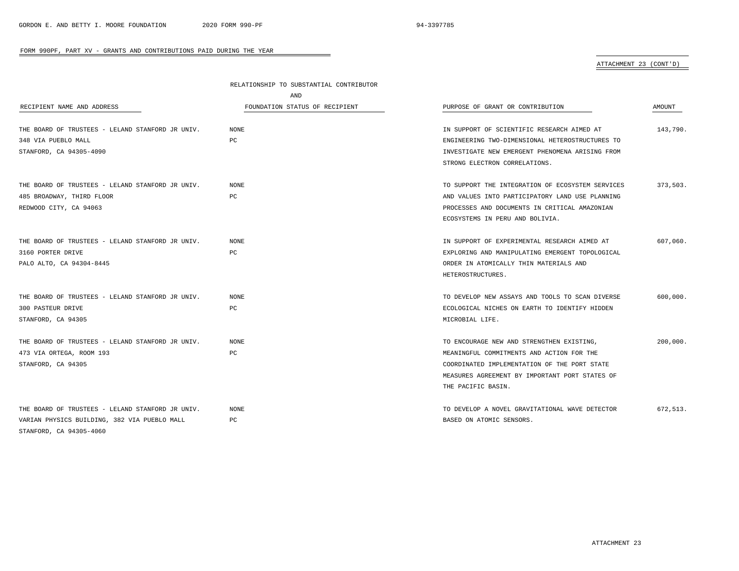FORM 990PF, PART XV - GRANTS AND CONTRIBUTIONS PAID DURING THE YEAR

ATTACHMENT 23 (CONT'D)

| RECIPIENT NAME AND ADDRESS | RELATIONSHIP TO SUBSTANTIAL CONTRIBUTOR AND FOUNDATION STATUS OF RECIPIENT | PURPOSE OF GRANT OR CONTRIBUTION | AMOUNT |
|---|---|---|---|
| THE BOARD OF TRUSTEES - LELAND STANFORD JR UNIV. 348 VIA PUEBLO MALL STANFORD, CA 94305-4090 | NONE PC | IN SUPPORT OF SCIENTIFIC RESEARCH AIMED AT ENGINEERING TWO-DIMENSIONAL HETEROSTRUCTURES TO INVESTIGATE NEW EMERGENT PHENOMENA ARISING FROM STRONG ELECTRON CORRELATIONS. | 143,790. |
| THE BOARD OF TRUSTEES - LELAND STANFORD JR UNIV. 485 BROADWAY, THIRD FLOOR REDWOOD CITY, CA 94063 | NONE PC | TO SUPPORT THE INTEGRATION OF ECOSYSTEM SERVICES AND VALUES INTO PARTICIPATORY LAND USE PLANNING PROCESSES AND DOCUMENTS IN CRITICAL AMAZONIAN ECOSYSTEMS IN PERU AND BOLIVIA. | 373,503. |
| THE BOARD OF TRUSTEES - LELAND STANFORD JR UNIV. 3160 PORTER DRIVE PALO ALTO, CA 94304-8445 | NONE PC | IN SUPPORT OF EXPERIMENTAL RESEARCH AIMED AT EXPLORING AND MANIPULATING EMERGENT TOPOLOGICAL ORDER IN ATOMICALLY THIN MATERIALS AND HETEROSTRUCTURES. | 607,060. |
| THE BOARD OF TRUSTEES - LELAND STANFORD JR UNIV. 300 PASTEUR DRIVE STANFORD, CA 94305 | NONE PC | TO DEVELOP NEW ASSAYS AND TOOLS TO SCAN DIVERSE ECOLOGICAL NICHES ON EARTH TO IDENTIFY HIDDEN MICROBIAL LIFE. | 600,000. |
| THE BOARD OF TRUSTEES - LELAND STANFORD JR UNIV. 473 VIA ORTEGA, ROOM 193 STANFORD, CA 94305 | NONE PC | TO ENCOURAGE NEW AND STRENGTHEN EXISTING, MEANINGFUL COMMITMENTS AND ACTION FOR THE COORDINATED IMPLEMENTATION OF THE PORT STATE MEASURES AGREEMENT BY IMPORTANT PORT STATES OF THE PACIFIC BASIN. | 200,000. |
| THE BOARD OF TRUSTEES - LELAND STANFORD JR UNIV. VARIAN PHYSICS BUILDING, 382 VIA PUEBLO MALL STANFORD, CA 94305-4060 | NONE PC | TO DEVELOP A NOVEL GRAVITATIONAL WAVE DETECTOR BASED ON ATOMIC SENSORS. | 672,513. |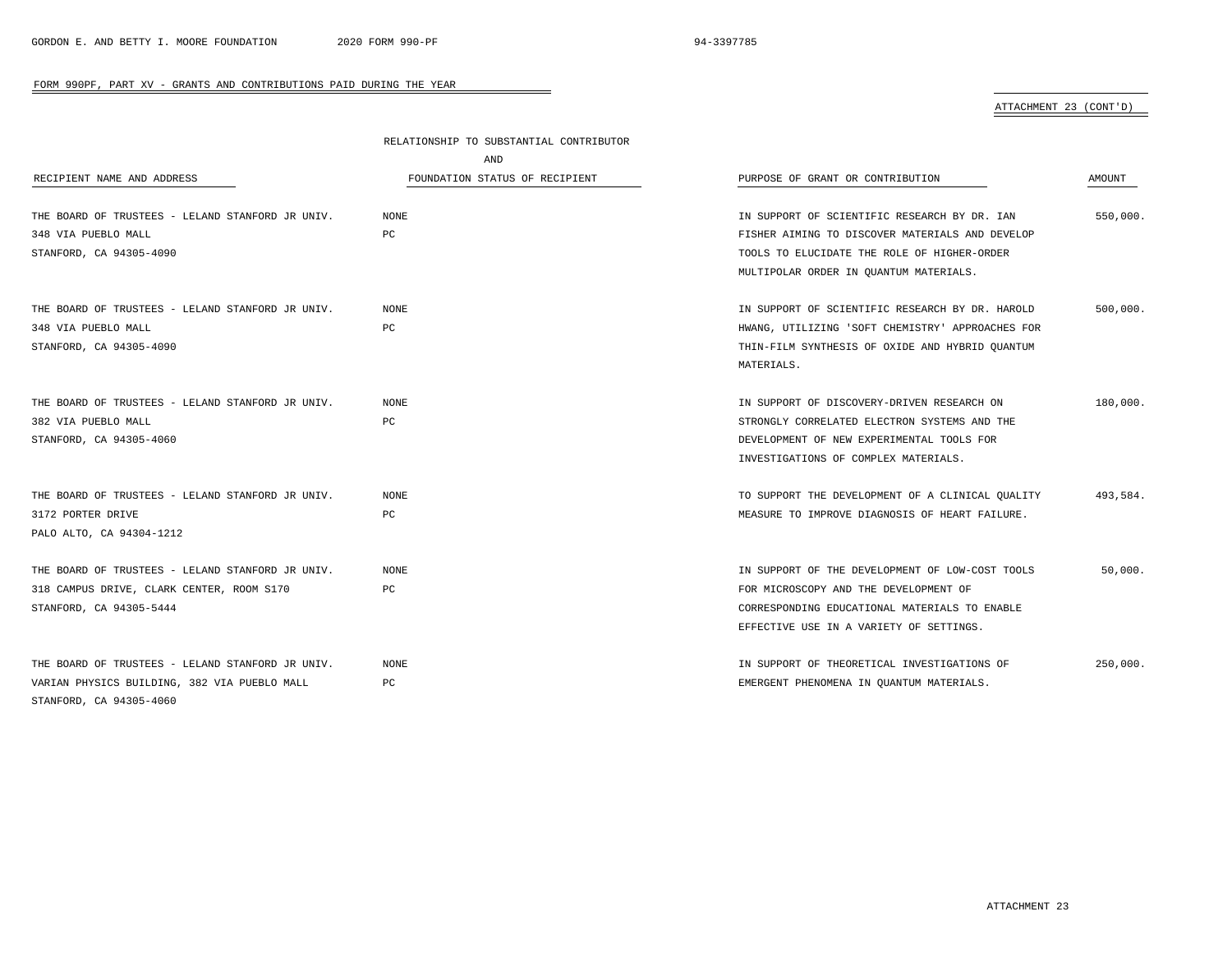FORM 990PF, PART XV - GRANTS AND CONTRIBUTIONS PAID DURING THE YEAR

ATTACHMENT 23 (CONT'D)

| RECIPIENT NAME AND ADDRESS | RELATIONSHIP TO SUBSTANTIAL CONTRIBUTOR AND FOUNDATION STATUS OF RECIPIENT | PURPOSE OF GRANT OR CONTRIBUTION | AMOUNT |
|---|---|---|---|
| THE BOARD OF TRUSTEES - LELAND STANFORD JR UNIV.<br>348 VIA PUEBLO MALL<br>STANFORD, CA 94305-4090 | NONE<br>PC | IN SUPPORT OF SCIENTIFIC RESEARCH BY DR. IAN FISHER AIMING TO DISCOVER MATERIALS AND DEVELOP TOOLS TO ELUCIDATE THE ROLE OF HIGHER-ORDER MULTIPOLAR ORDER IN QUANTUM MATERIALS. | 550,000. |
| THE BOARD OF TRUSTEES - LELAND STANFORD JR UNIV.<br>348 VIA PUEBLO MALL<br>STANFORD, CA 94305-4090 | NONE<br>PC | IN SUPPORT OF SCIENTIFIC RESEARCH BY DR. HAROLD HWANG, UTILIZING 'SOFT CHEMISTRY' APPROACHES FOR THIN-FILM SYNTHESIS OF OXIDE AND HYBRID QUANTUM MATERIALS. | 500,000. |
| THE BOARD OF TRUSTEES - LELAND STANFORD JR UNIV.<br>382 VIA PUEBLO MALL<br>STANFORD, CA 94305-4060 | NONE<br>PC | IN SUPPORT OF DISCOVERY-DRIVEN RESEARCH ON STRONGLY CORRELATED ELECTRON SYSTEMS AND THE DEVELOPMENT OF NEW EXPERIMENTAL TOOLS FOR INVESTIGATIONS OF COMPLEX MATERIALS. | 180,000. |
| THE BOARD OF TRUSTEES - LELAND STANFORD JR UNIV.<br>3172 PORTER DRIVE<br>PALO ALTO, CA 94304-1212 | NONE<br>PC | TO SUPPORT THE DEVELOPMENT OF A CLINICAL QUALITY MEASURE TO IMPROVE DIAGNOSIS OF HEART FAILURE. | 493,584. |
| THE BOARD OF TRUSTEES - LELAND STANFORD JR UNIV.<br>318 CAMPUS DRIVE, CLARK CENTER, ROOM S170<br>STANFORD, CA 94305-5444 | NONE<br>PC | IN SUPPORT OF THE DEVELOPMENT OF LOW-COST TOOLS FOR MICROSCOPY AND THE DEVELOPMENT OF CORRESPONDING EDUCATIONAL MATERIALS TO ENABLE EFFECTIVE USE IN A VARIETY OF SETTINGS. | 50,000. |
| THE BOARD OF TRUSTEES - LELAND STANFORD JR UNIV.<br>VARIAN PHYSICS BUILDING, 382 VIA PUEBLO MALL<br>STANFORD, CA 94305-4060 | NONE<br>PC | IN SUPPORT OF THEORETICAL INVESTIGATIONS OF EMERGENT PHENOMENA IN QUANTUM MATERIALS. | 250,000. |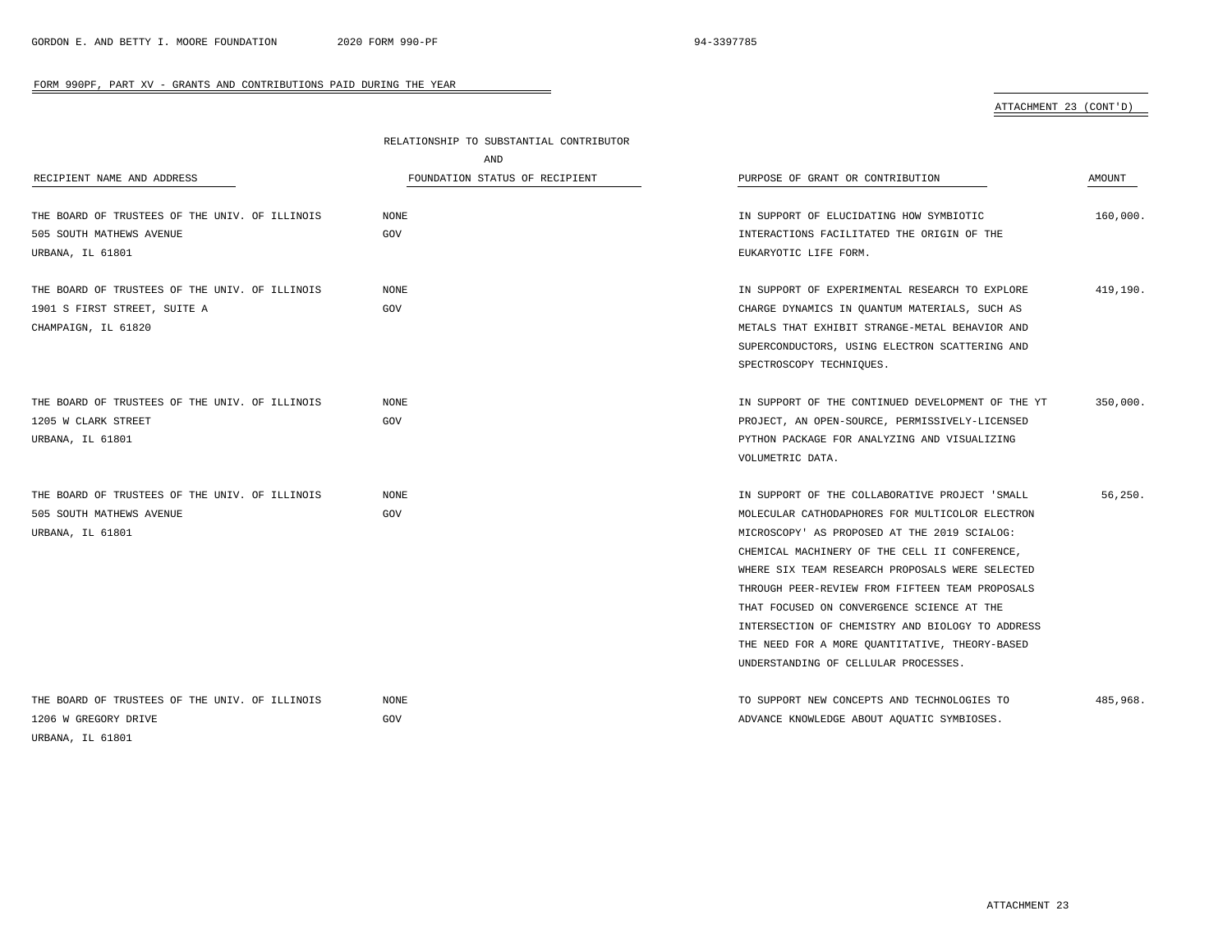FORM 990PF, PART XV - GRANTS AND CONTRIBUTIONS PAID DURING THE YEAR

ATTACHMENT 23 (CONT'D)

| RECIPIENT NAME AND ADDRESS | RELATIONSHIP TO SUBSTANTIAL CONTRIBUTOR AND FOUNDATION STATUS OF RECIPIENT | PURPOSE OF GRANT OR CONTRIBUTION | AMOUNT |
|---|---|---|---|
| THE BOARD OF TRUSTEES OF THE UNIV. OF ILLINOIS 505 SOUTH MATHEWS AVENUE URBANA, IL 61801 | NONE GOV | IN SUPPORT OF ELUCIDATING HOW SYMBIOTIC INTERACTIONS FACILITATED THE ORIGIN OF THE EUKARYOTIC LIFE FORM. | 160,000. |
| THE BOARD OF TRUSTEES OF THE UNIV. OF ILLINOIS 1901 S FIRST STREET, SUITE A CHAMPAIGN, IL 61820 | NONE GOV | IN SUPPORT OF EXPERIMENTAL RESEARCH TO EXPLORE CHARGE DYNAMICS IN QUANTUM MATERIALS, SUCH AS METALS THAT EXHIBIT STRANGE-METAL BEHAVIOR AND SUPERCONDUCTORS, USING ELECTRON SCATTERING AND SPECTROSCOPY TECHNIQUES. | 419,190. |
| THE BOARD OF TRUSTEES OF THE UNIV. OF ILLINOIS 1205 W CLARK STREET URBANA, IL 61801 | NONE GOV | IN SUPPORT OF THE CONTINUED DEVELOPMENT OF THE YT PROJECT, AN OPEN-SOURCE, PERMISSIVELY-LICENSED PYTHON PACKAGE FOR ANALYZING AND VISUALIZING VOLUMETRIC DATA. | 350,000. |
| THE BOARD OF TRUSTEES OF THE UNIV. OF ILLINOIS 505 SOUTH MATHEWS AVENUE URBANA, IL 61801 | NONE GOV | IN SUPPORT OF THE COLLABORATIVE PROJECT 'SMALL MOLECULAR CATHODAPHORES FOR MULTICOLOR ELECTRON MICROSCOPY' AS PROPOSED AT THE 2019 SCIALOG: CHEMICAL MACHINERY OF THE CELL II CONFERENCE, WHERE SIX TEAM RESEARCH PROPOSALS WERE SELECTED THROUGH PEER-REVIEW FROM FIFTEEN TEAM PROPOSALS THAT FOCUSED ON CONVERGENCE SCIENCE AT THE INTERSECTION OF CHEMISTRY AND BIOLOGY TO ADDRESS THE NEED FOR A MORE QUANTITATIVE, THEORY-BASED UNDERSTANDING OF CELLULAR PROCESSES. | 56,250. |
| THE BOARD OF TRUSTEES OF THE UNIV. OF ILLINOIS 1206 W GREGORY DRIVE URBANA, IL 61801 | NONE GOV | TO SUPPORT NEW CONCEPTS AND TECHNOLOGIES TO ADVANCE KNOWLEDGE ABOUT AQUATIC SYMBIOSES. | 485,968. |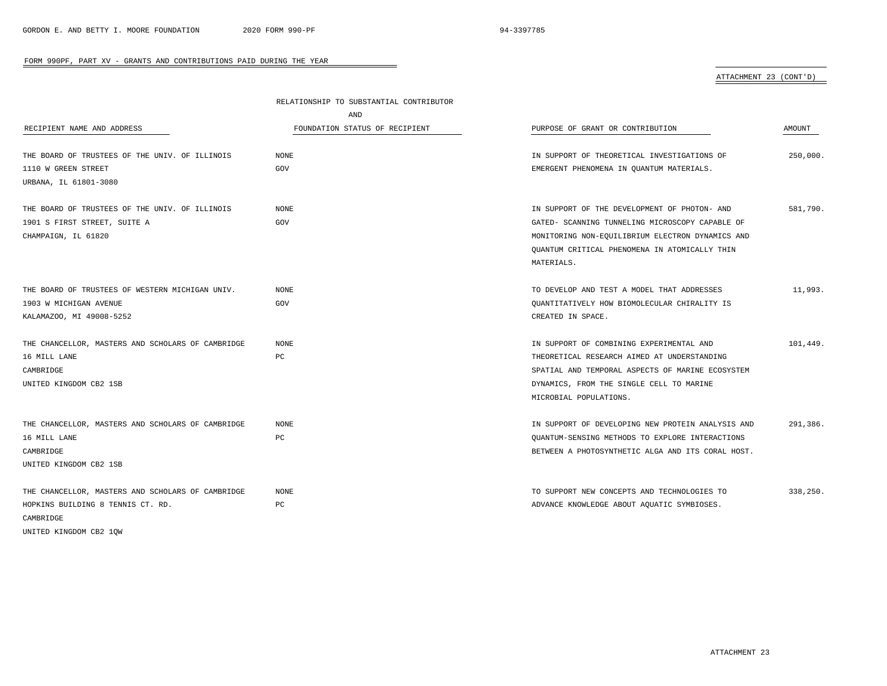FORM 990PF, PART XV - GRANTS AND CONTRIBUTIONS PAID DURING THE YEAR

ATTACHMENT 23 (CONT'D)

| RECIPIENT NAME AND ADDRESS | RELATIONSHIP TO SUBSTANTIAL CONTRIBUTOR AND FOUNDATION STATUS OF RECIPIENT | PURPOSE OF GRANT OR CONTRIBUTION | AMOUNT |
|---|---|---|---|
| THE BOARD OF TRUSTEES OF THE UNIV. OF ILLINOIS<br>1110 W GREEN STREET<br>URBANA, IL 61801-3080 | NONE<br>GOV | IN SUPPORT OF THEORETICAL INVESTIGATIONS OF EMERGENT PHENOMENA IN QUANTUM MATERIALS. | 250,000. |
| THE BOARD OF TRUSTEES OF THE UNIV. OF ILLINOIS<br>1901 S FIRST STREET, SUITE A<br>CHAMPAIGN, IL 61820 | NONE<br>GOV | IN SUPPORT OF THE DEVELOPMENT OF PHOTON- AND GATED- SCANNING TUNNELING MICROSCOPY CAPABLE OF MONITORING NON-EQUILIBRIUM ELECTRON DYNAMICS AND QUANTUM CRITICAL PHENOMENA IN ATOMICALLY THIN MATERIALS. | 581,790. |
| THE BOARD OF TRUSTEES OF WESTERN MICHIGAN UNIV.<br>1903 W MICHIGAN AVENUE<br>KALAMAZOO, MI 49008-5252 | NONE<br>GOV | TO DEVELOP AND TEST A MODEL THAT ADDRESSES QUANTITATIVELY HOW BIOMOLECULAR CHIRALITY IS CREATED IN SPACE. | 11,993. |
| THE CHANCELLOR, MASTERS AND SCHOLARS OF CAMBRIDGE<br>16 MILL LANE<br>CAMBRIDGE<br>UNITED KINGDOM CB2 1SB | NONE<br>PC | IN SUPPORT OF COMBINING EXPERIMENTAL AND THEORETICAL RESEARCH AIMED AT UNDERSTANDING SPATIAL AND TEMPORAL ASPECTS OF MARINE ECOSYSTEM DYNAMICS, FROM THE SINGLE CELL TO MARINE MICROBIAL POPULATIONS. | 101,449. |
| THE CHANCELLOR, MASTERS AND SCHOLARS OF CAMBRIDGE<br>16 MILL LANE<br>CAMBRIDGE<br>UNITED KINGDOM CB2 1SB | NONE<br>PC | IN SUPPORT OF DEVELOPING NEW PROTEIN ANALYSIS AND QUANTUM-SENSING METHODS TO EXPLORE INTERACTIONS BETWEEN A PHOTOSYNTHETIC ALGA AND ITS CORAL HOST. | 291,386. |
| THE CHANCELLOR, MASTERS AND SCHOLARS OF CAMBRIDGE<br>HOPKINS BUILDING 8 TENNIS CT. RD.<br>CAMBRIDGE<br>UNITED KINGDOM CB2 1QW | NONE<br>PC | TO SUPPORT NEW CONCEPTS AND TECHNOLOGIES TO ADVANCE KNOWLEDGE ABOUT AQUATIC SYMBIOSES. | 338,250. |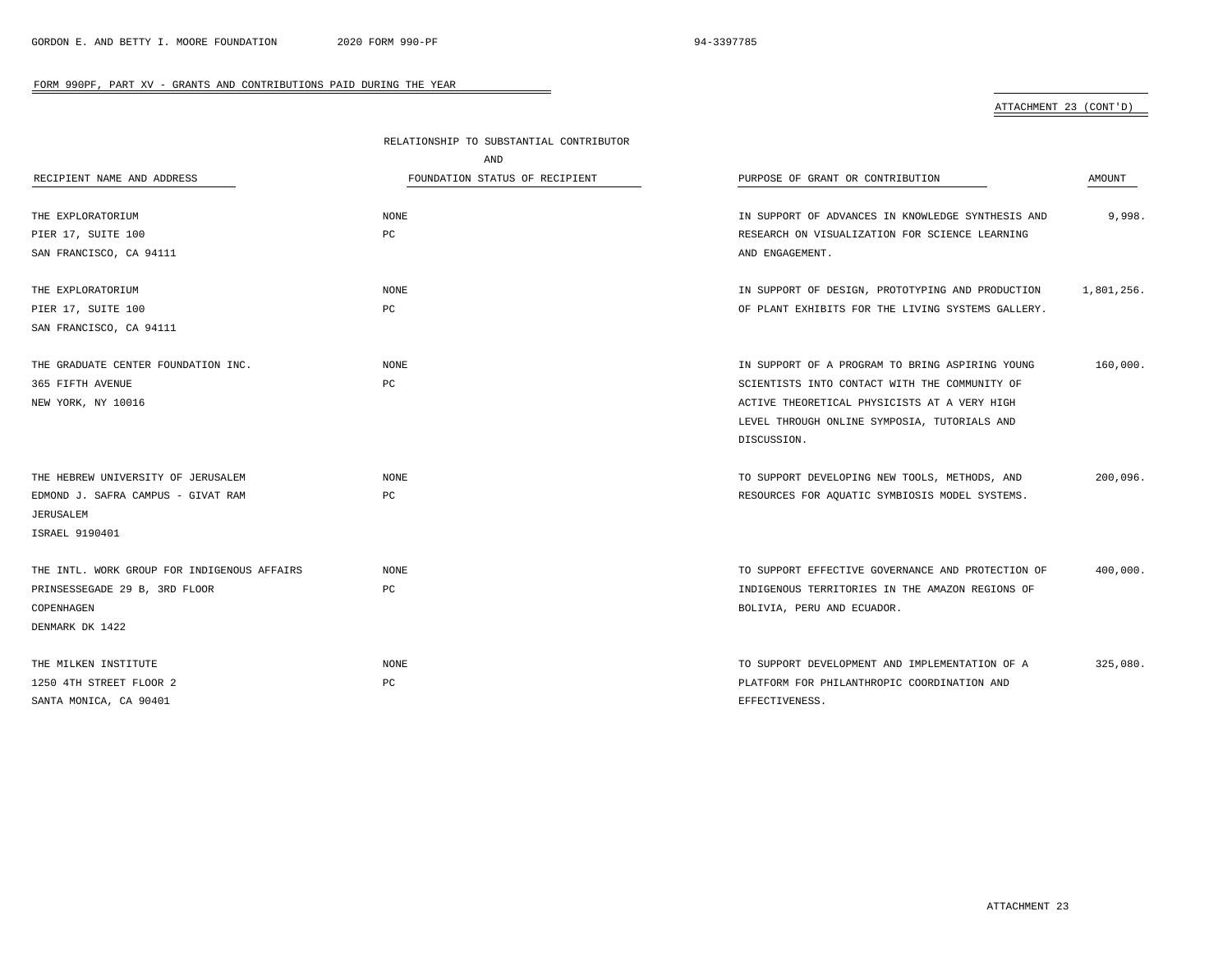FORM 990PF, PART XV - GRANTS AND CONTRIBUTIONS PAID DURING THE YEAR

ATTACHMENT 23 (CONT'D)

| RECIPIENT NAME AND ADDRESS | RELATIONSHIP TO SUBSTANTIAL CONTRIBUTOR AND FOUNDATION STATUS OF RECIPIENT | PURPOSE OF GRANT OR CONTRIBUTION | AMOUNT |
|---|---|---|---|
| THE EXPLORATORIUM<br>PIER 17, SUITE 100<br>SAN FRANCISCO, CA 94111 | NONE<br>PC | IN SUPPORT OF ADVANCES IN KNOWLEDGE SYNTHESIS AND RESEARCH ON VISUALIZATION FOR SCIENCE LEARNING AND ENGAGEMENT. | 9,998. |
| THE EXPLORATORIUM<br>PIER 17, SUITE 100<br>SAN FRANCISCO, CA 94111 | NONE<br>PC | IN SUPPORT OF DESIGN, PROTOTYPING AND PRODUCTION OF PLANT EXHIBITS FOR THE LIVING SYSTEMS GALLERY. | 1,801,256. |
| THE GRADUATE CENTER FOUNDATION INC.<br>365 FIFTH AVENUE<br>NEW YORK, NY 10016 | NONE<br>PC | IN SUPPORT OF A PROGRAM TO BRING ASPIRING YOUNG SCIENTISTS INTO CONTACT WITH THE COMMUNITY OF ACTIVE THEORETICAL PHYSICISTS AT A VERY HIGH LEVEL THROUGH ONLINE SYMPOSIA, TUTORIALS AND DISCUSSION. | 160,000. |
| THE HEBREW UNIVERSITY OF JERUSALEM<br>EDMOND J. SAFRA CAMPUS - GIVAT RAM<br>JERUSALEM<br>ISRAEL 9190401 | NONE<br>PC | TO SUPPORT DEVELOPING NEW TOOLS, METHODS, AND RESOURCES FOR AQUATIC SYMBIOSIS MODEL SYSTEMS. | 200,096. |
| THE INTL. WORK GROUP FOR INDIGENOUS AFFAIRS<br>PRINSESSEGADE 29 B, 3RD FLOOR<br>COPENHAGEN<br>DENMARK DK 1422 | NONE<br>PC | TO SUPPORT EFFECTIVE GOVERNANCE AND PROTECTION OF INDIGENOUS TERRITORIES IN THE AMAZON REGIONS OF BOLIVIA, PERU AND ECUADOR. | 400,000. |
| THE MILKEN INSTITUTE<br>1250 4TH STREET FLOOR 2<br>SANTA MONICA, CA 90401 | NONE<br>PC | TO SUPPORT DEVELOPMENT AND IMPLEMENTATION OF A PLATFORM FOR PHILANTHROPIC COORDINATION AND EFFECTIVENESS. | 325,080. |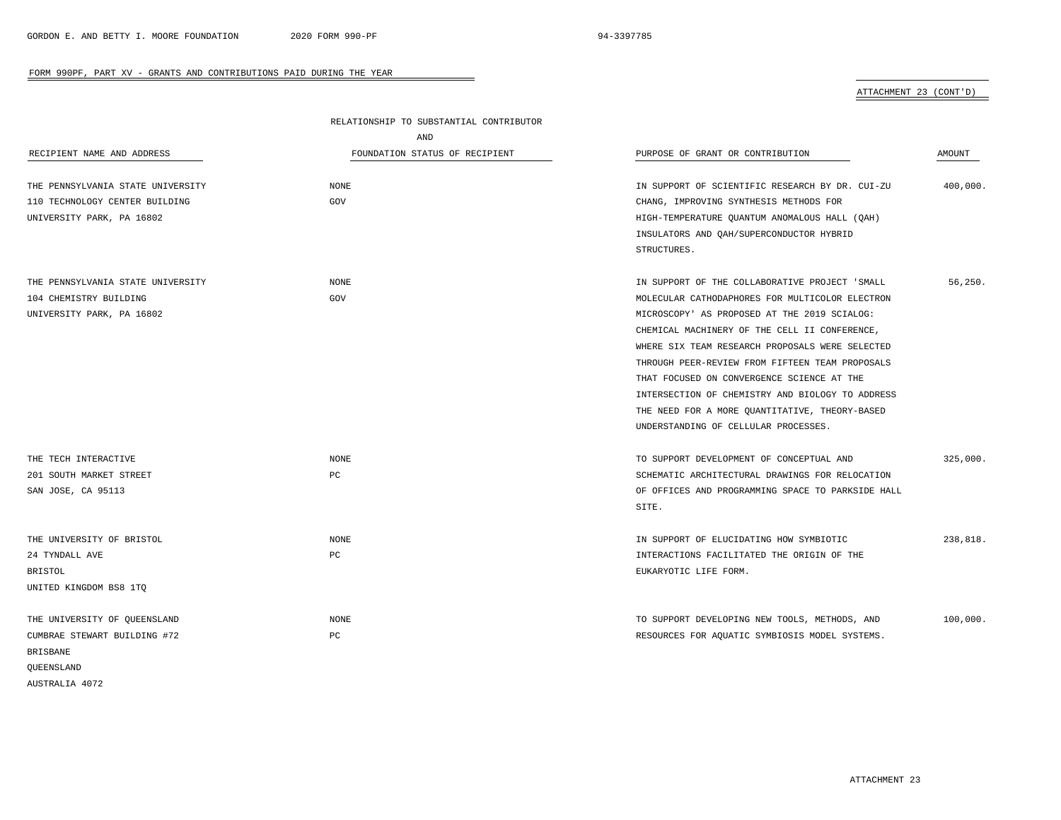FORM 990PF, PART XV - GRANTS AND CONTRIBUTIONS PAID DURING THE YEAR

ATTACHMENT 23 (CONT'D)

| RECIPIENT NAME AND ADDRESS | RELATIONSHIP TO SUBSTANTIAL CONTRIBUTOR AND FOUNDATION STATUS OF RECIPIENT | PURPOSE OF GRANT OR CONTRIBUTION | AMOUNT |
|---|---|---|---|
| THE PENNSYLVANIA STATE UNIVERSITY<br>110 TECHNOLOGY CENTER BUILDING<br>UNIVERSITY PARK, PA 16802 | NONE<br>GOV | IN SUPPORT OF SCIENTIFIC RESEARCH BY DR. CUI-ZU CHANG, IMPROVING SYNTHESIS METHODS FOR HIGH-TEMPERATURE QUANTUM ANOMALOUS HALL (QAH) INSULATORS AND QAH/SUPERCONDUCTOR HYBRID STRUCTURES. | 400,000. |
| THE PENNSYLVANIA STATE UNIVERSITY<br>104 CHEMISTRY BUILDING<br>UNIVERSITY PARK, PA 16802 | NONE<br>GOV | IN SUPPORT OF THE COLLABORATIVE PROJECT 'SMALL MOLECULAR CATHODAPHORES FOR MULTICOLOR ELECTRON MICROSCOPY' AS PROPOSED AT THE 2019 SCIALOG: CHEMICAL MACHINERY OF THE CELL II CONFERENCE, WHERE SIX TEAM RESEARCH PROPOSALS WERE SELECTED THROUGH PEER-REVIEW FROM FIFTEEN TEAM PROPOSALS THAT FOCUSED ON CONVERGENCE SCIENCE AT THE INTERSECTION OF CHEMISTRY AND BIOLOGY TO ADDRESS THE NEED FOR A MORE QUANTITATIVE, THEORY-BASED UNDERSTANDING OF CELLULAR PROCESSES. | 56,250. |
| THE TECH INTERACTIVE<br>201 SOUTH MARKET STREET<br>SAN JOSE, CA 95113 | NONE<br>PC | TO SUPPORT DEVELOPMENT OF CONCEPTUAL AND SCHEMATIC ARCHITECTURAL DRAWINGS FOR RELOCATION OF OFFICES AND PROGRAMMING SPACE TO PARKSIDE HALL SITE. | 325,000. |
| THE UNIVERSITY OF BRISTOL<br>24 TYNDALL AVE<br>BRISTOL<br>UNITED KINGDOM BS8 1TQ | NONE<br>PC | IN SUPPORT OF ELUCIDATING HOW SYMBIOTIC INTERACTIONS FACILITATED THE ORIGIN OF THE EUKARYOTIC LIFE FORM. | 238,818. |
| THE UNIVERSITY OF QUEENSLAND<br>CUMBRAE STEWART BUILDING #72<br>BRISBANE<br>QUEENSLAND<br>AUSTRALIA 4072 | NONE<br>PC | TO SUPPORT DEVELOPING NEW TOOLS, METHODS, AND RESOURCES FOR AQUATIC SYMBIOSIS MODEL SYSTEMS. | 100,000. |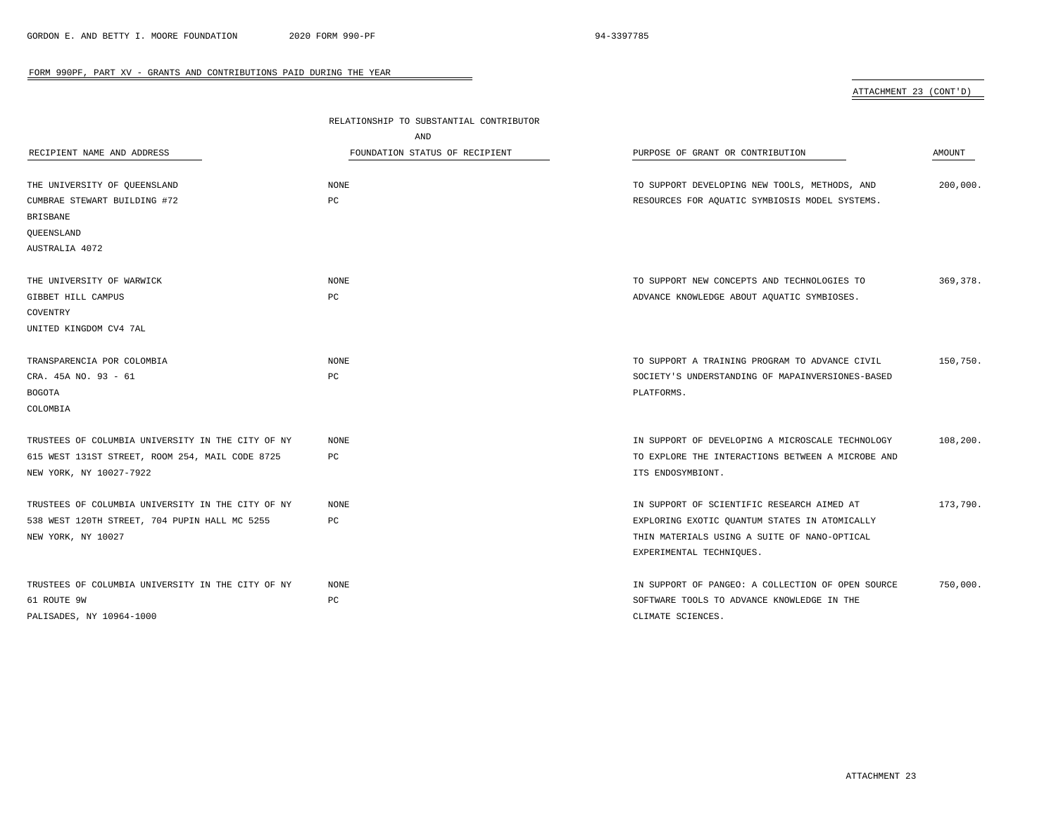FORM 990PF, PART XV - GRANTS AND CONTRIBUTIONS PAID DURING THE YEAR

ATTACHMENT 23 (CONT'D)

| RECIPIENT NAME AND ADDRESS | RELATIONSHIP TO SUBSTANTIAL CONTRIBUTOR AND FOUNDATION STATUS OF RECIPIENT | PURPOSE OF GRANT OR CONTRIBUTION | AMOUNT |
|---|---|---|---|
| THE UNIVERSITY OF QUEENSLAND<br>CUMBRAE STEWART BUILDING #72<br>BRISBANE<br>QUEENSLAND<br>AUSTRALIA 4072 | NONE<br>PC | TO SUPPORT DEVELOPING NEW TOOLS, METHODS, AND RESOURCES FOR AQUATIC SYMBIOSIS MODEL SYSTEMS. | 200,000. |
| THE UNIVERSITY OF WARWICK<br>GIBBET HILL CAMPUS<br>COVENTRY<br>UNITED KINGDOM CV4 7AL | NONE<br>PC | TO SUPPORT NEW CONCEPTS AND TECHNOLOGIES TO ADVANCE KNOWLEDGE ABOUT AQUATIC SYMBIOSES. | 369,378. |
| TRANSPARENCIA POR COLOMBIA<br>CRA. 45A NO. 93 - 61<br>BOGOTA<br>COLOMBIA | NONE<br>PC | TO SUPPORT A TRAINING PROGRAM TO ADVANCE CIVIL SOCIETY'S UNDERSTANDING OF MAPAINVERSIONES-BASED PLATFORMS. | 150,750. |
| TRUSTEES OF COLUMBIA UNIVERSITY IN THE CITY OF NY<br>615 WEST 131ST STREET, ROOM 254, MAIL CODE 8725<br>NEW YORK, NY 10027-7922 | NONE<br>PC | IN SUPPORT OF DEVELOPING A MICROSCALE TECHNOLOGY TO EXPLORE THE INTERACTIONS BETWEEN A MICROBE AND ITS ENDOSYMBIONT. | 108,200. |
| TRUSTEES OF COLUMBIA UNIVERSITY IN THE CITY OF NY<br>538 WEST 120TH STREET, 704 PUPIN HALL MC 5255<br>NEW YORK, NY 10027 | NONE<br>PC | IN SUPPORT OF SCIENTIFIC RESEARCH AIMED AT EXPLORING EXOTIC QUANTUM STATES IN ATOMICALLY THIN MATERIALS USING A SUITE OF NANO-OPTICAL EXPERIMENTAL TECHNIQUES. | 173,790. |
| TRUSTEES OF COLUMBIA UNIVERSITY IN THE CITY OF NY<br>61 ROUTE 9W<br>PALISADES, NY 10964-1000 | NONE<br>PC | IN SUPPORT OF PANGEO: A COLLECTION OF OPEN SOURCE SOFTWARE TOOLS TO ADVANCE KNOWLEDGE IN THE CLIMATE SCIENCES. | 750,000. |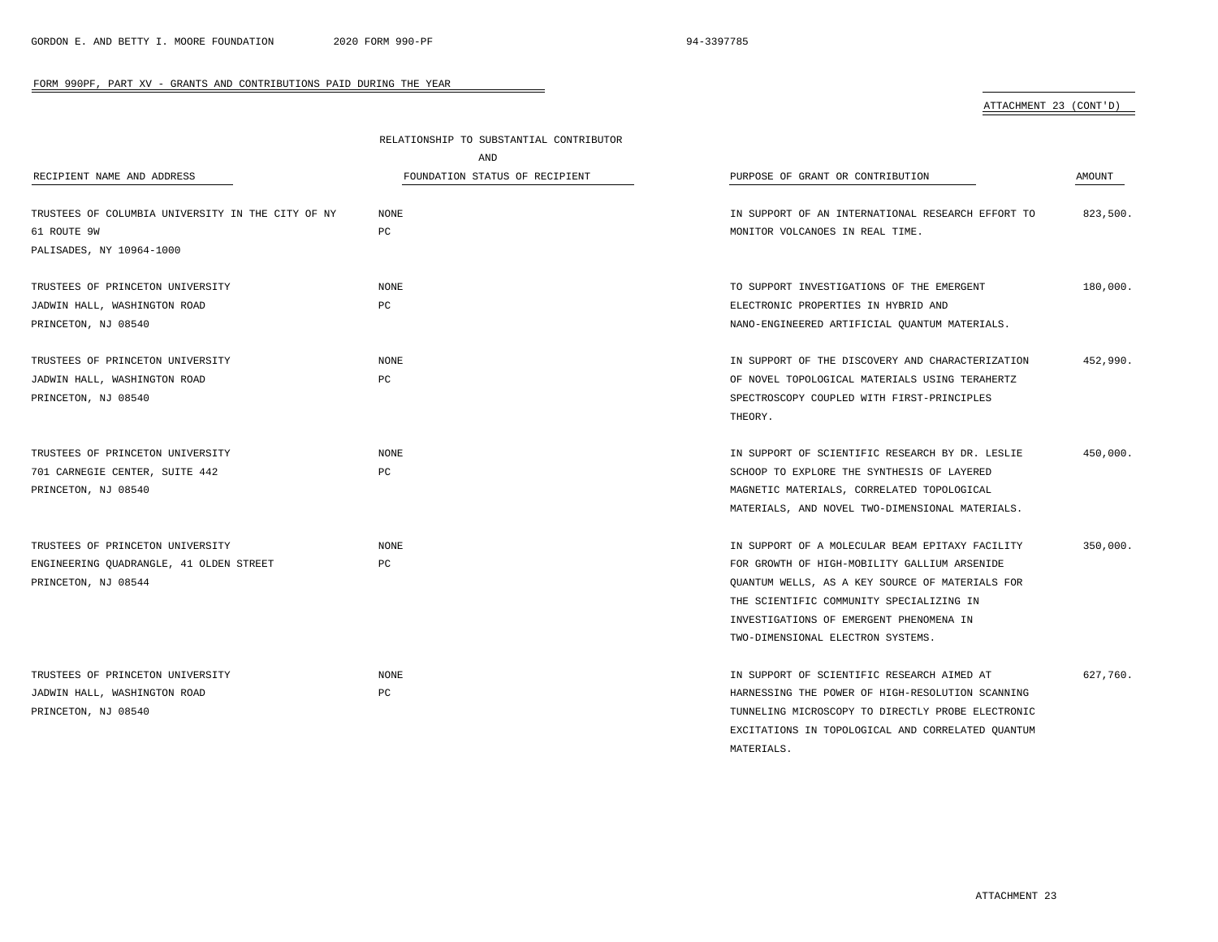FORM 990PF, PART XV - GRANTS AND CONTRIBUTIONS PAID DURING THE YEAR

ATTACHMENT 23 (CONT'D)

| RECIPIENT NAME AND ADDRESS | RELATIONSHIP TO SUBSTANTIAL CONTRIBUTOR AND FOUNDATION STATUS OF RECIPIENT | PURPOSE OF GRANT OR CONTRIBUTION | AMOUNT |
|---|---|---|---|
| TRUSTEES OF COLUMBIA UNIVERSITY IN THE CITY OF NY<br>61 ROUTE 9W<br>PALISADES, NY 10964-1000 | NONE<br>PC | IN SUPPORT OF AN INTERNATIONAL RESEARCH EFFORT TO MONITOR VOLCANOES IN REAL TIME. | 823,500. |
| TRUSTEES OF PRINCETON UNIVERSITY<br>JADWIN HALL, WASHINGTON ROAD<br>PRINCETON, NJ 08540 | NONE<br>PC | TO SUPPORT INVESTIGATIONS OF THE EMERGENT ELECTRONIC PROPERTIES IN HYBRID AND NANO-ENGINEERED ARTIFICIAL QUANTUM MATERIALS. | 180,000. |
| TRUSTEES OF PRINCETON UNIVERSITY<br>JADWIN HALL, WASHINGTON ROAD<br>PRINCETON, NJ 08540 | NONE<br>PC | IN SUPPORT OF THE DISCOVERY AND CHARACTERIZATION OF NOVEL TOPOLOGICAL MATERIALS USING TERAHERTZ SPECTROSCOPY COUPLED WITH FIRST-PRINCIPLES THEORY. | 452,990. |
| TRUSTEES OF PRINCETON UNIVERSITY<br>701 CARNEGIE CENTER, SUITE 442<br>PRINCETON, NJ 08540 | NONE<br>PC | IN SUPPORT OF SCIENTIFIC RESEARCH BY DR. LESLIE SCHOOP TO EXPLORE THE SYNTHESIS OF LAYERED MAGNETIC MATERIALS, CORRELATED TOPOLOGICAL MATERIALS, AND NOVEL TWO-DIMENSIONAL MATERIALS. | 450,000. |
| TRUSTEES OF PRINCETON UNIVERSITY<br>ENGINEERING QUADRANGLE, 41 OLDEN STREET<br>PRINCETON, NJ 08544 | NONE<br>PC | IN SUPPORT OF A MOLECULAR BEAM EPITAXY FACILITY FOR GROWTH OF HIGH-MOBILITY GALLIUM ARSENIDE QUANTUM WELLS, AS A KEY SOURCE OF MATERIALS FOR THE SCIENTIFIC COMMUNITY SPECIALIZING IN INVESTIGATIONS OF EMERGENT PHENOMENA IN TWO-DIMENSIONAL ELECTRON SYSTEMS. | 350,000. |
| TRUSTEES OF PRINCETON UNIVERSITY<br>JADWIN HALL, WASHINGTON ROAD<br>PRINCETON, NJ 08540 | NONE<br>PC | IN SUPPORT OF SCIENTIFIC RESEARCH AIMED AT HARNESSING THE POWER OF HIGH-RESOLUTION SCANNING TUNNELING MICROSCOPY TO DIRECTLY PROBE ELECTRONIC EXCITATIONS IN TOPOLOGICAL AND CORRELATED QUANTUM MATERIALS. | 627,760. |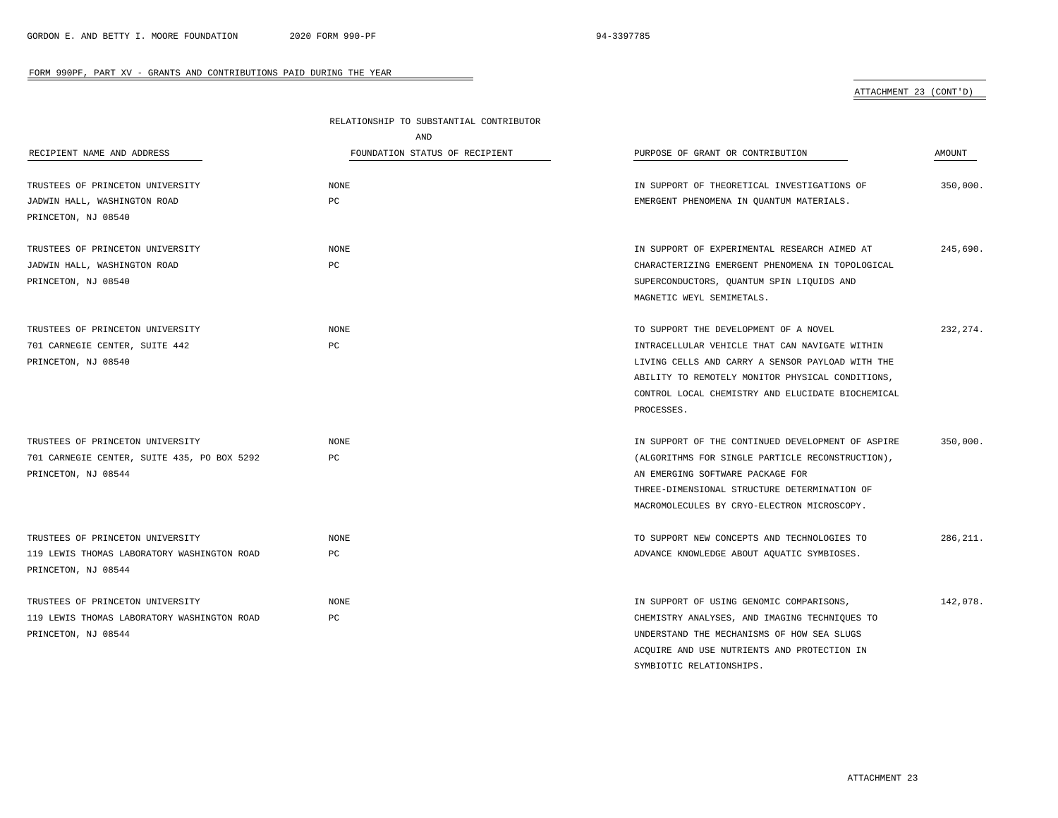FORM 990PF, PART XV - GRANTS AND CONTRIBUTIONS PAID DURING THE YEAR

ATTACHMENT 23 (CONT'D)

| RECIPIENT NAME AND ADDRESS | RELATIONSHIP TO SUBSTANTIAL CONTRIBUTOR AND FOUNDATION STATUS OF RECIPIENT | PURPOSE OF GRANT OR CONTRIBUTION | AMOUNT |
|---|---|---|---|
| TRUSTEES OF PRINCETON UNIVERSITY<br>JADWIN HALL, WASHINGTON ROAD<br>PRINCETON, NJ 08540 | NONE<br>PC | IN SUPPORT OF THEORETICAL INVESTIGATIONS OF EMERGENT PHENOMENA IN QUANTUM MATERIALS. | 350,000. |
| TRUSTEES OF PRINCETON UNIVERSITY<br>JADWIN HALL, WASHINGTON ROAD<br>PRINCETON, NJ 08540 | NONE<br>PC | IN SUPPORT OF EXPERIMENTAL RESEARCH AIMED AT CHARACTERIZING EMERGENT PHENOMENA IN TOPOLOGICAL SUPERCONDUCTORS, QUANTUM SPIN LIQUIDS AND MAGNETIC WEYL SEMIMETALS. | 245,690. |
| TRUSTEES OF PRINCETON UNIVERSITY<br>701 CARNEGIE CENTER, SUITE 442<br>PRINCETON, NJ 08540 | NONE<br>PC | TO SUPPORT THE DEVELOPMENT OF A NOVEL INTRACELLULAR VEHICLE THAT CAN NAVIGATE WITHIN LIVING CELLS AND CARRY A SENSOR PAYLOAD WITH THE ABILITY TO REMOTELY MONITOR PHYSICAL CONDITIONS, CONTROL LOCAL CHEMISTRY AND ELUCIDATE BIOCHEMICAL PROCESSES. | 232,274. |
| TRUSTEES OF PRINCETON UNIVERSITY<br>701 CARNEGIE CENTER, SUITE 435, PO BOX 5292<br>PRINCETON, NJ 08544 | NONE<br>PC | IN SUPPORT OF THE CONTINUED DEVELOPMENT OF ASPIRE (ALGORITHMS FOR SINGLE PARTICLE RECONSTRUCTION), AN EMERGING SOFTWARE PACKAGE FOR THREE-DIMENSIONAL STRUCTURE DETERMINATION OF MACROMOLECULES BY CRYO-ELECTRON MICROSCOPY. | 350,000. |
| TRUSTEES OF PRINCETON UNIVERSITY<br>119 LEWIS THOMAS LABORATORY WASHINGTON ROAD<br>PRINCETON, NJ 08544 | NONE<br>PC | TO SUPPORT NEW CONCEPTS AND TECHNOLOGIES TO ADVANCE KNOWLEDGE ABOUT AQUATIC SYMBIOSES. | 286,211. |
| TRUSTEES OF PRINCETON UNIVERSITY<br>119 LEWIS THOMAS LABORATORY WASHINGTON ROAD<br>PRINCETON, NJ 08544 | NONE<br>PC | IN SUPPORT OF USING GENOMIC COMPARISONS, CHEMISTRY ANALYSES, AND IMAGING TECHNIQUES TO UNDERSTAND THE MECHANISMS OF HOW SEA SLUGS ACQUIRE AND USE NUTRIENTS AND PROTECTION IN SYMBIOTIC RELATIONSHIPS. | 142,078. |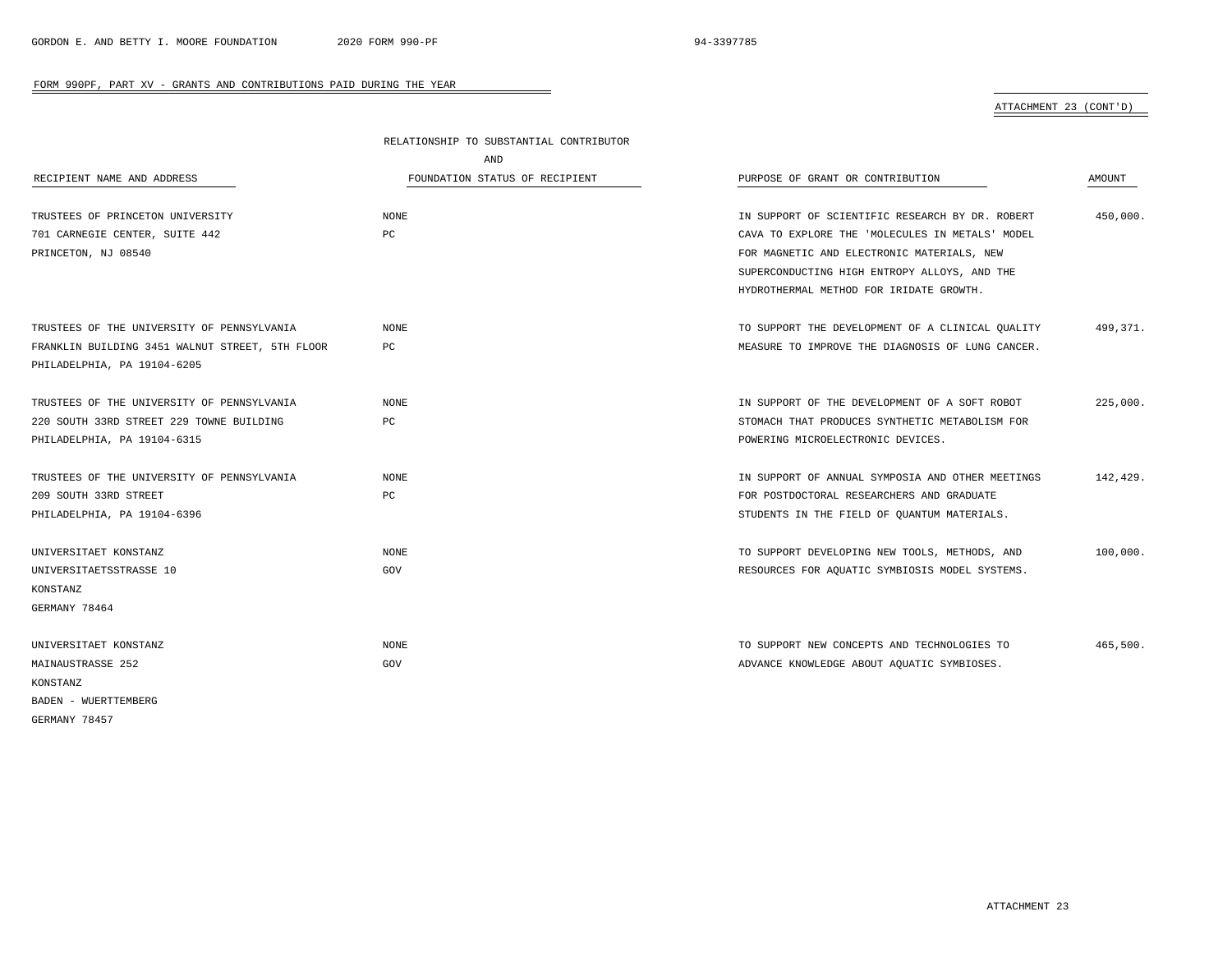FORM 990PF, PART XV - GRANTS AND CONTRIBUTIONS PAID DURING THE YEAR

ATTACHMENT 23 (CONT'D)

| RECIPIENT NAME AND ADDRESS | RELATIONSHIP TO SUBSTANTIAL CONTRIBUTOR AND FOUNDATION STATUS OF RECIPIENT | PURPOSE OF GRANT OR CONTRIBUTION | AMOUNT |
|---|---|---|---|
| TRUSTEES OF PRINCETON UNIVERSITY<br>701 CARNEGIE CENTER, SUITE 442<br>PRINCETON, NJ 08540 | NONE<br>PC | IN SUPPORT OF SCIENTIFIC RESEARCH BY DR. ROBERT CAVA TO EXPLORE THE 'MOLECULES IN METALS' MODEL FOR MAGNETIC AND ELECTRONIC MATERIALS, NEW SUPERCONDUCTING HIGH ENTROPY ALLOYS, AND THE HYDROTHERMAL METHOD FOR IRIDATE GROWTH. | 450,000. |
| TRUSTEES OF THE UNIVERSITY OF PENNSYLVANIA<br>FRANKLIN BUILDING 3451 WALNUT STREET, 5TH FLOOR<br>PHILADELPHIA, PA 19104-6205 | NONE<br>PC | TO SUPPORT THE DEVELOPMENT OF A CLINICAL QUALITY MEASURE TO IMPROVE THE DIAGNOSIS OF LUNG CANCER. | 499,371. |
| TRUSTEES OF THE UNIVERSITY OF PENNSYLVANIA<br>220 SOUTH 33RD STREET 229 TOWNE BUILDING<br>PHILADELPHIA, PA 19104-6315 | NONE<br>PC | IN SUPPORT OF THE DEVELOPMENT OF A SOFT ROBOT STOMACH THAT PRODUCES SYNTHETIC METABOLISM FOR POWERING MICROELECTRONIC DEVICES. | 225,000. |
| TRUSTEES OF THE UNIVERSITY OF PENNSYLVANIA<br>209 SOUTH 33RD STREET<br>PHILADELPHIA, PA 19104-6396 | NONE<br>PC | IN SUPPORT OF ANNUAL SYMPOSIA AND OTHER MEETINGS FOR POSTDOCTORAL RESEARCHERS AND GRADUATE STUDENTS IN THE FIELD OF QUANTUM MATERIALS. | 142,429. |
| UNIVERSITAET KONSTANZ<br>UNIVERSITAETSSTRASSE 10<br>KONSTANZ<br>GERMANY 78464 | NONE<br>GOV | TO SUPPORT DEVELOPING NEW TOOLS, METHODS, AND RESOURCES FOR AQUATIC SYMBIOSIS MODEL SYSTEMS. | 100,000. |
| UNIVERSITAET KONSTANZ<br>MAINAUSTRASSE 252<br>KONSTANZ<br>BADEN - WUERTTEMBERG<br>GERMANY 78457 | NONE<br>GOV | TO SUPPORT NEW CONCEPTS AND TECHNOLOGIES TO ADVANCE KNOWLEDGE ABOUT AQUATIC SYMBIOSES. | 465,500. |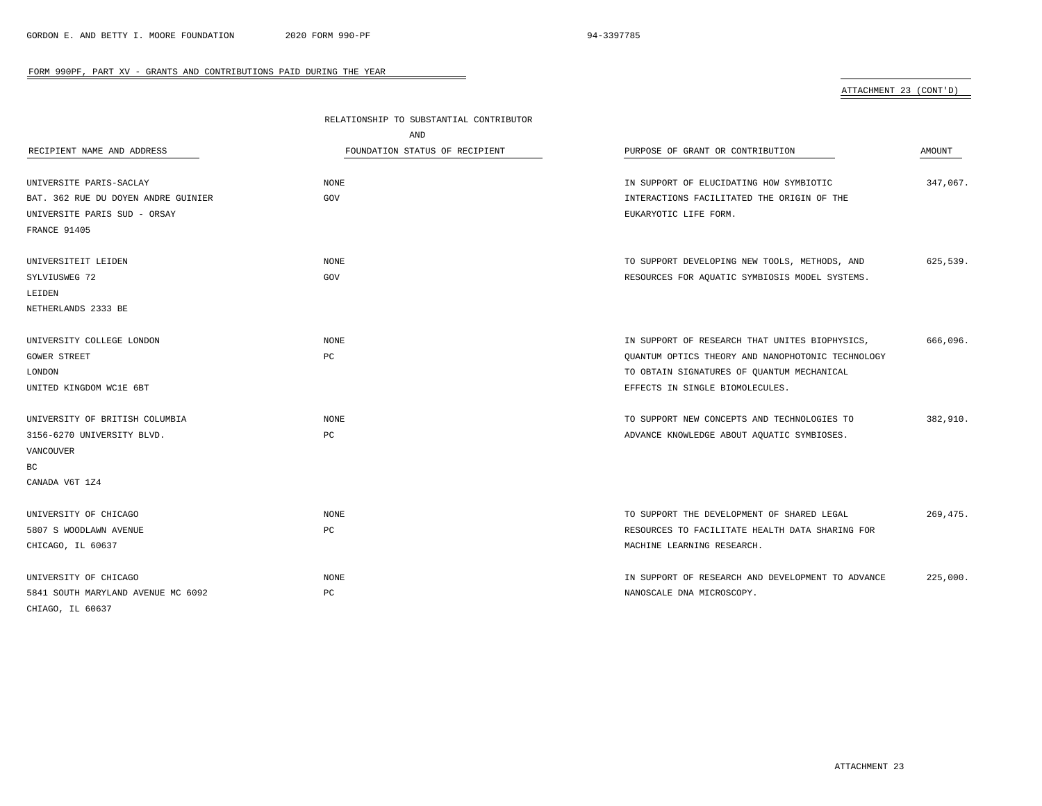## FORM 990PF, PART XV - GRANTS AND CONTRIBUTIONS PAID DURING THE YEAR

ATTACHMENT 23 (CONT'D)

| RECIPIENT NAME AND ADDRESS | RELATIONSHIP TO SUBSTANTIAL CONTRIBUTOR AND FOUNDATION STATUS OF RECIPIENT | PURPOSE OF GRANT OR CONTRIBUTION | AMOUNT |
|---|---|---|---|
| UNIVERSITE PARIS-SACLAY<br>BAT. 362 RUE DU DOYEN ANDRE GUINIER<br>UNIVERSITE PARIS SUD - ORSAY<br>FRANCE 91405 | NONE<br>GOV | IN SUPPORT OF ELUCIDATING HOW SYMBIOTIC INTERACTIONS FACILITATED THE ORIGIN OF THE EUKARYOTIC LIFE FORM. | 347,067. |
| UNIVERSITEIT LEIDEN<br>SYLVIUSWEG 72<br>LEIDEN<br>NETHERLANDS 2333 BE | NONE<br>GOV | TO SUPPORT DEVELOPING NEW TOOLS, METHODS, AND RESOURCES FOR AQUATIC SYMBIOSIS MODEL SYSTEMS. | 625,539. |
| UNIVERSITY COLLEGE LONDON<br>GOWER STREET<br>LONDON<br>UNITED KINGDOM WC1E 6BT | NONE<br>PC | IN SUPPORT OF RESEARCH THAT UNITES BIOPHYSICS, QUANTUM OPTICS THEORY AND NANOPHOTONIC TECHNOLOGY TO OBTAIN SIGNATURES OF QUANTUM MECHANICAL EFFECTS IN SINGLE BIOMOLECULES. | 666,096. |
| UNIVERSITY OF BRITISH COLUMBIA<br>3156-6270 UNIVERSITY BLVD.<br>VANCOUVER<br>BC<br>CANADA V6T 1Z4 | NONE<br>PC | TO SUPPORT NEW CONCEPTS AND TECHNOLOGIES TO ADVANCE KNOWLEDGE ABOUT AQUATIC SYMBIOSES. | 382,910. |
| UNIVERSITY OF CHICAGO<br>5807 S WOODLAWN AVENUE<br>CHICAGO, IL 60637 | NONE<br>PC | TO SUPPORT THE DEVELOPMENT OF SHARED LEGAL RESOURCES TO FACILITATE HEALTH DATA SHARING FOR MACHINE LEARNING RESEARCH. | 269,475. |
| UNIVERSITY OF CHICAGO<br>5841 SOUTH MARYLAND AVENUE MC 6092<br>CHIAGO, IL 60637 | NONE<br>PC | IN SUPPORT OF RESEARCH AND DEVELOPMENT TO ADVANCE NANOSCALE DNA MICROSCOPY. | 225,000. |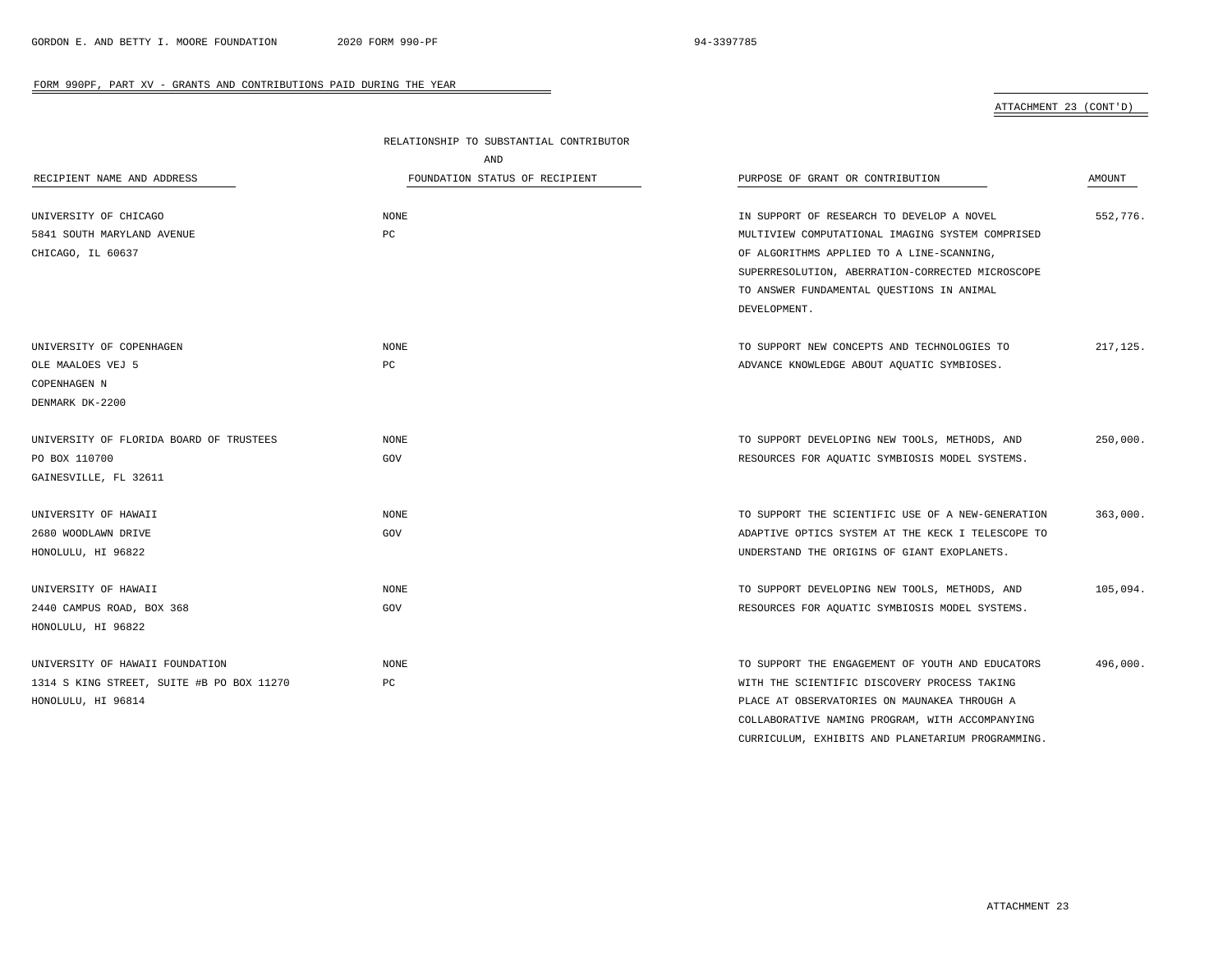FORM 990PF, PART XV - GRANTS AND CONTRIBUTIONS PAID DURING THE YEAR

ATTACHMENT 23 (CONT'D)

| RECIPIENT NAME AND ADDRESS | RELATIONSHIP TO SUBSTANTIAL CONTRIBUTOR AND FOUNDATION STATUS OF RECIPIENT | PURPOSE OF GRANT OR CONTRIBUTION | AMOUNT |
|---|---|---|---|
| UNIVERSITY OF CHICAGO<br>5841 SOUTH MARYLAND AVENUE<br>CHICAGO, IL 60637 | NONE<br>PC | IN SUPPORT OF RESEARCH TO DEVELOP A NOVEL MULTIVIEW COMPUTATIONAL IMAGING SYSTEM COMPRISED OF ALGORITHMS APPLIED TO A LINE-SCANNING, SUPERRESOLUTION, ABERRATION-CORRECTED MICROSCOPE TO ANSWER FUNDAMENTAL QUESTIONS IN ANIMAL DEVELOPMENT. | 552,776. |
| UNIVERSITY OF COPENHAGEN<br>OLE MAALOES VEJ 5<br>COPENHAGEN N<br>DENMARK DK-2200 | NONE<br>PC | TO SUPPORT NEW CONCEPTS AND TECHNOLOGIES TO ADVANCE KNOWLEDGE ABOUT AQUATIC SYMBIOSES. | 217,125. |
| UNIVERSITY OF FLORIDA BOARD OF TRUSTEES<br>PO BOX 110700<br>GAINESVILLE, FL 32611 | NONE<br>GOV | TO SUPPORT DEVELOPING NEW TOOLS, METHODS, AND RESOURCES FOR AQUATIC SYMBIOSIS MODEL SYSTEMS. | 250,000. |
| UNIVERSITY OF HAWAII<br>2680 WOODLAWN DRIVE<br>HONOLULU, HI 96822 | NONE<br>GOV | TO SUPPORT THE SCIENTIFIC USE OF A NEW-GENERATION ADAPTIVE OPTICS SYSTEM AT THE KECK I TELESCOPE TO UNDERSTAND THE ORIGINS OF GIANT EXOPLANETS. | 363,000. |
| UNIVERSITY OF HAWAII<br>2440 CAMPUS ROAD, BOX 368<br>HONOLULU, HI 96822 | NONE<br>GOV | TO SUPPORT DEVELOPING NEW TOOLS, METHODS, AND RESOURCES FOR AQUATIC SYMBIOSIS MODEL SYSTEMS. | 105,094. |
| UNIVERSITY OF HAWAII FOUNDATION<br>1314 S KING STREET, SUITE #B PO BOX 11270<br>HONOLULU, HI 96814 | NONE<br>PC | TO SUPPORT THE ENGAGEMENT OF YOUTH AND EDUCATORS WITH THE SCIENTIFIC DISCOVERY PROCESS TAKING PLACE AT OBSERVATORIES ON MAUNAKEA THROUGH A COLLABORATIVE NAMING PROGRAM, WITH ACCOMPANYING CURRICULUM, EXHIBITS AND PLANETARIUM PROGRAMMING. | 496,000. |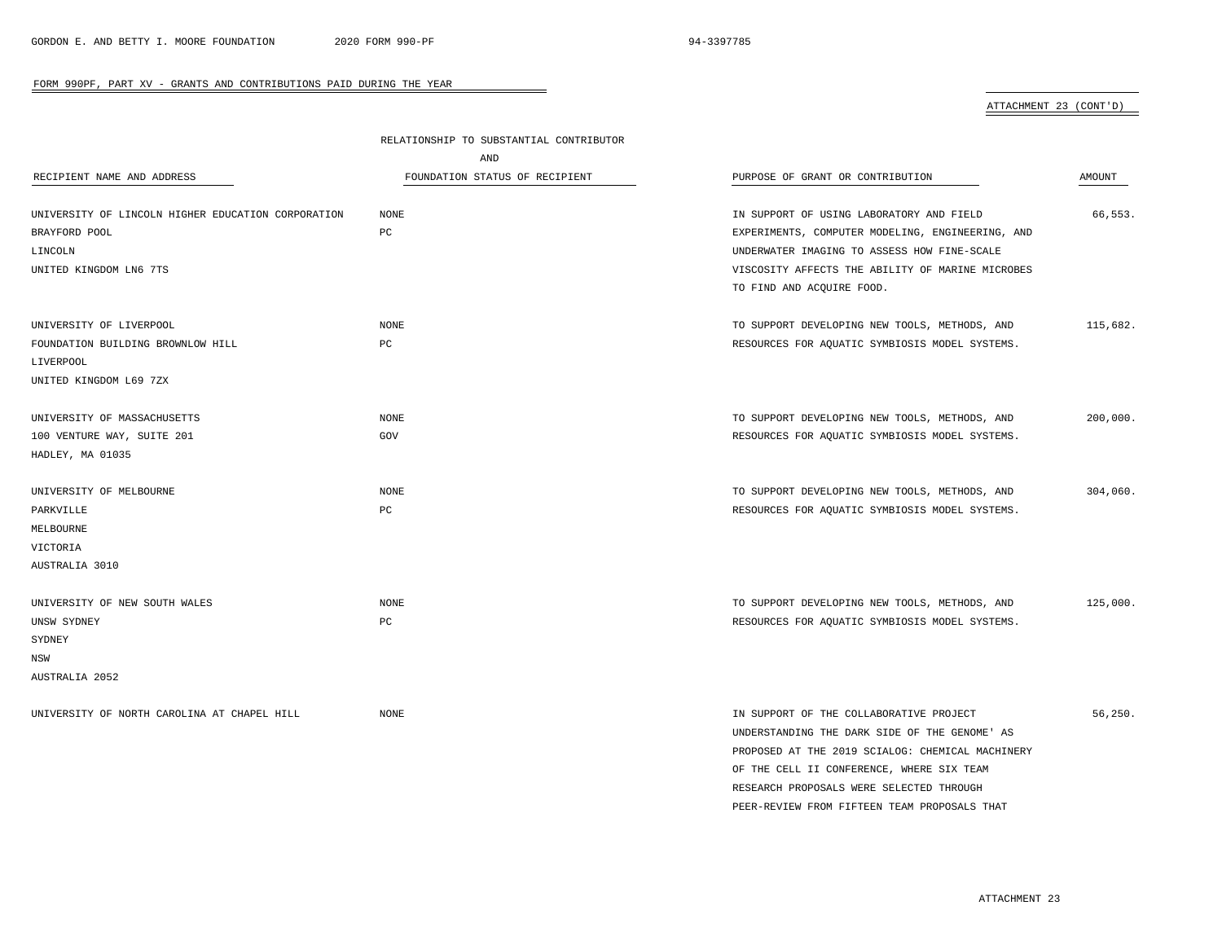FORM 990PF, PART XV - GRANTS AND CONTRIBUTIONS PAID DURING THE YEAR

ATTACHMENT 23 (CONT'D)

| RECIPIENT NAME AND ADDRESS | RELATIONSHIP TO SUBSTANTIAL CONTRIBUTOR AND FOUNDATION STATUS OF RECIPIENT | PURPOSE OF GRANT OR CONTRIBUTION | AMOUNT |
|---|---|---|---|
| UNIVERSITY OF LINCOLN HIGHER EDUCATION CORPORATION<br>BRAYFORD POOL<br>LINCOLN<br>UNITED KINGDOM LN6 7TS | NONE<br>PC | IN SUPPORT OF USING LABORATORY AND FIELD EXPERIMENTS, COMPUTER MODELING, ENGINEERING, AND UNDERWATER IMAGING TO ASSESS HOW FINE-SCALE VISCOSITY AFFECTS THE ABILITY OF MARINE MICROBES TO FIND AND ACQUIRE FOOD. | 66,553. |
| UNIVERSITY OF LIVERPOOL<br>FOUNDATION BUILDING BROWNLOW HILL<br>LIVERPOOL<br>UNITED KINGDOM L69 7ZX | NONE<br>PC | TO SUPPORT DEVELOPING NEW TOOLS, METHODS, AND RESOURCES FOR AQUATIC SYMBIOSIS MODEL SYSTEMS. | 115,682. |
| UNIVERSITY OF MASSACHUSETTS<br>100 VENTURE WAY, SUITE 201<br>HADLEY, MA 01035 | NONE<br>GOV | TO SUPPORT DEVELOPING NEW TOOLS, METHODS, AND RESOURCES FOR AQUATIC SYMBIOSIS MODEL SYSTEMS. | 200,000. |
| UNIVERSITY OF MELBOURNE<br>PARKVILLE<br>MELBOURNE<br>VICTORIA<br>AUSTRALIA 3010 | NONE<br>PC | TO SUPPORT DEVELOPING NEW TOOLS, METHODS, AND RESOURCES FOR AQUATIC SYMBIOSIS MODEL SYSTEMS. | 304,060. |
| UNIVERSITY OF NEW SOUTH WALES<br>UNSW SYDNEY<br>SYDNEY<br>NSW<br>AUSTRALIA 2052 | NONE<br>PC | TO SUPPORT DEVELOPING NEW TOOLS, METHODS, AND RESOURCES FOR AQUATIC SYMBIOSIS MODEL SYSTEMS. | 125,000. |
| UNIVERSITY OF NORTH CAROLINA AT CHAPEL HILL | NONE | IN SUPPORT OF THE COLLABORATIVE PROJECT UNDERSTANDING THE DARK SIDE OF THE GENOME' AS PROPOSED AT THE 2019 SCIALOG: CHEMICAL MACHINERY OF THE CELL II CONFERENCE, WHERE SIX TEAM RESEARCH PROPOSALS WERE SELECTED THROUGH PEER-REVIEW FROM FIFTEEN TEAM PROPOSALS THAT | 56,250. |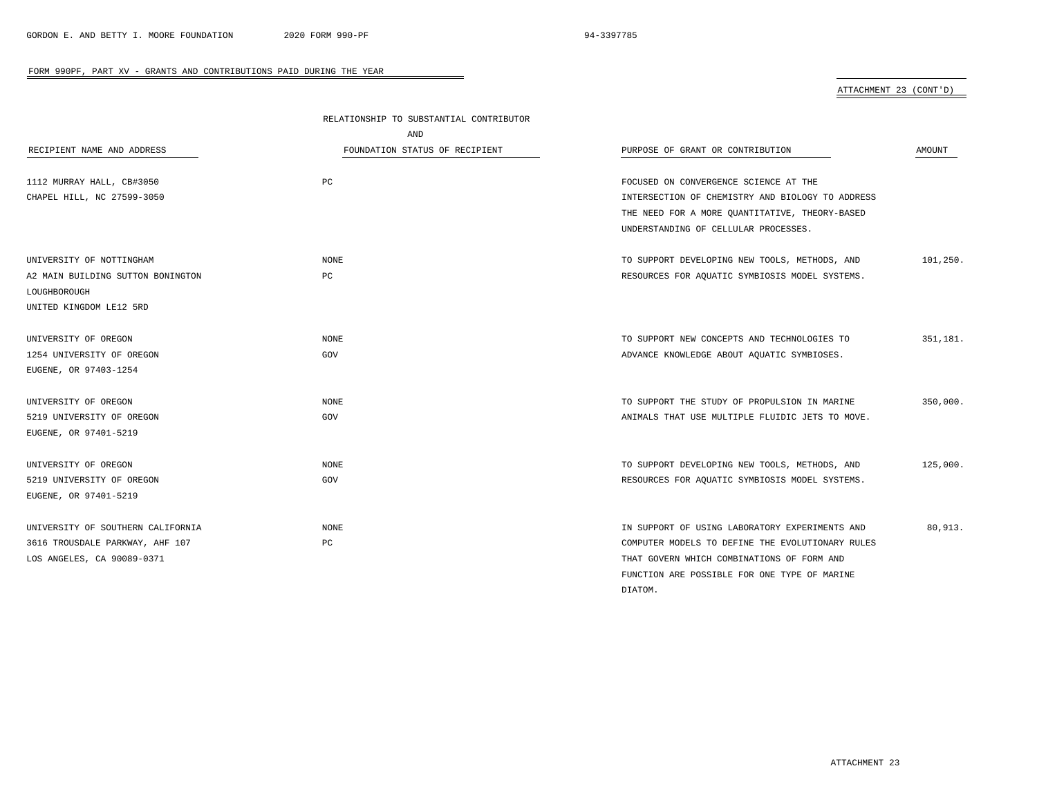FORM 990PF, PART XV - GRANTS AND CONTRIBUTIONS PAID DURING THE YEAR

ATTACHMENT 23 (CONT'D)

| RECIPIENT NAME AND ADDRESS | RELATIONSHIP TO SUBSTANTIAL CONTRIBUTOR AND FOUNDATION STATUS OF RECIPIENT | PURPOSE OF GRANT OR CONTRIBUTION | AMOUNT |
|---|---|---|---|
| 1112 MURRAY HALL, CB#3050<br>CHAPEL HILL, NC 27599-3050 | PC | FOCUSED ON CONVERGENCE SCIENCE AT THE INTERSECTION OF CHEMISTRY AND BIOLOGY TO ADDRESS THE NEED FOR A MORE QUANTITATIVE, THEORY-BASED UNDERSTANDING OF CELLULAR PROCESSES. | |
| UNIVERSITY OF NOTTINGHAM<br>A2 MAIN BUILDING SUTTON BONINGTON<br>LOUGHBOROUGH<br>UNITED KINGDOM LE12 5RD | NONE<br>PC | TO SUPPORT DEVELOPING NEW TOOLS, METHODS, AND RESOURCES FOR AQUATIC SYMBIOSIS MODEL SYSTEMS. | 101,250. |
| UNIVERSITY OF OREGON<br>1254 UNIVERSITY OF OREGON<br>EUGENE, OR 97403-1254 | NONE<br>GOV | TO SUPPORT NEW CONCEPTS AND TECHNOLOGIES TO ADVANCE KNOWLEDGE ABOUT AQUATIC SYMBIOSES. | 351,181. |
| UNIVERSITY OF OREGON<br>5219 UNIVERSITY OF OREGON<br>EUGENE, OR 97401-5219 | NONE<br>GOV | TO SUPPORT THE STUDY OF PROPULSION IN MARINE ANIMALS THAT USE MULTIPLE FLUIDIC JETS TO MOVE. | 350,000. |
| UNIVERSITY OF OREGON<br>5219 UNIVERSITY OF OREGON<br>EUGENE, OR 97401-5219 | NONE<br>GOV | TO SUPPORT DEVELOPING NEW TOOLS, METHODS, AND RESOURCES FOR AQUATIC SYMBIOSIS MODEL SYSTEMS. | 125,000. |
| UNIVERSITY OF SOUTHERN CALIFORNIA<br>3616 TROUSDALE PARKWAY, AHF 107<br>LOS ANGELES, CA 90089-0371 | NONE<br>PC | IN SUPPORT OF USING LABORATORY EXPERIMENTS AND COMPUTER MODELS TO DEFINE THE EVOLUTIONARY RULES THAT GOVERN WHICH COMBINATIONS OF FORM AND FUNCTION ARE POSSIBLE FOR ONE TYPE OF MARINE DIATOM. | 80,913. |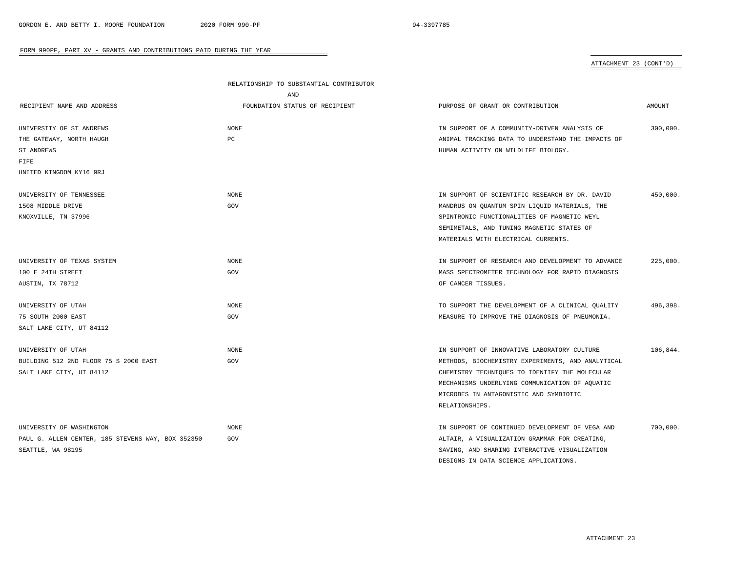FORM 990PF, PART XV - GRANTS AND CONTRIBUTIONS PAID DURING THE YEAR

ATTACHMENT 23 (CONT'D)

| RECIPIENT NAME AND ADDRESS | RELATIONSHIP TO SUBSTANTIAL CONTRIBUTOR AND FOUNDATION STATUS OF RECIPIENT | PURPOSE OF GRANT OR CONTRIBUTION | AMOUNT |
|---|---|---|---|
| UNIVERSITY OF ST ANDREWS THE GATEWAY, NORTH HAUGH ST ANDREWS FIFE UNITED KINGDOM KY16 9RJ | NONE PC | IN SUPPORT OF A COMMUNITY-DRIVEN ANALYSIS OF ANIMAL TRACKING DATA TO UNDERSTAND THE IMPACTS OF HUMAN ACTIVITY ON WILDLIFE BIOLOGY. | 300,000. |
| UNIVERSITY OF TENNESSEE 1508 MIDDLE DRIVE KNOXVILLE, TN 37996 | NONE GOV | IN SUPPORT OF SCIENTIFIC RESEARCH BY DR. DAVID MANDRUS ON QUANTUM SPIN LIQUID MATERIALS, THE SPINTRONIC FUNCTIONALITIES OF MAGNETIC WEYL SEMIMETALS, AND TUNING MAGNETIC STATES OF MATERIALS WITH ELECTRICAL CURRENTS. | 450,000. |
| UNIVERSITY OF TEXAS SYSTEM 100 E 24TH STREET AUSTIN, TX 78712 | NONE GOV | IN SUPPORT OF RESEARCH AND DEVELOPMENT TO ADVANCE MASS SPECTROMETER TECHNOLOGY FOR RAPID DIAGNOSIS OF CANCER TISSUES. | 225,000. |
| UNIVERSITY OF UTAH 75 SOUTH 2000 EAST SALT LAKE CITY, UT 84112 | NONE GOV | TO SUPPORT THE DEVELOPMENT OF A CLINICAL QUALITY MEASURE TO IMPROVE THE DIAGNOSIS OF PNEUMONIA. | 496,398. |
| UNIVERSITY OF UTAH BUILDING 512 2ND FLOOR 75 S 2000 EAST SALT LAKE CITY, UT 84112 | NONE GOV | IN SUPPORT OF INNOVATIVE LABORATORY CULTURE METHODS, BIOCHEMISTRY EXPERIMENTS, AND ANALYTICAL CHEMISTRY TECHNIQUES TO IDENTIFY THE MOLECULAR MECHANISMS UNDERLYING COMMUNICATION OF AQUATIC MICROBES IN ANTAGONISTIC AND SYMBIOTIC RELATIONSHIPS. | 106,844. |
| UNIVERSITY OF WASHINGTON PAUL G. ALLEN CENTER, 185 STEVENS WAY, BOX 352350 SEATTLE, WA 98195 | NONE GOV | IN SUPPORT OF CONTINUED DEVELOPMENT OF VEGA AND ALTAIR, A VISUALIZATION GRAMMAR FOR CREATING, SAVING, AND SHARING INTERACTIVE VISUALIZATION DESIGNS IN DATA SCIENCE APPLICATIONS. | 700,000. |

ATTACHMENT 23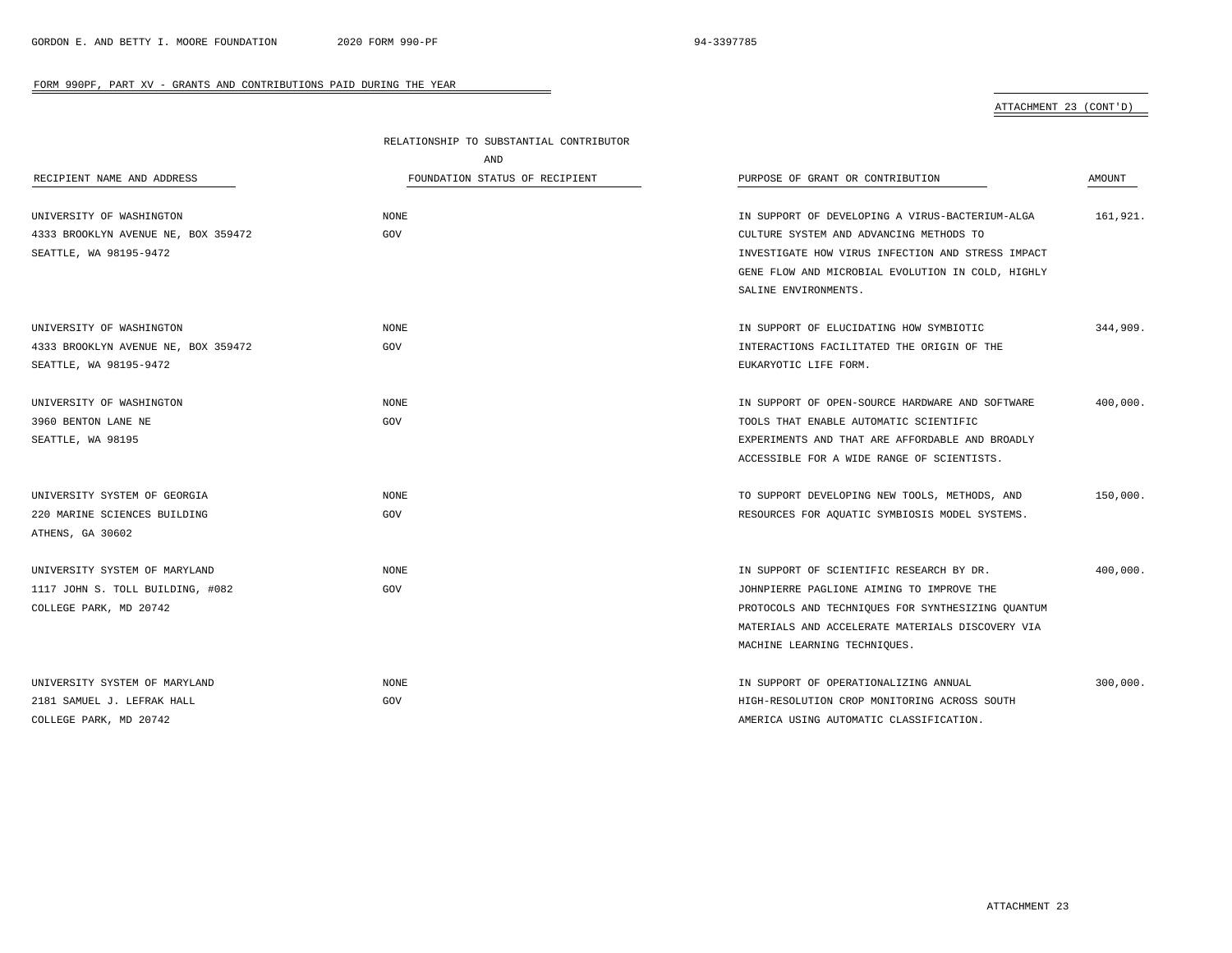FORM 990PF, PART XV - GRANTS AND CONTRIBUTIONS PAID DURING THE YEAR

ATTACHMENT 23 (CONT'D)

| RECIPIENT NAME AND ADDRESS | RELATIONSHIP TO SUBSTANTIAL CONTRIBUTOR AND FOUNDATION STATUS OF RECIPIENT | PURPOSE OF GRANT OR CONTRIBUTION | AMOUNT |
|---|---|---|---|
| UNIVERSITY OF WASHINGTON<br>4333 BROOKLYN AVENUE NE, BOX 359472<br>SEATTLE, WA 98195-9472 | NONE<br>GOV | IN SUPPORT OF DEVELOPING A VIRUS-BACTERIUM-ALGA CULTURE SYSTEM AND ADVANCING METHODS TO INVESTIGATE HOW VIRUS INFECTION AND STRESS IMPACT GENE FLOW AND MICROBIAL EVOLUTION IN COLD, HIGHLY SALINE ENVIRONMENTS. | 161,921. |
| UNIVERSITY OF WASHINGTON<br>4333 BROOKLYN AVENUE NE, BOX 359472<br>SEATTLE, WA 98195-9472 | NONE<br>GOV | IN SUPPORT OF ELUCIDATING HOW SYMBIOTIC INTERACTIONS FACILITATED THE ORIGIN OF THE EUKARYOTIC LIFE FORM. | 344,909. |
| UNIVERSITY OF WASHINGTON<br>3960 BENTON LANE NE<br>SEATTLE, WA 98195 | NONE<br>GOV | IN SUPPORT OF OPEN-SOURCE HARDWARE AND SOFTWARE TOOLS THAT ENABLE AUTOMATIC SCIENTIFIC EXPERIMENTS AND THAT ARE AFFORDABLE AND BROADLY ACCESSIBLE FOR A WIDE RANGE OF SCIENTISTS. | 400,000. |
| UNIVERSITY SYSTEM OF GEORGIA<br>220 MARINE SCIENCES BUILDING<br>ATHENS, GA 30602 | NONE<br>GOV | TO SUPPORT DEVELOPING NEW TOOLS, METHODS, AND RESOURCES FOR AQUATIC SYMBIOSIS MODEL SYSTEMS. | 150,000. |
| UNIVERSITY SYSTEM OF MARYLAND<br>1117 JOHN S. TOLL BUILDING, #082<br>COLLEGE PARK, MD 20742 | NONE<br>GOV | IN SUPPORT OF SCIENTIFIC RESEARCH BY DR. JOHNPIERRE PAGLIONE AIMING TO IMPROVE THE PROTOCOLS AND TECHNIQUES FOR SYNTHESIZING QUANTUM MATERIALS AND ACCELERATE MATERIALS DISCOVERY VIA MACHINE LEARNING TECHNIQUES. | 400,000. |
| UNIVERSITY SYSTEM OF MARYLAND<br>2181 SAMUEL J. LEFRAK HALL<br>COLLEGE PARK, MD 20742 | NONE<br>GOV | IN SUPPORT OF OPERATIONALIZING ANNUAL HIGH-RESOLUTION CROP MONITORING ACROSS SOUTH AMERICA USING AUTOMATIC CLASSIFICATION. | 300,000. |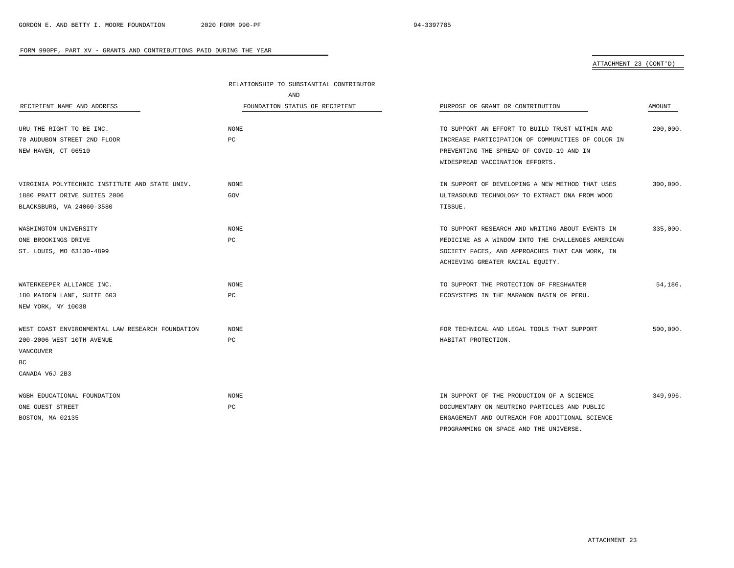## FORM 990PF, PART XV - GRANTS AND CONTRIBUTIONS PAID DURING THE YEAR

ATTACHMENT 23 (CONT'D)

| RECIPIENT NAME AND ADDRESS | RELATIONSHIP TO SUBSTANTIAL CONTRIBUTOR AND FOUNDATION STATUS OF RECIPIENT | PURPOSE OF GRANT OR CONTRIBUTION | AMOUNT |
|---|---|---|---|
| URU THE RIGHT TO BE INC.<br>70 AUDUBON STREET 2ND FLOOR<br>NEW HAVEN, CT 06510 | NONE<br>PC | TO SUPPORT AN EFFORT TO BUILD TRUST WITHIN AND INCREASE PARTICIPATION OF COMMUNITIES OF COLOR IN PREVENTING THE SPREAD OF COVID-19 AND IN WIDESPREAD VACCINATION EFFORTS. | 200,000. |
| VIRGINIA POLYTECHNIC INSTITUTE AND STATE UNIV.<br>1880 PRATT DRIVE SUITES 2006<br>BLACKSBURG, VA 24060-3580 | NONE<br>GOV | IN SUPPORT OF DEVELOPING A NEW METHOD THAT USES ULTRASOUND TECHNOLOGY TO EXTRACT DNA FROM WOOD TISSUE. | 300,000. |
| WASHINGTON UNIVERSITY<br>ONE BROOKINGS DRIVE<br>ST. LOUIS, MO 63130-4899 | NONE<br>PC | TO SUPPORT RESEARCH AND WRITING ABOUT EVENTS IN MEDICINE AS A WINDOW INTO THE CHALLENGES AMERICAN SOCIETY FACES, AND APPROACHES THAT CAN WORK, IN ACHIEVING GREATER RACIAL EQUITY. | 335,000. |
| WATERKEEPER ALLIANCE INC.<br>180 MAIDEN LANE, SUITE 603<br>NEW YORK, NY 10038 | NONE<br>PC | TO SUPPORT THE PROTECTION OF FRESHWATER ECOSYSTEMS IN THE MARANON BASIN OF PERU. | 54,186. |
| WEST COAST ENVIRONMENTAL LAW RESEARCH FOUNDATION<br>200-2006 WEST 10TH AVENUE<br>VANCOUVER<br>BC<br>CANADA V6J 2B3 | NONE<br>PC | FOR TECHNICAL AND LEGAL TOOLS THAT SUPPORT HABITAT PROTECTION. | 500,000. |
| WGBH EDUCATIONAL FOUNDATION<br>ONE GUEST STREET<br>BOSTON, MA 02135 | NONE<br>PC | IN SUPPORT OF THE PRODUCTION OF A SCIENCE DOCUMENTARY ON NEUTRINO PARTICLES AND PUBLIC ENGAGEMENT AND OUTREACH FOR ADDITIONAL SCIENCE PROGRAMMING ON SPACE AND THE UNIVERSE. | 349,996. |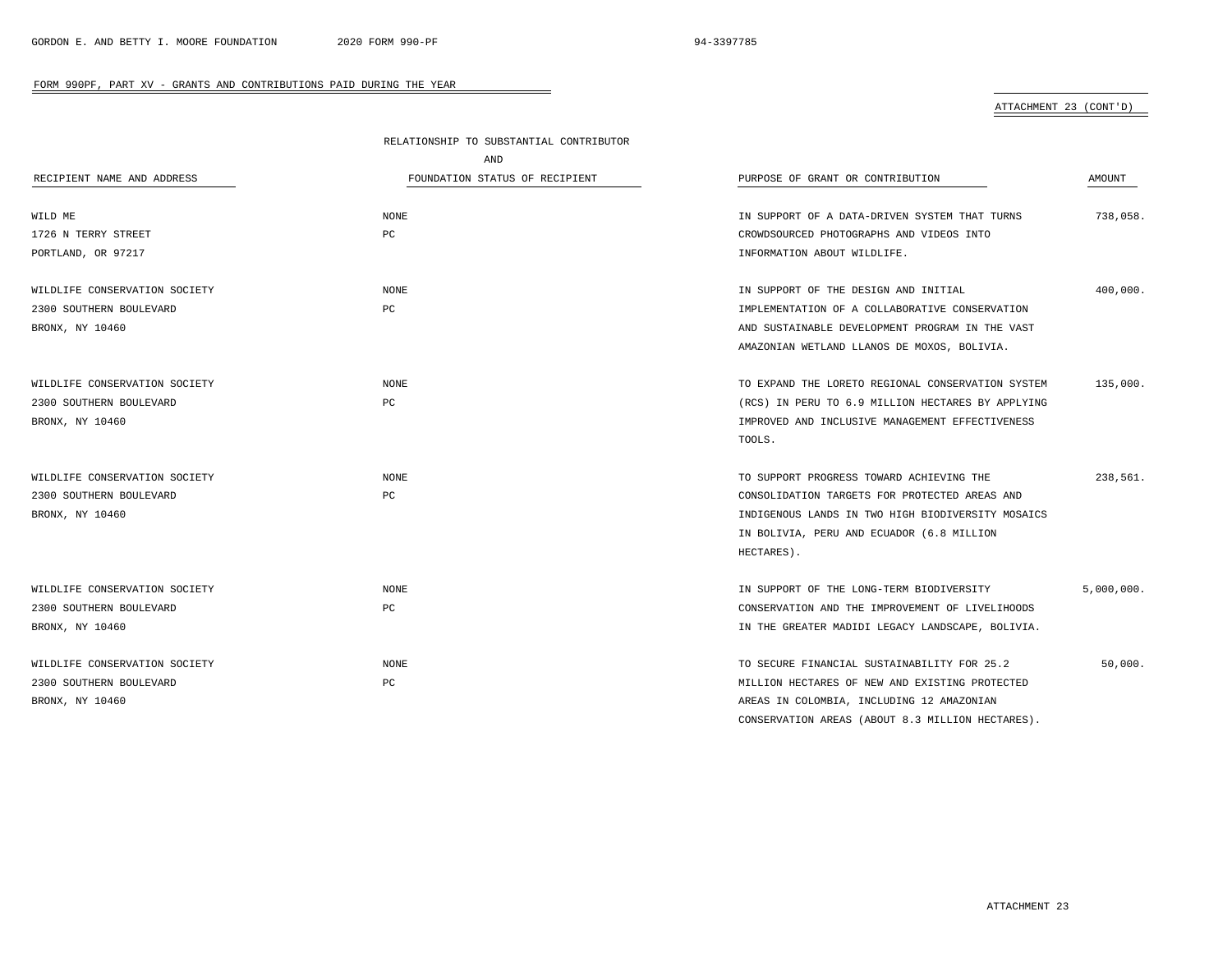FORM 990PF, PART XV - GRANTS AND CONTRIBUTIONS PAID DURING THE YEAR

ATTACHMENT 23 (CONT'D)

| RECIPIENT NAME AND ADDRESS | RELATIONSHIP TO SUBSTANTIAL CONTRIBUTOR AND FOUNDATION STATUS OF RECIPIENT | PURPOSE OF GRANT OR CONTRIBUTION | AMOUNT |
|---|---|---|---|
| WILD ME<br>1726 N TERRY STREET<br>PORTLAND, OR 97217 | NONE<br>PC | IN SUPPORT OF A DATA-DRIVEN SYSTEM THAT TURNS CROWDSOURCED PHOTOGRAPHS AND VIDEOS INTO INFORMATION ABOUT WILDLIFE. | 738,058. |
| WILDLIFE CONSERVATION SOCIETY<br>2300 SOUTHERN BOULEVARD<br>BRONX, NY 10460 | NONE<br>PC | IN SUPPORT OF THE DESIGN AND INITIAL IMPLEMENTATION OF A COLLABORATIVE CONSERVATION AND SUSTAINABLE DEVELOPMENT PROGRAM IN THE VAST AMAZONIAN WETLAND LLANOS DE MOXOS, BOLIVIA. | 400,000. |
| WILDLIFE CONSERVATION SOCIETY<br>2300 SOUTHERN BOULEVARD<br>BRONX, NY 10460 | NONE<br>PC | TO EXPAND THE LORETO REGIONAL CONSERVATION SYSTEM (RCS) IN PERU TO 6.9 MILLION HECTARES BY APPLYING IMPROVED AND INCLUSIVE MANAGEMENT EFFECTIVENESS TOOLS. | 135,000. |
| WILDLIFE CONSERVATION SOCIETY<br>2300 SOUTHERN BOULEVARD<br>BRONX, NY 10460 | NONE<br>PC | TO SUPPORT PROGRESS TOWARD ACHIEVING THE CONSOLIDATION TARGETS FOR PROTECTED AREAS AND INDIGENOUS LANDS IN TWO HIGH BIODIVERSITY MOSAICS IN BOLIVIA, PERU AND ECUADOR (6.8 MILLION HECTARES). | 238,561. |
| WILDLIFE CONSERVATION SOCIETY<br>2300 SOUTHERN BOULEVARD<br>BRONX, NY 10460 | NONE<br>PC | IN SUPPORT OF THE LONG-TERM BIODIVERSITY CONSERVATION AND THE IMPROVEMENT OF LIVELIHOODS IN THE GREATER MADIDI LEGACY LANDSCAPE, BOLIVIA. | 5,000,000. |
| WILDLIFE CONSERVATION SOCIETY<br>2300 SOUTHERN BOULEVARD<br>BRONX, NY 10460 | NONE<br>PC | TO SECURE FINANCIAL SUSTAINABILITY FOR 25.2 MILLION HECTARES OF NEW AND EXISTING PROTECTED AREAS IN COLOMBIA, INCLUDING 12 AMAZONIAN CONSERVATION AREAS (ABOUT 8.3 MILLION HECTARES). | 50,000. |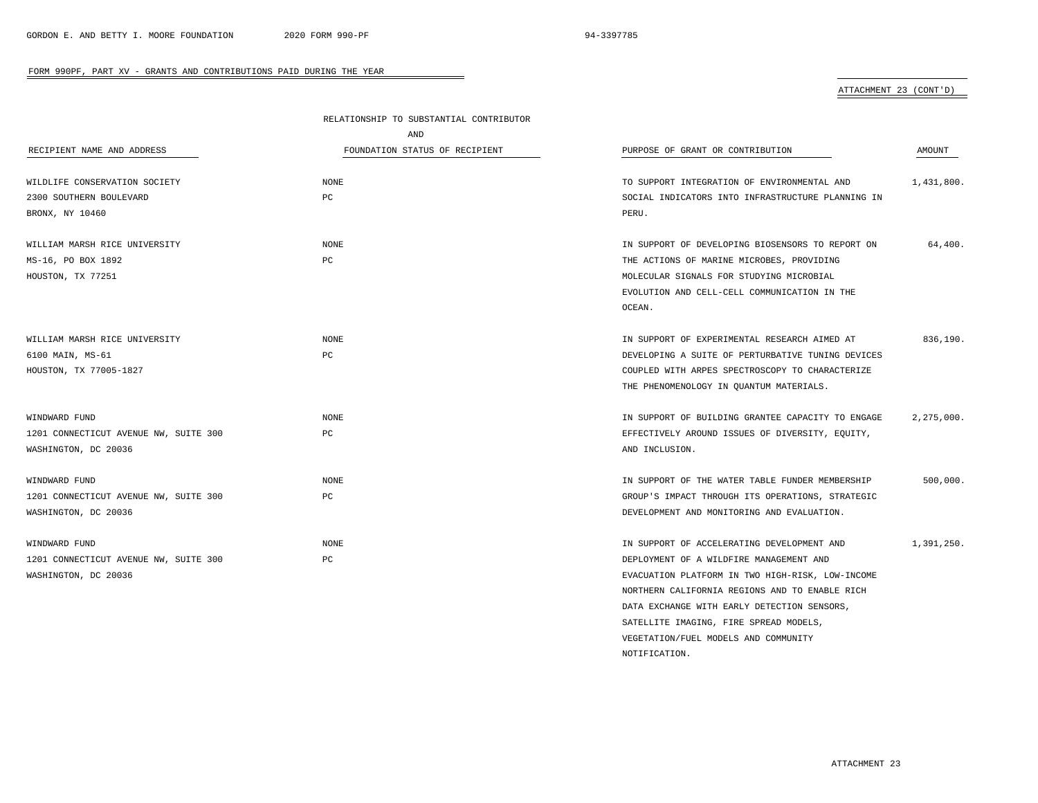FORM 990PF, PART XV - GRANTS AND CONTRIBUTIONS PAID DURING THE YEAR

ATTACHMENT 23 (CONT'D)

| RECIPIENT NAME AND ADDRESS | RELATIONSHIP TO SUBSTANTIAL CONTRIBUTOR AND FOUNDATION STATUS OF RECIPIENT | PURPOSE OF GRANT OR CONTRIBUTION | AMOUNT |
|---|---|---|---|
| WILDLIFE CONSERVATION SOCIETY<br>2300 SOUTHERN BOULEVARD<br>BRONX, NY 10460 | NONE<br>PC | TO SUPPORT INTEGRATION OF ENVIRONMENTAL AND SOCIAL INDICATORS INTO INFRASTRUCTURE PLANNING IN PERU. | 1,431,800. |
| WILLIAM MARSH RICE UNIVERSITY<br>MS-16, PO BOX 1892<br>HOUSTON, TX 77251 | NONE<br>PC | IN SUPPORT OF DEVELOPING BIOSENSORS TO REPORT ON THE ACTIONS OF MARINE MICROBES, PROVIDING MOLECULAR SIGNALS FOR STUDYING MICROBIAL EVOLUTION AND CELL-CELL COMMUNICATION IN THE OCEAN. | 64,400. |
| WILLIAM MARSH RICE UNIVERSITY<br>6100 MAIN, MS-61<br>HOUSTON, TX 77005-1827 | NONE<br>PC | IN SUPPORT OF EXPERIMENTAL RESEARCH AIMED AT DEVELOPING A SUITE OF PERTURBATIVE TUNING DEVICES COUPLED WITH ARPES SPECTROSCOPY TO CHARACTERIZE THE PHENOMENOLOGY IN QUANTUM MATERIALS. | 836,190. |
| WINDWARD FUND<br>1201 CONNECTICUT AVENUE NW, SUITE 300<br>WASHINGTON, DC 20036 | NONE<br>PC | IN SUPPORT OF BUILDING GRANTEE CAPACITY TO ENGAGE EFFECTIVELY AROUND ISSUES OF DIVERSITY, EQUITY, AND INCLUSION. | 2,275,000. |
| WINDWARD FUND<br>1201 CONNECTICUT AVENUE NW, SUITE 300<br>WASHINGTON, DC 20036 | NONE<br>PC | IN SUPPORT OF THE WATER TABLE FUNDER MEMBERSHIP GROUP'S IMPACT THROUGH ITS OPERATIONS, STRATEGIC DEVELOPMENT AND MONITORING AND EVALUATION. | 500,000. |
| WINDWARD FUND<br>1201 CONNECTICUT AVENUE NW, SUITE 300<br>WASHINGTON, DC 20036 | NONE<br>PC | IN SUPPORT OF ACCELERATING DEVELOPMENT AND DEPLOYMENT OF A WILDFIRE MANAGEMENT AND EVACUATION PLATFORM IN TWO HIGH-RISK, LOW-INCOME NORTHERN CALIFORNIA REGIONS AND TO ENABLE RICH DATA EXCHANGE WITH EARLY DETECTION SENSORS, SATELLITE IMAGING, FIRE SPREAD MODELS, VEGETATION/FUEL MODELS AND COMMUNITY NOTIFICATION. | 1,391,250. |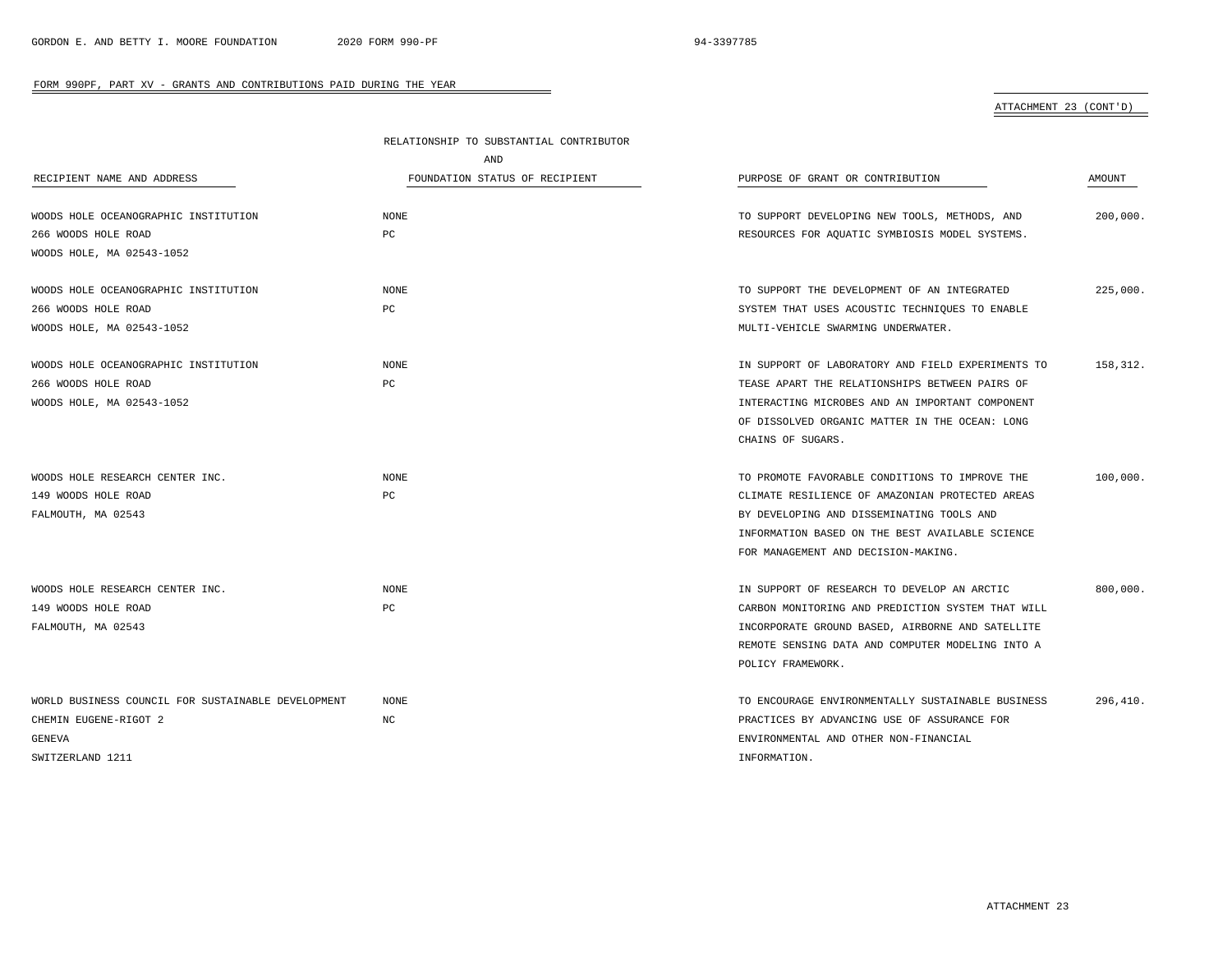FORM 990PF, PART XV - GRANTS AND CONTRIBUTIONS PAID DURING THE YEAR

ATTACHMENT 23 (CONT'D)

| RECIPIENT NAME AND ADDRESS | RELATIONSHIP TO SUBSTANTIAL CONTRIBUTOR AND FOUNDATION STATUS OF RECIPIENT | PURPOSE OF GRANT OR CONTRIBUTION | AMOUNT |
|---|---|---|---|
| WOODS HOLE OCEANOGRAPHIC INSTITUTION<br>266 WOODS HOLE ROAD<br>WOODS HOLE, MA 02543-1052 | NONE<br>PC | TO SUPPORT DEVELOPING NEW TOOLS, METHODS, AND RESOURCES FOR AQUATIC SYMBIOSIS MODEL SYSTEMS. | 200,000. |
| WOODS HOLE OCEANOGRAPHIC INSTITUTION<br>266 WOODS HOLE ROAD<br>WOODS HOLE, MA 02543-1052 | NONE<br>PC | TO SUPPORT THE DEVELOPMENT OF AN INTEGRATED SYSTEM THAT USES ACOUSTIC TECHNIQUES TO ENABLE MULTI-VEHICLE SWARMING UNDERWATER. | 225,000. |
| WOODS HOLE OCEANOGRAPHIC INSTITUTION<br>266 WOODS HOLE ROAD<br>WOODS HOLE, MA 02543-1052 | NONE<br>PC | IN SUPPORT OF LABORATORY AND FIELD EXPERIMENTS TO TEASE APART THE RELATIONSHIPS BETWEEN PAIRS OF INTERACTING MICROBES AND AN IMPORTANT COMPONENT OF DISSOLVED ORGANIC MATTER IN THE OCEAN: LONG CHAINS OF SUGARS. | 158,312. |
| WOODS HOLE RESEARCH CENTER INC.<br>149 WOODS HOLE ROAD<br>FALMOUTH, MA 02543 | NONE<br>PC | TO PROMOTE FAVORABLE CONDITIONS TO IMPROVE THE CLIMATE RESILIENCE OF AMAZONIAN PROTECTED AREAS BY DEVELOPING AND DISSEMINATING TOOLS AND INFORMATION BASED ON THE BEST AVAILABLE SCIENCE FOR MANAGEMENT AND DECISION-MAKING. | 100,000. |
| WOODS HOLE RESEARCH CENTER INC.<br>149 WOODS HOLE ROAD<br>FALMOUTH, MA 02543 | NONE<br>PC | IN SUPPORT OF RESEARCH TO DEVELOP AN ARCTIC CARBON MONITORING AND PREDICTION SYSTEM THAT WILL INCORPORATE GROUND BASED, AIRBORNE AND SATELLITE REMOTE SENSING DATA AND COMPUTER MODELING INTO A POLICY FRAMEWORK. | 800,000. |
| WORLD BUSINESS COUNCIL FOR SUSTAINABLE DEVELOPMENT<br>CHEMIN EUGENE-RIGOT 2<br>GENEVA<br>SWITZERLAND 1211 | NONE<br>NC | TO ENCOURAGE ENVIRONMENTALLY SUSTAINABLE BUSINESS PRACTICES BY ADVANCING USE OF ASSURANCE FOR ENVIRONMENTAL AND OTHER NON-FINANCIAL INFORMATION. | 296,410. |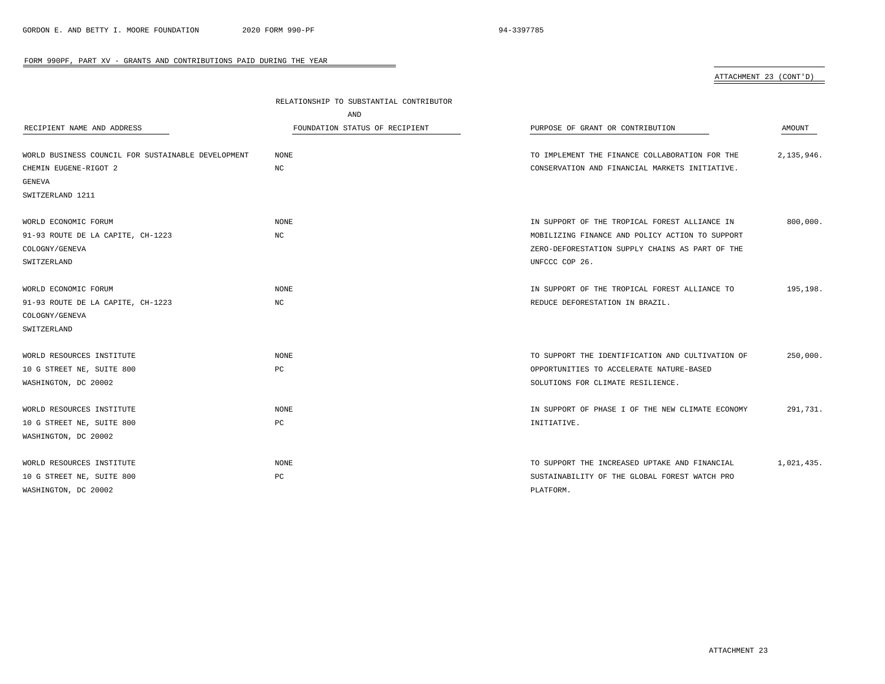FORM 990PF, PART XV - GRANTS AND CONTRIBUTIONS PAID DURING THE YEAR

ATTACHMENT 23 (CONT'D)

| RECIPIENT NAME AND ADDRESS | RELATIONSHIP TO SUBSTANTIAL CONTRIBUTOR AND FOUNDATION STATUS OF RECIPIENT | PURPOSE OF GRANT OR CONTRIBUTION | AMOUNT |
|---|---|---|---|
| WORLD BUSINESS COUNCIL FOR SUSTAINABLE DEVELOPMENT<br>CHEMIN EUGENE-RIGOT 2<br>GENEVA<br>SWITZERLAND 1211 | NONE<br>NC | TO IMPLEMENT THE FINANCE COLLABORATION FOR THE CONSERVATION AND FINANCIAL MARKETS INITIATIVE. | 2,135,946. |
| WORLD ECONOMIC FORUM<br>91-93 ROUTE DE LA CAPITE, CH-1223<br>COLOGNY/GENEVA<br>SWITZERLAND | NONE<br>NC | IN SUPPORT OF THE TROPICAL FOREST ALLIANCE IN MOBILIZING FINANCE AND POLICY ACTION TO SUPPORT ZERO-DEFORESTATION SUPPLY CHAINS AS PART OF THE UNFCCC COP 26. | 800,000. |
| WORLD ECONOMIC FORUM<br>91-93 ROUTE DE LA CAPITE, CH-1223<br>COLOGNY/GENEVA<br>SWITZERLAND | NONE<br>NC | IN SUPPORT OF THE TROPICAL FOREST ALLIANCE TO REDUCE DEFORESTATION IN BRAZIL. | 195,198. |
| WORLD RESOURCES INSTITUTE<br>10 G STREET NE, SUITE 800<br>WASHINGTON, DC 20002 | NONE<br>PC | TO SUPPORT THE IDENTIFICATION AND CULTIVATION OF OPPORTUNITIES TO ACCELERATE NATURE-BASED SOLUTIONS FOR CLIMATE RESILIENCE. | 250,000. |
| WORLD RESOURCES INSTITUTE<br>10 G STREET NE, SUITE 800<br>WASHINGTON, DC 20002 | NONE<br>PC | IN SUPPORT OF PHASE I OF THE NEW CLIMATE ECONOMY INITIATIVE. | 291,731. |
| WORLD RESOURCES INSTITUTE<br>10 G STREET NE, SUITE 800<br>WASHINGTON, DC 20002 | NONE<br>PC | TO SUPPORT THE INCREASED UPTAKE AND FINANCIAL SUSTAINABILITY OF THE GLOBAL FOREST WATCH PRO PLATFORM. | 1,021,435. |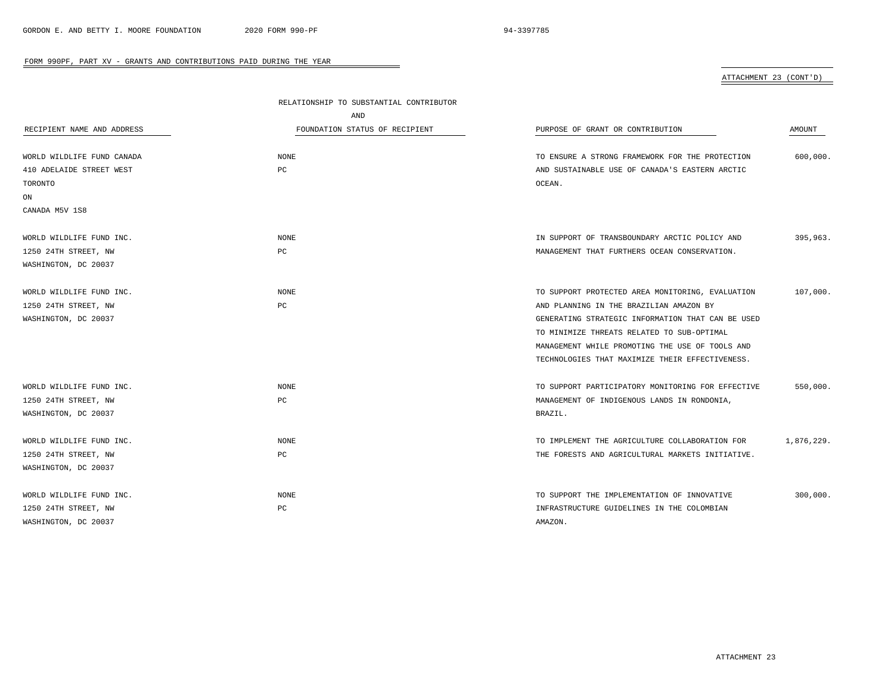FORM 990PF, PART XV - GRANTS AND CONTRIBUTIONS PAID DURING THE YEAR

ATTACHMENT 23 (CONT'D)

| RECIPIENT NAME AND ADDRESS | RELATIONSHIP TO SUBSTANTIAL CONTRIBUTOR AND FOUNDATION STATUS OF RECIPIENT | PURPOSE OF GRANT OR CONTRIBUTION | AMOUNT |
|---|---|---|---|
| WORLD WILDLIFE FUND CANADA<br>410 ADELAIDE STREET WEST<br>TORONTO<br>ON<br>CANADA M5V 1S8 | NONE<br>PC | TO ENSURE A STRONG FRAMEWORK FOR THE PROTECTION AND SUSTAINABLE USE OF CANADA'S EASTERN ARCTIC OCEAN. | 600,000. |
| WORLD WILDLIFE FUND INC.<br>1250 24TH STREET, NW<br>WASHINGTON, DC 20037 | NONE<br>PC | IN SUPPORT OF TRANSBOUNDARY ARCTIC POLICY AND MANAGEMENT THAT FURTHERS OCEAN CONSERVATION. | 395,963. |
| WORLD WILDLIFE FUND INC.<br>1250 24TH STREET, NW<br>WASHINGTON, DC 20037 | NONE<br>PC | TO SUPPORT PROTECTED AREA MONITORING, EVALUATION AND PLANNING IN THE BRAZILIAN AMAZON BY GENERATING STRATEGIC INFORMATION THAT CAN BE USED TO MINIMIZE THREATS RELATED TO SUB-OPTIMAL MANAGEMENT WHILE PROMOTING THE USE OF TOOLS AND TECHNOLOGIES THAT MAXIMIZE THEIR EFFECTIVENESS. | 107,000. |
| WORLD WILDLIFE FUND INC.<br>1250 24TH STREET, NW<br>WASHINGTON, DC 20037 | NONE<br>PC | TO SUPPORT PARTICIPATORY MONITORING FOR EFFECTIVE MANAGEMENT OF INDIGENOUS LANDS IN RONDONIA, BRAZIL. | 550,000. |
| WORLD WILDLIFE FUND INC.<br>1250 24TH STREET, NW<br>WASHINGTON, DC 20037 | NONE<br>PC | TO IMPLEMENT THE AGRICULTURE COLLABORATION FOR THE FORESTS AND AGRICULTURAL MARKETS INITIATIVE. | 1,876,229. |
| WORLD WILDLIFE FUND INC.<br>1250 24TH STREET, NW<br>WASHINGTON, DC 20037 | NONE<br>PC | TO SUPPORT THE IMPLEMENTATION OF INNOVATIVE INFRASTRUCTURE GUIDELINES IN THE COLOMBIAN AMAZON. | 300,000. |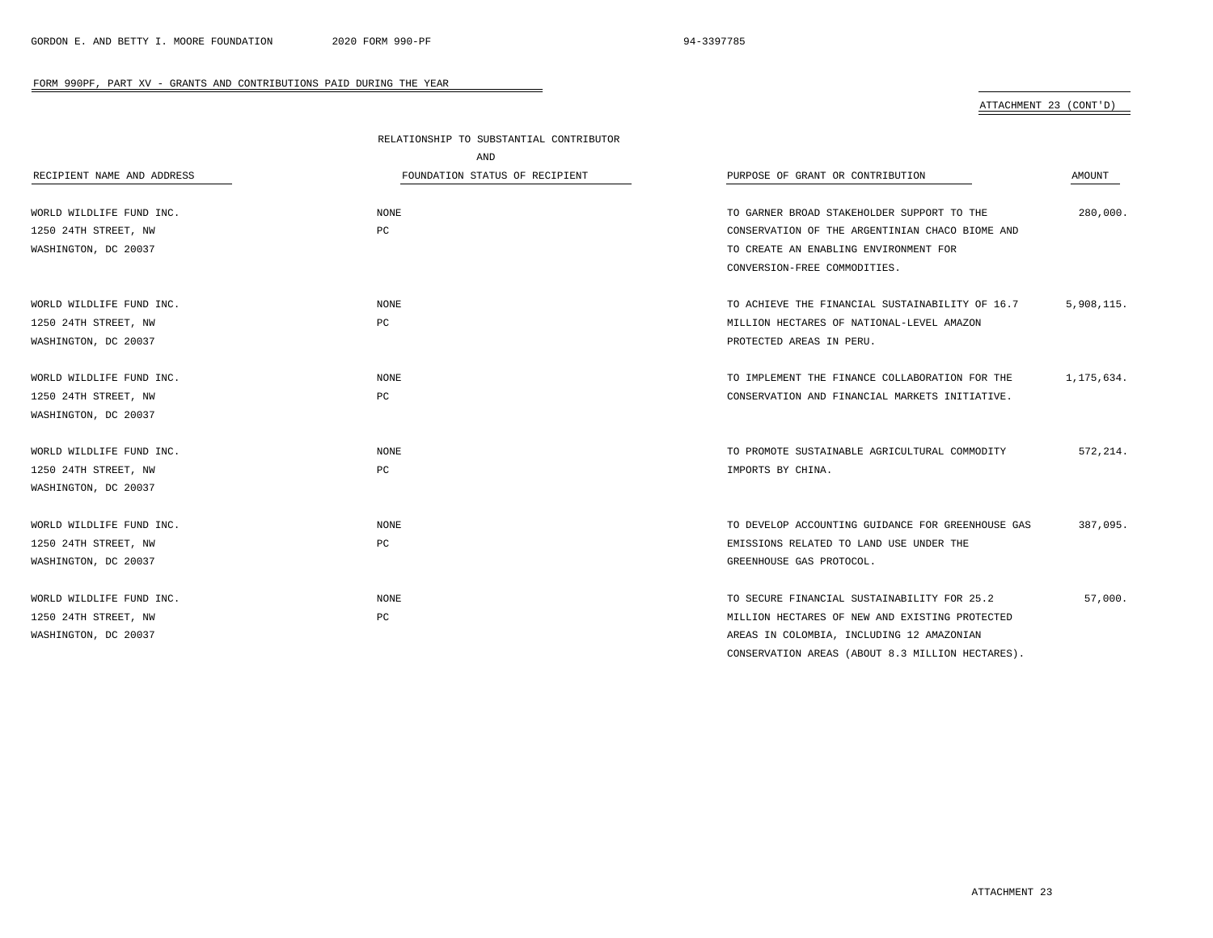FORM 990PF, PART XV - GRANTS AND CONTRIBUTIONS PAID DURING THE YEAR

ATTACHMENT 23 (CONT'D)

| RECIPIENT NAME AND ADDRESS | RELATIONSHIP TO SUBSTANTIAL CONTRIBUTOR AND FOUNDATION STATUS OF RECIPIENT | PURPOSE OF GRANT OR CONTRIBUTION | AMOUNT |
|---|---|---|---|
| WORLD WILDLIFE FUND INC. 1250 24TH STREET, NW WASHINGTON, DC 20037 | NONE PC | TO GARNER BROAD STAKEHOLDER SUPPORT TO THE CONSERVATION OF THE ARGENTINIAN CHACO BIOME AND TO CREATE AN ENABLING ENVIRONMENT FOR CONVERSION-FREE COMMODITIES. | 280,000. |
| WORLD WILDLIFE FUND INC. 1250 24TH STREET, NW WASHINGTON, DC 20037 | NONE PC | TO ACHIEVE THE FINANCIAL SUSTAINABILITY OF 16.7 MILLION HECTARES OF NATIONAL-LEVEL AMAZON PROTECTED AREAS IN PERU. | 5,908,115. |
| WORLD WILDLIFE FUND INC. 1250 24TH STREET, NW WASHINGTON, DC 20037 | NONE PC | TO IMPLEMENT THE FINANCE COLLABORATION FOR THE CONSERVATION AND FINANCIAL MARKETS INITIATIVE. | 1,175,634. |
| WORLD WILDLIFE FUND INC. 1250 24TH STREET, NW WASHINGTON, DC 20037 | NONE PC | TO PROMOTE SUSTAINABLE AGRICULTURAL COMMODITY IMPORTS BY CHINA. | 572,214. |
| WORLD WILDLIFE FUND INC. 1250 24TH STREET, NW WASHINGTON, DC 20037 | NONE PC | TO DEVELOP ACCOUNTING GUIDANCE FOR GREENHOUSE GAS EMISSIONS RELATED TO LAND USE UNDER THE GREENHOUSE GAS PROTOCOL. | 387,095. |
| WORLD WILDLIFE FUND INC. 1250 24TH STREET, NW WASHINGTON, DC 20037 | NONE PC | TO SECURE FINANCIAL SUSTAINABILITY FOR 25.2 MILLION HECTARES OF NEW AND EXISTING PROTECTED AREAS IN COLOMBIA, INCLUDING 12 AMAZONIAN CONSERVATION AREAS (ABOUT 8.3 MILLION HECTARES). | 57,000. |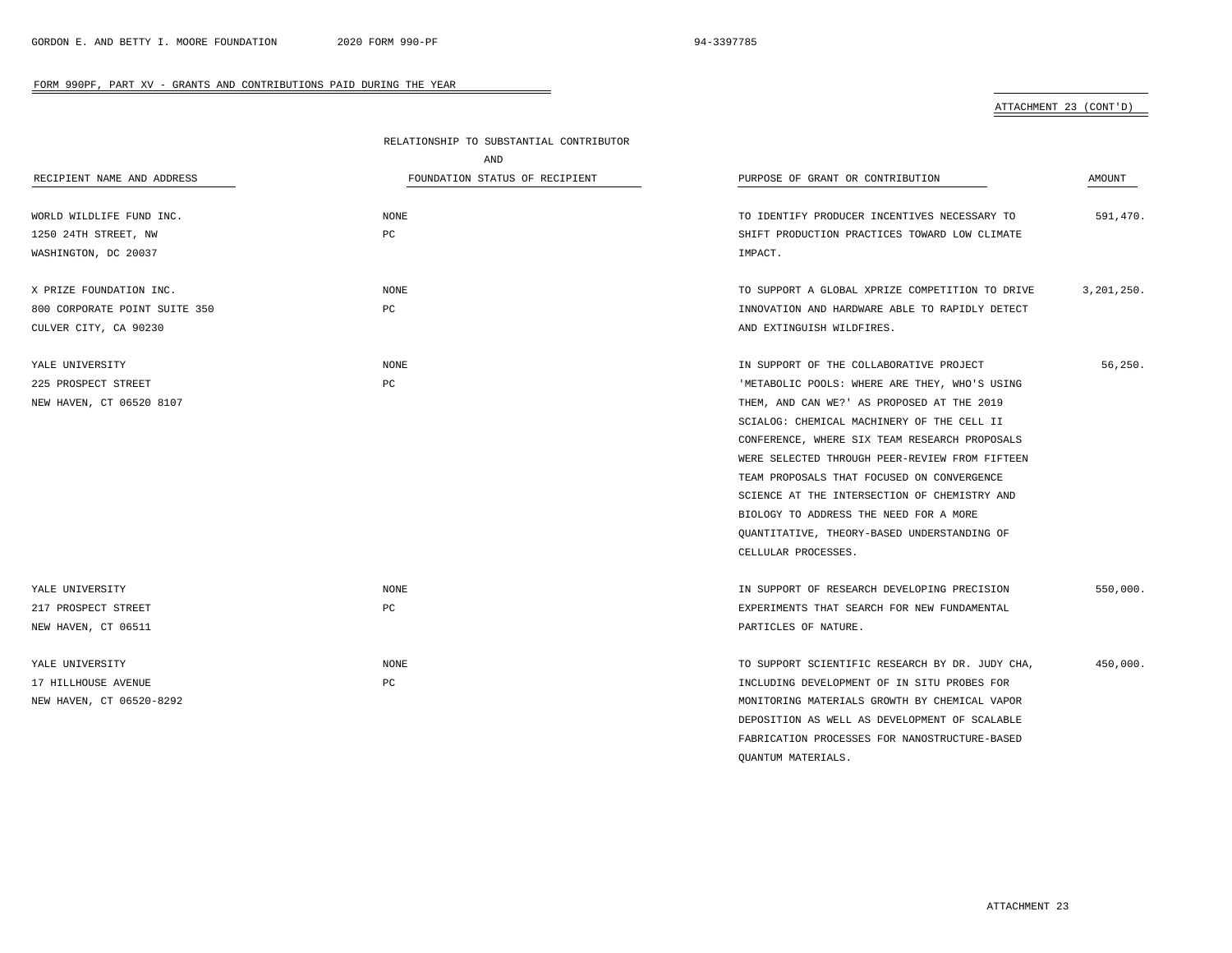FORM 990PF, PART XV - GRANTS AND CONTRIBUTIONS PAID DURING THE YEAR

ATTACHMENT 23 (CONT'D)

| RECIPIENT NAME AND ADDRESS | RELATIONSHIP TO SUBSTANTIAL CONTRIBUTOR AND FOUNDATION STATUS OF RECIPIENT | PURPOSE OF GRANT OR CONTRIBUTION | AMOUNT |
|---|---|---|---|
| WORLD WILDLIFE FUND INC.<br>1250 24TH STREET, NW<br>WASHINGTON, DC 20037 | NONE<br>PC | TO IDENTIFY PRODUCER INCENTIVES NECESSARY TO SHIFT PRODUCTION PRACTICES TOWARD LOW CLIMATE IMPACT. | 591,470. |
| X PRIZE FOUNDATION INC.<br>800 CORPORATE POINT SUITE 350<br>CULVER CITY, CA 90230 | NONE<br>PC | TO SUPPORT A GLOBAL XPRIZE COMPETITION TO DRIVE INNOVATION AND HARDWARE ABLE TO RAPIDLY DETECT AND EXTINGUISH WILDFIRES. | 3,201,250. |
| YALE UNIVERSITY<br>225 PROSPECT STREET<br>NEW HAVEN, CT 06520 8107 | NONE<br>PC | IN SUPPORT OF THE COLLABORATIVE PROJECT 'METABOLIC POOLS: WHERE ARE THEY, WHO'S USING THEM, AND CAN WE?' AS PROPOSED AT THE 2019 SCIALOG: CHEMICAL MACHINERY OF THE CELL II CONFERENCE, WHERE SIX TEAM RESEARCH PROPOSALS WERE SELECTED THROUGH PEER-REVIEW FROM FIFTEEN TEAM PROPOSALS THAT FOCUSED ON CONVERGENCE SCIENCE AT THE INTERSECTION OF CHEMISTRY AND BIOLOGY TO ADDRESS THE NEED FOR A MORE QUANTITATIVE, THEORY-BASED UNDERSTANDING OF CELLULAR PROCESSES. | 56,250. |
| YALE UNIVERSITY<br>217 PROSPECT STREET<br>NEW HAVEN, CT 06511 | NONE<br>PC | IN SUPPORT OF RESEARCH DEVELOPING PRECISION EXPERIMENTS THAT SEARCH FOR NEW FUNDAMENTAL PARTICLES OF NATURE. | 550,000. |
| YALE UNIVERSITY<br>17 HILLHOUSE AVENUE<br>NEW HAVEN, CT 06520-8292 | NONE<br>PC | TO SUPPORT SCIENTIFIC RESEARCH BY DR. JUDY CHA, INCLUDING DEVELOPMENT OF IN SITU PROBES FOR MONITORING MATERIALS GROWTH BY CHEMICAL VAPOR DEPOSITION AS WELL AS DEVELOPMENT OF SCALABLE FABRICATION PROCESSES FOR NANOSTRUCTURE-BASED QUANTUM MATERIALS. | 450,000. |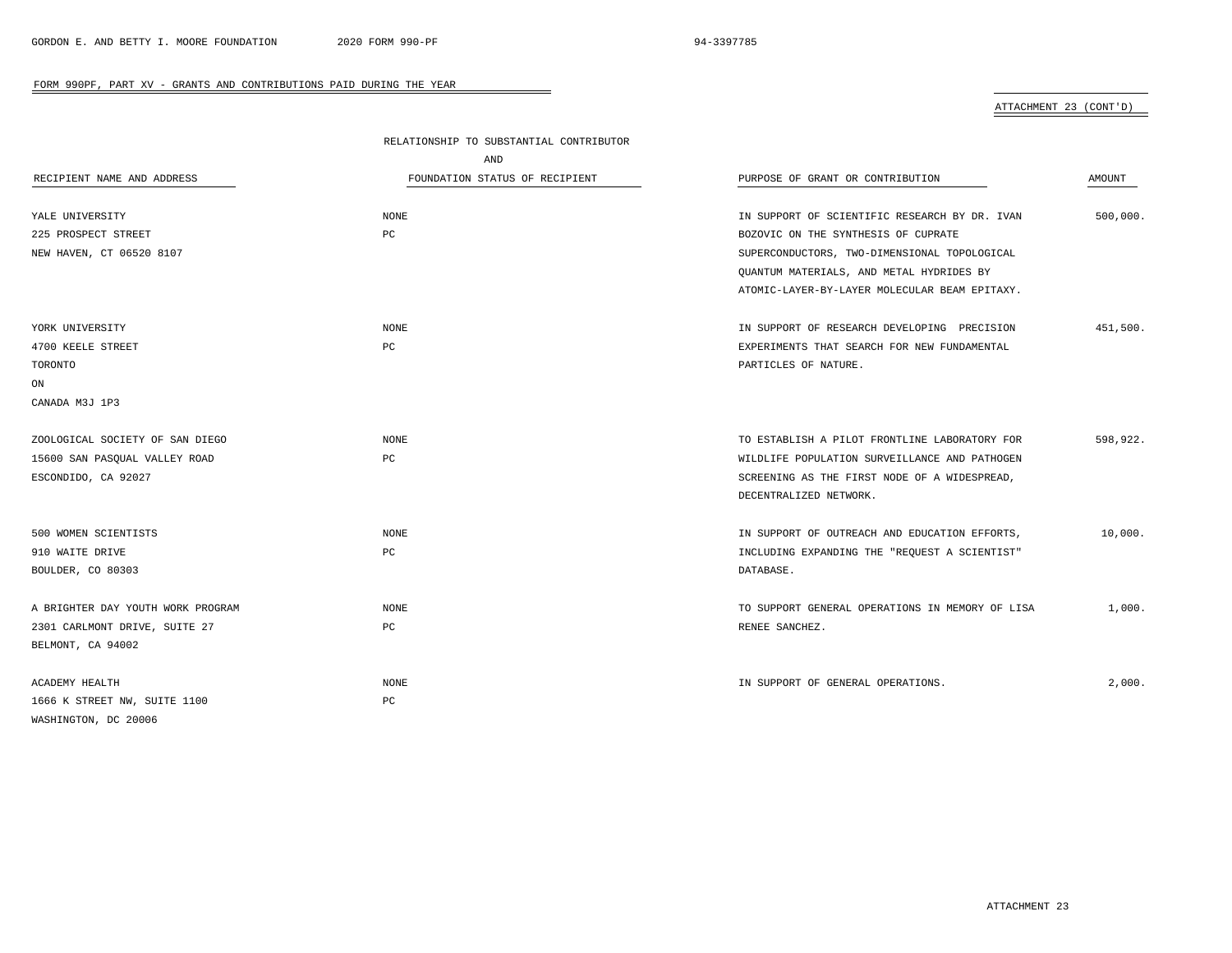FORM 990PF, PART XV - GRANTS AND CONTRIBUTIONS PAID DURING THE YEAR

ATTACHMENT 23 (CONT'D)

| RECIPIENT NAME AND ADDRESS | RELATIONSHIP TO SUBSTANTIAL CONTRIBUTOR AND FOUNDATION STATUS OF RECIPIENT | PURPOSE OF GRANT OR CONTRIBUTION | AMOUNT |
|---|---|---|---|
| YALE UNIVERSITY<br>225 PROSPECT STREET<br>NEW HAVEN, CT 06520 8107 | NONE<br>PC | IN SUPPORT OF SCIENTIFIC RESEARCH BY DR. IVAN BOZOVIC ON THE SYNTHESIS OF CUPRATE SUPERCONDUCTORS, TWO-DIMENSIONAL TOPOLOGICAL QUANTUM MATERIALS, AND METAL HYDRIDES BY ATOMIC-LAYER-BY-LAYER MOLECULAR BEAM EPITAXY. | 500,000. |
| YORK UNIVERSITY<br>4700 KEELE STREET<br>TORONTO<br>ON<br>CANADA M3J 1P3 | NONE<br>PC | IN SUPPORT OF RESEARCH DEVELOPING PRECISION EXPERIMENTS THAT SEARCH FOR NEW FUNDAMENTAL PARTICLES OF NATURE. | 451,500. |
| ZOOLOGICAL SOCIETY OF SAN DIEGO<br>15600 SAN PASQUAL VALLEY ROAD<br>ESCONDIDO, CA 92027 | NONE<br>PC | TO ESTABLISH A PILOT FRONTLINE LABORATORY FOR WILDLIFE POPULATION SURVEILLANCE AND PATHOGEN SCREENING AS THE FIRST NODE OF A WIDESPREAD, DECENTRALIZED NETWORK. | 598,922. |
| 500 WOMEN SCIENTISTS<br>910 WAITE DRIVE<br>BOULDER, CO 80303 | NONE<br>PC | IN SUPPORT OF OUTREACH AND EDUCATION EFFORTS, INCLUDING EXPANDING THE "REQUEST A SCIENTIST" DATABASE. | 10,000. |
| A BRIGHTER DAY YOUTH WORK PROGRAM<br>2301 CARLMONT DRIVE, SUITE 27<br>BELMONT, CA 94002 | NONE<br>PC | TO SUPPORT GENERAL OPERATIONS IN MEMORY OF LISA RENEE SANCHEZ. | 1,000. |
| ACADEMY HEALTH<br>1666 K STREET NW, SUITE 1100<br>WASHINGTON, DC 20006 | NONE<br>PC | IN SUPPORT OF GENERAL OPERATIONS. | 2,000. |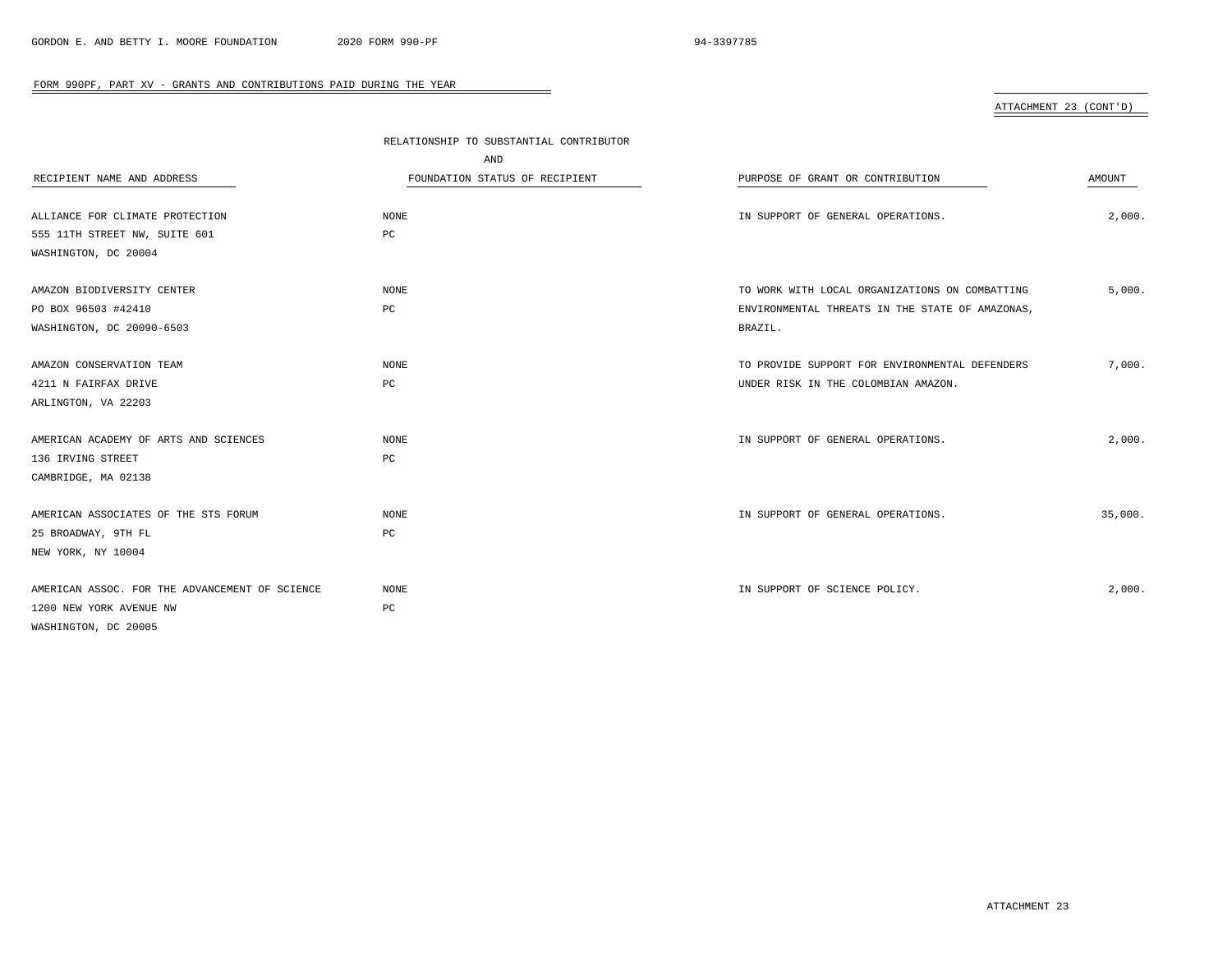FORM 990PF, PART XV - GRANTS AND CONTRIBUTIONS PAID DURING THE YEAR

ATTACHMENT 23 (CONT'D)

| RECIPIENT NAME AND ADDRESS | RELATIONSHIP TO SUBSTANTIAL CONTRIBUTOR AND FOUNDATION STATUS OF RECIPIENT | PURPOSE OF GRANT OR CONTRIBUTION | AMOUNT |
|---|---|---|---|
| ALLIANCE FOR CLIMATE PROTECTION<br>555 11TH STREET NW, SUITE 601<br>WASHINGTON, DC 20004 | NONE<br>PC | IN SUPPORT OF GENERAL OPERATIONS. | 2,000. |
| AMAZON BIODIVERSITY CENTER<br>PO BOX 96503 #42410<br>WASHINGTON, DC 20090-6503 | NONE<br>PC | TO WORK WITH LOCAL ORGANIZATIONS ON COMBATTING ENVIRONMENTAL THREATS IN THE STATE OF AMAZONAS, BRAZIL. | 5,000. |
| AMAZON CONSERVATION TEAM<br>4211 N FAIRFAX DRIVE<br>ARLINGTON, VA 22203 | NONE<br>PC | TO PROVIDE SUPPORT FOR ENVIRONMENTAL DEFENDERS UNDER RISK IN THE COLOMBIAN AMAZON. | 7,000. |
| AMERICAN ACADEMY OF ARTS AND SCIENCES<br>136 IRVING STREET<br>CAMBRIDGE, MA 02138 | NONE<br>PC | IN SUPPORT OF GENERAL OPERATIONS. | 2,000. |
| AMERICAN ASSOCIATES OF THE STS FORUM<br>25 BROADWAY, 9TH FL<br>NEW YORK, NY 10004 | NONE<br>PC | IN SUPPORT OF GENERAL OPERATIONS. | 35,000. |
| AMERICAN ASSOC. FOR THE ADVANCEMENT OF SCIENCE<br>1200 NEW YORK AVENUE NW<br>WASHINGTON, DC 20005 | NONE<br>PC | IN SUPPORT OF SCIENCE POLICY. | 2,000. |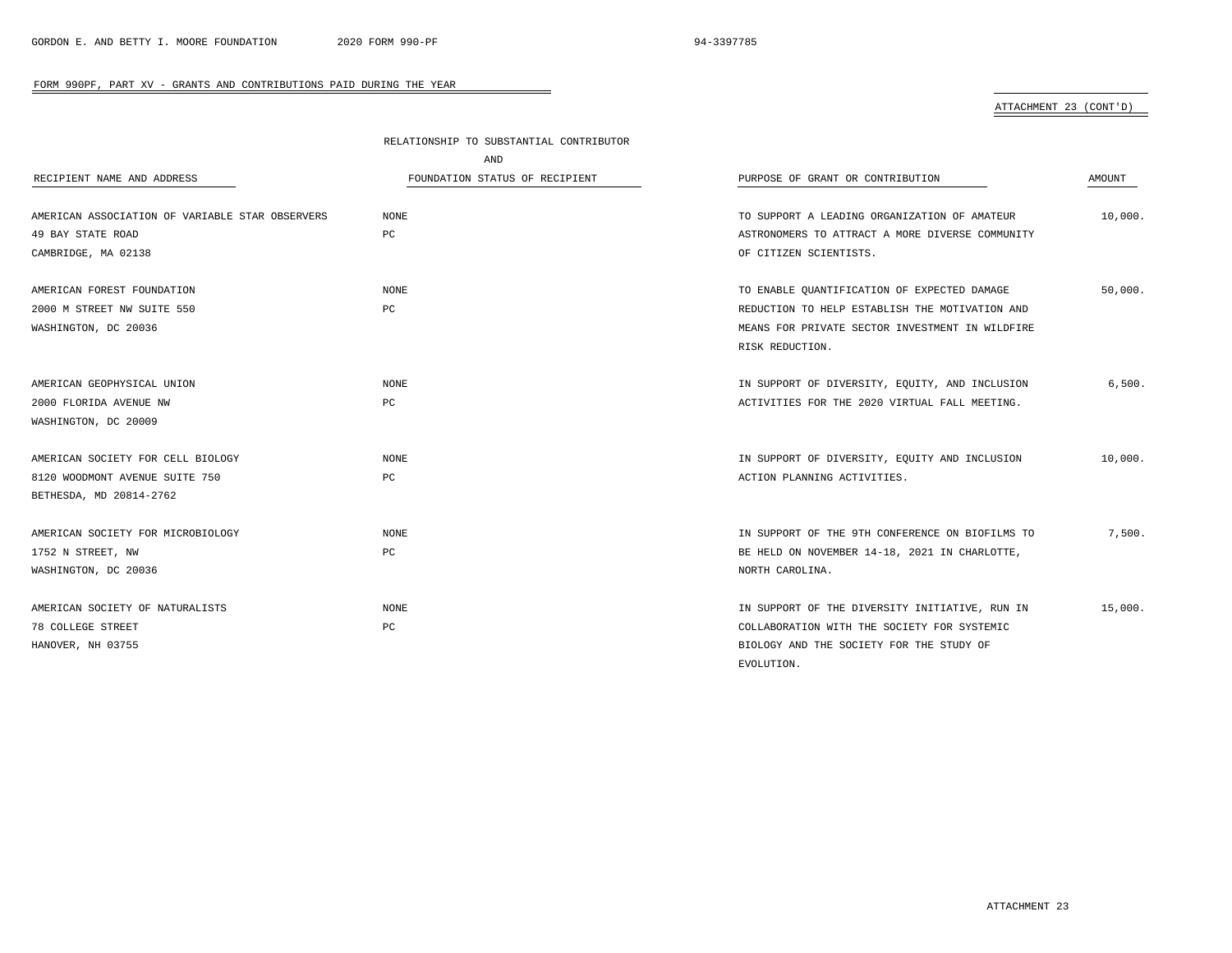FORM 990PF, PART XV - GRANTS AND CONTRIBUTIONS PAID DURING THE YEAR

ATTACHMENT 23 (CONT'D)

| RECIPIENT NAME AND ADDRESS | RELATIONSHIP TO SUBSTANTIAL CONTRIBUTOR AND FOUNDATION STATUS OF RECIPIENT | PURPOSE OF GRANT OR CONTRIBUTION | AMOUNT |
|---|---|---|---|
| AMERICAN ASSOCIATION OF VARIABLE STAR OBSERVERS<br>49 BAY STATE ROAD<br>CAMBRIDGE, MA 02138 | NONE<br>PC | TO SUPPORT A LEADING ORGANIZATION OF AMATEUR ASTRONOMERS TO ATTRACT A MORE DIVERSE COMMUNITY OF CITIZEN SCIENTISTS. | 10,000. |
| AMERICAN FOREST FOUNDATION<br>2000 M STREET NW SUITE 550<br>WASHINGTON, DC 20036 | NONE<br>PC | TO ENABLE QUANTIFICATION OF EXPECTED DAMAGE REDUCTION TO HELP ESTABLISH THE MOTIVATION AND MEANS FOR PRIVATE SECTOR INVESTMENT IN WILDFIRE RISK REDUCTION. | 50,000. |
| AMERICAN GEOPHYSICAL UNION<br>2000 FLORIDA AVENUE NW<br>WASHINGTON, DC 20009 | NONE<br>PC | IN SUPPORT OF DIVERSITY, EQUITY, AND INCLUSION ACTIVITIES FOR THE 2020 VIRTUAL FALL MEETING. | 6,500. |
| AMERICAN SOCIETY FOR CELL BIOLOGY<br>8120 WOODMONT AVENUE SUITE 750<br>BETHESDA, MD 20814-2762 | NONE<br>PC | IN SUPPORT OF DIVERSITY, EQUITY AND INCLUSION ACTION PLANNING ACTIVITIES. | 10,000. |
| AMERICAN SOCIETY FOR MICROBIOLOGY<br>1752 N STREET, NW<br>WASHINGTON, DC 20036 | NONE<br>PC | IN SUPPORT OF THE 9TH CONFERENCE ON BIOFILMS TO BE HELD ON NOVEMBER 14-18, 2021 IN CHARLOTTE, NORTH CAROLINA. | 7,500. |
| AMERICAN SOCIETY OF NATURALISTS<br>78 COLLEGE STREET<br>HANOVER, NH 03755 | NONE<br>PC | IN SUPPORT OF THE DIVERSITY INITIATIVE, RUN IN COLLABORATION WITH THE SOCIETY FOR SYSTEMIC BIOLOGY AND THE SOCIETY FOR THE STUDY OF EVOLUTION. | 15,000. |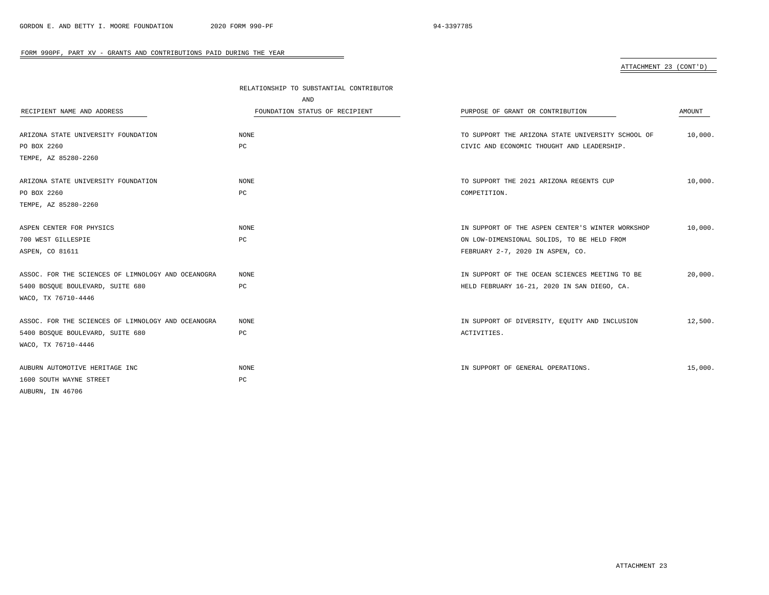FORM 990PF, PART XV - GRANTS AND CONTRIBUTIONS PAID DURING THE YEAR

ATTACHMENT 23 (CONT'D)

| RECIPIENT NAME AND ADDRESS | RELATIONSHIP TO SUBSTANTIAL CONTRIBUTOR AND FOUNDATION STATUS OF RECIPIENT | PURPOSE OF GRANT OR CONTRIBUTION | AMOUNT |
|---|---|---|---|
| ARIZONA STATE UNIVERSITY FOUNDATION<br>PO BOX 2260<br>TEMPE, AZ 85280-2260 | NONE<br>PC | TO SUPPORT THE ARIZONA STATE UNIVERSITY SCHOOL OF CIVIC AND ECONOMIC THOUGHT AND LEADERSHIP. | 10,000. |
| ARIZONA STATE UNIVERSITY FOUNDATION<br>PO BOX 2260<br>TEMPE, AZ 85280-2260 | NONE<br>PC | TO SUPPORT THE 2021 ARIZONA REGENTS CUP COMPETITION. | 10,000. |
| ASPEN CENTER FOR PHYSICS<br>700 WEST GILLESPIE<br>ASPEN, CO 81611 | NONE<br>PC | IN SUPPORT OF THE ASPEN CENTER'S WINTER WORKSHOP ON LOW-DIMENSIONAL SOLIDS, TO BE HELD FROM FEBRUARY 2-7, 2020 IN ASPEN, CO. | 10,000. |
| ASSOC. FOR THE SCIENCES OF LIMNOLOGY AND OCEANOGRA<br>5400 BOSQUE BOULEVARD, SUITE 680<br>WACO, TX 76710-4446 | NONE<br>PC | IN SUPPORT OF THE OCEAN SCIENCES MEETING TO BE HELD FEBRUARY 16-21, 2020 IN SAN DIEGO, CA. | 20,000. |
| ASSOC. FOR THE SCIENCES OF LIMNOLOGY AND OCEANOGRA<br>5400 BOSQUE BOULEVARD, SUITE 680<br>WACO, TX 76710-4446 | NONE<br>PC | IN SUPPORT OF DIVERSITY, EQUITY AND INCLUSION ACTIVITIES. | 12,500. |
| AUBURN AUTOMOTIVE HERITAGE INC<br>1600 SOUTH WAYNE STREET<br>AUBURN, IN 46706 | NONE<br>PC | IN SUPPORT OF GENERAL OPERATIONS. | 15,000. |

ATTACHMENT 23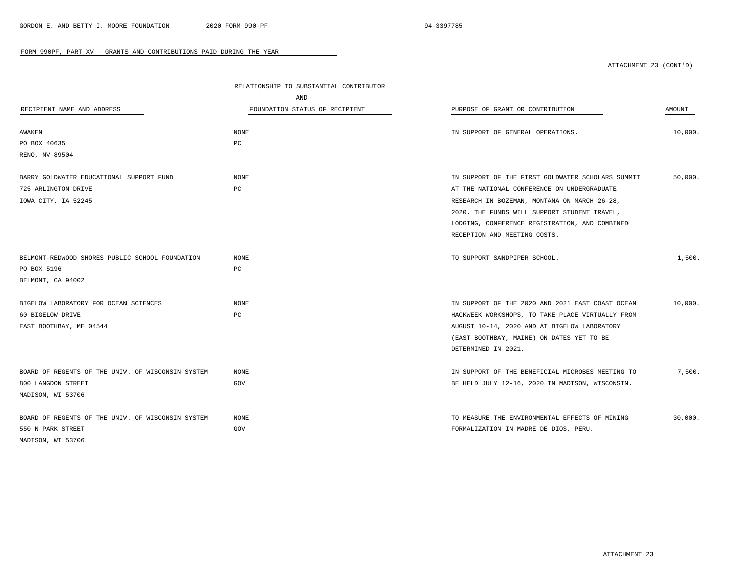FORM 990PF, PART XV - GRANTS AND CONTRIBUTIONS PAID DURING THE YEAR

ATTACHMENT 23 (CONT'D)

| RECIPIENT NAME AND ADDRESS | RELATIONSHIP TO SUBSTANTIAL CONTRIBUTOR AND FOUNDATION STATUS OF RECIPIENT | PURPOSE OF GRANT OR CONTRIBUTION | AMOUNT |
|---|---|---|---|
| AWAKEN<br>PO BOX 40635<br>RENO, NV 89504 | NONE<br>PC | IN SUPPORT OF GENERAL OPERATIONS. | 10,000. |
| BARRY GOLDWATER EDUCATIONAL SUPPORT FUND<br>725 ARLINGTON DRIVE<br>IOWA CITY, IA 52245 | NONE<br>PC | IN SUPPORT OF THE FIRST GOLDWATER SCHOLARS SUMMIT AT THE NATIONAL CONFERENCE ON UNDERGRADUATE RESEARCH IN BOZEMAN, MONTANA ON MARCH 26-28, 2020. THE FUNDS WILL SUPPORT STUDENT TRAVEL, LODGING, CONFERENCE REGISTRATION, AND COMBINED RECEPTION AND MEETING COSTS. | 50,000. |
| BELMONT-REDWOOD SHORES PUBLIC SCHOOL FOUNDATION<br>PO BOX 5196<br>BELMONT, CA 94002 | NONE<br>PC | TO SUPPORT SANDPIPER SCHOOL. | 1,500. |
| BIGELOW LABORATORY FOR OCEAN SCIENCES<br>60 BIGELOW DRIVE<br>EAST BOOTHBAY, ME 04544 | NONE<br>PC | IN SUPPORT OF THE 2020 AND 2021 EAST COAST OCEAN HACKWEEK WORKSHOPS, TO TAKE PLACE VIRTUALLY FROM AUGUST 10-14, 2020 AND AT BIGELOW LABORATORY (EAST BOOTHBAY, MAINE) ON DATES YET TO BE DETERMINED IN 2021. | 10,000. |
| BOARD OF REGENTS OF THE UNIV. OF WISCONSIN SYSTEM<br>800 LANGDON STREET<br>MADISON, WI 53706 | NONE<br>GOV | IN SUPPORT OF THE BENEFICIAL MICROBES MEETING TO BE HELD JULY 12-16, 2020 IN MADISON, WISCONSIN. | 7,500. |
| BOARD OF REGENTS OF THE UNIV. OF WISCONSIN SYSTEM<br>550 N PARK STREET<br>MADISON, WI 53706 | NONE<br>GOV | TO MEASURE THE ENVIRONMENTAL EFFECTS OF MINING FORMALIZATION IN MADRE DE DIOS, PERU. | 30,000. |

ATTACHMENT 23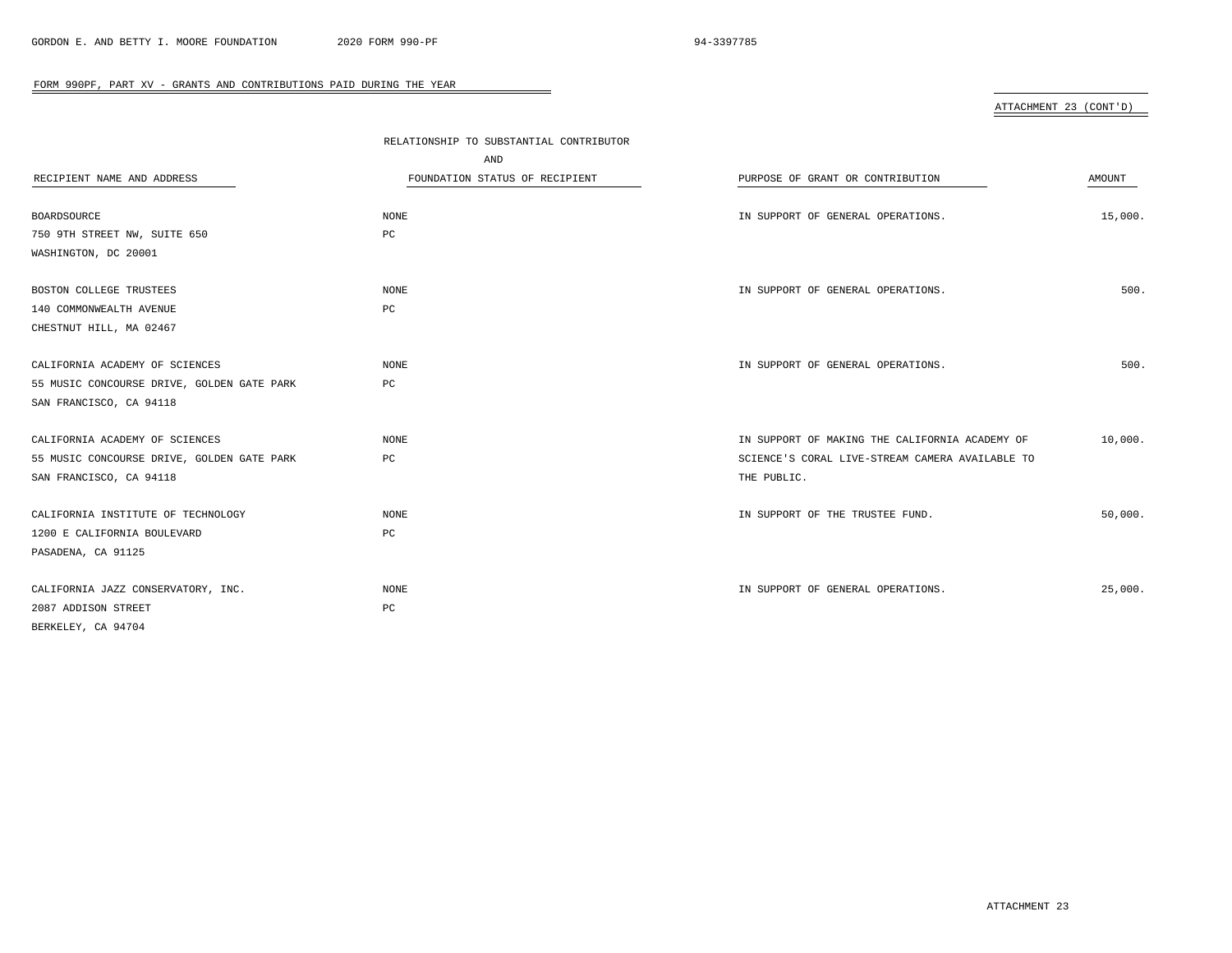FORM 990PF, PART XV - GRANTS AND CONTRIBUTIONS PAID DURING THE YEAR

ATTACHMENT 23 (CONT'D)

| RECIPIENT NAME AND ADDRESS | RELATIONSHIP TO SUBSTANTIAL CONTRIBUTOR AND FOUNDATION STATUS OF RECIPIENT | PURPOSE OF GRANT OR CONTRIBUTION | AMOUNT |
|---|---|---|---|
| BOARDSOURCE<br>750 9TH STREET NW, SUITE 650<br>WASHINGTON, DC 20001 | NONE<br>PC | IN SUPPORT OF GENERAL OPERATIONS. | 15,000. |
| BOSTON COLLEGE TRUSTEES<br>140 COMMONWEALTH AVENUE<br>CHESTNUT HILL, MA 02467 | NONE<br>PC | IN SUPPORT OF GENERAL OPERATIONS. | 500. |
| CALIFORNIA ACADEMY OF SCIENCES<br>55 MUSIC CONCOURSE DRIVE, GOLDEN GATE PARK<br>SAN FRANCISCO, CA 94118 | NONE<br>PC | IN SUPPORT OF GENERAL OPERATIONS. | 500. |
| CALIFORNIA ACADEMY OF SCIENCES<br>55 MUSIC CONCOURSE DRIVE, GOLDEN GATE PARK<br>SAN FRANCISCO, CA 94118 | NONE<br>PC | IN SUPPORT OF MAKING THE CALIFORNIA ACADEMY OF SCIENCE'S CORAL LIVE-STREAM CAMERA AVAILABLE TO THE PUBLIC. | 10,000. |
| CALIFORNIA INSTITUTE OF TECHNOLOGY<br>1200 E CALIFORNIA BOULEVARD<br>PASADENA, CA 91125 | NONE<br>PC | IN SUPPORT OF THE TRUSTEE FUND. | 50,000. |
| CALIFORNIA JAZZ CONSERVATORY, INC.<br>2087 ADDISON STREET<br>BERKELEY, CA 94704 | NONE<br>PC | IN SUPPORT OF GENERAL OPERATIONS. | 25,000. |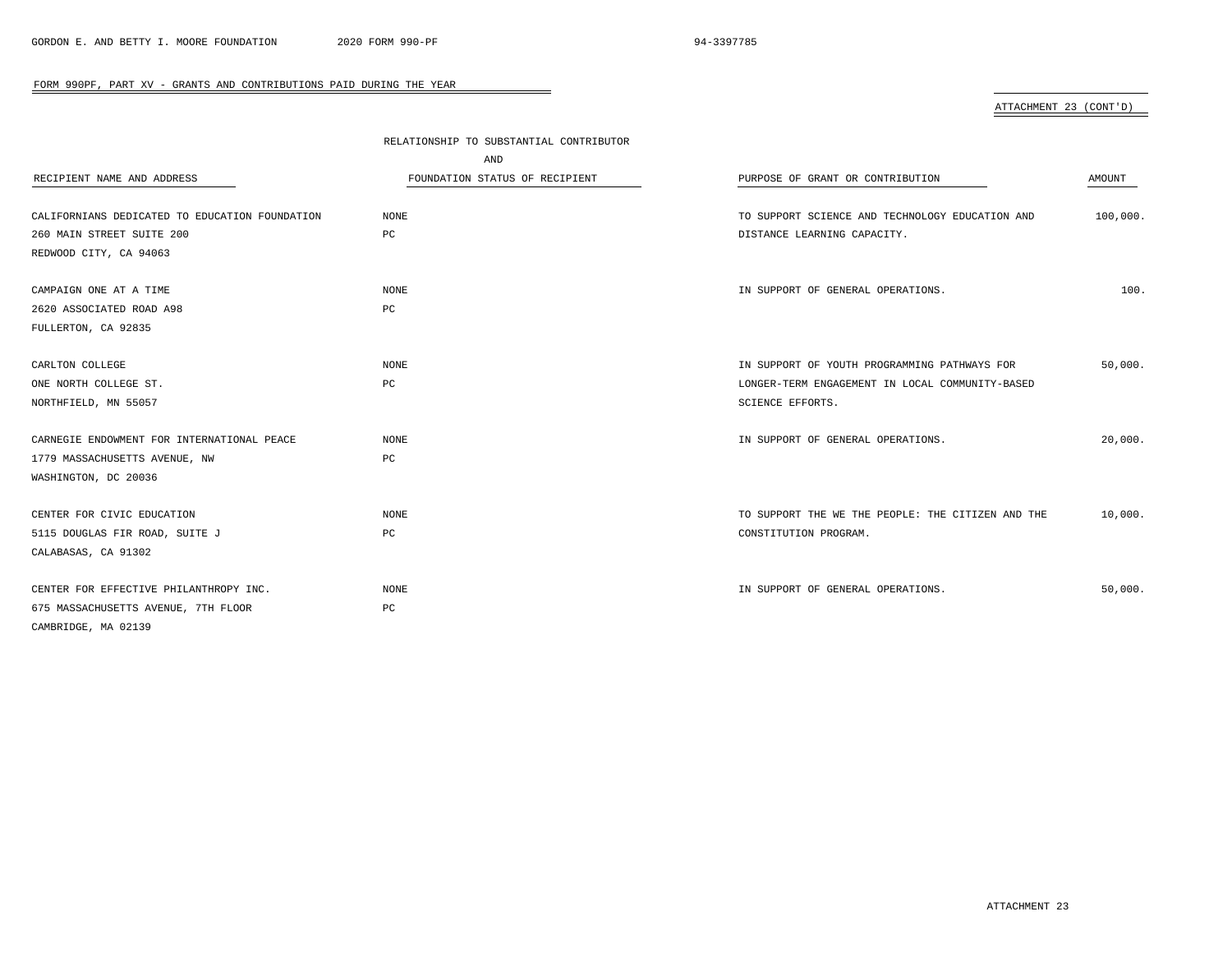FORM 990PF, PART XV - GRANTS AND CONTRIBUTIONS PAID DURING THE YEAR

ATTACHMENT 23 (CONT'D)

| RECIPIENT NAME AND ADDRESS | RELATIONSHIP TO SUBSTANTIAL CONTRIBUTOR AND FOUNDATION STATUS OF RECIPIENT | PURPOSE OF GRANT OR CONTRIBUTION | AMOUNT |
|---|---|---|---|
| CALIFORNIANS DEDICATED TO EDUCATION FOUNDATION<br>260 MAIN STREET SUITE 200<br>REDWOOD CITY, CA 94063 | NONE<br>PC | TO SUPPORT SCIENCE AND TECHNOLOGY EDUCATION AND DISTANCE LEARNING CAPACITY. | 100,000. |
| CAMPAIGN ONE AT A TIME<br>2620 ASSOCIATED ROAD A98<br>FULLERTON, CA 92835 | NONE<br>PC | IN SUPPORT OF GENERAL OPERATIONS. | 100. |
| CARLTON COLLEGE<br>ONE NORTH COLLEGE ST.<br>NORTHFIELD, MN 55057 | NONE<br>PC | IN SUPPORT OF YOUTH PROGRAMMING PATHWAYS FOR LONGER-TERM ENGAGEMENT IN LOCAL COMMUNITY-BASED SCIENCE EFFORTS. | 50,000. |
| CARNEGIE ENDOWMENT FOR INTERNATIONAL PEACE<br>1779 MASSACHUSETTS AVENUE, NW<br>WASHINGTON, DC 20036 | NONE<br>PC | IN SUPPORT OF GENERAL OPERATIONS. | 20,000. |
| CENTER FOR CIVIC EDUCATION<br>5115 DOUGLAS FIR ROAD, SUITE J<br>CALABASAS, CA 91302 | NONE<br>PC | TO SUPPORT THE WE THE PEOPLE: THE CITIZEN AND THE CONSTITUTION PROGRAM. | 10,000. |
| CENTER FOR EFFECTIVE PHILANTHROPY INC.<br>675 MASSACHUSETTS AVENUE, 7TH FLOOR<br>CAMBRIDGE, MA 02139 | NONE<br>PC | IN SUPPORT OF GENERAL OPERATIONS. | 50,000. |

ATTACHMENT 23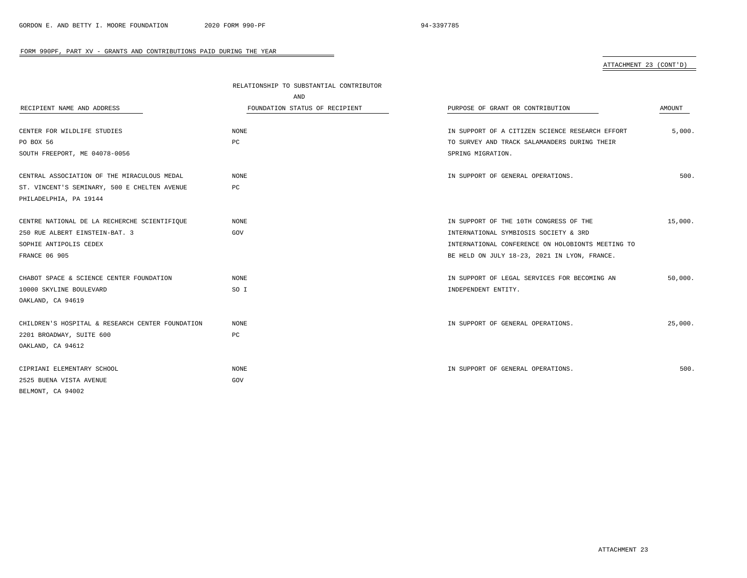FORM 990PF, PART XV - GRANTS AND CONTRIBUTIONS PAID DURING THE YEAR

ATTACHMENT 23 (CONT'D)

| RECIPIENT NAME AND ADDRESS | RELATIONSHIP TO SUBSTANTIAL CONTRIBUTOR AND FOUNDATION STATUS OF RECIPIENT | PURPOSE OF GRANT OR CONTRIBUTION | AMOUNT |
|---|---|---|---|
| CENTER FOR WILDLIFE STUDIES<br>PO BOX 56<br>SOUTH FREEPORT, ME 04078-0056 | NONE<br>PC | IN SUPPORT OF A CITIZEN SCIENCE RESEARCH EFFORT TO SURVEY AND TRACK SALAMANDERS DURING THEIR SPRING MIGRATION. | 5,000. |
| CENTRAL ASSOCIATION OF THE MIRACULOUS MEDAL<br>ST. VINCENT'S SEMINARY, 500 E CHELTEN AVENUE<br>PHILADELPHIA, PA 19144 | NONE<br>PC | IN SUPPORT OF GENERAL OPERATIONS. | 500. |
| CENTRE NATIONAL DE LA RECHERCHE SCIENTIFIQUE<br>250 RUE ALBERT EINSTEIN-BAT. 3<br>SOPHIE ANTIPOLIS CEDEX<br>FRANCE 06 905 | NONE<br>GOV | IN SUPPORT OF THE 10TH CONGRESS OF THE INTERNATIONAL SYMBIOSIS SOCIETY & 3RD INTERNATIONAL CONFERENCE ON HOLOBIONTS MEETING TO BE HELD ON JULY 18-23, 2021 IN LYON, FRANCE. | 15,000. |
| CHABOT SPACE & SCIENCE CENTER FOUNDATION<br>10000 SKYLINE BOULEVARD<br>OAKLAND, CA 94619 | NONE<br>SO I | IN SUPPORT OF LEGAL SERVICES FOR BECOMING AN INDEPENDENT ENTITY. | 50,000. |
| CHILDREN'S HOSPITAL & RESEARCH CENTER FOUNDATION<br>2201 BROADWAY, SUITE 600<br>OAKLAND, CA 94612 | NONE<br>PC | IN SUPPORT OF GENERAL OPERATIONS. | 25,000. |
| CIPRIANI ELEMENTARY SCHOOL<br>2525 BUENA VISTA AVENUE<br>BELMONT, CA 94002 | NONE<br>GOV | IN SUPPORT OF GENERAL OPERATIONS. | 500. |

ATTACHMENT 23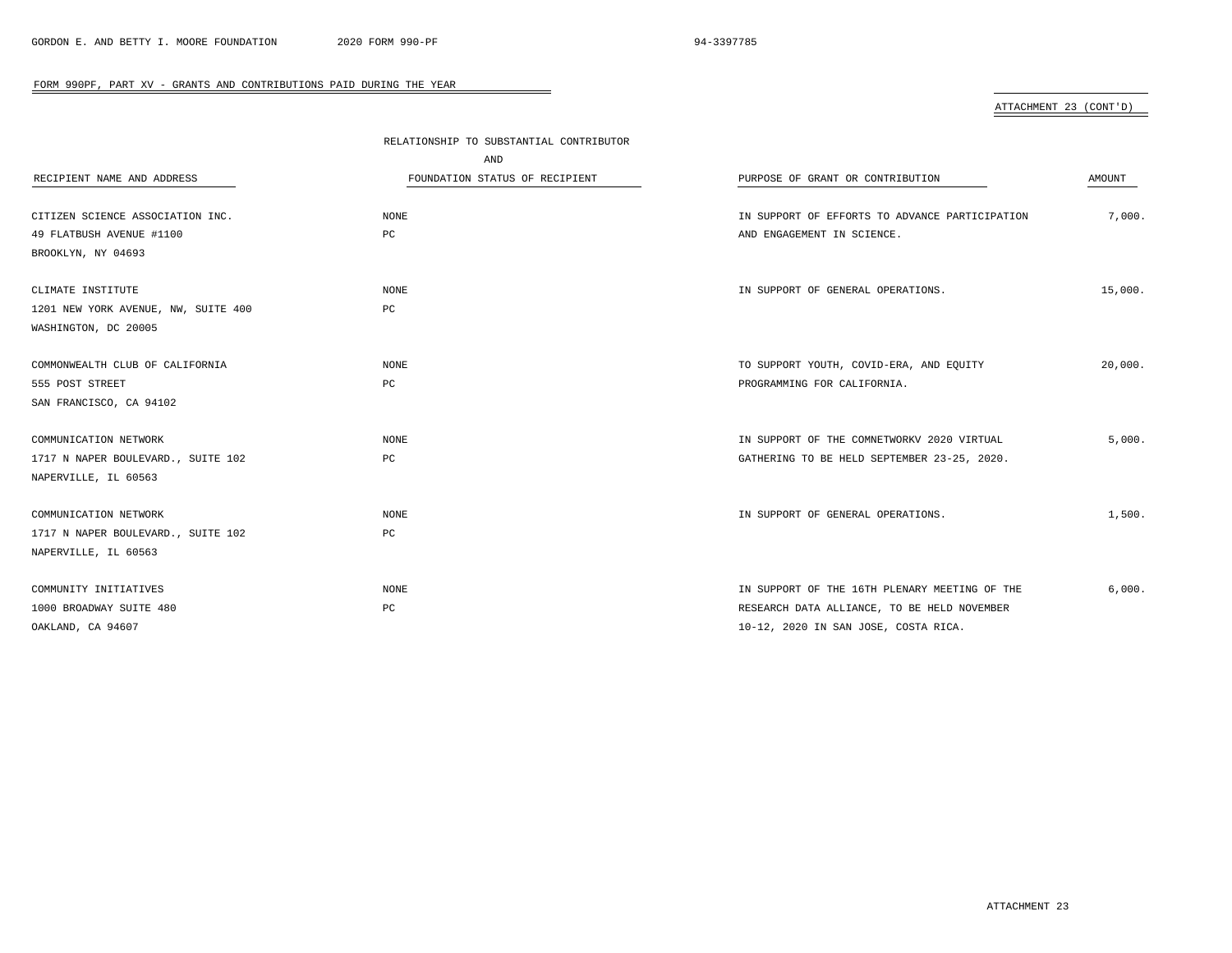FORM 990PF, PART XV - GRANTS AND CONTRIBUTIONS PAID DURING THE YEAR

ATTACHMENT 23 (CONT'D)

| RECIPIENT NAME AND ADDRESS | RELATIONSHIP TO SUBSTANTIAL CONTRIBUTOR AND FOUNDATION STATUS OF RECIPIENT | PURPOSE OF GRANT OR CONTRIBUTION | AMOUNT |
|---|---|---|---|
| CITIZEN SCIENCE ASSOCIATION INC.<br>49 FLATBUSH AVENUE #1100<br>BROOKLYN, NY 04693 | NONE<br>PC | IN SUPPORT OF EFFORTS TO ADVANCE PARTICIPATION AND ENGAGEMENT IN SCIENCE. | 7,000. |
| CLIMATE INSTITUTE<br>1201 NEW YORK AVENUE, NW, SUITE 400<br>WASHINGTON, DC 20005 | NONE<br>PC | IN SUPPORT OF GENERAL OPERATIONS. | 15,000. |
| COMMONWEALTH CLUB OF CALIFORNIA<br>555 POST STREET<br>SAN FRANCISCO, CA 94102 | NONE<br>PC | TO SUPPORT YOUTH, COVID-ERA, AND EQUITY PROGRAMMING FOR CALIFORNIA. | 20,000. |
| COMMUNICATION NETWORK<br>1717 N NAPER BOULEVARD., SUITE 102<br>NAPERVILLE, IL 60563 | NONE<br>PC | IN SUPPORT OF THE COMNETWORKV 2020 VIRTUAL GATHERING TO BE HELD SEPTEMBER 23-25, 2020. | 5,000. |
| COMMUNICATION NETWORK<br>1717 N NAPER BOULEVARD., SUITE 102<br>NAPERVILLE, IL 60563 | NONE<br>PC | IN SUPPORT OF GENERAL OPERATIONS. | 1,500. |
| COMMUNITY INITIATIVES<br>1000 BROADWAY SUITE 480<br>OAKLAND, CA 94607 | NONE<br>PC | IN SUPPORT OF THE 16TH PLENARY MEETING OF THE RESEARCH DATA ALLIANCE, TO BE HELD NOVEMBER 10-12, 2020 IN SAN JOSE, COSTA RICA. | 6,000. |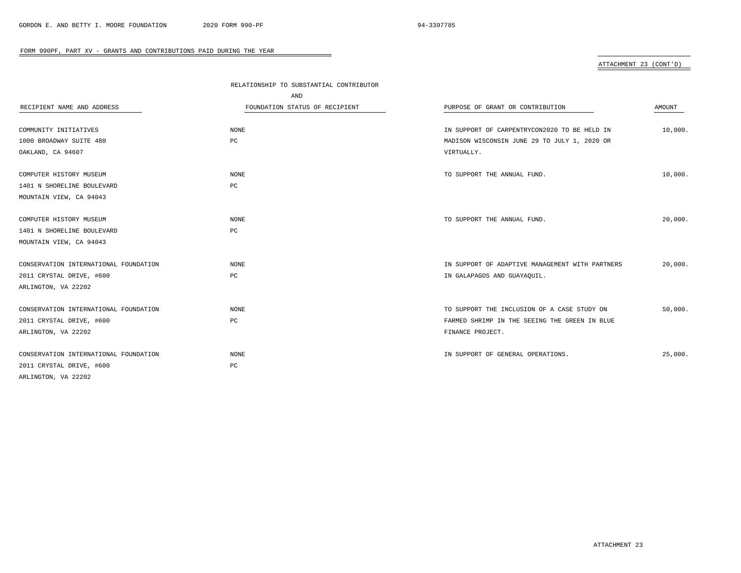FORM 990PF, PART XV - GRANTS AND CONTRIBUTIONS PAID DURING THE YEAR

ATTACHMENT 23 (CONT'D)

| RECIPIENT NAME AND ADDRESS | RELATIONSHIP TO SUBSTANTIAL CONTRIBUTOR AND FOUNDATION STATUS OF RECIPIENT | PURPOSE OF GRANT OR CONTRIBUTION | AMOUNT |
|---|---|---|---|
| COMMUNITY INITIATIVES<br>1000 BROADWAY SUITE 480<br>OAKLAND, CA 94607 | NONE<br>PC | IN SUPPORT OF CARPENTRYCON2020 TO BE HELD IN MADISON WISCONSIN JUNE 29 TO JULY 1, 2020 OR VIRTUALLY. | 10,000. |
| COMPUTER HISTORY MUSEUM<br>1401 N SHORELINE BOULEVARD<br>MOUNTAIN VIEW, CA 94043 | NONE<br>PC | TO SUPPORT THE ANNUAL FUND. | 10,000. |
| COMPUTER HISTORY MUSEUM<br>1401 N SHORELINE BOULEVARD<br>MOUNTAIN VIEW, CA 94043 | NONE<br>PC | TO SUPPORT THE ANNUAL FUND. | 20,000. |
| CONSERVATION INTERNATIONAL FOUNDATION<br>2011 CRYSTAL DRIVE, #600<br>ARLINGTON, VA 22202 | NONE<br>PC | IN SUPPORT OF ADAPTIVE MANAGEMENT WITH PARTNERS IN GALAPAGOS AND GUAYAQUIL. | 20,000. |
| CONSERVATION INTERNATIONAL FOUNDATION<br>2011 CRYSTAL DRIVE, #600<br>ARLINGTON, VA 22202 | NONE<br>PC | TO SUPPORT THE INCLUSION OF A CASE STUDY ON FARMED SHRIMP IN THE SEEING THE GREEN IN BLUE FINANCE PROJECT. | 50,000. |
| CONSERVATION INTERNATIONAL FOUNDATION<br>2011 CRYSTAL DRIVE, #600<br>ARLINGTON, VA 22202 | NONE<br>PC | IN SUPPORT OF GENERAL OPERATIONS. | 25,000. |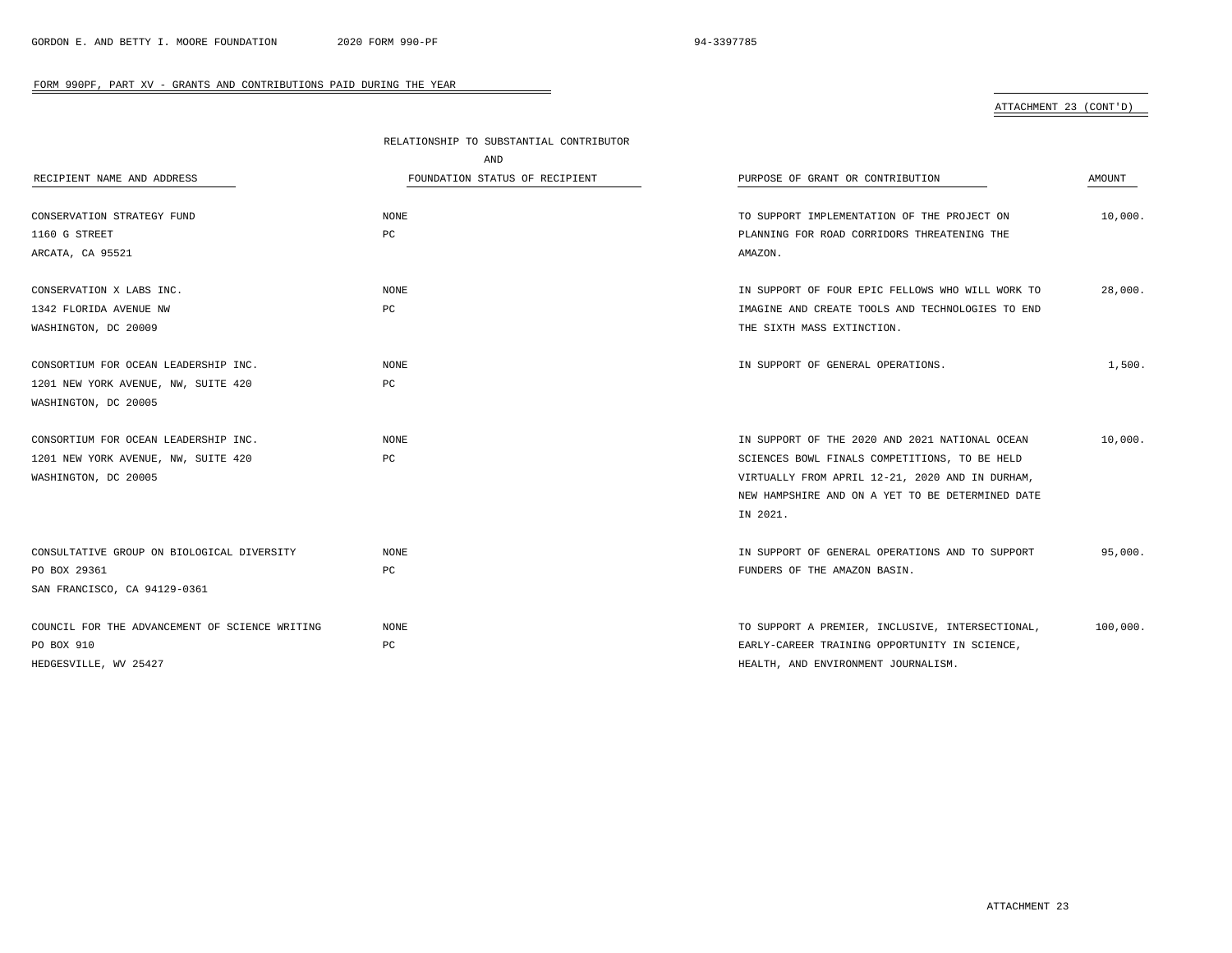FORM 990PF, PART XV - GRANTS AND CONTRIBUTIONS PAID DURING THE YEAR

ATTACHMENT 23 (CONT'D)

| RECIPIENT NAME AND ADDRESS | RELATIONSHIP TO SUBSTANTIAL CONTRIBUTOR AND FOUNDATION STATUS OF RECIPIENT | PURPOSE OF GRANT OR CONTRIBUTION | AMOUNT |
|---|---|---|---|
| CONSERVATION STRATEGY FUND<br>1160 G STREET<br>ARCATA, CA 95521 | NONE<br>PC | TO SUPPORT IMPLEMENTATION OF THE PROJECT ON PLANNING FOR ROAD CORRIDORS THREATENING THE AMAZON. | 10,000. |
| CONSERVATION X LABS INC.<br>1342 FLORIDA AVENUE NW<br>WASHINGTON, DC 20009 | NONE<br>PC | IN SUPPORT OF FOUR EPIC FELLOWS WHO WILL WORK TO IMAGINE AND CREATE TOOLS AND TECHNOLOGIES TO END THE SIXTH MASS EXTINCTION. | 28,000. |
| CONSORTIUM FOR OCEAN LEADERSHIP INC.<br>1201 NEW YORK AVENUE, NW, SUITE 420<br>WASHINGTON, DC 20005 | NONE<br>PC | IN SUPPORT OF GENERAL OPERATIONS. | 1,500. |
| CONSORTIUM FOR OCEAN LEADERSHIP INC.<br>1201 NEW YORK AVENUE, NW, SUITE 420<br>WASHINGTON, DC 20005 | NONE<br>PC | IN SUPPORT OF THE 2020 AND 2021 NATIONAL OCEAN SCIENCES BOWL FINALS COMPETITIONS, TO BE HELD VIRTUALLY FROM APRIL 12-21, 2020 AND IN DURHAM, NEW HAMPSHIRE AND ON A YET TO BE DETERMINED DATE IN 2021. | 10,000. |
| CONSULTATIVE GROUP ON BIOLOGICAL DIVERSITY<br>PO BOX 29361<br>SAN FRANCISCO, CA 94129-0361 | NONE<br>PC | IN SUPPORT OF GENERAL OPERATIONS AND TO SUPPORT FUNDERS OF THE AMAZON BASIN. | 95,000. |
| COUNCIL FOR THE ADVANCEMENT OF SCIENCE WRITING<br>PO BOX 910<br>HEDGESVILLE, WV 25427 | NONE<br>PC | TO SUPPORT A PREMIER, INCLUSIVE, INTERSECTIONAL, EARLY-CAREER TRAINING OPPORTUNITY IN SCIENCE, HEALTH, AND ENVIRONMENT JOURNALISM. | 100,000. |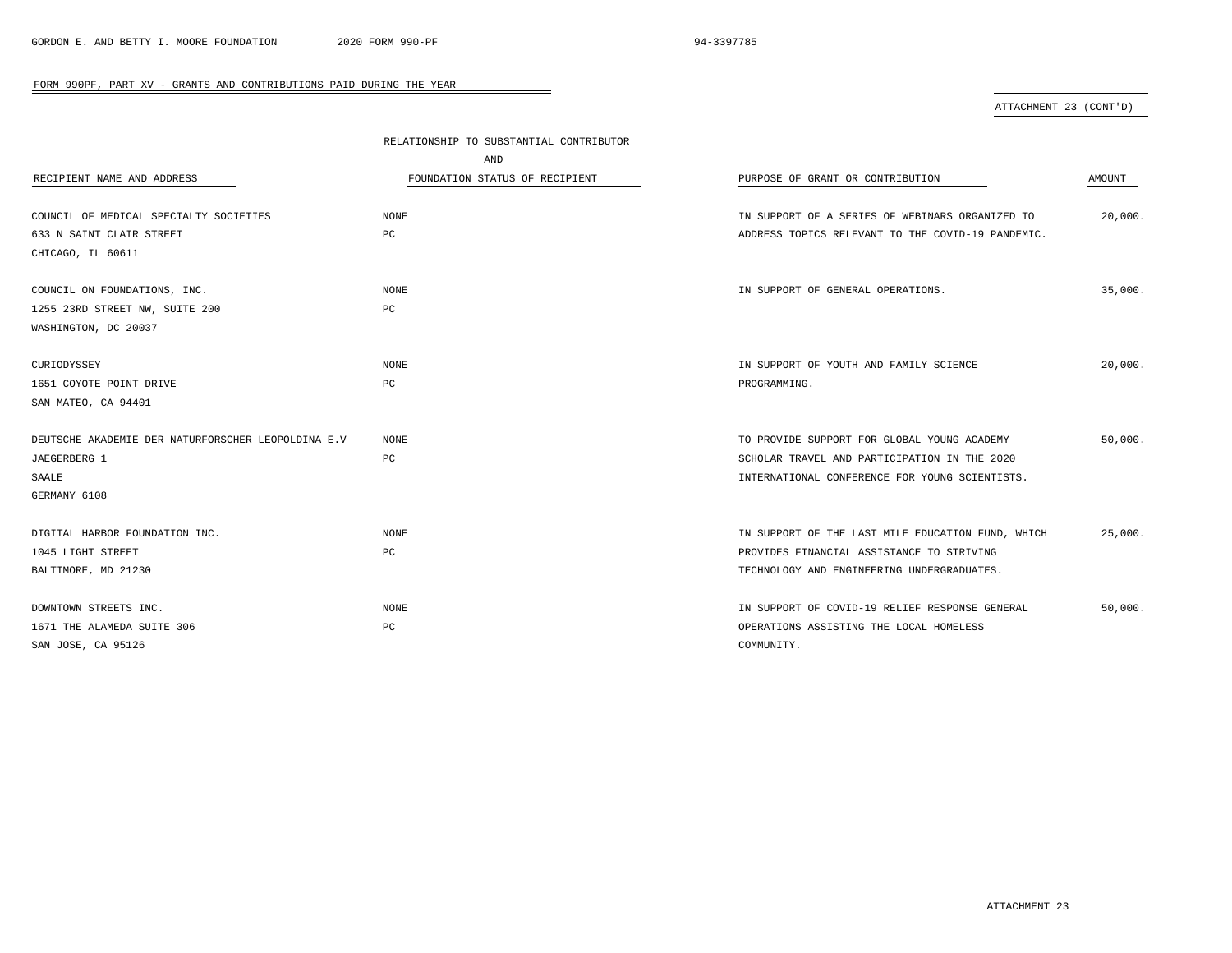FORM 990PF, PART XV - GRANTS AND CONTRIBUTIONS PAID DURING THE YEAR

ATTACHMENT 23 (CONT'D)

| RECIPIENT NAME AND ADDRESS | RELATIONSHIP TO SUBSTANTIAL CONTRIBUTOR AND FOUNDATION STATUS OF RECIPIENT | PURPOSE OF GRANT OR CONTRIBUTION | AMOUNT |
|---|---|---|---|
| COUNCIL OF MEDICAL SPECIALTY SOCIETIES<br>633 N SAINT CLAIR STREET<br>CHICAGO, IL 60611 | NONE<br>PC | IN SUPPORT OF A SERIES OF WEBINARS ORGANIZED TO ADDRESS TOPICS RELEVANT TO THE COVID-19 PANDEMIC. | 20,000. |
| COUNCIL ON FOUNDATIONS, INC.<br>1255 23RD STREET NW, SUITE 200<br>WASHINGTON, DC 20037 | NONE<br>PC | IN SUPPORT OF GENERAL OPERATIONS. | 35,000. |
| CURIODYSSEY<br>1651 COYOTE POINT DRIVE<br>SAN MATEO, CA 94401 | NONE<br>PC | IN SUPPORT OF YOUTH AND FAMILY SCIENCE PROGRAMMING. | 20,000. |
| DEUTSCHE AKADEMIE DER NATURFORSCHER LEOPOLDINA E.V<br>JAEGERBERG 1<br>SAALE<br>GERMANY 6108 | NONE<br>PC | TO PROVIDE SUPPORT FOR GLOBAL YOUNG ACADEMY SCHOLAR TRAVEL AND PARTICIPATION IN THE 2020 INTERNATIONAL CONFERENCE FOR YOUNG SCIENTISTS. | 50,000. |
| DIGITAL HARBOR FOUNDATION INC.<br>1045 LIGHT STREET<br>BALTIMORE, MD 21230 | NONE<br>PC | IN SUPPORT OF THE LAST MILE EDUCATION FUND, WHICH PROVIDES FINANCIAL ASSISTANCE TO STRIVING TECHNOLOGY AND ENGINEERING UNDERGRADUATES. | 25,000. |
| DOWNTOWN STREETS INC.<br>1671 THE ALAMEDA SUITE 306<br>SAN JOSE, CA 95126 | NONE<br>PC | IN SUPPORT OF COVID-19 RELIEF RESPONSE GENERAL OPERATIONS ASSISTING THE LOCAL HOMELESS COMMUNITY. | 50,000. |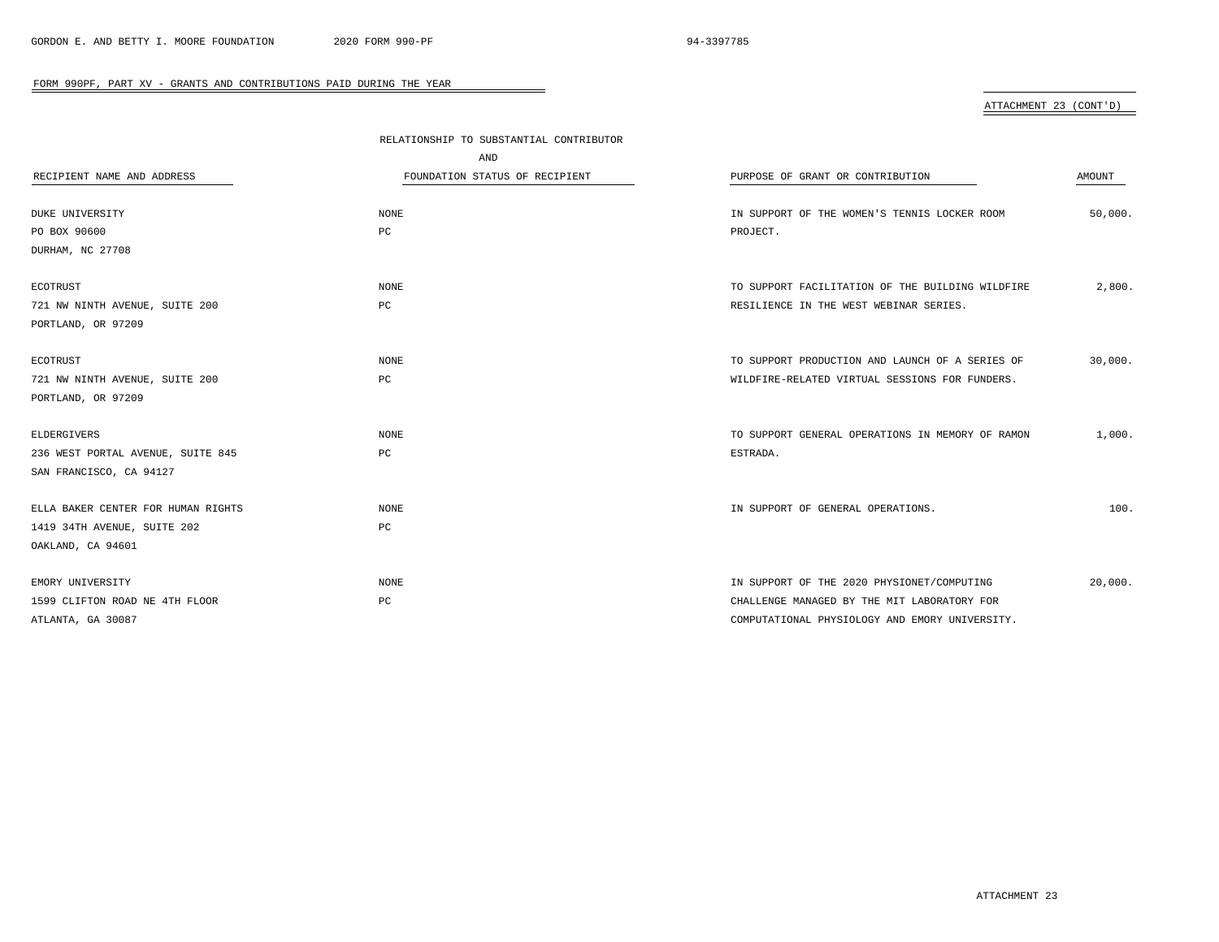## FORM 990PF, PART XV - GRANTS AND CONTRIBUTIONS PAID DURING THE YEAR

ATTACHMENT 23 (CONT'D)

| RECIPIENT NAME AND ADDRESS | RELATIONSHIP TO SUBSTANTIAL CONTRIBUTOR AND FOUNDATION STATUS OF RECIPIENT | PURPOSE OF GRANT OR CONTRIBUTION | AMOUNT |
|---|---|---|---|
| DUKE UNIVERSITY<br>PO BOX 90600<br>DURHAM, NC 27708 | NONE<br>PC | IN SUPPORT OF THE WOMEN'S TENNIS LOCKER ROOM PROJECT. | 50,000. |
| ECOTRUST<br>721 NW NINTH AVENUE, SUITE 200<br>PORTLAND, OR 97209 | NONE<br>PC | TO SUPPORT FACILITATION OF THE BUILDING WILDFIRE RESILIENCE IN THE WEST WEBINAR SERIES. | 2,800. |
| ECOTRUST<br>721 NW NINTH AVENUE, SUITE 200<br>PORTLAND, OR 97209 | NONE<br>PC | TO SUPPORT PRODUCTION AND LAUNCH OF A SERIES OF WILDFIRE-RELATED VIRTUAL SESSIONS FOR FUNDERS. | 30,000. |
| ELDERGIVERS<br>236 WEST PORTAL AVENUE, SUITE 845<br>SAN FRANCISCO, CA 94127 | NONE<br>PC | TO SUPPORT GENERAL OPERATIONS IN MEMORY OF RAMON ESTRADA. | 1,000. |
| ELLA BAKER CENTER FOR HUMAN RIGHTS<br>1419 34TH AVENUE, SUITE 202<br>OAKLAND, CA 94601 | NONE<br>PC | IN SUPPORT OF GENERAL OPERATIONS. | 100. |
| EMORY UNIVERSITY<br>1599 CLIFTON ROAD NE 4TH FLOOR<br>ATLANTA, GA 30087 | NONE<br>PC | IN SUPPORT OF THE 2020 PHYSIONET/COMPUTING CHALLENGE MANAGED BY THE MIT LABORATORY FOR COMPUTATIONAL PHYSIOLOGY AND EMORY UNIVERSITY. | 20,000. |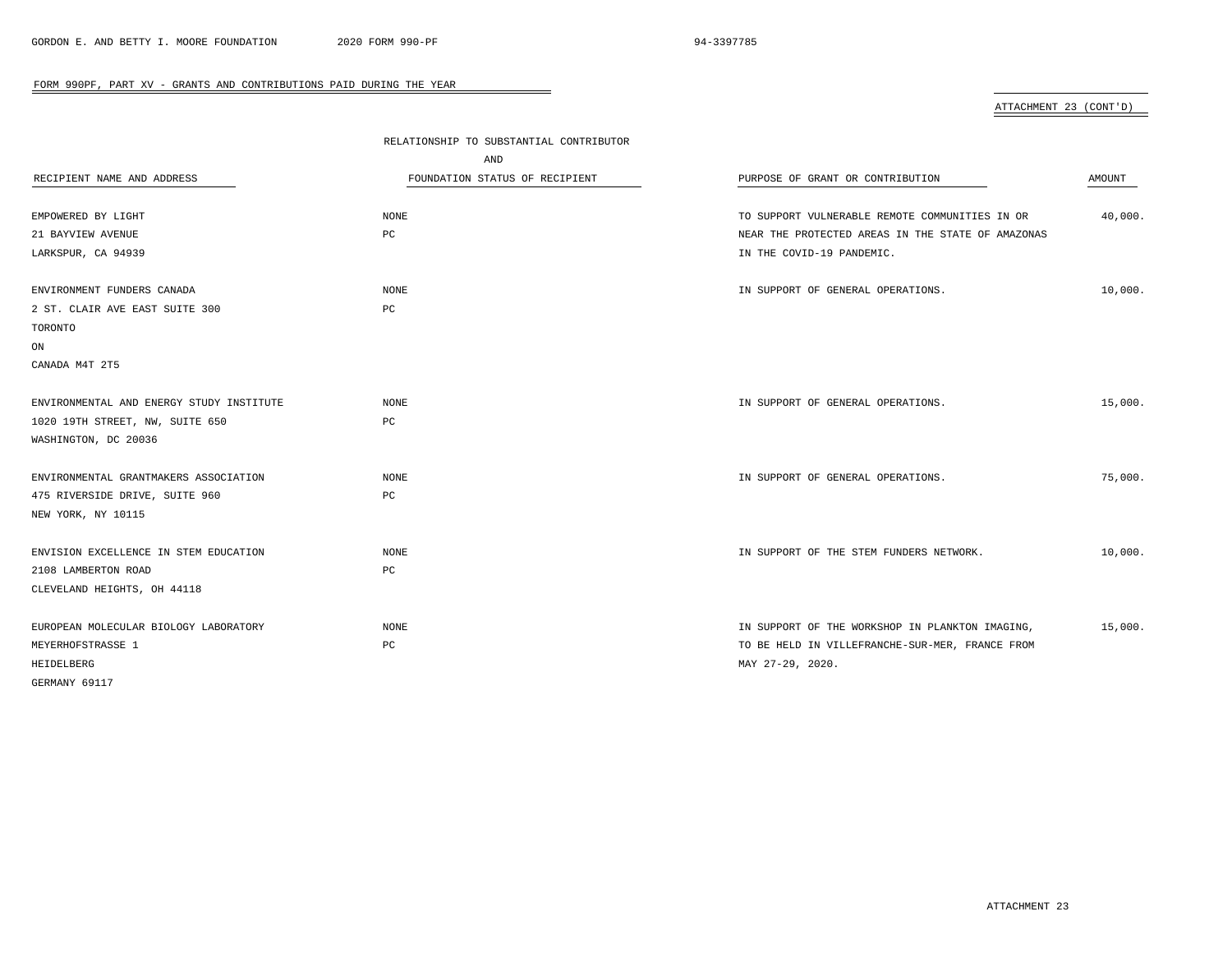FORM 990PF, PART XV - GRANTS AND CONTRIBUTIONS PAID DURING THE YEAR

ATTACHMENT 23 (CONT'D)

| RECIPIENT NAME AND ADDRESS | RELATIONSHIP TO SUBSTANTIAL CONTRIBUTOR AND FOUNDATION STATUS OF RECIPIENT | PURPOSE OF GRANT OR CONTRIBUTION | AMOUNT |
|---|---|---|---|
| EMPOWERED BY LIGHT<br>21 BAYVIEW AVENUE<br>LARKSPUR, CA 94939 | NONE<br>PC | TO SUPPORT VULNERABLE REMOTE COMMUNITIES IN OR NEAR THE PROTECTED AREAS IN THE STATE OF AMAZONAS IN THE COVID-19 PANDEMIC. | 40,000. |
| ENVIRONMENT FUNDERS CANADA<br>2 ST. CLAIR AVE EAST SUITE 300<br>TORONTO<br>ON<br>CANADA M4T 2T5 | NONE<br>PC | IN SUPPORT OF GENERAL OPERATIONS. | 10,000. |
| ENVIRONMENTAL AND ENERGY STUDY INSTITUTE<br>1020 19TH STREET, NW, SUITE 650<br>WASHINGTON, DC 20036 | NONE<br>PC | IN SUPPORT OF GENERAL OPERATIONS. | 15,000. |
| ENVIRONMENTAL GRANTMAKERS ASSOCIATION<br>475 RIVERSIDE DRIVE, SUITE 960<br>NEW YORK, NY 10115 | NONE<br>PC | IN SUPPORT OF GENERAL OPERATIONS. | 75,000. |
| ENVISION EXCELLENCE IN STEM EDUCATION<br>2108 LAMBERTON ROAD<br>CLEVELAND HEIGHTS, OH 44118 | NONE<br>PC | IN SUPPORT OF THE STEM FUNDERS NETWORK. | 10,000. |
| EUROPEAN MOLECULAR BIOLOGY LABORATORY<br>MEYERHOFSTRASSE 1<br>HEIDELBERG<br>GERMANY 69117 | NONE<br>PC | IN SUPPORT OF THE WORKSHOP IN PLANKTON IMAGING, TO BE HELD IN VILLEFRANCHE-SUR-MER, FRANCE FROM MAY 27-29, 2020. | 15,000. |

ATTACHMENT 23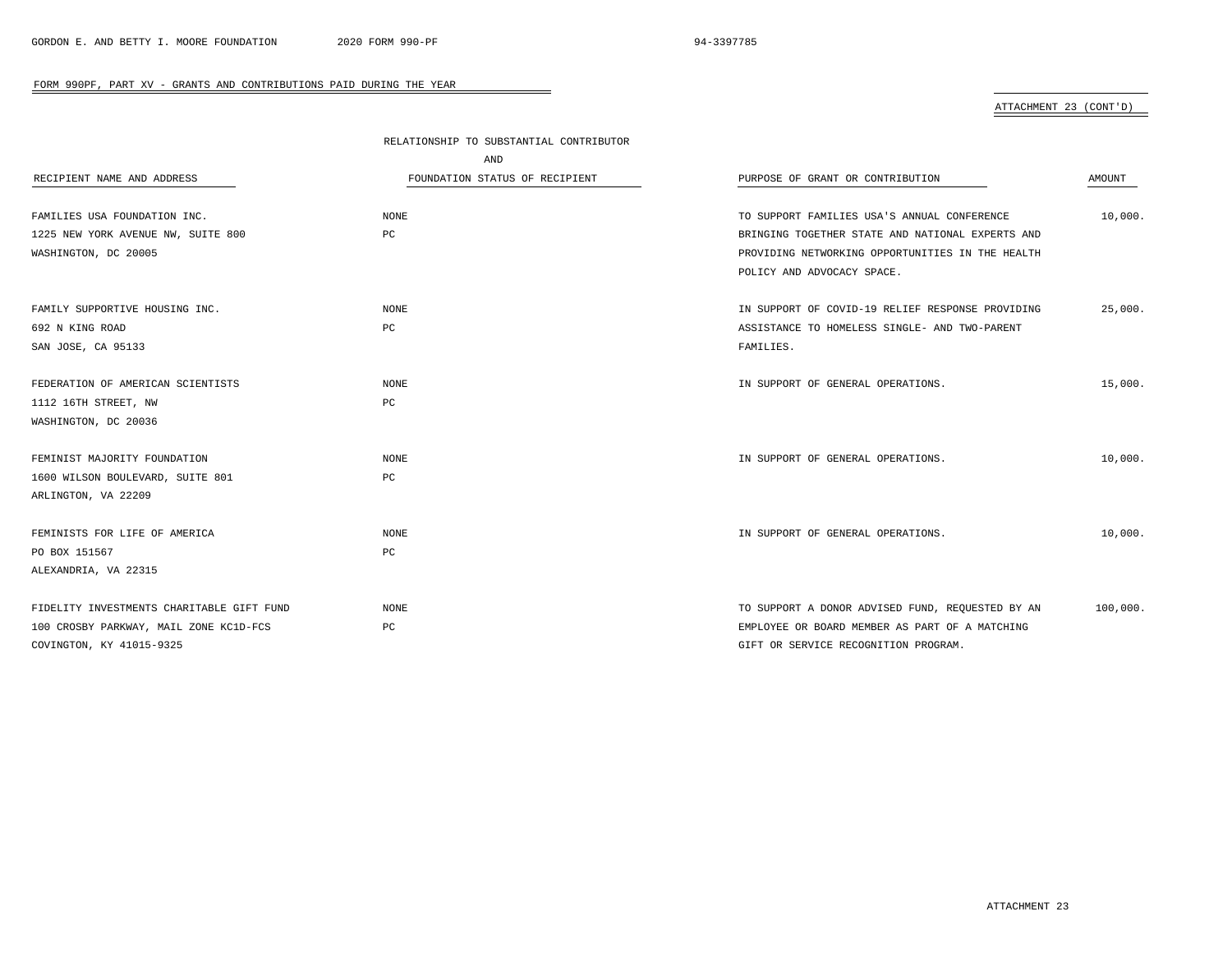FORM 990PF, PART XV - GRANTS AND CONTRIBUTIONS PAID DURING THE YEAR

ATTACHMENT 23 (CONT'D)

| RECIPIENT NAME AND ADDRESS | RELATIONSHIP TO SUBSTANTIAL CONTRIBUTOR AND FOUNDATION STATUS OF RECIPIENT | PURPOSE OF GRANT OR CONTRIBUTION | AMOUNT |
|---|---|---|---|
| FAMILIES USA FOUNDATION INC.<br>1225 NEW YORK AVENUE NW, SUITE 800<br>WASHINGTON, DC 20005 | NONE<br>PC | TO SUPPORT FAMILIES USA'S ANNUAL CONFERENCE BRINGING TOGETHER STATE AND NATIONAL EXPERTS AND PROVIDING NETWORKING OPPORTUNITIES IN THE HEALTH POLICY AND ADVOCACY SPACE. | 10,000. |
| FAMILY SUPPORTIVE HOUSING INC.<br>692 N KING ROAD<br>SAN JOSE, CA 95133 | NONE<br>PC | IN SUPPORT OF COVID-19 RELIEF RESPONSE PROVIDING ASSISTANCE TO HOMELESS SINGLE- AND TWO-PARENT FAMILIES. | 25,000. |
| FEDERATION OF AMERICAN SCIENTISTS<br>1112 16TH STREET, NW<br>WASHINGTON, DC 20036 | NONE<br>PC | IN SUPPORT OF GENERAL OPERATIONS. | 15,000. |
| FEMINIST MAJORITY FOUNDATION<br>1600 WILSON BOULEVARD, SUITE 801<br>ARLINGTON, VA 22209 | NONE<br>PC | IN SUPPORT OF GENERAL OPERATIONS. | 10,000. |
| FEMINISTS FOR LIFE OF AMERICA<br>PO BOX 151567<br>ALEXANDRIA, VA 22315 | NONE<br>PC | IN SUPPORT OF GENERAL OPERATIONS. | 10,000. |
| FIDELITY INVESTMENTS CHARITABLE GIFT FUND<br>100 CROSBY PARKWAY, MAIL ZONE KC1D-FCS<br>COVINGTON, KY 41015-9325 | NONE<br>PC | TO SUPPORT A DONOR ADVISED FUND, REQUESTED BY AN EMPLOYEE OR BOARD MEMBER AS PART OF A MATCHING GIFT OR SERVICE RECOGNITION PROGRAM. | 100,000. |

ATTACHMENT 23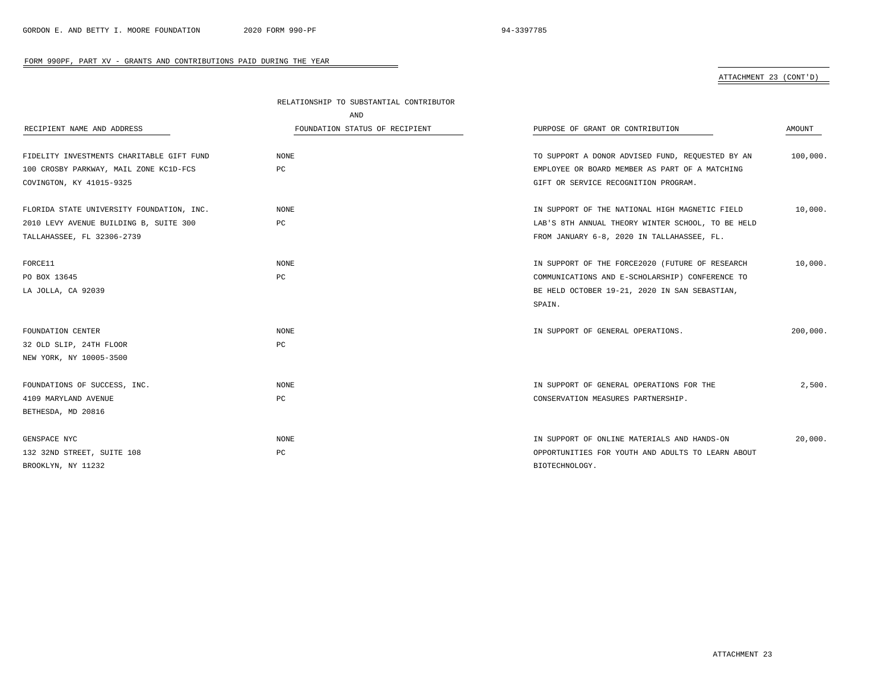FORM 990PF, PART XV - GRANTS AND CONTRIBUTIONS PAID DURING THE YEAR

ATTACHMENT 23 (CONT'D)

| RECIPIENT NAME AND ADDRESS | RELATIONSHIP TO SUBSTANTIAL CONTRIBUTOR AND FOUNDATION STATUS OF RECIPIENT | PURPOSE OF GRANT OR CONTRIBUTION | AMOUNT |
|---|---|---|---|
| FIDELITY INVESTMENTS CHARITABLE GIFT FUND<br>100 CROSBY PARKWAY, MAIL ZONE KC1D-FCS<br>COVINGTON, KY 41015-9325 | NONE<br>PC | TO SUPPORT A DONOR ADVISED FUND, REQUESTED BY AN EMPLOYEE OR BOARD MEMBER AS PART OF A MATCHING GIFT OR SERVICE RECOGNITION PROGRAM. | 100,000. |
| FLORIDA STATE UNIVERSITY FOUNDATION, INC.<br>2010 LEVY AVENUE BUILDING B, SUITE 300<br>TALLAHASSEE, FL 32306-2739 | NONE<br>PC | IN SUPPORT OF THE NATIONAL HIGH MAGNETIC FIELD LAB'S 8TH ANNUAL THEORY WINTER SCHOOL, TO BE HELD FROM JANUARY 6-8, 2020 IN TALLAHASSEE, FL. | 10,000. |
| FORCE11<br>PO BOX 13645<br>LA JOLLA, CA 92039 | NONE<br>PC | IN SUPPORT OF THE FORCE2020 (FUTURE OF RESEARCH COMMUNICATIONS AND E-SCHOLARSHIP) CONFERENCE TO BE HELD OCTOBER 19-21, 2020 IN SAN SEBASTIAN, SPAIN. | 10,000. |
| FOUNDATION CENTER<br>32 OLD SLIP, 24TH FLOOR<br>NEW YORK, NY 10005-3500 | NONE<br>PC | IN SUPPORT OF GENERAL OPERATIONS. | 200,000. |
| FOUNDATIONS OF SUCCESS, INC.<br>4109 MARYLAND AVENUE<br>BETHESDA, MD 20816 | NONE<br>PC | IN SUPPORT OF GENERAL OPERATIONS FOR THE CONSERVATION MEASURES PARTNERSHIP. | 2,500. |
| GENSPACE NYC<br>132 32ND STREET, SUITE 108<br>BROOKLYN, NY 11232 | NONE<br>PC | IN SUPPORT OF ONLINE MATERIALS AND HANDS-ON OPPORTUNITIES FOR YOUTH AND ADULTS TO LEARN ABOUT BIOTECHNOLOGY. | 20,000. |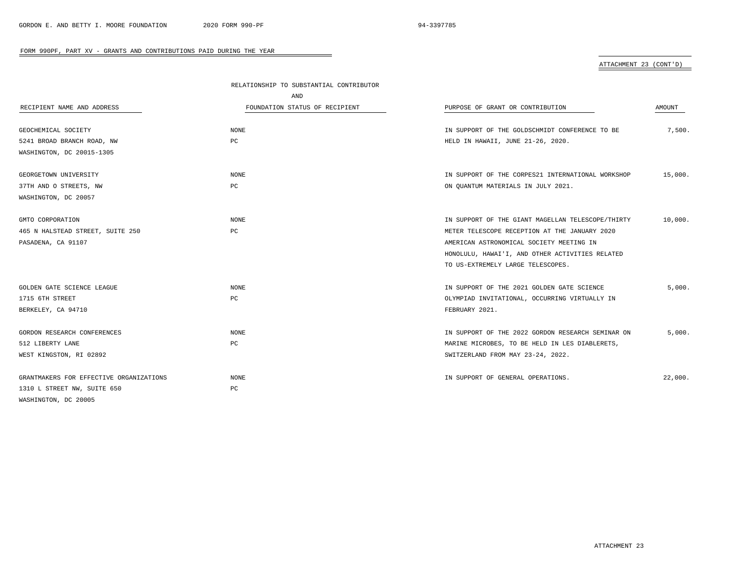## FORM 990PF, PART XV - GRANTS AND CONTRIBUTIONS PAID DURING THE YEAR

ATTACHMENT 23 (CONT'D)

| RECIPIENT NAME AND ADDRESS | RELATIONSHIP TO SUBSTANTIAL CONTRIBUTOR AND FOUNDATION STATUS OF RECIPIENT | PURPOSE OF GRANT OR CONTRIBUTION | AMOUNT |
|---|---|---|---|
| GEOCHEMICAL SOCIETY<br>5241 BROAD BRANCH ROAD, NW<br>WASHINGTON, DC 20015-1305 | NONE<br>PC | IN SUPPORT OF THE GOLDSCHMIDT CONFERENCE TO BE HELD IN HAWAII, JUNE 21-26, 2020. | 7,500. |
| GEORGETOWN UNIVERSITY<br>37TH AND O STREETS, NW<br>WASHINGTON, DC 20057 | NONE<br>PC | IN SUPPORT OF THE CORPES21 INTERNATIONAL WORKSHOP ON QUANTUM MATERIALS IN JULY 2021. | 15,000. |
| GMTO CORPORATION<br>465 N HALSTEAD STREET, SUITE 250<br>PASADENA, CA 91107 | NONE<br>PC | IN SUPPORT OF THE GIANT MAGELLAN TELESCOPE/THIRTY METER TELESCOPE RECEPTION AT THE JANUARY 2020 AMERICAN ASTRONOMICAL SOCIETY MEETING IN HONOLULU, HAWAI'I, AND OTHER ACTIVITIES RELATED TO US-EXTREMELY LARGE TELESCOPES. | 10,000. |
| GOLDEN GATE SCIENCE LEAGUE<br>1715 6TH STREET<br>BERKELEY, CA 94710 | NONE<br>PC | IN SUPPORT OF THE 2021 GOLDEN GATE SCIENCE OLYMPIAD INVITATIONAL, OCCURRING VIRTUALLY IN FEBRUARY 2021. | 5,000. |
| GORDON RESEARCH CONFERENCES<br>512 LIBERTY LANE<br>WEST KINGSTON, RI 02892 | NONE<br>PC | IN SUPPORT OF THE 2022 GORDON RESEARCH SEMINAR ON MARINE MICROBES, TO BE HELD IN LES DIABLERETS, SWITZERLAND FROM MAY 23-24, 2022. | 5,000. |
| GRANTMAKERS FOR EFFECTIVE ORGANIZATIONS<br>1310 L STREET NW, SUITE 650<br>WASHINGTON, DC 20005 | NONE<br>PC | IN SUPPORT OF GENERAL OPERATIONS. | 22,000. |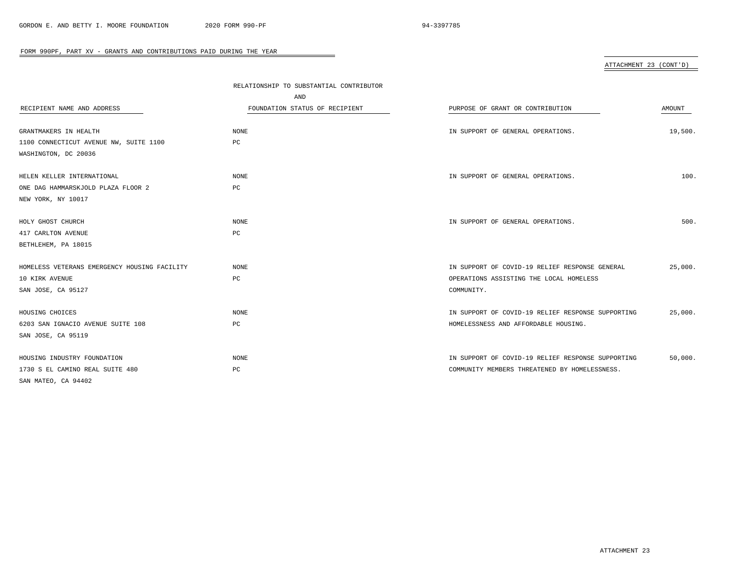FORM 990PF, PART XV - GRANTS AND CONTRIBUTIONS PAID DURING THE YEAR

ATTACHMENT 23 (CONT'D)

| RECIPIENT NAME AND ADDRESS | RELATIONSHIP TO SUBSTANTIAL CONTRIBUTOR AND FOUNDATION STATUS OF RECIPIENT | PURPOSE OF GRANT OR CONTRIBUTION | AMOUNT |
|---|---|---|---|
| GRANTMAKERS IN HEALTH<br>1100 CONNECTICUT AVENUE NW, SUITE 1100<br>WASHINGTON, DC 20036 | NONE<br>PC | IN SUPPORT OF GENERAL OPERATIONS. | 19,500. |
| HELEN KELLER INTERNATIONAL<br>ONE DAG HAMMARSKJOLD PLAZA FLOOR 2<br>NEW YORK, NY 10017 | NONE<br>PC | IN SUPPORT OF GENERAL OPERATIONS. | 100. |
| HOLY GHOST CHURCH<br>417 CARLTON AVENUE<br>BETHLEHEM, PA 18015 | NONE<br>PC | IN SUPPORT OF GENERAL OPERATIONS. | 500. |
| HOMELESS VETERANS EMERGENCY HOUSING FACILITY<br>10 KIRK AVENUE<br>SAN JOSE, CA 95127 | NONE<br>PC | IN SUPPORT OF COVID-19 RELIEF RESPONSE GENERAL OPERATIONS ASSISTING THE LOCAL HOMELESS COMMUNITY. | 25,000. |
| HOUSING CHOICES<br>6203 SAN IGNACIO AVENUE SUITE 108<br>SAN JOSE, CA 95119 | NONE<br>PC | IN SUPPORT OF COVID-19 RELIEF RESPONSE SUPPORTING HOMELESSNESS AND AFFORDABLE HOUSING. | 25,000. |
| HOUSING INDUSTRY FOUNDATION<br>1730 S EL CAMINO REAL SUITE 480<br>SAN MATEO, CA 94402 | NONE<br>PC | IN SUPPORT OF COVID-19 RELIEF RESPONSE SUPPORTING COMMUNITY MEMBERS THREATENED BY HOMELESSNESS. | 50,000. |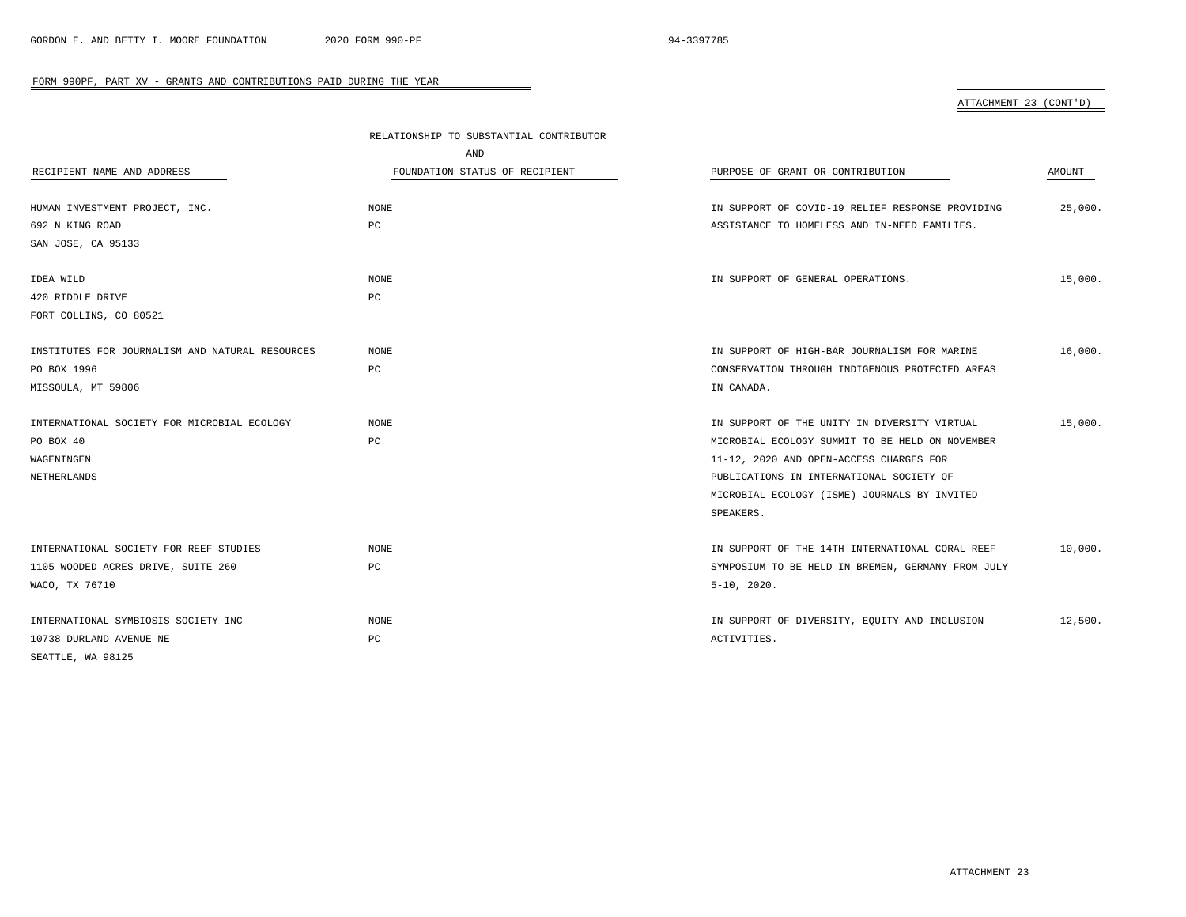FORM 990PF, PART XV - GRANTS AND CONTRIBUTIONS PAID DURING THE YEAR

ATTACHMENT 23 (CONT'D)

| RECIPIENT NAME AND ADDRESS | RELATIONSHIP TO SUBSTANTIAL CONTRIBUTOR AND FOUNDATION STATUS OF RECIPIENT | PURPOSE OF GRANT OR CONTRIBUTION | AMOUNT |
|---|---|---|---|
| HUMAN INVESTMENT PROJECT, INC.<br>692 N KING ROAD<br>SAN JOSE, CA 95133 | NONE<br>PC | IN SUPPORT OF COVID-19 RELIEF RESPONSE PROVIDING ASSISTANCE TO HOMELESS AND IN-NEED FAMILIES. | 25,000. |
| IDEA WILD<br>420 RIDDLE DRIVE<br>FORT COLLINS, CO 80521 | NONE<br>PC | IN SUPPORT OF GENERAL OPERATIONS. | 15,000. |
| INSTITUTES FOR JOURNALISM AND NATURAL RESOURCES<br>PO BOX 1996<br>MISSOULA, MT 59806 | NONE<br>PC | IN SUPPORT OF HIGH-BAR JOURNALISM FOR MARINE CONSERVATION THROUGH INDIGENOUS PROTECTED AREAS IN CANADA. | 16,000. |
| INTERNATIONAL SOCIETY FOR MICROBIAL ECOLOGY<br>PO BOX 40<br>WAGENINGEN<br>NETHERLANDS | NONE<br>PC | IN SUPPORT OF THE UNITY IN DIVERSITY VIRTUAL MICROBIAL ECOLOGY SUMMIT TO BE HELD ON NOVEMBER 11-12, 2020 AND OPEN-ACCESS CHARGES FOR PUBLICATIONS IN INTERNATIONAL SOCIETY OF MICROBIAL ECOLOGY (ISME) JOURNALS BY INVITED SPEAKERS. | 15,000. |
| INTERNATIONAL SOCIETY FOR REEF STUDIES<br>1105 WOODED ACRES DRIVE, SUITE 260<br>WACO, TX 76710 | NONE<br>PC | IN SUPPORT OF THE 14TH INTERNATIONAL CORAL REEF SYMPOSIUM TO BE HELD IN BREMEN, GERMANY FROM JULY 5-10, 2020. | 10,000. |
| INTERNATIONAL SYMBIOSIS SOCIETY INC<br>10738 DURLAND AVENUE NE<br>SEATTLE, WA 98125 | NONE<br>PC | IN SUPPORT OF DIVERSITY, EQUITY AND INCLUSION ACTIVITIES. | 12,500. |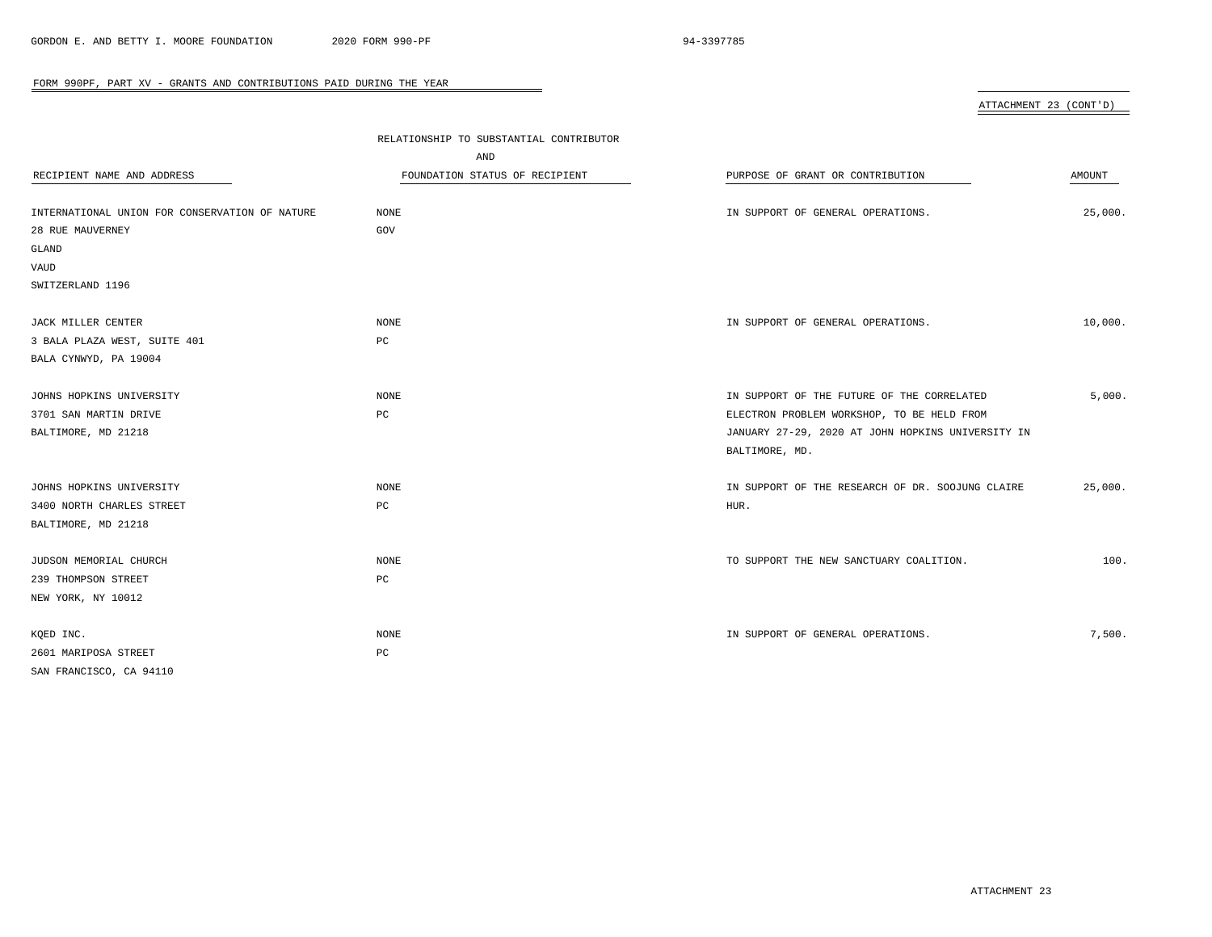FORM 990PF, PART XV - GRANTS AND CONTRIBUTIONS PAID DURING THE YEAR

ATTACHMENT 23 (CONT'D)

| RECIPIENT NAME AND ADDRESS | RELATIONSHIP TO SUBSTANTIAL CONTRIBUTOR AND FOUNDATION STATUS OF RECIPIENT | PURPOSE OF GRANT OR CONTRIBUTION | AMOUNT |
|---|---|---|---|
| INTERNATIONAL UNION FOR CONSERVATION OF NATURE<br>28 RUE MAUVERNEY<br>GLAND<br>VAUD<br>SWITZERLAND 1196 | NONE<br>GOV | IN SUPPORT OF GENERAL OPERATIONS. | 25,000. |
| JACK MILLER CENTER<br>3 BALA PLAZA WEST, SUITE 401<br>BALA CYNWYD, PA 19004 | NONE<br>PC | IN SUPPORT OF GENERAL OPERATIONS. | 10,000. |
| JOHNS HOPKINS UNIVERSITY<br>3701 SAN MARTIN DRIVE<br>BALTIMORE, MD 21218 | NONE<br>PC | IN SUPPORT OF THE FUTURE OF THE CORRELATED ELECTRON PROBLEM WORKSHOP, TO BE HELD FROM JANUARY 27-29, 2020 AT JOHN HOPKINS UNIVERSITY IN BALTIMORE, MD. | 5,000. |
| JOHNS HOPKINS UNIVERSITY<br>3400 NORTH CHARLES STREET<br>BALTIMORE, MD 21218 | NONE<br>PC | IN SUPPORT OF THE RESEARCH OF DR. SOOJUNG CLAIRE HUR. | 25,000. |
| JUDSON MEMORIAL CHURCH<br>239 THOMPSON STREET<br>NEW YORK, NY 10012 | NONE<br>PC | TO SUPPORT THE NEW SANCTUARY COALITION. | 100. |
| KQED INC.<br>2601 MARIPOSA STREET<br>SAN FRANCISCO, CA 94110 | NONE<br>PC | IN SUPPORT OF GENERAL OPERATIONS. | 7,500. |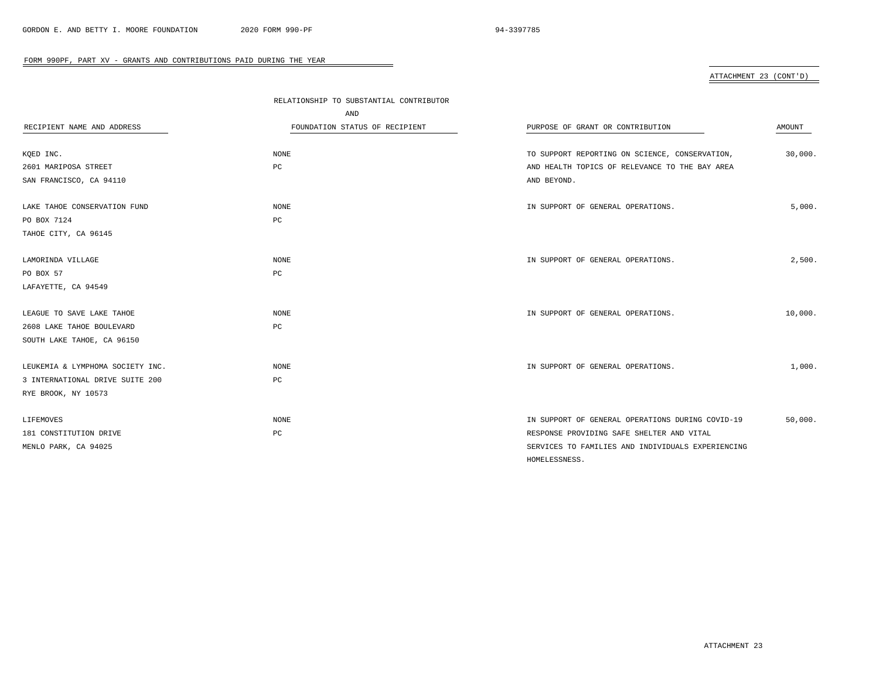FORM 990PF, PART XV - GRANTS AND CONTRIBUTIONS PAID DURING THE YEAR

ATTACHMENT 23 (CONT'D)

| RECIPIENT NAME AND ADDRESS | RELATIONSHIP TO SUBSTANTIAL CONTRIBUTOR AND FOUNDATION STATUS OF RECIPIENT | PURPOSE OF GRANT OR CONTRIBUTION | AMOUNT |
|---|---|---|---|
| KQED INC.<br>2601 MARIPOSA STREET<br>SAN FRANCISCO, CA 94110 | NONE<br>PC | TO SUPPORT REPORTING ON SCIENCE, CONSERVATION, AND HEALTH TOPICS OF RELEVANCE TO THE BAY AREA AND BEYOND. | 30,000. |
| LAKE TAHOE CONSERVATION FUND<br>PO BOX 7124<br>TAHOE CITY, CA 96145 | NONE<br>PC | IN SUPPORT OF GENERAL OPERATIONS. | 5,000. |
| LAMORINDA VILLAGE<br>PO BOX 57<br>LAFAYETTE, CA 94549 | NONE<br>PC | IN SUPPORT OF GENERAL OPERATIONS. | 2,500. |
| LEAGUE TO SAVE LAKE TAHOE<br>2608 LAKE TAHOE BOULEVARD<br>SOUTH LAKE TAHOE, CA 96150 | NONE<br>PC | IN SUPPORT OF GENERAL OPERATIONS. | 10,000. |
| LEUKEMIA & LYMPHOMA SOCIETY INC.<br>3 INTERNATIONAL DRIVE SUITE 200<br>RYE BROOK, NY 10573 | NONE<br>PC | IN SUPPORT OF GENERAL OPERATIONS. | 1,000. |
| LIFEMOVES<br>181 CONSTITUTION DRIVE<br>MENLO PARK, CA 94025 | NONE<br>PC | IN SUPPORT OF GENERAL OPERATIONS DURING COVID-19 RESPONSE PROVIDING SAFE SHELTER AND VITAL SERVICES TO FAMILIES AND INDIVIDUALS EXPERIENCING HOMELESSNESS. | 50,000. |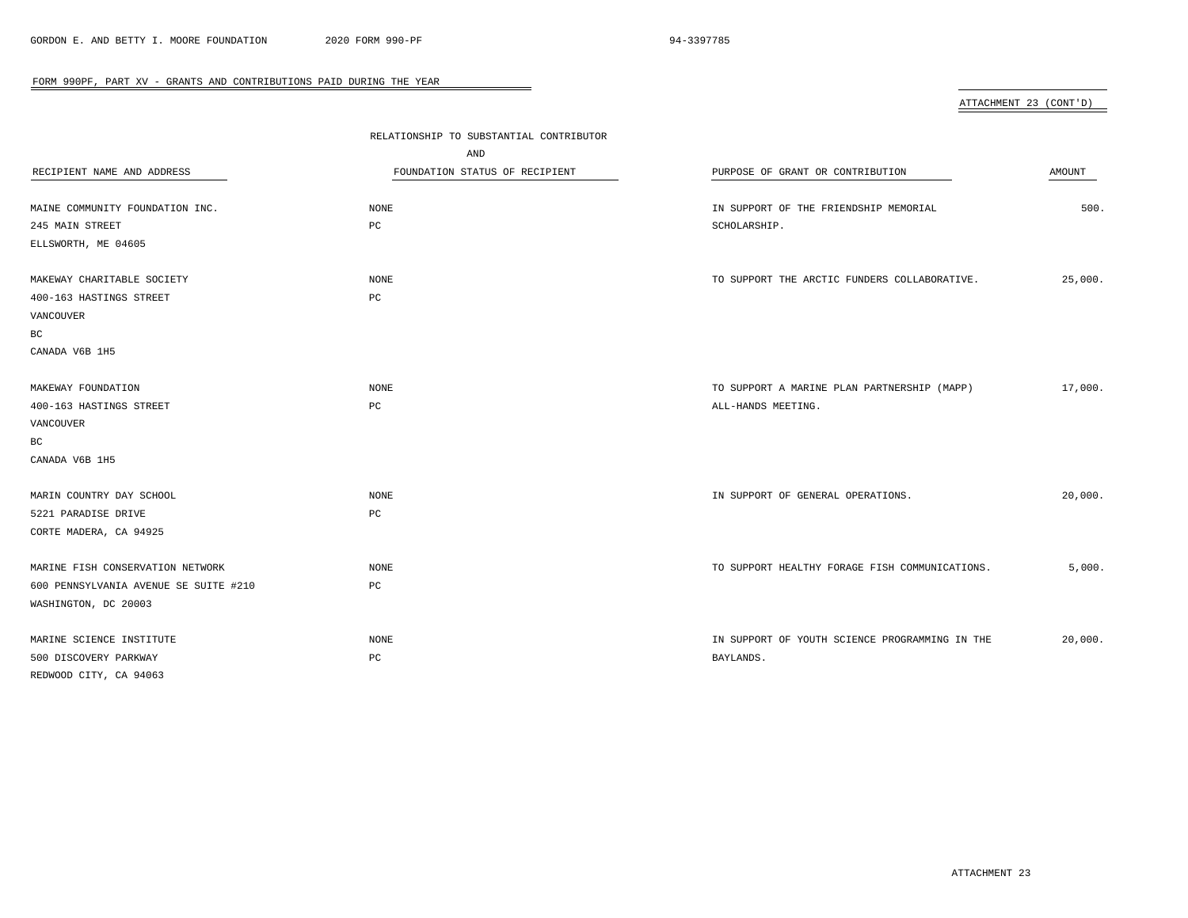FORM 990PF, PART XV - GRANTS AND CONTRIBUTIONS PAID DURING THE YEAR

ATTACHMENT 23 (CONT'D)

| RECIPIENT NAME AND ADDRESS | RELATIONSHIP TO SUBSTANTIAL CONTRIBUTOR AND FOUNDATION STATUS OF RECIPIENT | PURPOSE OF GRANT OR CONTRIBUTION | AMOUNT |
|---|---|---|---|
| MAINE COMMUNITY FOUNDATION INC.<br>245 MAIN STREET<br>ELLSWORTH, ME 04605 | NONE<br>PC | IN SUPPORT OF THE FRIENDSHIP MEMORIAL SCHOLARSHIP. | 500. |
| MAKEWAY CHARITABLE SOCIETY<br>400-163 HASTINGS STREET<br>VANCOUVER<br>BC<br>CANADA V6B 1H5 | NONE<br>PC | TO SUPPORT THE ARCTIC FUNDERS COLLABORATIVE. | 25,000. |
| MAKEWAY FOUNDATION<br>400-163 HASTINGS STREET<br>VANCOUVER<br>BC<br>CANADA V6B 1H5 | NONE<br>PC | TO SUPPORT A MARINE PLAN PARTNERSHIP (MAPP) ALL-HANDS MEETING. | 17,000. |
| MARIN COUNTRY DAY SCHOOL<br>5221 PARADISE DRIVE<br>CORTE MADERA, CA 94925 | NONE<br>PC | IN SUPPORT OF GENERAL OPERATIONS. | 20,000. |
| MARINE FISH CONSERVATION NETWORK<br>600 PENNSYLVANIA AVENUE SE SUITE #210<br>WASHINGTON, DC 20003 | NONE<br>PC | TO SUPPORT HEALTHY FORAGE FISH COMMUNICATIONS. | 5,000. |
| MARINE SCIENCE INSTITUTE<br>500 DISCOVERY PARKWAY<br>REDWOOD CITY, CA 94063 | NONE<br>PC | IN SUPPORT OF YOUTH SCIENCE PROGRAMMING IN THE BAYLANDS. | 20,000. |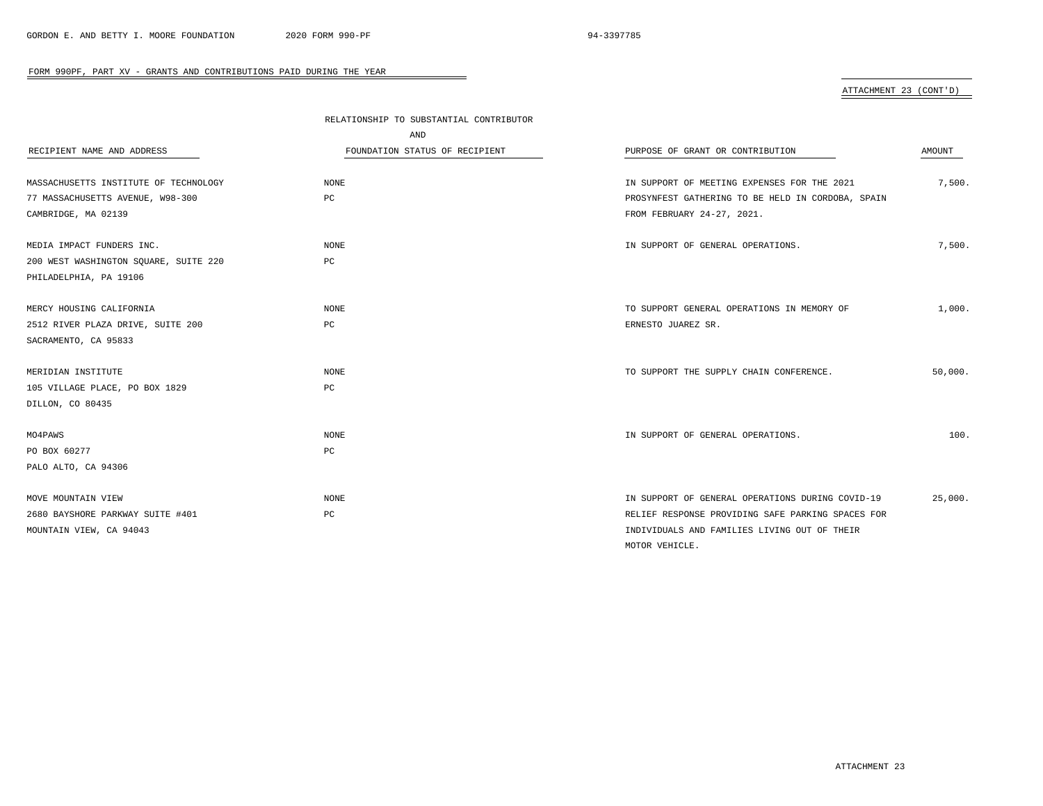FORM 990PF, PART XV - GRANTS AND CONTRIBUTIONS PAID DURING THE YEAR

ATTACHMENT 23 (CONT'D)

| RECIPIENT NAME AND ADDRESS | RELATIONSHIP TO SUBSTANTIAL CONTRIBUTOR AND FOUNDATION STATUS OF RECIPIENT | PURPOSE OF GRANT OR CONTRIBUTION | AMOUNT |
|---|---|---|---|
| MASSACHUSETTS INSTITUTE OF TECHNOLOGY<br>77 MASSACHUSETTS AVENUE, W98-300<br>CAMBRIDGE, MA 02139 | NONE<br>PC | IN SUPPORT OF MEETING EXPENSES FOR THE 2021 PROSYNFEST GATHERING TO BE HELD IN CORDOBA, SPAIN FROM FEBRUARY 24-27, 2021. | 7,500. |
| MEDIA IMPACT FUNDERS INC.<br>200 WEST WASHINGTON SQUARE, SUITE 220<br>PHILADELPHIA, PA 19106 | NONE<br>PC | IN SUPPORT OF GENERAL OPERATIONS. | 7,500. |
| MERCY HOUSING CALIFORNIA<br>2512 RIVER PLAZA DRIVE, SUITE 200<br>SACRAMENTO, CA 95833 | NONE<br>PC | TO SUPPORT GENERAL OPERATIONS IN MEMORY OF ERNESTO JUAREZ SR. | 1,000. |
| MERIDIAN INSTITUTE<br>105 VILLAGE PLACE, PO BOX 1829<br>DILLON, CO 80435 | NONE<br>PC | TO SUPPORT THE SUPPLY CHAIN CONFERENCE. | 50,000. |
| MO4PAWS<br>PO BOX 60277<br>PALO ALTO, CA 94306 | NONE<br>PC | IN SUPPORT OF GENERAL OPERATIONS. | 100. |
| MOVE MOUNTAIN VIEW<br>2680 BAYSHORE PARKWAY SUITE #401<br>MOUNTAIN VIEW, CA 94043 | NONE<br>PC | IN SUPPORT OF GENERAL OPERATIONS DURING COVID-19 RELIEF RESPONSE PROVIDING SAFE PARKING SPACES FOR INDIVIDUALS AND FAMILIES LIVING OUT OF THEIR MOTOR VEHICLE. | 25,000. |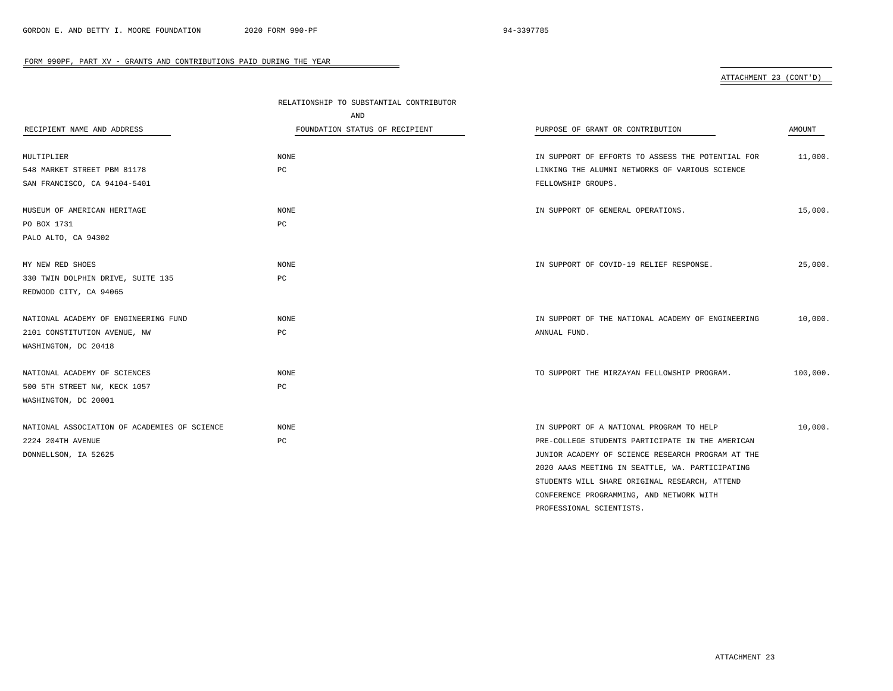FORM 990PF, PART XV - GRANTS AND CONTRIBUTIONS PAID DURING THE YEAR

ATTACHMENT 23 (CONT'D)

| RECIPIENT NAME AND ADDRESS | RELATIONSHIP TO SUBSTANTIAL CONTRIBUTOR AND FOUNDATION STATUS OF RECIPIENT | PURPOSE OF GRANT OR CONTRIBUTION | AMOUNT |
|---|---|---|---|
| MULTIPLIER<br>548 MARKET STREET PBM 81178<br>SAN FRANCISCO, CA 94104-5401 | NONE<br>PC | IN SUPPORT OF EFFORTS TO ASSESS THE POTENTIAL FOR LINKING THE ALUMNI NETWORKS OF VARIOUS SCIENCE FELLOWSHIP GROUPS. | 11,000. |
| MUSEUM OF AMERICAN HERITAGE<br>PO BOX 1731<br>PALO ALTO, CA 94302 | NONE<br>PC | IN SUPPORT OF GENERAL OPERATIONS. | 15,000. |
| MY NEW RED SHOES<br>330 TWIN DOLPHIN DRIVE, SUITE 135<br>REDWOOD CITY, CA 94065 | NONE<br>PC | IN SUPPORT OF COVID-19 RELIEF RESPONSE. | 25,000. |
| NATIONAL ACADEMY OF ENGINEERING FUND<br>2101 CONSTITUTION AVENUE, NW<br>WASHINGTON, DC 20418 | NONE<br>PC | IN SUPPORT OF THE NATIONAL ACADEMY OF ENGINEERING ANNUAL FUND. | 10,000. |
| NATIONAL ACADEMY OF SCIENCES<br>500 5TH STREET NW, KECK 1057<br>WASHINGTON, DC 20001 | NONE<br>PC | TO SUPPORT THE MIRZAYAN FELLOWSHIP PROGRAM. | 100,000. |
| NATIONAL ASSOCIATION OF ACADEMIES OF SCIENCE<br>2224 204TH AVENUE<br>DONNELLSON, IA 52625 | NONE<br>PC | IN SUPPORT OF A NATIONAL PROGRAM TO HELP PRE-COLLEGE STUDENTS PARTICIPATE IN THE AMERICAN JUNIOR ACADEMY OF SCIENCE RESEARCH PROGRAM AT THE 2020 AAAS MEETING IN SEATTLE, WA. PARTICIPATING STUDENTS WILL SHARE ORIGINAL RESEARCH, ATTEND CONFERENCE PROGRAMMING, AND NETWORK WITH PROFESSIONAL SCIENTISTS. | 10,000. |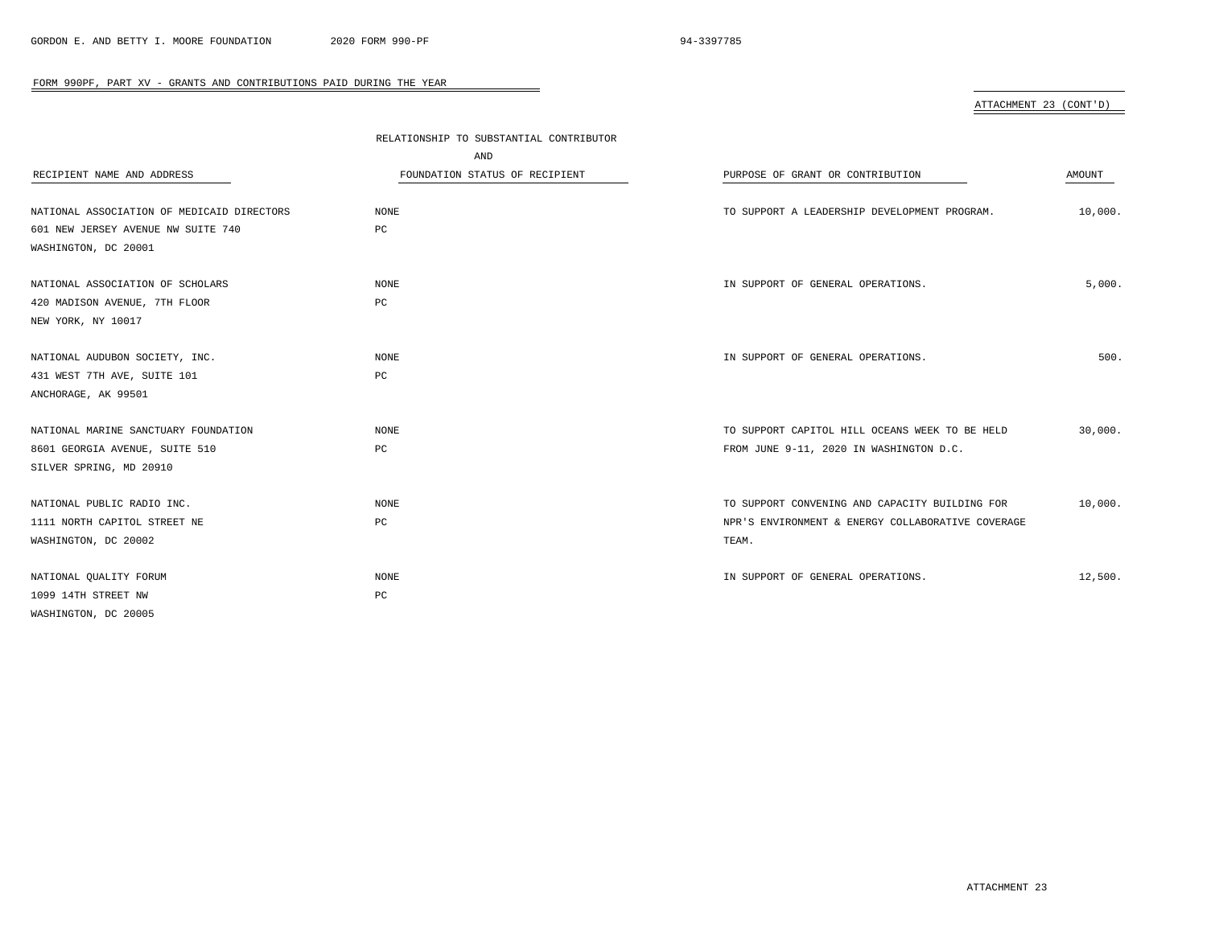FORM 990PF, PART XV - GRANTS AND CONTRIBUTIONS PAID DURING THE YEAR

ATTACHMENT 23 (CONT'D)

| RECIPIENT NAME AND ADDRESS | RELATIONSHIP TO SUBSTANTIAL CONTRIBUTOR AND FOUNDATION STATUS OF RECIPIENT | PURPOSE OF GRANT OR CONTRIBUTION | AMOUNT |
|---|---|---|---|
| NATIONAL ASSOCIATION OF MEDICAID DIRECTORS<br>601 NEW JERSEY AVENUE NW SUITE 740<br>WASHINGTON, DC 20001 | NONE<br>PC | TO SUPPORT A LEADERSHIP DEVELOPMENT PROGRAM. | 10,000. |
| NATIONAL ASSOCIATION OF SCHOLARS<br>420 MADISON AVENUE, 7TH FLOOR<br>NEW YORK, NY 10017 | NONE<br>PC | IN SUPPORT OF GENERAL OPERATIONS. | 5,000. |
| NATIONAL AUDUBON SOCIETY, INC.<br>431 WEST 7TH AVE, SUITE 101<br>ANCHORAGE, AK 99501 | NONE<br>PC | IN SUPPORT OF GENERAL OPERATIONS. | 500. |
| NATIONAL MARINE SANCTUARY FOUNDATION<br>8601 GEORGIA AVENUE, SUITE 510<br>SILVER SPRING, MD 20910 | NONE<br>PC | TO SUPPORT CAPITOL HILL OCEANS WEEK TO BE HELD FROM JUNE 9-11, 2020 IN WASHINGTON D.C. | 30,000. |
| NATIONAL PUBLIC RADIO INC.<br>1111 NORTH CAPITOL STREET NE<br>WASHINGTON, DC 20002 | NONE<br>PC | TO SUPPORT CONVENING AND CAPACITY BUILDING FOR NPR'S ENVIRONMENT & ENERGY COLLABORATIVE COVERAGE TEAM. | 10,000. |
| NATIONAL QUALITY FORUM<br>1099 14TH STREET NW<br>WASHINGTON, DC 20005 | NONE<br>PC | IN SUPPORT OF GENERAL OPERATIONS. | 12,500. |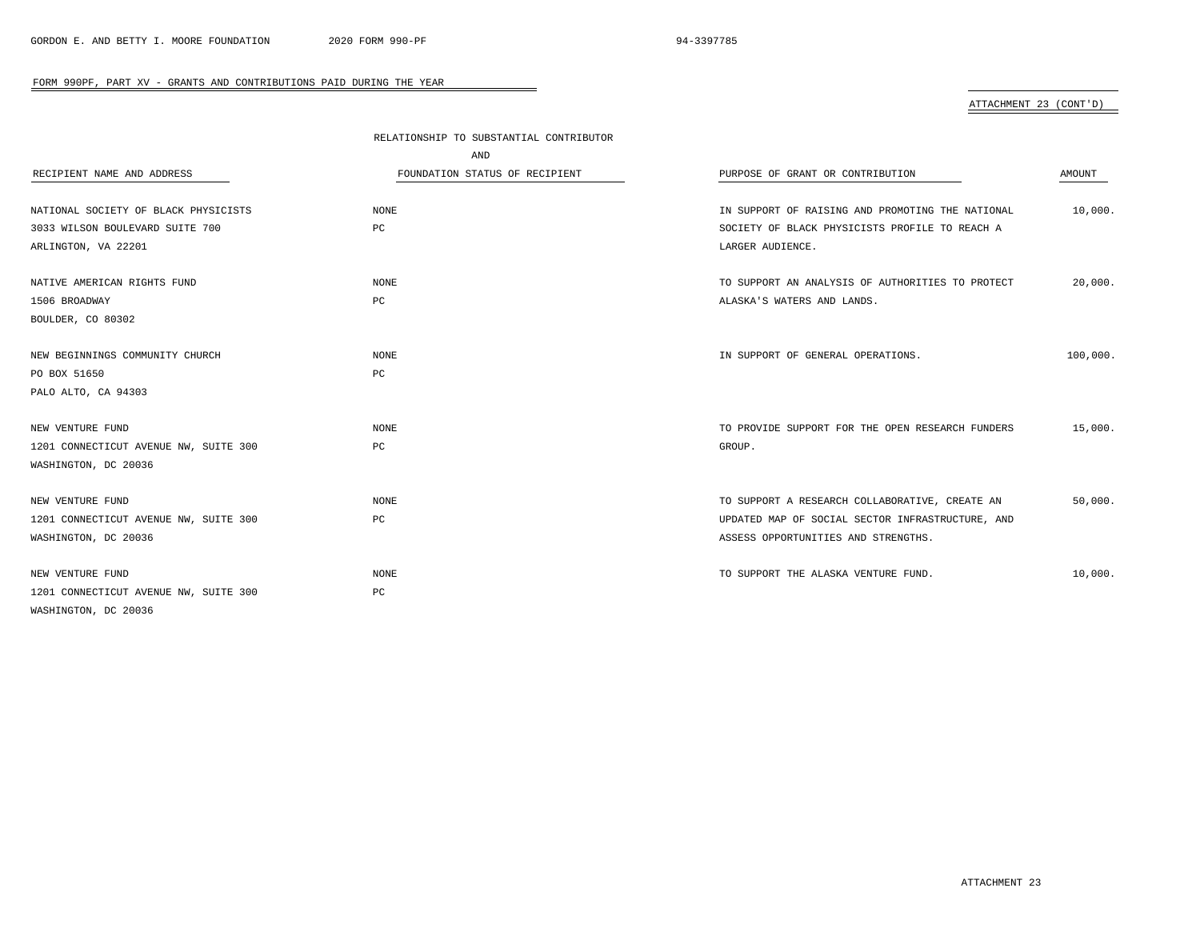FORM 990PF, PART XV - GRANTS AND CONTRIBUTIONS PAID DURING THE YEAR

ATTACHMENT 23 (CONT'D)

| RECIPIENT NAME AND ADDRESS | RELATIONSHIP TO SUBSTANTIAL CONTRIBUTOR AND FOUNDATION STATUS OF RECIPIENT | PURPOSE OF GRANT OR CONTRIBUTION | AMOUNT |
|---|---|---|---|
| NATIONAL SOCIETY OF BLACK PHYSICISTS<br>3033 WILSON BOULEVARD SUITE 700<br>ARLINGTON, VA 22201 | NONE<br>PC | IN SUPPORT OF RAISING AND PROMOTING THE NATIONAL SOCIETY OF BLACK PHYSICISTS PROFILE TO REACH A LARGER AUDIENCE. | 10,000. |
| NATIVE AMERICAN RIGHTS FUND<br>1506 BROADWAY<br>BOULDER, CO 80302 | NONE<br>PC | TO SUPPORT AN ANALYSIS OF AUTHORITIES TO PROTECT ALASKA'S WATERS AND LANDS. | 20,000. |
| NEW BEGINNINGS COMMUNITY CHURCH<br>PO BOX 51650<br>PALO ALTO, CA 94303 | NONE<br>PC | IN SUPPORT OF GENERAL OPERATIONS. | 100,000. |
| NEW VENTURE FUND<br>1201 CONNECTICUT AVENUE NW, SUITE 300<br>WASHINGTON, DC 20036 | NONE<br>PC | TO PROVIDE SUPPORT FOR THE OPEN RESEARCH FUNDERS GROUP. | 15,000. |
| NEW VENTURE FUND<br>1201 CONNECTICUT AVENUE NW, SUITE 300<br>WASHINGTON, DC 20036 | NONE<br>PC | TO SUPPORT A RESEARCH COLLABORATIVE, CREATE AN UPDATED MAP OF SOCIAL SECTOR INFRASTRUCTURE, AND ASSESS OPPORTUNITIES AND STRENGTHS. | 50,000. |
| NEW VENTURE FUND<br>1201 CONNECTICUT AVENUE NW, SUITE 300<br>WASHINGTON, DC 20036 | NONE<br>PC | TO SUPPORT THE ALASKA VENTURE FUND. | 10,000. |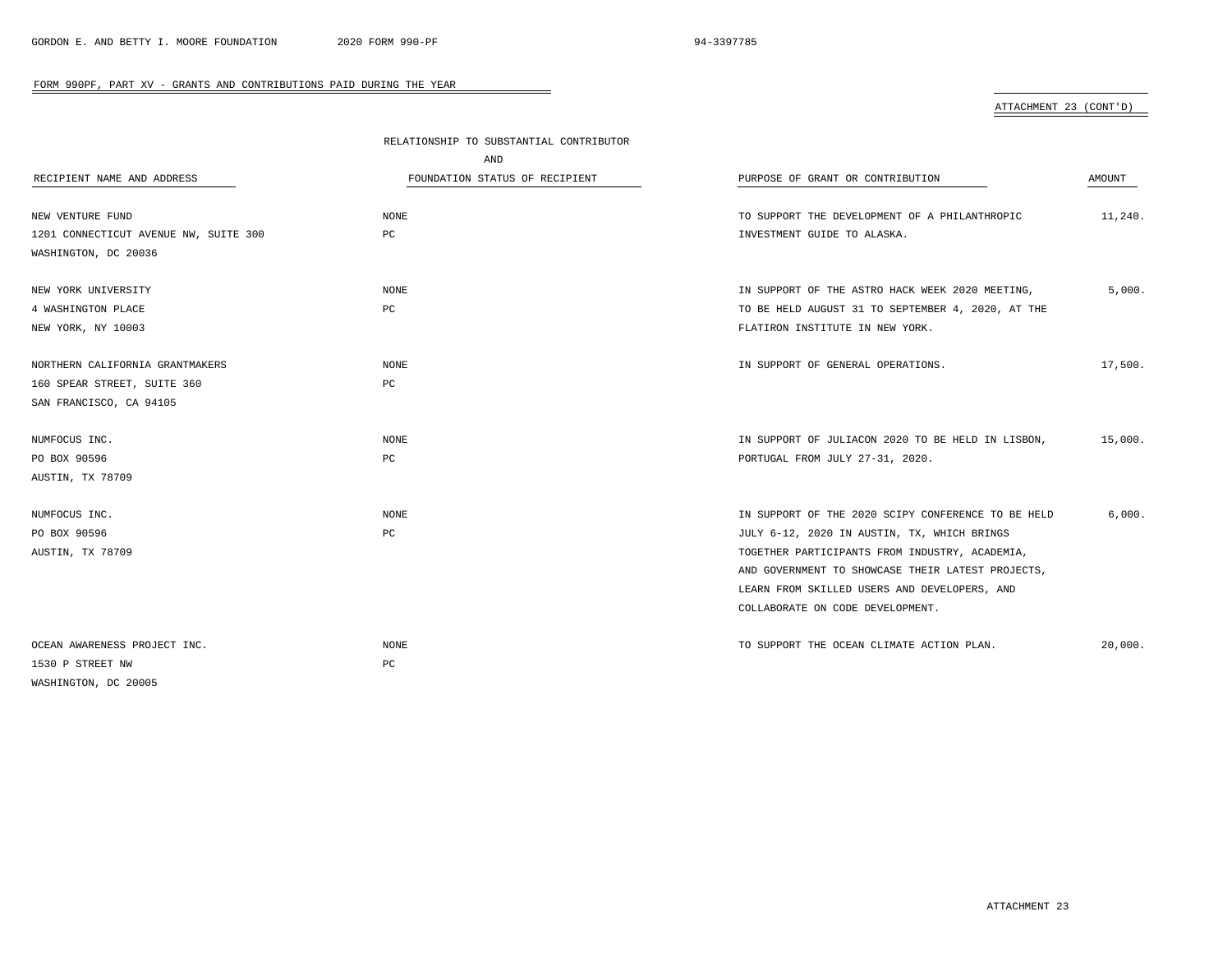FORM 990PF, PART XV - GRANTS AND CONTRIBUTIONS PAID DURING THE YEAR

ATTACHMENT 23 (CONT'D)

| RECIPIENT NAME AND ADDRESS | RELATIONSHIP TO SUBSTANTIAL CONTRIBUTOR AND FOUNDATION STATUS OF RECIPIENT | PURPOSE OF GRANT OR CONTRIBUTION | AMOUNT |
|---|---|---|---|
| NEW VENTURE FUND<br>1201 CONNECTICUT AVENUE NW, SUITE 300<br>WASHINGTON, DC 20036 | NONE<br>PC | TO SUPPORT THE DEVELOPMENT OF A PHILANTHROPIC INVESTMENT GUIDE TO ALASKA. | 11,240. |
| NEW YORK UNIVERSITY<br>4 WASHINGTON PLACE<br>NEW YORK, NY 10003 | NONE<br>PC | IN SUPPORT OF THE ASTRO HACK WEEK 2020 MEETING, TO BE HELD AUGUST 31 TO SEPTEMBER 4, 2020, AT THE FLATIRON INSTITUTE IN NEW YORK. | 5,000. |
| NORTHERN CALIFORNIA GRANTMAKERS<br>160 SPEAR STREET, SUITE 360<br>SAN FRANCISCO, CA 94105 | NONE<br>PC | IN SUPPORT OF GENERAL OPERATIONS. | 17,500. |
| NUMFOCUS INC.<br>PO BOX 90596<br>AUSTIN, TX 78709 | NONE<br>PC | IN SUPPORT OF JULIACON 2020 TO BE HELD IN LISBON, PORTUGAL FROM JULY 27-31, 2020. | 15,000. |
| NUMFOCUS INC.<br>PO BOX 90596<br>AUSTIN, TX 78709 | NONE<br>PC | IN SUPPORT OF THE 2020 SCIPY CONFERENCE TO BE HELD JULY 6-12, 2020 IN AUSTIN, TX, WHICH BRINGS TOGETHER PARTICIPANTS FROM INDUSTRY, ACADEMIA, AND GOVERNMENT TO SHOWCASE THEIR LATEST PROJECTS, LEARN FROM SKILLED USERS AND DEVELOPERS, AND COLLABORATE ON CODE DEVELOPMENT. | 6,000. |
| OCEAN AWARENESS PROJECT INC.<br>1530 P STREET NW<br>WASHINGTON, DC 20005 | NONE<br>PC | TO SUPPORT THE OCEAN CLIMATE ACTION PLAN. | 20,000. |

ATTACHMENT 23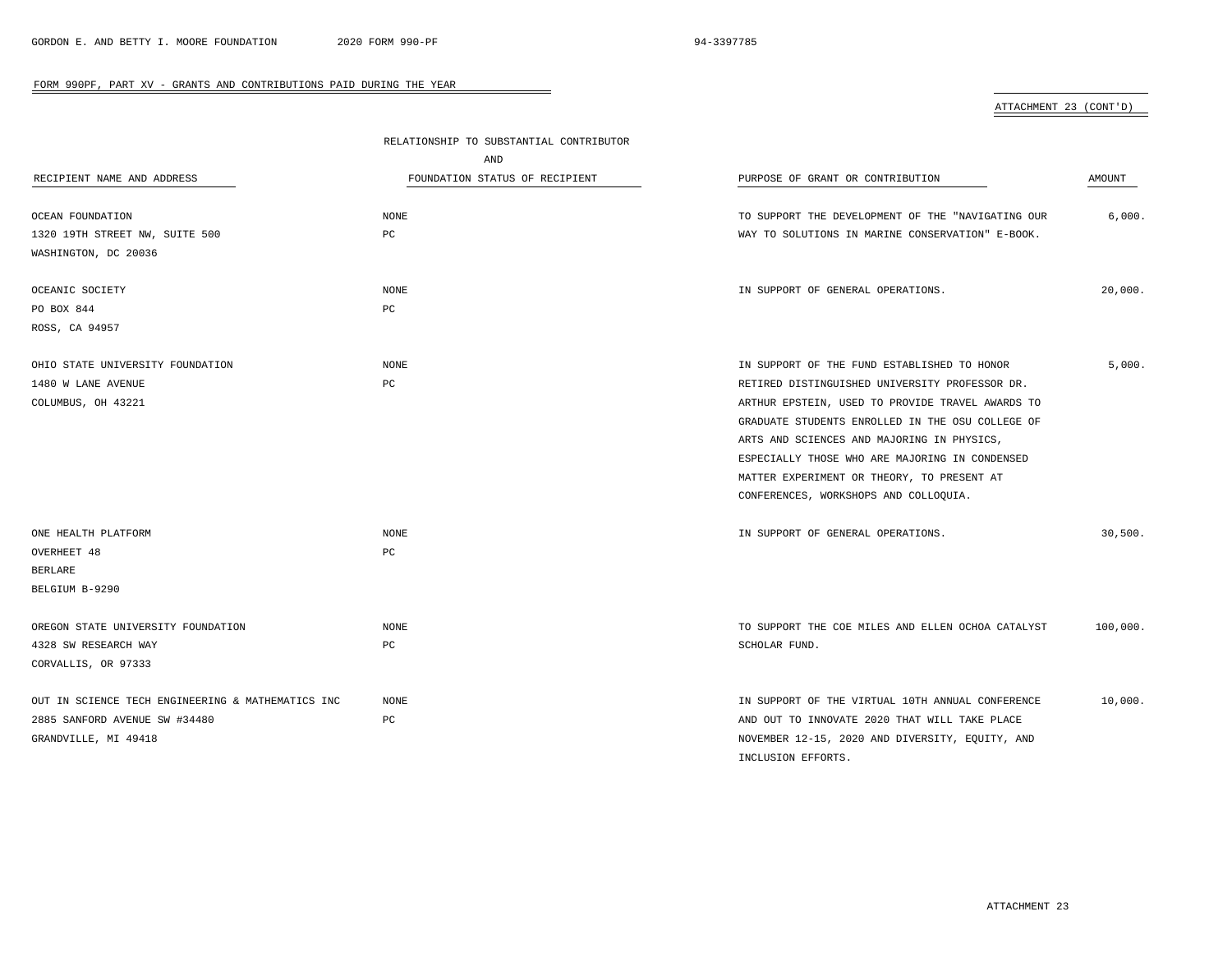FORM 990PF, PART XV - GRANTS AND CONTRIBUTIONS PAID DURING THE YEAR

ATTACHMENT 23 (CONT'D)

| RECIPIENT NAME AND ADDRESS | RELATIONSHIP TO SUBSTANTIAL CONTRIBUTOR AND FOUNDATION STATUS OF RECIPIENT | PURPOSE OF GRANT OR CONTRIBUTION | AMOUNT |
|---|---|---|---|
| OCEAN FOUNDATION<br>1320 19TH STREET NW, SUITE 500<br>WASHINGTON, DC 20036 | NONE<br>PC | TO SUPPORT THE DEVELOPMENT OF THE "NAVIGATING OUR WAY TO SOLUTIONS IN MARINE CONSERVATION" E-BOOK. | 6,000. |
| OCEANIC SOCIETY<br>PO BOX 844<br>ROSS, CA 94957 | NONE<br>PC | IN SUPPORT OF GENERAL OPERATIONS. | 20,000. |
| OHIO STATE UNIVERSITY FOUNDATION<br>1480 W LANE AVENUE<br>COLUMBUS, OH 43221 | NONE<br>PC | IN SUPPORT OF THE FUND ESTABLISHED TO HONOR RETIRED DISTINGUISHED UNIVERSITY PROFESSOR DR. ARTHUR EPSTEIN, USED TO PROVIDE TRAVEL AWARDS TO GRADUATE STUDENTS ENROLLED IN THE OSU COLLEGE OF ARTS AND SCIENCES AND MAJORING IN PHYSICS, ESPECIALLY THOSE WHO ARE MAJORING IN CONDENSED MATTER EXPERIMENT OR THEORY, TO PRESENT AT CONFERENCES, WORKSHOPS AND COLLOQUIA. | 5,000. |
| ONE HEALTH PLATFORM<br>OVERHEET 48<br>BERLARE<br>BELGIUM B-9290 | NONE<br>PC | IN SUPPORT OF GENERAL OPERATIONS. | 30,500. |
| OREGON STATE UNIVERSITY FOUNDATION<br>4328 SW RESEARCH WAY<br>CORVALLIS, OR 97333 | NONE<br>PC | TO SUPPORT THE COE MILES AND ELLEN OCHOA CATALYST SCHOLAR FUND. | 100,000. |
| OUT IN SCIENCE TECH ENGINEERING & MATHEMATICS INC<br>2885 SANFORD AVENUE SW #34480<br>GRANDVILLE, MI 49418 | NONE<br>PC | IN SUPPORT OF THE VIRTUAL 10TH ANNUAL CONFERENCE AND OUT TO INNOVATE 2020 THAT WILL TAKE PLACE NOVEMBER 12-15, 2020 AND DIVERSITY, EQUITY, AND INCLUSION EFFORTS. | 10,000. |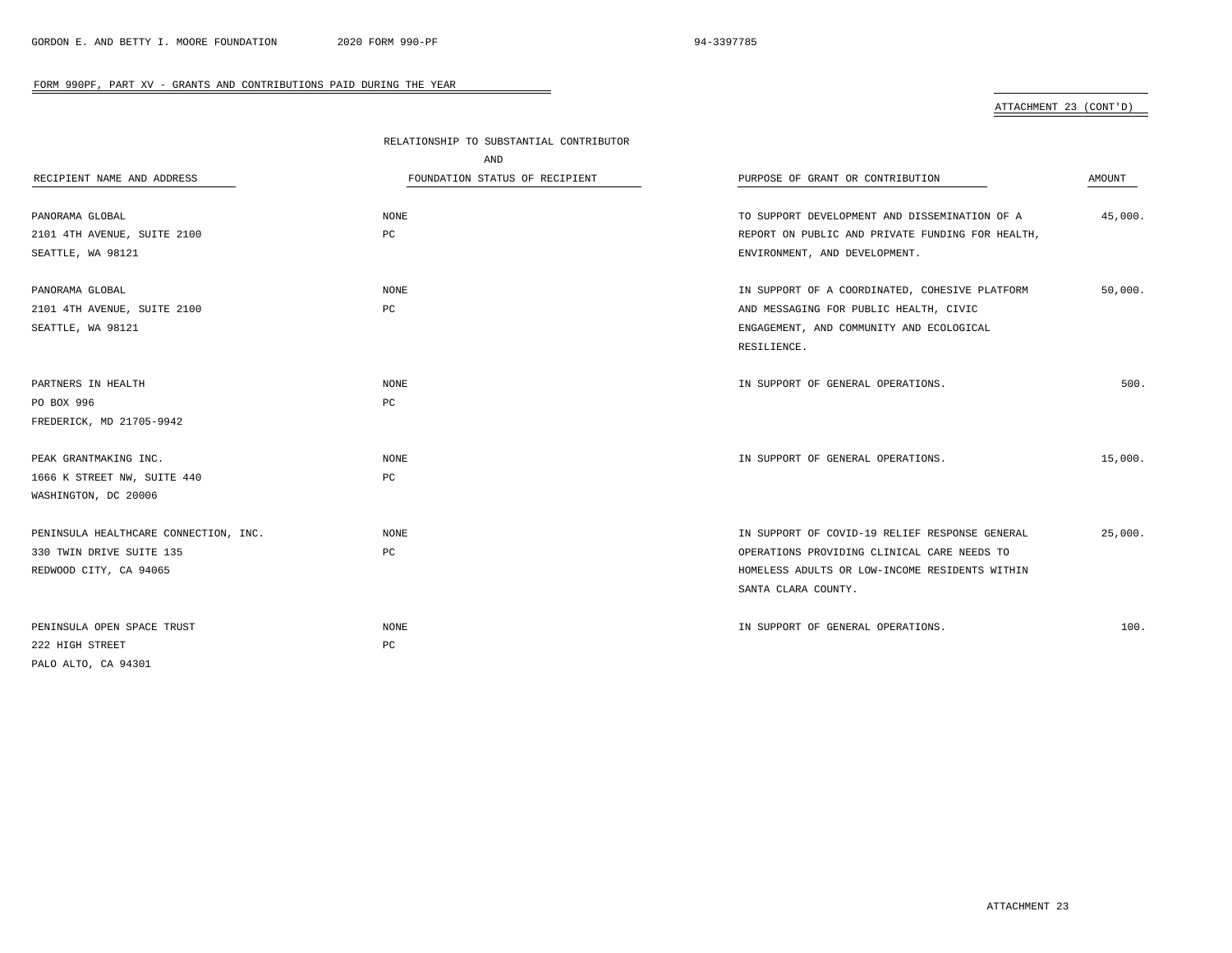FORM 990PF, PART XV - GRANTS AND CONTRIBUTIONS PAID DURING THE YEAR

ATTACHMENT 23 (CONT'D)

| RECIPIENT NAME AND ADDRESS | RELATIONSHIP TO SUBSTANTIAL CONTRIBUTOR AND FOUNDATION STATUS OF RECIPIENT | PURPOSE OF GRANT OR CONTRIBUTION | AMOUNT |
|---|---|---|---|
| PANORAMA GLOBAL<br>2101 4TH AVENUE, SUITE 2100<br>SEATTLE, WA 98121 | NONE<br>PC | TO SUPPORT DEVELOPMENT AND DISSEMINATION OF A REPORT ON PUBLIC AND PRIVATE FUNDING FOR HEALTH, ENVIRONMENT, AND DEVELOPMENT. | 45,000. |
| PANORAMA GLOBAL<br>2101 4TH AVENUE, SUITE 2100<br>SEATTLE, WA 98121 | NONE<br>PC | IN SUPPORT OF A COORDINATED, COHESIVE PLATFORM AND MESSAGING FOR PUBLIC HEALTH, CIVIC ENGAGEMENT, AND COMMUNITY AND ECOLOGICAL RESILIENCE. | 50,000. |
| PARTNERS IN HEALTH<br>PO BOX 996<br>FREDERICK, MD 21705-9942 | NONE<br>PC | IN SUPPORT OF GENERAL OPERATIONS. | 500. |
| PEAK GRANTMAKING INC.<br>1666 K STREET NW, SUITE 440<br>WASHINGTON, DC 20006 | NONE<br>PC | IN SUPPORT OF GENERAL OPERATIONS. | 15,000. |
| PENINSULA HEALTHCARE CONNECTION, INC.<br>330 TWIN DRIVE SUITE 135<br>REDWOOD CITY, CA 94065 | NONE<br>PC | IN SUPPORT OF COVID-19 RELIEF RESPONSE GENERAL OPERATIONS PROVIDING CLINICAL CARE NEEDS TO HOMELESS ADULTS OR LOW-INCOME RESIDENTS WITHIN SANTA CLARA COUNTY. | 25,000. |
| PENINSULA OPEN SPACE TRUST<br>222 HIGH STREET<br>PALO ALTO, CA 94301 | NONE<br>PC | IN SUPPORT OF GENERAL OPERATIONS. | 100. |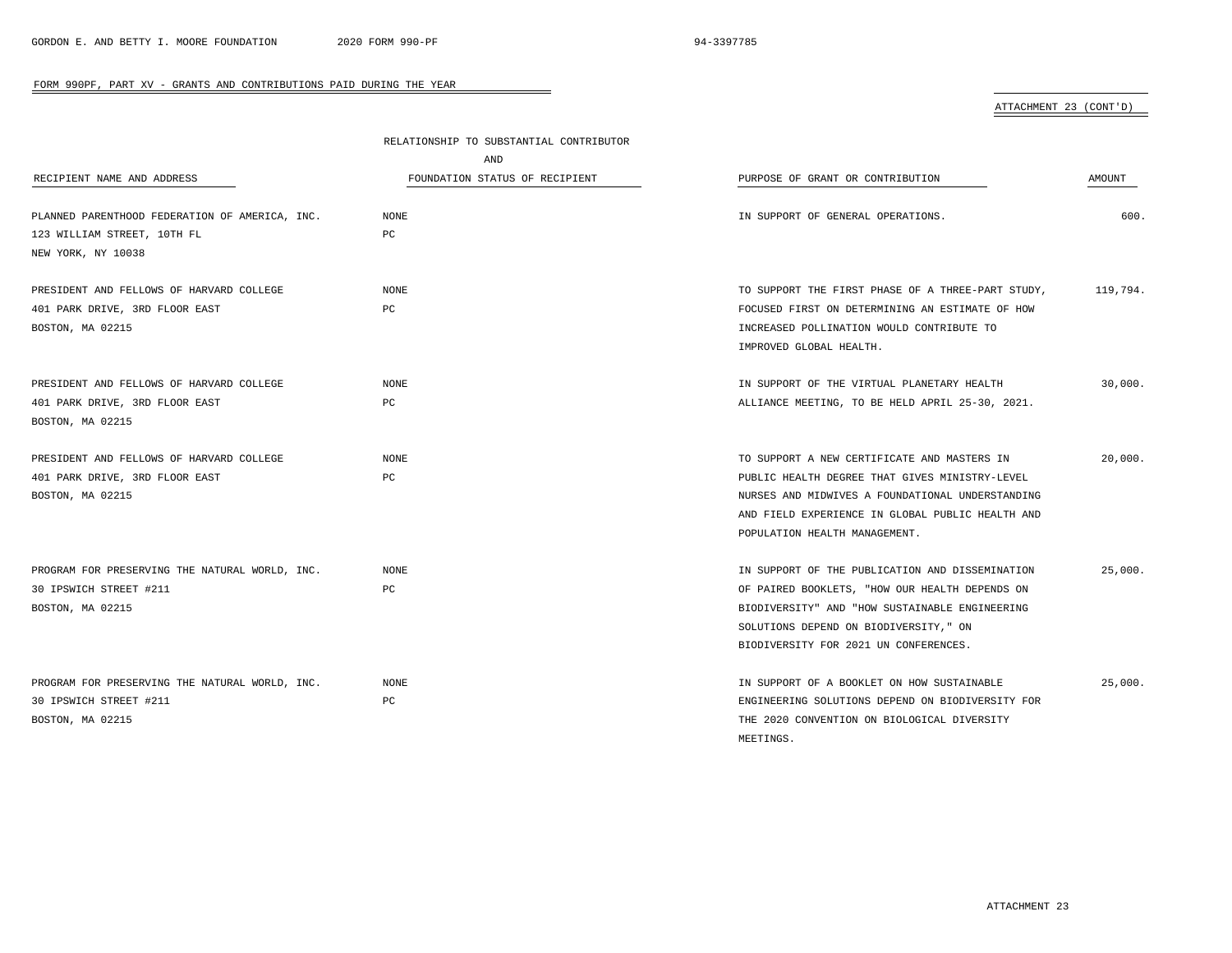FORM 990PF, PART XV - GRANTS AND CONTRIBUTIONS PAID DURING THE YEAR

ATTACHMENT 23 (CONT'D)

| RECIPIENT NAME AND ADDRESS | RELATIONSHIP TO SUBSTANTIAL CONTRIBUTOR AND FOUNDATION STATUS OF RECIPIENT | PURPOSE OF GRANT OR CONTRIBUTION | AMOUNT |
|---|---|---|---|
| PLANNED PARENTHOOD FEDERATION OF AMERICA, INC. 123 WILLIAM STREET, 10TH FL NEW YORK, NY 10038 | NONE PC | IN SUPPORT OF GENERAL OPERATIONS. | 600. |
| PRESIDENT AND FELLOWS OF HARVARD COLLEGE 401 PARK DRIVE, 3RD FLOOR EAST BOSTON, MA 02215 | NONE PC | TO SUPPORT THE FIRST PHASE OF A THREE-PART STUDY, FOCUSED FIRST ON DETERMINING AN ESTIMATE OF HOW INCREASED POLLINATION WOULD CONTRIBUTE TO IMPROVED GLOBAL HEALTH. | 119,794. |
| PRESIDENT AND FELLOWS OF HARVARD COLLEGE 401 PARK DRIVE, 3RD FLOOR EAST BOSTON, MA 02215 | NONE PC | IN SUPPORT OF THE VIRTUAL PLANETARY HEALTH ALLIANCE MEETING, TO BE HELD APRIL 25-30, 2021. | 30,000. |
| PRESIDENT AND FELLOWS OF HARVARD COLLEGE 401 PARK DRIVE, 3RD FLOOR EAST BOSTON, MA 02215 | NONE PC | TO SUPPORT A NEW CERTIFICATE AND MASTERS IN PUBLIC HEALTH DEGREE THAT GIVES MINISTRY-LEVEL NURSES AND MIDWIVES A FOUNDATIONAL UNDERSTANDING AND FIELD EXPERIENCE IN GLOBAL PUBLIC HEALTH AND POPULATION HEALTH MANAGEMENT. | 20,000. |
| PROGRAM FOR PRESERVING THE NATURAL WORLD, INC. 30 IPSWICH STREET #211 BOSTON, MA 02215 | NONE PC | IN SUPPORT OF THE PUBLICATION AND DISSEMINATION OF PAIRED BOOKLETS, "HOW OUR HEALTH DEPENDS ON BIODIVERSITY" AND "HOW SUSTAINABLE ENGINEERING SOLUTIONS DEPEND ON BIODIVERSITY," ON BIODIVERSITY FOR 2021 UN CONFERENCES. | 25,000. |
| PROGRAM FOR PRESERVING THE NATURAL WORLD, INC. 30 IPSWICH STREET #211 BOSTON, MA 02215 | NONE PC | IN SUPPORT OF A BOOKLET ON HOW SUSTAINABLE ENGINEERING SOLUTIONS DEPEND ON BIODIVERSITY FOR THE 2020 CONVENTION ON BIOLOGICAL DIVERSITY MEETINGS. | 25,000. |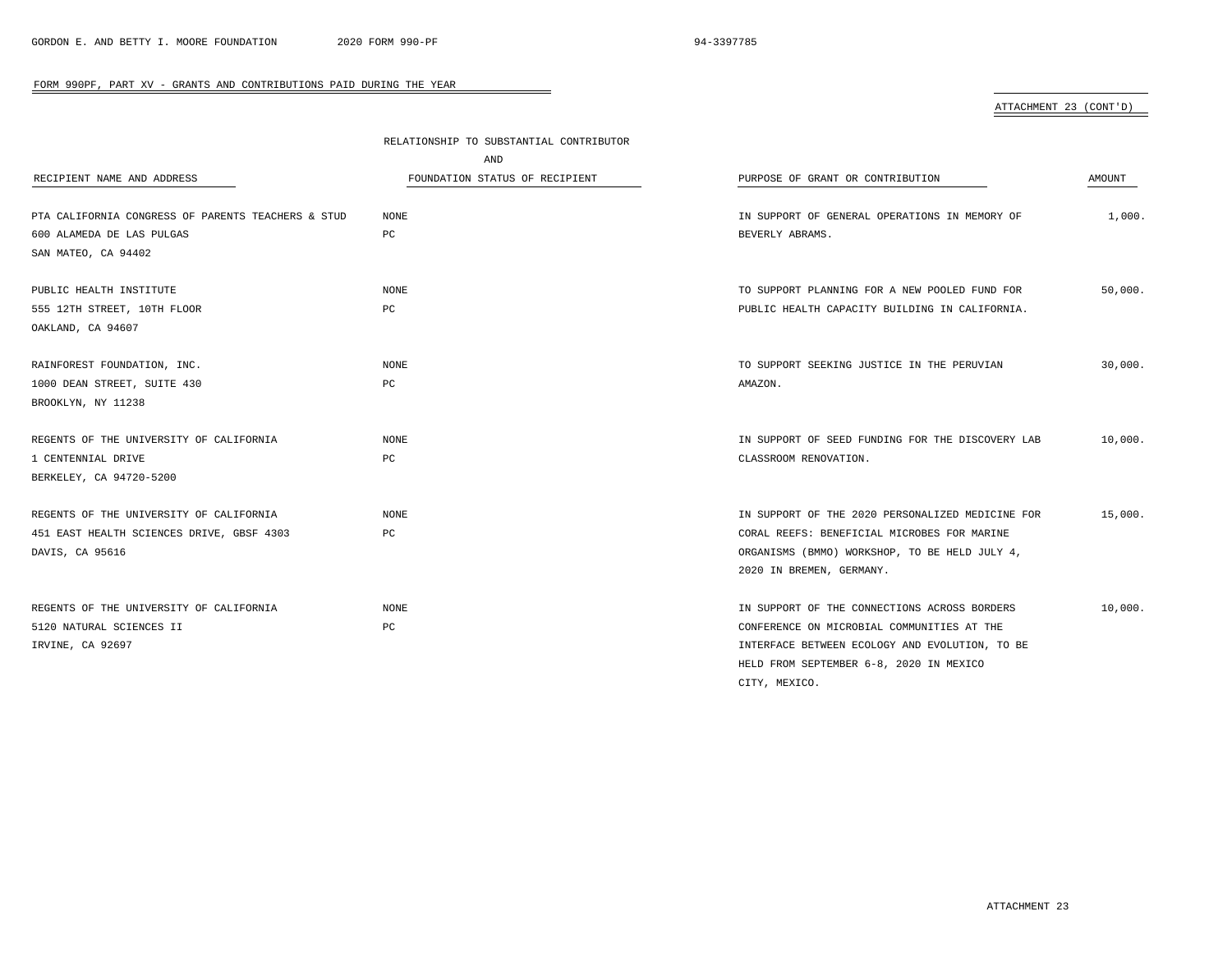FORM 990PF, PART XV - GRANTS AND CONTRIBUTIONS PAID DURING THE YEAR

ATTACHMENT 23 (CONT'D)

| RECIPIENT NAME AND ADDRESS | RELATIONSHIP TO SUBSTANTIAL CONTRIBUTOR AND FOUNDATION STATUS OF RECIPIENT | PURPOSE OF GRANT OR CONTRIBUTION | AMOUNT |
|---|---|---|---|
| PTA CALIFORNIA CONGRESS OF PARENTS TEACHERS & STUD<br>600 ALAMEDA DE LAS PULGAS<br>SAN MATEO, CA 94402 | NONE<br>PC | IN SUPPORT OF GENERAL OPERATIONS IN MEMORY OF BEVERLY ABRAMS. | 1,000. |
| PUBLIC HEALTH INSTITUTE<br>555 12TH STREET, 10TH FLOOR<br>OAKLAND, CA 94607 | NONE<br>PC | TO SUPPORT PLANNING FOR A NEW POOLED FUND FOR PUBLIC HEALTH CAPACITY BUILDING IN CALIFORNIA. | 50,000. |
| RAINFOREST FOUNDATION, INC.<br>1000 DEAN STREET, SUITE 430<br>BROOKLYN, NY 11238 | NONE<br>PC | TO SUPPORT SEEKING JUSTICE IN THE PERUVIAN AMAZON. | 30,000. |
| REGENTS OF THE UNIVERSITY OF CALIFORNIA<br>1 CENTENNIAL DRIVE<br>BERKELEY, CA 94720-5200 | NONE<br>PC | IN SUPPORT OF SEED FUNDING FOR THE DISCOVERY LAB CLASSROOM RENOVATION. | 10,000. |
| REGENTS OF THE UNIVERSITY OF CALIFORNIA<br>451 EAST HEALTH SCIENCES DRIVE, GBSF 4303<br>DAVIS, CA 95616 | NONE<br>PC | IN SUPPORT OF THE 2020 PERSONALIZED MEDICINE FOR CORAL REEFS: BENEFICIAL MICROBES FOR MARINE ORGANISMS (BMMO) WORKSHOP, TO BE HELD JULY 4, 2020 IN BREMEN, GERMANY. | 15,000. |
| REGENTS OF THE UNIVERSITY OF CALIFORNIA<br>5120 NATURAL SCIENCES II<br>IRVINE, CA 92697 | NONE<br>PC | IN SUPPORT OF THE CONNECTIONS ACROSS BORDERS CONFERENCE ON MICROBIAL COMMUNITIES AT THE INTERFACE BETWEEN ECOLOGY AND EVOLUTION, TO BE HELD FROM SEPTEMBER 6-8, 2020 IN MEXICO CITY, MEXICO. | 10,000. |

ATTACHMENT 23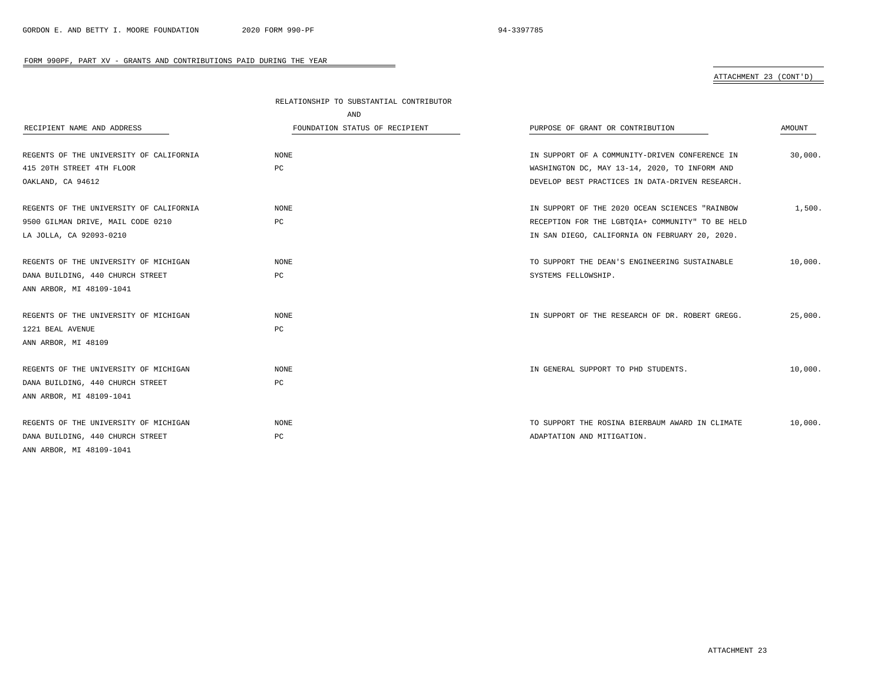FORM 990PF, PART XV - GRANTS AND CONTRIBUTIONS PAID DURING THE YEAR

ATTACHMENT 23 (CONT'D)

| RECIPIENT NAME AND ADDRESS | RELATIONSHIP TO SUBSTANTIAL CONTRIBUTOR AND FOUNDATION STATUS OF RECIPIENT | PURPOSE OF GRANT OR CONTRIBUTION | AMOUNT |
|---|---|---|---|
| REGENTS OF THE UNIVERSITY OF CALIFORNIA<br>415 20TH STREET 4TH FLOOR<br>OAKLAND, CA 94612 | NONE<br>PC | IN SUPPORT OF A COMMUNITY-DRIVEN CONFERENCE IN WASHINGTON DC, MAY 13-14, 2020, TO INFORM AND DEVELOP BEST PRACTICES IN DATA-DRIVEN RESEARCH. | 30,000. |
| REGENTS OF THE UNIVERSITY OF CALIFORNIA<br>9500 GILMAN DRIVE, MAIL CODE 0210<br>LA JOLLA, CA 92093-0210 | NONE<br>PC | IN SUPPORT OF THE 2020 OCEAN SCIENCES "RAINBOW RECEPTION FOR THE LGBTQIA+ COMMUNITY" TO BE HELD IN SAN DIEGO, CALIFORNIA ON FEBRUARY 20, 2020. | 1,500. |
| REGENTS OF THE UNIVERSITY OF MICHIGAN<br>DANA BUILDING, 440 CHURCH STREET<br>ANN ARBOR, MI 48109-1041 | NONE<br>PC | TO SUPPORT THE DEAN'S ENGINEERING SUSTAINABLE SYSTEMS FELLOWSHIP. | 10,000. |
| REGENTS OF THE UNIVERSITY OF MICHIGAN<br>1221 BEAL AVENUE<br>ANN ARBOR, MI 48109 | NONE<br>PC | IN SUPPORT OF THE RESEARCH OF DR. ROBERT GREGG. | 25,000. |
| REGENTS OF THE UNIVERSITY OF MICHIGAN<br>DANA BUILDING, 440 CHURCH STREET<br>ANN ARBOR, MI 48109-1041 | NONE<br>PC | IN GENERAL SUPPORT TO PHD STUDENTS. | 10,000. |
| REGENTS OF THE UNIVERSITY OF MICHIGAN<br>DANA BUILDING, 440 CHURCH STREET<br>ANN ARBOR, MI 48109-1041 | NONE<br>PC | TO SUPPORT THE ROSINA BIERBAUM AWARD IN CLIMATE ADAPTATION AND MITIGATION. | 10,000. |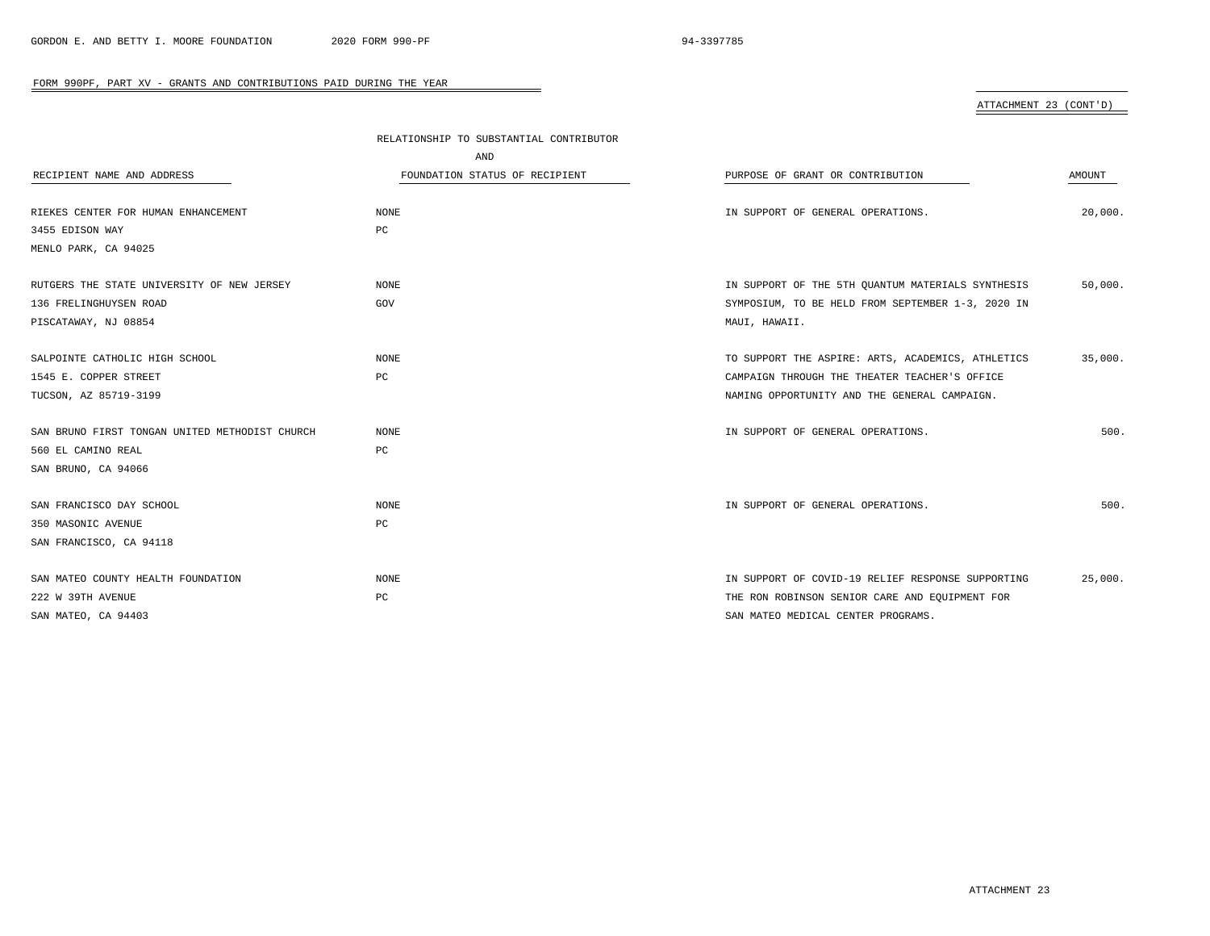FORM 990PF, PART XV - GRANTS AND CONTRIBUTIONS PAID DURING THE YEAR

ATTACHMENT 23 (CONT'D)

| RECIPIENT NAME AND ADDRESS | RELATIONSHIP TO SUBSTANTIAL CONTRIBUTOR AND FOUNDATION STATUS OF RECIPIENT | PURPOSE OF GRANT OR CONTRIBUTION | AMOUNT |
|---|---|---|---|
| RIEKES CENTER FOR HUMAN ENHANCEMENT<br>3455 EDISON WAY<br>MENLO PARK, CA 94025 | NONE<br>PC | IN SUPPORT OF GENERAL OPERATIONS. | 20,000. |
| RUTGERS THE STATE UNIVERSITY OF NEW JERSEY<br>136 FRELINGHUYSEN ROAD<br>PISCATAWAY, NJ 08854 | NONE<br>GOV | IN SUPPORT OF THE 5TH QUANTUM MATERIALS SYNTHESIS SYMPOSIUM, TO BE HELD FROM SEPTEMBER 1-3, 2020 IN MAUI, HAWAII. | 50,000. |
| SALPOINTE CATHOLIC HIGH SCHOOL<br>1545 E. COPPER STREET<br>TUCSON, AZ 85719-3199 | NONE<br>PC | TO SUPPORT THE ASPIRE: ARTS, ACADEMICS, ATHLETICS CAMPAIGN THROUGH THE THEATER TEACHER'S OFFICE NAMING OPPORTUNITY AND THE GENERAL CAMPAIGN. | 35,000. |
| SAN BRUNO FIRST TONGAN UNITED METHODIST CHURCH<br>560 EL CAMINO REAL<br>SAN BRUNO, CA 94066 | NONE<br>PC | IN SUPPORT OF GENERAL OPERATIONS. | 500. |
| SAN FRANCISCO DAY SCHOOL<br>350 MASONIC AVENUE<br>SAN FRANCISCO, CA 94118 | NONE<br>PC | IN SUPPORT OF GENERAL OPERATIONS. | 500. |
| SAN MATEO COUNTY HEALTH FOUNDATION<br>222 W 39TH AVENUE<br>SAN MATEO, CA 94403 | NONE<br>PC | IN SUPPORT OF COVID-19 RELIEF RESPONSE SUPPORTING THE RON ROBINSON SENIOR CARE AND EQUIPMENT FOR SAN MATEO MEDICAL CENTER PROGRAMS. | 25,000. |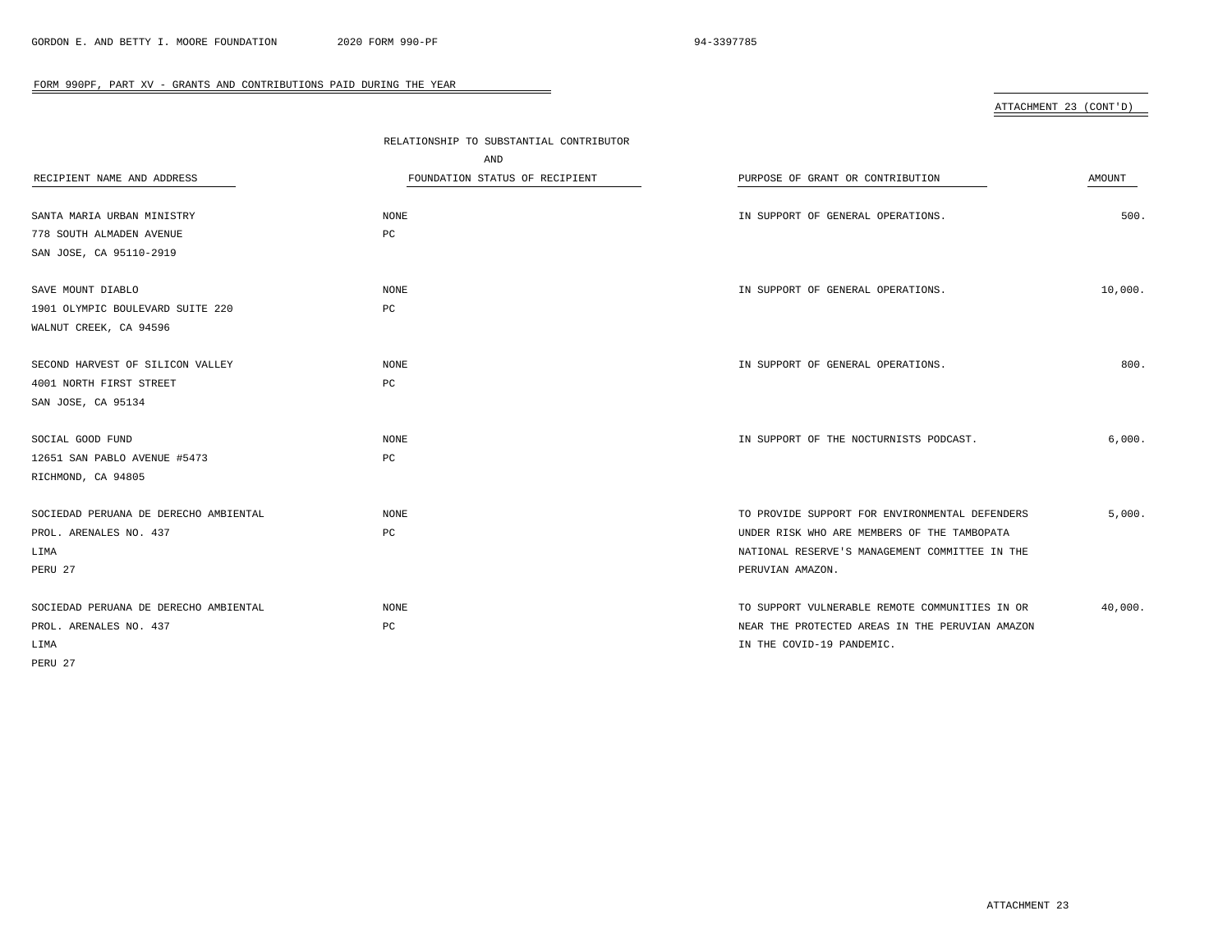FORM 990PF, PART XV - GRANTS AND CONTRIBUTIONS PAID DURING THE YEAR

ATTACHMENT 23 (CONT'D)

| RECIPIENT NAME AND ADDRESS | RELATIONSHIP TO SUBSTANTIAL CONTRIBUTOR AND FOUNDATION STATUS OF RECIPIENT | PURPOSE OF GRANT OR CONTRIBUTION | AMOUNT |
|---|---|---|---|
| SANTA MARIA URBAN MINISTRY<br>778 SOUTH ALMADEN AVENUE<br>SAN JOSE, CA 95110-2919 | NONE<br>PC | IN SUPPORT OF GENERAL OPERATIONS. | 500. |
| SAVE MOUNT DIABLO<br>1901 OLYMPIC BOULEVARD SUITE 220<br>WALNUT CREEK, CA 94596 | NONE<br>PC | IN SUPPORT OF GENERAL OPERATIONS. | 10,000. |
| SECOND HARVEST OF SILICON VALLEY<br>4001 NORTH FIRST STREET<br>SAN JOSE, CA 95134 | NONE<br>PC | IN SUPPORT OF GENERAL OPERATIONS. | 800. |
| SOCIAL GOOD FUND<br>12651 SAN PABLO AVENUE #5473<br>RICHMOND, CA 94805 | NONE<br>PC | IN SUPPORT OF THE NOCTURNISTS PODCAST. | 6,000. |
| SOCIEDAD PERUANA DE DERECHO AMBIENTAL<br>PROL. ARENALES NO. 437<br>LIMA<br>PERU 27 | NONE<br>PC | TO PROVIDE SUPPORT FOR ENVIRONMENTAL DEFENDERS UNDER RISK WHO ARE MEMBERS OF THE TAMBOPATA NATIONAL RESERVE'S MANAGEMENT COMMITTEE IN THE PERUVIAN AMAZON. | 5,000. |
| SOCIEDAD PERUANA DE DERECHO AMBIENTAL<br>PROL. ARENALES NO. 437<br>LIMA<br>PERU 27 | NONE<br>PC | TO SUPPORT VULNERABLE REMOTE COMMUNITIES IN OR NEAR THE PROTECTED AREAS IN THE PERUVIAN AMAZON IN THE COVID-19 PANDEMIC. | 40,000. |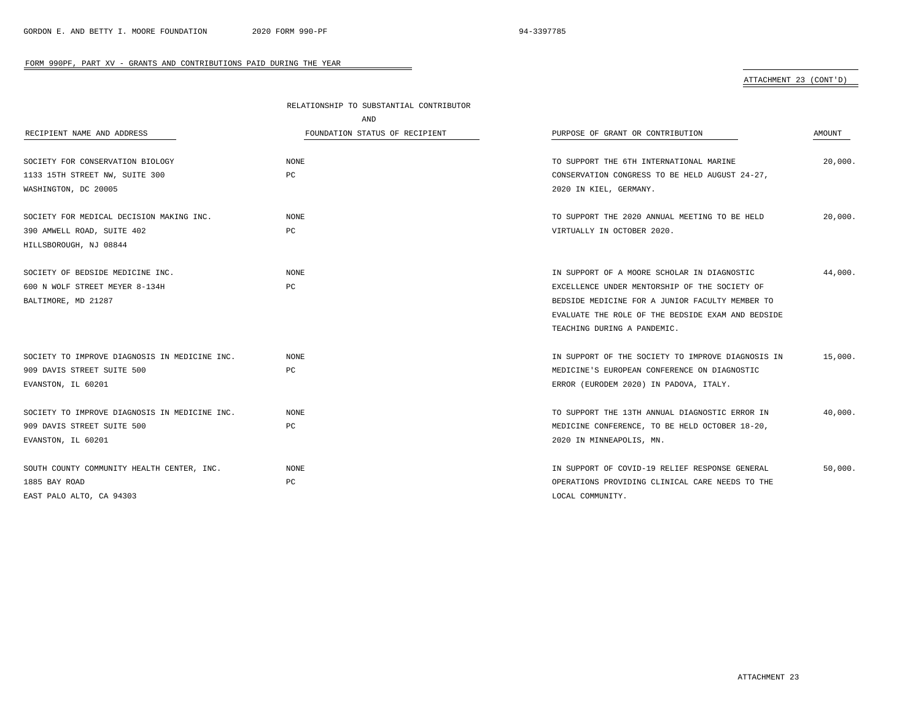FORM 990PF, PART XV - GRANTS AND CONTRIBUTIONS PAID DURING THE YEAR

ATTACHMENT 23 (CONT'D)

| RECIPIENT NAME AND ADDRESS | RELATIONSHIP TO SUBSTANTIAL CONTRIBUTOR AND FOUNDATION STATUS OF RECIPIENT | PURPOSE OF GRANT OR CONTRIBUTION | AMOUNT |
|---|---|---|---|
| SOCIETY FOR CONSERVATION BIOLOGY<br>1133 15TH STREET NW, SUITE 300<br>WASHINGTON, DC 20005 | NONE<br>PC | TO SUPPORT THE 6TH INTERNATIONAL MARINE CONSERVATION CONGRESS TO BE HELD AUGUST 24-27, 2020 IN KIEL, GERMANY. | 20,000. |
| SOCIETY FOR MEDICAL DECISION MAKING INC.<br>390 AMWELL ROAD, SUITE 402<br>HILLSBOROUGH, NJ 08844 | NONE<br>PC | TO SUPPORT THE 2020 ANNUAL MEETING TO BE HELD VIRTUALLY IN OCTOBER 2020. | 20,000. |
| SOCIETY OF BEDSIDE MEDICINE INC.<br>600 N WOLF STREET MEYER 8-134H<br>BALTIMORE, MD 21287 | NONE<br>PC | IN SUPPORT OF A MOORE SCHOLAR IN DIAGNOSTIC EXCELLENCE UNDER MENTORSHIP OF THE SOCIETY OF BEDSIDE MEDICINE FOR A JUNIOR FACULTY MEMBER TO EVALUATE THE ROLE OF THE BEDSIDE EXAM AND BEDSIDE TEACHING DURING A PANDEMIC. | 44,000. |
| SOCIETY TO IMPROVE DIAGNOSIS IN MEDICINE INC.<br>909 DAVIS STREET SUITE 500<br>EVANSTON, IL 60201 | NONE<br>PC | IN SUPPORT OF THE SOCIETY TO IMPROVE DIAGNOSIS IN MEDICINE'S EUROPEAN CONFERENCE ON DIAGNOSTIC ERROR (EURODEM 2020) IN PADOVA, ITALY. | 15,000. |
| SOCIETY TO IMPROVE DIAGNOSIS IN MEDICINE INC.<br>909 DAVIS STREET SUITE 500<br>EVANSTON, IL 60201 | NONE<br>PC | TO SUPPORT THE 13TH ANNUAL DIAGNOSTIC ERROR IN MEDICINE CONFERENCE, TO BE HELD OCTOBER 18-20, 2020 IN MINNEAPOLIS, MN. | 40,000. |
| SOUTH COUNTY COMMUNITY HEALTH CENTER, INC.<br>1885 BAY ROAD<br>EAST PALO ALTO, CA 94303 | NONE<br>PC | IN SUPPORT OF COVID-19 RELIEF RESPONSE GENERAL OPERATIONS PROVIDING CLINICAL CARE NEEDS TO THE LOCAL COMMUNITY. | 50,000. |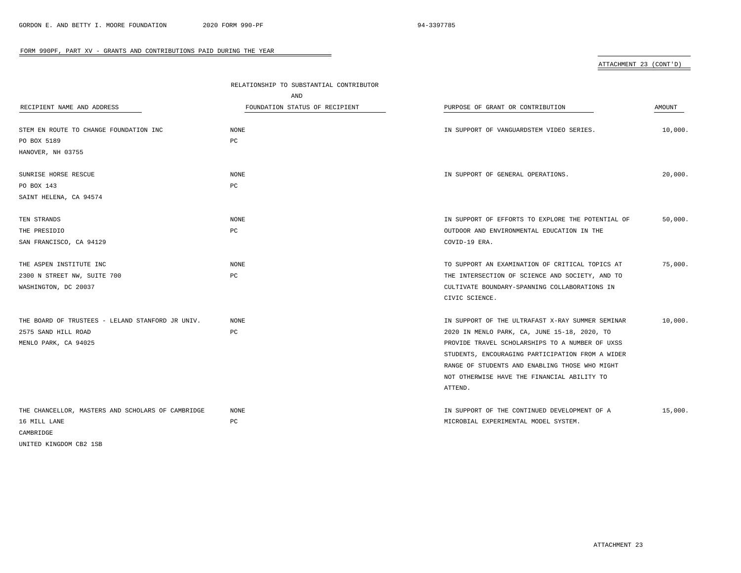FORM 990PF, PART XV - GRANTS AND CONTRIBUTIONS PAID DURING THE YEAR

ATTACHMENT 23 (CONT'D)

| RECIPIENT NAME AND ADDRESS | RELATIONSHIP TO SUBSTANTIAL CONTRIBUTOR AND FOUNDATION STATUS OF RECIPIENT | PURPOSE OF GRANT OR CONTRIBUTION | AMOUNT |
|---|---|---|---|
| STEM EN ROUTE TO CHANGE FOUNDATION INC<br>PO BOX 5189<br>HANOVER, NH 03755 | NONE<br>PC | IN SUPPORT OF VANGUARDSTEM VIDEO SERIES. | 10,000. |
| SUNRISE HORSE RESCUE<br>PO BOX 143<br>SAINT HELENA, CA 94574 | NONE<br>PC | IN SUPPORT OF GENERAL OPERATIONS. | 20,000. |
| TEN STRANDS<br>THE PRESIDIO<br>SAN FRANCISCO, CA 94129 | NONE<br>PC | IN SUPPORT OF EFFORTS TO EXPLORE THE POTENTIAL OF OUTDOOR AND ENVIRONMENTAL EDUCATION IN THE COVID-19 ERA. | 50,000. |
| THE ASPEN INSTITUTE INC<br>2300 N STREET NW, SUITE 700<br>WASHINGTON, DC 20037 | NONE<br>PC | TO SUPPORT AN EXAMINATION OF CRITICAL TOPICS AT THE INTERSECTION OF SCIENCE AND SOCIETY, AND TO CULTIVATE BOUNDARY-SPANNING COLLABORATIONS IN CIVIC SCIENCE. | 75,000. |
| THE BOARD OF TRUSTEES - LELAND STANFORD JR UNIV.<br>2575 SAND HILL ROAD<br>MENLO PARK, CA 94025 | NONE<br>PC | IN SUPPORT OF THE ULTRAFAST X-RAY SUMMER SEMINAR 2020 IN MENLO PARK, CA, JUNE 15-18, 2020, TO PROVIDE TRAVEL SCHOLARSHIPS TO A NUMBER OF UXSS STUDENTS, ENCOURAGING PARTICIPATION FROM A WIDER RANGE OF STUDENTS AND ENABLING THOSE WHO MIGHT NOT OTHERWISE HAVE THE FINANCIAL ABILITY TO ATTEND. | 10,000. |
| THE CHANCELLOR, MASTERS AND SCHOLARS OF CAMBRIDGE<br>16 MILL LANE<br>CAMBRIDGE<br>UNITED KINGDOM CB2 1SB | NONE<br>PC | IN SUPPORT OF THE CONTINUED DEVELOPMENT OF A MICROBIAL EXPERIMENTAL MODEL SYSTEM. | 15,000. |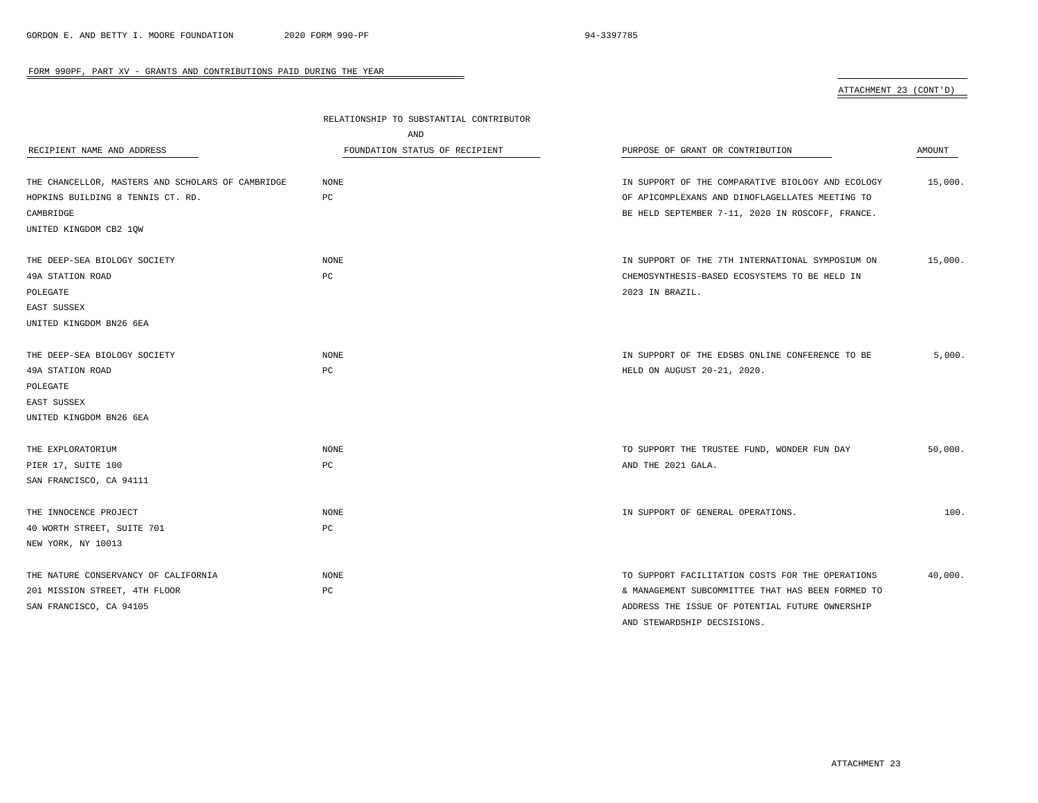FORM 990PF, PART XV - GRANTS AND CONTRIBUTIONS PAID DURING THE YEAR

ATTACHMENT 23 (CONT'D)

| RECIPIENT NAME AND ADDRESS | RELATIONSHIP TO SUBSTANTIAL CONTRIBUTOR AND FOUNDATION STATUS OF RECIPIENT | PURPOSE OF GRANT OR CONTRIBUTION | AMOUNT |
|---|---|---|---|
| THE CHANCELLOR, MASTERS AND SCHOLARS OF CAMBRIDGE<br>HOPKINS BUILDING 8 TENNIS CT. RD.<br>CAMBRIDGE<br>UNITED KINGDOM CB2 1QW | NONE<br>PC | IN SUPPORT OF THE COMPARATIVE BIOLOGY AND ECOLOGY OF APICOMPLEXANS AND DINOFLAGELLATES MEETING TO BE HELD SEPTEMBER 7-11, 2020 IN ROSCOFF, FRANCE. | 15,000. |
| THE DEEP-SEA BIOLOGY SOCIETY<br>49A STATION ROAD<br>POLEGATE<br>EAST SUSSEX<br>UNITED KINGDOM BN26 6EA | NONE<br>PC | IN SUPPORT OF THE 7TH INTERNATIONAL SYMPOSIUM ON CHEMOSYNTHESIS-BASED ECOSYSTEMS TO BE HELD IN 2023 IN BRAZIL. | 15,000. |
| THE DEEP-SEA BIOLOGY SOCIETY<br>49A STATION ROAD<br>POLEGATE<br>EAST SUSSEX<br>UNITED KINGDOM BN26 6EA | NONE<br>PC | IN SUPPORT OF THE EDSBS ONLINE CONFERENCE TO BE HELD ON AUGUST 20-21, 2020. | 5,000. |
| THE EXPLORATORIUM<br>PIER 17, SUITE 100<br>SAN FRANCISCO, CA 94111 | NONE<br>PC | TO SUPPORT THE TRUSTEE FUND, WONDER FUN DAY AND THE 2021 GALA. | 50,000. |
| THE INNOCENCE PROJECT<br>40 WORTH STREET, SUITE 701<br>NEW YORK, NY 10013 | NONE<br>PC | IN SUPPORT OF GENERAL OPERATIONS. | 100. |
| THE NATURE CONSERVANCY OF CALIFORNIA<br>201 MISSION STREET, 4TH FLOOR<br>SAN FRANCISCO, CA 94105 | NONE<br>PC | TO SUPPORT FACILITATION COSTS FOR THE OPERATIONS & MANAGEMENT SUBCOMMITTEE THAT HAS BEEN FORMED TO ADDRESS THE ISSUE OF POTENTIAL FUTURE OWNERSHIP AND STEWARDSHIP DECSISIONS. | 40,000. |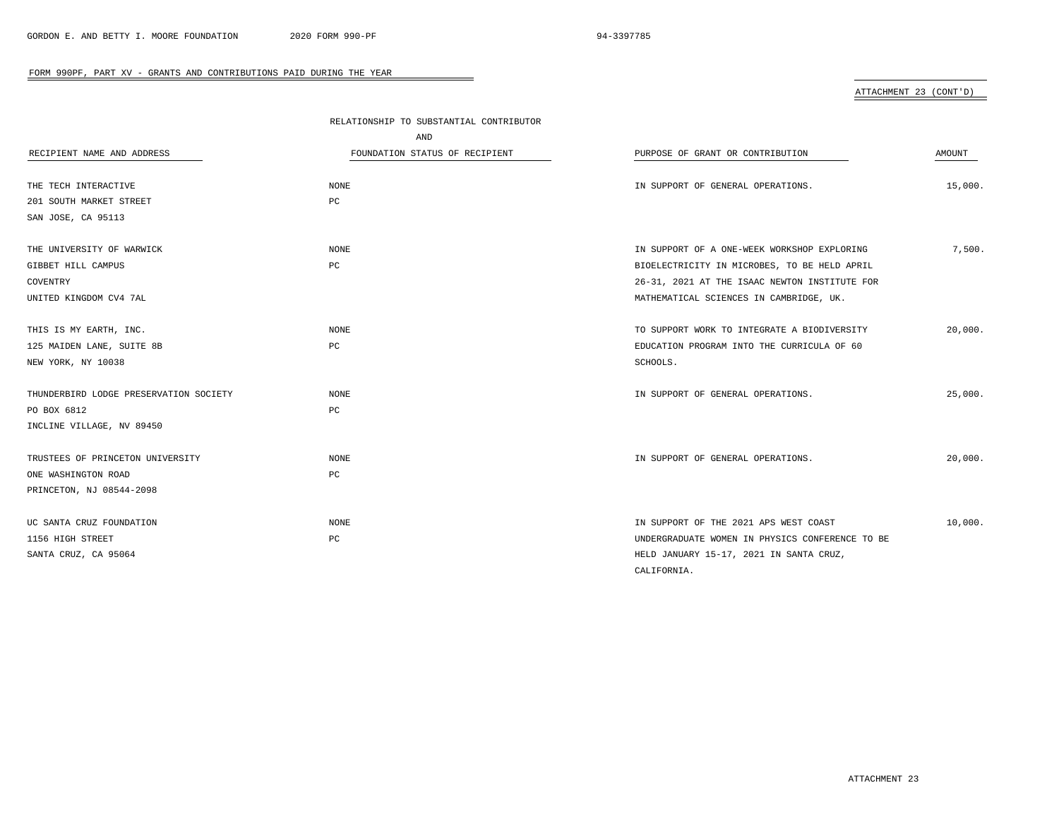FORM 990PF, PART XV - GRANTS AND CONTRIBUTIONS PAID DURING THE YEAR

ATTACHMENT 23 (CONT'D)

| RECIPIENT NAME AND ADDRESS | RELATIONSHIP TO SUBSTANTIAL CONTRIBUTOR AND FOUNDATION STATUS OF RECIPIENT | PURPOSE OF GRANT OR CONTRIBUTION | AMOUNT |
|---|---|---|---|
| THE TECH INTERACTIVE<br>201 SOUTH MARKET STREET<br>SAN JOSE, CA 95113 | NONE<br>PC | IN SUPPORT OF GENERAL OPERATIONS. | 15,000. |
| THE UNIVERSITY OF WARWICK<br>GIBBET HILL CAMPUS<br>COVENTRY<br>UNITED KINGDOM CV4 7AL | NONE<br>PC | IN SUPPORT OF A ONE-WEEK WORKSHOP EXPLORING BIOELECTRICITY IN MICROBES, TO BE HELD APRIL 26-31, 2021 AT THE ISAAC NEWTON INSTITUTE FOR MATHEMATICAL SCIENCES IN CAMBRIDGE, UK. | 7,500. |
| THIS IS MY EARTH, INC.<br>125 MAIDEN LANE, SUITE 8B<br>NEW YORK, NY 10038 | NONE<br>PC | TO SUPPORT WORK TO INTEGRATE A BIODIVERSITY EDUCATION PROGRAM INTO THE CURRICULA OF 60 SCHOOLS. | 20,000. |
| THUNDERBIRD LODGE PRESERVATION SOCIETY<br>PO BOX 6812<br>INCLINE VILLAGE, NV 89450 | NONE<br>PC | IN SUPPORT OF GENERAL OPERATIONS. | 25,000. |
| TRUSTEES OF PRINCETON UNIVERSITY<br>ONE WASHINGTON ROAD<br>PRINCETON, NJ 08544-2098 | NONE<br>PC | IN SUPPORT OF GENERAL OPERATIONS. | 20,000. |
| UC SANTA CRUZ FOUNDATION<br>1156 HIGH STREET<br>SANTA CRUZ, CA 95064 | NONE<br>PC | IN SUPPORT OF THE 2021 APS WEST COAST UNDERGRADUATE WOMEN IN PHYSICS CONFERENCE TO BE HELD JANUARY 15-17, 2021 IN SANTA CRUZ, CALIFORNIA. | 10,000. |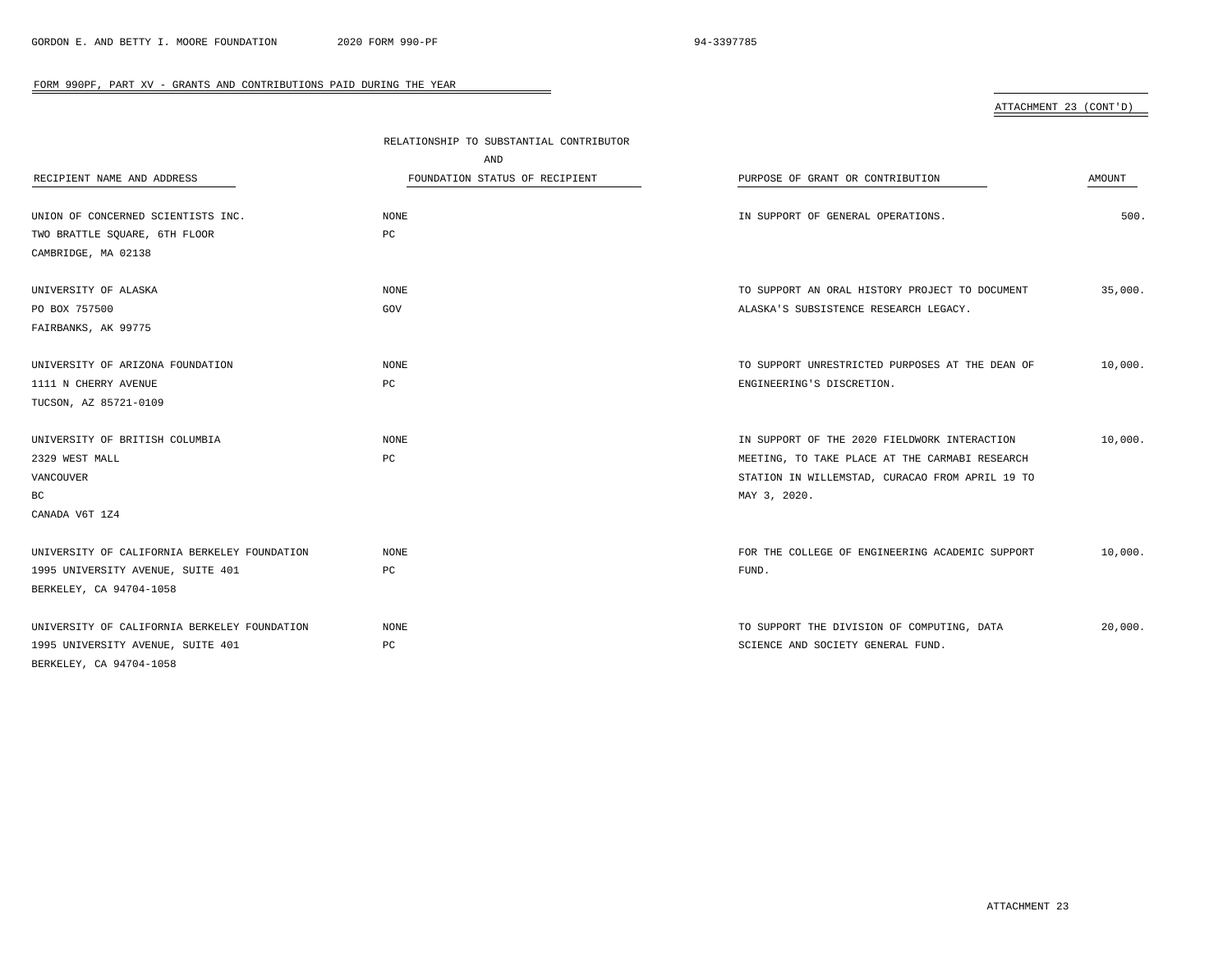FORM 990PF, PART XV - GRANTS AND CONTRIBUTIONS PAID DURING THE YEAR

ATTACHMENT 23 (CONT'D)

| RECIPIENT NAME AND ADDRESS | RELATIONSHIP TO SUBSTANTIAL CONTRIBUTOR AND FOUNDATION STATUS OF RECIPIENT | PURPOSE OF GRANT OR CONTRIBUTION | AMOUNT |
|---|---|---|---|
| UNION OF CONCERNED SCIENTISTS INC.<br>TWO BRATTLE SQUARE, 6TH FLOOR<br>CAMBRIDGE, MA 02138 | NONE<br>PC | IN SUPPORT OF GENERAL OPERATIONS. | 500. |
| UNIVERSITY OF ALASKA<br>PO BOX 757500<br>FAIRBANKS, AK 99775 | NONE<br>GOV | TO SUPPORT AN ORAL HISTORY PROJECT TO DOCUMENT ALASKA'S SUBSISTENCE RESEARCH LEGACY. | 35,000. |
| UNIVERSITY OF ARIZONA FOUNDATION<br>1111 N CHERRY AVENUE<br>TUCSON, AZ 85721-0109 | NONE<br>PC | TO SUPPORT UNRESTRICTED PURPOSES AT THE DEAN OF ENGINEERING'S DISCRETION. | 10,000. |
| UNIVERSITY OF BRITISH COLUMBIA<br>2329 WEST MALL<br>VANCOUVER<br>BC<br>CANADA V6T 1Z4 | NONE<br>PC | IN SUPPORT OF THE 2020 FIELDWORK INTERACTION MEETING, TO TAKE PLACE AT THE CARMABI RESEARCH STATION IN WILLEMSTAD, CURACAO FROM APRIL 19 TO MAY 3, 2020. | 10,000. |
| UNIVERSITY OF CALIFORNIA BERKELEY FOUNDATION<br>1995 UNIVERSITY AVENUE, SUITE 401<br>BERKELEY, CA 94704-1058 | NONE<br>PC | FOR THE COLLEGE OF ENGINEERING ACADEMIC SUPPORT FUND. | 10,000. |
| UNIVERSITY OF CALIFORNIA BERKELEY FOUNDATION<br>1995 UNIVERSITY AVENUE, SUITE 401<br>BERKELEY, CA 94704-1058 | NONE<br>PC | TO SUPPORT THE DIVISION OF COMPUTING, DATA SCIENCE AND SOCIETY GENERAL FUND. | 20,000. |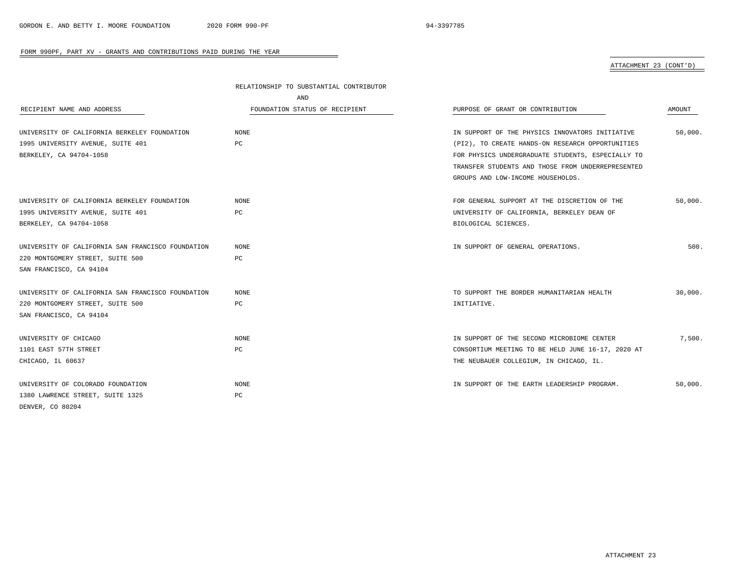FORM 990PF, PART XV - GRANTS AND CONTRIBUTIONS PAID DURING THE YEAR

ATTACHMENT 23 (CONT'D)

| RECIPIENT NAME AND ADDRESS | RELATIONSHIP TO SUBSTANTIAL CONTRIBUTOR AND FOUNDATION STATUS OF RECIPIENT | PURPOSE OF GRANT OR CONTRIBUTION | AMOUNT |
|---|---|---|---|
| UNIVERSITY OF CALIFORNIA BERKELEY FOUNDATION<br>1995 UNIVERSITY AVENUE, SUITE 401<br>BERKELEY, CA 94704-1058 | NONE<br>PC | IN SUPPORT OF THE PHYSICS INNOVATORS INITIATIVE (PI2), TO CREATE HANDS-ON RESEARCH OPPORTUNITIES FOR PHYSICS UNDERGRADUATE STUDENTS, ESPECIALLY TO TRANSFER STUDENTS AND THOSE FROM UNDERREPRESENTED GROUPS AND LOW-INCOME HOUSEHOLDS. | 50,000. |
| UNIVERSITY OF CALIFORNIA BERKELEY FOUNDATION<br>1995 UNIVERSITY AVENUE, SUITE 401<br>BERKELEY, CA 94704-1058 | NONE<br>PC | FOR GENERAL SUPPORT AT THE DISCRETION OF THE UNIVERSITY OF CALIFORNIA, BERKELEY DEAN OF BIOLOGICAL SCIENCES. | 50,000. |
| UNIVERSITY OF CALIFORNIA SAN FRANCISCO FOUNDATION<br>220 MONTGOMERY STREET, SUITE 500<br>SAN FRANCISCO, CA 94104 | NONE<br>PC | IN SUPPORT OF GENERAL OPERATIONS. | 500. |
| UNIVERSITY OF CALIFORNIA SAN FRANCISCO FOUNDATION<br>220 MONTGOMERY STREET, SUITE 500<br>SAN FRANCISCO, CA 94104 | NONE<br>PC | TO SUPPORT THE BORDER HUMANITARIAN HEALTH INITIATIVE. | 30,000. |
| UNIVERSITY OF CHICAGO<br>1101 EAST 57TH STREET<br>CHICAGO, IL 60637 | NONE<br>PC | IN SUPPORT OF THE SECOND MICROBIOME CENTER CONSORTIUM MEETING TO BE HELD JUNE 16-17, 2020 AT THE NEUBAUER COLLEGIUM, IN CHICAGO, IL. | 7,500. |
| UNIVERSITY OF COLORADO FOUNDATION<br>1380 LAWRENCE STREET, SUITE 1325<br>DENVER, CO 80204 | NONE<br>PC | IN SUPPORT OF THE EARTH LEADERSHIP PROGRAM. | 50,000. |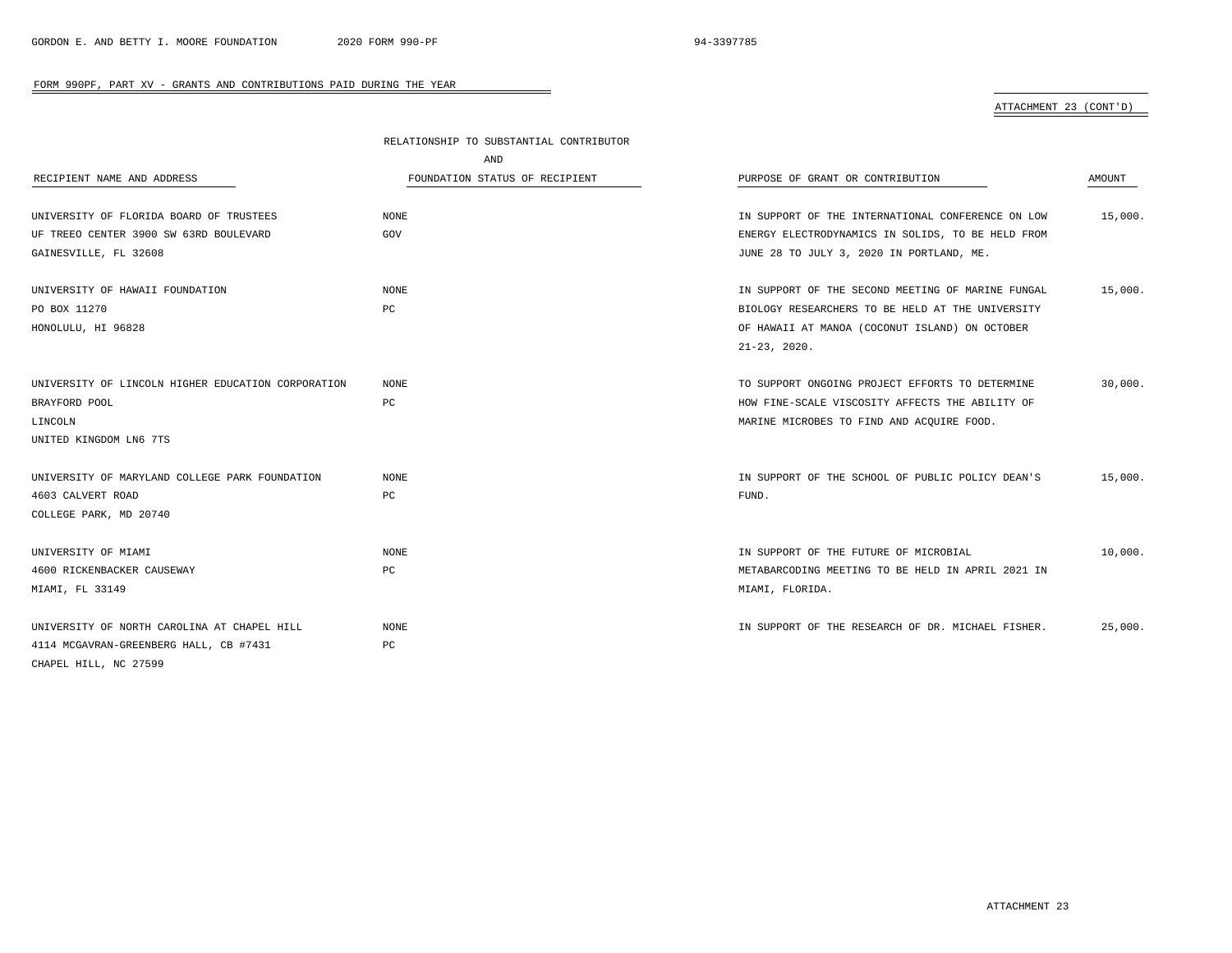FORM 990PF, PART XV - GRANTS AND CONTRIBUTIONS PAID DURING THE YEAR

ATTACHMENT 23 (CONT'D)

| RECIPIENT NAME AND ADDRESS | RELATIONSHIP TO SUBSTANTIAL CONTRIBUTOR AND FOUNDATION STATUS OF RECIPIENT | PURPOSE OF GRANT OR CONTRIBUTION | AMOUNT |
|---|---|---|---|
| UNIVERSITY OF FLORIDA BOARD OF TRUSTEES<br>UF TREEO CENTER 3900 SW 63RD BOULEVARD<br>GAINESVILLE, FL 32608 | NONE<br>GOV | IN SUPPORT OF THE INTERNATIONAL CONFERENCE ON LOW ENERGY ELECTRODYNAMICS IN SOLIDS, TO BE HELD FROM JUNE 28 TO JULY 3, 2020 IN PORTLAND, ME. | 15,000. |
| UNIVERSITY OF HAWAII FOUNDATION<br>PO BOX 11270<br>HONOLULU, HI 96828 | NONE<br>PC | IN SUPPORT OF THE SECOND MEETING OF MARINE FUNGAL BIOLOGY RESEARCHERS TO BE HELD AT THE UNIVERSITY OF HAWAII AT MANOA (COCONUT ISLAND) ON OCTOBER 21-23, 2020. | 15,000. |
| UNIVERSITY OF LINCOLN HIGHER EDUCATION CORPORATION<br>BRAYFORD POOL<br>LINCOLN<br>UNITED KINGDOM LN6 7TS | NONE<br>PC | TO SUPPORT ONGOING PROJECT EFFORTS TO DETERMINE HOW FINE-SCALE VISCOSITY AFFECTS THE ABILITY OF MARINE MICROBES TO FIND AND ACQUIRE FOOD. | 30,000. |
| UNIVERSITY OF MARYLAND COLLEGE PARK FOUNDATION<br>4603 CALVERT ROAD<br>COLLEGE PARK, MD 20740 | NONE<br>PC | IN SUPPORT OF THE SCHOOL OF PUBLIC POLICY DEAN'S FUND. | 15,000. |
| UNIVERSITY OF MIAMI<br>4600 RICKENBACKER CAUSEWAY<br>MIAMI, FL 33149 | NONE<br>PC | IN SUPPORT OF THE FUTURE OF MICROBIAL METABARCODING MEETING TO BE HELD IN APRIL 2021 IN MIAMI, FLORIDA. | 10,000. |
| UNIVERSITY OF NORTH CAROLINA AT CHAPEL HILL<br>4114 MCGAVRAN-GREENBERG HALL, CB #7431<br>CHAPEL HILL, NC 27599 | NONE<br>PC | IN SUPPORT OF THE RESEARCH OF DR. MICHAEL FISHER. | 25,000. |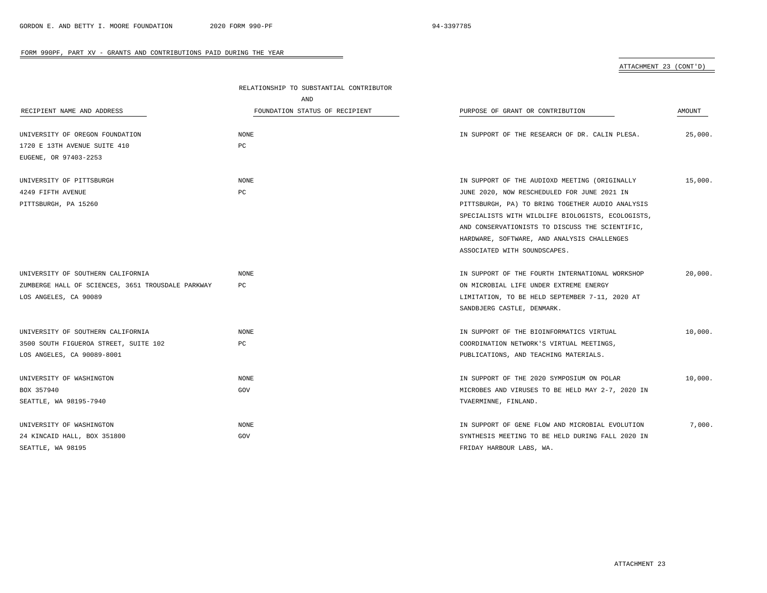FORM 990PF, PART XV - GRANTS AND CONTRIBUTIONS PAID DURING THE YEAR

ATTACHMENT 23 (CONT'D)

| RECIPIENT NAME AND ADDRESS | RELATIONSHIP TO SUBSTANTIAL CONTRIBUTOR AND FOUNDATION STATUS OF RECIPIENT | PURPOSE OF GRANT OR CONTRIBUTION | AMOUNT |
|---|---|---|---|
| UNIVERSITY OF OREGON FOUNDATION<br>1720 E 13TH AVENUE SUITE 410<br>EUGENE, OR 97403-2253 | NONE<br>PC | IN SUPPORT OF THE RESEARCH OF DR. CALIN PLESA. | 25,000. |
| UNIVERSITY OF PITTSBURGH<br>4249 FIFTH AVENUE<br>PITTSBURGH, PA 15260 | NONE<br>PC | IN SUPPORT OF THE AUDIOXD MEETING (ORIGINALLY JUNE 2020, NOW RESCHEDULED FOR JUNE 2021 IN PITTSBURGH, PA) TO BRING TOGETHER AUDIO ANALYSIS SPECIALISTS WITH WILDLIFE BIOLOGISTS, ECOLOGISTS, AND CONSERVATIONISTS TO DISCUSS THE SCIENTIFIC, HARDWARE, SOFTWARE, AND ANALYSIS CHALLENGES ASSOCIATED WITH SOUNDSCAPES. | 15,000. |
| UNIVERSITY OF SOUTHERN CALIFORNIA<br>ZUMBERGE HALL OF SCIENCES, 3651 TROUSDALE PARKWAY<br>LOS ANGELES, CA 90089 | NONE<br>PC | IN SUPPORT OF THE FOURTH INTERNATIONAL WORKSHOP ON MICROBIAL LIFE UNDER EXTREME ENERGY LIMITATION, TO BE HELD SEPTEMBER 7-11, 2020 AT SANDBJERG CASTLE, DENMARK. | 20,000. |
| UNIVERSITY OF SOUTHERN CALIFORNIA<br>3500 SOUTH FIGUEROA STREET, SUITE 102<br>LOS ANGELES, CA 90089-8001 | NONE<br>PC | IN SUPPORT OF THE BIOINFORMATICS VIRTUAL COORDINATION NETWORK'S VIRTUAL MEETINGS, PUBLICATIONS, AND TEACHING MATERIALS. | 10,000. |
| UNIVERSITY OF WASHINGTON<br>BOX 357940<br>SEATTLE, WA 98195-7940 | NONE<br>GOV | IN SUPPORT OF THE 2020 SYMPOSIUM ON POLAR MICROBES AND VIRUSES TO BE HELD MAY 2-7, 2020 IN TVAERMINNE, FINLAND. | 10,000. |
| UNIVERSITY OF WASHINGTON<br>24 KINCAID HALL, BOX 351800<br>SEATTLE, WA 98195 | NONE<br>GOV | IN SUPPORT OF GENE FLOW AND MICROBIAL EVOLUTION SYNTHESIS MEETING TO BE HELD DURING FALL 2020 IN FRIDAY HARBOUR LABS, WA. | 7,000. |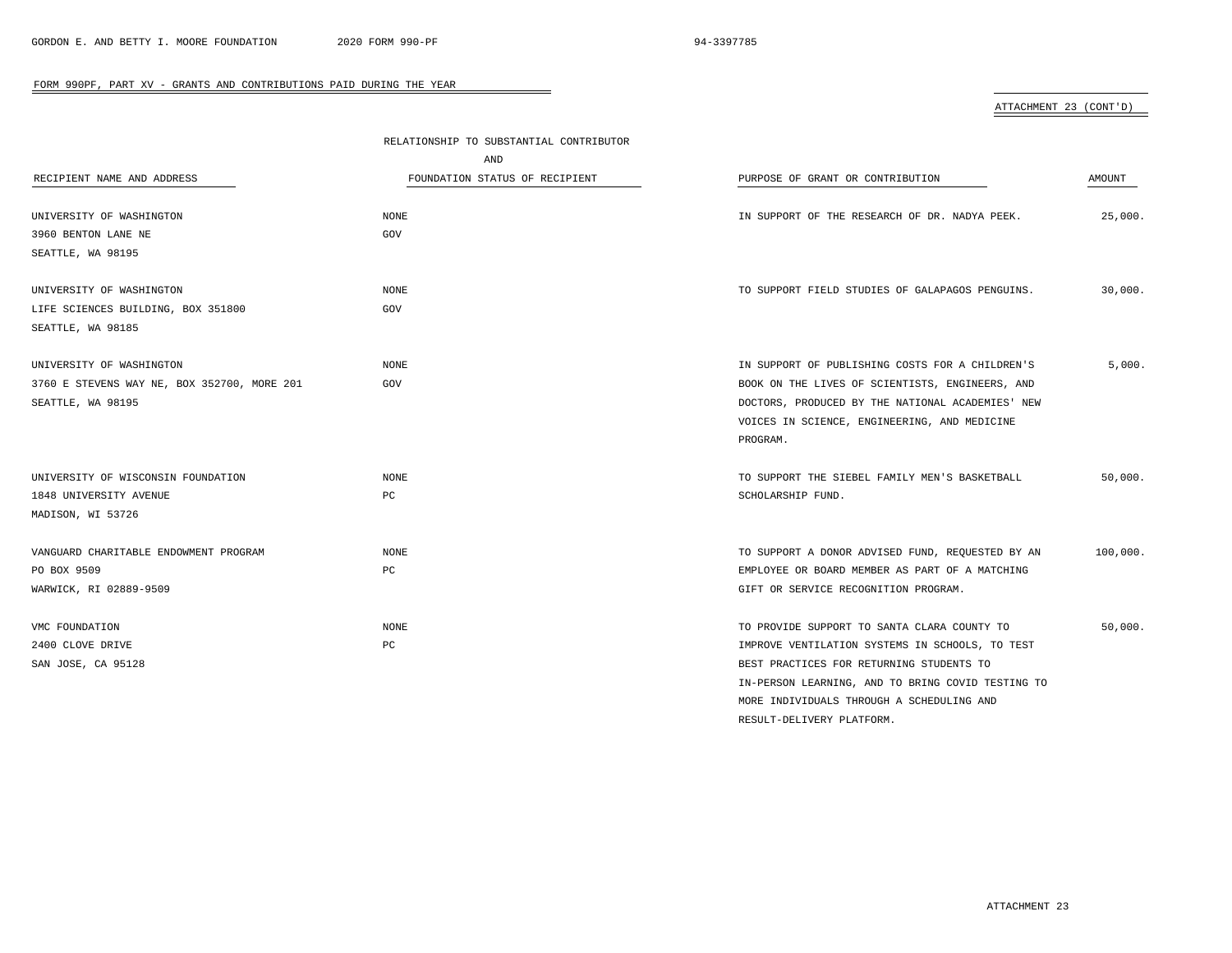## FORM 990PF, PART XV - GRANTS AND CONTRIBUTIONS PAID DURING THE YEAR

ATTACHMENT 23 (CONT'D)

| RECIPIENT NAME AND ADDRESS | RELATIONSHIP TO SUBSTANTIAL CONTRIBUTOR AND FOUNDATION STATUS OF RECIPIENT | PURPOSE OF GRANT OR CONTRIBUTION | AMOUNT |
|---|---|---|---|
| UNIVERSITY OF WASHINGTON<br>3960 BENTON LANE NE<br>SEATTLE, WA 98195 | NONE<br>GOV | IN SUPPORT OF THE RESEARCH OF DR. NADYA PEEK. | 25,000. |
| UNIVERSITY OF WASHINGTON<br>LIFE SCIENCES BUILDING, BOX 351800<br>SEATTLE, WA 98185 | NONE<br>GOV | TO SUPPORT FIELD STUDIES OF GALAPAGOS PENGUINS. | 30,000. |
| UNIVERSITY OF WASHINGTON<br>3760 E STEVENS WAY NE, BOX 352700, MORE 201<br>SEATTLE, WA 98195 | NONE<br>GOV | IN SUPPORT OF PUBLISHING COSTS FOR A CHILDREN'S BOOK ON THE LIVES OF SCIENTISTS, ENGINEERS, AND DOCTORS, PRODUCED BY THE NATIONAL ACADEMIES' NEW VOICES IN SCIENCE, ENGINEERING, AND MEDICINE PROGRAM. | 5,000. |
| UNIVERSITY OF WISCONSIN FOUNDATION<br>1848 UNIVERSITY AVENUE<br>MADISON, WI 53726 | NONE<br>PC | TO SUPPORT THE SIEBEL FAMILY MEN'S BASKETBALL SCHOLARSHIP FUND. | 50,000. |
| VANGUARD CHARITABLE ENDOWMENT PROGRAM<br>PO BOX 9509<br>WARWICK, RI 02889-9509 | NONE<br>PC | TO SUPPORT A DONOR ADVISED FUND, REQUESTED BY AN EMPLOYEE OR BOARD MEMBER AS PART OF A MATCHING GIFT OR SERVICE RECOGNITION PROGRAM. | 100,000. |
| VMC FOUNDATION<br>2400 CLOVE DRIVE<br>SAN JOSE, CA 95128 | NONE<br>PC | TO PROVIDE SUPPORT TO SANTA CLARA COUNTY TO IMPROVE VENTILATION SYSTEMS IN SCHOOLS, TO TEST BEST PRACTICES FOR RETURNING STUDENTS TO IN-PERSON LEARNING, AND TO BRING COVID TESTING TO MORE INDIVIDUALS THROUGH A SCHEDULING AND RESULT-DELIVERY PLATFORM. | 50,000. |

ATTACHMENT 23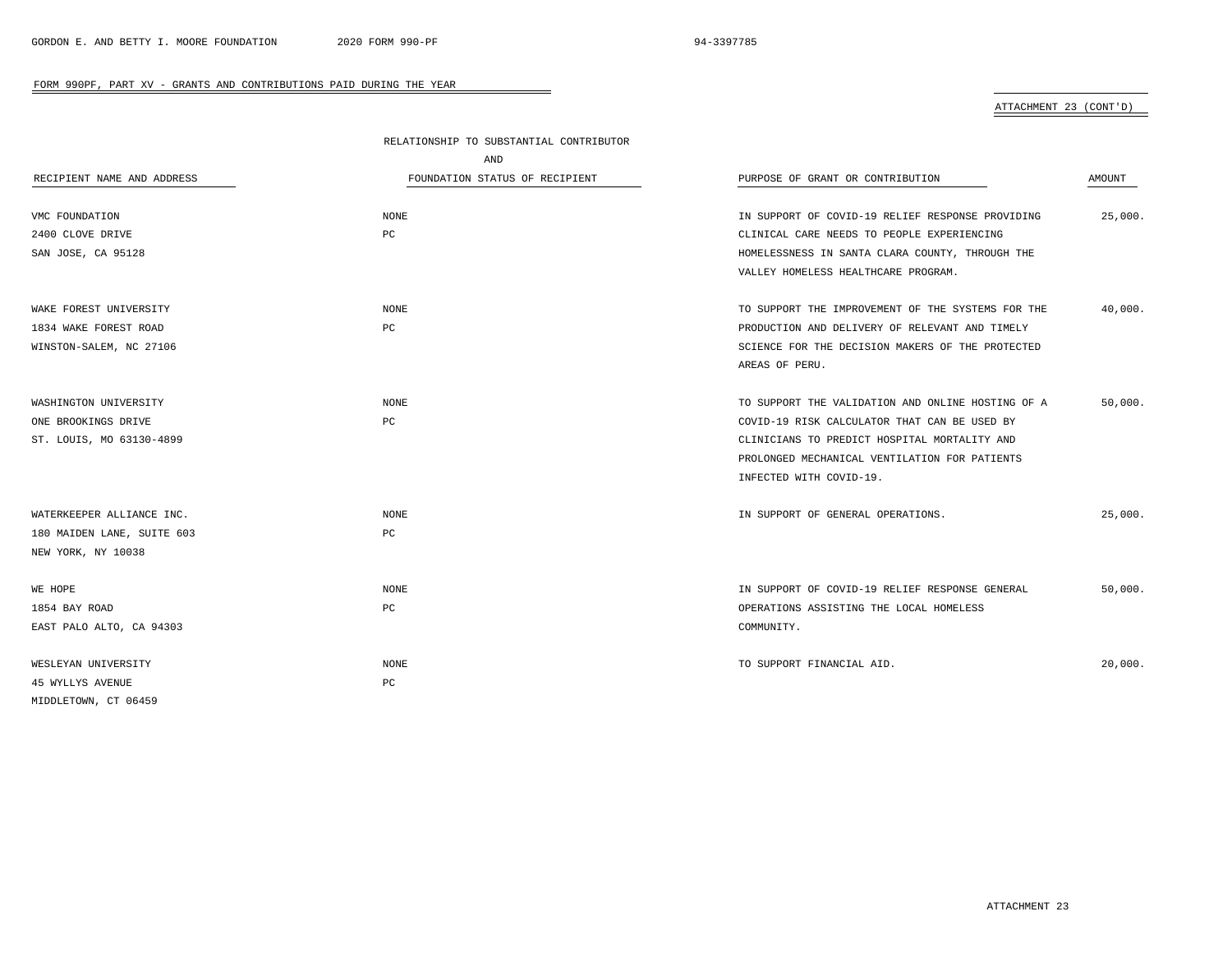FORM 990PF, PART XV - GRANTS AND CONTRIBUTIONS PAID DURING THE YEAR

ATTACHMENT 23 (CONT'D)

| RECIPIENT NAME AND ADDRESS | RELATIONSHIP TO SUBSTANTIAL CONTRIBUTOR AND FOUNDATION STATUS OF RECIPIENT | PURPOSE OF GRANT OR CONTRIBUTION | AMOUNT |
|---|---|---|---|
| VMC FOUNDATION<br>2400 CLOVE DRIVE<br>SAN JOSE, CA 95128 | NONE<br>PC | IN SUPPORT OF COVID-19 RELIEF RESPONSE PROVIDING CLINICAL CARE NEEDS TO PEOPLE EXPERIENCING HOMELESSNESS IN SANTA CLARA COUNTY, THROUGH THE VALLEY HOMELESS HEALTHCARE PROGRAM. | 25,000. |
| WAKE FOREST UNIVERSITY<br>1834 WAKE FOREST ROAD<br>WINSTON-SALEM, NC 27106 | NONE<br>PC | TO SUPPORT THE IMPROVEMENT OF THE SYSTEMS FOR THE PRODUCTION AND DELIVERY OF RELEVANT AND TIMELY SCIENCE FOR THE DECISION MAKERS OF THE PROTECTED AREAS OF PERU. | 40,000. |
| WASHINGTON UNIVERSITY<br>ONE BROOKINGS DRIVE<br>ST. LOUIS, MO 63130-4899 | NONE<br>PC | TO SUPPORT THE VALIDATION AND ONLINE HOSTING OF A COVID-19 RISK CALCULATOR THAT CAN BE USED BY CLINICIANS TO PREDICT HOSPITAL MORTALITY AND PROLONGED MECHANICAL VENTILATION FOR PATIENTS INFECTED WITH COVID-19. | 50,000. |
| WATERKEEPER ALLIANCE INC.<br>180 MAIDEN LANE, SUITE 603<br>NEW YORK, NY 10038 | NONE<br>PC | IN SUPPORT OF GENERAL OPERATIONS. | 25,000. |
| WE HOPE<br>1854 BAY ROAD<br>EAST PALO ALTO, CA 94303 | NONE<br>PC | IN SUPPORT OF COVID-19 RELIEF RESPONSE GENERAL OPERATIONS ASSISTING THE LOCAL HOMELESS COMMUNITY. | 50,000. |
| WESLEYAN UNIVERSITY<br>45 WYLLYS AVENUE<br>MIDDLETOWN, CT 06459 | NONE<br>PC | TO SUPPORT FINANCIAL AID. | 20,000. |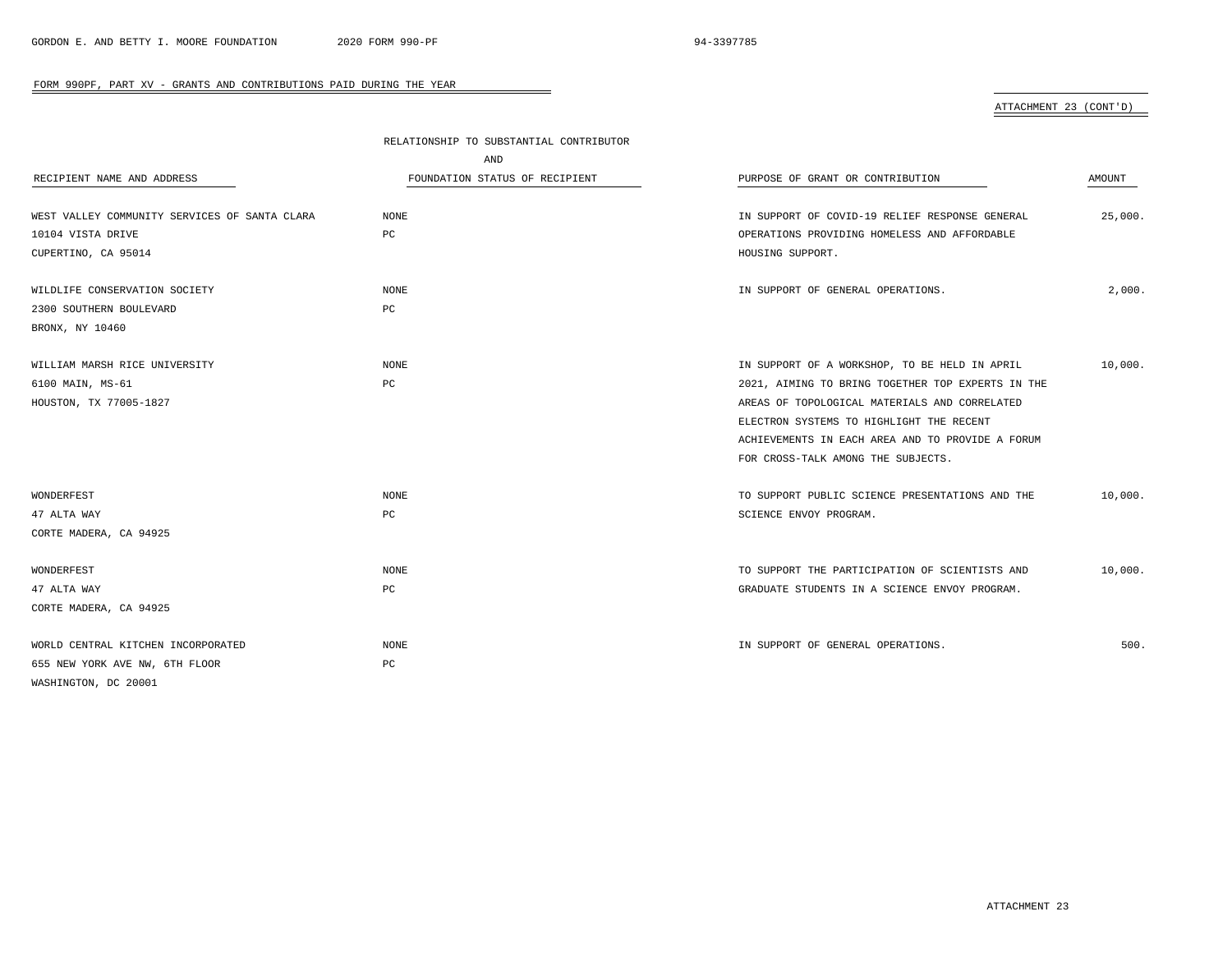FORM 990PF, PART XV - GRANTS AND CONTRIBUTIONS PAID DURING THE YEAR

ATTACHMENT 23 (CONT'D)

| RECIPIENT NAME AND ADDRESS | RELATIONSHIP TO SUBSTANTIAL CONTRIBUTOR AND FOUNDATION STATUS OF RECIPIENT | PURPOSE OF GRANT OR CONTRIBUTION | AMOUNT |
|---|---|---|---|
| WEST VALLEY COMMUNITY SERVICES OF SANTA CLARA<br>10104 VISTA DRIVE<br>CUPERTINO, CA 95014 | NONE<br>PC | IN SUPPORT OF COVID-19 RELIEF RESPONSE GENERAL OPERATIONS PROVIDING HOMELESS AND AFFORDABLE HOUSING SUPPORT. | 25,000. |
| WILDLIFE CONSERVATION SOCIETY<br>2300 SOUTHERN BOULEVARD<br>BRONX, NY 10460 | NONE<br>PC | IN SUPPORT OF GENERAL OPERATIONS. | 2,000. |
| WILLIAM MARSH RICE UNIVERSITY<br>6100 MAIN, MS-61<br>HOUSTON, TX 77005-1827 | NONE<br>PC | IN SUPPORT OF A WORKSHOP, TO BE HELD IN APRIL 2021, AIMING TO BRING TOGETHER TOP EXPERTS IN THE AREAS OF TOPOLOGICAL MATERIALS AND CORRELATED ELECTRON SYSTEMS TO HIGHLIGHT THE RECENT ACHIEVEMENTS IN EACH AREA AND TO PROVIDE A FORUM FOR CROSS-TALK AMONG THE SUBJECTS. | 10,000. |
| WONDERFEST<br>47 ALTA WAY<br>CORTE MADERA, CA 94925 | NONE<br>PC | TO SUPPORT PUBLIC SCIENCE PRESENTATIONS AND THE SCIENCE ENVOY PROGRAM. | 10,000. |
| WONDERFEST<br>47 ALTA WAY<br>CORTE MADERA, CA 94925 | NONE<br>PC | TO SUPPORT THE PARTICIPATION OF SCIENTISTS AND GRADUATE STUDENTS IN A SCIENCE ENVOY PROGRAM. | 10,000. |
| WORLD CENTRAL KITCHEN INCORPORATED<br>655 NEW YORK AVE NW, 6TH FLOOR<br>WASHINGTON, DC 20001 | NONE<br>PC | IN SUPPORT OF GENERAL OPERATIONS. | 500. |

ATTACHMENT 23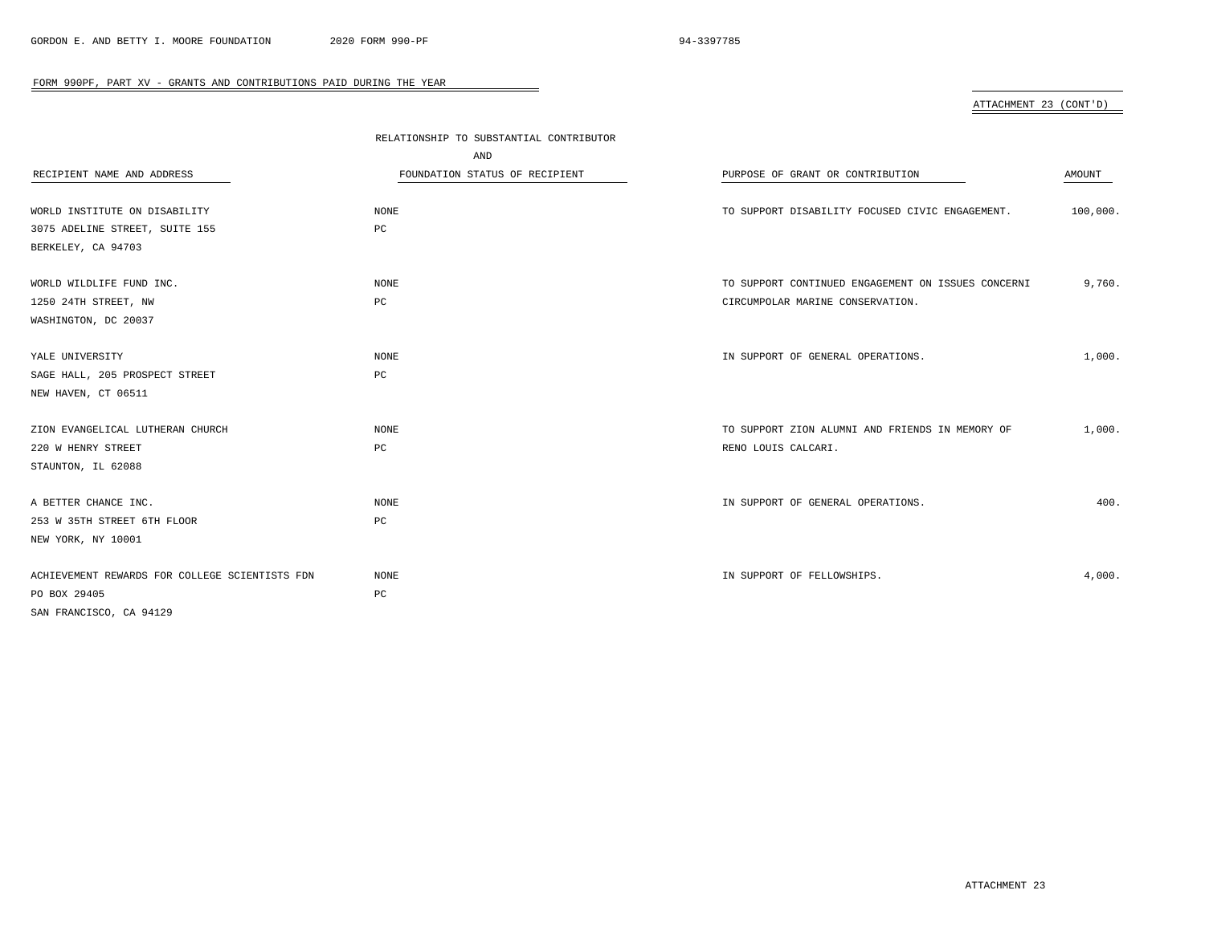FORM 990PF, PART XV - GRANTS AND CONTRIBUTIONS PAID DURING THE YEAR

ATTACHMENT 23 (CONT'D)

| RECIPIENT NAME AND ADDRESS | RELATIONSHIP TO SUBSTANTIAL CONTRIBUTOR AND FOUNDATION STATUS OF RECIPIENT | PURPOSE OF GRANT OR CONTRIBUTION | AMOUNT |
|---|---|---|---|
| WORLD INSTITUTE ON DISABILITY<br>3075 ADELINE STREET, SUITE 155<br>BERKELEY, CA 94703 | NONE<br>PC | TO SUPPORT DISABILITY FOCUSED CIVIC ENGAGEMENT. | 100,000. |
| WORLD WILDLIFE FUND INC.<br>1250 24TH STREET, NW<br>WASHINGTON, DC 20037 | NONE<br>PC | TO SUPPORT CONTINUED ENGAGEMENT ON ISSUES CONCERNI CIRCUMPOLAR MARINE CONSERVATION. | 9,760. |
| YALE UNIVERSITY<br>SAGE HALL, 205 PROSPECT STREET<br>NEW HAVEN, CT 06511 | NONE<br>PC | IN SUPPORT OF GENERAL OPERATIONS. | 1,000. |
| ZION EVANGELICAL LUTHERAN CHURCH<br>220 W HENRY STREET<br>STAUNTON, IL 62088 | NONE<br>PC | TO SUPPORT ZION ALUMNI AND FRIENDS IN MEMORY OF RENO LOUIS CALCARI. | 1,000. |
| A BETTER CHANCE INC.<br>253 W 35TH STREET 6TH FLOOR<br>NEW YORK, NY 10001 | NONE<br>PC | IN SUPPORT OF GENERAL OPERATIONS. | 400. |
| ACHIEVEMENT REWARDS FOR COLLEGE SCIENTISTS FDN<br>PO BOX 29405<br>SAN FRANCISCO, CA 94129 | NONE<br>PC | IN SUPPORT OF FELLOWSHIPS. | 4,000. |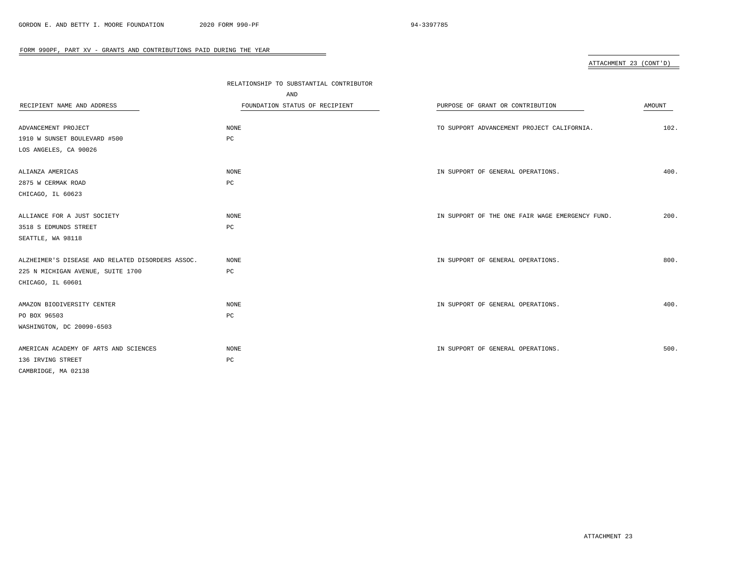## FORM 990PF, PART XV - GRANTS AND CONTRIBUTIONS PAID DURING THE YEAR

ATTACHMENT 23 (CONT'D)

| RECIPIENT NAME AND ADDRESS | RELATIONSHIP TO SUBSTANTIAL CONTRIBUTOR AND FOUNDATION STATUS OF RECIPIENT | PURPOSE OF GRANT OR CONTRIBUTION | AMOUNT |
|---|---|---|---|
| ADVANCEMENT PROJECT<br>1910 W SUNSET BOULEVARD #500<br>LOS ANGELES, CA 90026 | NONE<br>PC | TO SUPPORT ADVANCEMENT PROJECT CALIFORNIA. | 102. |
| ALIANZA AMERICAS<br>2875 W CERMAK ROAD<br>CHICAGO, IL 60623 | NONE<br>PC | IN SUPPORT OF GENERAL OPERATIONS. | 400. |
| ALLIANCE FOR A JUST SOCIETY<br>3518 S EDMUNDS STREET<br>SEATTLE, WA 98118 | NONE<br>PC | IN SUPPORT OF THE ONE FAIR WAGE EMERGENCY FUND. | 200. |
| ALZHEIMER'S DISEASE AND RELATED DISORDERS ASSOC.<br>225 N MICHIGAN AVENUE, SUITE 1700<br>CHICAGO, IL 60601 | NONE<br>PC | IN SUPPORT OF GENERAL OPERATIONS. | 800. |
| AMAZON BIODIVERSITY CENTER<br>PO BOX 96503<br>WASHINGTON, DC 20090-6503 | NONE<br>PC | IN SUPPORT OF GENERAL OPERATIONS. | 400. |
| AMERICAN ACADEMY OF ARTS AND SCIENCES<br>136 IRVING STREET<br>CAMBRIDGE, MA 02138 | NONE<br>PC | IN SUPPORT OF GENERAL OPERATIONS. | 500. |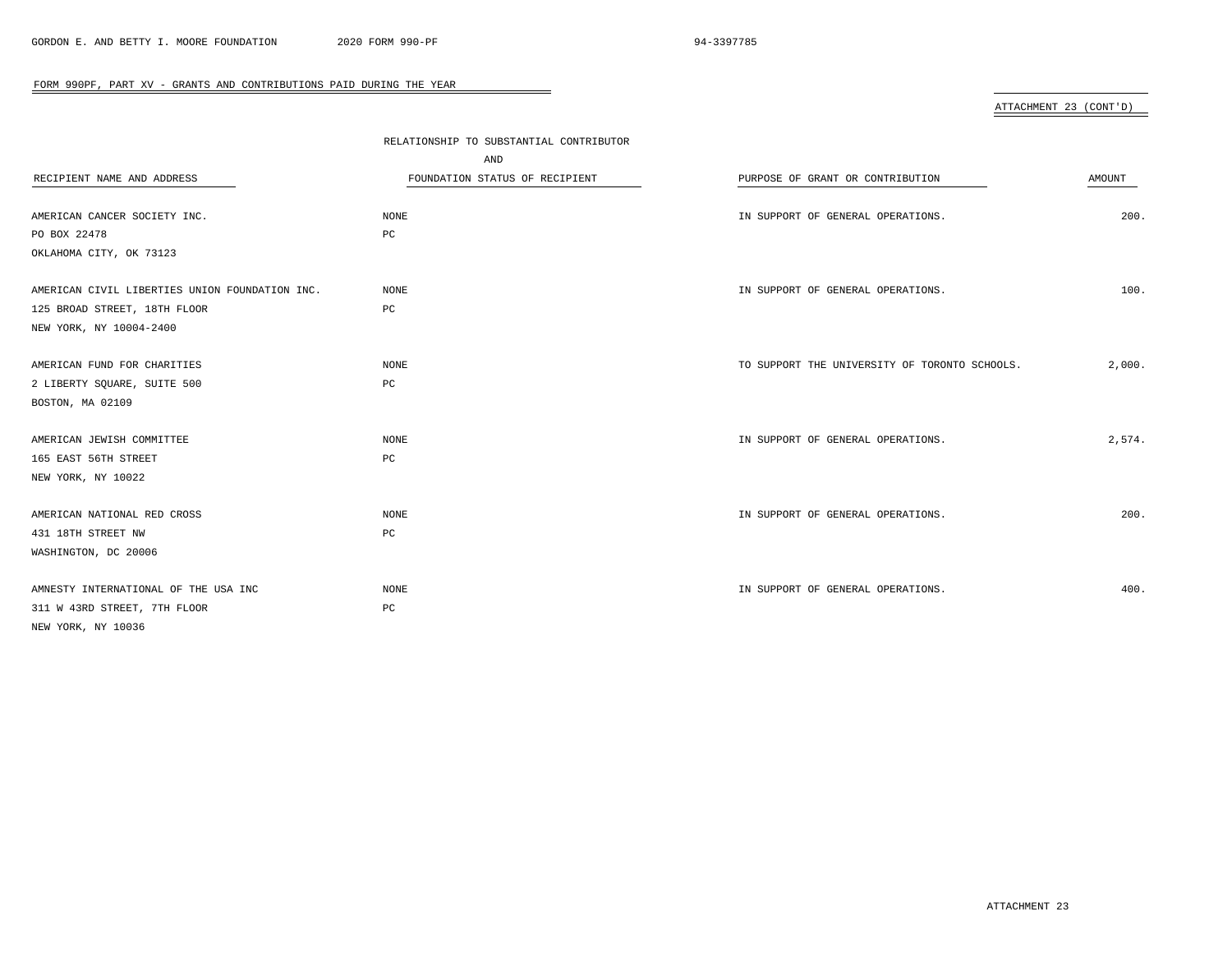FORM 990PF, PART XV - GRANTS AND CONTRIBUTIONS PAID DURING THE YEAR

ATTACHMENT 23 (CONT'D)

| RECIPIENT NAME AND ADDRESS | RELATIONSHIP TO SUBSTANTIAL CONTRIBUTOR AND FOUNDATION STATUS OF RECIPIENT | PURPOSE OF GRANT OR CONTRIBUTION | AMOUNT |
|---|---|---|---|
| AMERICAN CANCER SOCIETY INC.<br>PO BOX 22478<br>OKLAHOMA CITY, OK 73123 | NONE<br>PC | IN SUPPORT OF GENERAL OPERATIONS. | 200. |
| AMERICAN CIVIL LIBERTIES UNION FOUNDATION INC.<br>125 BROAD STREET, 18TH FLOOR<br>NEW YORK, NY 10004-2400 | NONE<br>PC | IN SUPPORT OF GENERAL OPERATIONS. | 100. |
| AMERICAN FUND FOR CHARITIES<br>2 LIBERTY SQUARE, SUITE 500<br>BOSTON, MA 02109 | NONE<br>PC | TO SUPPORT THE UNIVERSITY OF TORONTO SCHOOLS. | 2,000. |
| AMERICAN JEWISH COMMITTEE<br>165 EAST 56TH STREET<br>NEW YORK, NY 10022 | NONE<br>PC | IN SUPPORT OF GENERAL OPERATIONS. | 2,574. |
| AMERICAN NATIONAL RED CROSS<br>431 18TH STREET NW<br>WASHINGTON, DC 20006 | NONE<br>PC | IN SUPPORT OF GENERAL OPERATIONS. | 200. |
| AMNESTY INTERNATIONAL OF THE USA INC<br>311 W 43RD STREET, 7TH FLOOR<br>NEW YORK, NY 10036 | NONE<br>PC | IN SUPPORT OF GENERAL OPERATIONS. | 400. |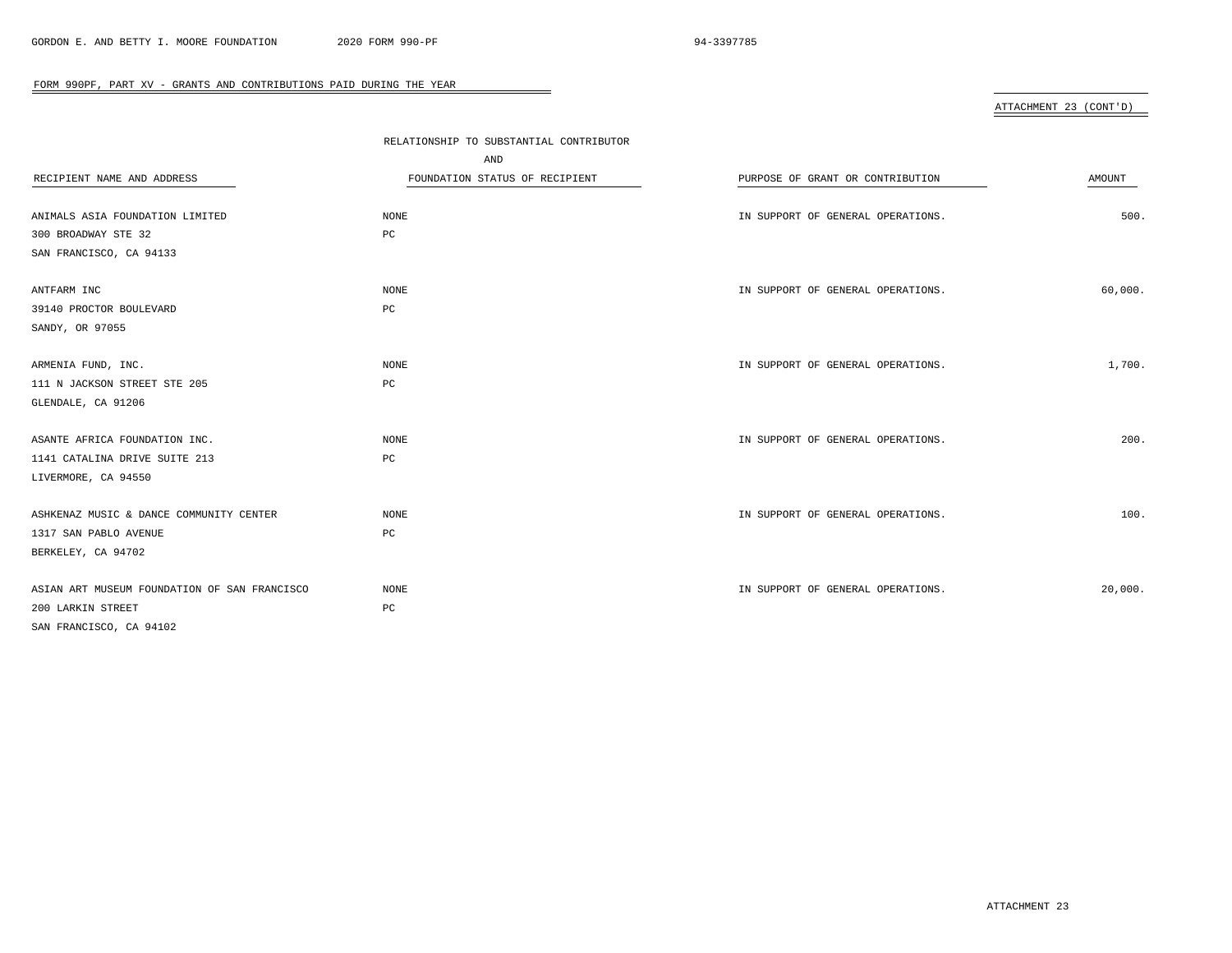FORM 990PF, PART XV - GRANTS AND CONTRIBUTIONS PAID DURING THE YEAR

ATTACHMENT 23 (CONT'D)

| RECIPIENT NAME AND ADDRESS | RELATIONSHIP TO SUBSTANTIAL CONTRIBUTOR AND FOUNDATION STATUS OF RECIPIENT | PURPOSE OF GRANT OR CONTRIBUTION | AMOUNT |
|---|---|---|---|
| ANIMALS ASIA FOUNDATION LIMITED<br>300 BROADWAY STE 32<br>SAN FRANCISCO, CA 94133 | NONE<br>PC | IN SUPPORT OF GENERAL OPERATIONS. | 500. |
| ANTFARM INC<br>39140 PROCTOR BOULEVARD<br>SANDY, OR 97055 | NONE<br>PC | IN SUPPORT OF GENERAL OPERATIONS. | 60,000. |
| ARMENIA FUND, INC.<br>111 N JACKSON STREET STE 205<br>GLENDALE, CA 91206 | NONE<br>PC | IN SUPPORT OF GENERAL OPERATIONS. | 1,700. |
| ASANTE AFRICA FOUNDATION INC.<br>1141 CATALINA DRIVE SUITE 213<br>LIVERMORE, CA 94550 | NONE<br>PC | IN SUPPORT OF GENERAL OPERATIONS. | 200. |
| ASHKENAZ MUSIC & DANCE COMMUNITY CENTER<br>1317 SAN PABLO AVENUE<br>BERKELEY, CA 94702 | NONE<br>PC | IN SUPPORT OF GENERAL OPERATIONS. | 100. |
| ASIAN ART MUSEUM FOUNDATION OF SAN FRANCISCO<br>200 LARKIN STREET<br>SAN FRANCISCO, CA 94102 | NONE<br>PC | IN SUPPORT OF GENERAL OPERATIONS. | 20,000. |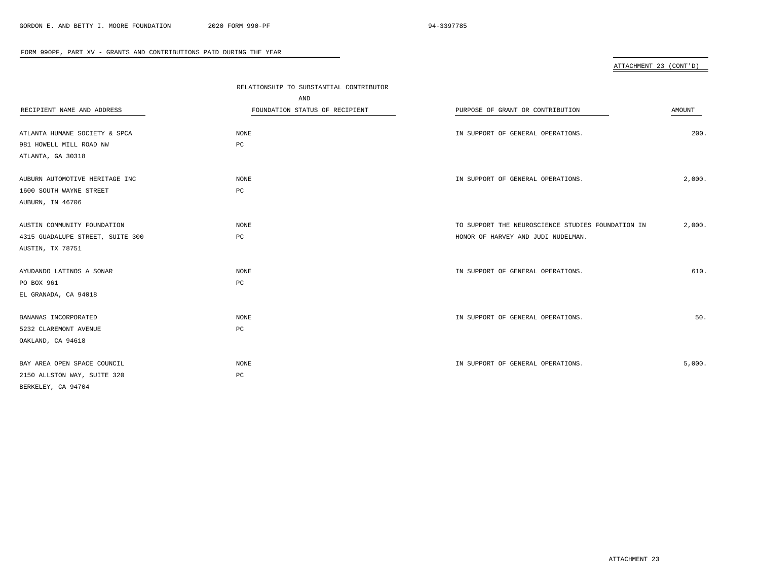FORM 990PF, PART XV - GRANTS AND CONTRIBUTIONS PAID DURING THE YEAR

ATTACHMENT 23 (CONT'D)

| RECIPIENT NAME AND ADDRESS | RELATIONSHIP TO SUBSTANTIAL CONTRIBUTOR AND FOUNDATION STATUS OF RECIPIENT | PURPOSE OF GRANT OR CONTRIBUTION | AMOUNT |
|---|---|---|---|
| ATLANTA HUMANE SOCIETY & SPCA<br>981 HOWELL MILL ROAD NW<br>ATLANTA, GA 30318 | NONE<br>PC | IN SUPPORT OF GENERAL OPERATIONS. | 200. |
| AUBURN AUTOMOTIVE HERITAGE INC<br>1600 SOUTH WAYNE STREET<br>AUBURN, IN 46706 | NONE<br>PC | IN SUPPORT OF GENERAL OPERATIONS. | 2,000. |
| AUSTIN COMMUNITY FOUNDATION<br>4315 GUADALUPE STREET, SUITE 300<br>AUSTIN, TX 78751 | NONE<br>PC | TO SUPPORT THE NEUROSCIENCE STUDIES FOUNDATION IN HONOR OF HARVEY AND JUDI NUDELMAN. | 2,000. |
| AYUDANDO LATINOS A SONAR<br>PO BOX 961<br>EL GRANADA, CA 94018 | NONE<br>PC | IN SUPPORT OF GENERAL OPERATIONS. | 610. |
| BANANAS INCORPORATED<br>5232 CLAREMONT AVENUE<br>OAKLAND, CA 94618 | NONE<br>PC | IN SUPPORT OF GENERAL OPERATIONS. | 50. |
| BAY AREA OPEN SPACE COUNCIL<br>2150 ALLSTON WAY, SUITE 320<br>BERKELEY, CA 94704 | NONE<br>PC | IN SUPPORT OF GENERAL OPERATIONS. | 5,000. |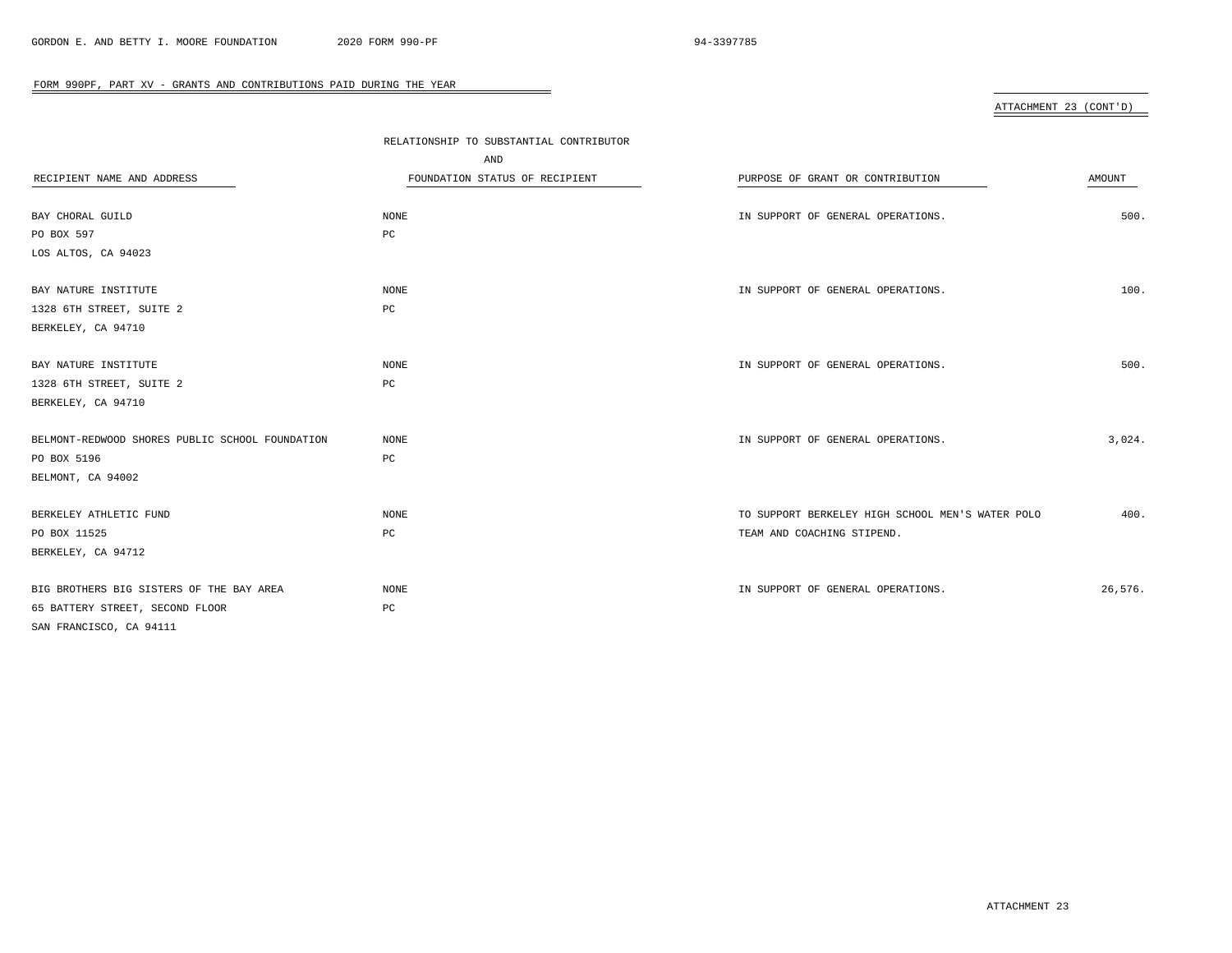FORM 990PF, PART XV - GRANTS AND CONTRIBUTIONS PAID DURING THE YEAR

ATTACHMENT 23 (CONT'D)

| RECIPIENT NAME AND ADDRESS | RELATIONSHIP TO SUBSTANTIAL CONTRIBUTOR AND FOUNDATION STATUS OF RECIPIENT | PURPOSE OF GRANT OR CONTRIBUTION | AMOUNT |
|---|---|---|---|
| BAY CHORAL GUILD<br>PO BOX 597<br>LOS ALTOS, CA 94023 | NONE<br>PC | IN SUPPORT OF GENERAL OPERATIONS. | 500. |
| BAY NATURE INSTITUTE<br>1328 6TH STREET, SUITE 2<br>BERKELEY, CA 94710 | NONE<br>PC | IN SUPPORT OF GENERAL OPERATIONS. | 100. |
| BAY NATURE INSTITUTE<br>1328 6TH STREET, SUITE 2<br>BERKELEY, CA 94710 | NONE<br>PC | IN SUPPORT OF GENERAL OPERATIONS. | 500. |
| BELMONT-REDWOOD SHORES PUBLIC SCHOOL FOUNDATION<br>PO BOX 5196<br>BELMONT, CA 94002 | NONE<br>PC | IN SUPPORT OF GENERAL OPERATIONS. | 3,024. |
| BERKELEY ATHLETIC FUND<br>PO BOX 11525<br>BERKELEY, CA 94712 | NONE<br>PC | TO SUPPORT BERKELEY HIGH SCHOOL MEN'S WATER POLO TEAM AND COACHING STIPEND. | 400. |
| BIG BROTHERS BIG SISTERS OF THE BAY AREA<br>65 BATTERY STREET, SECOND FLOOR<br>SAN FRANCISCO, CA 94111 | NONE<br>PC | IN SUPPORT OF GENERAL OPERATIONS. | 26,576. |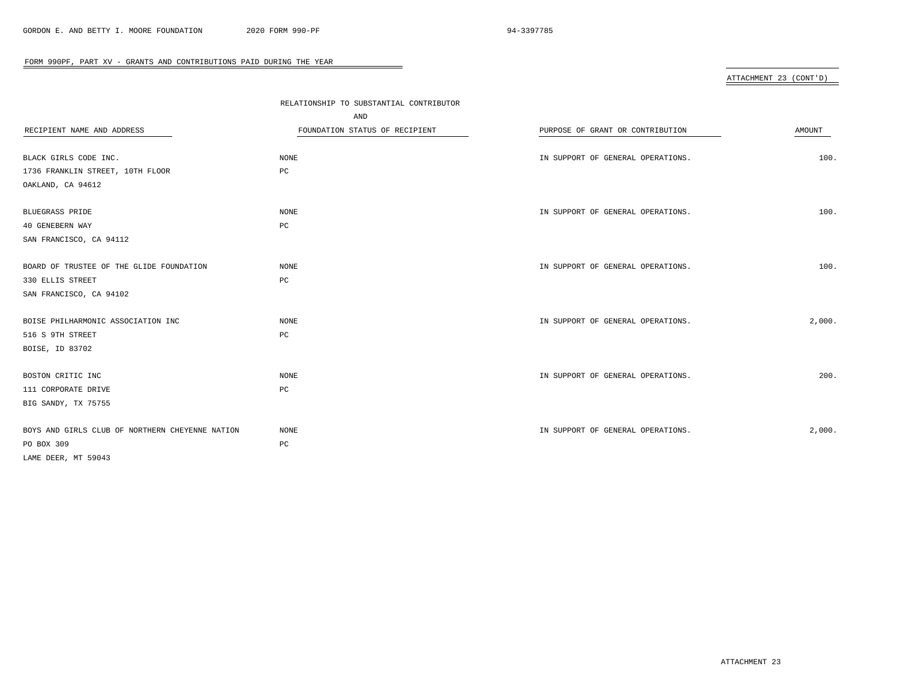## FORM 990PF, PART XV - GRANTS AND CONTRIBUTIONS PAID DURING THE YEAR

ATTACHMENT 23 (CONT'D)

| RECIPIENT NAME AND ADDRESS | RELATIONSHIP TO SUBSTANTIAL CONTRIBUTOR AND FOUNDATION STATUS OF RECIPIENT | PURPOSE OF GRANT OR CONTRIBUTION | AMOUNT |
|---|---|---|---|
| BLACK GIRLS CODE INC.<br>1736 FRANKLIN STREET, 10TH FLOOR<br>OAKLAND, CA 94612 | NONE<br>PC | IN SUPPORT OF GENERAL OPERATIONS. | 100. |
| BLUEGRASS PRIDE<br>40 GENEBERN WAY<br>SAN FRANCISCO, CA 94112 | NONE<br>PC | IN SUPPORT OF GENERAL OPERATIONS. | 100. |
| BOARD OF TRUSTEE OF THE GLIDE FOUNDATION<br>330 ELLIS STREET<br>SAN FRANCISCO, CA 94102 | NONE<br>PC | IN SUPPORT OF GENERAL OPERATIONS. | 100. |
| BOISE PHILHARMONIC ASSOCIATION INC<br>516 S 9TH STREET<br>BOISE, ID 83702 | NONE<br>PC | IN SUPPORT OF GENERAL OPERATIONS. | 2,000. |
| BOSTON CRITIC INC<br>111 CORPORATE DRIVE<br>BIG SANDY, TX 75755 | NONE<br>PC | IN SUPPORT OF GENERAL OPERATIONS. | 200. |
| BOYS AND GIRLS CLUB OF NORTHERN CHEYENNE NATION<br>PO BOX 309<br>LAME DEER, MT 59043 | NONE<br>PC | IN SUPPORT OF GENERAL OPERATIONS. | 2,000. |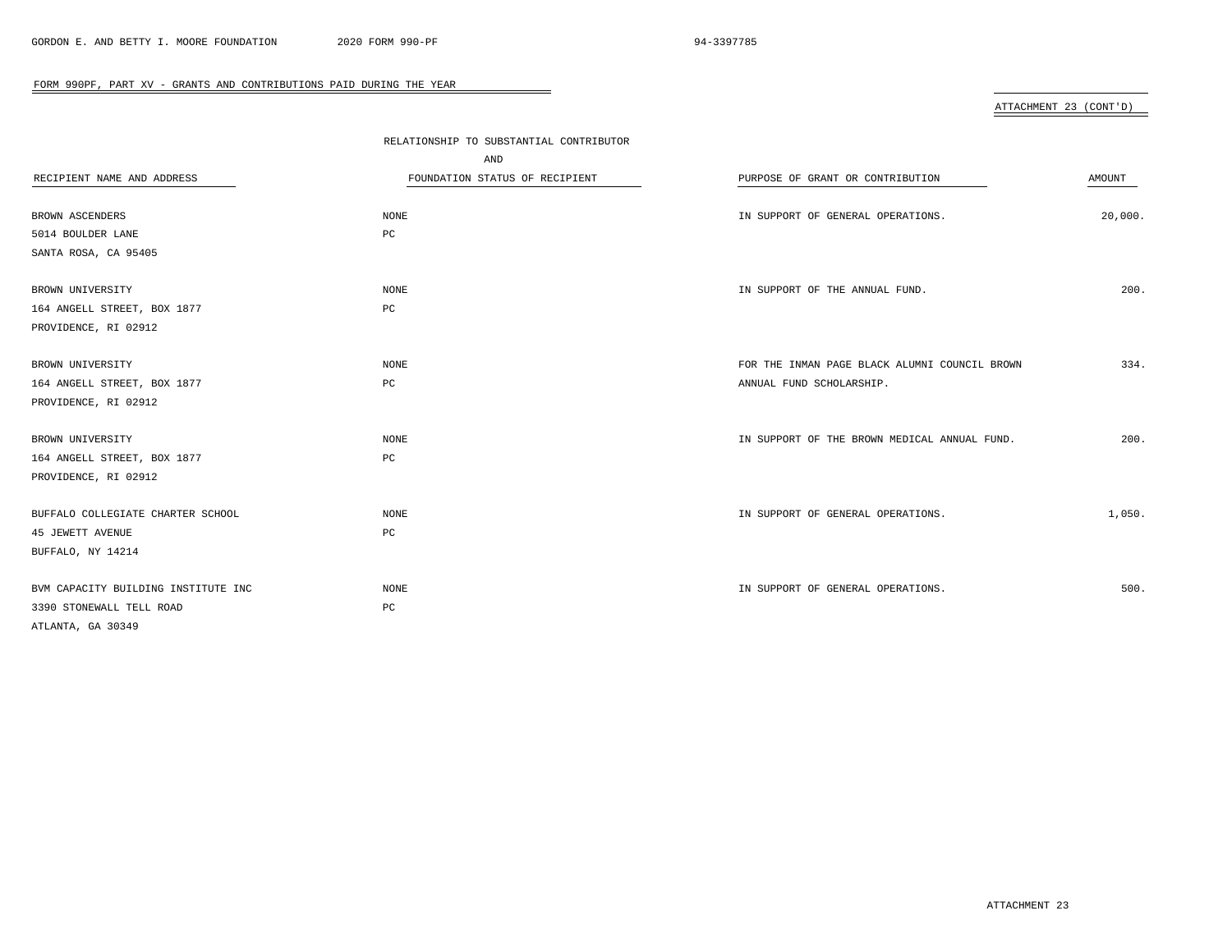FORM 990PF, PART XV - GRANTS AND CONTRIBUTIONS PAID DURING THE YEAR

ATTACHMENT 23 (CONT'D)

| RECIPIENT NAME AND ADDRESS | RELATIONSHIP TO SUBSTANTIAL CONTRIBUTOR AND FOUNDATION STATUS OF RECIPIENT | PURPOSE OF GRANT OR CONTRIBUTION | AMOUNT |
|---|---|---|---|
| BROWN ASCENDERS<br>5014 BOULDER LANE<br>SANTA ROSA, CA 95405 | NONE<br>PC | IN SUPPORT OF GENERAL OPERATIONS. | 20,000. |
| BROWN UNIVERSITY<br>164 ANGELL STREET, BOX 1877<br>PROVIDENCE, RI 02912 | NONE<br>PC | IN SUPPORT OF THE ANNUAL FUND. | 200. |
| BROWN UNIVERSITY<br>164 ANGELL STREET, BOX 1877<br>PROVIDENCE, RI 02912 | NONE<br>PC | FOR THE INMAN PAGE BLACK ALUMNI COUNCIL BROWN ANNUAL FUND SCHOLARSHIP. | 334. |
| BROWN UNIVERSITY<br>164 ANGELL STREET, BOX 1877<br>PROVIDENCE, RI 02912 | NONE<br>PC | IN SUPPORT OF THE BROWN MEDICAL ANNUAL FUND. | 200. |
| BUFFALO COLLEGIATE CHARTER SCHOOL<br>45 JEWETT AVENUE<br>BUFFALO, NY 14214 | NONE<br>PC | IN SUPPORT OF GENERAL OPERATIONS. | 1,050. |
| BVM CAPACITY BUILDING INSTITUTE INC<br>3390 STONEWALL TELL ROAD<br>ATLANTA, GA 30349 | NONE<br>PC | IN SUPPORT OF GENERAL OPERATIONS. | 500. |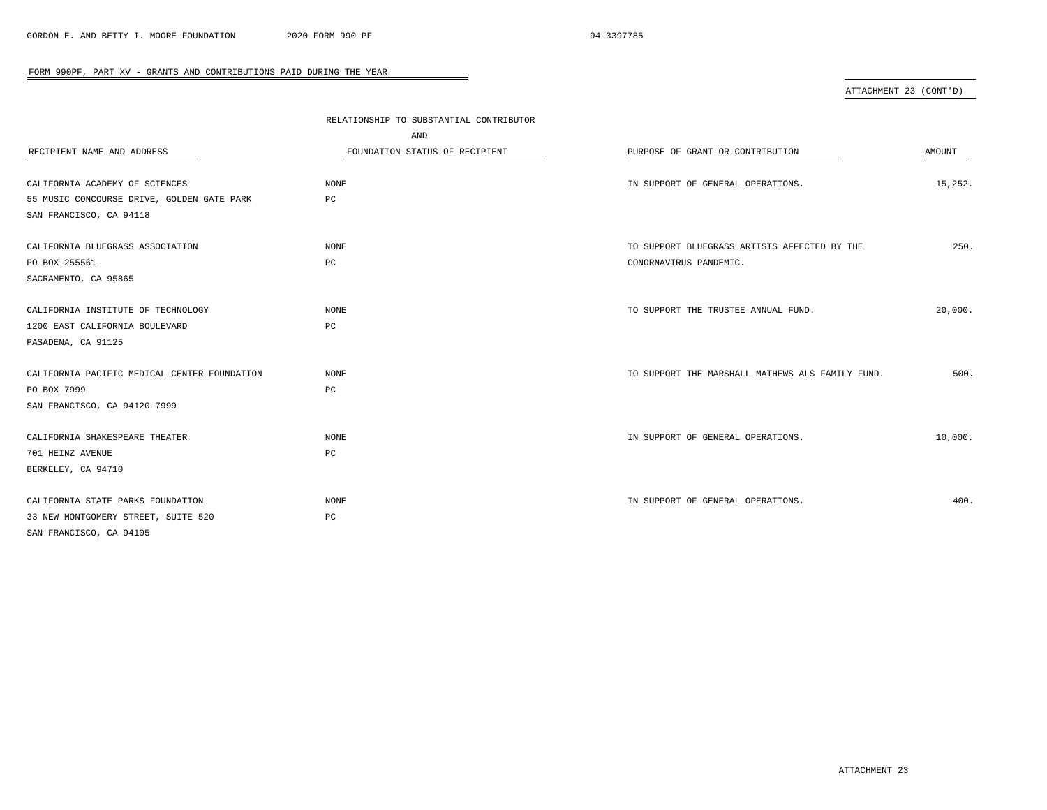## FORM 990PF, PART XV - GRANTS AND CONTRIBUTIONS PAID DURING THE YEAR

ATTACHMENT 23 (CONT'D)

| RECIPIENT NAME AND ADDRESS | RELATIONSHIP TO SUBSTANTIAL CONTRIBUTOR AND FOUNDATION STATUS OF RECIPIENT | PURPOSE OF GRANT OR CONTRIBUTION | AMOUNT |
|---|---|---|---|
| CALIFORNIA ACADEMY OF SCIENCES<br>55 MUSIC CONCOURSE DRIVE, GOLDEN GATE PARK<br>SAN FRANCISCO, CA 94118 | NONE<br>PC | IN SUPPORT OF GENERAL OPERATIONS. | 15,252. |
| CALIFORNIA BLUEGRASS ASSOCIATION<br>PO BOX 255561<br>SACRAMENTO, CA 95865 | NONE<br>PC | TO SUPPORT BLUEGRASS ARTISTS AFFECTED BY THE CONORNAVIRUS PANDEMIC. | 250. |
| CALIFORNIA INSTITUTE OF TECHNOLOGY<br>1200 EAST CALIFORNIA BOULEVARD<br>PASADENA, CA 91125 | NONE<br>PC | TO SUPPORT THE TRUSTEE ANNUAL FUND. | 20,000. |
| CALIFORNIA PACIFIC MEDICAL CENTER FOUNDATION<br>PO BOX 7999<br>SAN FRANCISCO, CA 94120-7999 | NONE<br>PC | TO SUPPORT THE MARSHALL MATHEWS ALS FAMILY FUND. | 500. |
| CALIFORNIA SHAKESPEARE THEATER<br>701 HEINZ AVENUE<br>BERKELEY, CA 94710 | NONE<br>PC | IN SUPPORT OF GENERAL OPERATIONS. | 10,000. |
| CALIFORNIA STATE PARKS FOUNDATION<br>33 NEW MONTGOMERY STREET, SUITE 520<br>SAN FRANCISCO, CA 94105 | NONE<br>PC | IN SUPPORT OF GENERAL OPERATIONS. | 400. |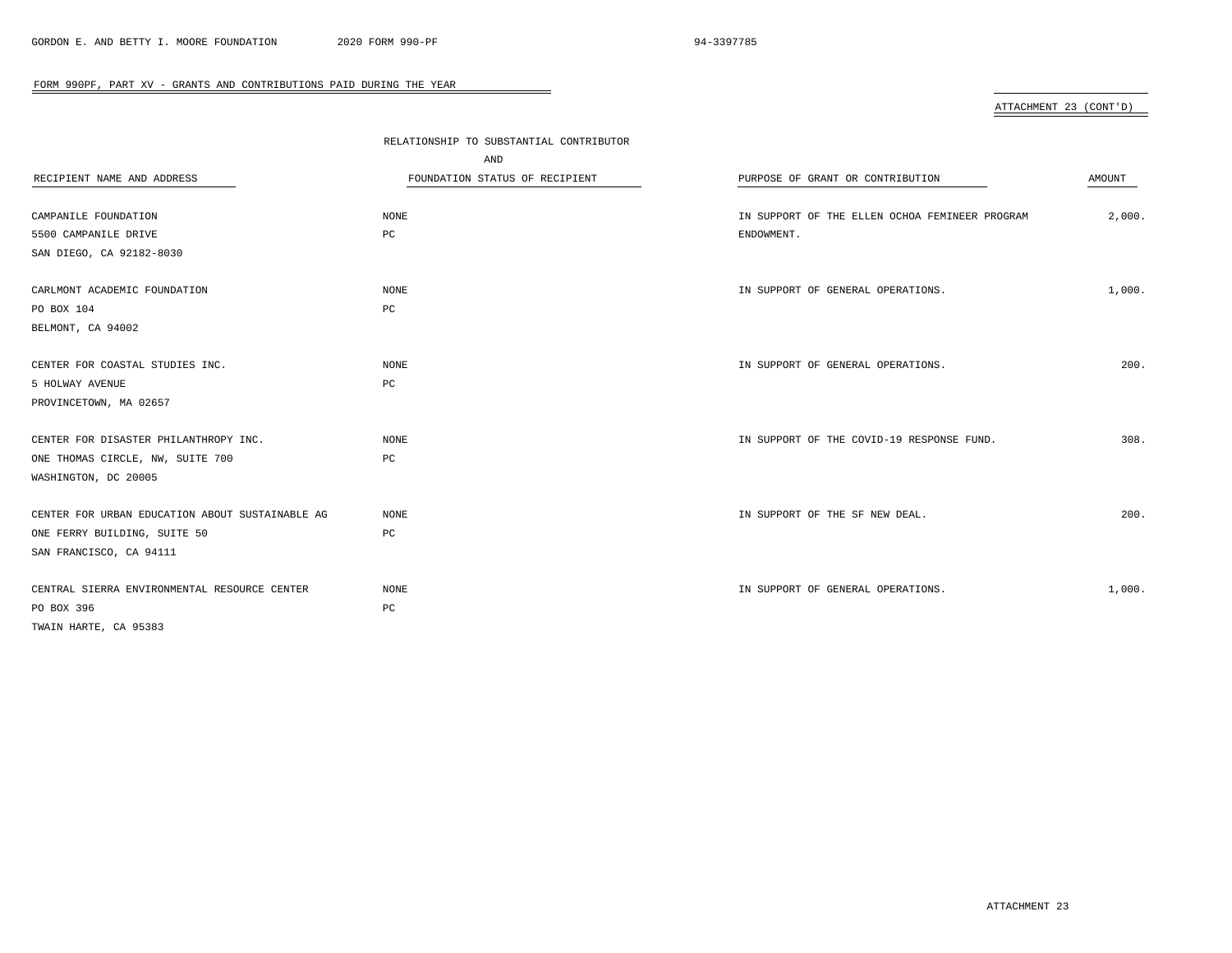FORM 990PF, PART XV - GRANTS AND CONTRIBUTIONS PAID DURING THE YEAR

ATTACHMENT 23 (CONT'D)

| RECIPIENT NAME AND ADDRESS | RELATIONSHIP TO SUBSTANTIAL CONTRIBUTOR AND FOUNDATION STATUS OF RECIPIENT | PURPOSE OF GRANT OR CONTRIBUTION | AMOUNT |
|---|---|---|---|
| CAMPANILE FOUNDATION<br>5500 CAMPANILE DRIVE<br>SAN DIEGO, CA 92182-8030 | NONE<br>PC | IN SUPPORT OF THE ELLEN OCHOA FEMINEER PROGRAM ENDOWMENT. | 2,000. |
| CARLMONT ACADEMIC FOUNDATION<br>PO BOX 104<br>BELMONT, CA 94002 | NONE<br>PC | IN SUPPORT OF GENERAL OPERATIONS. | 1,000. |
| CENTER FOR COASTAL STUDIES INC.<br>5 HOLWAY AVENUE<br>PROVINCETOWN, MA 02657 | NONE<br>PC | IN SUPPORT OF GENERAL OPERATIONS. | 200. |
| CENTER FOR DISASTER PHILANTHROPY INC.<br>ONE THOMAS CIRCLE, NW, SUITE 700<br>WASHINGTON, DC 20005 | NONE<br>PC | IN SUPPORT OF THE COVID-19 RESPONSE FUND. | 308. |
| CENTER FOR URBAN EDUCATION ABOUT SUSTAINABLE AG<br>ONE FERRY BUILDING, SUITE 50<br>SAN FRANCISCO, CA 94111 | NONE<br>PC | IN SUPPORT OF THE SF NEW DEAL. | 200. |
| CENTRAL SIERRA ENVIRONMENTAL RESOURCE CENTER<br>PO BOX 396<br>TWAIN HARTE, CA 95383 | NONE<br>PC | IN SUPPORT OF GENERAL OPERATIONS. | 1,000. |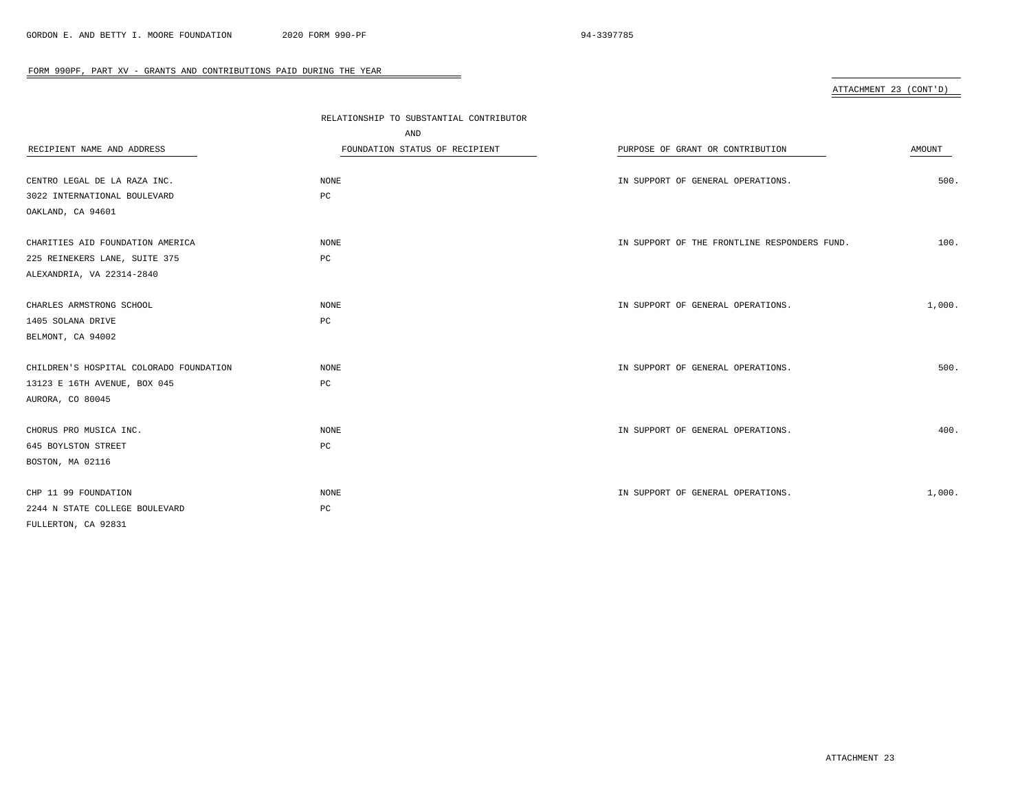## FORM 990PF, PART XV - GRANTS AND CONTRIBUTIONS PAID DURING THE YEAR

ATTACHMENT 23 (CONT'D)

| RECIPIENT NAME AND ADDRESS | RELATIONSHIP TO SUBSTANTIAL CONTRIBUTOR AND FOUNDATION STATUS OF RECIPIENT | PURPOSE OF GRANT OR CONTRIBUTION | AMOUNT |
|---|---|---|---|
| CENTRO LEGAL DE LA RAZA INC.<br>3022 INTERNATIONAL BOULEVARD<br>OAKLAND, CA 94601 | NONE<br>PC | IN SUPPORT OF GENERAL OPERATIONS. | 500. |
| CHARITIES AID FOUNDATION AMERICA<br>225 REINEKERS LANE, SUITE 375<br>ALEXANDRIA, VA 22314-2840 | NONE<br>PC | IN SUPPORT OF THE FRONTLINE RESPONDERS FUND. | 100. |
| CHARLES ARMSTRONG SCHOOL<br>1405 SOLANA DRIVE<br>BELMONT, CA 94002 | NONE<br>PC | IN SUPPORT OF GENERAL OPERATIONS. | 1,000. |
| CHILDREN'S HOSPITAL COLORADO FOUNDATION<br>13123 E 16TH AVENUE, BOX 045<br>AURORA, CO 80045 | NONE<br>PC | IN SUPPORT OF GENERAL OPERATIONS. | 500. |
| CHORUS PRO MUSICA INC.<br>645 BOYLSTON STREET<br>BOSTON, MA 02116 | NONE<br>PC | IN SUPPORT OF GENERAL OPERATIONS. | 400. |
| CHP 11 99 FOUNDATION<br>2244 N STATE COLLEGE BOULEVARD<br>FULLERTON, CA 92831 | NONE<br>PC | IN SUPPORT OF GENERAL OPERATIONS. | 1,000. |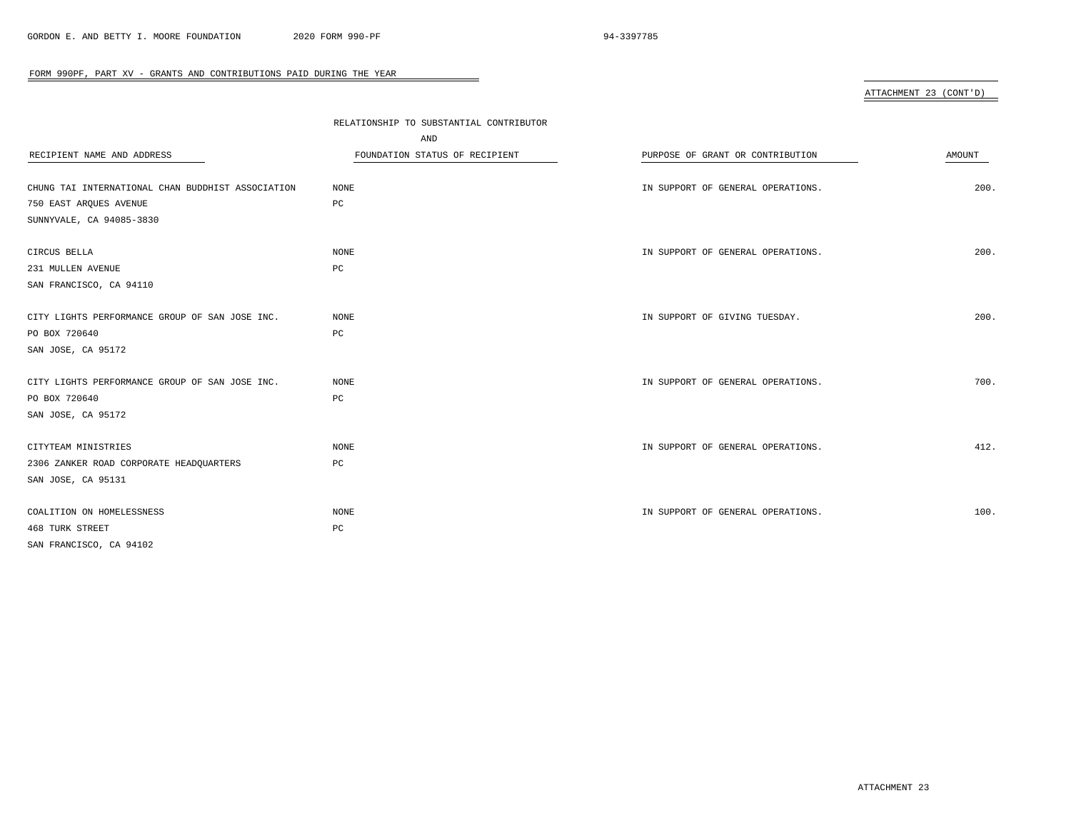FORM 990PF, PART XV - GRANTS AND CONTRIBUTIONS PAID DURING THE YEAR

ATTACHMENT 23 (CONT'D)

| RECIPIENT NAME AND ADDRESS | RELATIONSHIP TO SUBSTANTIAL CONTRIBUTOR AND FOUNDATION STATUS OF RECIPIENT | PURPOSE OF GRANT OR CONTRIBUTION | AMOUNT |
|---|---|---|---|
| CHUNG TAI INTERNATIONAL CHAN BUDDHIST ASSOCIATION<br>750 EAST ARQUES AVENUE<br>SUNNYVALE, CA 94085-3830 | NONE<br>PC | IN SUPPORT OF GENERAL OPERATIONS. | 200. |
| CIRCUS BELLA<br>231 MULLEN AVENUE<br>SAN FRANCISCO, CA 94110 | NONE<br>PC | IN SUPPORT OF GENERAL OPERATIONS. | 200. |
| CITY LIGHTS PERFORMANCE GROUP OF SAN JOSE INC.<br>PO BOX 720640<br>SAN JOSE, CA 95172 | NONE<br>PC | IN SUPPORT OF GIVING TUESDAY. | 200. |
| CITY LIGHTS PERFORMANCE GROUP OF SAN JOSE INC.<br>PO BOX 720640<br>SAN JOSE, CA 95172 | NONE<br>PC | IN SUPPORT OF GENERAL OPERATIONS. | 700. |
| CITYTEAM MINISTRIES<br>2306 ZANKER ROAD CORPORATE HEADQUARTERS<br>SAN JOSE, CA 95131 | NONE<br>PC | IN SUPPORT OF GENERAL OPERATIONS. | 412. |
| COALITION ON HOMELESSNESS<br>468 TURK STREET<br>SAN FRANCISCO, CA 94102 | NONE<br>PC | IN SUPPORT OF GENERAL OPERATIONS. | 100. |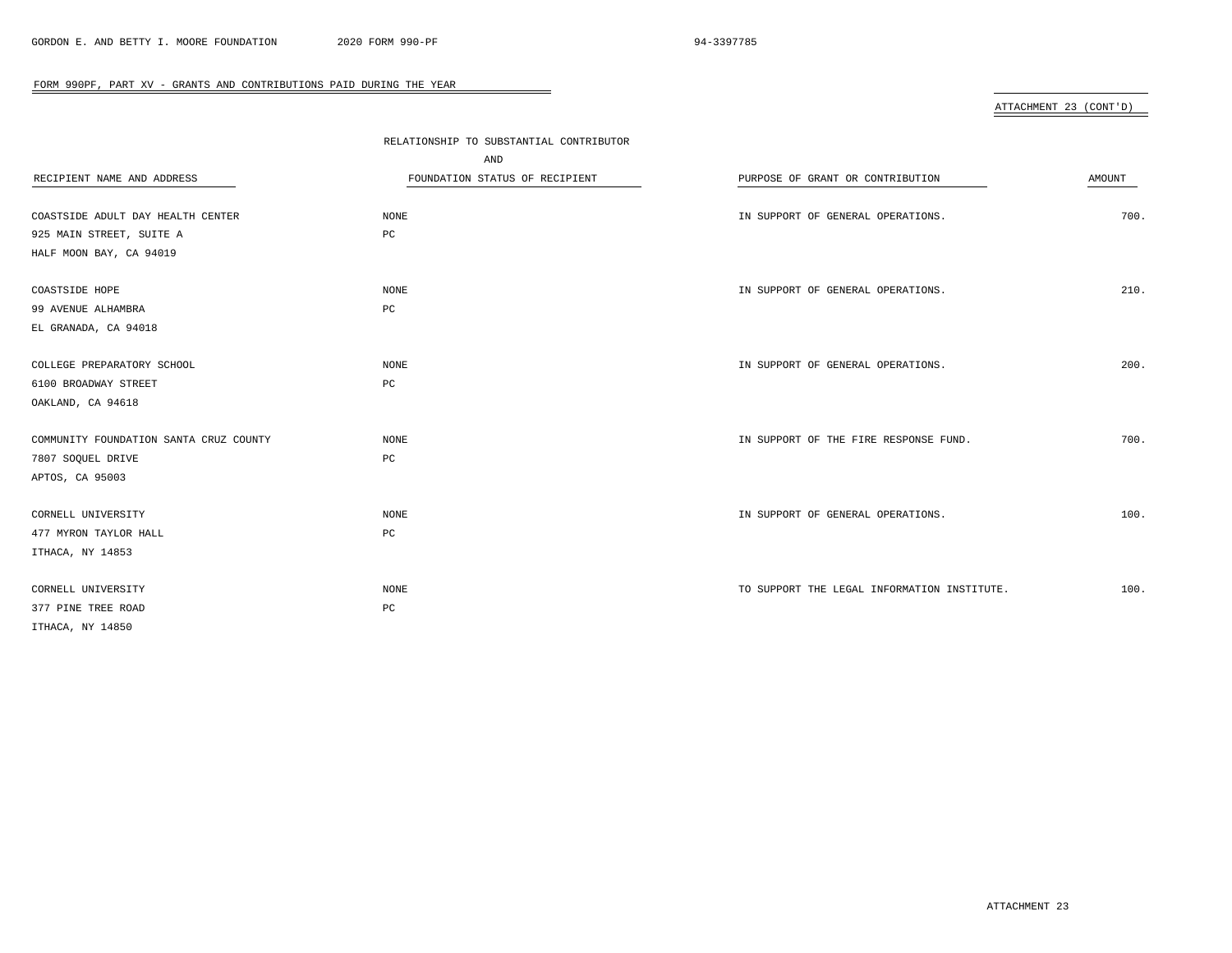FORM 990PF, PART XV - GRANTS AND CONTRIBUTIONS PAID DURING THE YEAR

ATTACHMENT 23 (CONT'D)

| RECIPIENT NAME AND ADDRESS | RELATIONSHIP TO SUBSTANTIAL CONTRIBUTOR AND FOUNDATION STATUS OF RECIPIENT | PURPOSE OF GRANT OR CONTRIBUTION | AMOUNT |
|---|---|---|---|
| COASTSIDE ADULT DAY HEALTH CENTER<br>925 MAIN STREET, SUITE A<br>HALF MOON BAY, CA 94019 | NONE<br>PC | IN SUPPORT OF GENERAL OPERATIONS. | 700. |
| COASTSIDE HOPE<br>99 AVENUE ALHAMBRA<br>EL GRANADA, CA 94018 | NONE<br>PC | IN SUPPORT OF GENERAL OPERATIONS. | 210. |
| COLLEGE PREPARATORY SCHOOL<br>6100 BROADWAY STREET<br>OAKLAND, CA 94618 | NONE<br>PC | IN SUPPORT OF GENERAL OPERATIONS. | 200. |
| COMMUNITY FOUNDATION SANTA CRUZ COUNTY<br>7807 SOQUEL DRIVE<br>APTOS, CA 95003 | NONE<br>PC | IN SUPPORT OF THE FIRE RESPONSE FUND. | 700. |
| CORNELL UNIVERSITY<br>477 MYRON TAYLOR HALL<br>ITHACA, NY 14853 | NONE<br>PC | IN SUPPORT OF GENERAL OPERATIONS. | 100. |
| CORNELL UNIVERSITY<br>377 PINE TREE ROAD<br>ITHACA, NY 14850 | NONE<br>PC | TO SUPPORT THE LEGAL INFORMATION INSTITUTE. | 100. |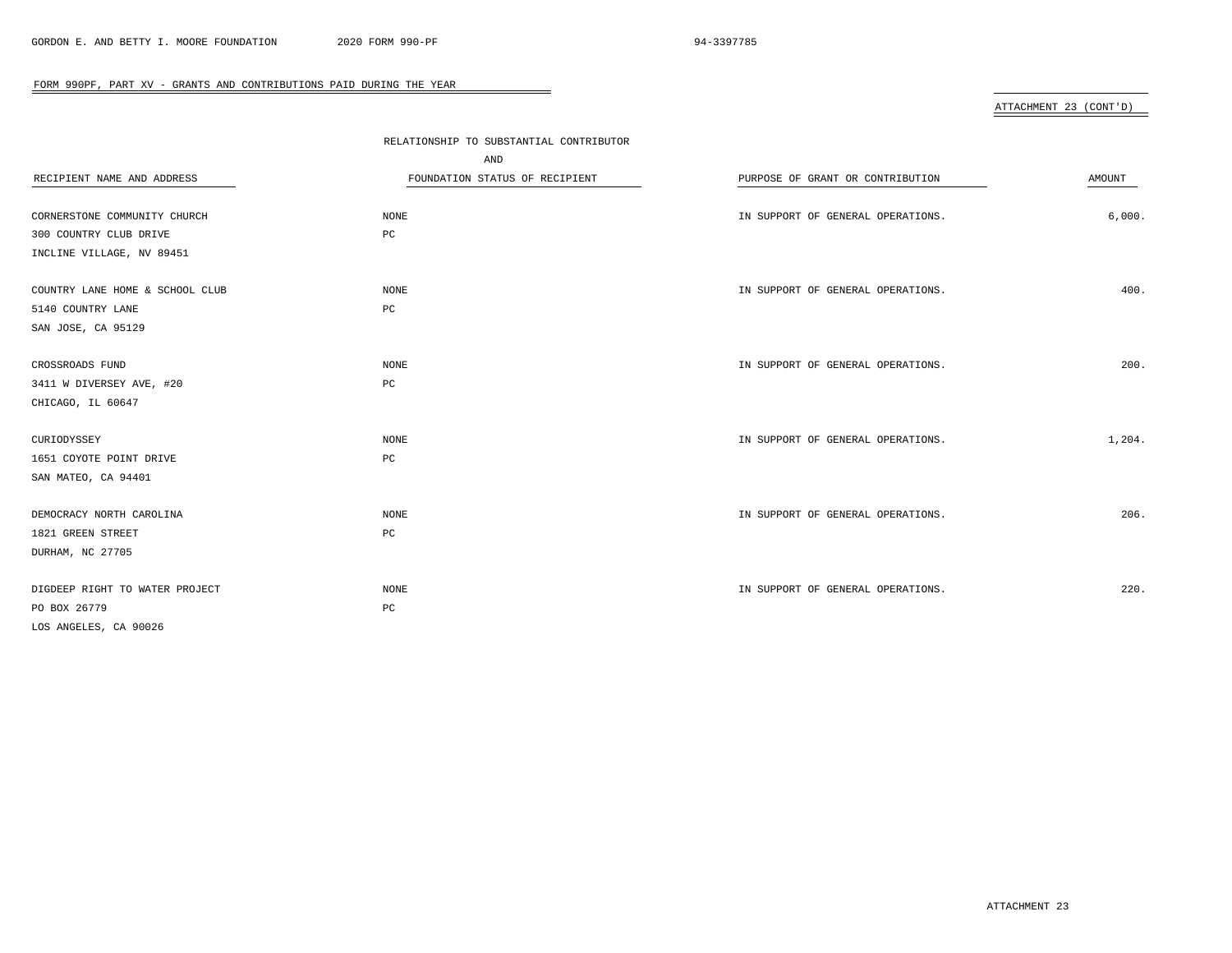FORM 990PF, PART XV - GRANTS AND CONTRIBUTIONS PAID DURING THE YEAR

ATTACHMENT 23 (CONT'D)

| RECIPIENT NAME AND ADDRESS | RELATIONSHIP TO SUBSTANTIAL CONTRIBUTOR AND FOUNDATION STATUS OF RECIPIENT | PURPOSE OF GRANT OR CONTRIBUTION | AMOUNT |
|---|---|---|---|
| CORNERSTONE COMMUNITY CHURCH<br>300 COUNTRY CLUB DRIVE<br>INCLINE VILLAGE, NV 89451 | NONE<br>PC | IN SUPPORT OF GENERAL OPERATIONS. | 6,000. |
| COUNTRY LANE HOME & SCHOOL CLUB<br>5140 COUNTRY LANE<br>SAN JOSE, CA 95129 | NONE<br>PC | IN SUPPORT OF GENERAL OPERATIONS. | 400. |
| CROSSROADS FUND<br>3411 W DIVERSEY AVE, #20<br>CHICAGO, IL 60647 | NONE<br>PC | IN SUPPORT OF GENERAL OPERATIONS. | 200. |
| CURIODYSSEY<br>1651 COYOTE POINT DRIVE<br>SAN MATEO, CA 94401 | NONE<br>PC | IN SUPPORT OF GENERAL OPERATIONS. | 1,204. |
| DEMOCRACY NORTH CAROLINA<br>1821 GREEN STREET<br>DURHAM, NC 27705 | NONE<br>PC | IN SUPPORT OF GENERAL OPERATIONS. | 206. |
| DIGDEEP RIGHT TO WATER PROJECT<br>PO BOX 26779<br>LOS ANGELES, CA 90026 | NONE<br>PC | IN SUPPORT OF GENERAL OPERATIONS. | 220. |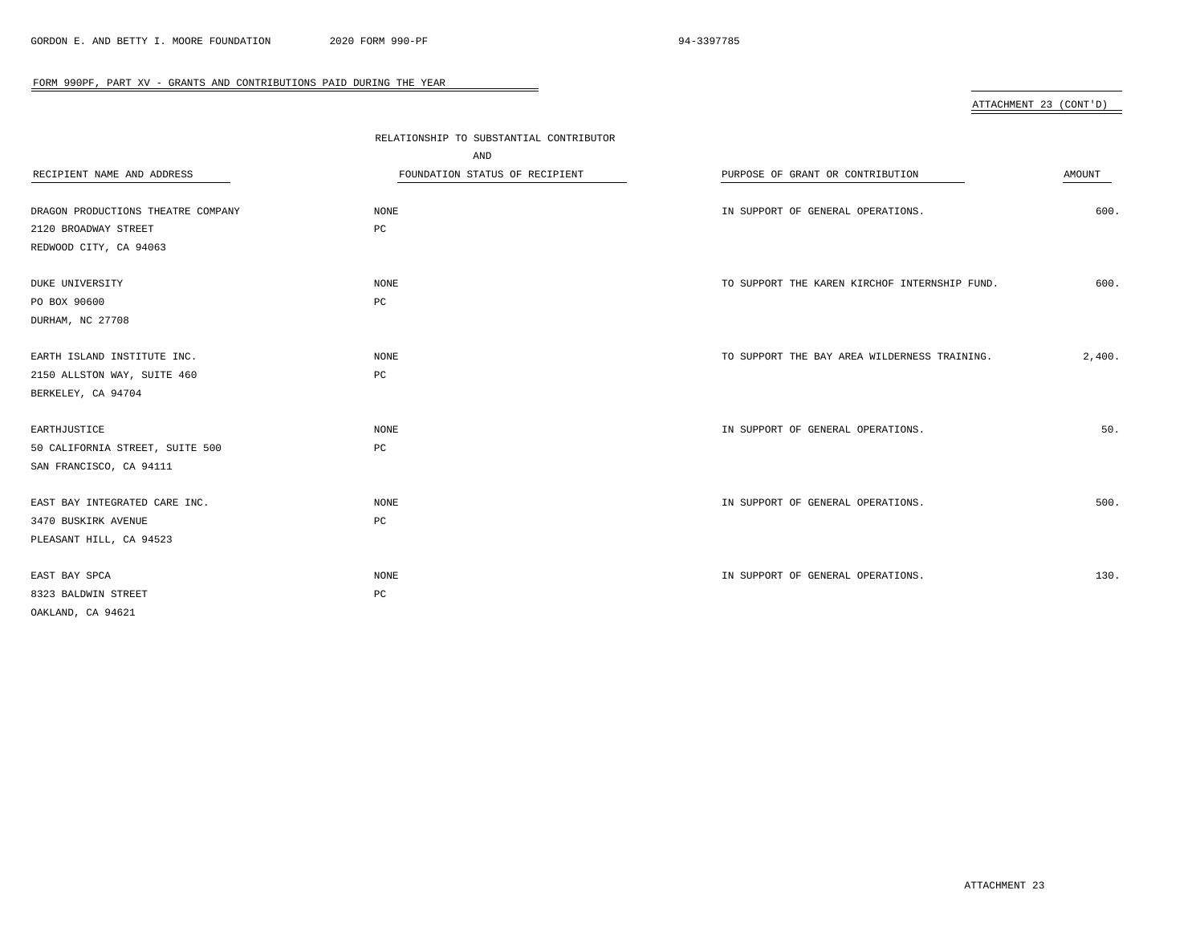FORM 990PF, PART XV - GRANTS AND CONTRIBUTIONS PAID DURING THE YEAR

ATTACHMENT 23 (CONT'D)

| RECIPIENT NAME AND ADDRESS | RELATIONSHIP TO SUBSTANTIAL CONTRIBUTOR AND FOUNDATION STATUS OF RECIPIENT | PURPOSE OF GRANT OR CONTRIBUTION | AMOUNT |
|---|---|---|---|
| DRAGON PRODUCTIONS THEATRE COMPANY<br>2120 BROADWAY STREET<br>REDWOOD CITY, CA 94063 | NONE<br>PC | IN SUPPORT OF GENERAL OPERATIONS. | 600. |
| DUKE UNIVERSITY<br>PO BOX 90600<br>DURHAM, NC 27708 | NONE<br>PC | TO SUPPORT THE KAREN KIRCHOF INTERNSHIP FUND. | 600. |
| EARTH ISLAND INSTITUTE INC.<br>2150 ALLSTON WAY, SUITE 460<br>BERKELEY, CA 94704 | NONE<br>PC | TO SUPPORT THE BAY AREA WILDERNESS TRAINING. | 2,400. |
| EARTHJUSTICE<br>50 CALIFORNIA STREET, SUITE 500<br>SAN FRANCISCO, CA 94111 | NONE<br>PC | IN SUPPORT OF GENERAL OPERATIONS. | 50. |
| EAST BAY INTEGRATED CARE INC.<br>3470 BUSKIRK AVENUE<br>PLEASANT HILL, CA 94523 | NONE<br>PC | IN SUPPORT OF GENERAL OPERATIONS. | 500. |
| EAST BAY SPCA<br>8323 BALDWIN STREET<br>OAKLAND, CA 94621 | NONE<br>PC | IN SUPPORT OF GENERAL OPERATIONS. | 130. |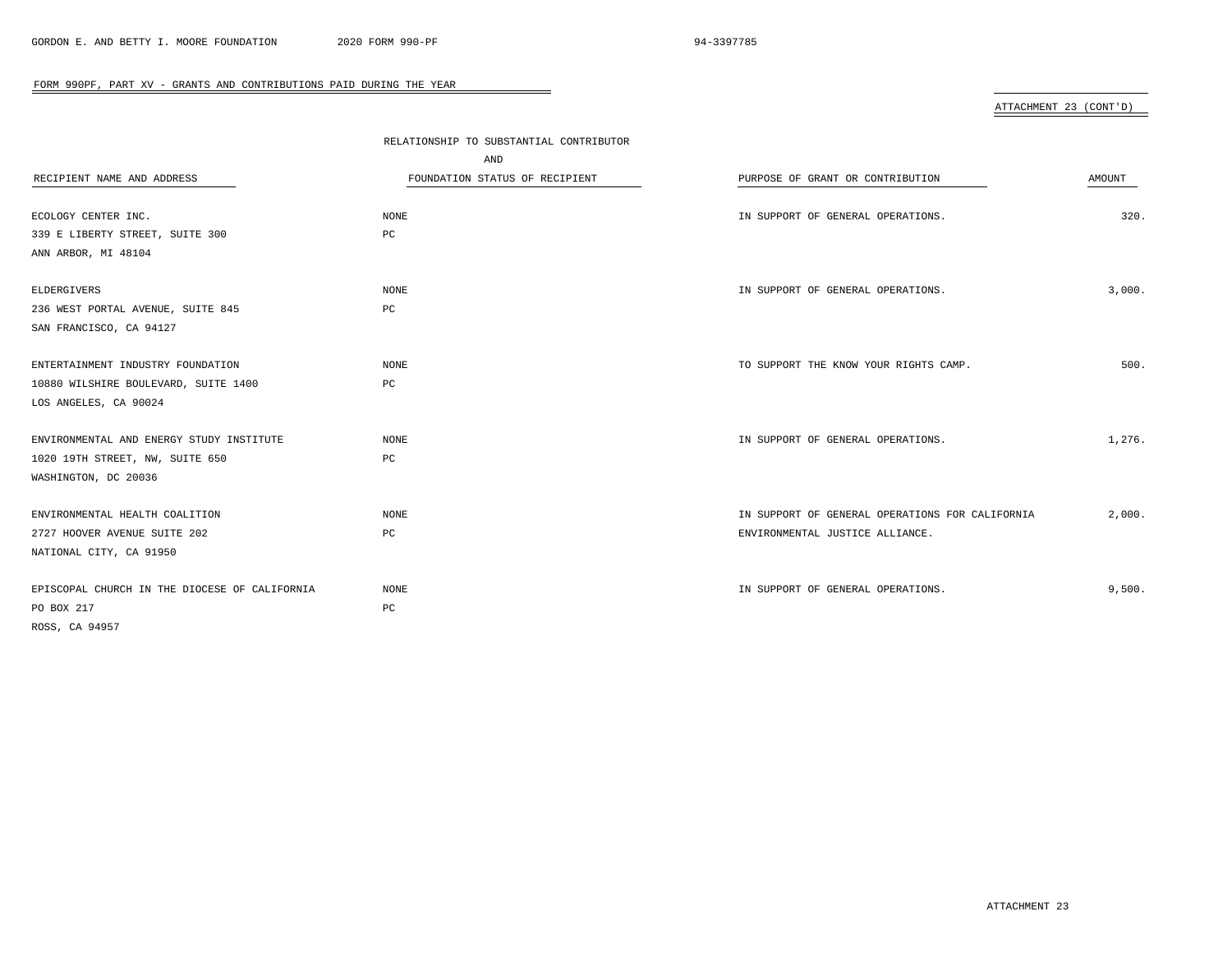## FORM 990PF, PART XV - GRANTS AND CONTRIBUTIONS PAID DURING THE YEAR

ATTACHMENT 23 (CONT'D)

| RECIPIENT NAME AND ADDRESS | RELATIONSHIP TO SUBSTANTIAL CONTRIBUTOR AND FOUNDATION STATUS OF RECIPIENT | PURPOSE OF GRANT OR CONTRIBUTION | AMOUNT |
|---|---|---|---|
| ECOLOGY CENTER INC.<br>339 E LIBERTY STREET, SUITE 300<br>ANN ARBOR, MI 48104 | NONE<br>PC | IN SUPPORT OF GENERAL OPERATIONS. | 320. |
| ELDERGIVERS<br>236 WEST PORTAL AVENUE, SUITE 845<br>SAN FRANCISCO, CA 94127 | NONE<br>PC | IN SUPPORT OF GENERAL OPERATIONS. | 3,000. |
| ENTERTAINMENT INDUSTRY FOUNDATION<br>10880 WILSHIRE BOULEVARD, SUITE 1400<br>LOS ANGELES, CA 90024 | NONE<br>PC | TO SUPPORT THE KNOW YOUR RIGHTS CAMP. | 500. |
| ENVIRONMENTAL AND ENERGY STUDY INSTITUTE<br>1020 19TH STREET, NW, SUITE 650<br>WASHINGTON, DC 20036 | NONE<br>PC | IN SUPPORT OF GENERAL OPERATIONS. | 1,276. |
| ENVIRONMENTAL HEALTH COALITION<br>2727 HOOVER AVENUE SUITE 202<br>NATIONAL CITY, CA 91950 | NONE<br>PC | IN SUPPORT OF GENERAL OPERATIONS FOR CALIFORNIA ENVIRONMENTAL JUSTICE ALLIANCE. | 2,000. |
| EPISCOPAL CHURCH IN THE DIOCESE OF CALIFORNIA<br>PO BOX 217<br>ROSS, CA 94957 | NONE<br>PC | IN SUPPORT OF GENERAL OPERATIONS. | 9,500. |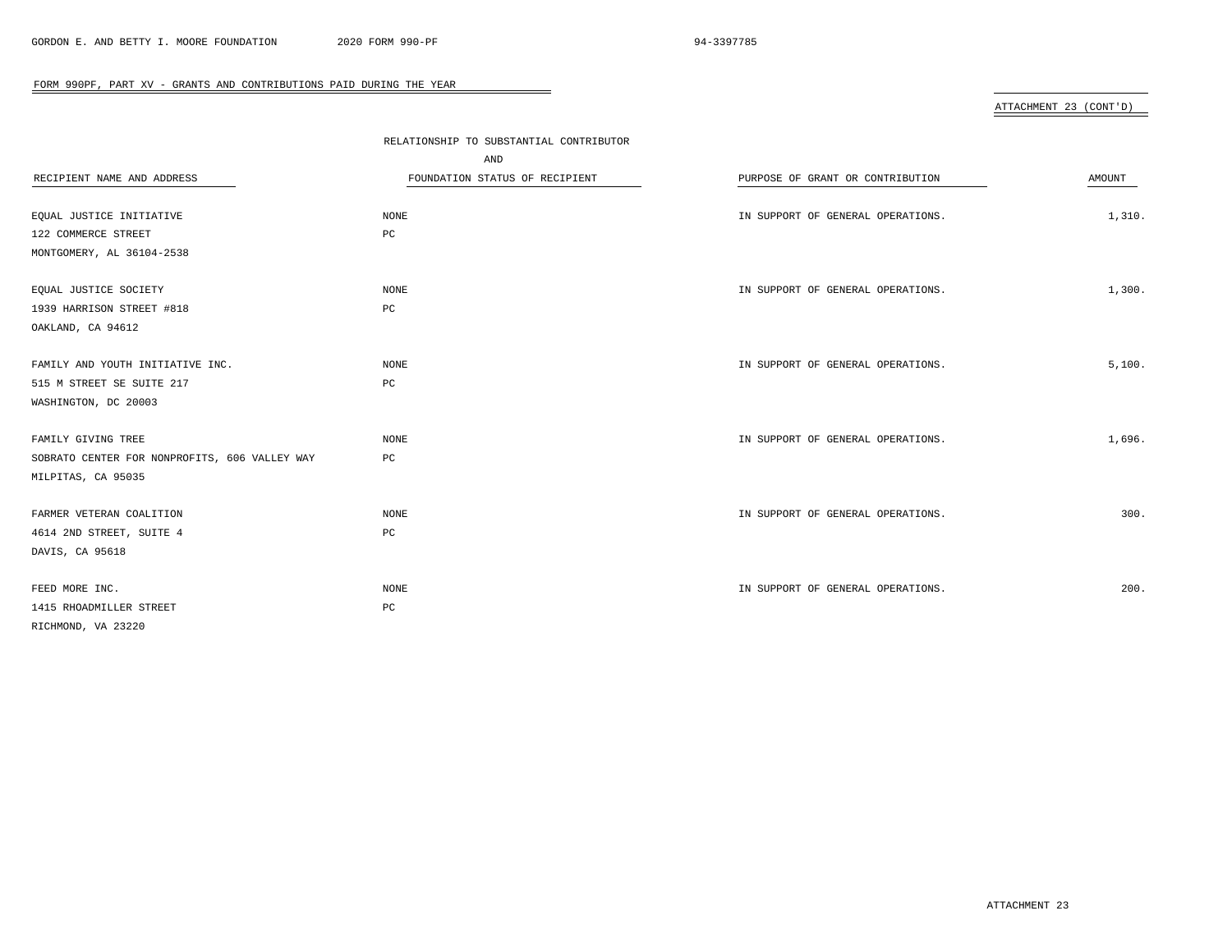FORM 990PF, PART XV - GRANTS AND CONTRIBUTIONS PAID DURING THE YEAR

ATTACHMENT 23 (CONT'D)

| RECIPIENT NAME AND ADDRESS | RELATIONSHIP TO SUBSTANTIAL CONTRIBUTOR AND FOUNDATION STATUS OF RECIPIENT | PURPOSE OF GRANT OR CONTRIBUTION | AMOUNT |
|---|---|---|---|
| EQUAL JUSTICE INITIATIVE<br>122 COMMERCE STREET<br>MONTGOMERY, AL 36104-2538 | NONE<br>PC | IN SUPPORT OF GENERAL OPERATIONS. | 1,310. |
| EQUAL JUSTICE SOCIETY<br>1939 HARRISON STREET #818<br>OAKLAND, CA 94612 | NONE<br>PC | IN SUPPORT OF GENERAL OPERATIONS. | 1,300. |
| FAMILY AND YOUTH INITIATIVE INC.<br>515 M STREET SE SUITE 217<br>WASHINGTON, DC 20003 | NONE<br>PC | IN SUPPORT OF GENERAL OPERATIONS. | 5,100. |
| FAMILY GIVING TREE<br>SOBRATO CENTER FOR NONPROFITS, 606 VALLEY WAY<br>MILPITAS, CA 95035 | NONE<br>PC | IN SUPPORT OF GENERAL OPERATIONS. | 1,696. |
| FARMER VETERAN COALITION<br>4614 2ND STREET, SUITE 4<br>DAVIS, CA 95618 | NONE<br>PC | IN SUPPORT OF GENERAL OPERATIONS. | 300. |
| FEED MORE INC.<br>1415 RHOADMILLER STREET<br>RICHMOND, VA 23220 | NONE<br>PC | IN SUPPORT OF GENERAL OPERATIONS. | 200. |

ATTACHMENT 23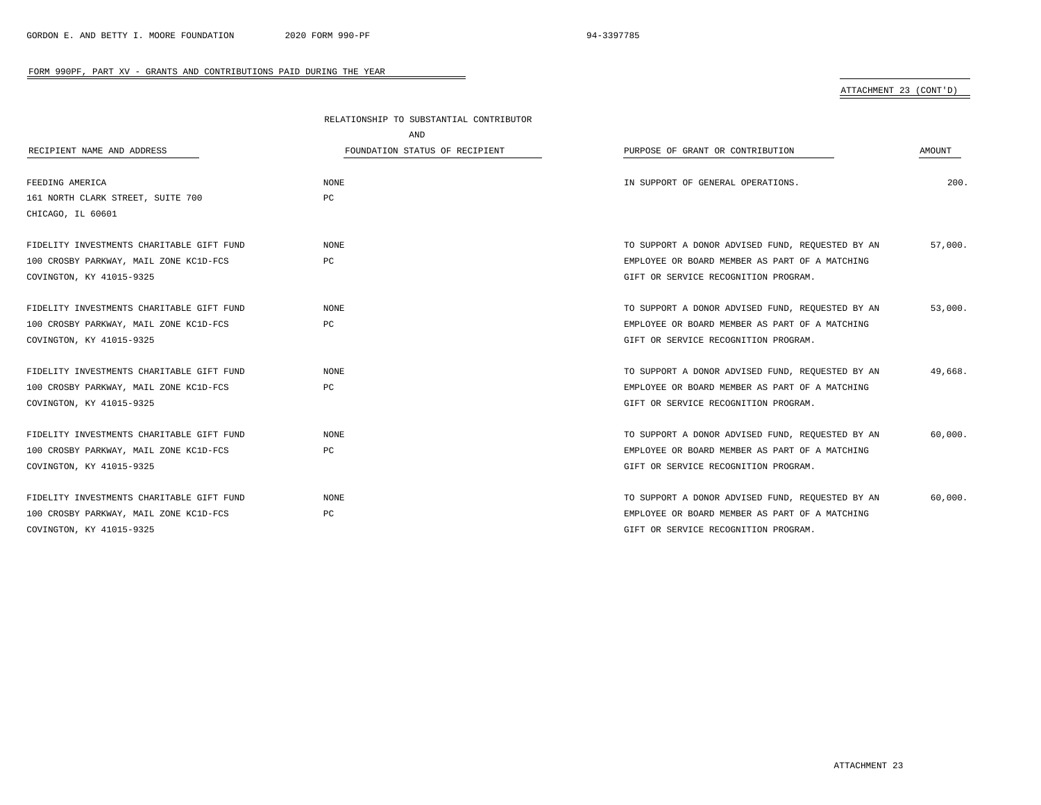FORM 990PF, PART XV - GRANTS AND CONTRIBUTIONS PAID DURING THE YEAR

ATTACHMENT 23 (CONT'D)

| RECIPIENT NAME AND ADDRESS | RELATIONSHIP TO SUBSTANTIAL CONTRIBUTOR AND FOUNDATION STATUS OF RECIPIENT | PURPOSE OF GRANT OR CONTRIBUTION | AMOUNT |
|---|---|---|---|
| FEEDING AMERICA<br>161 NORTH CLARK STREET, SUITE 700<br>CHICAGO, IL 60601 | NONE<br>PC | IN SUPPORT OF GENERAL OPERATIONS. | 200. |
| FIDELITY INVESTMENTS CHARITABLE GIFT FUND<br>100 CROSBY PARKWAY, MAIL ZONE KC1D-FCS<br>COVINGTON, KY 41015-9325 | NONE<br>PC | TO SUPPORT A DONOR ADVISED FUND, REQUESTED BY AN EMPLOYEE OR BOARD MEMBER AS PART OF A MATCHING GIFT OR SERVICE RECOGNITION PROGRAM. | 57,000. |
| FIDELITY INVESTMENTS CHARITABLE GIFT FUND<br>100 CROSBY PARKWAY, MAIL ZONE KC1D-FCS<br>COVINGTON, KY 41015-9325 | NONE<br>PC | TO SUPPORT A DONOR ADVISED FUND, REQUESTED BY AN EMPLOYEE OR BOARD MEMBER AS PART OF A MATCHING GIFT OR SERVICE RECOGNITION PROGRAM. | 53,000. |
| FIDELITY INVESTMENTS CHARITABLE GIFT FUND<br>100 CROSBY PARKWAY, MAIL ZONE KC1D-FCS<br>COVINGTON, KY 41015-9325 | NONE<br>PC | TO SUPPORT A DONOR ADVISED FUND, REQUESTED BY AN EMPLOYEE OR BOARD MEMBER AS PART OF A MATCHING GIFT OR SERVICE RECOGNITION PROGRAM. | 49,668. |
| FIDELITY INVESTMENTS CHARITABLE GIFT FUND<br>100 CROSBY PARKWAY, MAIL ZONE KC1D-FCS<br>COVINGTON, KY 41015-9325 | NONE<br>PC | TO SUPPORT A DONOR ADVISED FUND, REQUESTED BY AN EMPLOYEE OR BOARD MEMBER AS PART OF A MATCHING GIFT OR SERVICE RECOGNITION PROGRAM. | 60,000. |
| FIDELITY INVESTMENTS CHARITABLE GIFT FUND<br>100 CROSBY PARKWAY, MAIL ZONE KC1D-FCS<br>COVINGTON, KY 41015-9325 | NONE<br>PC | TO SUPPORT A DONOR ADVISED FUND, REQUESTED BY AN EMPLOYEE OR BOARD MEMBER AS PART OF A MATCHING GIFT OR SERVICE RECOGNITION PROGRAM. | 60,000. |

ATTACHMENT 23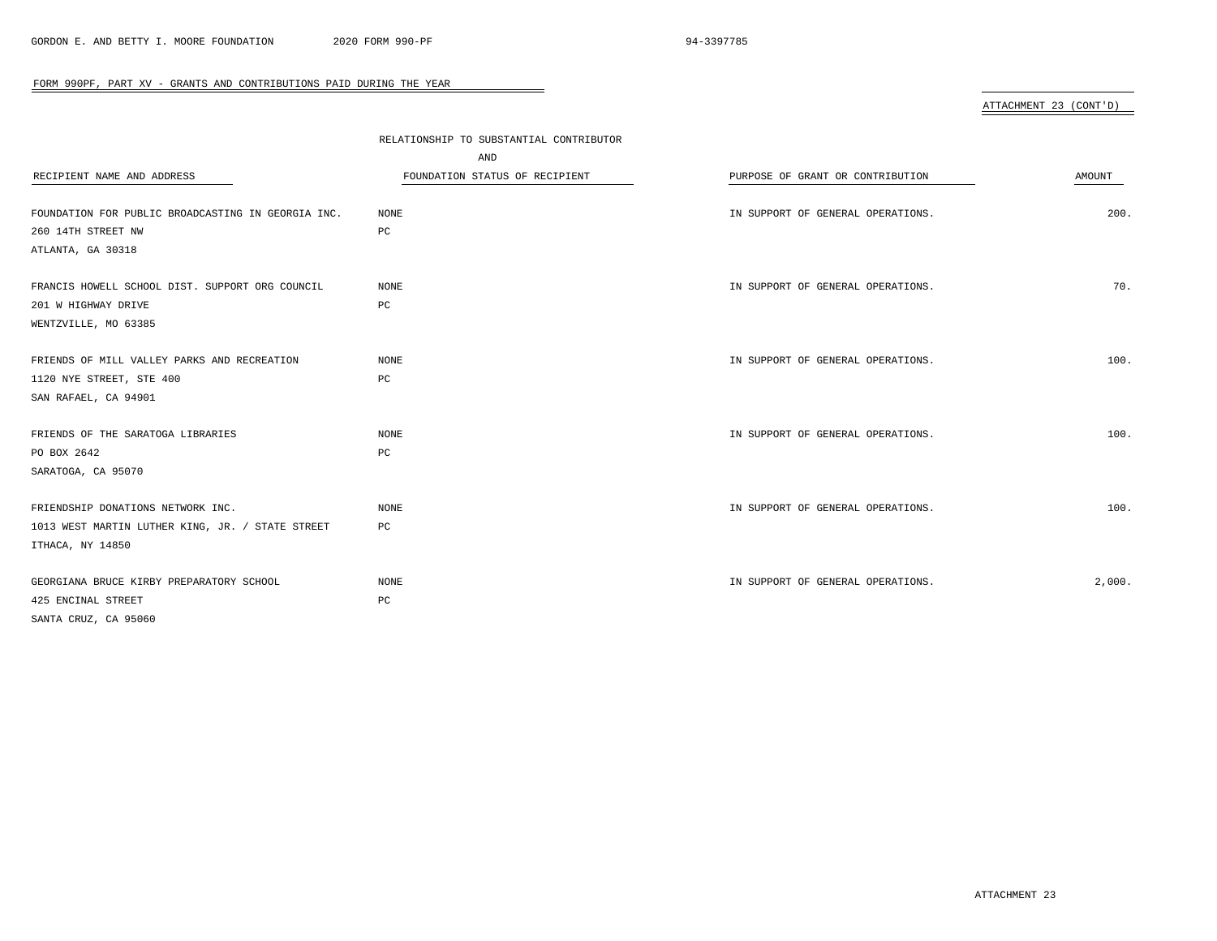FORM 990PF, PART XV - GRANTS AND CONTRIBUTIONS PAID DURING THE YEAR

ATTACHMENT 23 (CONT'D)

| RECIPIENT NAME AND ADDRESS | RELATIONSHIP TO SUBSTANTIAL CONTRIBUTOR AND FOUNDATION STATUS OF RECIPIENT | PURPOSE OF GRANT OR CONTRIBUTION | AMOUNT |
|---|---|---|---|
| FOUNDATION FOR PUBLIC BROADCASTING IN GEORGIA INC.<br>260 14TH STREET NW<br>ATLANTA, GA 30318 | NONE<br>PC | IN SUPPORT OF GENERAL OPERATIONS. | 200. |
| FRANCIS HOWELL SCHOOL DIST. SUPPORT ORG COUNCIL<br>201 W HIGHWAY DRIVE<br>WENTZVILLE, MO 63385 | NONE<br>PC | IN SUPPORT OF GENERAL OPERATIONS. | 70. |
| FRIENDS OF MILL VALLEY PARKS AND RECREATION<br>1120 NYE STREET, STE 400<br>SAN RAFAEL, CA 94901 | NONE<br>PC | IN SUPPORT OF GENERAL OPERATIONS. | 100. |
| FRIENDS OF THE SARATOGA LIBRARIES<br>PO BOX 2642<br>SARATOGA, CA 95070 | NONE<br>PC | IN SUPPORT OF GENERAL OPERATIONS. | 100. |
| FRIENDSHIP DONATIONS NETWORK INC.<br>1013 WEST MARTIN LUTHER KING, JR. / STATE STREET<br>ITHACA, NY 14850 | NONE<br>PC | IN SUPPORT OF GENERAL OPERATIONS. | 100. |
| GEORGIANA BRUCE KIRBY PREPARATORY SCHOOL<br>425 ENCINAL STREET<br>SANTA CRUZ, CA 95060 | NONE<br>PC | IN SUPPORT OF GENERAL OPERATIONS. | 2,000. |

ATTACHMENT 23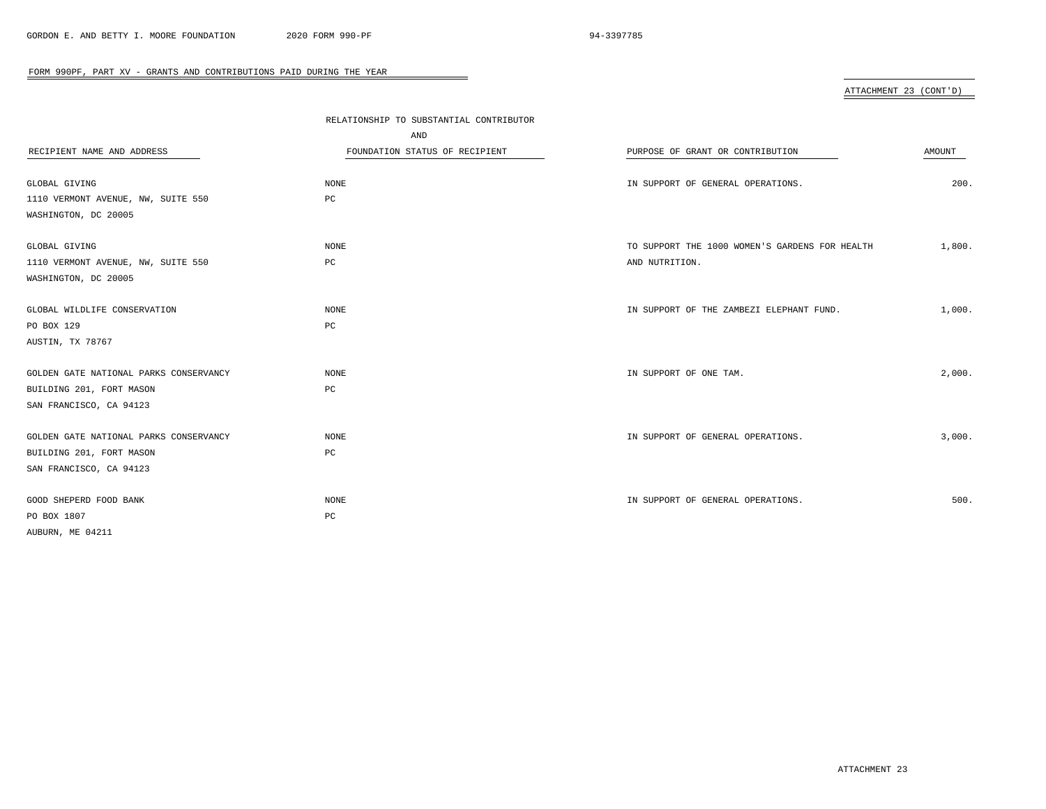## FORM 990PF, PART XV - GRANTS AND CONTRIBUTIONS PAID DURING THE YEAR

ATTACHMENT 23 (CONT'D)

| RECIPIENT NAME AND ADDRESS | RELATIONSHIP TO SUBSTANTIAL CONTRIBUTOR AND FOUNDATION STATUS OF RECIPIENT | PURPOSE OF GRANT OR CONTRIBUTION | AMOUNT |
|---|---|---|---|
| GLOBAL GIVING<br>1110 VERMONT AVENUE, NW, SUITE 550<br>WASHINGTON, DC 20005 | NONE<br>PC | IN SUPPORT OF GENERAL OPERATIONS. | 200. |
| GLOBAL GIVING<br>1110 VERMONT AVENUE, NW, SUITE 550<br>WASHINGTON, DC 20005 | NONE<br>PC | TO SUPPORT THE 1000 WOMEN'S GARDENS FOR HEALTH AND NUTRITION. | 1,800. |
| GLOBAL WILDLIFE CONSERVATION<br>PO BOX 129<br>AUSTIN, TX 78767 | NONE<br>PC | IN SUPPORT OF THE ZAMBEZI ELEPHANT FUND. | 1,000. |
| GOLDEN GATE NATIONAL PARKS CONSERVANCY<br>BUILDING 201, FORT MASON<br>SAN FRANCISCO, CA 94123 | NONE<br>PC | IN SUPPORT OF ONE TAM. | 2,000. |
| GOLDEN GATE NATIONAL PARKS CONSERVANCY<br>BUILDING 201, FORT MASON<br>SAN FRANCISCO, CA 94123 | NONE<br>PC | IN SUPPORT OF GENERAL OPERATIONS. | 3,000. |
| GOOD SHEPERD FOOD BANK<br>PO BOX 1807<br>AUBURN, ME 04211 | NONE<br>PC | IN SUPPORT OF GENERAL OPERATIONS. | 500. |

ATTACHMENT 23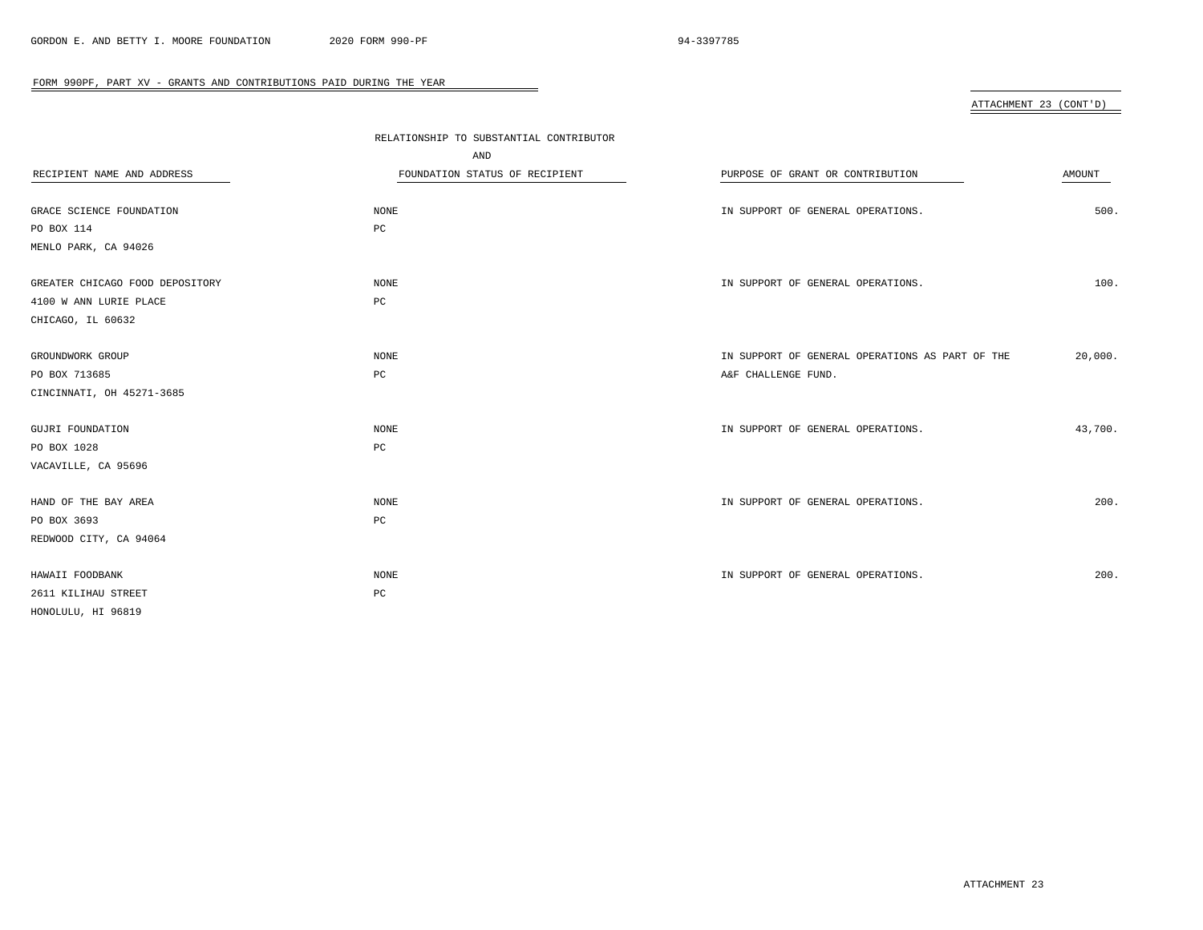FORM 990PF, PART XV - GRANTS AND CONTRIBUTIONS PAID DURING THE YEAR

ATTACHMENT 23 (CONT'D)

| RECIPIENT NAME AND ADDRESS | RELATIONSHIP TO SUBSTANTIAL CONTRIBUTOR AND FOUNDATION STATUS OF RECIPIENT | PURPOSE OF GRANT OR CONTRIBUTION | AMOUNT |
|---|---|---|---|
| GRACE SCIENCE FOUNDATION<br>PO BOX 114<br>MENLO PARK, CA 94026 | NONE<br>PC | IN SUPPORT OF GENERAL OPERATIONS. | 500. |
| GREATER CHICAGO FOOD DEPOSITORY<br>4100 W ANN LURIE PLACE<br>CHICAGO, IL 60632 | NONE<br>PC | IN SUPPORT OF GENERAL OPERATIONS. | 100. |
| GROUNDWORK GROUP<br>PO BOX 713685<br>CINCINNATI, OH 45271-3685 | NONE<br>PC | IN SUPPORT OF GENERAL OPERATIONS AS PART OF THE A&F CHALLENGE FUND. | 20,000. |
| GUJRI FOUNDATION<br>PO BOX 1028<br>VACAVILLE, CA 95696 | NONE<br>PC | IN SUPPORT OF GENERAL OPERATIONS. | 43,700. |
| HAND OF THE BAY AREA<br>PO BOX 3693<br>REDWOOD CITY, CA 94064 | NONE<br>PC | IN SUPPORT OF GENERAL OPERATIONS. | 200. |
| HAWAII FOODBANK<br>2611 KILIHAU STREET<br>HONOLULU, HI 96819 | NONE<br>PC | IN SUPPORT OF GENERAL OPERATIONS. | 200. |

ATTACHMENT 23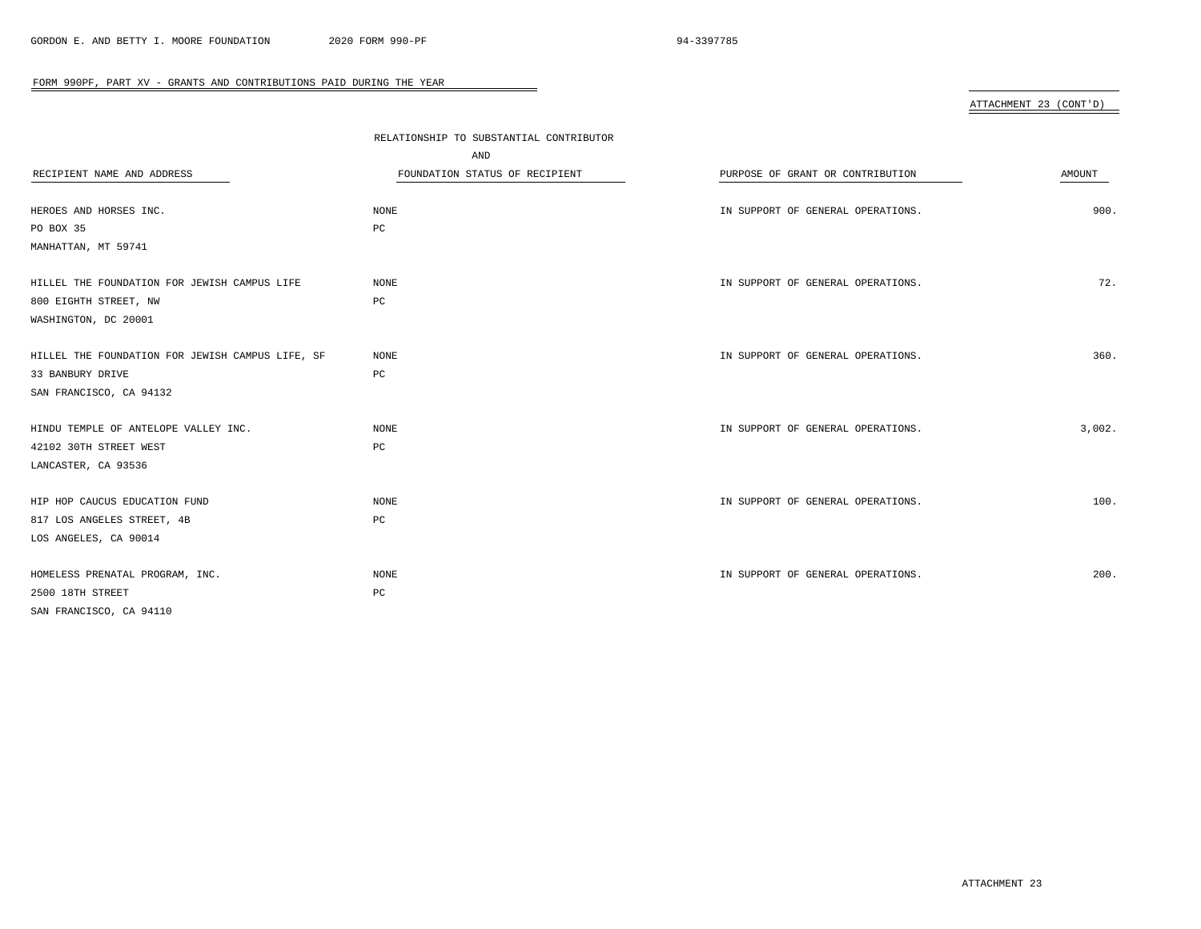## FORM 990PF, PART XV - GRANTS AND CONTRIBUTIONS PAID DURING THE YEAR

ATTACHMENT 23 (CONT'D)

| RECIPIENT NAME AND ADDRESS | RELATIONSHIP TO SUBSTANTIAL CONTRIBUTOR AND FOUNDATION STATUS OF RECIPIENT | PURPOSE OF GRANT OR CONTRIBUTION | AMOUNT |
|---|---|---|---|
| HEROES AND HORSES INC.<br>PO BOX 35<br>MANHATTAN, MT 59741 | NONE<br>PC | IN SUPPORT OF GENERAL OPERATIONS. | 900. |
| HILLEL THE FOUNDATION FOR JEWISH CAMPUS LIFE<br>800 EIGHTH STREET, NW<br>WASHINGTON, DC 20001 | NONE<br>PC | IN SUPPORT OF GENERAL OPERATIONS. | 72. |
| HILLEL THE FOUNDATION FOR JEWISH CAMPUS LIFE, SF<br>33 BANBURY DRIVE<br>SAN FRANCISCO, CA 94132 | NONE<br>PC | IN SUPPORT OF GENERAL OPERATIONS. | 360. |
| HINDU TEMPLE OF ANTELOPE VALLEY INC.<br>42102 30TH STREET WEST<br>LANCASTER, CA 93536 | NONE<br>PC | IN SUPPORT OF GENERAL OPERATIONS. | 3,002. |
| HIP HOP CAUCUS EDUCATION FUND<br>817 LOS ANGELES STREET, 4B<br>LOS ANGELES, CA 90014 | NONE<br>PC | IN SUPPORT OF GENERAL OPERATIONS. | 100. |
| HOMELESS PRENATAL PROGRAM, INC.<br>2500 18TH STREET<br>SAN FRANCISCO, CA 94110 | NONE<br>PC | IN SUPPORT OF GENERAL OPERATIONS. | 200. |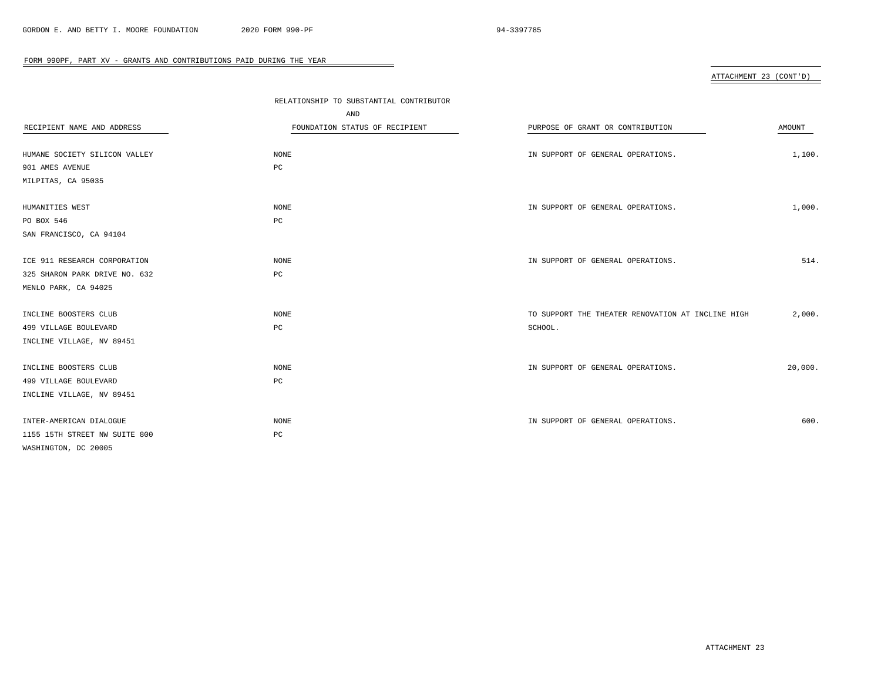FORM 990PF, PART XV - GRANTS AND CONTRIBUTIONS PAID DURING THE YEAR

ATTACHMENT 23 (CONT'D)

| RECIPIENT NAME AND ADDRESS | RELATIONSHIP TO SUBSTANTIAL CONTRIBUTOR AND FOUNDATION STATUS OF RECIPIENT | PURPOSE OF GRANT OR CONTRIBUTION | AMOUNT |
|---|---|---|---|
| HUMANE SOCIETY SILICON VALLEY<br>901 AMES AVENUE<br>MILPITAS, CA 95035 | NONE<br>PC | IN SUPPORT OF GENERAL OPERATIONS. | 1,100. |
| HUMANITIES WEST<br>PO BOX 546<br>SAN FRANCISCO, CA 94104 | NONE<br>PC | IN SUPPORT OF GENERAL OPERATIONS. | 1,000. |
| ICE 911 RESEARCH CORPORATION<br>325 SHARON PARK DRIVE NO. 632<br>MENLO PARK, CA 94025 | NONE<br>PC | IN SUPPORT OF GENERAL OPERATIONS. | 514. |
| INCLINE BOOSTERS CLUB<br>499 VILLAGE BOULEVARD<br>INCLINE VILLAGE, NV 89451 | NONE<br>PC | TO SUPPORT THE THEATER RENOVATION AT INCLINE HIGH SCHOOL. | 2,000. |
| INCLINE BOOSTERS CLUB<br>499 VILLAGE BOULEVARD<br>INCLINE VILLAGE, NV 89451 | NONE<br>PC | IN SUPPORT OF GENERAL OPERATIONS. | 20,000. |
| INTER-AMERICAN DIALOGUE<br>1155 15TH STREET NW SUITE 800<br>WASHINGTON, DC 20005 | NONE<br>PC | IN SUPPORT OF GENERAL OPERATIONS. | 600. |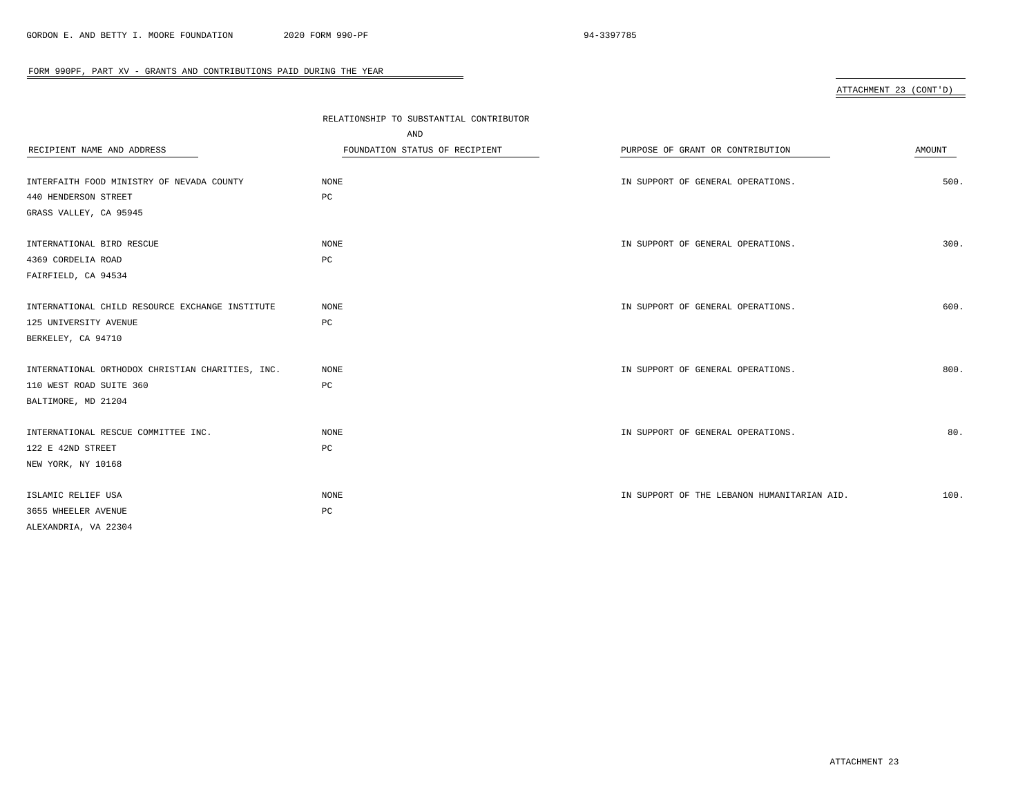FORM 990PF, PART XV - GRANTS AND CONTRIBUTIONS PAID DURING THE YEAR

ATTACHMENT 23 (CONT'D)

| RECIPIENT NAME AND ADDRESS | RELATIONSHIP TO SUBSTANTIAL CONTRIBUTOR AND FOUNDATION STATUS OF RECIPIENT | PURPOSE OF GRANT OR CONTRIBUTION | AMOUNT |
|---|---|---|---|
| INTERFAITH FOOD MINISTRY OF NEVADA COUNTY<br>440 HENDERSON STREET<br>GRASS VALLEY, CA 95945 | NONE<br>PC | IN SUPPORT OF GENERAL OPERATIONS. | 500. |
| INTERNATIONAL BIRD RESCUE<br>4369 CORDELIA ROAD<br>FAIRFIELD, CA 94534 | NONE<br>PC | IN SUPPORT OF GENERAL OPERATIONS. | 300. |
| INTERNATIONAL CHILD RESOURCE EXCHANGE INSTITUTE<br>125 UNIVERSITY AVENUE<br>BERKELEY, CA 94710 | NONE<br>PC | IN SUPPORT OF GENERAL OPERATIONS. | 600. |
| INTERNATIONAL ORTHODOX CHRISTIAN CHARITIES, INC.<br>110 WEST ROAD SUITE 360<br>BALTIMORE, MD 21204 | NONE<br>PC | IN SUPPORT OF GENERAL OPERATIONS. | 800. |
| INTERNATIONAL RESCUE COMMITTEE INC.<br>122 E 42ND STREET<br>NEW YORK, NY 10168 | NONE<br>PC | IN SUPPORT OF GENERAL OPERATIONS. | 80. |
| ISLAMIC RELIEF USA<br>3655 WHEELER AVENUE<br>ALEXANDRIA, VA 22304 | NONE<br>PC | IN SUPPORT OF THE LEBANON HUMANITARIAN AID. | 100. |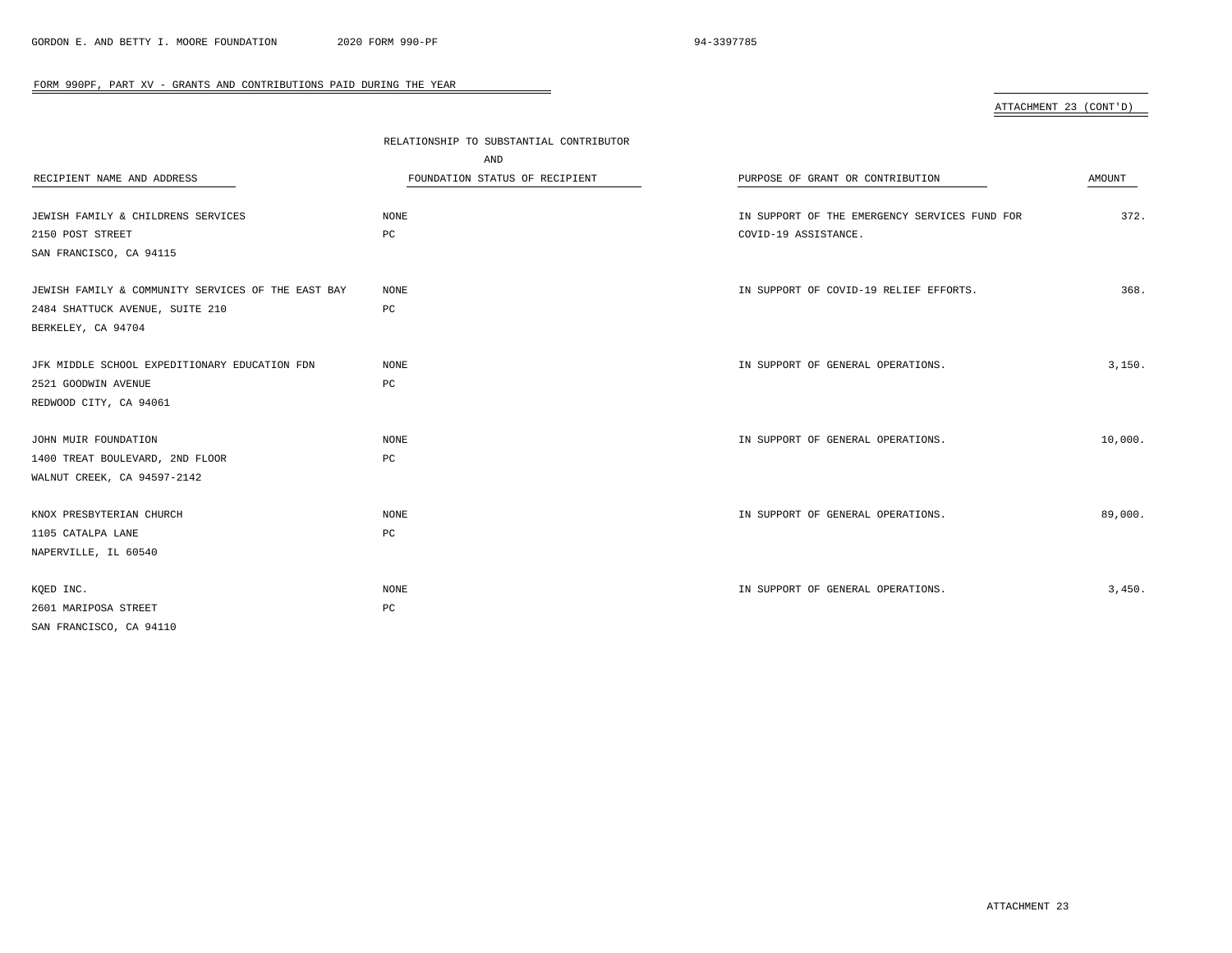FORM 990PF, PART XV - GRANTS AND CONTRIBUTIONS PAID DURING THE YEAR

ATTACHMENT 23 (CONT'D)

| RECIPIENT NAME AND ADDRESS | RELATIONSHIP TO SUBSTANTIAL CONTRIBUTOR AND FOUNDATION STATUS OF RECIPIENT | PURPOSE OF GRANT OR CONTRIBUTION | AMOUNT |
|---|---|---|---|
| JEWISH FAMILY & CHILDRENS SERVICES<br>2150 POST STREET<br>SAN FRANCISCO, CA 94115 | NONE<br>PC | IN SUPPORT OF THE EMERGENCY SERVICES FUND FOR COVID-19 ASSISTANCE. | 372. |
| JEWISH FAMILY & COMMUNITY SERVICES OF THE EAST BAY<br>2484 SHATTUCK AVENUE, SUITE 210<br>BERKELEY, CA 94704 | NONE<br>PC | IN SUPPORT OF COVID-19 RELIEF EFFORTS. | 368. |
| JFK MIDDLE SCHOOL EXPEDITIONARY EDUCATION FDN<br>2521 GOODWIN AVENUE<br>REDWOOD CITY, CA 94061 | NONE<br>PC | IN SUPPORT OF GENERAL OPERATIONS. | 3,150. |
| JOHN MUIR FOUNDATION<br>1400 TREAT BOULEVARD, 2ND FLOOR<br>WALNUT CREEK, CA 94597-2142 | NONE<br>PC | IN SUPPORT OF GENERAL OPERATIONS. | 10,000. |
| KNOX PRESBYTERIAN CHURCH<br>1105 CATALPA LANE<br>NAPERVILLE, IL 60540 | NONE<br>PC | IN SUPPORT OF GENERAL OPERATIONS. | 89,000. |
| KQED INC.<br>2601 MARIPOSA STREET<br>SAN FRANCISCO, CA 94110 | NONE<br>PC | IN SUPPORT OF GENERAL OPERATIONS. | 3,450. |

ATTACHMENT 23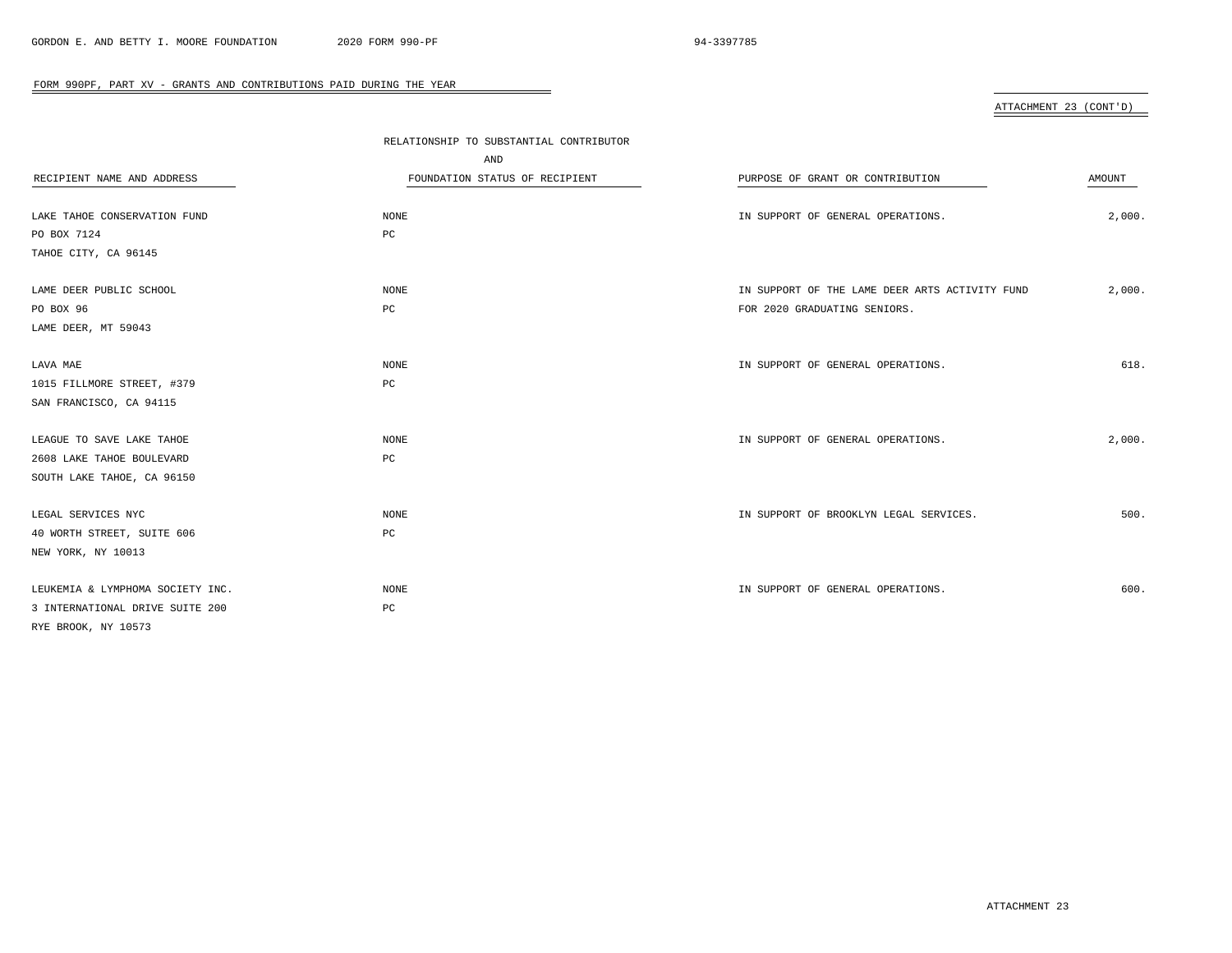FORM 990PF, PART XV - GRANTS AND CONTRIBUTIONS PAID DURING THE YEAR

ATTACHMENT 23 (CONT'D)

| RECIPIENT NAME AND ADDRESS | RELATIONSHIP TO SUBSTANTIAL CONTRIBUTOR AND FOUNDATION STATUS OF RECIPIENT | PURPOSE OF GRANT OR CONTRIBUTION | AMOUNT |
|---|---|---|---|
| LAKE TAHOE CONSERVATION FUND<br>PO BOX 7124<br>TAHOE CITY, CA 96145 | NONE<br>PC | IN SUPPORT OF GENERAL OPERATIONS. | 2,000. |
| LAME DEER PUBLIC SCHOOL<br>PO BOX 96<br>LAME DEER, MT 59043 | NONE<br>PC | IN SUPPORT OF THE LAME DEER ARTS ACTIVITY FUND FOR 2020 GRADUATING SENIORS. | 2,000. |
| LAVA MAE<br>1015 FILLMORE STREET, #379<br>SAN FRANCISCO, CA 94115 | NONE<br>PC | IN SUPPORT OF GENERAL OPERATIONS. | 618. |
| LEAGUE TO SAVE LAKE TAHOE<br>2608 LAKE TAHOE BOULEVARD<br>SOUTH LAKE TAHOE, CA 96150 | NONE<br>PC | IN SUPPORT OF GENERAL OPERATIONS. | 2,000. |
| LEGAL SERVICES NYC<br>40 WORTH STREET, SUITE 606<br>NEW YORK, NY 10013 | NONE<br>PC | IN SUPPORT OF BROOKLYN LEGAL SERVICES. | 500. |
| LEUKEMIA & LYMPHOMA SOCIETY INC.<br>3 INTERNATIONAL DRIVE SUITE 200<br>RYE BROOK, NY 10573 | NONE<br>PC | IN SUPPORT OF GENERAL OPERATIONS. | 600. |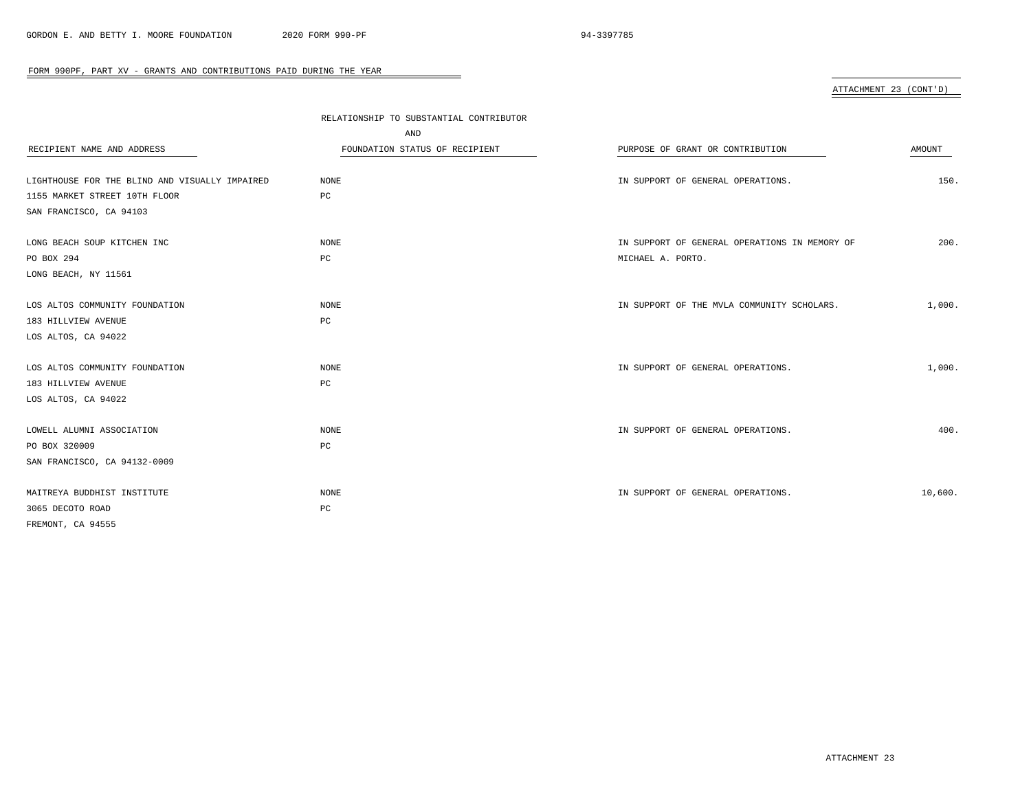FORM 990PF, PART XV - GRANTS AND CONTRIBUTIONS PAID DURING THE YEAR

ATTACHMENT 23 (CONT'D)

| RECIPIENT NAME AND ADDRESS | RELATIONSHIP TO SUBSTANTIAL CONTRIBUTOR AND FOUNDATION STATUS OF RECIPIENT | PURPOSE OF GRANT OR CONTRIBUTION | AMOUNT |
|---|---|---|---|
| LIGHTHOUSE FOR THE BLIND AND VISUALLY IMPAIRED<br>1155 MARKET STREET 10TH FLOOR<br>SAN FRANCISCO, CA 94103 | NONE<br>PC | IN SUPPORT OF GENERAL OPERATIONS. | 150. |
| LONG BEACH SOUP KITCHEN INC<br>PO BOX 294<br>LONG BEACH, NY 11561 | NONE<br>PC | IN SUPPORT OF GENERAL OPERATIONS IN MEMORY OF MICHAEL A. PORTO. | 200. |
| LOS ALTOS COMMUNITY FOUNDATION<br>183 HILLVIEW AVENUE<br>LOS ALTOS, CA 94022 | NONE<br>PC | IN SUPPORT OF THE MVLA COMMUNITY SCHOLARS. | 1,000. |
| LOS ALTOS COMMUNITY FOUNDATION<br>183 HILLVIEW AVENUE<br>LOS ALTOS, CA 94022 | NONE<br>PC | IN SUPPORT OF GENERAL OPERATIONS. | 1,000. |
| LOWELL ALUMNI ASSOCIATION<br>PO BOX 320009<br>SAN FRANCISCO, CA 94132-0009 | NONE<br>PC | IN SUPPORT OF GENERAL OPERATIONS. | 400. |
| MAITREYA BUDDHIST INSTITUTE<br>3065 DECOTO ROAD<br>FREMONT, CA 94555 | NONE<br>PC | IN SUPPORT OF GENERAL OPERATIONS. | 10,600. |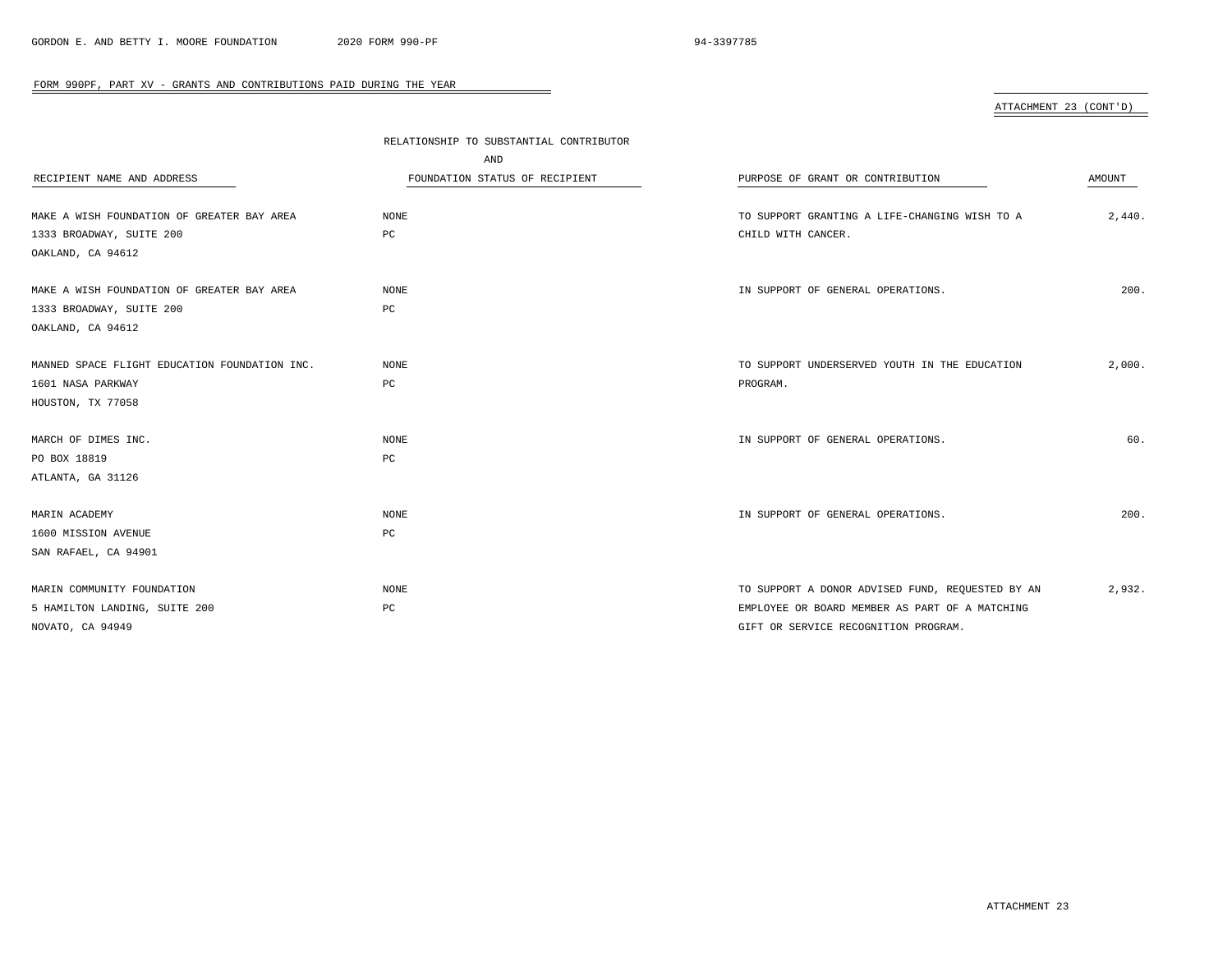FORM 990PF, PART XV - GRANTS AND CONTRIBUTIONS PAID DURING THE YEAR

ATTACHMENT 23 (CONT'D)

| RECIPIENT NAME AND ADDRESS | RELATIONSHIP TO SUBSTANTIAL CONTRIBUTOR AND FOUNDATION STATUS OF RECIPIENT | PURPOSE OF GRANT OR CONTRIBUTION | AMOUNT |
|---|---|---|---|
| MAKE A WISH FOUNDATION OF GREATER BAY AREA<br>1333 BROADWAY, SUITE 200<br>OAKLAND, CA 94612 | NONE<br>PC | TO SUPPORT GRANTING A LIFE-CHANGING WISH TO A CHILD WITH CANCER. | 2,440. |
| MAKE A WISH FOUNDATION OF GREATER BAY AREA<br>1333 BROADWAY, SUITE 200<br>OAKLAND, CA 94612 | NONE<br>PC | IN SUPPORT OF GENERAL OPERATIONS. | 200. |
| MANNED SPACE FLIGHT EDUCATION FOUNDATION INC.<br>1601 NASA PARKWAY<br>HOUSTON, TX 77058 | NONE<br>PC | TO SUPPORT UNDERSERVED YOUTH IN THE EDUCATION PROGRAM. | 2,000. |
| MARCH OF DIMES INC.<br>PO BOX 18819<br>ATLANTA, GA 31126 | NONE<br>PC | IN SUPPORT OF GENERAL OPERATIONS. | 60. |
| MARIN ACADEMY<br>1600 MISSION AVENUE<br>SAN RAFAEL, CA 94901 | NONE<br>PC | IN SUPPORT OF GENERAL OPERATIONS. | 200. |
| MARIN COMMUNITY FOUNDATION<br>5 HAMILTON LANDING, SUITE 200<br>NOVATO, CA 94949 | NONE<br>PC | TO SUPPORT A DONOR ADVISED FUND, REQUESTED BY AN EMPLOYEE OR BOARD MEMBER AS PART OF A MATCHING GIFT OR SERVICE RECOGNITION PROGRAM. | 2,932. |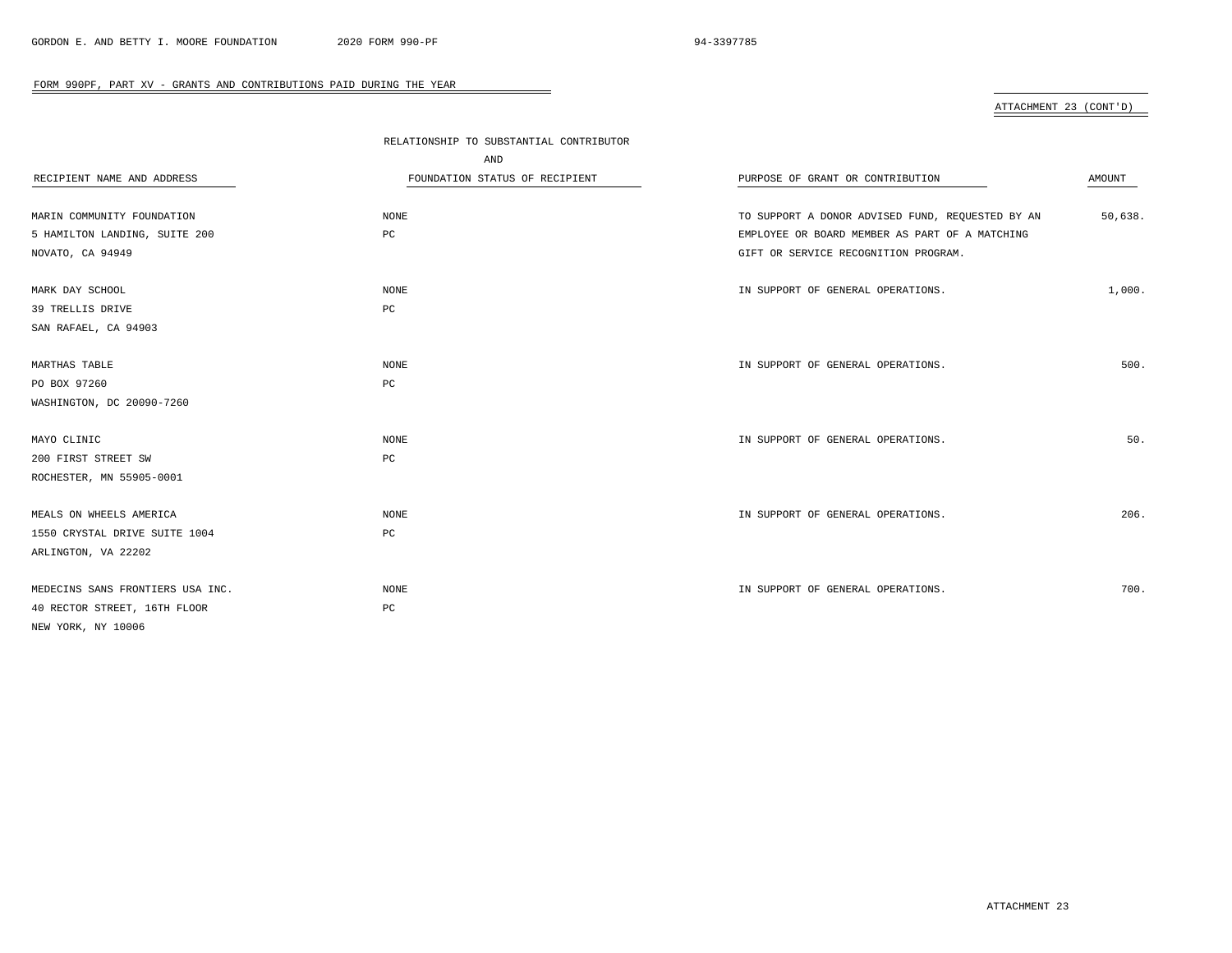FORM 990PF, PART XV - GRANTS AND CONTRIBUTIONS PAID DURING THE YEAR

ATTACHMENT 23 (CONT'D)

| RECIPIENT NAME AND ADDRESS | RELATIONSHIP TO SUBSTANTIAL CONTRIBUTOR AND FOUNDATION STATUS OF RECIPIENT | PURPOSE OF GRANT OR CONTRIBUTION | AMOUNT |
|---|---|---|---|
| MARIN COMMUNITY FOUNDATION<br>5 HAMILTON LANDING, SUITE 200<br>NOVATO, CA 94949 | NONE<br>PC | TO SUPPORT A DONOR ADVISED FUND, REQUESTED BY AN EMPLOYEE OR BOARD MEMBER AS PART OF A MATCHING GIFT OR SERVICE RECOGNITION PROGRAM. | 50,638. |
| MARK DAY SCHOOL<br>39 TRELLIS DRIVE<br>SAN RAFAEL, CA 94903 | NONE<br>PC | IN SUPPORT OF GENERAL OPERATIONS. | 1,000. |
| MARTHAS TABLE<br>PO BOX 97260<br>WASHINGTON, DC 20090-7260 | NONE<br>PC | IN SUPPORT OF GENERAL OPERATIONS. | 500. |
| MAYO CLINIC<br>200 FIRST STREET SW<br>ROCHESTER, MN 55905-0001 | NONE<br>PC | IN SUPPORT OF GENERAL OPERATIONS. | 50. |
| MEALS ON WHEELS AMERICA<br>1550 CRYSTAL DRIVE SUITE 1004<br>ARLINGTON, VA 22202 | NONE<br>PC | IN SUPPORT OF GENERAL OPERATIONS. | 206. |
| MEDECINS SANS FRONTIERS USA INC.<br>40 RECTOR STREET, 16TH FLOOR<br>NEW YORK, NY 10006 | NONE<br>PC | IN SUPPORT OF GENERAL OPERATIONS. | 700. |

ATTACHMENT 23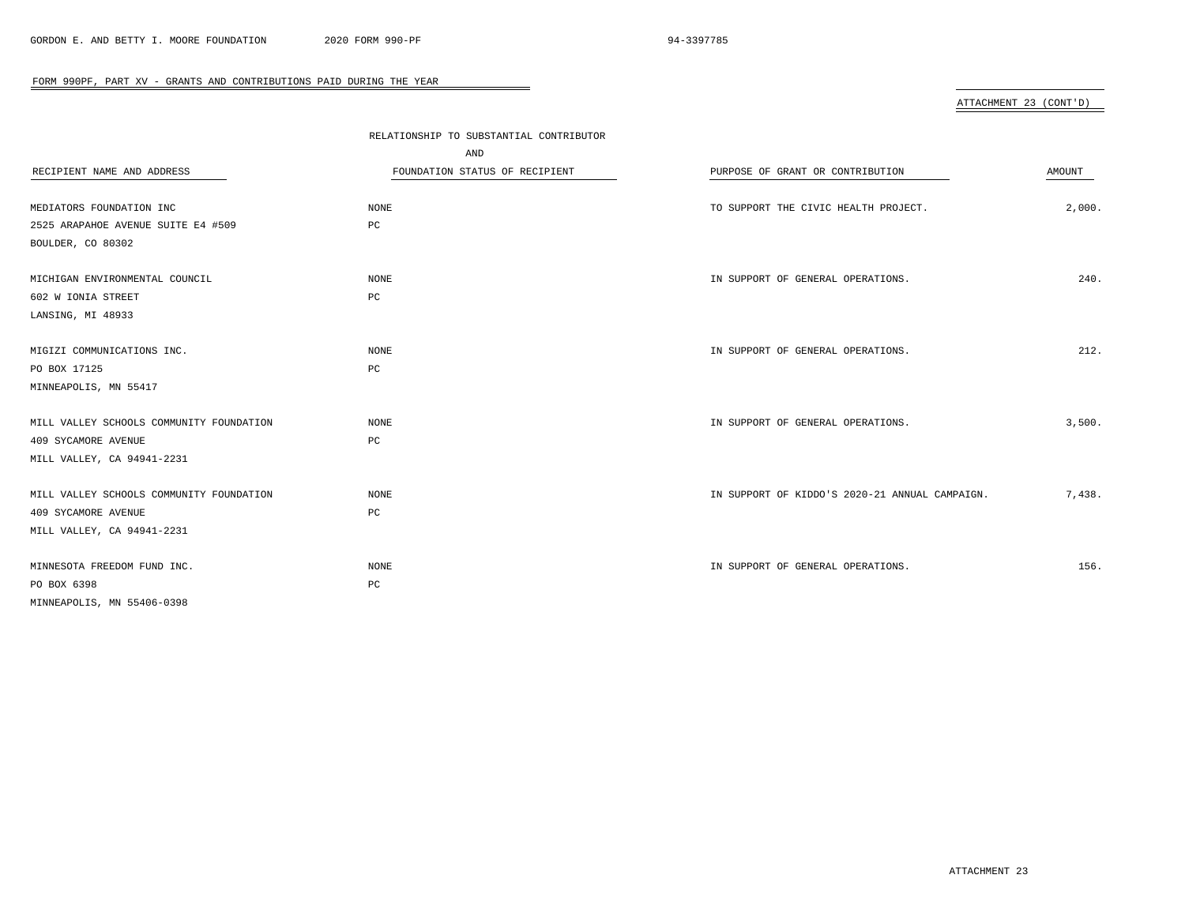## FORM 990PF, PART XV - GRANTS AND CONTRIBUTIONS PAID DURING THE YEAR

ATTACHMENT 23 (CONT'D)

| RECIPIENT NAME AND ADDRESS | RELATIONSHIP TO SUBSTANTIAL CONTRIBUTOR AND FOUNDATION STATUS OF RECIPIENT | PURPOSE OF GRANT OR CONTRIBUTION | AMOUNT |
|---|---|---|---|
| MEDIATORS FOUNDATION INC<br>2525 ARAPAHOE AVENUE SUITE E4 #509<br>BOULDER, CO 80302 | NONE<br>PC | TO SUPPORT THE CIVIC HEALTH PROJECT. | 2,000. |
| MICHIGAN ENVIRONMENTAL COUNCIL<br>602 W IONIA STREET<br>LANSING, MI 48933 | NONE<br>PC | IN SUPPORT OF GENERAL OPERATIONS. | 240. |
| MIGIZI COMMUNICATIONS INC.<br>PO BOX 17125<br>MINNEAPOLIS, MN 55417 | NONE<br>PC | IN SUPPORT OF GENERAL OPERATIONS. | 212. |
| MILL VALLEY SCHOOLS COMMUNITY FOUNDATION<br>409 SYCAMORE AVENUE<br>MILL VALLEY, CA 94941-2231 | NONE<br>PC | IN SUPPORT OF GENERAL OPERATIONS. | 3,500. |
| MILL VALLEY SCHOOLS COMMUNITY FOUNDATION<br>409 SYCAMORE AVENUE<br>MILL VALLEY, CA 94941-2231 | NONE<br>PC | IN SUPPORT OF KIDDO'S 2020-21 ANNUAL CAMPAIGN. | 7,438. |
| MINNESOTA FREEDOM FUND INC.<br>PO BOX 6398<br>MINNEAPOLIS, MN 55406-0398 | NONE<br>PC | IN SUPPORT OF GENERAL OPERATIONS. | 156. |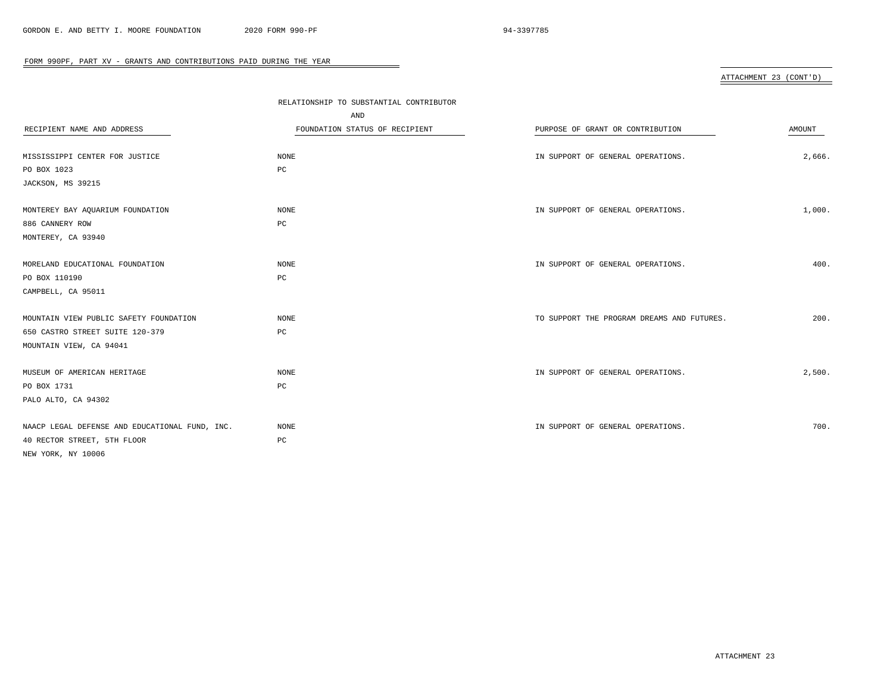FORM 990PF, PART XV - GRANTS AND CONTRIBUTIONS PAID DURING THE YEAR

ATTACHMENT 23 (CONT'D)

| RECIPIENT NAME AND ADDRESS | RELATIONSHIP TO SUBSTANTIAL CONTRIBUTOR AND FOUNDATION STATUS OF RECIPIENT | PURPOSE OF GRANT OR CONTRIBUTION | AMOUNT |
|---|---|---|---|
| MISSISSIPPI CENTER FOR JUSTICE<br>PO BOX 1023<br>JACKSON, MS 39215 | NONE<br>PC | IN SUPPORT OF GENERAL OPERATIONS. | 2,666. |
| MONTEREY BAY AQUARIUM FOUNDATION<br>886 CANNERY ROW<br>MONTEREY, CA 93940 | NONE<br>PC | IN SUPPORT OF GENERAL OPERATIONS. | 1,000. |
| MORELAND EDUCATIONAL FOUNDATION<br>PO BOX 110190<br>CAMPBELL, CA 95011 | NONE<br>PC | IN SUPPORT OF GENERAL OPERATIONS. | 400. |
| MOUNTAIN VIEW PUBLIC SAFETY FOUNDATION<br>650 CASTRO STREET SUITE 120-379<br>MOUNTAIN VIEW, CA 94041 | NONE<br>PC | TO SUPPORT THE PROGRAM DREAMS AND FUTURES. | 200. |
| MUSEUM OF AMERICAN HERITAGE<br>PO BOX 1731<br>PALO ALTO, CA 94302 | NONE<br>PC | IN SUPPORT OF GENERAL OPERATIONS. | 2,500. |
| NAACP LEGAL DEFENSE AND EDUCATIONAL FUND, INC.<br>40 RECTOR STREET, 5TH FLOOR<br>NEW YORK, NY 10006 | NONE<br>PC | IN SUPPORT OF GENERAL OPERATIONS. | 700. |

ATTACHMENT 23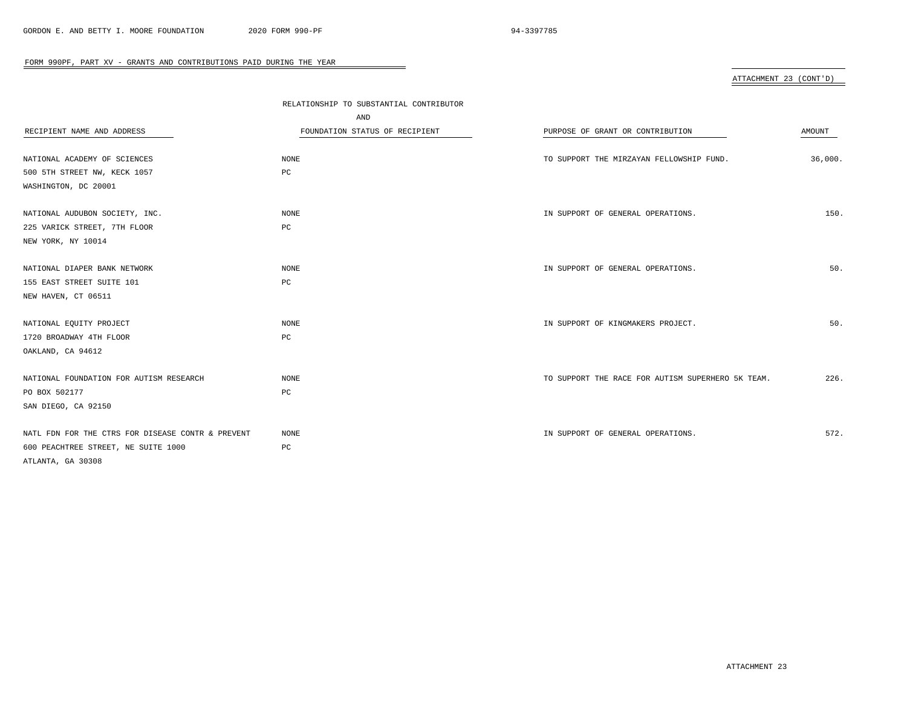FORM 990PF, PART XV - GRANTS AND CONTRIBUTIONS PAID DURING THE YEAR

ATTACHMENT 23 (CONT'D)

| RECIPIENT NAME AND ADDRESS | RELATIONSHIP TO SUBSTANTIAL CONTRIBUTOR AND FOUNDATION STATUS OF RECIPIENT | PURPOSE OF GRANT OR CONTRIBUTION | AMOUNT |
|---|---|---|---|
| NATIONAL ACADEMY OF SCIENCES<br>500 5TH STREET NW, KECK 1057<br>WASHINGTON, DC 20001 | NONE<br>PC | TO SUPPORT THE MIRZAYAN FELLOWSHIP FUND. | 36,000. |
| NATIONAL AUDUBON SOCIETY, INC.<br>225 VARICK STREET, 7TH FLOOR<br>NEW YORK, NY 10014 | NONE<br>PC | IN SUPPORT OF GENERAL OPERATIONS. | 150. |
| NATIONAL DIAPER BANK NETWORK<br>155 EAST STREET SUITE 101<br>NEW HAVEN, CT 06511 | NONE<br>PC | IN SUPPORT OF GENERAL OPERATIONS. | 50. |
| NATIONAL EQUITY PROJECT<br>1720 BROADWAY 4TH FLOOR<br>OAKLAND, CA 94612 | NONE<br>PC | IN SUPPORT OF KINGMAKERS PROJECT. | 50. |
| NATIONAL FOUNDATION FOR AUTISM RESEARCH<br>PO BOX 502177<br>SAN DIEGO, CA 92150 | NONE<br>PC | TO SUPPORT THE RACE FOR AUTISM SUPERHERO 5K TEAM. | 226. |
| NATL FDN FOR THE CTRS FOR DISEASE CONTR & PREVENT<br>600 PEACHTREE STREET, NE SUITE 1000<br>ATLANTA, GA 30308 | NONE<br>PC | IN SUPPORT OF GENERAL OPERATIONS. | 572. |

ATTACHMENT 23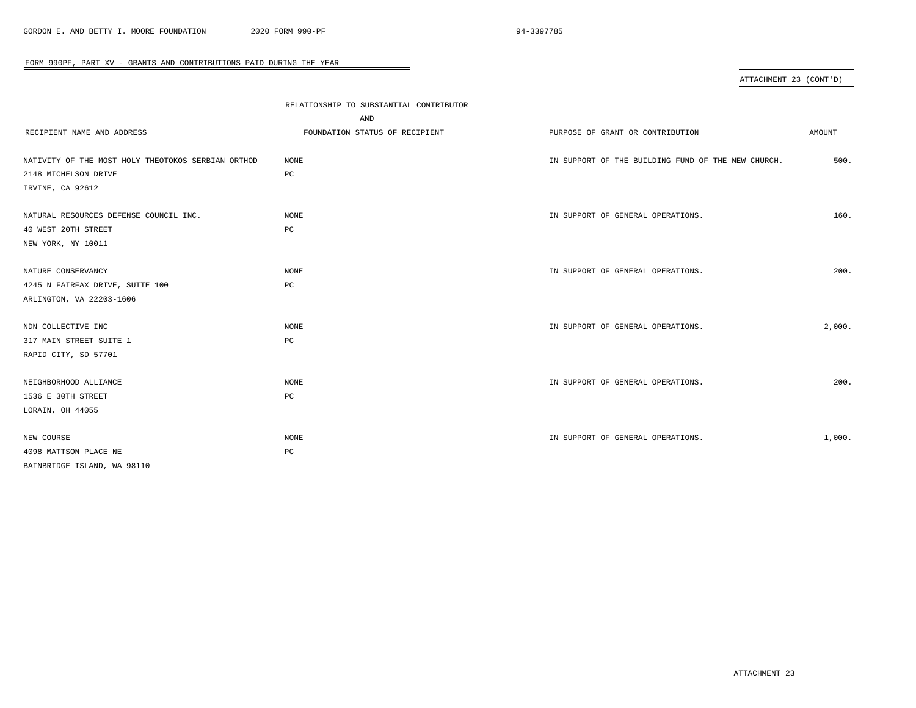FORM 990PF, PART XV - GRANTS AND CONTRIBUTIONS PAID DURING THE YEAR

ATTACHMENT 23 (CONT'D)

| RECIPIENT NAME AND ADDRESS | RELATIONSHIP TO SUBSTANTIAL CONTRIBUTOR AND FOUNDATION STATUS OF RECIPIENT | PURPOSE OF GRANT OR CONTRIBUTION | AMOUNT |
|---|---|---|---|
| NATIVITY OF THE MOST HOLY THEOTOKOS SERBIAN ORTHOD<br>2148 MICHELSON DRIVE<br>IRVINE, CA 92612 | NONE<br>PC | IN SUPPORT OF THE BUILDING FUND OF THE NEW CHURCH. | 500. |
| NATURAL RESOURCES DEFENSE COUNCIL INC.<br>40 WEST 20TH STREET<br>NEW YORK, NY 10011 | NONE<br>PC | IN SUPPORT OF GENERAL OPERATIONS. | 160. |
| NATURE CONSERVANCY<br>4245 N FAIRFAX DRIVE, SUITE 100<br>ARLINGTON, VA 22203-1606 | NONE<br>PC | IN SUPPORT OF GENERAL OPERATIONS. | 200. |
| NDN COLLECTIVE INC<br>317 MAIN STREET SUITE 1<br>RAPID CITY, SD 57701 | NONE<br>PC | IN SUPPORT OF GENERAL OPERATIONS. | 2,000. |
| NEIGHBORHOOD ALLIANCE<br>1536 E 30TH STREET<br>LORAIN, OH 44055 | NONE<br>PC | IN SUPPORT OF GENERAL OPERATIONS. | 200. |
| NEW COURSE<br>4098 MATTSON PLACE NE<br>BAINBRIDGE ISLAND, WA 98110 | NONE<br>PC | IN SUPPORT OF GENERAL OPERATIONS. | 1,000. |

ATTACHMENT 23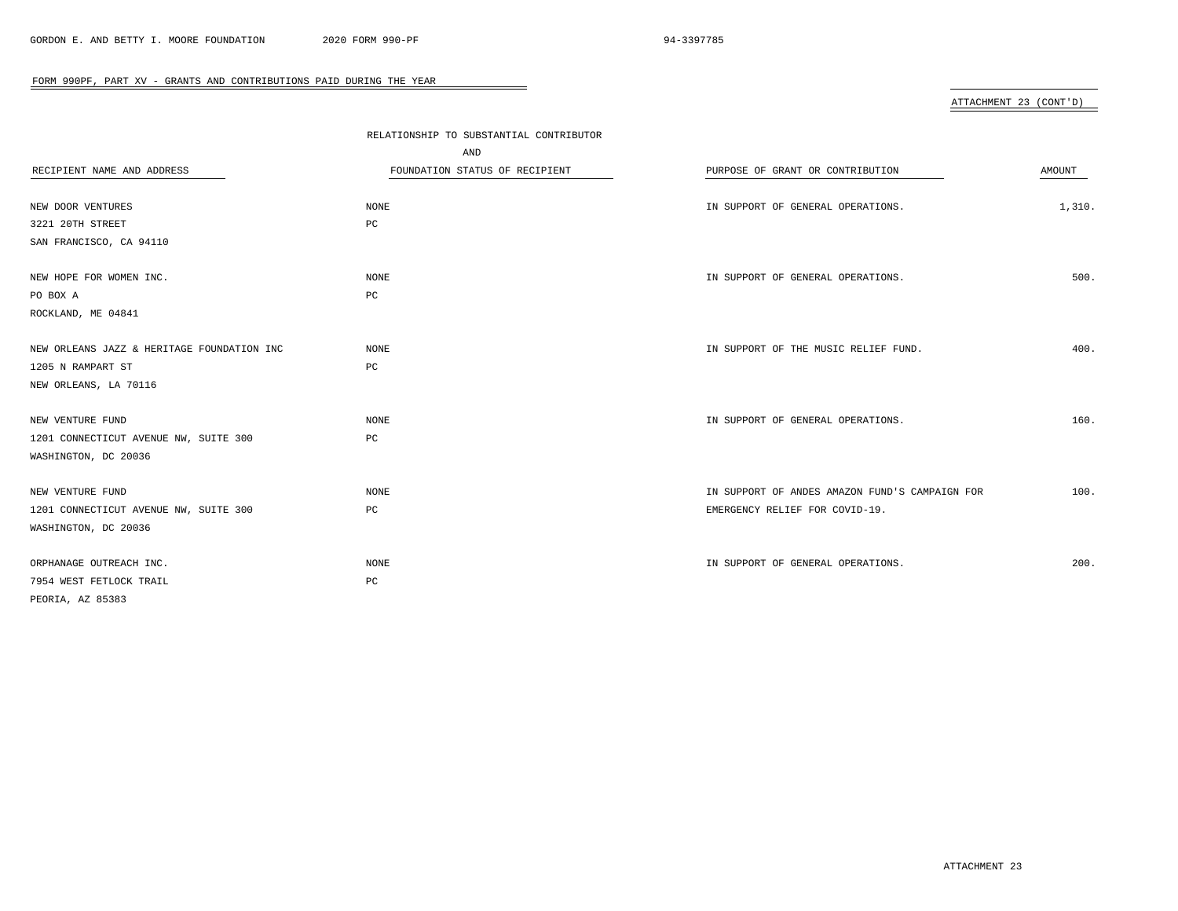FORM 990PF, PART XV - GRANTS AND CONTRIBUTIONS PAID DURING THE YEAR

ATTACHMENT 23 (CONT'D)

| RECIPIENT NAME AND ADDRESS | RELATIONSHIP TO SUBSTANTIAL CONTRIBUTOR AND FOUNDATION STATUS OF RECIPIENT | PURPOSE OF GRANT OR CONTRIBUTION | AMOUNT |
|---|---|---|---|
| NEW DOOR VENTURES<br>3221 20TH STREET<br>SAN FRANCISCO, CA 94110 | NONE<br>PC | IN SUPPORT OF GENERAL OPERATIONS. | 1,310. |
| NEW HOPE FOR WOMEN INC.<br>PO BOX A<br>ROCKLAND, ME 04841 | NONE<br>PC | IN SUPPORT OF GENERAL OPERATIONS. | 500. |
| NEW ORLEANS JAZZ & HERITAGE FOUNDATION INC<br>1205 N RAMPART ST<br>NEW ORLEANS, LA 70116 | NONE<br>PC | IN SUPPORT OF THE MUSIC RELIEF FUND. | 400. |
| NEW VENTURE FUND<br>1201 CONNECTICUT AVENUE NW, SUITE 300<br>WASHINGTON, DC 20036 | NONE<br>PC | IN SUPPORT OF GENERAL OPERATIONS. | 160. |
| NEW VENTURE FUND<br>1201 CONNECTICUT AVENUE NW, SUITE 300<br>WASHINGTON, DC 20036 | NONE<br>PC | IN SUPPORT OF ANDES AMAZON FUND'S CAMPAIGN FOR EMERGENCY RELIEF FOR COVID-19. | 100. |
| ORPHANAGE OUTREACH INC.<br>7954 WEST FETLOCK TRAIL<br>PEORIA, AZ 85383 | NONE<br>PC | IN SUPPORT OF GENERAL OPERATIONS. | 200. |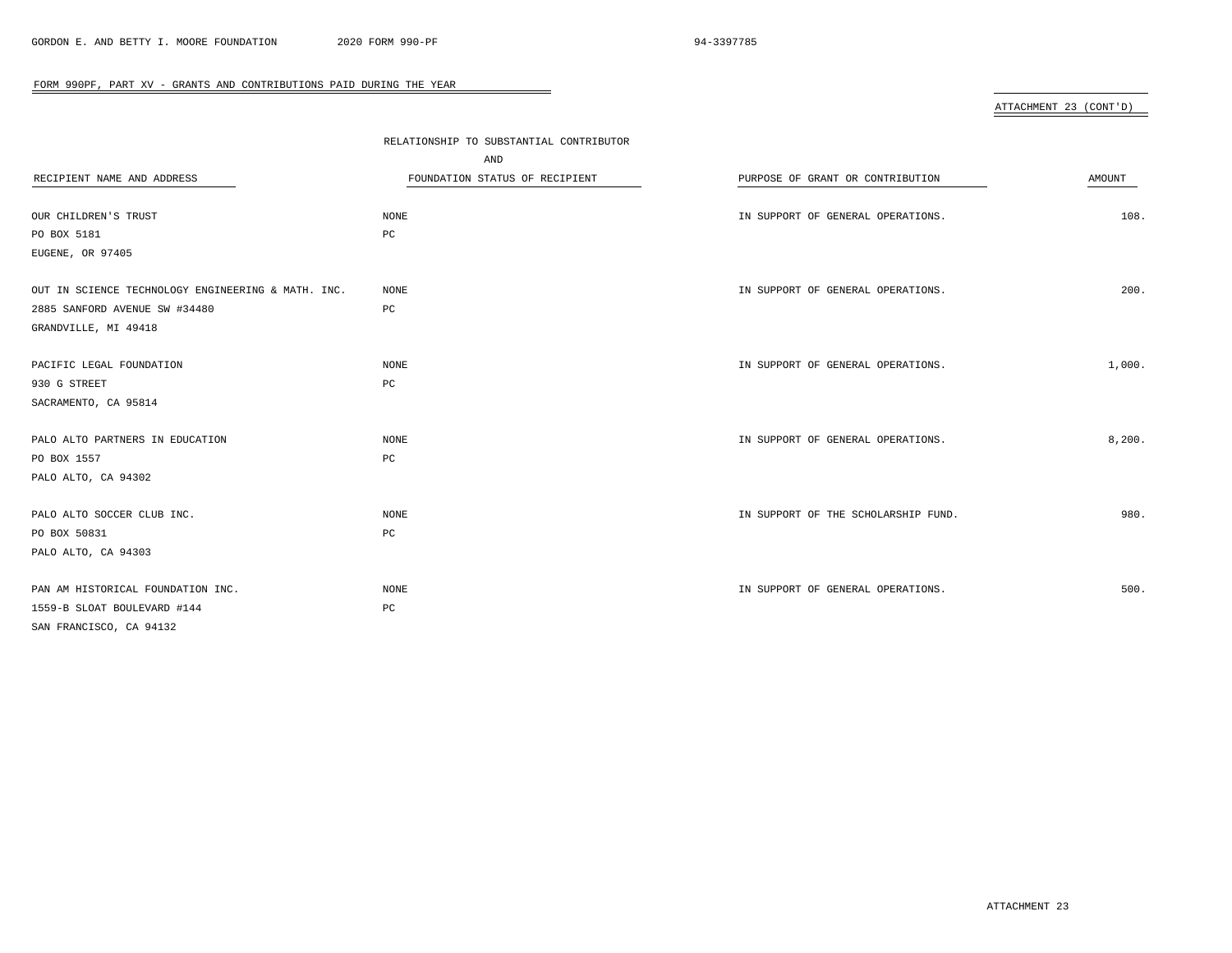FORM 990PF, PART XV - GRANTS AND CONTRIBUTIONS PAID DURING THE YEAR

ATTACHMENT 23 (CONT'D)

| RECIPIENT NAME AND ADDRESS | RELATIONSHIP TO SUBSTANTIAL CONTRIBUTOR AND FOUNDATION STATUS OF RECIPIENT | PURPOSE OF GRANT OR CONTRIBUTION | AMOUNT |
|---|---|---|---|
| OUR CHILDREN'S TRUST<br>PO BOX 5181<br>EUGENE, OR 97405 | NONE<br>PC | IN SUPPORT OF GENERAL OPERATIONS. | 108. |
| OUT IN SCIENCE TECHNOLOGY ENGINEERING & MATH. INC.<br>2885 SANFORD AVENUE SW #34480<br>GRANDVILLE, MI 49418 | NONE<br>PC | IN SUPPORT OF GENERAL OPERATIONS. | 200. |
| PACIFIC LEGAL FOUNDATION<br>930 G STREET<br>SACRAMENTO, CA 95814 | NONE<br>PC | IN SUPPORT OF GENERAL OPERATIONS. | 1,000. |
| PALO ALTO PARTNERS IN EDUCATION<br>PO BOX 1557<br>PALO ALTO, CA 94302 | NONE<br>PC | IN SUPPORT OF GENERAL OPERATIONS. | 8,200. |
| PALO ALTO SOCCER CLUB INC.<br>PO BOX 50831<br>PALO ALTO, CA 94303 | NONE<br>PC | IN SUPPORT OF THE SCHOLARSHIP FUND. | 980. |
| PAN AM HISTORICAL FOUNDATION INC.<br>1559-B SLOAT BOULEVARD #144<br>SAN FRANCISCO, CA 94132 | NONE<br>PC | IN SUPPORT OF GENERAL OPERATIONS. | 500. |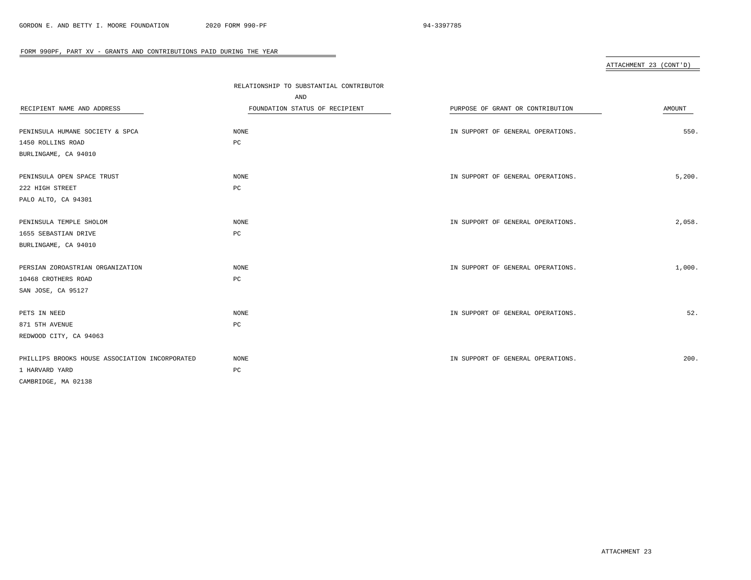FORM 990PF, PART XV - GRANTS AND CONTRIBUTIONS PAID DURING THE YEAR

ATTACHMENT 23 (CONT'D)

| RECIPIENT NAME AND ADDRESS | RELATIONSHIP TO SUBSTANTIAL CONTRIBUTOR AND FOUNDATION STATUS OF RECIPIENT | PURPOSE OF GRANT OR CONTRIBUTION | AMOUNT |
|---|---|---|---|
| PENINSULA HUMANE SOCIETY & SPCA<br>1450 ROLLINS ROAD<br>BURLINGAME, CA 94010 | NONE<br>PC | IN SUPPORT OF GENERAL OPERATIONS. | 550. |
| PENINSULA OPEN SPACE TRUST<br>222 HIGH STREET<br>PALO ALTO, CA 94301 | NONE<br>PC | IN SUPPORT OF GENERAL OPERATIONS. | 5,200. |
| PENINSULA TEMPLE SHOLOM<br>1655 SEBASTIAN DRIVE<br>BURLINGAME, CA 94010 | NONE<br>PC | IN SUPPORT OF GENERAL OPERATIONS. | 2,058. |
| PERSIAN ZOROASTRIAN ORGANIZATION<br>10468 CROTHERS ROAD<br>SAN JOSE, CA 95127 | NONE<br>PC | IN SUPPORT OF GENERAL OPERATIONS. | 1,000. |
| PETS IN NEED<br>871 5TH AVENUE<br>REDWOOD CITY, CA 94063 | NONE<br>PC | IN SUPPORT OF GENERAL OPERATIONS. | 52. |
| PHILLIPS BROOKS HOUSE ASSOCIATION INCORPORATED<br>1 HARVARD YARD<br>CAMBRIDGE, MA 02138 | NONE<br>PC | IN SUPPORT OF GENERAL OPERATIONS. | 200. |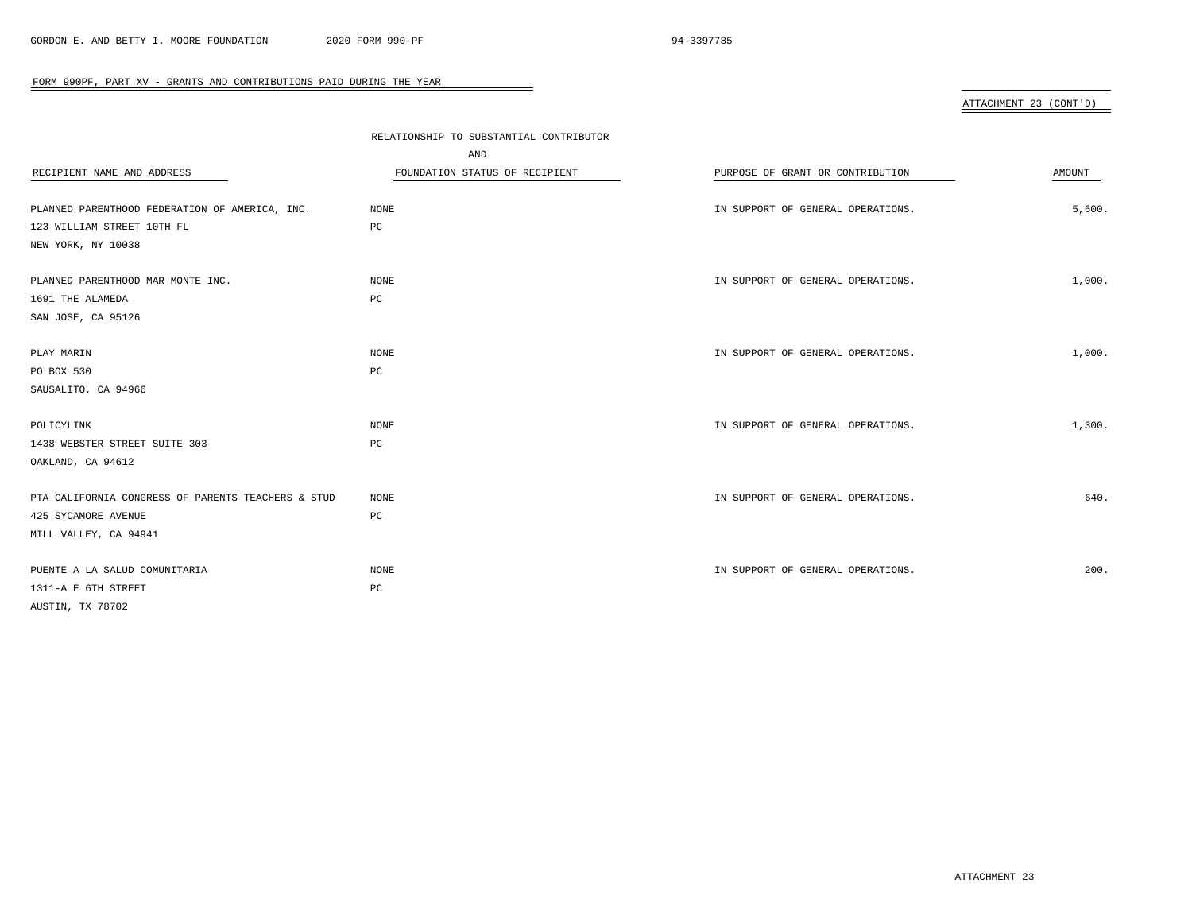FORM 990PF, PART XV - GRANTS AND CONTRIBUTIONS PAID DURING THE YEAR

ATTACHMENT 23 (CONT'D)

| RECIPIENT NAME AND ADDRESS | RELATIONSHIP TO SUBSTANTIAL CONTRIBUTOR AND FOUNDATION STATUS OF RECIPIENT | PURPOSE OF GRANT OR CONTRIBUTION | AMOUNT |
|---|---|---|---|
| PLANNED PARENTHOOD FEDERATION OF AMERICA, INC.<br>123 WILLIAM STREET 10TH FL<br>NEW YORK, NY 10038 | NONE<br>PC | IN SUPPORT OF GENERAL OPERATIONS. | 5,600. |
| PLANNED PARENTHOOD MAR MONTE INC.<br>1691 THE ALAMEDA<br>SAN JOSE, CA 95126 | NONE<br>PC | IN SUPPORT OF GENERAL OPERATIONS. | 1,000. |
| PLAY MARIN<br>PO BOX 530<br>SAUSALITO, CA 94966 | NONE<br>PC | IN SUPPORT OF GENERAL OPERATIONS. | 1,000. |
| POLICYLINK<br>1438 WEBSTER STREET SUITE 303<br>OAKLAND, CA 94612 | NONE<br>PC | IN SUPPORT OF GENERAL OPERATIONS. | 1,300. |
| PTA CALIFORNIA CONGRESS OF PARENTS TEACHERS & STUD<br>425 SYCAMORE AVENUE<br>MILL VALLEY, CA 94941 | NONE<br>PC | IN SUPPORT OF GENERAL OPERATIONS. | 640. |
| PUENTE A LA SALUD COMUNITARIA<br>1311-A E 6TH STREET<br>AUSTIN, TX 78702 | NONE<br>PC | IN SUPPORT OF GENERAL OPERATIONS. | 200. |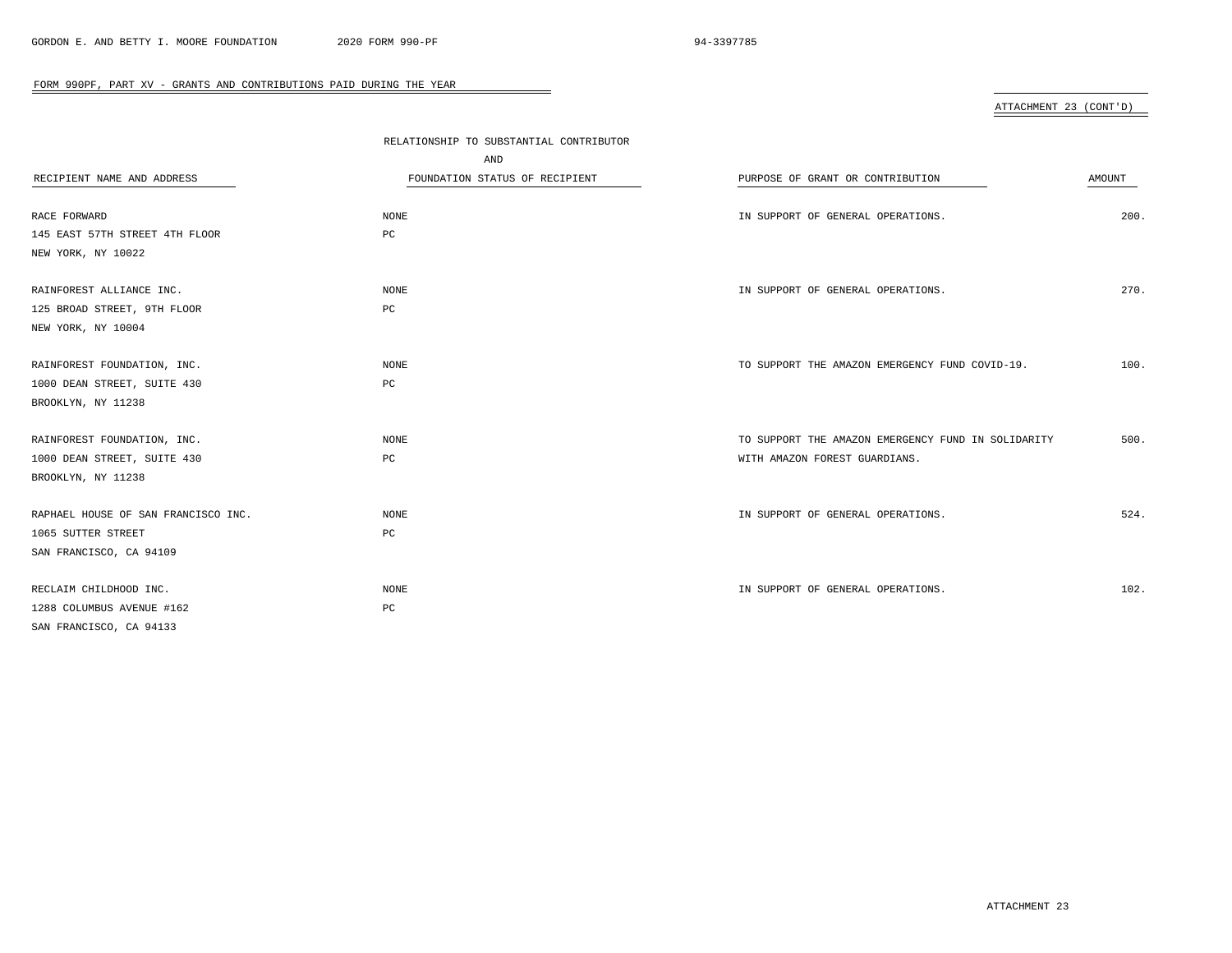FORM 990PF, PART XV - GRANTS AND CONTRIBUTIONS PAID DURING THE YEAR

ATTACHMENT 23 (CONT'D)

| RECIPIENT NAME AND ADDRESS | RELATIONSHIP TO SUBSTANTIAL CONTRIBUTOR AND FOUNDATION STATUS OF RECIPIENT | PURPOSE OF GRANT OR CONTRIBUTION | AMOUNT |
|---|---|---|---|
| RACE FORWARD<br>145 EAST 57TH STREET 4TH FLOOR<br>NEW YORK, NY 10022 | NONE<br>PC | IN SUPPORT OF GENERAL OPERATIONS. | 200. |
| RAINFOREST ALLIANCE INC.<br>125 BROAD STREET, 9TH FLOOR<br>NEW YORK, NY 10004 | NONE<br>PC | IN SUPPORT OF GENERAL OPERATIONS. | 270. |
| RAINFOREST FOUNDATION, INC.<br>1000 DEAN STREET, SUITE 430<br>BROOKLYN, NY 11238 | NONE<br>PC | TO SUPPORT THE AMAZON EMERGENCY FUND COVID-19. | 100. |
| RAINFOREST FOUNDATION, INC.<br>1000 DEAN STREET, SUITE 430<br>BROOKLYN, NY 11238 | NONE<br>PC | TO SUPPORT THE AMAZON EMERGENCY FUND IN SOLIDARITY WITH AMAZON FOREST GUARDIANS. | 500. |
| RAPHAEL HOUSE OF SAN FRANCISCO INC.<br>1065 SUTTER STREET<br>SAN FRANCISCO, CA 94109 | NONE<br>PC | IN SUPPORT OF GENERAL OPERATIONS. | 524. |
| RECLAIM CHILDHOOD INC.<br>1288 COLUMBUS AVENUE #162<br>SAN FRANCISCO, CA 94133 | NONE<br>PC | IN SUPPORT OF GENERAL OPERATIONS. | 102. |

ATTACHMENT 23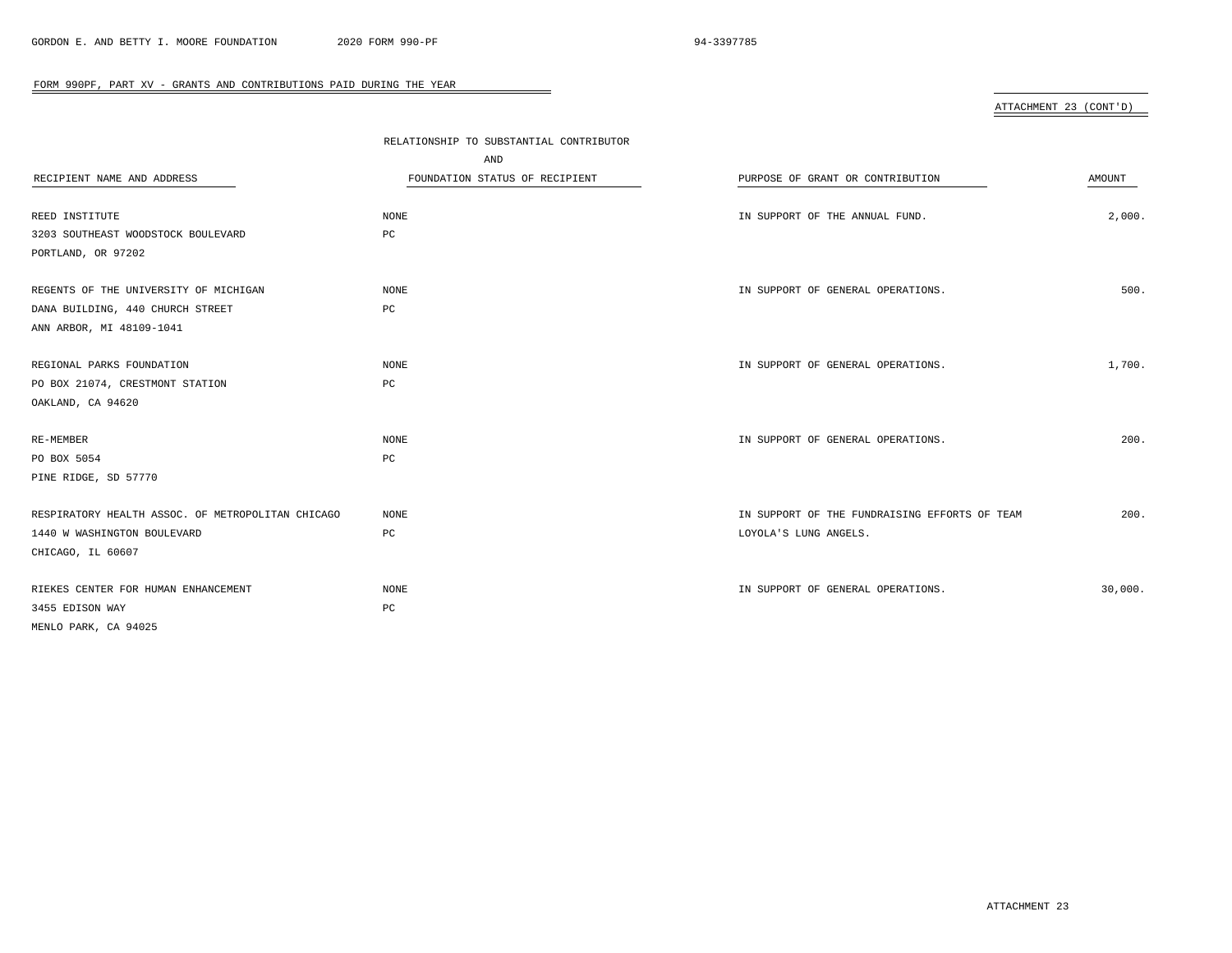FORM 990PF, PART XV - GRANTS AND CONTRIBUTIONS PAID DURING THE YEAR

ATTACHMENT 23 (CONT'D)

| RECIPIENT NAME AND ADDRESS | RELATIONSHIP TO SUBSTANTIAL CONTRIBUTOR AND FOUNDATION STATUS OF RECIPIENT | PURPOSE OF GRANT OR CONTRIBUTION | AMOUNT |
|---|---|---|---|
| REED INSTITUTE<br>3203 SOUTHEAST WOODSTOCK BOULEVARD<br>PORTLAND, OR 97202 | NONE<br>PC | IN SUPPORT OF THE ANNUAL FUND. | 2,000. |
| REGENTS OF THE UNIVERSITY OF MICHIGAN<br>DANA BUILDING, 440 CHURCH STREET<br>ANN ARBOR, MI 48109-1041 | NONE<br>PC | IN SUPPORT OF GENERAL OPERATIONS. | 500. |
| REGIONAL PARKS FOUNDATION<br>PO BOX 21074, CRESTMONT STATION<br>OAKLAND, CA 94620 | NONE<br>PC | IN SUPPORT OF GENERAL OPERATIONS. | 1,700. |
| RE-MEMBER<br>PO BOX 5054<br>PINE RIDGE, SD 57770 | NONE<br>PC | IN SUPPORT OF GENERAL OPERATIONS. | 200. |
| RESPIRATORY HEALTH ASSOC. OF METROPOLITAN CHICAGO<br>1440 W WASHINGTON BOULEVARD<br>CHICAGO, IL 60607 | NONE<br>PC | IN SUPPORT OF THE FUNDRAISING EFFORTS OF TEAM LOYOLA'S LUNG ANGELS. | 200. |
| RIEKES CENTER FOR HUMAN ENHANCEMENT<br>3455 EDISON WAY<br>MENLO PARK, CA 94025 | NONE<br>PC | IN SUPPORT OF GENERAL OPERATIONS. | 30,000. |

ATTACHMENT 23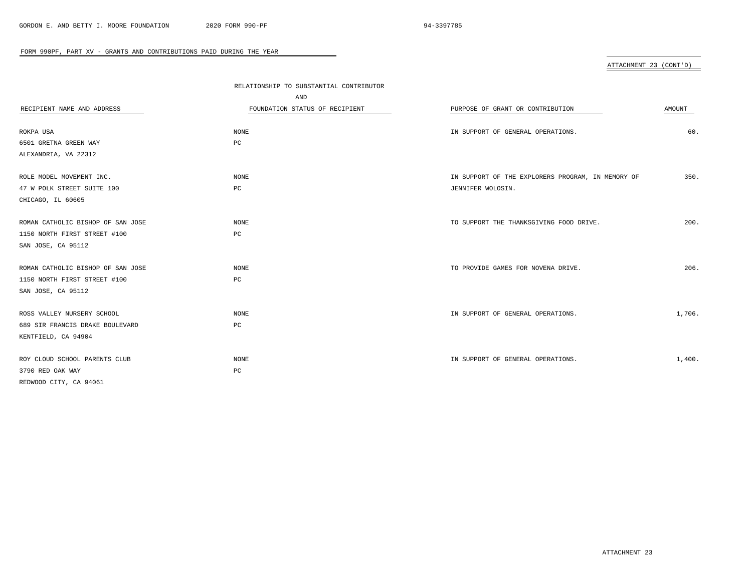FORM 990PF, PART XV - GRANTS AND CONTRIBUTIONS PAID DURING THE YEAR

ATTACHMENT 23 (CONT'D)

| RECIPIENT NAME AND ADDRESS | RELATIONSHIP TO SUBSTANTIAL CONTRIBUTOR AND FOUNDATION STATUS OF RECIPIENT | PURPOSE OF GRANT OR CONTRIBUTION | AMOUNT |
|---|---|---|---|
| ROKPA USA<br>6501 GRETNA GREEN WAY<br>ALEXANDRIA, VA 22312 | NONE<br>PC | IN SUPPORT OF GENERAL OPERATIONS. | 60. |
| ROLE MODEL MOVEMENT INC.<br>47 W POLK STREET SUITE 100<br>CHICAGO, IL 60605 | NONE<br>PC | IN SUPPORT OF THE EXPLORERS PROGRAM, IN MEMORY OF JENNIFER WOLOSIN. | 350. |
| ROMAN CATHOLIC BISHOP OF SAN JOSE<br>1150 NORTH FIRST STREET #100<br>SAN JOSE, CA 95112 | NONE<br>PC | TO SUPPORT THE THANKSGIVING FOOD DRIVE. | 200. |
| ROMAN CATHOLIC BISHOP OF SAN JOSE<br>1150 NORTH FIRST STREET #100<br>SAN JOSE, CA 95112 | NONE<br>PC | TO PROVIDE GAMES FOR NOVENA DRIVE. | 206. |
| ROSS VALLEY NURSERY SCHOOL<br>689 SIR FRANCIS DRAKE BOULEVARD<br>KENTFIELD, CA 94904 | NONE<br>PC | IN SUPPORT OF GENERAL OPERATIONS. | 1,706. |
| ROY CLOUD SCHOOL PARENTS CLUB<br>3790 RED OAK WAY<br>REDWOOD CITY, CA 94061 | NONE<br>PC | IN SUPPORT OF GENERAL OPERATIONS. | 1,400. |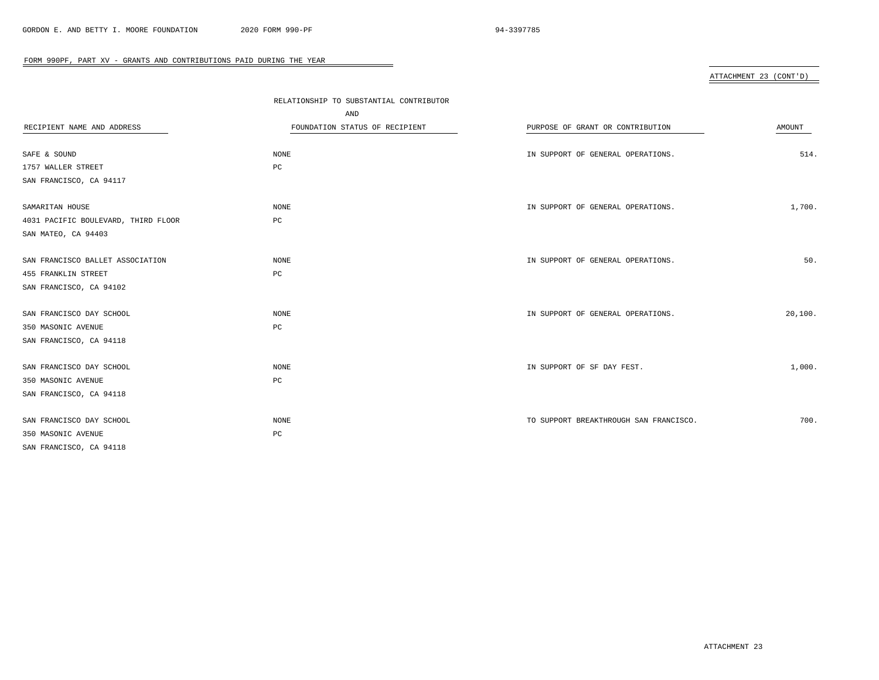## FORM 990PF, PART XV - GRANTS AND CONTRIBUTIONS PAID DURING THE YEAR

ATTACHMENT 23 (CONT'D)

| RECIPIENT NAME AND ADDRESS | RELATIONSHIP TO SUBSTANTIAL CONTRIBUTOR AND FOUNDATION STATUS OF RECIPIENT | PURPOSE OF GRANT OR CONTRIBUTION | AMOUNT |
|---|---|---|---|
| SAFE & SOUND<br>1757 WALLER STREET<br>SAN FRANCISCO, CA 94117 | NONE<br>PC | IN SUPPORT OF GENERAL OPERATIONS. | 514. |
| SAMARITAN HOUSE<br>4031 PACIFIC BOULEVARD, THIRD FLOOR<br>SAN MATEO, CA 94403 | NONE<br>PC | IN SUPPORT OF GENERAL OPERATIONS. | 1,700. |
| SAN FRANCISCO BALLET ASSOCIATION<br>455 FRANKLIN STREET<br>SAN FRANCISCO, CA 94102 | NONE<br>PC | IN SUPPORT OF GENERAL OPERATIONS. | 50. |
| SAN FRANCISCO DAY SCHOOL<br>350 MASONIC AVENUE<br>SAN FRANCISCO, CA 94118 | NONE<br>PC | IN SUPPORT OF GENERAL OPERATIONS. | 20,100. |
| SAN FRANCISCO DAY SCHOOL<br>350 MASONIC AVENUE<br>SAN FRANCISCO, CA 94118 | NONE<br>PC | IN SUPPORT OF SF DAY FEST. | 1,000. |
| SAN FRANCISCO DAY SCHOOL<br>350 MASONIC AVENUE<br>SAN FRANCISCO, CA 94118 | NONE<br>PC | TO SUPPORT BREAKTHROUGH SAN FRANCISCO. | 700. |

ATTACHMENT 23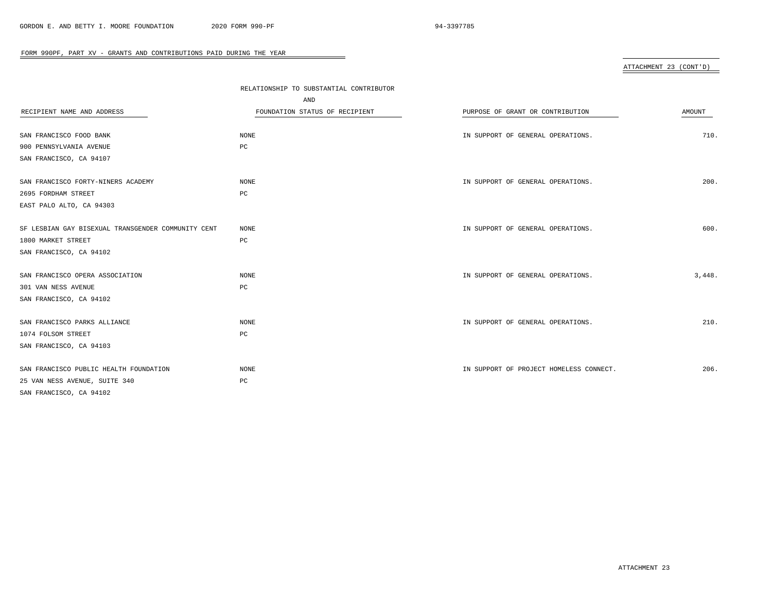FORM 990PF, PART XV - GRANTS AND CONTRIBUTIONS PAID DURING THE YEAR

ATTACHMENT 23 (CONT'D)

| RECIPIENT NAME AND ADDRESS | RELATIONSHIP TO SUBSTANTIAL CONTRIBUTOR AND FOUNDATION STATUS OF RECIPIENT | PURPOSE OF GRANT OR CONTRIBUTION | AMOUNT |
|---|---|---|---|
| SAN FRANCISCO FOOD BANK<br>900 PENNSYLVANIA AVENUE<br>SAN FRANCISCO, CA 94107 | NONE<br>PC | IN SUPPORT OF GENERAL OPERATIONS. | 710. |
| SAN FRANCISCO FORTY-NINERS ACADEMY<br>2695 FORDHAM STREET<br>EAST PALO ALTO, CA 94303 | NONE<br>PC | IN SUPPORT OF GENERAL OPERATIONS. | 200. |
| SF LESBIAN GAY BISEXUAL TRANSGENDER COMMUNITY CENT<br>1800 MARKET STREET<br>SAN FRANCISCO, CA 94102 | NONE<br>PC | IN SUPPORT OF GENERAL OPERATIONS. | 600. |
| SAN FRANCISCO OPERA ASSOCIATION<br>301 VAN NESS AVENUE<br>SAN FRANCISCO, CA 94102 | NONE<br>PC | IN SUPPORT OF GENERAL OPERATIONS. | 3,448. |
| SAN FRANCISCO PARKS ALLIANCE<br>1074 FOLSOM STREET<br>SAN FRANCISCO, CA 94103 | NONE<br>PC | IN SUPPORT OF GENERAL OPERATIONS. | 210. |
| SAN FRANCISCO PUBLIC HEALTH FOUNDATION<br>25 VAN NESS AVENUE, SUITE 340<br>SAN FRANCISCO, CA 94102 | NONE<br>PC | IN SUPPORT OF PROJECT HOMELESS CONNECT. | 206. |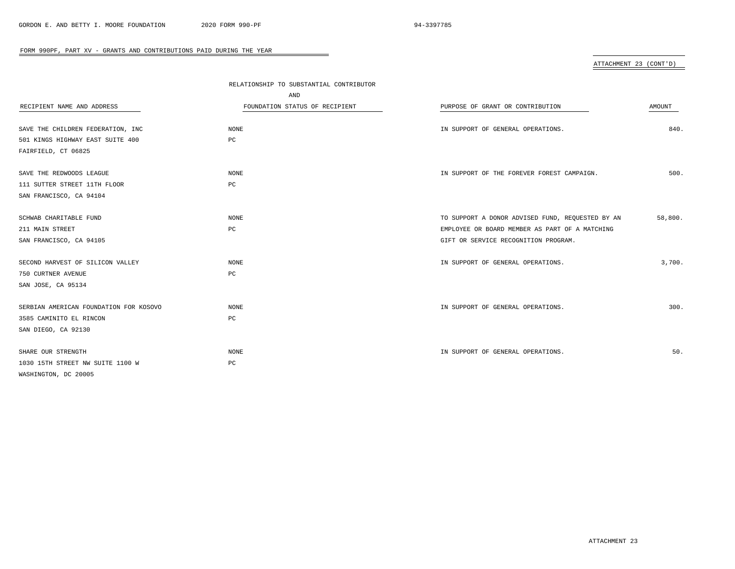FORM 990PF, PART XV - GRANTS AND CONTRIBUTIONS PAID DURING THE YEAR

ATTACHMENT 23 (CONT'D)

| RECIPIENT NAME AND ADDRESS | RELATIONSHIP TO SUBSTANTIAL CONTRIBUTOR AND FOUNDATION STATUS OF RECIPIENT | PURPOSE OF GRANT OR CONTRIBUTION | AMOUNT |
|---|---|---|---|
| SAVE THE CHILDREN FEDERATION, INC<br>501 KINGS HIGHWAY EAST SUITE 400<br>FAIRFIELD, CT 06825 | NONE<br>PC | IN SUPPORT OF GENERAL OPERATIONS. | 840. |
| SAVE THE REDWOODS LEAGUE<br>111 SUTTER STREET 11TH FLOOR<br>SAN FRANCISCO, CA 94104 | NONE<br>PC | IN SUPPORT OF THE FOREVER FOREST CAMPAIGN. | 500. |
| SCHWAB CHARITABLE FUND<br>211 MAIN STREET<br>SAN FRANCISCO, CA 94105 | NONE<br>PC | TO SUPPORT A DONOR ADVISED FUND, REQUESTED BY AN EMPLOYEE OR BOARD MEMBER AS PART OF A MATCHING GIFT OR SERVICE RECOGNITION PROGRAM. | 58,800. |
| SECOND HARVEST OF SILICON VALLEY<br>750 CURTNER AVENUE<br>SAN JOSE, CA 95134 | NONE<br>PC | IN SUPPORT OF GENERAL OPERATIONS. | 3,700. |
| SERBIAN AMERICAN FOUNDATION FOR KOSOVO<br>3585 CAMINITO EL RINCON<br>SAN DIEGO, CA 92130 | NONE<br>PC | IN SUPPORT OF GENERAL OPERATIONS. | 300. |
| SHARE OUR STRENGTH<br>1030 15TH STREET NW SUITE 1100 W<br>WASHINGTON, DC 20005 | NONE<br>PC | IN SUPPORT OF GENERAL OPERATIONS. | 50. |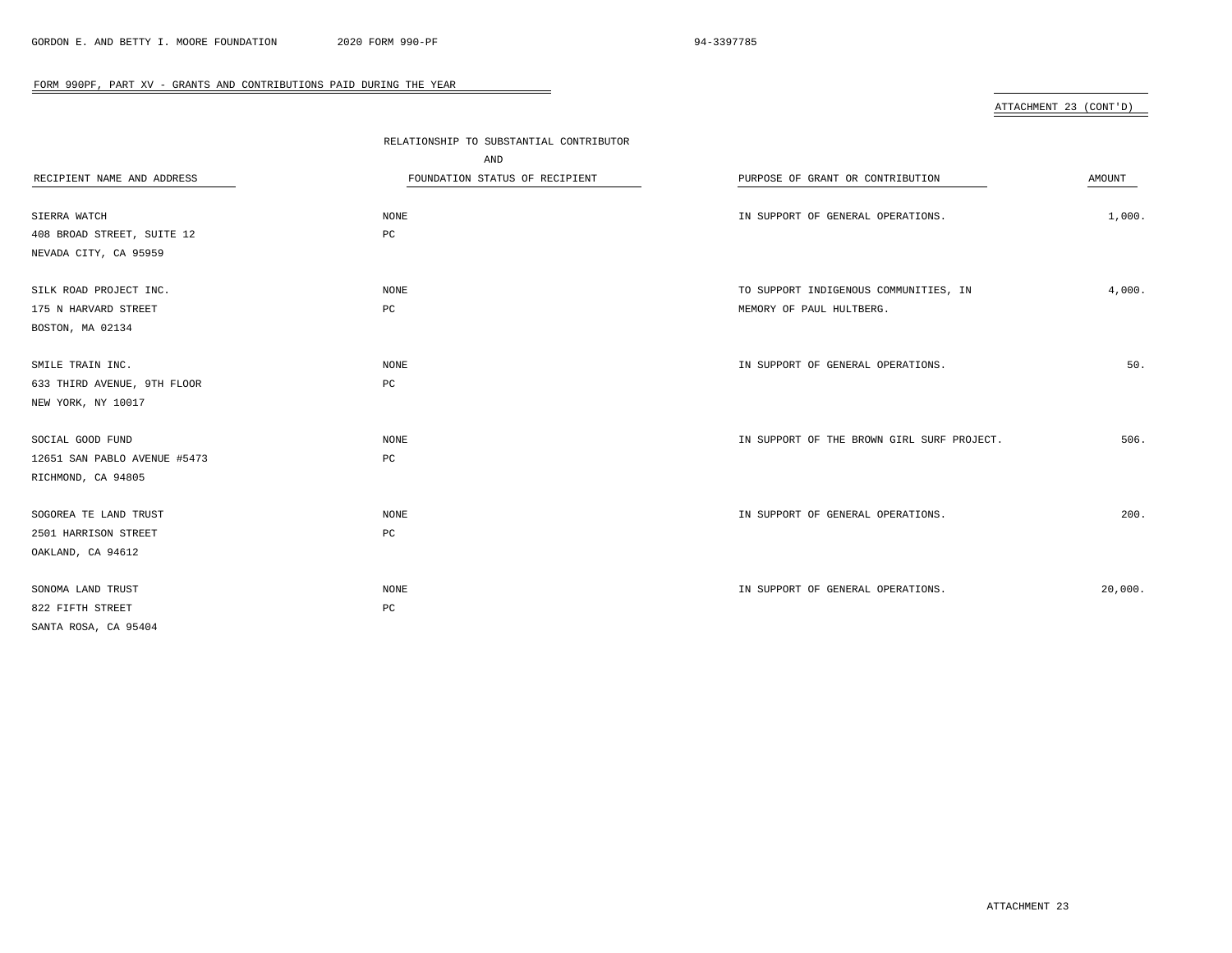FORM 990PF, PART XV - GRANTS AND CONTRIBUTIONS PAID DURING THE YEAR

ATTACHMENT 23 (CONT'D)

| RECIPIENT NAME AND ADDRESS | RELATIONSHIP TO SUBSTANTIAL CONTRIBUTOR AND FOUNDATION STATUS OF RECIPIENT | PURPOSE OF GRANT OR CONTRIBUTION | AMOUNT |
|---|---|---|---|
| SIERRA WATCH<br>408 BROAD STREET, SUITE 12<br>NEVADA CITY, CA 95959 | NONE<br>PC | IN SUPPORT OF GENERAL OPERATIONS. | 1,000. |
| SILK ROAD PROJECT INC.<br>175 N HARVARD STREET<br>BOSTON, MA 02134 | NONE<br>PC | TO SUPPORT INDIGENOUS COMMUNITIES, IN MEMORY OF PAUL HULTBERG. | 4,000. |
| SMILE TRAIN INC.<br>633 THIRD AVENUE, 9TH FLOOR<br>NEW YORK, NY 10017 | NONE<br>PC | IN SUPPORT OF GENERAL OPERATIONS. | 50. |
| SOCIAL GOOD FUND<br>12651 SAN PABLO AVENUE #5473<br>RICHMOND, CA 94805 | NONE<br>PC | IN SUPPORT OF THE BROWN GIRL SURF PROJECT. | 506. |
| SOGOREA TE LAND TRUST<br>2501 HARRISON STREET<br>OAKLAND, CA 94612 | NONE<br>PC | IN SUPPORT OF GENERAL OPERATIONS. | 200. |
| SONOMA LAND TRUST<br>822 FIFTH STREET<br>SANTA ROSA, CA 95404 | NONE<br>PC | IN SUPPORT OF GENERAL OPERATIONS. | 20,000. |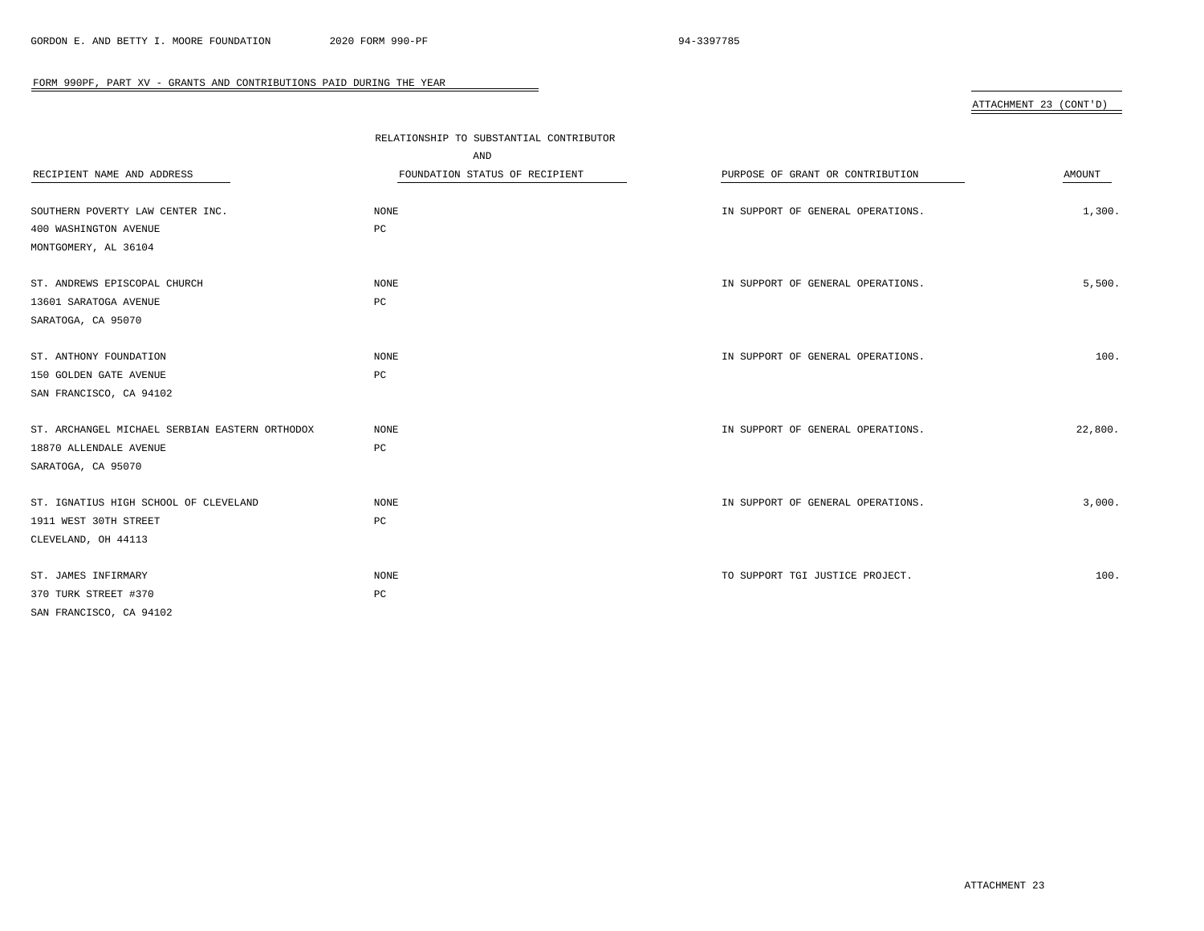FORM 990PF, PART XV - GRANTS AND CONTRIBUTIONS PAID DURING THE YEAR

ATTACHMENT 23 (CONT'D)

| RECIPIENT NAME AND ADDRESS | RELATIONSHIP TO SUBSTANTIAL CONTRIBUTOR AND FOUNDATION STATUS OF RECIPIENT | PURPOSE OF GRANT OR CONTRIBUTION | AMOUNT |
|---|---|---|---|
| SOUTHERN POVERTY LAW CENTER INC.<br>400 WASHINGTON AVENUE<br>MONTGOMERY, AL 36104 | NONE<br>PC | IN SUPPORT OF GENERAL OPERATIONS. | 1,300. |
| ST. ANDREWS EPISCOPAL CHURCH<br>13601 SARATOGA AVENUE<br>SARATOGA, CA 95070 | NONE<br>PC | IN SUPPORT OF GENERAL OPERATIONS. | 5,500. |
| ST. ANTHONY FOUNDATION<br>150 GOLDEN GATE AVENUE<br>SAN FRANCISCO, CA 94102 | NONE<br>PC | IN SUPPORT OF GENERAL OPERATIONS. | 100. |
| ST. ARCHANGEL MICHAEL SERBIAN EASTERN ORTHODOX<br>18870 ALLENDALE AVENUE<br>SARATOGA, CA 95070 | NONE<br>PC | IN SUPPORT OF GENERAL OPERATIONS. | 22,800. |
| ST. IGNATIUS HIGH SCHOOL OF CLEVELAND<br>1911 WEST 30TH STREET<br>CLEVELAND, OH 44113 | NONE<br>PC | IN SUPPORT OF GENERAL OPERATIONS. | 3,000. |
| ST. JAMES INFIRMARY<br>370 TURK STREET #370<br>SAN FRANCISCO, CA 94102 | NONE<br>PC | TO SUPPORT TGI JUSTICE PROJECT. | 100. |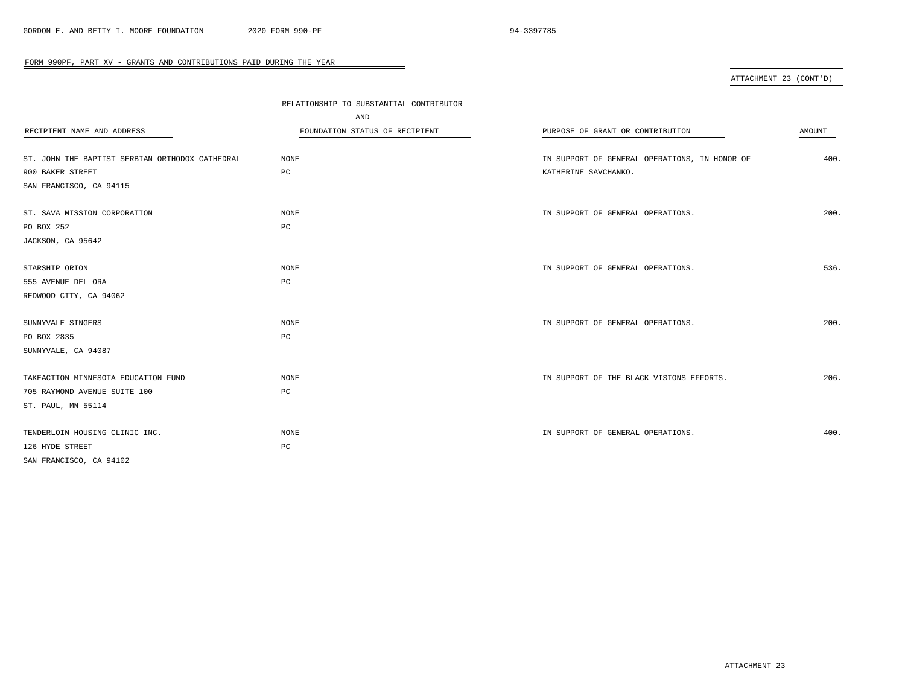FORM 990PF, PART XV - GRANTS AND CONTRIBUTIONS PAID DURING THE YEAR

ATTACHMENT 23 (CONT'D)

| RECIPIENT NAME AND ADDRESS | RELATIONSHIP TO SUBSTANTIAL CONTRIBUTOR AND FOUNDATION STATUS OF RECIPIENT | PURPOSE OF GRANT OR CONTRIBUTION | AMOUNT |
|---|---|---|---|
| ST. JOHN THE BAPTIST SERBIAN ORTHODOX CATHEDRAL<br>900 BAKER STREET<br>SAN FRANCISCO, CA 94115 | NONE<br>PC | IN SUPPORT OF GENERAL OPERATIONS, IN HONOR OF KATHERINE SAVCHANKO. | 400. |
| ST. SAVA MISSION CORPORATION<br>PO BOX 252<br>JACKSON, CA 95642 | NONE<br>PC | IN SUPPORT OF GENERAL OPERATIONS. | 200. |
| STARSHIP ORION<br>555 AVENUE DEL ORA<br>REDWOOD CITY, CA 94062 | NONE<br>PC | IN SUPPORT OF GENERAL OPERATIONS. | 536. |
| SUNNYVALE SINGERS<br>PO BOX 2835<br>SUNNYVALE, CA 94087 | NONE<br>PC | IN SUPPORT OF GENERAL OPERATIONS. | 200. |
| TAKEACTION MINNESOTA EDUCATION FUND<br>705 RAYMOND AVENUE SUITE 100<br>ST. PAUL, MN 55114 | NONE<br>PC | IN SUPPORT OF THE BLACK VISIONS EFFORTS. | 206. |
| TENDERLOIN HOUSING CLINIC INC.<br>126 HYDE STREET<br>SAN FRANCISCO, CA 94102 | NONE<br>PC | IN SUPPORT OF GENERAL OPERATIONS. | 400. |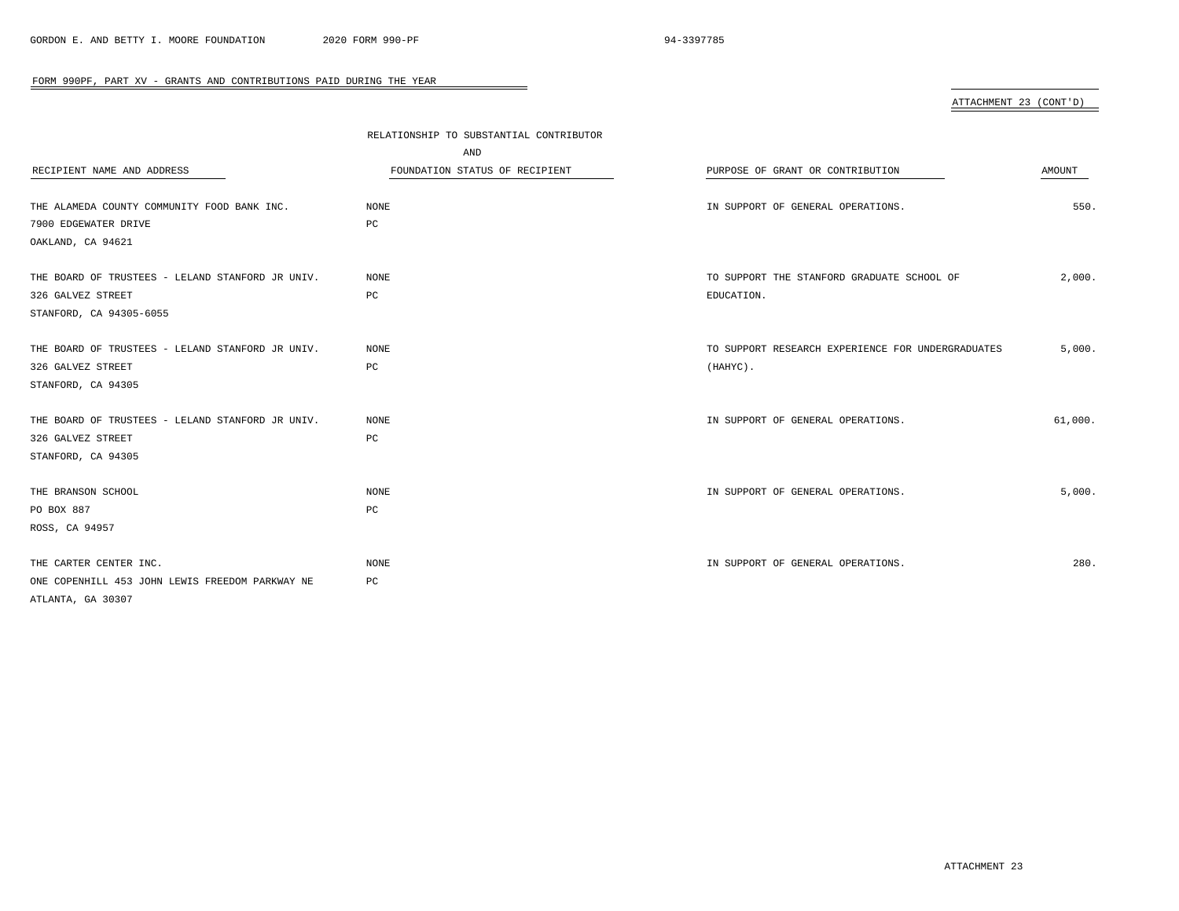FORM 990PF, PART XV - GRANTS AND CONTRIBUTIONS PAID DURING THE YEAR

ATTACHMENT 23 (CONT'D)

| RECIPIENT NAME AND ADDRESS | RELATIONSHIP TO SUBSTANTIAL CONTRIBUTOR AND FOUNDATION STATUS OF RECIPIENT | PURPOSE OF GRANT OR CONTRIBUTION | AMOUNT |
|---|---|---|---|
| THE ALAMEDA COUNTY COMMUNITY FOOD BANK INC.<br>7900 EDGEWATER DRIVE<br>OAKLAND, CA 94621 | NONE<br>PC | IN SUPPORT OF GENERAL OPERATIONS. | 550. |
| THE BOARD OF TRUSTEES - LELAND STANFORD JR UNIV.<br>326 GALVEZ STREET<br>STANFORD, CA 94305-6055 | NONE<br>PC | TO SUPPORT THE STANFORD GRADUATE SCHOOL OF EDUCATION. | 2,000. |
| THE BOARD OF TRUSTEES - LELAND STANFORD JR UNIV.<br>326 GALVEZ STREET<br>STANFORD, CA 94305 | NONE<br>PC | TO SUPPORT RESEARCH EXPERIENCE FOR UNDERGRADUATES (HAHYC). | 5,000. |
| THE BOARD OF TRUSTEES - LELAND STANFORD JR UNIV.<br>326 GALVEZ STREET<br>STANFORD, CA 94305 | NONE<br>PC | IN SUPPORT OF GENERAL OPERATIONS. | 61,000. |
| THE BRANSON SCHOOL<br>PO BOX 887<br>ROSS, CA 94957 | NONE<br>PC | IN SUPPORT OF GENERAL OPERATIONS. | 5,000. |
| THE CARTER CENTER INC.<br>ONE COPENHILL 453 JOHN LEWIS FREEDOM PARKWAY NE<br>ATLANTA, GA 30307 | NONE<br>PC | IN SUPPORT OF GENERAL OPERATIONS. | 280. |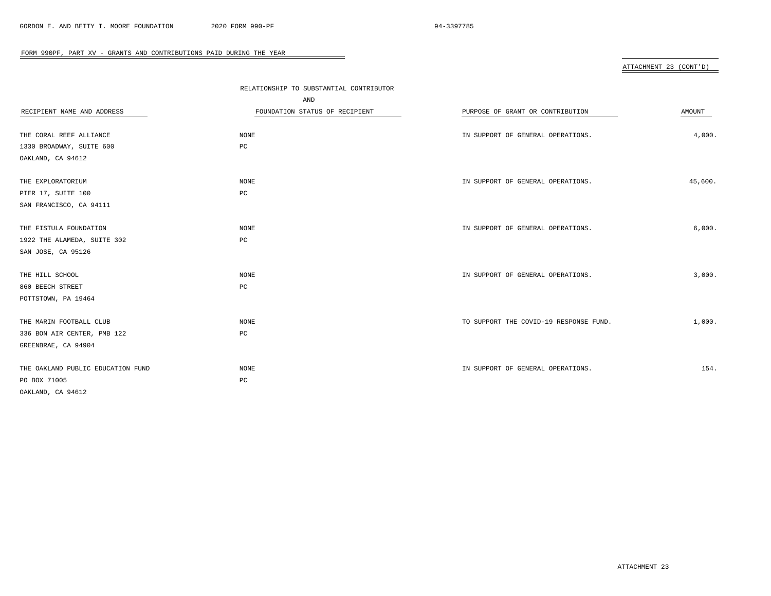FORM 990PF, PART XV - GRANTS AND CONTRIBUTIONS PAID DURING THE YEAR

ATTACHMENT 23 (CONT'D)

| RECIPIENT NAME AND ADDRESS | RELATIONSHIP TO SUBSTANTIAL CONTRIBUTOR AND FOUNDATION STATUS OF RECIPIENT | PURPOSE OF GRANT OR CONTRIBUTION | AMOUNT |
|---|---|---|---|
| THE CORAL REEF ALLIANCE<br>1330 BROADWAY, SUITE 600<br>OAKLAND, CA 94612 | NONE<br>PC | IN SUPPORT OF GENERAL OPERATIONS. | 4,000. |
| THE EXPLORATORIUM<br>PIER 17, SUITE 100<br>SAN FRANCISCO, CA 94111 | NONE<br>PC | IN SUPPORT OF GENERAL OPERATIONS. | 45,600. |
| THE FISTULA FOUNDATION<br>1922 THE ALAMEDA, SUITE 302<br>SAN JOSE, CA 95126 | NONE<br>PC | IN SUPPORT OF GENERAL OPERATIONS. | 6,000. |
| THE HILL SCHOOL<br>860 BEECH STREET<br>POTTSTOWN, PA 19464 | NONE<br>PC | IN SUPPORT OF GENERAL OPERATIONS. | 3,000. |
| THE MARIN FOOTBALL CLUB<br>336 BON AIR CENTER, PMB 122<br>GREENBRAE, CA 94904 | NONE<br>PC | TO SUPPORT THE COVID-19 RESPONSE FUND. | 1,000. |
| THE OAKLAND PUBLIC EDUCATION FUND<br>PO BOX 71005<br>OAKLAND, CA 94612 | NONE<br>PC | IN SUPPORT OF GENERAL OPERATIONS. | 154. |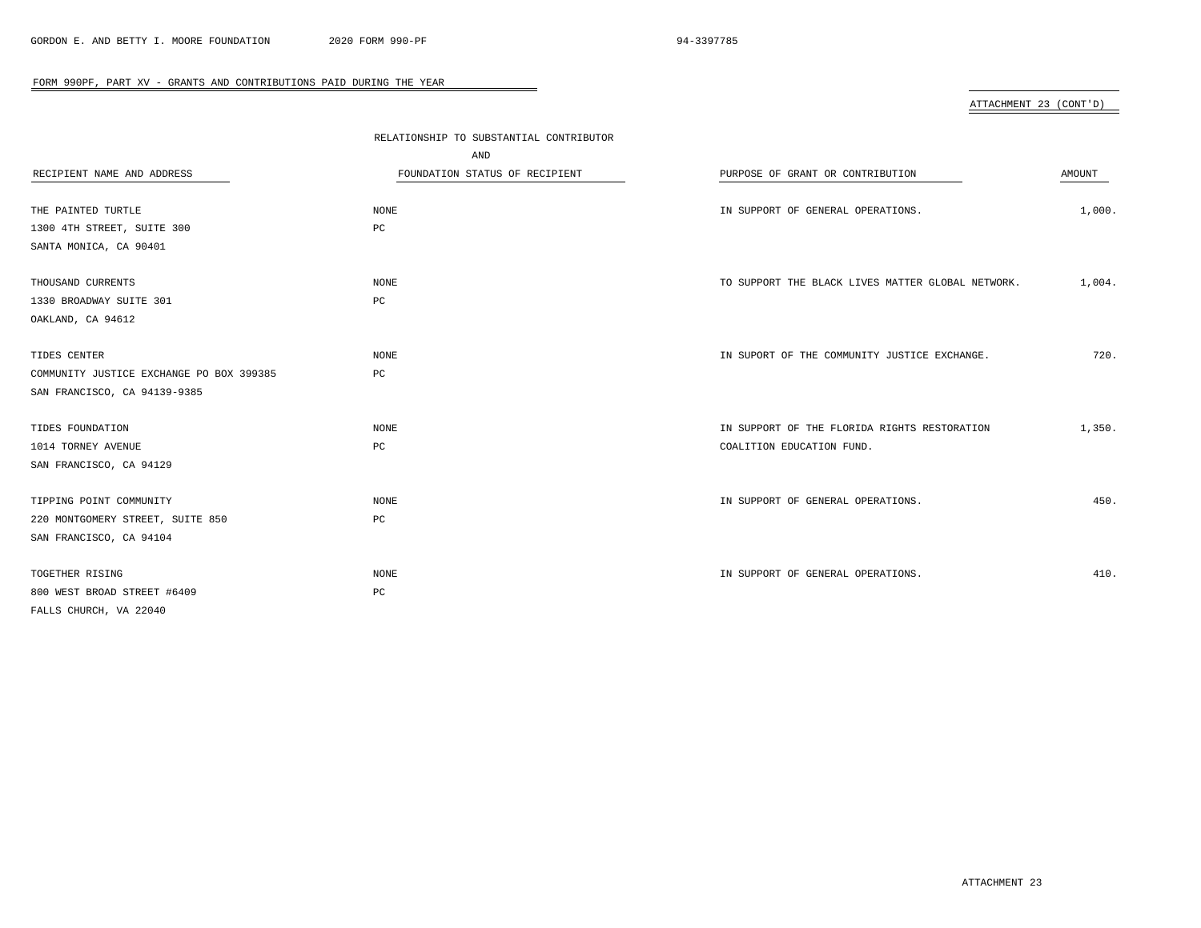## FORM 990PF, PART XV - GRANTS AND CONTRIBUTIONS PAID DURING THE YEAR

ATTACHMENT 23 (CONT'D)

| RECIPIENT NAME AND ADDRESS | RELATIONSHIP TO SUBSTANTIAL CONTRIBUTOR AND FOUNDATION STATUS OF RECIPIENT | PURPOSE OF GRANT OR CONTRIBUTION | AMOUNT |
|---|---|---|---|
| THE PAINTED TURTLE<br>1300 4TH STREET, SUITE 300<br>SANTA MONICA, CA 90401 | NONE<br>PC | IN SUPPORT OF GENERAL OPERATIONS. | 1,000. |
| THOUSAND CURRENTS<br>1330 BROADWAY SUITE 301<br>OAKLAND, CA 94612 | NONE<br>PC | TO SUPPORT THE BLACK LIVES MATTER GLOBAL NETWORK. | 1,004. |
| TIDES CENTER<br>COMMUNITY JUSTICE EXCHANGE PO BOX 399385<br>SAN FRANCISCO, CA 94139-9385 | NONE<br>PC | IN SUPORT OF THE COMMUNITY JUSTICE EXCHANGE. | 720. |
| TIDES FOUNDATION<br>1014 TORNEY AVENUE<br>SAN FRANCISCO, CA 94129 | NONE<br>PC | IN SUPPORT OF THE FLORIDA RIGHTS RESTORATION COALITION EDUCATION FUND. | 1,350. |
| TIPPING POINT COMMUNITY<br>220 MONTGOMERY STREET, SUITE 850<br>SAN FRANCISCO, CA 94104 | NONE<br>PC | IN SUPPORT OF GENERAL OPERATIONS. | 450. |
| TOGETHER RISING<br>800 WEST BROAD STREET #6409<br>FALLS CHURCH, VA 22040 | NONE<br>PC | IN SUPPORT OF GENERAL OPERATIONS. | 410. |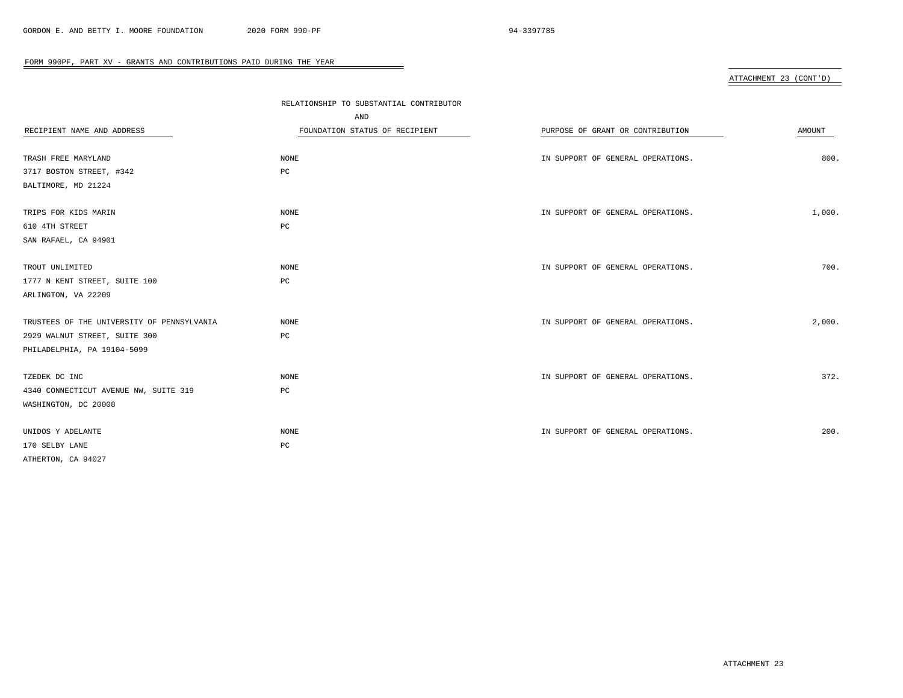FORM 990PF, PART XV - GRANTS AND CONTRIBUTIONS PAID DURING THE YEAR

ATTACHMENT 23 (CONT'D)

| RECIPIENT NAME AND ADDRESS | RELATIONSHIP TO SUBSTANTIAL CONTRIBUTOR AND FOUNDATION STATUS OF RECIPIENT | PURPOSE OF GRANT OR CONTRIBUTION | AMOUNT |
|---|---|---|---|
| TRASH FREE MARYLAND<br>3717 BOSTON STREET, #342<br>BALTIMORE, MD 21224 | NONE<br>PC | IN SUPPORT OF GENERAL OPERATIONS. | 800. |
| TRIPS FOR KIDS MARIN<br>610 4TH STREET<br>SAN RAFAEL, CA 94901 | NONE<br>PC | IN SUPPORT OF GENERAL OPERATIONS. | 1,000. |
| TROUT UNLIMITED<br>1777 N KENT STREET, SUITE 100<br>ARLINGTON, VA 22209 | NONE<br>PC | IN SUPPORT OF GENERAL OPERATIONS. | 700. |
| TRUSTEES OF THE UNIVERSITY OF PENNSYLVANIA<br>2929 WALNUT STREET, SUITE 300<br>PHILADELPHIA, PA 19104-5099 | NONE<br>PC | IN SUPPORT OF GENERAL OPERATIONS. | 2,000. |
| TZEDEK DC INC<br>4340 CONNECTICUT AVENUE NW, SUITE 319<br>WASHINGTON, DC 20008 | NONE<br>PC | IN SUPPORT OF GENERAL OPERATIONS. | 372. |
| UNIDOS Y ADELANTE<br>170 SELBY LANE<br>ATHERTON, CA 94027 | NONE<br>PC | IN SUPPORT OF GENERAL OPERATIONS. | 200. |

ATTACHMENT 23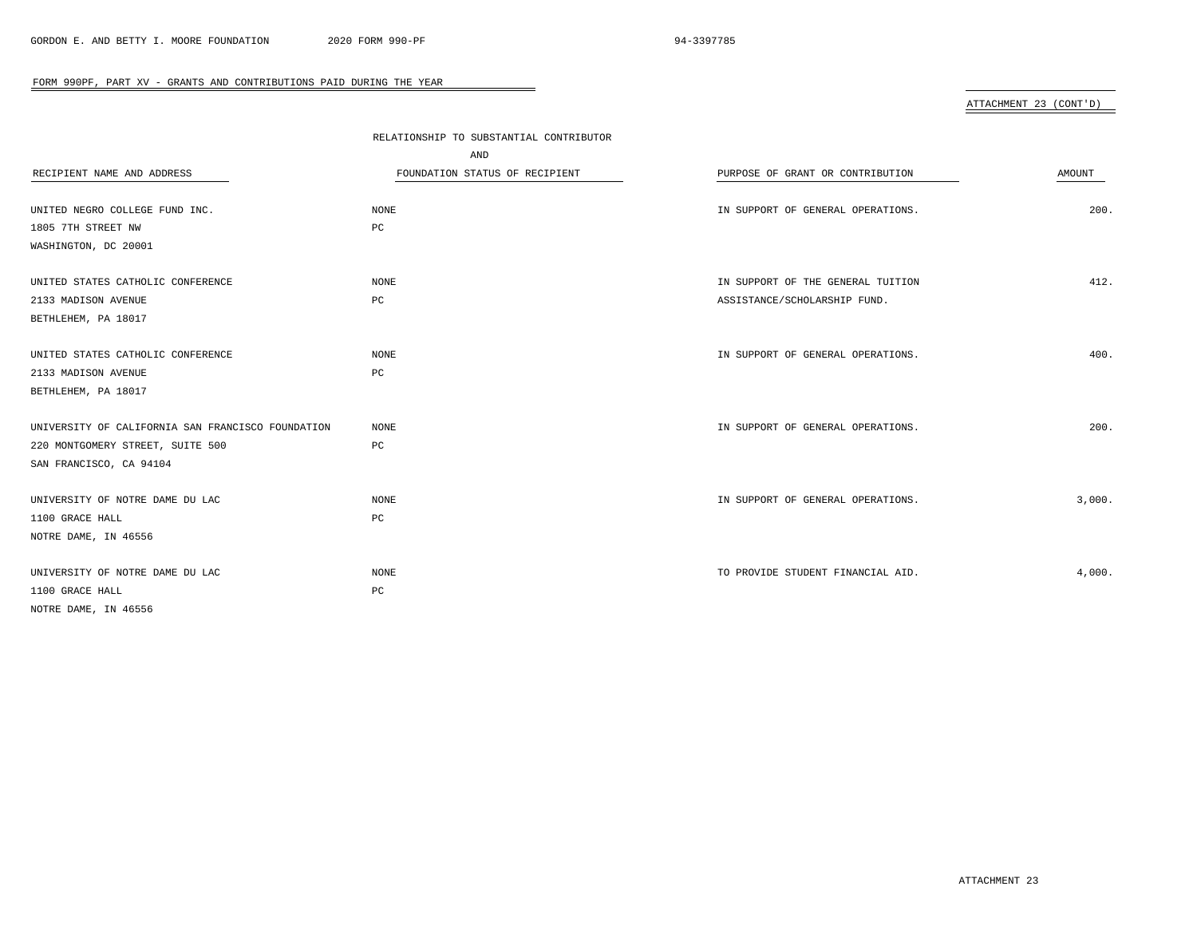FORM 990PF, PART XV - GRANTS AND CONTRIBUTIONS PAID DURING THE YEAR

ATTACHMENT 23 (CONT'D)

| RECIPIENT NAME AND ADDRESS | RELATIONSHIP TO SUBSTANTIAL CONTRIBUTOR AND FOUNDATION STATUS OF RECIPIENT | PURPOSE OF GRANT OR CONTRIBUTION | AMOUNT |
|---|---|---|---|
| UNITED NEGRO COLLEGE FUND INC.<br>1805 7TH STREET NW<br>WASHINGTON, DC 20001 | NONE<br>PC | IN SUPPORT OF GENERAL OPERATIONS. | 200. |
| UNITED STATES CATHOLIC CONFERENCE<br>2133 MADISON AVENUE<br>BETHLEHEM, PA 18017 | NONE<br>PC | IN SUPPORT OF THE GENERAL TUITION ASSISTANCE/SCHOLARSHIP FUND. | 412. |
| UNITED STATES CATHOLIC CONFERENCE<br>2133 MADISON AVENUE<br>BETHLEHEM, PA 18017 | NONE<br>PC | IN SUPPORT OF GENERAL OPERATIONS. | 400. |
| UNIVERSITY OF CALIFORNIA SAN FRANCISCO FOUNDATION<br>220 MONTGOMERY STREET, SUITE 500<br>SAN FRANCISCO, CA 94104 | NONE<br>PC | IN SUPPORT OF GENERAL OPERATIONS. | 200. |
| UNIVERSITY OF NOTRE DAME DU LAC<br>1100 GRACE HALL<br>NOTRE DAME, IN 46556 | NONE<br>PC | IN SUPPORT OF GENERAL OPERATIONS. | 3,000. |
| UNIVERSITY OF NOTRE DAME DU LAC<br>1100 GRACE HALL<br>NOTRE DAME, IN 46556 | NONE<br>PC | TO PROVIDE STUDENT FINANCIAL AID. | 4,000. |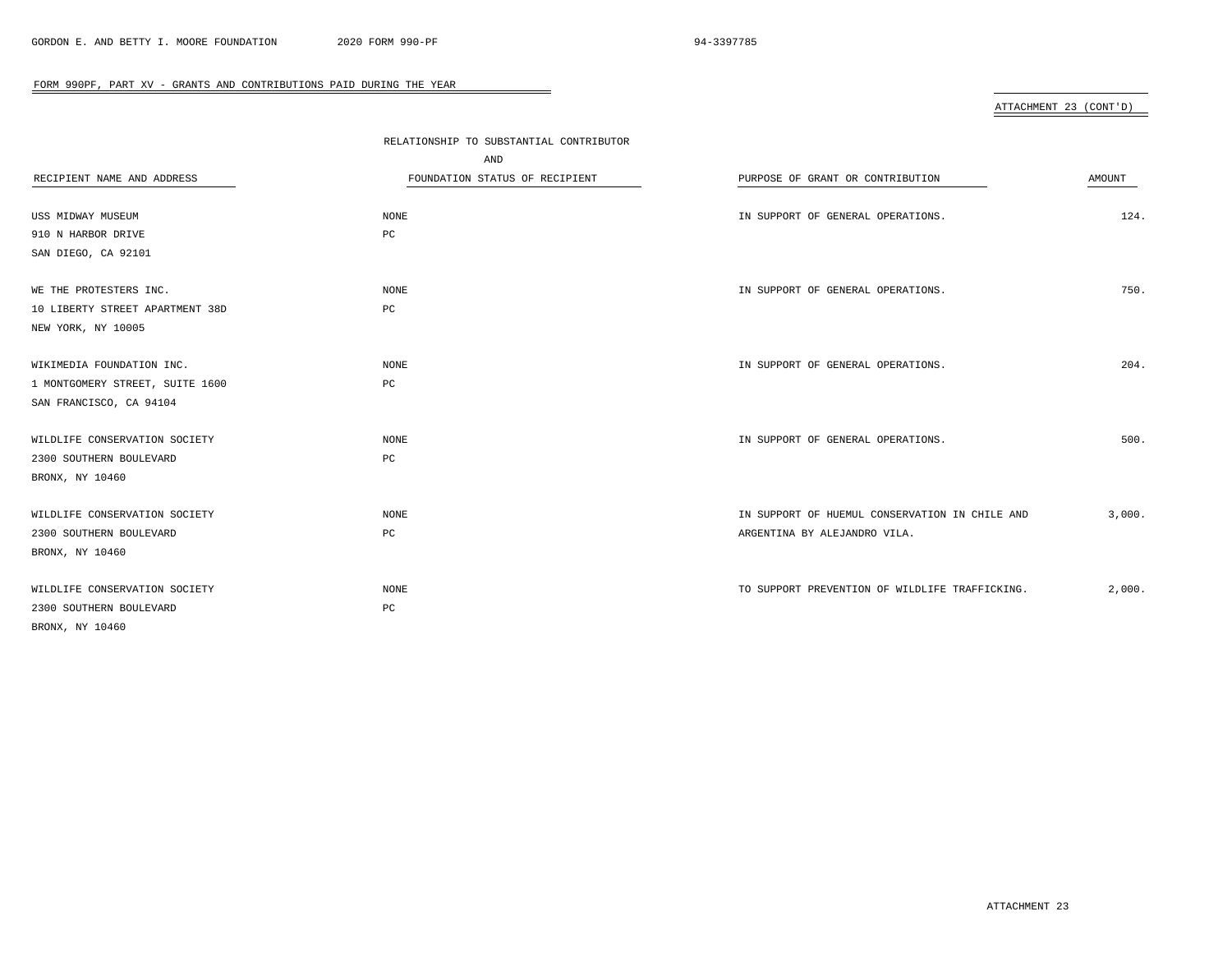FORM 990PF, PART XV - GRANTS AND CONTRIBUTIONS PAID DURING THE YEAR

ATTACHMENT 23 (CONT'D)

| RECIPIENT NAME AND ADDRESS | RELATIONSHIP TO SUBSTANTIAL CONTRIBUTOR AND FOUNDATION STATUS OF RECIPIENT | PURPOSE OF GRANT OR CONTRIBUTION | AMOUNT |
|---|---|---|---|
| USS MIDWAY MUSEUM<br>910 N HARBOR DRIVE<br>SAN DIEGO, CA 92101 | NONE<br>PC | IN SUPPORT OF GENERAL OPERATIONS. | 124. |
| WE THE PROTESTERS INC.<br>10 LIBERTY STREET APARTMENT 38D<br>NEW YORK, NY 10005 | NONE<br>PC | IN SUPPORT OF GENERAL OPERATIONS. | 750. |
| WIKIMEDIA FOUNDATION INC.<br>1 MONTGOMERY STREET, SUITE 1600<br>SAN FRANCISCO, CA 94104 | NONE<br>PC | IN SUPPORT OF GENERAL OPERATIONS. | 204. |
| WILDLIFE CONSERVATION SOCIETY<br>2300 SOUTHERN BOULEVARD<br>BRONX, NY 10460 | NONE<br>PC | IN SUPPORT OF GENERAL OPERATIONS. | 500. |
| WILDLIFE CONSERVATION SOCIETY<br>2300 SOUTHERN BOULEVARD<br>BRONX, NY 10460 | NONE<br>PC | IN SUPPORT OF HUEMUL CONSERVATION IN CHILE AND ARGENTINA BY ALEJANDRO VILA. | 3,000. |
| WILDLIFE CONSERVATION SOCIETY<br>2300 SOUTHERN BOULEVARD<br>BRONX, NY 10460 | NONE<br>PC | TO SUPPORT PREVENTION OF WILDLIFE TRAFFICKING. | 2,000. |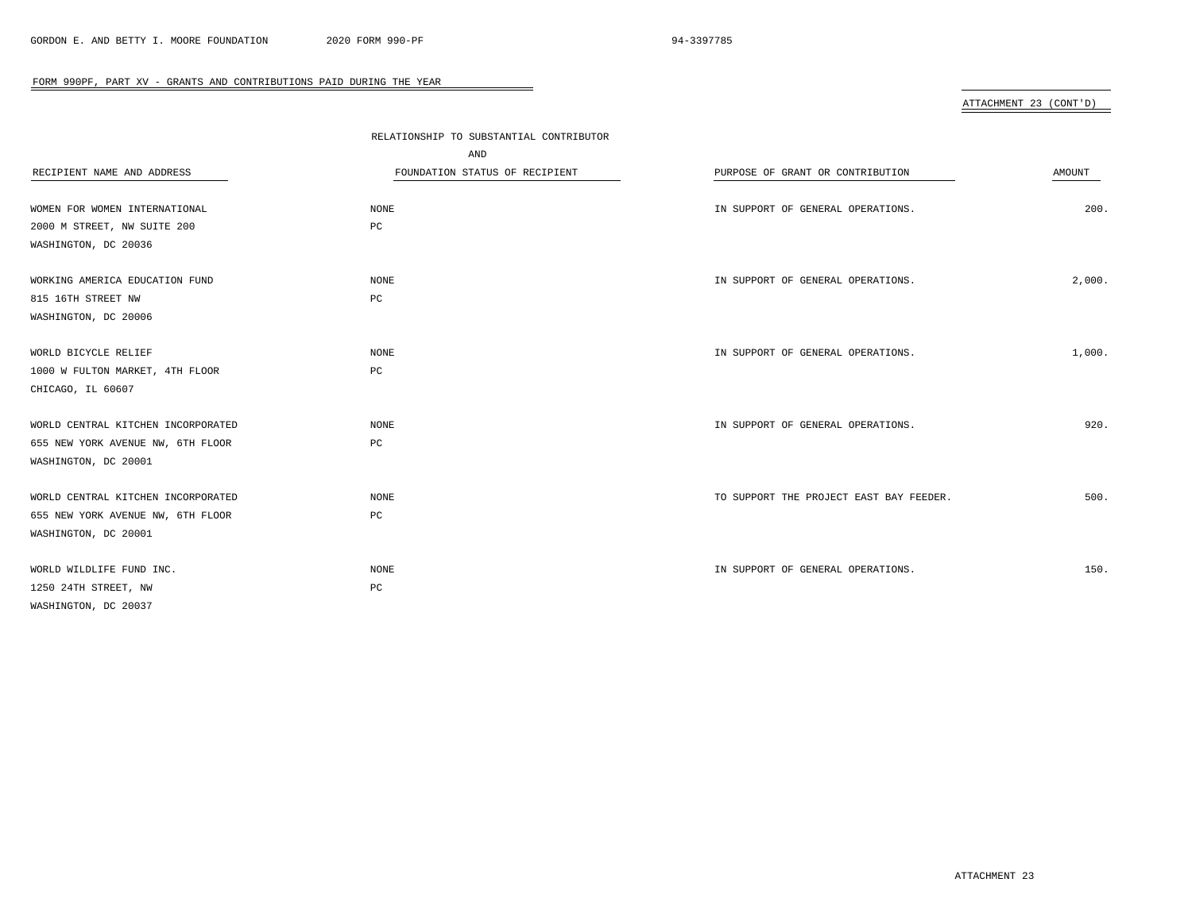## FORM 990PF, PART XV - GRANTS AND CONTRIBUTIONS PAID DURING THE YEAR

ATTACHMENT 23 (CONT'D)

| RECIPIENT NAME AND ADDRESS | RELATIONSHIP TO SUBSTANTIAL CONTRIBUTOR AND FOUNDATION STATUS OF RECIPIENT | PURPOSE OF GRANT OR CONTRIBUTION | AMOUNT |
|---|---|---|---|
| WOMEN FOR WOMEN INTERNATIONAL<br>2000 M STREET, NW SUITE 200<br>WASHINGTON, DC 20036 | NONE<br>PC | IN SUPPORT OF GENERAL OPERATIONS. | 200. |
| WORKING AMERICA EDUCATION FUND<br>815 16TH STREET NW<br>WASHINGTON, DC 20006 | NONE<br>PC | IN SUPPORT OF GENERAL OPERATIONS. | 2,000. |
| WORLD BICYCLE RELIEF<br>1000 W FULTON MARKET, 4TH FLOOR<br>CHICAGO, IL 60607 | NONE<br>PC | IN SUPPORT OF GENERAL OPERATIONS. | 1,000. |
| WORLD CENTRAL KITCHEN INCORPORATED<br>655 NEW YORK AVENUE NW, 6TH FLOOR<br>WASHINGTON, DC 20001 | NONE<br>PC | IN SUPPORT OF GENERAL OPERATIONS. | 920. |
| WORLD CENTRAL KITCHEN INCORPORATED<br>655 NEW YORK AVENUE NW, 6TH FLOOR<br>WASHINGTON, DC 20001 | NONE<br>PC | TO SUPPORT THE PROJECT EAST BAY FEEDER. | 500. |
| WORLD WILDLIFE FUND INC.<br>1250 24TH STREET, NW<br>WASHINGTON, DC 20037 | NONE<br>PC | IN SUPPORT OF GENERAL OPERATIONS. | 150. |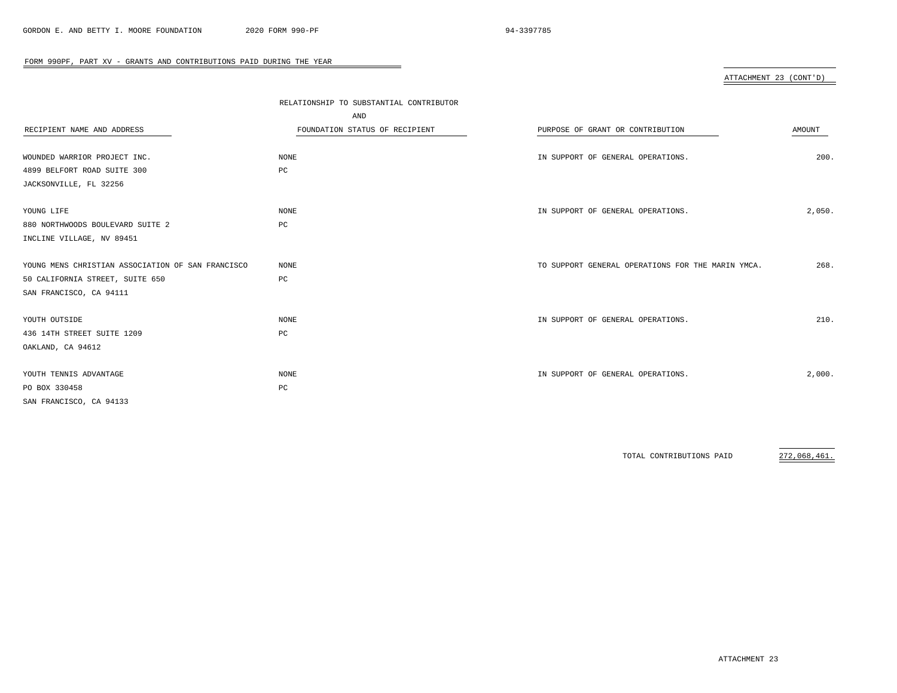FORM 990PF, PART XV - GRANTS AND CONTRIBUTIONS PAID DURING THE YEAR

ATTACHMENT 23 (CONT'D)

| RECIPIENT NAME AND ADDRESS | RELATIONSHIP TO SUBSTANTIAL CONTRIBUTOR AND FOUNDATION STATUS OF RECIPIENT | PURPOSE OF GRANT OR CONTRIBUTION | AMOUNT |
|---|---|---|---|
| WOUNDED WARRIOR PROJECT INC.<br>4899 BELFORT ROAD SUITE 300<br>JACKSONVILLE, FL 32256 | NONE<br>PC | IN SUPPORT OF GENERAL OPERATIONS. | 200. |
| YOUNG LIFE<br>880 NORTHWOODS BOULEVARD SUITE 2<br>INCLINE VILLAGE, NV 89451 | NONE<br>PC | IN SUPPORT OF GENERAL OPERATIONS. | 2,050. |
| YOUNG MENS CHRISTIAN ASSOCIATION OF SAN FRANCISCO<br>50 CALIFORNIA STREET, SUITE 650<br>SAN FRANCISCO, CA 94111 | NONE<br>PC | TO SUPPORT GENERAL OPERATIONS FOR THE MARIN YMCA. | 268. |
| YOUTH OUTSIDE<br>436 14TH STREET SUITE 1209<br>OAKLAND, CA 94612 | NONE<br>PC | IN SUPPORT OF GENERAL OPERATIONS. | 210. |
| YOUTH TENNIS ADVANTAGE<br>PO BOX 330458<br>SAN FRANCISCO, CA 94133 | NONE<br>PC | IN SUPPORT OF GENERAL OPERATIONS. | 2,000. |
| | | TOTAL CONTRIBUTIONS PAID | 272,068,461. |

ATTACHMENT 23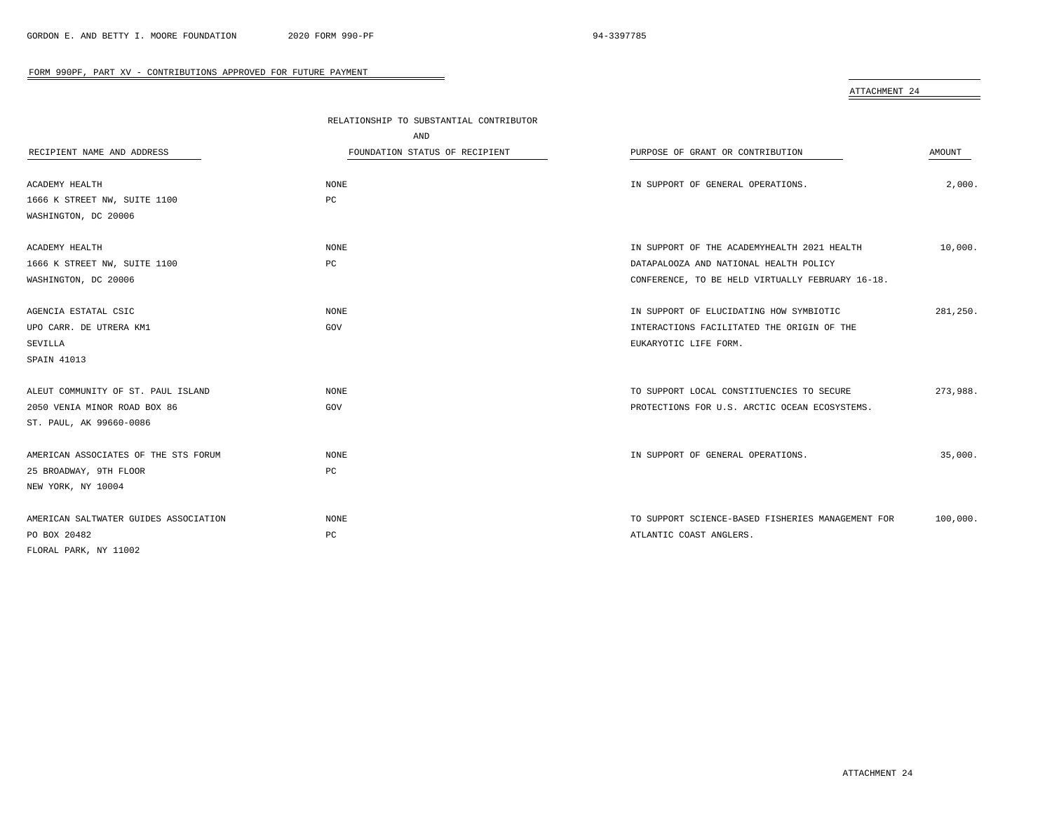## FORM 990PF, PART XV - CONTRIBUTIONS APPROVED FOR FUTURE PAYMENT

ATTACHMENT 24

| RECIPIENT NAME AND ADDRESS | RELATIONSHIP TO SUBSTANTIAL CONTRIBUTOR AND FOUNDATION STATUS OF RECIPIENT | PURPOSE OF GRANT OR CONTRIBUTION | AMOUNT |
|---|---|---|---|
| ACADEMY HEALTH<br>1666 K STREET NW, SUITE 1100<br>WASHINGTON, DC 20006 | NONE<br>PC | IN SUPPORT OF GENERAL OPERATIONS. | 2,000. |
| ACADEMY HEALTH<br>1666 K STREET NW, SUITE 1100<br>WASHINGTON, DC 20006 | NONE<br>PC | IN SUPPORT OF THE ACADEMYHEALTH 2021 HEALTH DATAPALOOZA AND NATIONAL HEALTH POLICY CONFERENCE, TO BE HELD VIRTUALLY FEBRUARY 16-18. | 10,000. |
| AGENCIA ESTATAL CSIC<br>UPO CARR. DE UTRERA KM1<br>SEVILLA<br>SPAIN 41013 | NONE<br>GOV | IN SUPPORT OF ELUCIDATING HOW SYMBIOTIC INTERACTIONS FACILITATED THE ORIGIN OF THE EUKARYOTIC LIFE FORM. | 281,250. |
| ALEUT COMMUNITY OF ST. PAUL ISLAND<br>2050 VENIA MINOR ROAD BOX 86<br>ST. PAUL, AK 99660-0086 | NONE<br>GOV | TO SUPPORT LOCAL CONSTITUENCIES TO SECURE PROTECTIONS FOR U.S. ARCTIC OCEAN ECOSYSTEMS. | 273,988. |
| AMERICAN ASSOCIATES OF THE STS FORUM<br>25 BROADWAY, 9TH FLOOR<br>NEW YORK, NY 10004 | NONE<br>PC | IN SUPPORT OF GENERAL OPERATIONS. | 35,000. |
| AMERICAN SALTWATER GUIDES ASSOCIATION<br>PO BOX 20482<br>FLORAL PARK, NY 11002 | NONE<br>PC | TO SUPPORT SCIENCE-BASED FISHERIES MANAGEMENT FOR ATLANTIC COAST ANGLERS. | 100,000. |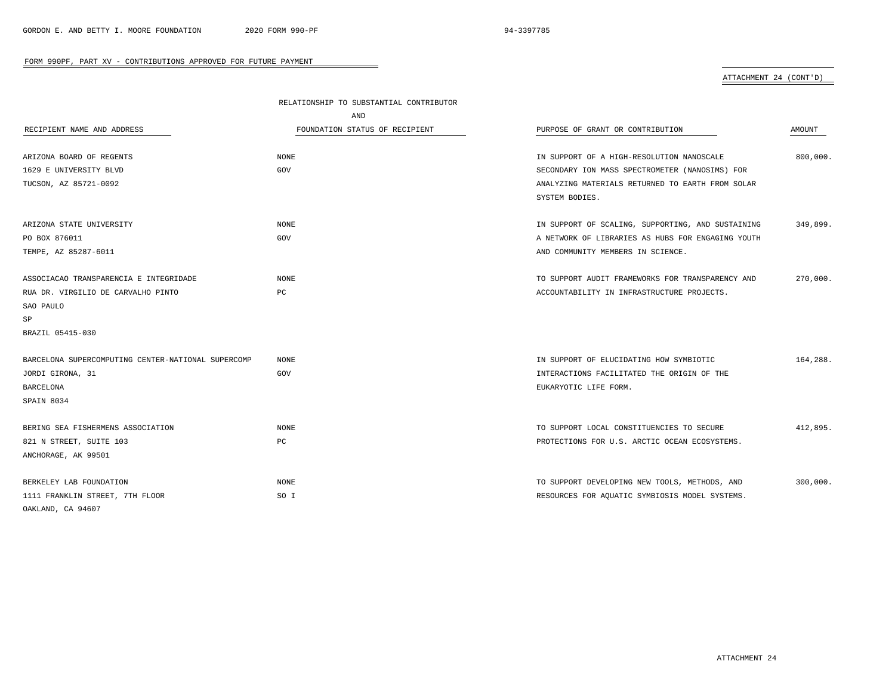FORM 990PF, PART XV - CONTRIBUTIONS APPROVED FOR FUTURE PAYMENT

ATTACHMENT 24 (CONT'D)

| RECIPIENT NAME AND ADDRESS | RELATIONSHIP TO SUBSTANTIAL CONTRIBUTOR AND FOUNDATION STATUS OF RECIPIENT | PURPOSE OF GRANT OR CONTRIBUTION | AMOUNT |
|---|---|---|---|
| ARIZONA BOARD OF REGENTS<br>1629 E UNIVERSITY BLVD<br>TUCSON, AZ 85721-0092 | NONE<br>GOV | IN SUPPORT OF A HIGH-RESOLUTION NANOSCALE SECONDARY ION MASS SPECTROMETER (NANOSIMS) FOR ANALYZING MATERIALS RETURNED TO EARTH FROM SOLAR SYSTEM BODIES. | 800,000. |
| ARIZONA STATE UNIVERSITY<br>PO BOX 876011<br>TEMPE, AZ 85287-6011 | NONE<br>GOV | IN SUPPORT OF SCALING, SUPPORTING, AND SUSTAINING A NETWORK OF LIBRARIES AS HUBS FOR ENGAGING YOUTH AND COMMUNITY MEMBERS IN SCIENCE. | 349,899. |
| ASSOCIACAO TRANSPARENCIA E INTEGRIDADE<br>RUA DR. VIRGILIO DE CARVALHO PINTO<br>SAO PAULO<br>SP<br>BRAZIL 05415-030 | NONE<br>PC | TO SUPPORT AUDIT FRAMEWORKS FOR TRANSPARENCY AND ACCOUNTABILITY IN INFRASTRUCTURE PROJECTS. | 270,000. |
| BARCELONA SUPERCOMPUTING CENTER-NATIONAL SUPERCOMP<br>JORDI GIRONA, 31<br>BARCELONA<br>SPAIN 8034 | NONE<br>GOV | IN SUPPORT OF ELUCIDATING HOW SYMBIOTIC INTERACTIONS FACILITATED THE ORIGIN OF THE EUKARYOTIC LIFE FORM. | 164,288. |
| BERING SEA FISHERMENS ASSOCIATION<br>821 N STREET, SUITE 103<br>ANCHORAGE, AK 99501 | NONE<br>PC | TO SUPPORT LOCAL CONSTITUENCIES TO SECURE PROTECTIONS FOR U.S. ARCTIC OCEAN ECOSYSTEMS. | 412,895. |
| BERKELEY LAB FOUNDATION<br>1111 FRANKLIN STREET, 7TH FLOOR<br>OAKLAND, CA 94607 | NONE<br>SO I | TO SUPPORT DEVELOPING NEW TOOLS, METHODS, AND RESOURCES FOR AQUATIC SYMBIOSIS MODEL SYSTEMS. | 300,000. |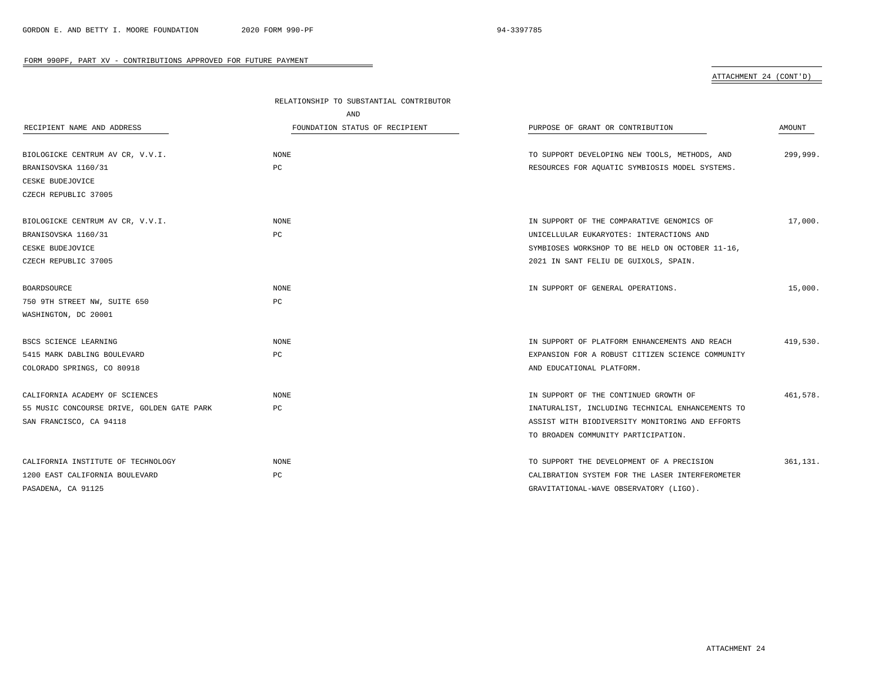FORM 990PF, PART XV - CONTRIBUTIONS APPROVED FOR FUTURE PAYMENT

ATTACHMENT 24 (CONT'D)

| RECIPIENT NAME AND ADDRESS | RELATIONSHIP TO SUBSTANTIAL CONTRIBUTOR AND FOUNDATION STATUS OF RECIPIENT | PURPOSE OF GRANT OR CONTRIBUTION | AMOUNT |
|---|---|---|---|
| BIOLOGICKE CENTRUM AV CR, V.V.I.<br>BRANISOVSKA 1160/31<br>CESKE BUDEJOVICE<br>CZECH REPUBLIC 37005 | NONE<br>PC | TO SUPPORT DEVELOPING NEW TOOLS, METHODS, AND RESOURCES FOR AQUATIC SYMBIOSIS MODEL SYSTEMS. | 299,999. |
| BIOLOGICKE CENTRUM AV CR, V.V.I.<br>BRANISOVSKA 1160/31<br>CESKE BUDEJOVICE<br>CZECH REPUBLIC 37005 | NONE<br>PC | IN SUPPORT OF THE COMPARATIVE GENOMICS OF UNICELLULAR EUKARYOTES: INTERACTIONS AND SYMBIOSES WORKSHOP TO BE HELD ON OCTOBER 11-16, 2021 IN SANT FELIU DE GUIXOLS, SPAIN. | 17,000. |
| BOARDSOURCE<br>750 9TH STREET NW, SUITE 650<br>WASHINGTON, DC 20001 | NONE<br>PC | IN SUPPORT OF GENERAL OPERATIONS. | 15,000. |
| BSCS SCIENCE LEARNING<br>5415 MARK DABLING BOULEVARD<br>COLORADO SPRINGS, CO 80918 | NONE<br>PC | IN SUPPORT OF PLATFORM ENHANCEMENTS AND REACH EXPANSION FOR A ROBUST CITIZEN SCIENCE COMMUNITY AND EDUCATIONAL PLATFORM. | 419,530. |
| CALIFORNIA ACADEMY OF SCIENCES<br>55 MUSIC CONCOURSE DRIVE, GOLDEN GATE PARK<br>SAN FRANCISCO, CA 94118 | NONE<br>PC | IN SUPPORT OF THE CONTINUED GROWTH OF INATURALIST, INCLUDING TECHNICAL ENHANCEMENTS TO ASSIST WITH BIODIVERSITY MONITORING AND EFFORTS TO BROADEN COMMUNITY PARTICIPATION. | 461,578. |
| CALIFORNIA INSTITUTE OF TECHNOLOGY<br>1200 EAST CALIFORNIA BOULEVARD<br>PASADENA, CA 91125 | NONE<br>PC | TO SUPPORT THE DEVELOPMENT OF A PRECISION CALIBRATION SYSTEM FOR THE LASER INTERFEROMETER GRAVITATIONAL-WAVE OBSERVATORY (LIGO). | 361,131. |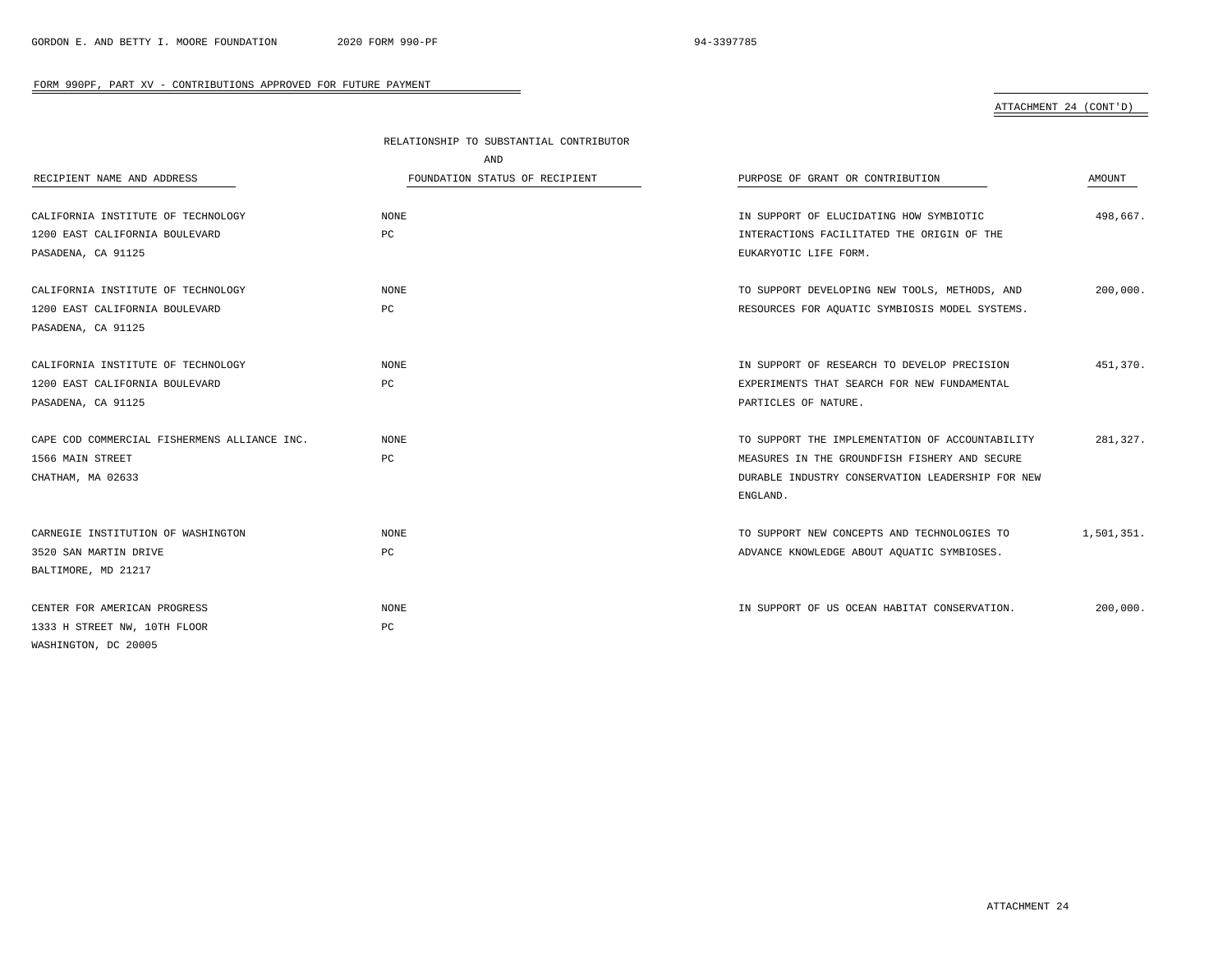FORM 990PF, PART XV - CONTRIBUTIONS APPROVED FOR FUTURE PAYMENT

ATTACHMENT 24 (CONT'D)

| RECIPIENT NAME AND ADDRESS | RELATIONSHIP TO SUBSTANTIAL CONTRIBUTOR AND FOUNDATION STATUS OF RECIPIENT | PURPOSE OF GRANT OR CONTRIBUTION | AMOUNT |
|---|---|---|---|
| CALIFORNIA INSTITUTE OF TECHNOLOGY<br>1200 EAST CALIFORNIA BOULEVARD<br>PASADENA, CA 91125 | NONE<br>PC | IN SUPPORT OF ELUCIDATING HOW SYMBIOTIC INTERACTIONS FACILITATED THE ORIGIN OF THE EUKARYOTIC LIFE FORM. | 498,667. |
| CALIFORNIA INSTITUTE OF TECHNOLOGY<br>1200 EAST CALIFORNIA BOULEVARD<br>PASADENA, CA 91125 | NONE<br>PC | TO SUPPORT DEVELOPING NEW TOOLS, METHODS, AND RESOURCES FOR AQUATIC SYMBIOSIS MODEL SYSTEMS. | 200,000. |
| CALIFORNIA INSTITUTE OF TECHNOLOGY<br>1200 EAST CALIFORNIA BOULEVARD<br>PASADENA, CA 91125 | NONE<br>PC | IN SUPPORT OF RESEARCH TO DEVELOP PRECISION EXPERIMENTS THAT SEARCH FOR NEW FUNDAMENTAL PARTICLES OF NATURE. | 451,370. |
| CAPE COD COMMERCIAL FISHERMENS ALLIANCE INC.<br>1566 MAIN STREET<br>CHATHAM, MA 02633 | NONE<br>PC | TO SUPPORT THE IMPLEMENTATION OF ACCOUNTABILITY MEASURES IN THE GROUNDFISH FISHERY AND SECURE DURABLE INDUSTRY CONSERVATION LEADERSHIP FOR NEW ENGLAND. | 281,327. |
| CARNEGIE INSTITUTION OF WASHINGTON<br>3520 SAN MARTIN DRIVE<br>BALTIMORE, MD 21217 | NONE<br>PC | TO SUPPORT NEW CONCEPTS AND TECHNOLOGIES TO ADVANCE KNOWLEDGE ABOUT AQUATIC SYMBIOSES. | 1,501,351. |
| CENTER FOR AMERICAN PROGRESS<br>1333 H STREET NW, 10TH FLOOR<br>WASHINGTON, DC 20005 | NONE<br>PC | IN SUPPORT OF US OCEAN HABITAT CONSERVATION. | 200,000. |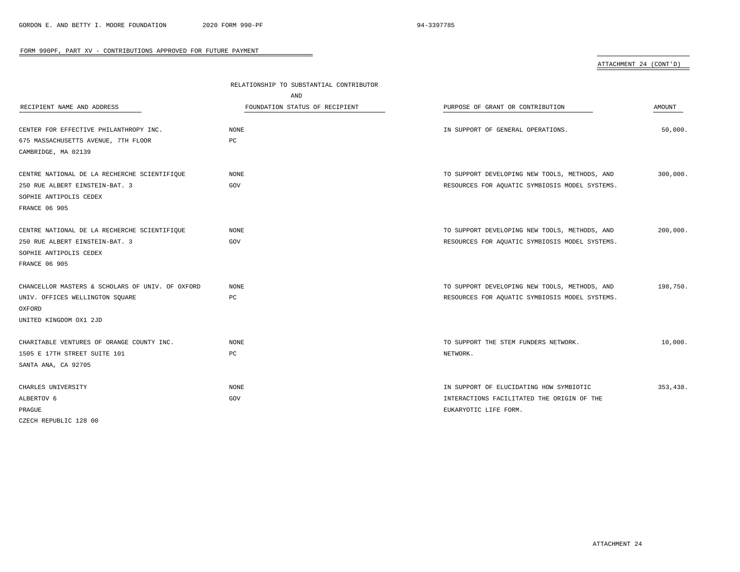## FORM 990PF, PART XV - CONTRIBUTIONS APPROVED FOR FUTURE PAYMENT

ATTACHMENT 24 (CONT'D)

| RECIPIENT NAME AND ADDRESS | RELATIONSHIP TO SUBSTANTIAL CONTRIBUTOR AND FOUNDATION STATUS OF RECIPIENT | PURPOSE OF GRANT OR CONTRIBUTION | AMOUNT |
|---|---|---|---|
| CENTER FOR EFFECTIVE PHILANTHROPY INC.<br>675 MASSACHUSETTS AVENUE, 7TH FLOOR<br>CAMBRIDGE, MA 02139 | NONE<br>PC | IN SUPPORT OF GENERAL OPERATIONS. | 50,000. |
| CENTRE NATIONAL DE LA RECHERCHE SCIENTIFIQUE<br>250 RUE ALBERT EINSTEIN-BAT. 3<br>SOPHIE ANTIPOLIS CEDEX<br>FRANCE 06 905 | NONE<br>GOV | TO SUPPORT DEVELOPING NEW TOOLS, METHODS, AND RESOURCES FOR AQUATIC SYMBIOSIS MODEL SYSTEMS. | 300,000. |
| CENTRE NATIONAL DE LA RECHERCHE SCIENTIFIQUE<br>250 RUE ALBERT EINSTEIN-BAT. 3<br>SOPHIE ANTIPOLIS CEDEX<br>FRANCE 06 905 | NONE<br>GOV | TO SUPPORT DEVELOPING NEW TOOLS, METHODS, AND RESOURCES FOR AQUATIC SYMBIOSIS MODEL SYSTEMS. | 200,000. |
| CHANCELLOR MASTERS & SCHOLARS OF UNIV. OF OXFORD<br>UNIV. OFFICES WELLINGTON SQUARE<br>OXFORD<br>UNITED KINGDOM OX1 2JD | NONE<br>PC | TO SUPPORT DEVELOPING NEW TOOLS, METHODS, AND RESOURCES FOR AQUATIC SYMBIOSIS MODEL SYSTEMS. | 198,750. |
| CHARITABLE VENTURES OF ORANGE COUNTY INC.<br>1505 E 17TH STREET SUITE 101<br>SANTA ANA, CA 92705 | NONE<br>PC | TO SUPPORT THE STEM FUNDERS NETWORK. NETWORK. | 10,000. |
| CHARLES UNIVERSITY<br>ALBERTOV 6<br>PRAGUE<br>CZECH REPUBLIC 128 00 | NONE<br>GOV | IN SUPPORT OF ELUCIDATING HOW SYMBIOTIC INTERACTIONS FACILITATED THE ORIGIN OF THE EUKARYOTIC LIFE FORM. | 353,438. |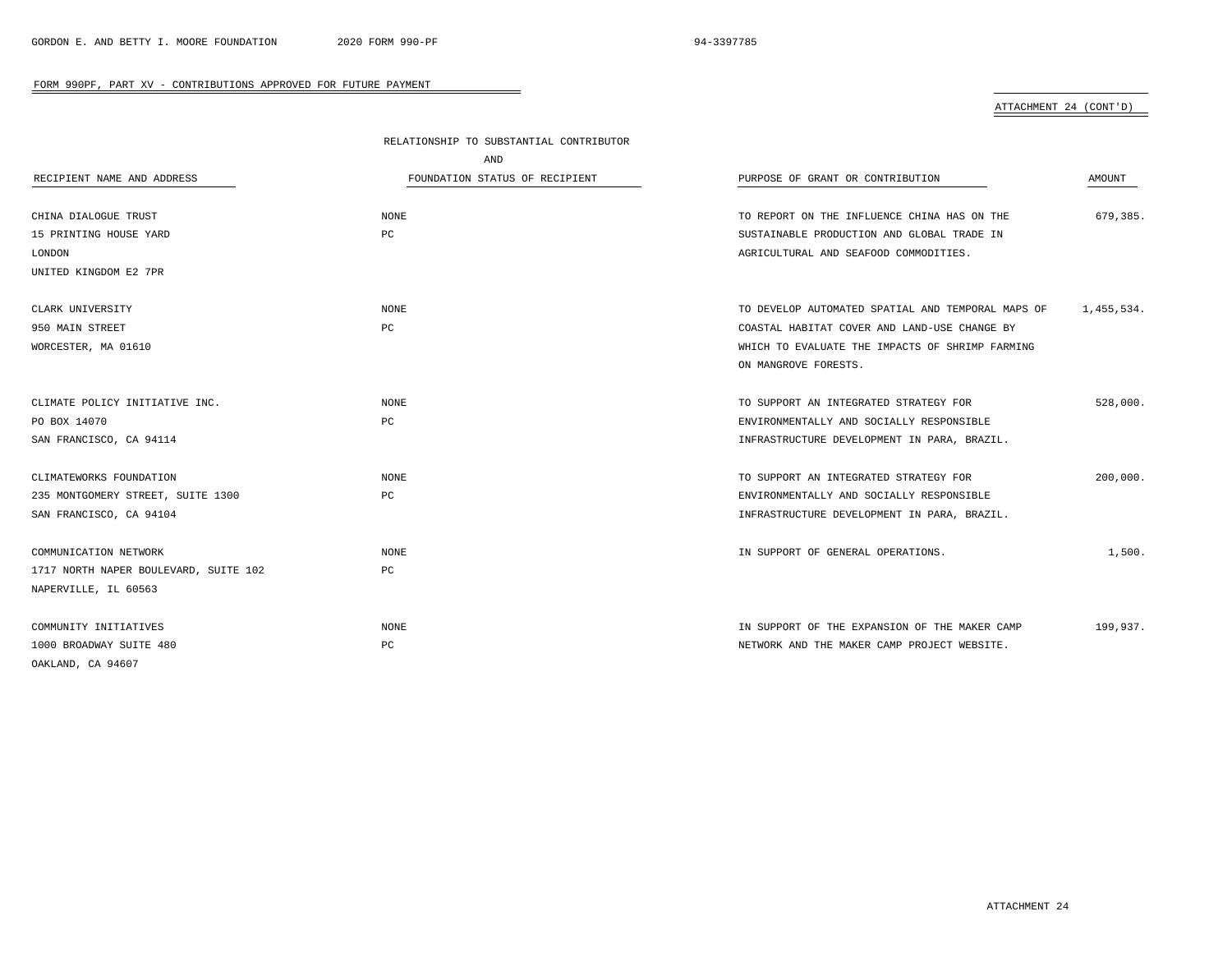FORM 990PF, PART XV - CONTRIBUTIONS APPROVED FOR FUTURE PAYMENT

ATTACHMENT 24 (CONT'D)

| RECIPIENT NAME AND ADDRESS | RELATIONSHIP TO SUBSTANTIAL CONTRIBUTOR AND FOUNDATION STATUS OF RECIPIENT | PURPOSE OF GRANT OR CONTRIBUTION | AMOUNT |
|---|---|---|---|
| CHINA DIALOGUE TRUST<br>15 PRINTING HOUSE YARD<br>LONDON<br>UNITED KINGDOM E2 7PR | NONE<br>PC | TO REPORT ON THE INFLUENCE CHINA HAS ON THE SUSTAINABLE PRODUCTION AND GLOBAL TRADE IN AGRICULTURAL AND SEAFOOD COMMODITIES. | 679,385. |
| CLARK UNIVERSITY<br>950 MAIN STREET<br>WORCESTER, MA 01610 | NONE<br>PC | TO DEVELOP AUTOMATED SPATIAL AND TEMPORAL MAPS OF COASTAL HABITAT COVER AND LAND-USE CHANGE BY WHICH TO EVALUATE THE IMPACTS OF SHRIMP FARMING ON MANGROVE FORESTS. | 1,455,534. |
| CLIMATE POLICY INITIATIVE INC.<br>PO BOX 14070<br>SAN FRANCISCO, CA 94114 | NONE<br>PC | TO SUPPORT AN INTEGRATED STRATEGY FOR ENVIRONMENTALLY AND SOCIALLY RESPONSIBLE INFRASTRUCTURE DEVELOPMENT IN PARA, BRAZIL. | 528,000. |
| CLIMATEWORKS FOUNDATION<br>235 MONTGOMERY STREET, SUITE 1300<br>SAN FRANCISCO, CA 94104 | NONE<br>PC | TO SUPPORT AN INTEGRATED STRATEGY FOR ENVIRONMENTALLY AND SOCIALLY RESPONSIBLE INFRASTRUCTURE DEVELOPMENT IN PARA, BRAZIL. | 200,000. |
| COMMUNICATION NETWORK<br>1717 NORTH NAPER BOULEVARD, SUITE 102<br>NAPERVILLE, IL 60563 | NONE<br>PC | IN SUPPORT OF GENERAL OPERATIONS. | 1,500. |
| COMMUNITY INITIATIVES<br>1000 BROADWAY SUITE 480<br>OAKLAND, CA 94607 | NONE<br>PC | IN SUPPORT OF THE EXPANSION OF THE MAKER CAMP NETWORK AND THE MAKER CAMP PROJECT WEBSITE. | 199,937. |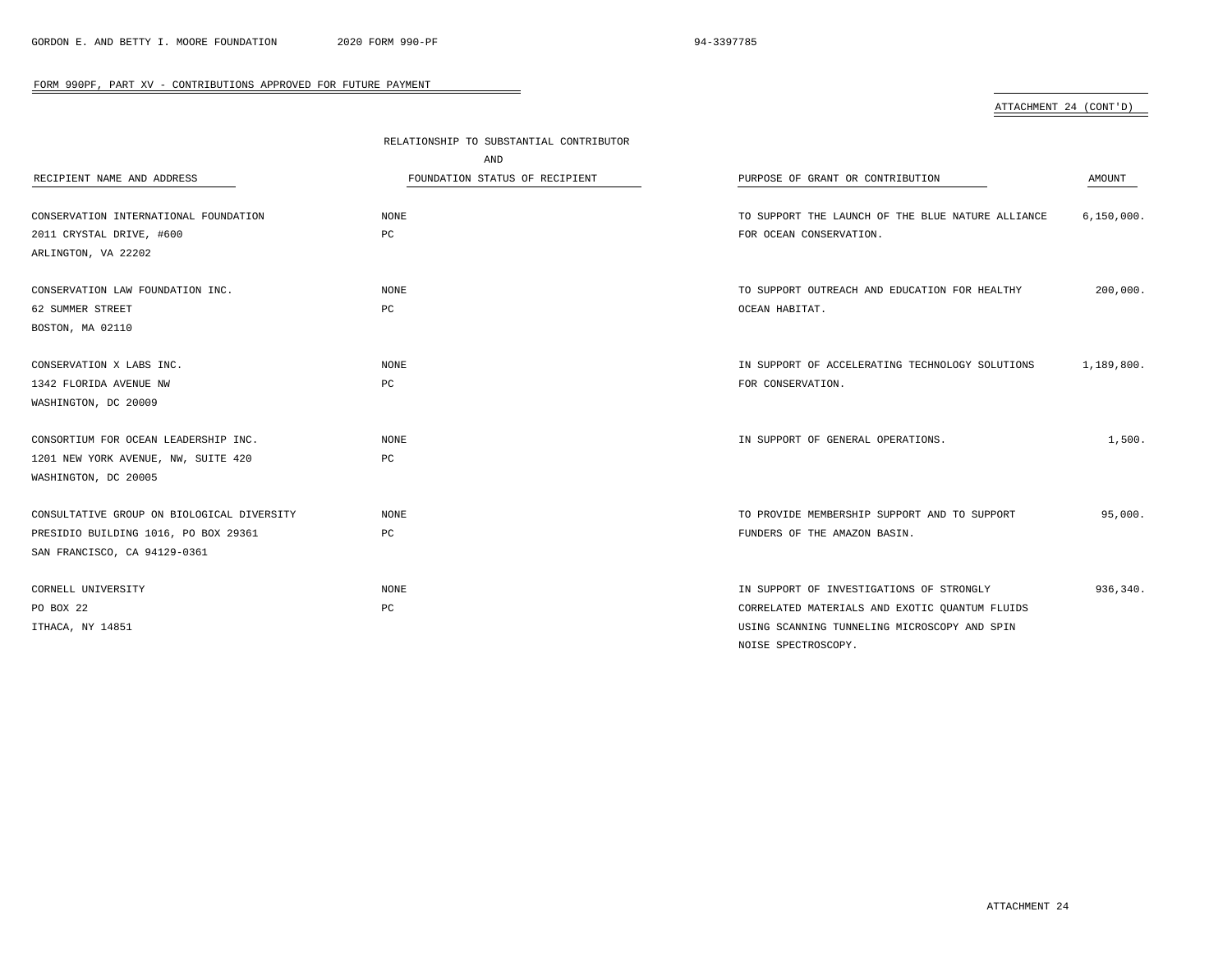## FORM 990PF, PART XV - CONTRIBUTIONS APPROVED FOR FUTURE PAYMENT

ATTACHMENT 24 (CONT'D)

| RECIPIENT NAME AND ADDRESS | RELATIONSHIP TO SUBSTANTIAL CONTRIBUTOR AND FOUNDATION STATUS OF RECIPIENT | PURPOSE OF GRANT OR CONTRIBUTION | AMOUNT |
|---|---|---|---|
| CONSERVATION INTERNATIONAL FOUNDATION<br>2011 CRYSTAL DRIVE, #600<br>ARLINGTON, VA 22202 | NONE<br>PC | TO SUPPORT THE LAUNCH OF THE BLUE NATURE ALLIANCE FOR OCEAN CONSERVATION. | 6,150,000. |
| CONSERVATION LAW FOUNDATION INC.<br>62 SUMMER STREET<br>BOSTON, MA 02110 | NONE<br>PC | TO SUPPORT OUTREACH AND EDUCATION FOR HEALTHY OCEAN HABITAT. | 200,000. |
| CONSERVATION X LABS INC.<br>1342 FLORIDA AVENUE NW<br>WASHINGTON, DC 20009 | NONE<br>PC | IN SUPPORT OF ACCELERATING TECHNOLOGY SOLUTIONS FOR CONSERVATION. | 1,189,800. |
| CONSORTIUM FOR OCEAN LEADERSHIP INC.<br>1201 NEW YORK AVENUE, NW, SUITE 420<br>WASHINGTON, DC 20005 | NONE<br>PC | IN SUPPORT OF GENERAL OPERATIONS. | 1,500. |
| CONSULTATIVE GROUP ON BIOLOGICAL DIVERSITY<br>PRESIDIO BUILDING 1016, PO BOX 29361<br>SAN FRANCISCO, CA 94129-0361 | NONE<br>PC | TO PROVIDE MEMBERSHIP SUPPORT AND TO SUPPORT FUNDERS OF THE AMAZON BASIN. | 95,000. |
| CORNELL UNIVERSITY<br>PO BOX 22<br>ITHACA, NY 14851 | NONE<br>PC | IN SUPPORT OF INVESTIGATIONS OF STRONGLY CORRELATED MATERIALS AND EXOTIC QUANTUM FLUIDS USING SCANNING TUNNELING MICROSCOPY AND SPIN NOISE SPECTROSCOPY. | 936,340. |

ATTACHMENT 24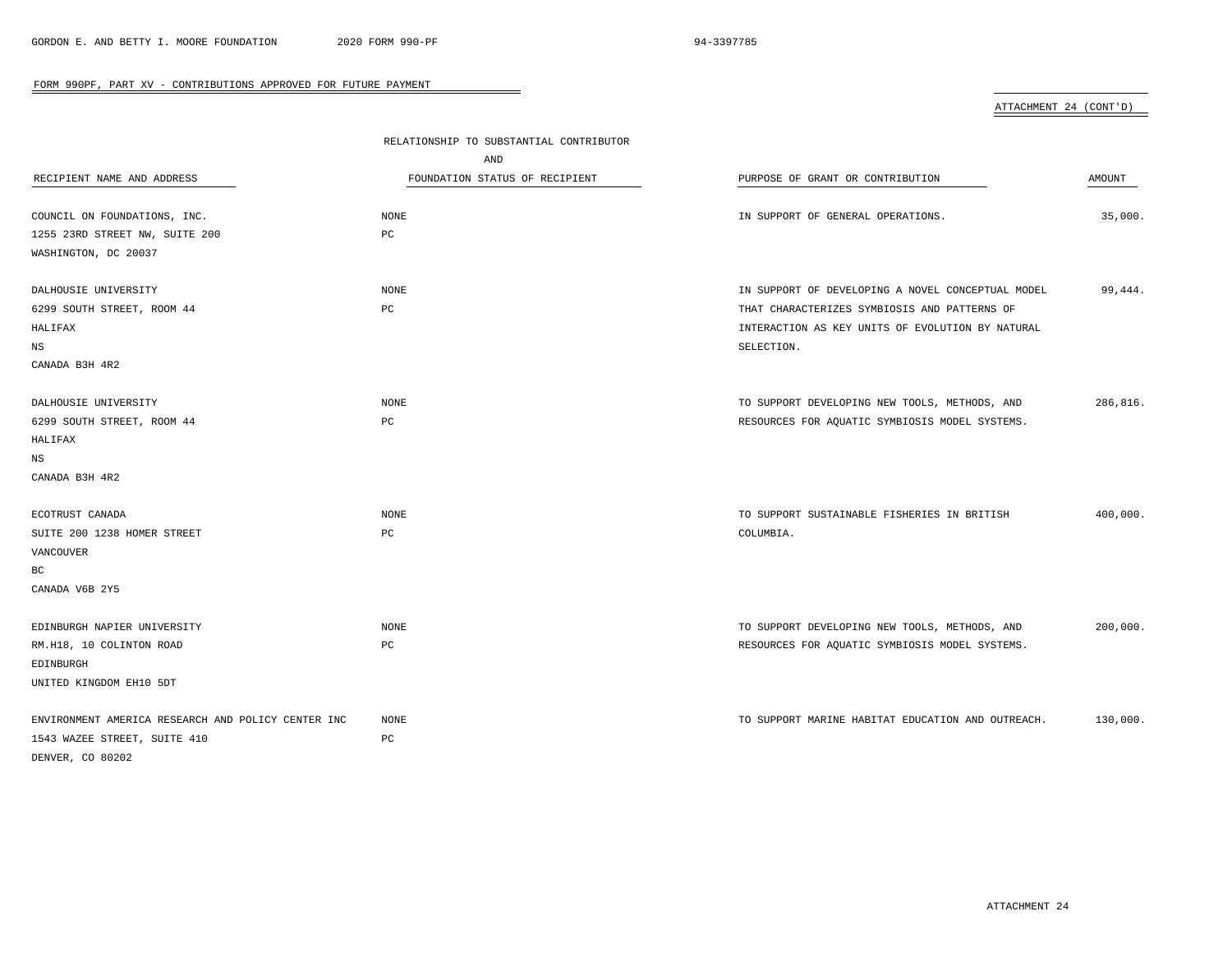FORM 990PF, PART XV - CONTRIBUTIONS APPROVED FOR FUTURE PAYMENT

ATTACHMENT 24 (CONT'D)

| RECIPIENT NAME AND ADDRESS | RELATIONSHIP TO SUBSTANTIAL CONTRIBUTOR AND FOUNDATION STATUS OF RECIPIENT | PURPOSE OF GRANT OR CONTRIBUTION | AMOUNT |
|---|---|---|---|
| COUNCIL ON FOUNDATIONS, INC.<br>1255 23RD STREET NW, SUITE 200<br>WASHINGTON, DC 20037 | NONE<br>PC | IN SUPPORT OF GENERAL OPERATIONS. | 35,000. |
| DALHOUSIE UNIVERSITY<br>6299 SOUTH STREET, ROOM 44<br>HALIFAX<br>NS<br>CANADA B3H 4R2 | NONE<br>PC | IN SUPPORT OF DEVELOPING A NOVEL CONCEPTUAL MODEL THAT CHARACTERIZES SYMBIOSIS AND PATTERNS OF INTERACTION AS KEY UNITS OF EVOLUTION BY NATURAL SELECTION. | 99,444. |
| DALHOUSIE UNIVERSITY<br>6299 SOUTH STREET, ROOM 44<br>HALIFAX<br>NS<br>CANADA B3H 4R2 | NONE<br>PC | TO SUPPORT DEVELOPING NEW TOOLS, METHODS, AND RESOURCES FOR AQUATIC SYMBIOSIS MODEL SYSTEMS. | 286,816. |
| ECOTRUST CANADA<br>SUITE 200 1238 HOMER STREET<br>VANCOUVER<br>BC<br>CANADA V6B 2Y5 | NONE<br>PC | TO SUPPORT SUSTAINABLE FISHERIES IN BRITISH COLUMBIA. | 400,000. |
| EDINBURGH NAPIER UNIVERSITY<br>RM.H18, 10 COLINTON ROAD<br>EDINBURGH<br>UNITED KINGDOM EH10 5DT | NONE<br>PC | TO SUPPORT DEVELOPING NEW TOOLS, METHODS, AND RESOURCES FOR AQUATIC SYMBIOSIS MODEL SYSTEMS. | 200,000. |
| ENVIRONMENT AMERICA RESEARCH AND POLICY CENTER INC<br>1543 WAZEE STREET, SUITE 410<br>DENVER, CO 80202 | NONE<br>PC | TO SUPPORT MARINE HABITAT EDUCATION AND OUTREACH. | 130,000. |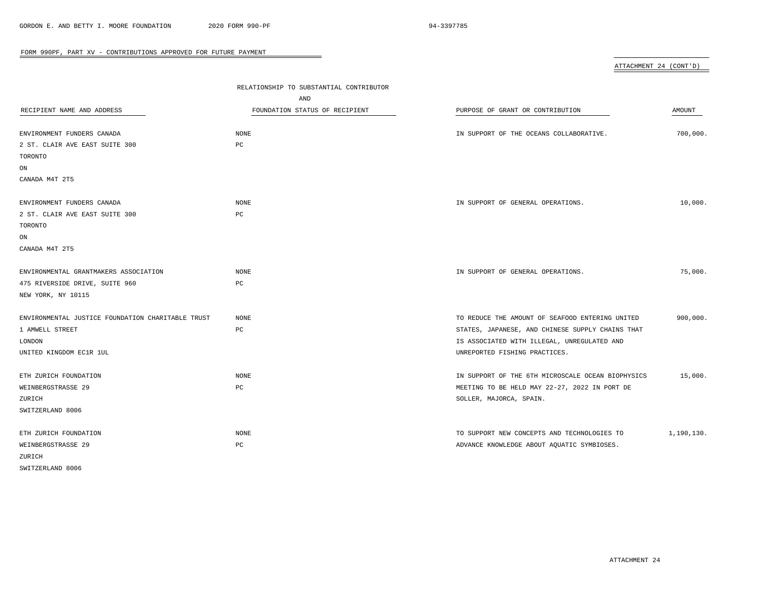## FORM 990PF, PART XV - CONTRIBUTIONS APPROVED FOR FUTURE PAYMENT

ATTACHMENT 24 (CONT'D)

| RECIPIENT NAME AND ADDRESS | RELATIONSHIP TO SUBSTANTIAL CONTRIBUTOR AND FOUNDATION STATUS OF RECIPIENT | PURPOSE OF GRANT OR CONTRIBUTION | AMOUNT |
|---|---|---|---|
| ENVIRONMENT FUNDERS CANADA<br>2 ST. CLAIR AVE EAST SUITE 300<br>TORONTO<br>ON<br>CANADA M4T 2T5 | NONE<br>PC | IN SUPPORT OF THE OCEANS COLLABORATIVE. | 700,000. |
| ENVIRONMENT FUNDERS CANADA<br>2 ST. CLAIR AVE EAST SUITE 300<br>TORONTO<br>ON<br>CANADA M4T 2T5 | NONE<br>PC | IN SUPPORT OF GENERAL OPERATIONS. | 10,000. |
| ENVIRONMENTAL GRANTMAKERS ASSOCIATION<br>475 RIVERSIDE DRIVE, SUITE 960<br>NEW YORK, NY 10115 | NONE<br>PC | IN SUPPORT OF GENERAL OPERATIONS. | 75,000. |
| ENVIRONMENTAL JUSTICE FOUNDATION CHARITABLE TRUST<br>1 AMWELL STREET<br>LONDON<br>UNITED KINGDOM EC1R 1UL | NONE<br>PC | TO REDUCE THE AMOUNT OF SEAFOOD ENTERING UNITED STATES, JAPANESE, AND CHINESE SUPPLY CHAINS THAT IS ASSOCIATED WITH ILLEGAL, UNREGULATED AND UNREPORTED FISHING PRACTICES. | 900,000. |
| ETH ZURICH FOUNDATION<br>WEINBERGSTRASSE 29<br>ZURICH<br>SWITZERLAND 8006 | NONE<br>PC | IN SUPPORT OF THE 6TH MICROSCALE OCEAN BIOPHYSICS MEETING TO BE HELD MAY 22-27, 2022 IN PORT DE SOLLER, MAJORCA, SPAIN. | 15,000. |
| ETH ZURICH FOUNDATION<br>WEINBERGSTRASSE 29<br>ZURICH<br>SWITZERLAND 8006 | NONE<br>PC | TO SUPPORT NEW CONCEPTS AND TECHNOLOGIES TO ADVANCE KNOWLEDGE ABOUT AQUATIC SYMBIOSES. | 1,190,130. |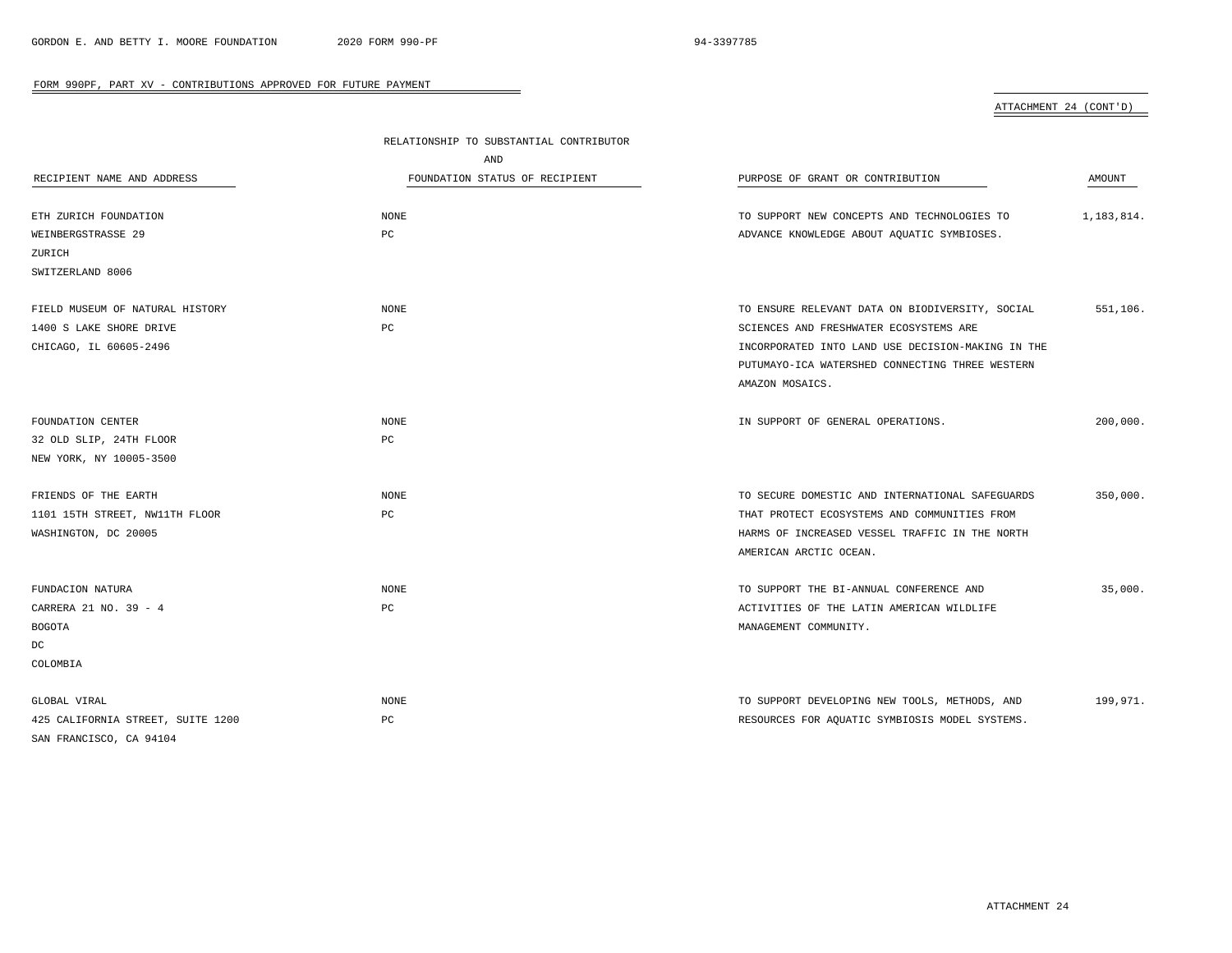## FORM 990PF, PART XV - CONTRIBUTIONS APPROVED FOR FUTURE PAYMENT

ATTACHMENT 24 (CONT'D)

| RECIPIENT NAME AND ADDRESS | RELATIONSHIP TO SUBSTANTIAL CONTRIBUTOR AND FOUNDATION STATUS OF RECIPIENT | PURPOSE OF GRANT OR CONTRIBUTION | AMOUNT |
|---|---|---|---|
| ETH ZURICH FOUNDATION<br>WEINBERGSTRASSE 29<br>ZURICH<br>SWITZERLAND 8006 | NONE<br>PC | TO SUPPORT NEW CONCEPTS AND TECHNOLOGIES TO ADVANCE KNOWLEDGE ABOUT AQUATIC SYMBIOSES. | 1,183,814. |
| FIELD MUSEUM OF NATURAL HISTORY<br>1400 S LAKE SHORE DRIVE<br>CHICAGO, IL 60605-2496 | NONE<br>PC | TO ENSURE RELEVANT DATA ON BIODIVERSITY, SOCIAL SCIENCES AND FRESHWATER ECOSYSTEMS ARE INCORPORATED INTO LAND USE DECISION-MAKING IN THE PUTUMAYO-ICA WATERSHED CONNECTING THREE WESTERN AMAZON MOSAICS. | 551,106. |
| FOUNDATION CENTER<br>32 OLD SLIP, 24TH FLOOR<br>NEW YORK, NY 10005-3500 | NONE<br>PC | IN SUPPORT OF GENERAL OPERATIONS. | 200,000. |
| FRIENDS OF THE EARTH<br>1101 15TH STREET, NW11TH FLOOR<br>WASHINGTON, DC 20005 | NONE<br>PC | TO SECURE DOMESTIC AND INTERNATIONAL SAFEGUARDS THAT PROTECT ECOSYSTEMS AND COMMUNITIES FROM HARMS OF INCREASED VESSEL TRAFFIC IN THE NORTH AMERICAN ARCTIC OCEAN. | 350,000. |
| FUNDACION NATURA<br>CARRERA 21 NO. 39 - 4<br>BOGOTA<br>DC<br>COLOMBIA | NONE<br>PC | TO SUPPORT THE BI-ANNUAL CONFERENCE AND ACTIVITIES OF THE LATIN AMERICAN WILDLIFE MANAGEMENT COMMUNITY. | 35,000. |
| GLOBAL VIRAL<br>425 CALIFORNIA STREET, SUITE 1200<br>SAN FRANCISCO, CA 94104 | NONE<br>PC | TO SUPPORT DEVELOPING NEW TOOLS, METHODS, AND RESOURCES FOR AQUATIC SYMBIOSIS MODEL SYSTEMS. | 199,971. |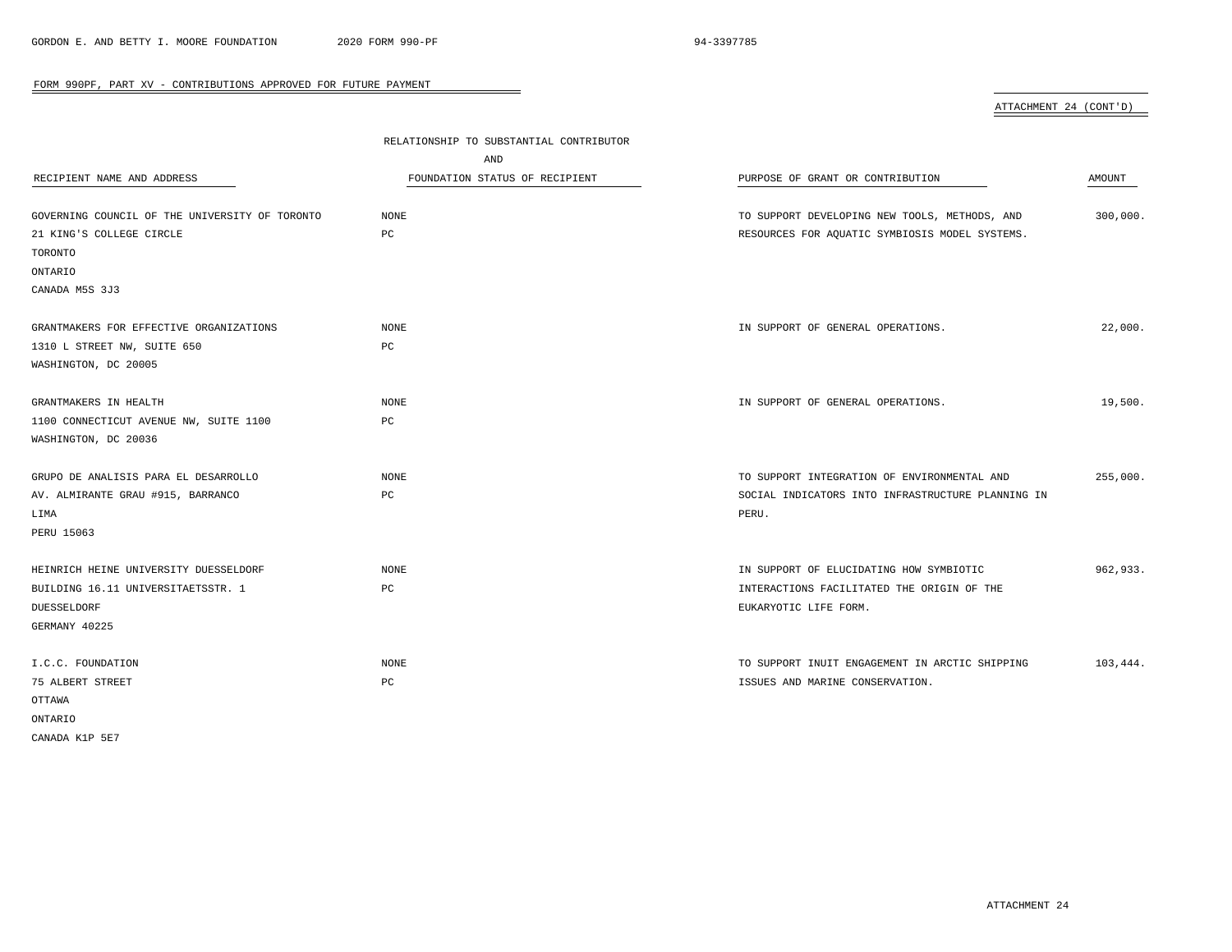FORM 990PF, PART XV - CONTRIBUTIONS APPROVED FOR FUTURE PAYMENT

ATTACHMENT 24 (CONT'D)

| RECIPIENT NAME AND ADDRESS | RELATIONSHIP TO SUBSTANTIAL CONTRIBUTOR AND FOUNDATION STATUS OF RECIPIENT | PURPOSE OF GRANT OR CONTRIBUTION | AMOUNT |
|---|---|---|---|
| GOVERNING COUNCIL OF THE UNIVERSITY OF TORONTO<br>21 KING'S COLLEGE CIRCLE<br>TORONTO<br>ONTARIO<br>CANADA M5S 3J3 | NONE<br>PC | TO SUPPORT DEVELOPING NEW TOOLS, METHODS, AND RESOURCES FOR AQUATIC SYMBIOSIS MODEL SYSTEMS. | 300,000. |
| GRANTMAKERS FOR EFFECTIVE ORGANIZATIONS<br>1310 L STREET NW, SUITE 650<br>WASHINGTON, DC 20005 | NONE<br>PC | IN SUPPORT OF GENERAL OPERATIONS. | 22,000. |
| GRANTMAKERS IN HEALTH<br>1100 CONNECTICUT AVENUE NW, SUITE 1100<br>WASHINGTON, DC 20036 | NONE<br>PC | IN SUPPORT OF GENERAL OPERATIONS. | 19,500. |
| GRUPO DE ANALISIS PARA EL DESARROLLO<br>AV. ALMIRANTE GRAU #915, BARRANCO<br>LIMA<br>PERU 15063 | NONE<br>PC | TO SUPPORT INTEGRATION OF ENVIRONMENTAL AND SOCIAL INDICATORS INTO INFRASTRUCTURE PLANNING IN PERU. | 255,000. |
| HEINRICH HEINE UNIVERSITY DUESSELDORF<br>BUILDING 16.11 UNIVERSITAETSSTR. 1<br>DUESSELDORF<br>GERMANY 40225 | NONE<br>PC | IN SUPPORT OF ELUCIDATING HOW SYMBIOTIC INTERACTIONS FACILITATED THE ORIGIN OF THE EUKARYOTIC LIFE FORM. | 962,933. |
| I.C.C. FOUNDATION<br>75 ALBERT STREET<br>OTTAWA<br>ONTARIO<br>CANADA K1P 5E7 | NONE<br>PC | TO SUPPORT INUIT ENGAGEMENT IN ARCTIC SHIPPING ISSUES AND MARINE CONSERVATION. | 103,444. |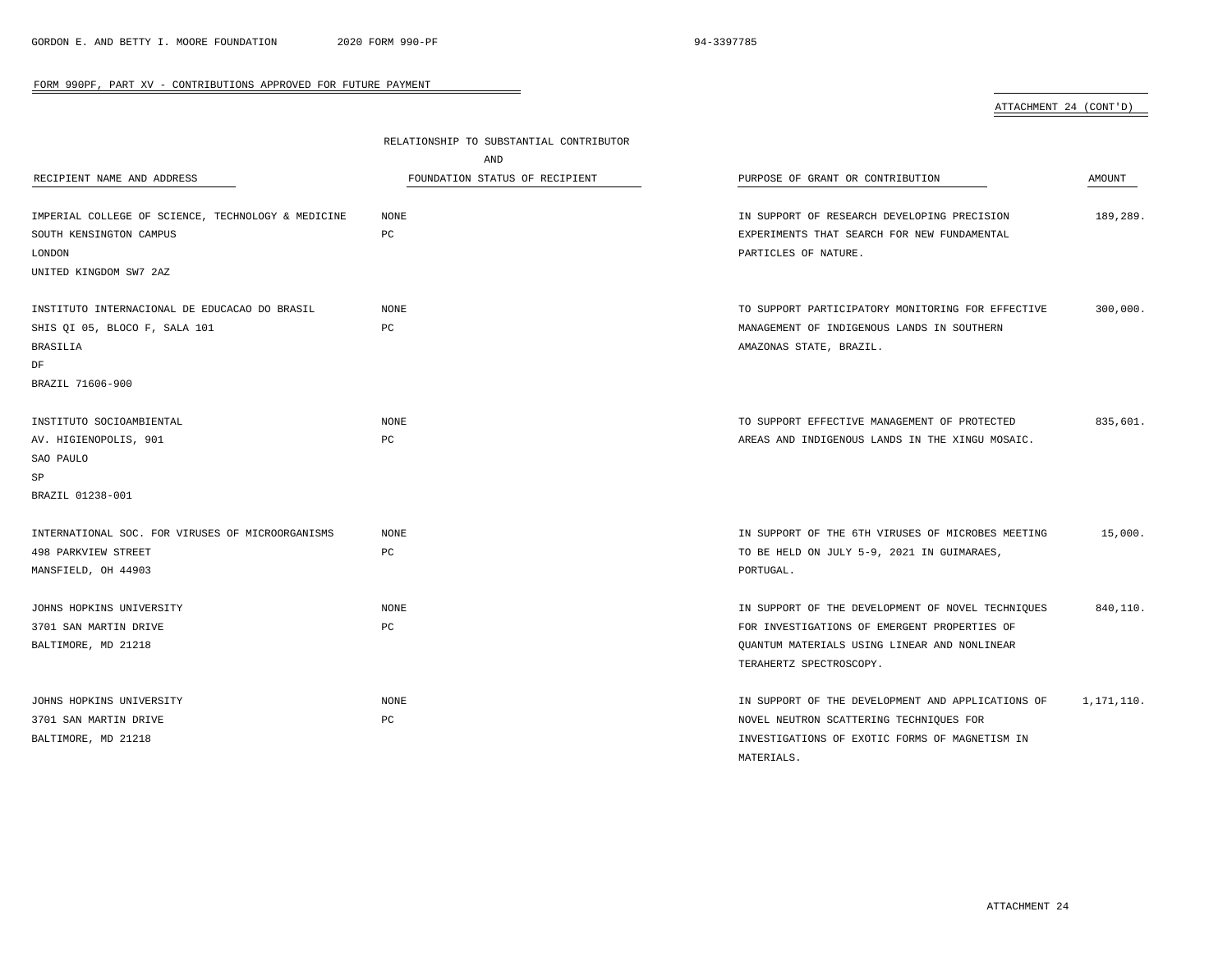## FORM 990PF, PART XV - CONTRIBUTIONS APPROVED FOR FUTURE PAYMENT

ATTACHMENT 24 (CONT'D)

| RECIPIENT NAME AND ADDRESS | RELATIONSHIP TO SUBSTANTIAL CONTRIBUTOR AND FOUNDATION STATUS OF RECIPIENT | PURPOSE OF GRANT OR CONTRIBUTION | AMOUNT |
|---|---|---|---|
| IMPERIAL COLLEGE OF SCIENCE, TECHNOLOGY & MEDICINE<br>SOUTH KENSINGTON CAMPUS<br>LONDON<br>UNITED KINGDOM SW7 2AZ | NONE<br>PC | IN SUPPORT OF RESEARCH DEVELOPING PRECISION EXPERIMENTS THAT SEARCH FOR NEW FUNDAMENTAL PARTICLES OF NATURE. | 189,289. |
| INSTITUTO INTERNACIONAL DE EDUCACAO DO BRASIL<br>SHIS QI 05, BLOCO F, SALA 101<br>BRASILIA<br>DF<br>BRAZIL 71606-900 | NONE<br>PC | TO SUPPORT PARTICIPATORY MONITORING FOR EFFECTIVE MANAGEMENT OF INDIGENOUS LANDS IN SOUTHERN AMAZONAS STATE, BRAZIL. | 300,000. |
| INSTITUTO SOCIOAMBIENTAL<br>AV. HIGIENOPOLIS, 901<br>SAO PAULO<br>SP<br>BRAZIL 01238-001 | NONE<br>PC | TO SUPPORT EFFECTIVE MANAGEMENT OF PROTECTED AREAS AND INDIGENOUS LANDS IN THE XINGU MOSAIC. | 835,601. |
| INTERNATIONAL SOC. FOR VIRUSES OF MICROORGANISMS<br>498 PARKVIEW STREET<br>MANSFIELD, OH 44903 | NONE<br>PC | IN SUPPORT OF THE 6TH VIRUSES OF MICROBES MEETING TO BE HELD ON JULY 5-9, 2021 IN GUIMARAES, PORTUGAL. | 15,000. |
| JOHNS HOPKINS UNIVERSITY<br>3701 SAN MARTIN DRIVE<br>BALTIMORE, MD 21218 | NONE<br>PC | IN SUPPORT OF THE DEVELOPMENT OF NOVEL TECHNIQUES FOR INVESTIGATIONS OF EMERGENT PROPERTIES OF QUANTUM MATERIALS USING LINEAR AND NONLINEAR TERAHERTZ SPECTROSCOPY. | 840,110. |
| JOHNS HOPKINS UNIVERSITY<br>3701 SAN MARTIN DRIVE<br>BALTIMORE, MD 21218 | NONE<br>PC | IN SUPPORT OF THE DEVELOPMENT AND APPLICATIONS OF NOVEL NEUTRON SCATTERING TECHNIQUES FOR INVESTIGATIONS OF EXOTIC FORMS OF MAGNETISM IN MATERIALS. | 1,171,110. |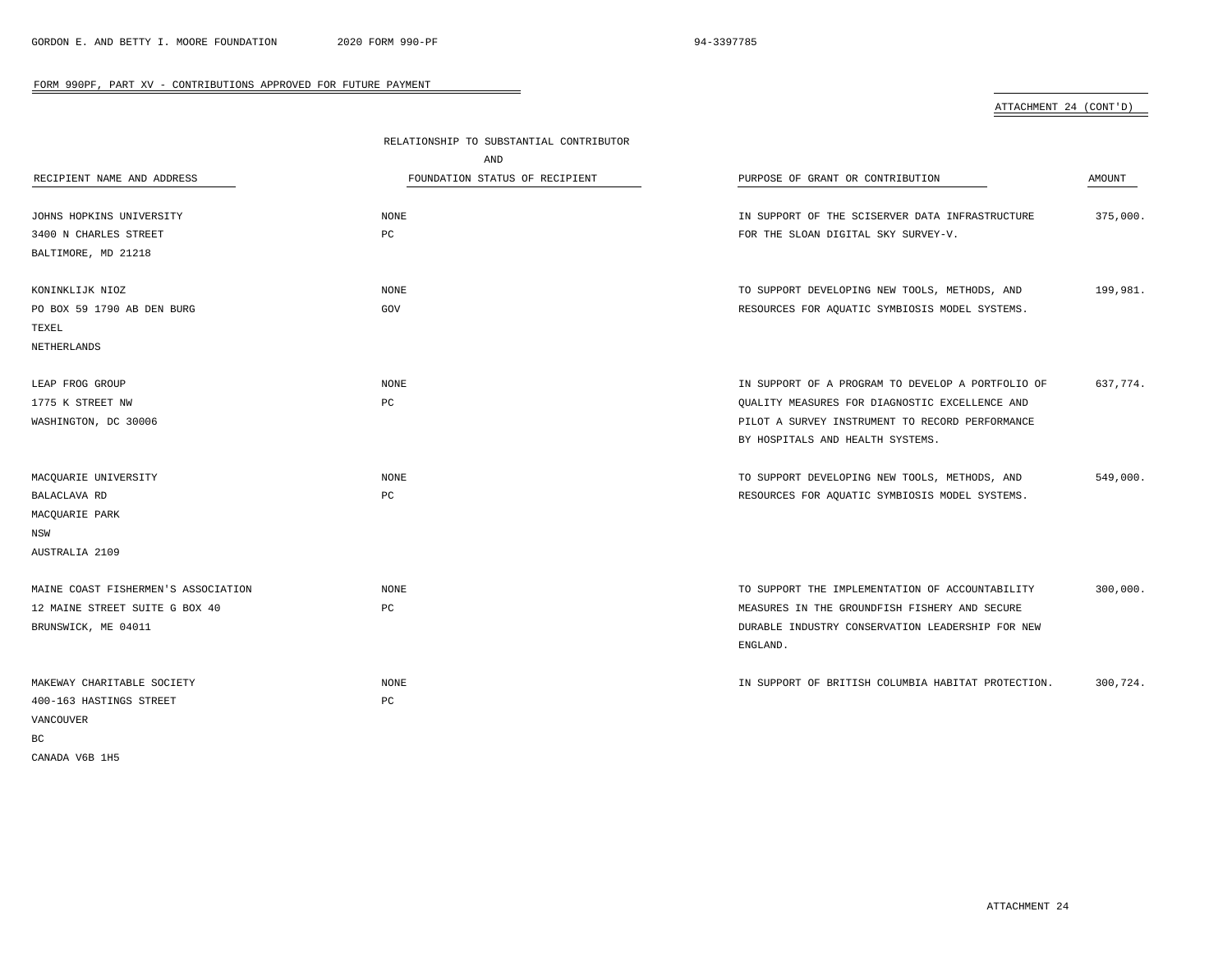FORM 990PF, PART XV - CONTRIBUTIONS APPROVED FOR FUTURE PAYMENT

ATTACHMENT 24 (CONT'D)

| RECIPIENT NAME AND ADDRESS | RELATIONSHIP TO SUBSTANTIAL CONTRIBUTOR AND FOUNDATION STATUS OF RECIPIENT | PURPOSE OF GRANT OR CONTRIBUTION | AMOUNT |
|---|---|---|---|
| JOHNS HOPKINS UNIVERSITY<br>3400 N CHARLES STREET<br>BALTIMORE, MD 21218 | NONE<br>PC | IN SUPPORT OF THE SCISERVER DATA INFRASTRUCTURE FOR THE SLOAN DIGITAL SKY SURVEY-V. | 375,000. |
| KONINKLIJK NIOZ<br>PO BOX 59 1790 AB DEN BURG<br>TEXEL<br>NETHERLANDS | NONE<br>GOV | TO SUPPORT DEVELOPING NEW TOOLS, METHODS, AND RESOURCES FOR AQUATIC SYMBIOSIS MODEL SYSTEMS. | 199,981. |
| LEAP FROG GROUP<br>1775 K STREET NW<br>WASHINGTON, DC 30006 | NONE<br>PC | IN SUPPORT OF A PROGRAM TO DEVELOP A PORTFOLIO OF QUALITY MEASURES FOR DIAGNOSTIC EXCELLENCE AND PILOT A SURVEY INSTRUMENT TO RECORD PERFORMANCE BY HOSPITALS AND HEALTH SYSTEMS. | 637,774. |
| MACQUARIE UNIVERSITY<br>BALACLAVA RD<br>MACQUARIE PARK<br>NSW<br>AUSTRALIA 2109 | NONE<br>PC | TO SUPPORT DEVELOPING NEW TOOLS, METHODS, AND RESOURCES FOR AQUATIC SYMBIOSIS MODEL SYSTEMS. | 549,000. |
| MAINE COAST FISHERMEN'S ASSOCIATION<br>12 MAINE STREET SUITE G BOX 40<br>BRUNSWICK, ME 04011 | NONE<br>PC | TO SUPPORT THE IMPLEMENTATION OF ACCOUNTABILITY MEASURES IN THE GROUNDFISH FISHERY AND SECURE DURABLE INDUSTRY CONSERVATION LEADERSHIP FOR NEW ENGLAND. | 300,000. |
| MAKEWAY CHARITABLE SOCIETY<br>400-163 HASTINGS STREET<br>VANCOUVER<br>BC<br>CANADA V6B 1H5 | NONE<br>PC | IN SUPPORT OF BRITISH COLUMBIA HABITAT PROTECTION. | 300,724. |

ATTACHMENT 24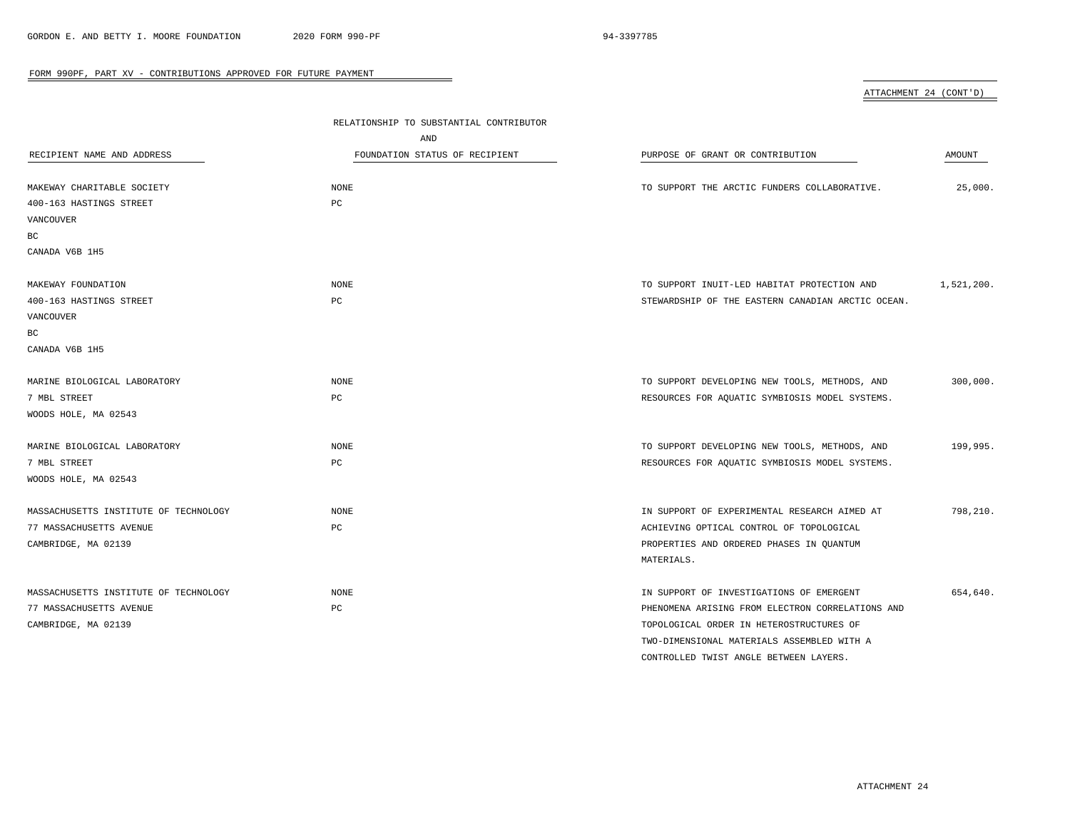FORM 990PF, PART XV - CONTRIBUTIONS APPROVED FOR FUTURE PAYMENT

ATTACHMENT 24 (CONT'D)

| RECIPIENT NAME AND ADDRESS | RELATIONSHIP TO SUBSTANTIAL CONTRIBUTOR AND FOUNDATION STATUS OF RECIPIENT | PURPOSE OF GRANT OR CONTRIBUTION | AMOUNT |
|---|---|---|---|
| MAKEWAY CHARITABLE SOCIETY 400-163 HASTINGS STREET VANCOUVER BC CANADA V6B 1H5 | NONE PC | TO SUPPORT THE ARCTIC FUNDERS COLLABORATIVE. | 25,000. |
| MAKEWAY FOUNDATION 400-163 HASTINGS STREET VANCOUVER BC CANADA V6B 1H5 | NONE PC | TO SUPPORT INUIT-LED HABITAT PROTECTION AND STEWARDSHIP OF THE EASTERN CANADIAN ARCTIC OCEAN. | 1,521,200. |
| MARINE BIOLOGICAL LABORATORY 7 MBL STREET WOODS HOLE, MA 02543 | NONE PC | TO SUPPORT DEVELOPING NEW TOOLS, METHODS, AND RESOURCES FOR AQUATIC SYMBIOSIS MODEL SYSTEMS. | 300,000. |
| MARINE BIOLOGICAL LABORATORY 7 MBL STREET WOODS HOLE, MA 02543 | NONE PC | TO SUPPORT DEVELOPING NEW TOOLS, METHODS, AND RESOURCES FOR AQUATIC SYMBIOSIS MODEL SYSTEMS. | 199,995. |
| MASSACHUSETTS INSTITUTE OF TECHNOLOGY 77 MASSACHUSETTS AVENUE CAMBRIDGE, MA 02139 | NONE PC | IN SUPPORT OF EXPERIMENTAL RESEARCH AIMED AT ACHIEVING OPTICAL CONTROL OF TOPOLOGICAL PROPERTIES AND ORDERED PHASES IN QUANTUM MATERIALS. | 798,210. |
| MASSACHUSETTS INSTITUTE OF TECHNOLOGY 77 MASSACHUSETTS AVENUE CAMBRIDGE, MA 02139 | NONE PC | IN SUPPORT OF INVESTIGATIONS OF EMERGENT PHENOMENA ARISING FROM ELECTRON CORRELATIONS AND TOPOLOGICAL ORDER IN HETEROSTRUCTURES OF TWO-DIMENSIONAL MATERIALS ASSEMBLED WITH A CONTROLLED TWIST ANGLE BETWEEN LAYERS. | 654,640. |

ATTACHMENT 24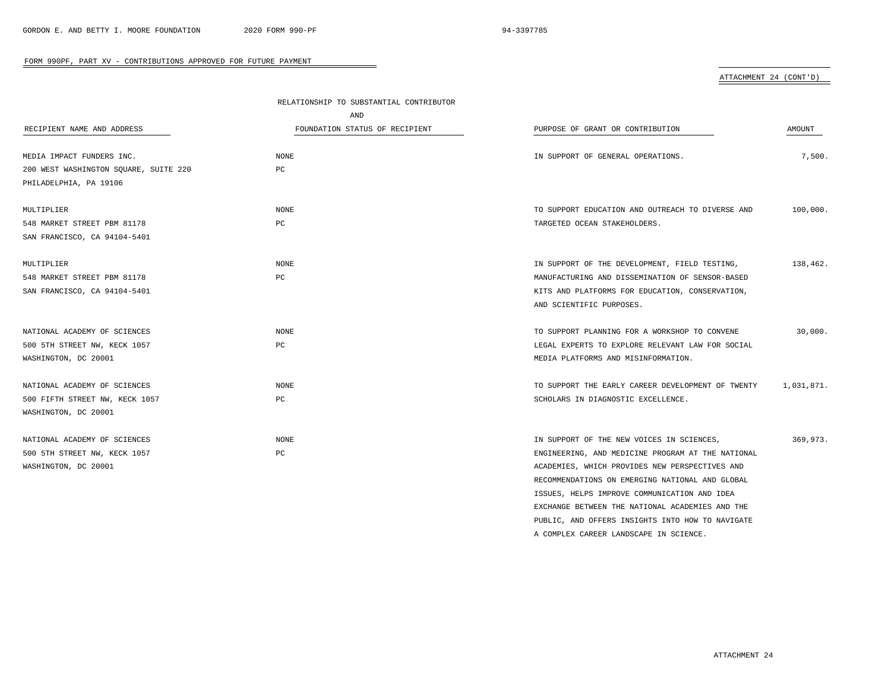## FORM 990PF, PART XV - CONTRIBUTIONS APPROVED FOR FUTURE PAYMENT

ATTACHMENT 24 (CONT'D)

| RECIPIENT NAME AND ADDRESS | RELATIONSHIP TO SUBSTANTIAL CONTRIBUTOR AND FOUNDATION STATUS OF RECIPIENT | PURPOSE OF GRANT OR CONTRIBUTION | AMOUNT |
|---|---|---|---|
| MEDIA IMPACT FUNDERS INC.<br>200 WEST WASHINGTON SQUARE, SUITE 220<br>PHILADELPHIA, PA 19106 | NONE<br>PC | IN SUPPORT OF GENERAL OPERATIONS. | 7,500. |
| MULTIPLIER<br>548 MARKET STREET PBM 81178<br>SAN FRANCISCO, CA 94104-5401 | NONE<br>PC | TO SUPPORT EDUCATION AND OUTREACH TO DIVERSE AND TARGETED OCEAN STAKEHOLDERS. | 100,000. |
| MULTIPLIER<br>548 MARKET STREET PBM 81178<br>SAN FRANCISCO, CA 94104-5401 | NONE<br>PC | IN SUPPORT OF THE DEVELOPMENT, FIELD TESTING, MANUFACTURING AND DISSEMINATION OF SENSOR-BASED KITS AND PLATFORMS FOR EDUCATION, CONSERVATION, AND SCIENTIFIC PURPOSES. | 138,462. |
| NATIONAL ACADEMY OF SCIENCES<br>500 5TH STREET NW, KECK 1057<br>WASHINGTON, DC 20001 | NONE<br>PC | TO SUPPORT PLANNING FOR A WORKSHOP TO CONVENE LEGAL EXPERTS TO EXPLORE RELEVANT LAW FOR SOCIAL MEDIA PLATFORMS AND MISINFORMATION. | 30,000. |
| NATIONAL ACADEMY OF SCIENCES<br>500 FIFTH STREET NW, KECK 1057<br>WASHINGTON, DC 20001 | NONE<br>PC | TO SUPPORT THE EARLY CAREER DEVELOPMENT OF TWENTY SCHOLARS IN DIAGNOSTIC EXCELLENCE. | 1,031,871. |
| NATIONAL ACADEMY OF SCIENCES<br>500 5TH STREET NW, KECK 1057<br>WASHINGTON, DC 20001 | NONE<br>PC | IN SUPPORT OF THE NEW VOICES IN SCIENCES, ENGINEERING, AND MEDICINE PROGRAM AT THE NATIONAL ACADEMIES, WHICH PROVIDES NEW PERSPECTIVES AND RECOMMENDATIONS ON EMERGING NATIONAL AND GLOBAL ISSUES, HELPS IMPROVE COMMUNICATION AND IDEA EXCHANGE BETWEEN THE NATIONAL ACADEMIES AND THE PUBLIC, AND OFFERS INSIGHTS INTO HOW TO NAVIGATE A COMPLEX CAREER LANDSCAPE IN SCIENCE. | 369,973. |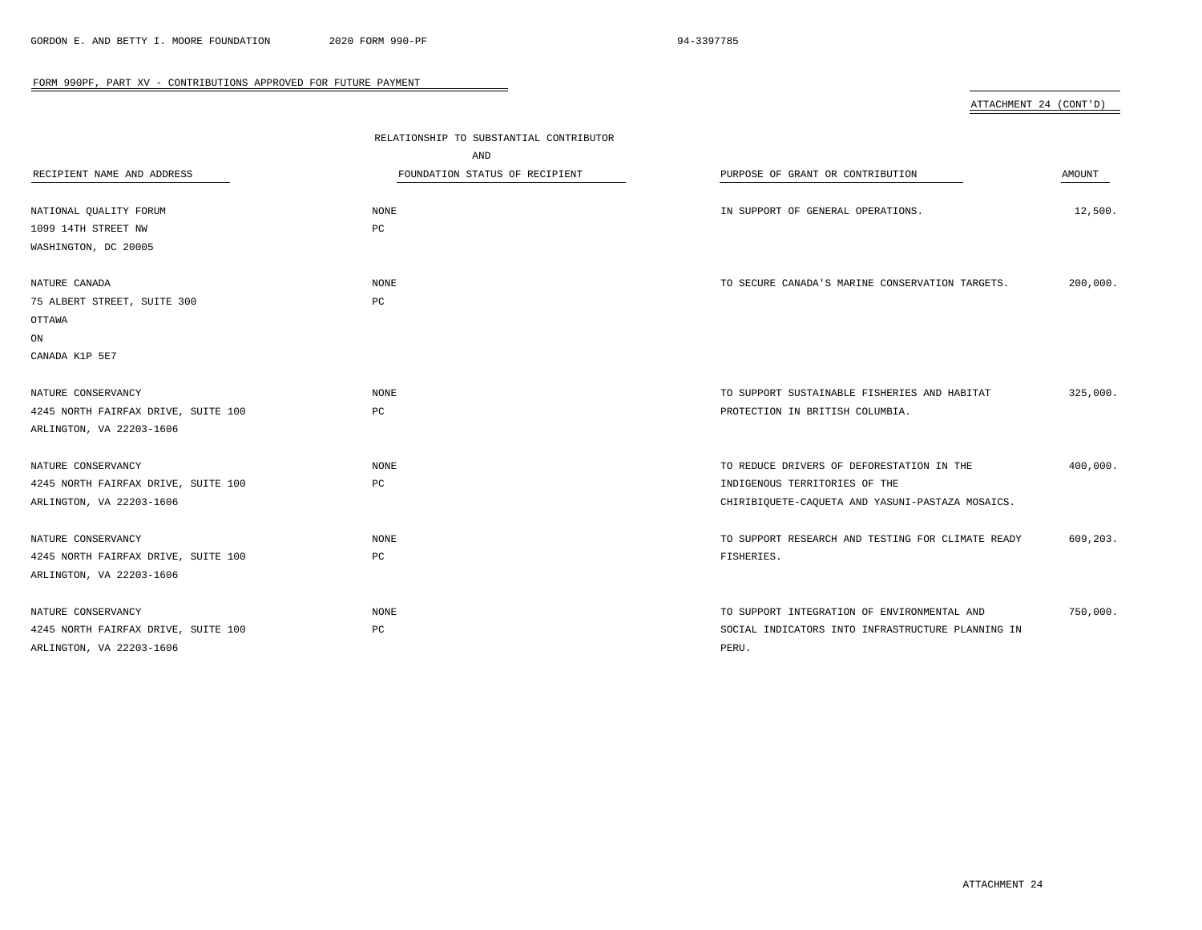FORM 990PF, PART XV - CONTRIBUTIONS APPROVED FOR FUTURE PAYMENT

ATTACHMENT 24 (CONT'D)

| RECIPIENT NAME AND ADDRESS | RELATIONSHIP TO SUBSTANTIAL CONTRIBUTOR AND FOUNDATION STATUS OF RECIPIENT | PURPOSE OF GRANT OR CONTRIBUTION | AMOUNT |
|---|---|---|---|
| NATIONAL QUALITY FORUM<br>1099 14TH STREET NW<br>WASHINGTON, DC 20005 | NONE<br>PC | IN SUPPORT OF GENERAL OPERATIONS. | 12,500. |
| NATURE CANADA<br>75 ALBERT STREET, SUITE 300<br>OTTAWA<br>ON<br>CANADA K1P 5E7 | NONE<br>PC | TO SECURE CANADA'S MARINE CONSERVATION TARGETS. | 200,000. |
| NATURE CONSERVANCY<br>4245 NORTH FAIRFAX DRIVE, SUITE 100<br>ARLINGTON, VA 22203-1606 | NONE<br>PC | TO SUPPORT SUSTAINABLE FISHERIES AND HABITAT PROTECTION IN BRITISH COLUMBIA. | 325,000. |
| NATURE CONSERVANCY<br>4245 NORTH FAIRFAX DRIVE, SUITE 100<br>ARLINGTON, VA 22203-1606 | NONE<br>PC | TO REDUCE DRIVERS OF DEFORESTATION IN THE INDIGENOUS TERRITORIES OF THE CHIRIBIQUETE-CAQUETA AND YASUNI-PASTAZA MOSAICS. | 400,000. |
| NATURE CONSERVANCY<br>4245 NORTH FAIRFAX DRIVE, SUITE 100<br>ARLINGTON, VA 22203-1606 | NONE<br>PC | TO SUPPORT RESEARCH AND TESTING FOR CLIMATE READY FISHERIES. | 609,203. |
| NATURE CONSERVANCY<br>4245 NORTH FAIRFAX DRIVE, SUITE 100<br>ARLINGTON, VA 22203-1606 | NONE<br>PC | TO SUPPORT INTEGRATION OF ENVIRONMENTAL AND SOCIAL INDICATORS INTO INFRASTRUCTURE PLANNING IN PERU. | 750,000. |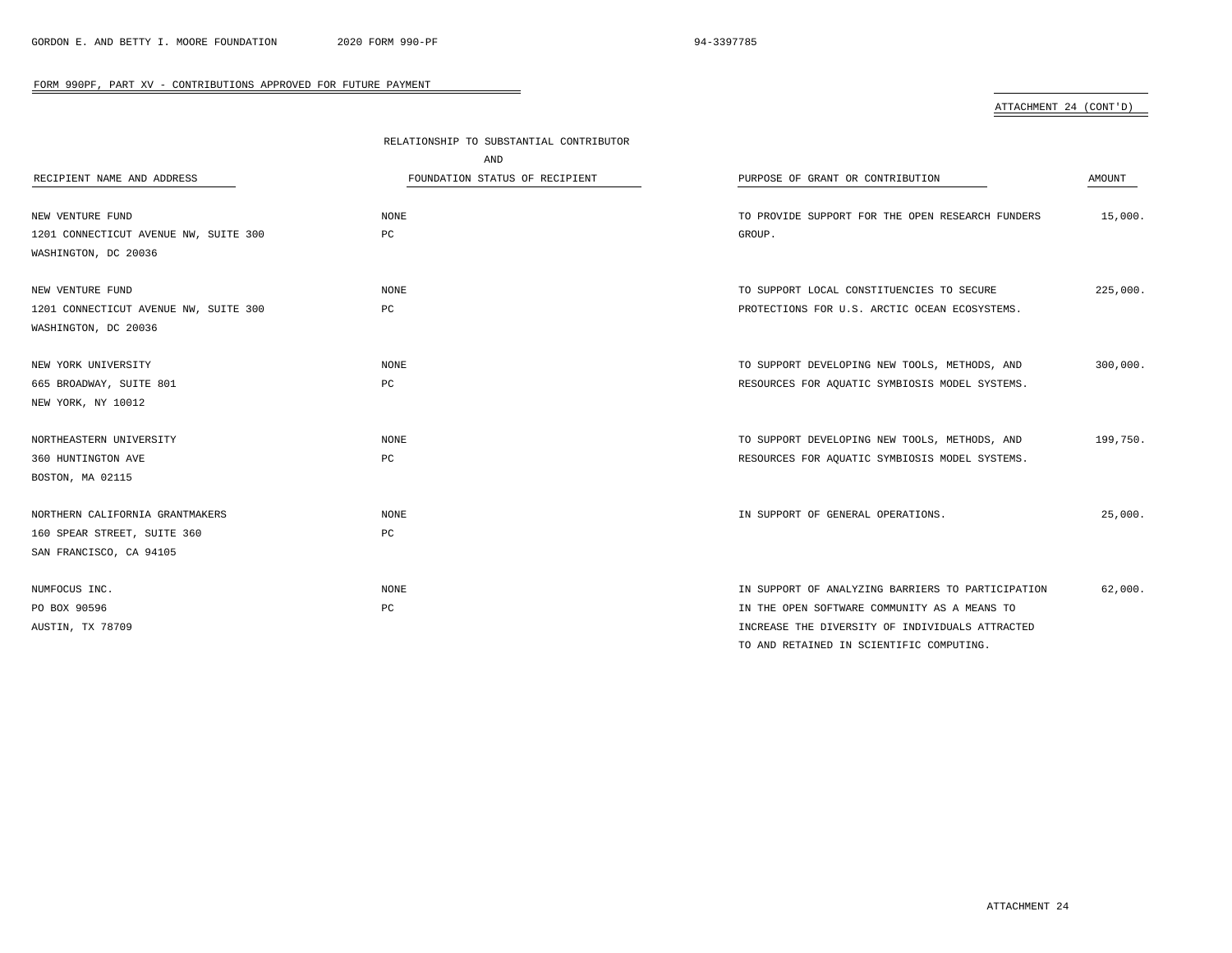FORM 990PF, PART XV - CONTRIBUTIONS APPROVED FOR FUTURE PAYMENT

ATTACHMENT 24 (CONT'D)

| RECIPIENT NAME AND ADDRESS | RELATIONSHIP TO SUBSTANTIAL CONTRIBUTOR AND FOUNDATION STATUS OF RECIPIENT | PURPOSE OF GRANT OR CONTRIBUTION | AMOUNT |
|---|---|---|---|
| NEW VENTURE FUND<br>1201 CONNECTICUT AVENUE NW, SUITE 300<br>WASHINGTON, DC 20036 | NONE<br>PC | TO PROVIDE SUPPORT FOR THE OPEN RESEARCH FUNDERS GROUP. | 15,000. |
| NEW VENTURE FUND<br>1201 CONNECTICUT AVENUE NW, SUITE 300<br>WASHINGTON, DC 20036 | NONE<br>PC | TO SUPPORT LOCAL CONSTITUENCIES TO SECURE PROTECTIONS FOR U.S. ARCTIC OCEAN ECOSYSTEMS. | 225,000. |
| NEW YORK UNIVERSITY<br>665 BROADWAY, SUITE 801<br>NEW YORK, NY 10012 | NONE<br>PC | TO SUPPORT DEVELOPING NEW TOOLS, METHODS, AND RESOURCES FOR AQUATIC SYMBIOSIS MODEL SYSTEMS. | 300,000. |
| NORTHEASTERN UNIVERSITY<br>360 HUNTINGTON AVE<br>BOSTON, MA 02115 | NONE<br>PC | TO SUPPORT DEVELOPING NEW TOOLS, METHODS, AND RESOURCES FOR AQUATIC SYMBIOSIS MODEL SYSTEMS. | 199,750. |
| NORTHERN CALIFORNIA GRANTMAKERS<br>160 SPEAR STREET, SUITE 360<br>SAN FRANCISCO, CA 94105 | NONE<br>PC | IN SUPPORT OF GENERAL OPERATIONS. | 25,000. |
| NUMFOCUS INC.<br>PO BOX 90596<br>AUSTIN, TX 78709 | NONE<br>PC | IN SUPPORT OF ANALYZING BARRIERS TO PARTICIPATION IN THE OPEN SOFTWARE COMMUNITY AS A MEANS TO INCREASE THE DIVERSITY OF INDIVIDUALS ATTRACTED TO AND RETAINED IN SCIENTIFIC COMPUTING. | 62,000. |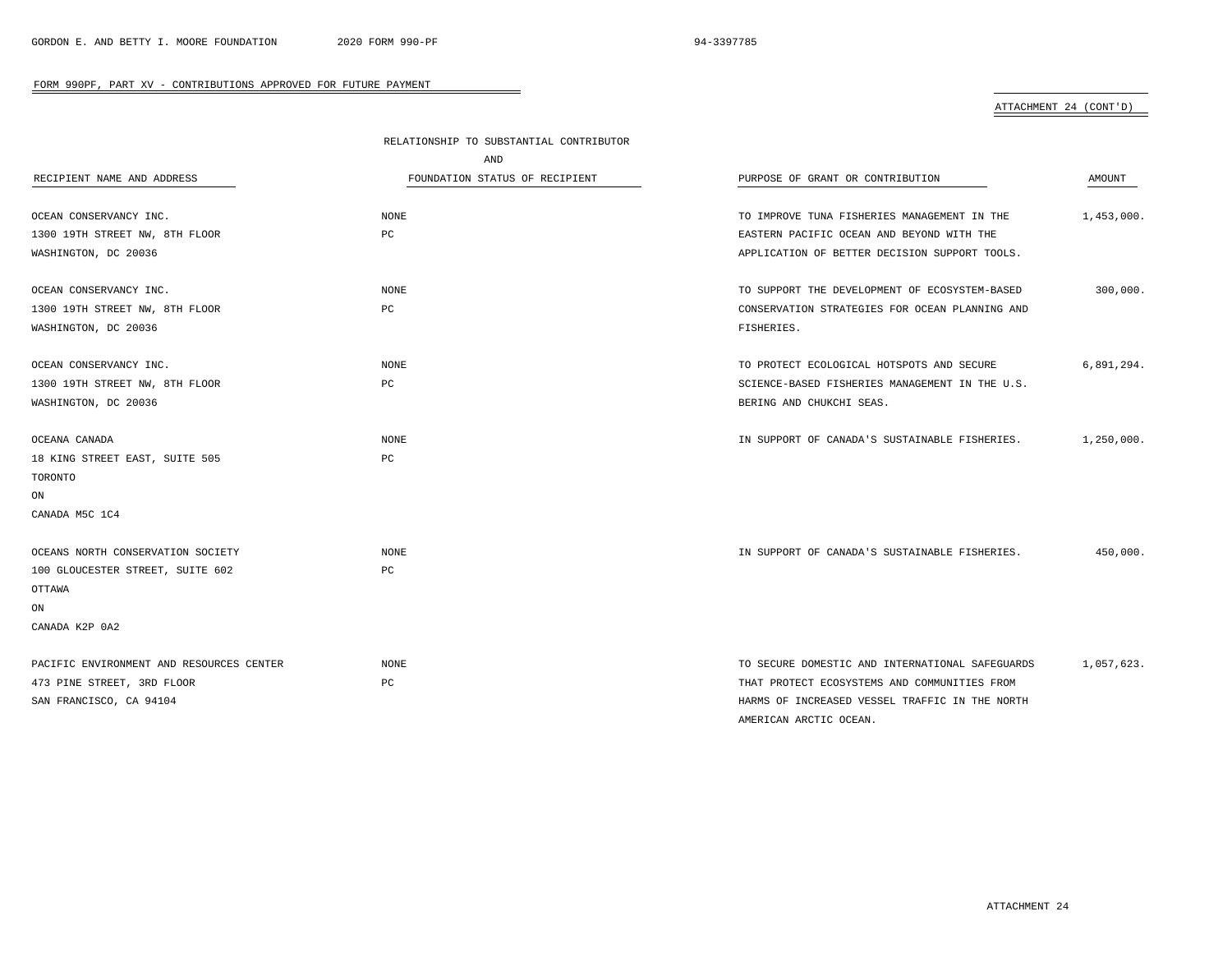FORM 990PF, PART XV - CONTRIBUTIONS APPROVED FOR FUTURE PAYMENT

ATTACHMENT 24 (CONT'D)

| RECIPIENT NAME AND ADDRESS | RELATIONSHIP TO SUBSTANTIAL CONTRIBUTOR AND FOUNDATION STATUS OF RECIPIENT | PURPOSE OF GRANT OR CONTRIBUTION | AMOUNT |
|---|---|---|---|
| OCEAN CONSERVANCY INC.<br>1300 19TH STREET NW, 8TH FLOOR<br>WASHINGTON, DC 20036 | NONE<br>PC | TO IMPROVE TUNA FISHERIES MANAGEMENT IN THE EASTERN PACIFIC OCEAN AND BEYOND WITH THE APPLICATION OF BETTER DECISION SUPPORT TOOLS. | 1,453,000. |
| OCEAN CONSERVANCY INC.<br>1300 19TH STREET NW, 8TH FLOOR<br>WASHINGTON, DC 20036 | NONE<br>PC | TO SUPPORT THE DEVELOPMENT OF ECOSYSTEM-BASED CONSERVATION STRATEGIES FOR OCEAN PLANNING AND FISHERIES. | 300,000. |
| OCEAN CONSERVANCY INC.<br>1300 19TH STREET NW, 8TH FLOOR<br>WASHINGTON, DC 20036 | NONE<br>PC | TO PROTECT ECOLOGICAL HOTSPOTS AND SECURE SCIENCE-BASED FISHERIES MANAGEMENT IN THE U.S. BERING AND CHUKCHI SEAS. | 6,891,294. |
| OCEANA CANADA<br>18 KING STREET EAST, SUITE 505<br>TORONTO<br>ON<br>CANADA M5C 1C4 | NONE<br>PC | IN SUPPORT OF CANADA'S SUSTAINABLE FISHERIES. | 1,250,000. |
| OCEANS NORTH CONSERVATION SOCIETY<br>100 GLOUCESTER STREET, SUITE 602<br>OTTAWA<br>ON<br>CANADA K2P 0A2 | NONE<br>PC | IN SUPPORT OF CANADA'S SUSTAINABLE FISHERIES. | 450,000. |
| PACIFIC ENVIRONMENT AND RESOURCES CENTER<br>473 PINE STREET, 3RD FLOOR<br>SAN FRANCISCO, CA 94104 | NONE<br>PC | TO SECURE DOMESTIC AND INTERNATIONAL SAFEGUARDS THAT PROTECT ECOSYSTEMS AND COMMUNITIES FROM HARMS OF INCREASED VESSEL TRAFFIC IN THE NORTH AMERICAN ARCTIC OCEAN. | 1,057,623. |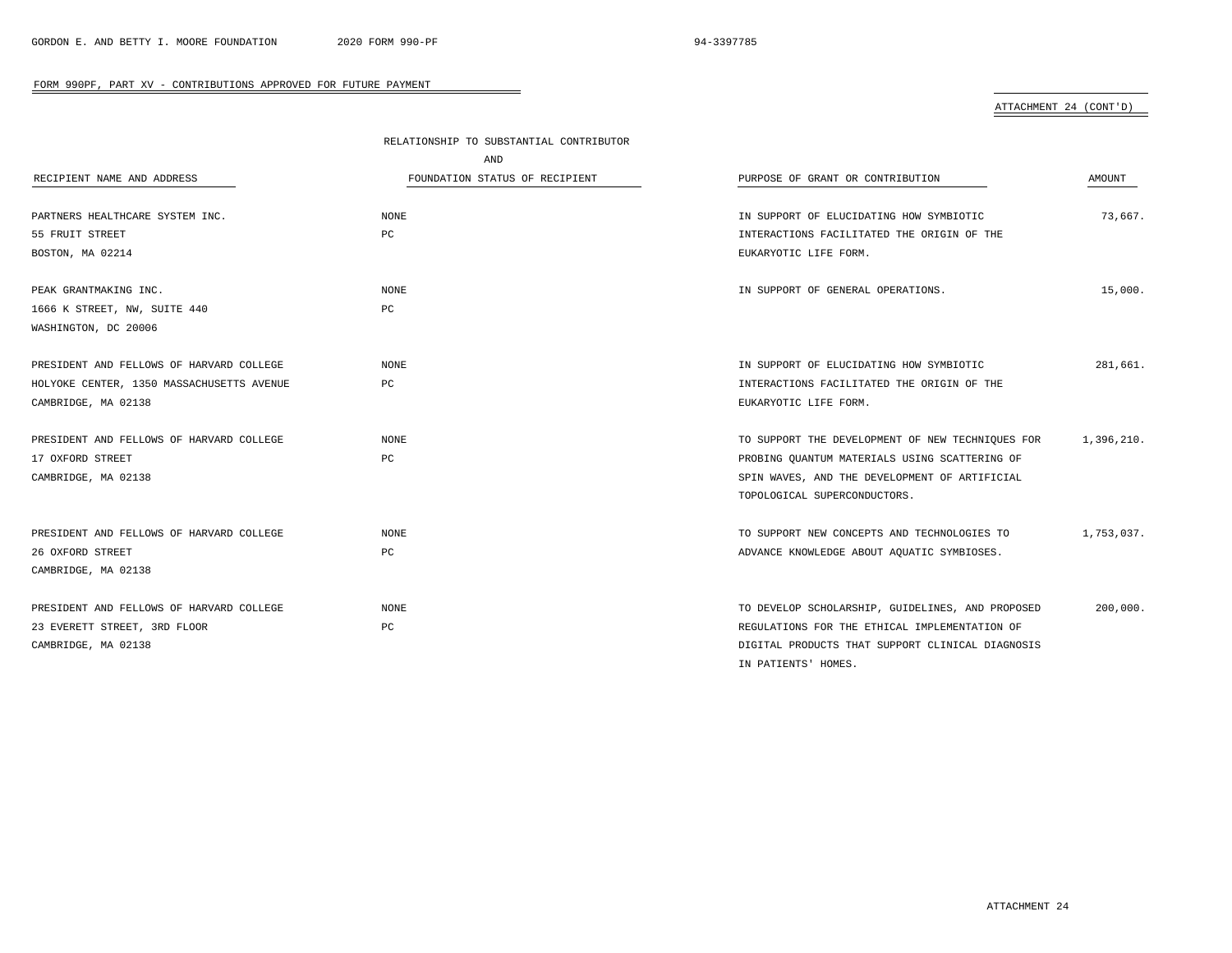FORM 990PF, PART XV - CONTRIBUTIONS APPROVED FOR FUTURE PAYMENT

ATTACHMENT 24 (CONT'D)

| RECIPIENT NAME AND ADDRESS | RELATIONSHIP TO SUBSTANTIAL CONTRIBUTOR AND FOUNDATION STATUS OF RECIPIENT | PURPOSE OF GRANT OR CONTRIBUTION | AMOUNT |
|---|---|---|---|
| PARTNERS HEALTHCARE SYSTEM INC.<br>55 FRUIT STREET<br>BOSTON, MA 02214 | NONE<br>PC | IN SUPPORT OF ELUCIDATING HOW SYMBIOTIC INTERACTIONS FACILITATED THE ORIGIN OF THE EUKARYOTIC LIFE FORM. | 73,667. |
| PEAK GRANTMAKING INC.<br>1666 K STREET, NW, SUITE 440<br>WASHINGTON, DC 20006 | NONE<br>PC | IN SUPPORT OF GENERAL OPERATIONS. | 15,000. |
| PRESIDENT AND FELLOWS OF HARVARD COLLEGE<br>HOLYOKE CENTER, 1350 MASSACHUSETTS AVENUE<br>CAMBRIDGE, MA 02138 | NONE<br>PC | IN SUPPORT OF ELUCIDATING HOW SYMBIOTIC INTERACTIONS FACILITATED THE ORIGIN OF THE EUKARYOTIC LIFE FORM. | 281,661. |
| PRESIDENT AND FELLOWS OF HARVARD COLLEGE<br>17 OXFORD STREET<br>CAMBRIDGE, MA 02138 | NONE<br>PC | TO SUPPORT THE DEVELOPMENT OF NEW TECHNIQUES FOR PROBING QUANTUM MATERIALS USING SCATTERING OF SPIN WAVES, AND THE DEVELOPMENT OF ARTIFICIAL TOPOLOGICAL SUPERCONDUCTORS. | 1,396,210. |
| PRESIDENT AND FELLOWS OF HARVARD COLLEGE<br>26 OXFORD STREET<br>CAMBRIDGE, MA 02138 | NONE<br>PC | TO SUPPORT NEW CONCEPTS AND TECHNOLOGIES TO ADVANCE KNOWLEDGE ABOUT AQUATIC SYMBIOSES. | 1,753,037. |
| PRESIDENT AND FELLOWS OF HARVARD COLLEGE<br>23 EVERETT STREET, 3RD FLOOR<br>CAMBRIDGE, MA 02138 | NONE<br>PC | TO DEVELOP SCHOLARSHIP, GUIDELINES, AND PROPOSED REGULATIONS FOR THE ETHICAL IMPLEMENTATION OF DIGITAL PRODUCTS THAT SUPPORT CLINICAL DIAGNOSIS IN PATIENTS' HOMES. | 200,000. |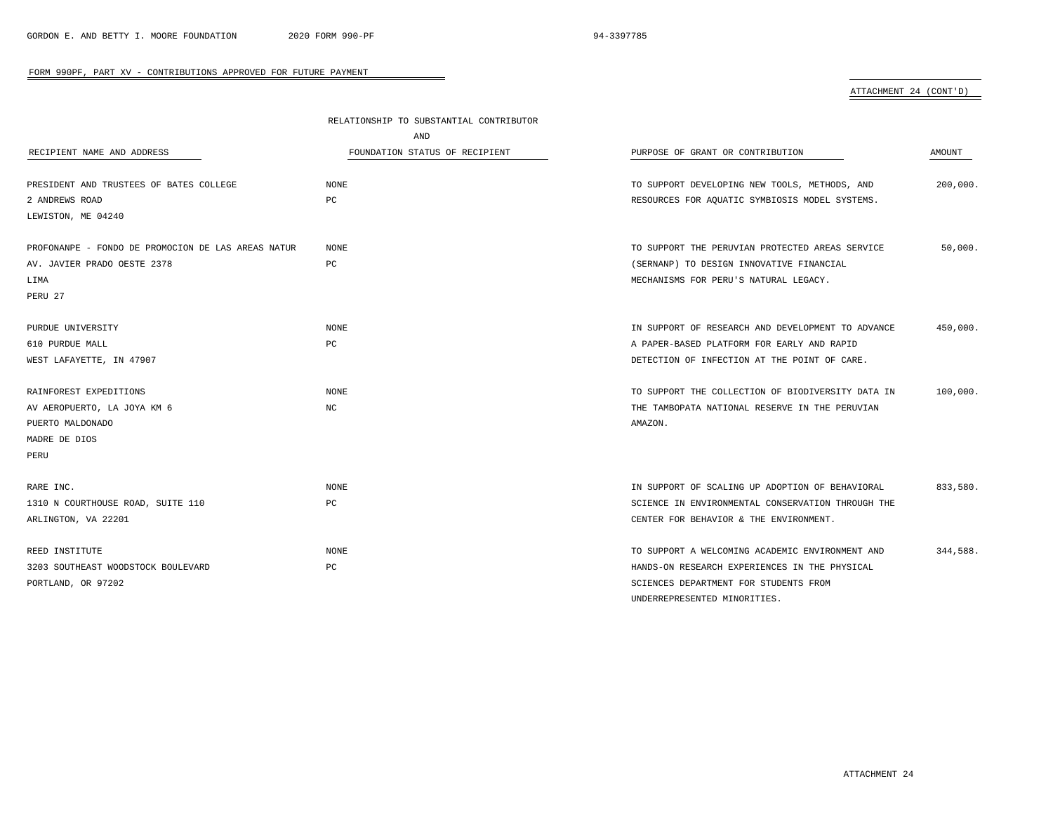## FORM 990PF, PART XV - CONTRIBUTIONS APPROVED FOR FUTURE PAYMENT

ATTACHMENT 24 (CONT'D)

| RECIPIENT NAME AND ADDRESS | RELATIONSHIP TO SUBSTANTIAL CONTRIBUTOR AND FOUNDATION STATUS OF RECIPIENT | PURPOSE OF GRANT OR CONTRIBUTION | AMOUNT |
|---|---|---|---|
| PRESIDENT AND TRUSTEES OF BATES COLLEGE<br>2 ANDREWS ROAD<br>LEWISTON, ME 04240 | NONE<br>PC | TO SUPPORT DEVELOPING NEW TOOLS, METHODS, AND RESOURCES FOR AQUATIC SYMBIOSIS MODEL SYSTEMS. | 200,000. |
| PROFONANPE - FONDO DE PROMOCION DE LAS AREAS NATUR<br>AV. JAVIER PRADO OESTE 2378<br>LIMA<br>PERU 27 | NONE<br>PC | TO SUPPORT THE PERUVIAN PROTECTED AREAS SERVICE (SERNANP) TO DESIGN INNOVATIVE FINANCIAL MECHANISMS FOR PERU'S NATURAL LEGACY. | 50,000. |
| PURDUE UNIVERSITY<br>610 PURDUE MALL<br>WEST LAFAYETTE, IN 47907 | NONE<br>PC | IN SUPPORT OF RESEARCH AND DEVELOPMENT TO ADVANCE A PAPER-BASED PLATFORM FOR EARLY AND RAPID DETECTION OF INFECTION AT THE POINT OF CARE. | 450,000. |
| RAINFOREST EXPEDITIONS<br>AV AEROPUERTO, LA JOYA KM 6<br>PUERTO MALDONADO<br>MADRE DE DIOS<br>PERU | NONE<br>NC | TO SUPPORT THE COLLECTION OF BIODIVERSITY DATA IN THE TAMBOPATA NATIONAL RESERVE IN THE PERUVIAN AMAZON. | 100,000. |
| RARE INC.<br>1310 N COURTHOUSE ROAD, SUITE 110<br>ARLINGTON, VA 22201 | NONE<br>PC | IN SUPPORT OF SCALING UP ADOPTION OF BEHAVIORAL SCIENCE IN ENVIRONMENTAL CONSERVATION THROUGH THE CENTER FOR BEHAVIOR & THE ENVIRONMENT. | 833,580. |
| REED INSTITUTE<br>3203 SOUTHEAST WOODSTOCK BOULEVARD<br>PORTLAND, OR 97202 | NONE<br>PC | TO SUPPORT A WELCOMING ACADEMIC ENVIRONMENT AND HANDS-ON RESEARCH EXPERIENCES IN THE PHYSICAL SCIENCES DEPARTMENT FOR STUDENTS FROM UNDERREPRESENTED MINORITIES. | 344,588. |

ATTACHMENT 24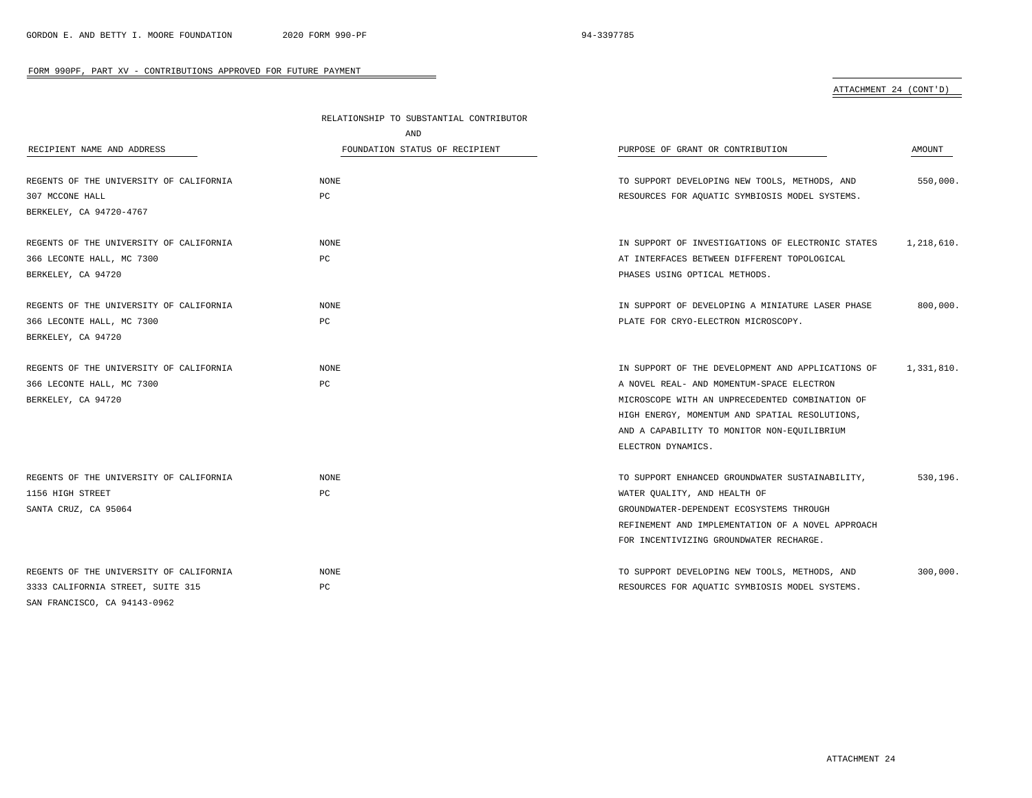FORM 990PF, PART XV - CONTRIBUTIONS APPROVED FOR FUTURE PAYMENT

ATTACHMENT 24 (CONT'D)

| RECIPIENT NAME AND ADDRESS | RELATIONSHIP TO SUBSTANTIAL CONTRIBUTOR AND FOUNDATION STATUS OF RECIPIENT | PURPOSE OF GRANT OR CONTRIBUTION | AMOUNT |
|---|---|---|---|
| REGENTS OF THE UNIVERSITY OF CALIFORNIA<br>307 MCCONE HALL<br>BERKELEY, CA 94720-4767 | NONE<br>PC | TO SUPPORT DEVELOPING NEW TOOLS, METHODS, AND RESOURCES FOR AQUATIC SYMBIOSIS MODEL SYSTEMS. | 550,000. |
| REGENTS OF THE UNIVERSITY OF CALIFORNIA<br>366 LECONTE HALL, MC 7300<br>BERKELEY, CA 94720 | NONE<br>PC | IN SUPPORT OF INVESTIGATIONS OF ELECTRONIC STATES AT INTERFACES BETWEEN DIFFERENT TOPOLOGICAL PHASES USING OPTICAL METHODS. | 1,218,610. |
| REGENTS OF THE UNIVERSITY OF CALIFORNIA<br>366 LECONTE HALL, MC 7300<br>BERKELEY, CA 94720 | NONE<br>PC | IN SUPPORT OF DEVELOPING A MINIATURE LASER PHASE PLATE FOR CRYO-ELECTRON MICROSCOPY. | 800,000. |
| REGENTS OF THE UNIVERSITY OF CALIFORNIA<br>366 LECONTE HALL, MC 7300<br>BERKELEY, CA 94720 | NONE<br>PC | IN SUPPORT OF THE DEVELOPMENT AND APPLICATIONS OF A NOVEL REAL- AND MOMENTUM-SPACE ELECTRON MICROSCOPE WITH AN UNPRECEDENTED COMBINATION OF HIGH ENERGY, MOMENTUM AND SPATIAL RESOLUTIONS, AND A CAPABILITY TO MONITOR NON-EQUILIBRIUM ELECTRON DYNAMICS. | 1,331,810. |
| REGENTS OF THE UNIVERSITY OF CALIFORNIA<br>1156 HIGH STREET<br>SANTA CRUZ, CA 95064 | NONE<br>PC | TO SUPPORT ENHANCED GROUNDWATER SUSTAINABILITY, WATER QUALITY, AND HEALTH OF GROUNDWATER-DEPENDENT ECOSYSTEMS THROUGH REFINEMENT AND IMPLEMENTATION OF A NOVEL APPROACH FOR INCENTIVIZING GROUNDWATER RECHARGE. | 530,196. |
| REGENTS OF THE UNIVERSITY OF CALIFORNIA<br>3333 CALIFORNIA STREET, SUITE 315<br>SAN FRANCISCO, CA 94143-0962 | NONE<br>PC | TO SUPPORT DEVELOPING NEW TOOLS, METHODS, AND RESOURCES FOR AQUATIC SYMBIOSIS MODEL SYSTEMS. | 300,000. |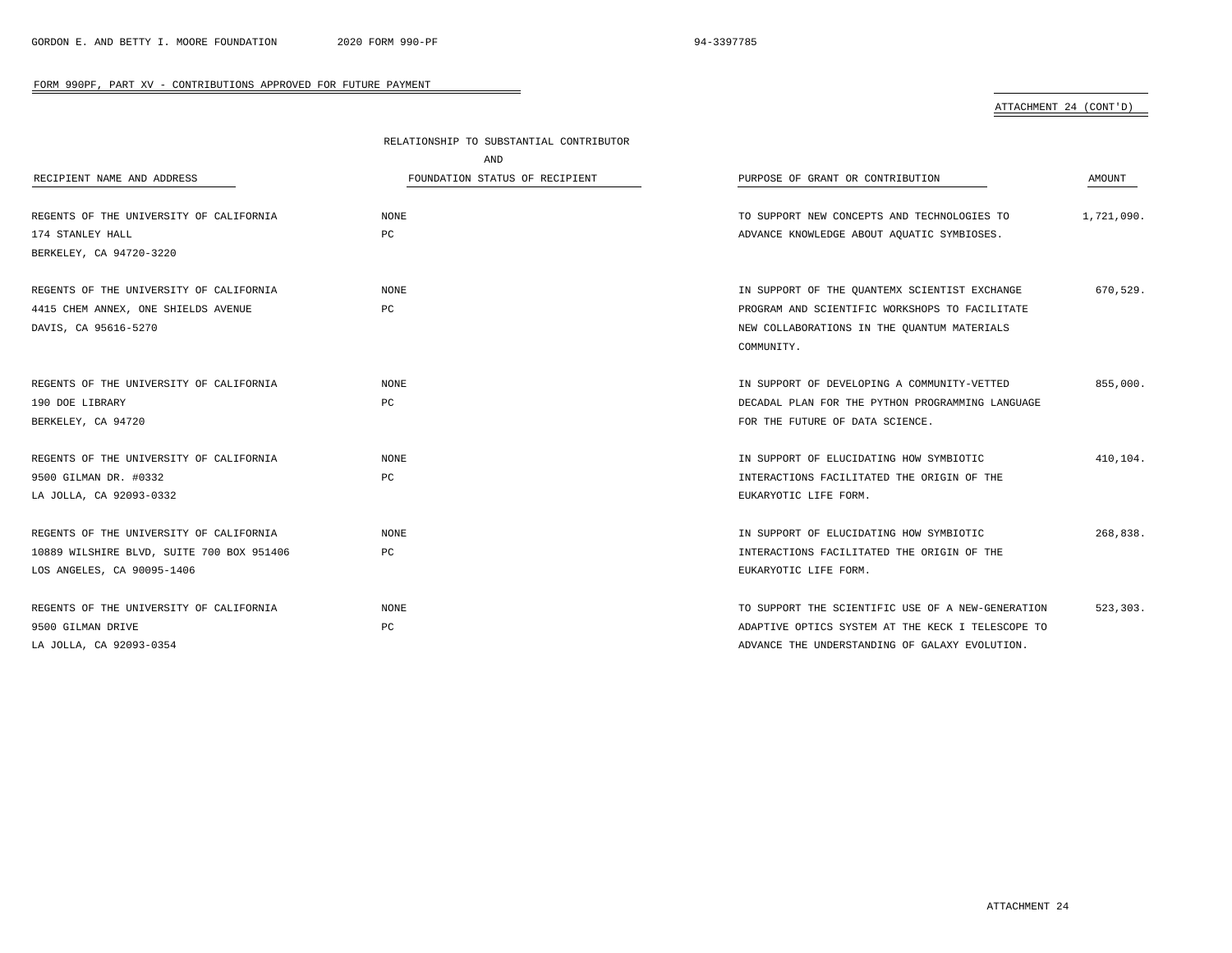FORM 990PF, PART XV - CONTRIBUTIONS APPROVED FOR FUTURE PAYMENT

ATTACHMENT 24 (CONT'D)

| RECIPIENT NAME AND ADDRESS | RELATIONSHIP TO SUBSTANTIAL CONTRIBUTOR AND FOUNDATION STATUS OF RECIPIENT | PURPOSE OF GRANT OR CONTRIBUTION | AMOUNT |
|---|---|---|---|
| REGENTS OF THE UNIVERSITY OF CALIFORNIA<br>174 STANLEY HALL<br>BERKELEY, CA 94720-3220 | NONE<br>PC | TO SUPPORT NEW CONCEPTS AND TECHNOLOGIES TO ADVANCE KNOWLEDGE ABOUT AQUATIC SYMBIOSES. | 1,721,090. |
| REGENTS OF THE UNIVERSITY OF CALIFORNIA<br>4415 CHEM ANNEX, ONE SHIELDS AVENUE<br>DAVIS, CA 95616-5270 | NONE<br>PC | IN SUPPORT OF THE QUANTEMX SCIENTIST EXCHANGE PROGRAM AND SCIENTIFIC WORKSHOPS TO FACILITATE NEW COLLABORATIONS IN THE QUANTUM MATERIALS COMMUNITY. | 670,529. |
| REGENTS OF THE UNIVERSITY OF CALIFORNIA<br>190 DOE LIBRARY<br>BERKELEY, CA 94720 | NONE<br>PC | IN SUPPORT OF DEVELOPING A COMMUNITY-VETTED DECADAL PLAN FOR THE PYTHON PROGRAMMING LANGUAGE FOR THE FUTURE OF DATA SCIENCE. | 855,000. |
| REGENTS OF THE UNIVERSITY OF CALIFORNIA<br>9500 GILMAN DR. #0332<br>LA JOLLA, CA 92093-0332 | NONE<br>PC | IN SUPPORT OF ELUCIDATING HOW SYMBIOTIC INTERACTIONS FACILITATED THE ORIGIN OF THE EUKARYOTIC LIFE FORM. | 410,104. |
| REGENTS OF THE UNIVERSITY OF CALIFORNIA<br>10889 WILSHIRE BLVD, SUITE 700 BOX 951406<br>LOS ANGELES, CA 90095-1406 | NONE<br>PC | IN SUPPORT OF ELUCIDATING HOW SYMBIOTIC INTERACTIONS FACILITATED THE ORIGIN OF THE EUKARYOTIC LIFE FORM. | 268,838. |
| REGENTS OF THE UNIVERSITY OF CALIFORNIA<br>9500 GILMAN DRIVE<br>LA JOLLA, CA 92093-0354 | NONE<br>PC | TO SUPPORT THE SCIENTIFIC USE OF A NEW-GENERATION ADAPTIVE OPTICS SYSTEM AT THE KECK I TELESCOPE TO ADVANCE THE UNDERSTANDING OF GALAXY EVOLUTION. | 523,303. |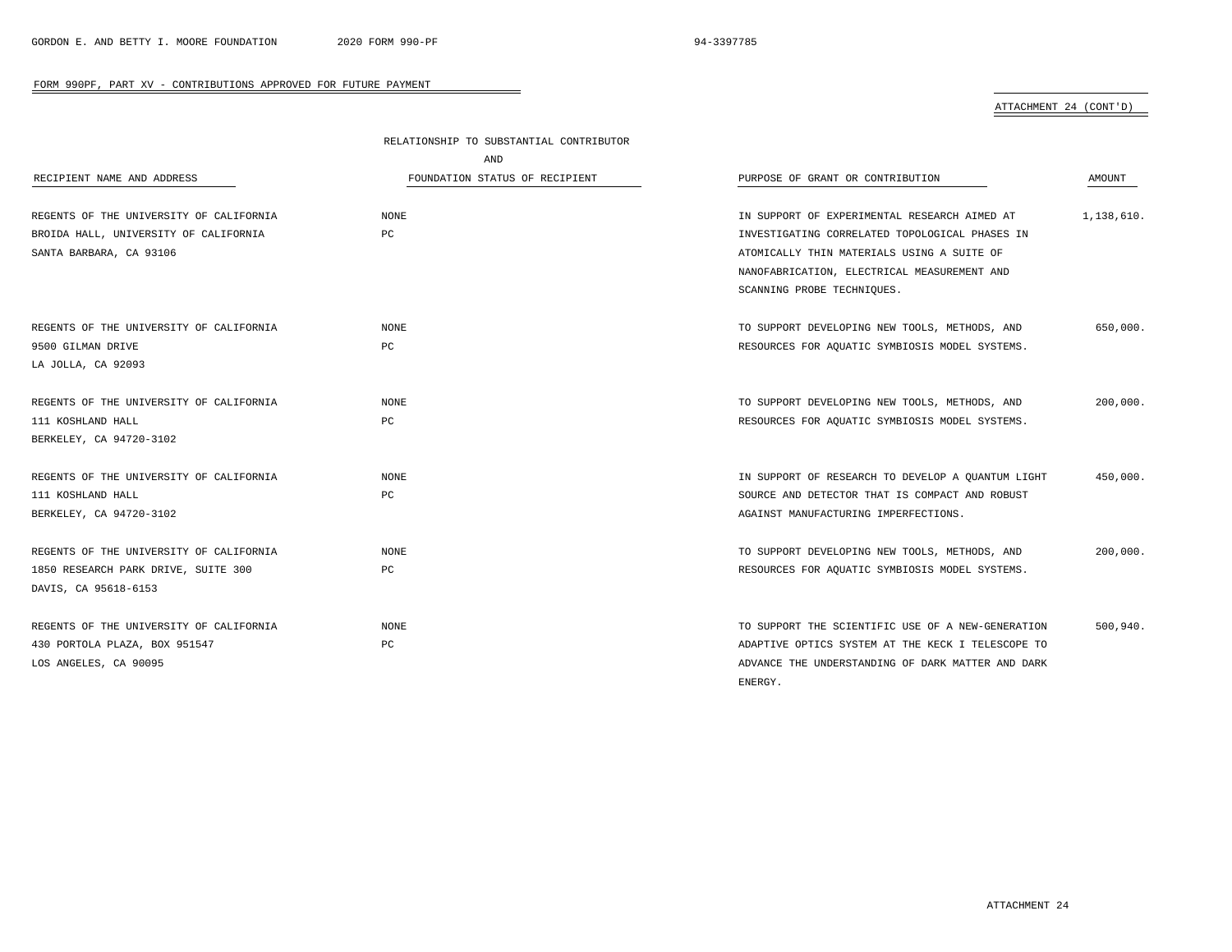FORM 990PF, PART XV - CONTRIBUTIONS APPROVED FOR FUTURE PAYMENT

ATTACHMENT 24 (CONT'D)

| RECIPIENT NAME AND ADDRESS | RELATIONSHIP TO SUBSTANTIAL CONTRIBUTOR AND FOUNDATION STATUS OF RECIPIENT | PURPOSE OF GRANT OR CONTRIBUTION | AMOUNT |
|---|---|---|---|
| REGENTS OF THE UNIVERSITY OF CALIFORNIA<br>BROIDA HALL, UNIVERSITY OF CALIFORNIA<br>SANTA BARBARA, CA 93106 | NONE<br>PC | IN SUPPORT OF EXPERIMENTAL RESEARCH AIMED AT INVESTIGATING CORRELATED TOPOLOGICAL PHASES IN ATOMICALLY THIN MATERIALS USING A SUITE OF NANOFABRICATION, ELECTRICAL MEASUREMENT AND SCANNING PROBE TECHNIQUES. | 1,138,610. |
| REGENTS OF THE UNIVERSITY OF CALIFORNIA<br>9500 GILMAN DRIVE<br>LA JOLLA, CA 92093 | NONE<br>PC | TO SUPPORT DEVELOPING NEW TOOLS, METHODS, AND RESOURCES FOR AQUATIC SYMBIOSIS MODEL SYSTEMS. | 650,000. |
| REGENTS OF THE UNIVERSITY OF CALIFORNIA<br>111 KOSHLAND HALL<br>BERKELEY, CA 94720-3102 | NONE<br>PC | TO SUPPORT DEVELOPING NEW TOOLS, METHODS, AND RESOURCES FOR AQUATIC SYMBIOSIS MODEL SYSTEMS. | 200,000. |
| REGENTS OF THE UNIVERSITY OF CALIFORNIA<br>111 KOSHLAND HALL<br>BERKELEY, CA 94720-3102 | NONE<br>PC | IN SUPPORT OF RESEARCH TO DEVELOP A QUANTUM LIGHT SOURCE AND DETECTOR THAT IS COMPACT AND ROBUST AGAINST MANUFACTURING IMPERFECTIONS. | 450,000. |
| REGENTS OF THE UNIVERSITY OF CALIFORNIA<br>1850 RESEARCH PARK DRIVE, SUITE 300<br>DAVIS, CA 95618-6153 | NONE<br>PC | TO SUPPORT DEVELOPING NEW TOOLS, METHODS, AND RESOURCES FOR AQUATIC SYMBIOSIS MODEL SYSTEMS. | 200,000. |
| REGENTS OF THE UNIVERSITY OF CALIFORNIA<br>430 PORTOLA PLAZA, BOX 951547<br>LOS ANGELES, CA 90095 | NONE<br>PC | TO SUPPORT THE SCIENTIFIC USE OF A NEW-GENERATION ADAPTIVE OPTICS SYSTEM AT THE KECK I TELESCOPE TO ADVANCE THE UNDERSTANDING OF DARK MATTER AND DARK ENERGY. | 500,940. |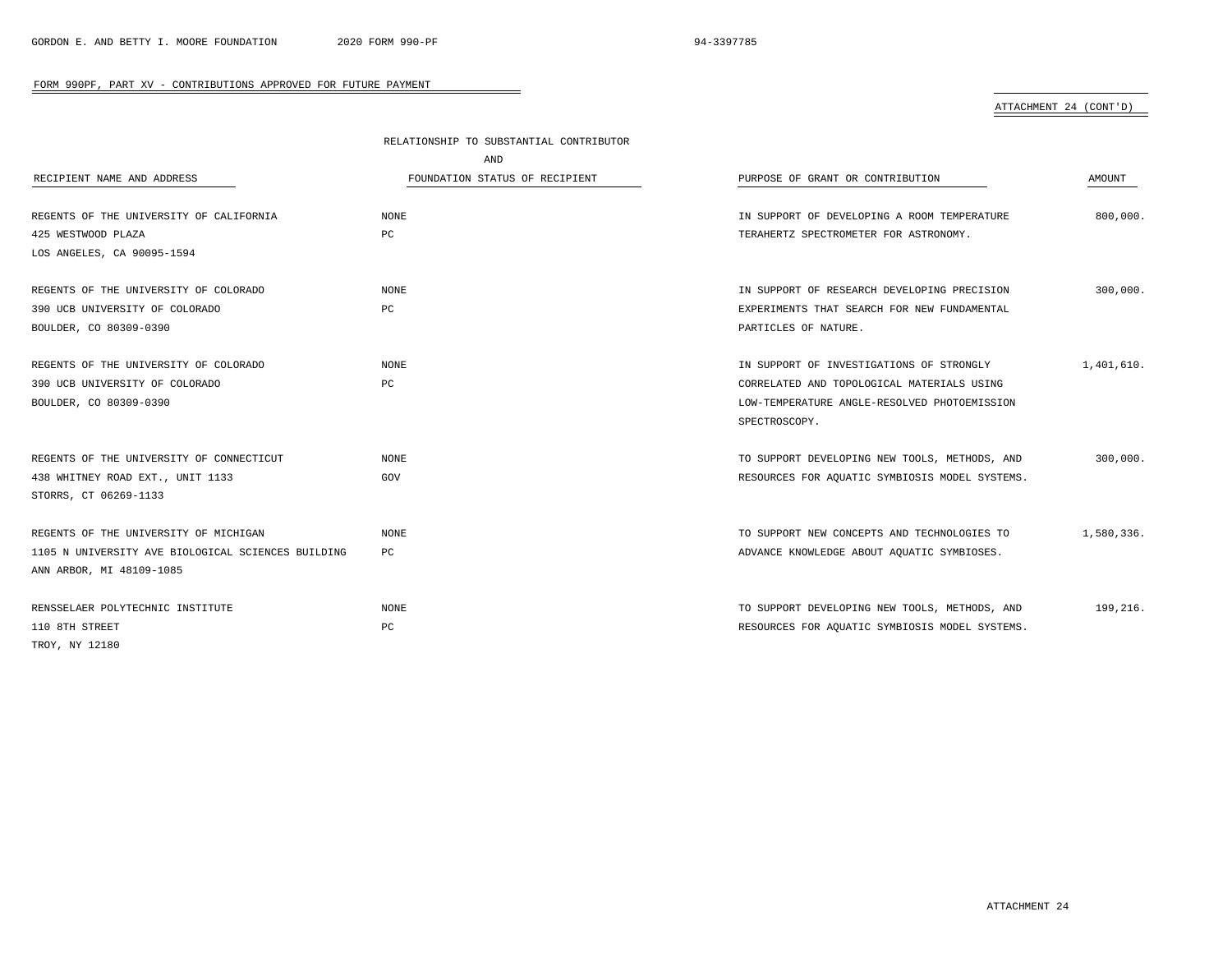FORM 990PF, PART XV - CONTRIBUTIONS APPROVED FOR FUTURE PAYMENT

ATTACHMENT 24 (CONT'D)

| RECIPIENT NAME AND ADDRESS | RELATIONSHIP TO SUBSTANTIAL CONTRIBUTOR AND FOUNDATION STATUS OF RECIPIENT | PURPOSE OF GRANT OR CONTRIBUTION | AMOUNT |
|---|---|---|---|
| REGENTS OF THE UNIVERSITY OF CALIFORNIA<br>425 WESTWOOD PLAZA<br>LOS ANGELES, CA 90095-1594 | NONE<br>PC | IN SUPPORT OF DEVELOPING A ROOM TEMPERATURE TERAHERTZ SPECTROMETER FOR ASTRONOMY. | 800,000. |
| REGENTS OF THE UNIVERSITY OF COLORADO<br>390 UCB UNIVERSITY OF COLORADO<br>BOULDER, CO 80309-0390 | NONE<br>PC | IN SUPPORT OF RESEARCH DEVELOPING PRECISION EXPERIMENTS THAT SEARCH FOR NEW FUNDAMENTAL PARTICLES OF NATURE. | 300,000. |
| REGENTS OF THE UNIVERSITY OF COLORADO<br>390 UCB UNIVERSITY OF COLORADO<br>BOULDER, CO 80309-0390 | NONE<br>PC | IN SUPPORT OF INVESTIGATIONS OF STRONGLY CORRELATED AND TOPOLOGICAL MATERIALS USING LOW-TEMPERATURE ANGLE-RESOLVED PHOTOEMISSION SPECTROSCOPY. | 1,401,610. |
| REGENTS OF THE UNIVERSITY OF CONNECTICUT<br>438 WHITNEY ROAD EXT., UNIT 1133<br>STORRS, CT 06269-1133 | NONE<br>GOV | TO SUPPORT DEVELOPING NEW TOOLS, METHODS, AND RESOURCES FOR AQUATIC SYMBIOSIS MODEL SYSTEMS. | 300,000. |
| REGENTS OF THE UNIVERSITY OF MICHIGAN<br>1105 N UNIVERSITY AVE BIOLOGICAL SCIENCES BUILDING<br>ANN ARBOR, MI 48109-1085 | NONE<br>PC | TO SUPPORT NEW CONCEPTS AND TECHNOLOGIES TO ADVANCE KNOWLEDGE ABOUT AQUATIC SYMBIOSES. | 1,580,336. |
| RENSSELAER POLYTECHNIC INSTITUTE<br>110 8TH STREET<br>TROY, NY 12180 | NONE<br>PC | TO SUPPORT DEVELOPING NEW TOOLS, METHODS, AND RESOURCES FOR AQUATIC SYMBIOSIS MODEL SYSTEMS. | 199,216. |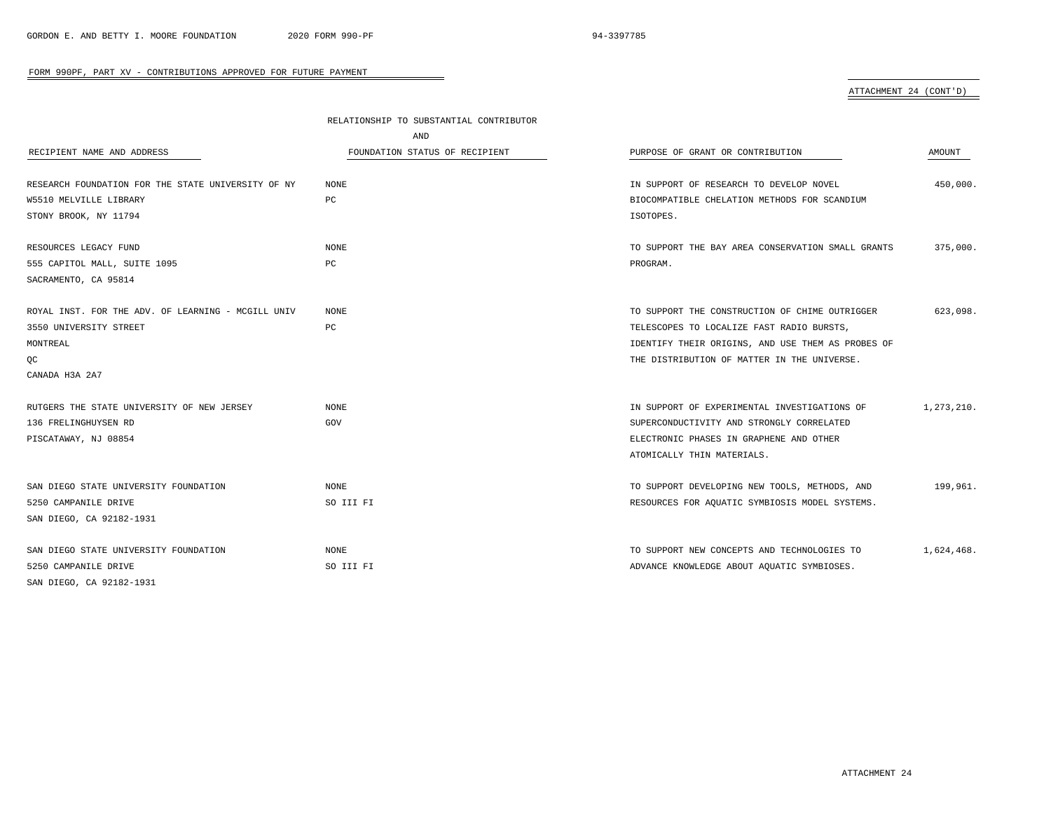FORM 990PF, PART XV - CONTRIBUTIONS APPROVED FOR FUTURE PAYMENT

ATTACHMENT 24 (CONT'D)

| RECIPIENT NAME AND ADDRESS | RELATIONSHIP TO SUBSTANTIAL CONTRIBUTOR AND FOUNDATION STATUS OF RECIPIENT | PURPOSE OF GRANT OR CONTRIBUTION | AMOUNT |
|---|---|---|---|
| RESEARCH FOUNDATION FOR THE STATE UNIVERSITY OF NY<br>W5510 MELVILLE LIBRARY<br>STONY BROOK, NY 11794 | NONE<br>PC | IN SUPPORT OF RESEARCH TO DEVELOP NOVEL BIOCOMPATIBLE CHELATION METHODS FOR SCANDIUM ISOTOPES. | 450,000. |
| RESOURCES LEGACY FUND<br>555 CAPITOL MALL, SUITE 1095<br>SACRAMENTO, CA 95814 | NONE<br>PC | TO SUPPORT THE BAY AREA CONSERVATION SMALL GRANTS PROGRAM. | 375,000. |
| ROYAL INST. FOR THE ADV. OF LEARNING - MCGILL UNIV<br>3550 UNIVERSITY STREET<br>MONTREAL<br>QC<br>CANADA H3A 2A7 | NONE<br>PC | TO SUPPORT THE CONSTRUCTION OF CHIME OUTRIGGER TELESCOPES TO LOCALIZE FAST RADIO BURSTS, IDENTIFY THEIR ORIGINS, AND USE THEM AS PROBES OF THE DISTRIBUTION OF MATTER IN THE UNIVERSE. | 623,098. |
| RUTGERS THE STATE UNIVERSITY OF NEW JERSEY<br>136 FRELINGHUYSEN RD<br>PISCATAWAY, NJ 08854 | NONE<br>GOV | IN SUPPORT OF EXPERIMENTAL INVESTIGATIONS OF SUPERCONDUCTIVITY AND STRONGLY CORRELATED ELECTRONIC PHASES IN GRAPHENE AND OTHER ATOMICALLY THIN MATERIALS. | 1,273,210. |
| SAN DIEGO STATE UNIVERSITY FOUNDATION<br>5250 CAMPANILE DRIVE<br>SAN DIEGO, CA 92182-1931 | NONE<br>SO III FI | TO SUPPORT DEVELOPING NEW TOOLS, METHODS, AND RESOURCES FOR AQUATIC SYMBIOSIS MODEL SYSTEMS. | 199,961. |
| SAN DIEGO STATE UNIVERSITY FOUNDATION<br>5250 CAMPANILE DRIVE<br>SAN DIEGO, CA 92182-1931 | NONE<br>SO III FI | TO SUPPORT NEW CONCEPTS AND TECHNOLOGIES TO ADVANCE KNOWLEDGE ABOUT AQUATIC SYMBIOSES. | 1,624,468. |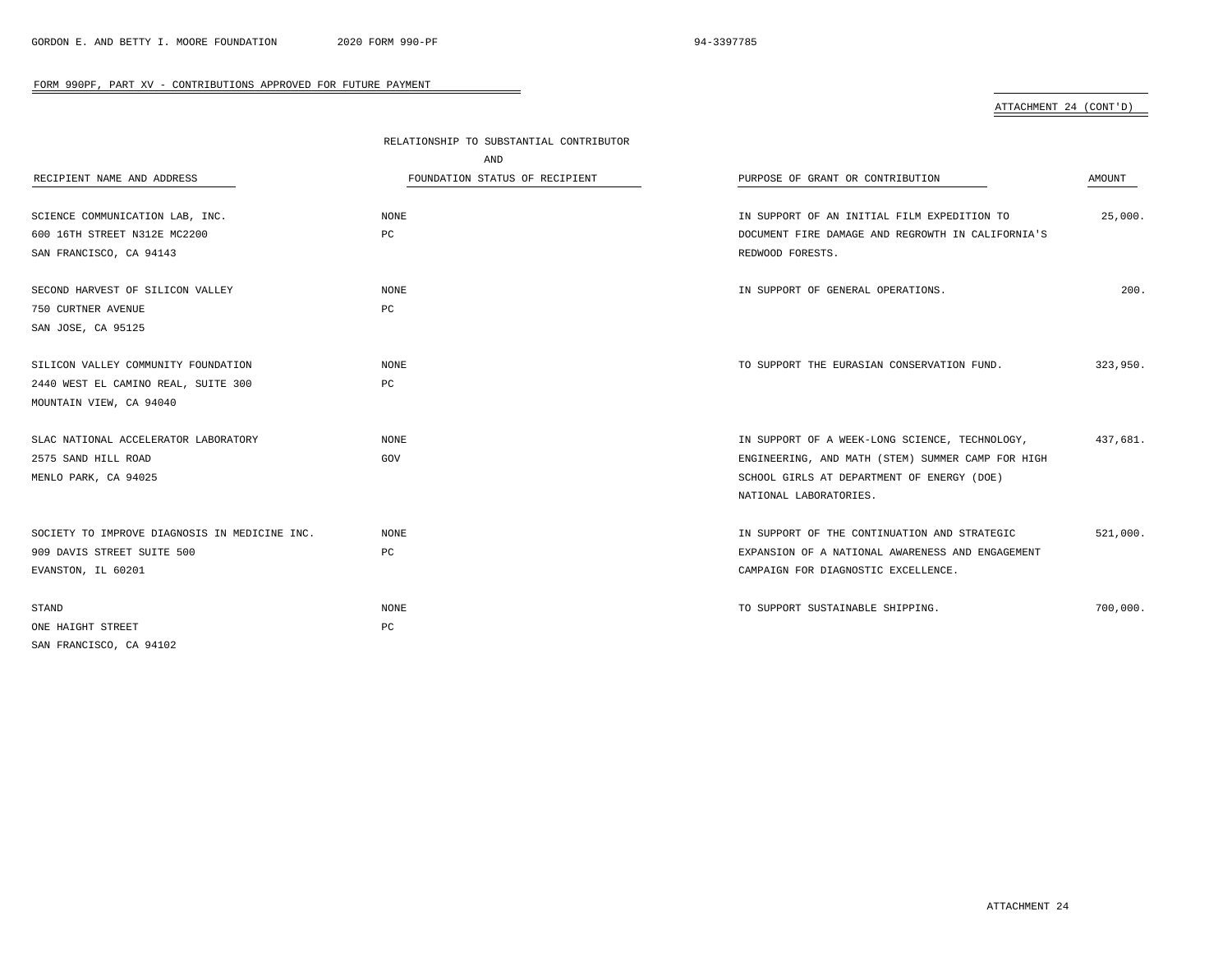## FORM 990PF, PART XV - CONTRIBUTIONS APPROVED FOR FUTURE PAYMENT

ATTACHMENT 24 (CONT'D)

| RECIPIENT NAME AND ADDRESS | RELATIONSHIP TO SUBSTANTIAL CONTRIBUTOR AND FOUNDATION STATUS OF RECIPIENT | PURPOSE OF GRANT OR CONTRIBUTION | AMOUNT |
|---|---|---|---|
| SCIENCE COMMUNICATION LAB, INC.<br>600 16TH STREET N312E MC2200<br>SAN FRANCISCO, CA 94143 | NONE<br>PC | IN SUPPORT OF AN INITIAL FILM EXPEDITION TO DOCUMENT FIRE DAMAGE AND REGROWTH IN CALIFORNIA'S REDWOOD FORESTS. | 25,000. |
| SECOND HARVEST OF SILICON VALLEY<br>750 CURTNER AVENUE<br>SAN JOSE, CA 95125 | NONE<br>PC | IN SUPPORT OF GENERAL OPERATIONS. | 200. |
| SILICON VALLEY COMMUNITY FOUNDATION<br>2440 WEST EL CAMINO REAL, SUITE 300<br>MOUNTAIN VIEW, CA 94040 | NONE<br>PC | TO SUPPORT THE EURASIAN CONSERVATION FUND. | 323,950. |
| SLAC NATIONAL ACCELERATOR LABORATORY<br>2575 SAND HILL ROAD<br>MENLO PARK, CA 94025 | NONE<br>GOV | IN SUPPORT OF A WEEK-LONG SCIENCE, TECHNOLOGY, ENGINEERING, AND MATH (STEM) SUMMER CAMP FOR HIGH SCHOOL GIRLS AT DEPARTMENT OF ENERGY (DOE) NATIONAL LABORATORIES. | 437,681. |
| SOCIETY TO IMPROVE DIAGNOSIS IN MEDICINE INC.<br>909 DAVIS STREET SUITE 500<br>EVANSTON, IL 60201 | NONE<br>PC | IN SUPPORT OF THE CONTINUATION AND STRATEGIC EXPANSION OF A NATIONAL AWARENESS AND ENGAGEMENT CAMPAIGN FOR DIAGNOSTIC EXCELLENCE. | 521,000. |
| STAND<br>ONE HAIGHT STREET<br>SAN FRANCISCO, CA 94102 | NONE<br>PC | TO SUPPORT SUSTAINABLE SHIPPING. | 700,000. |

ATTACHMENT 24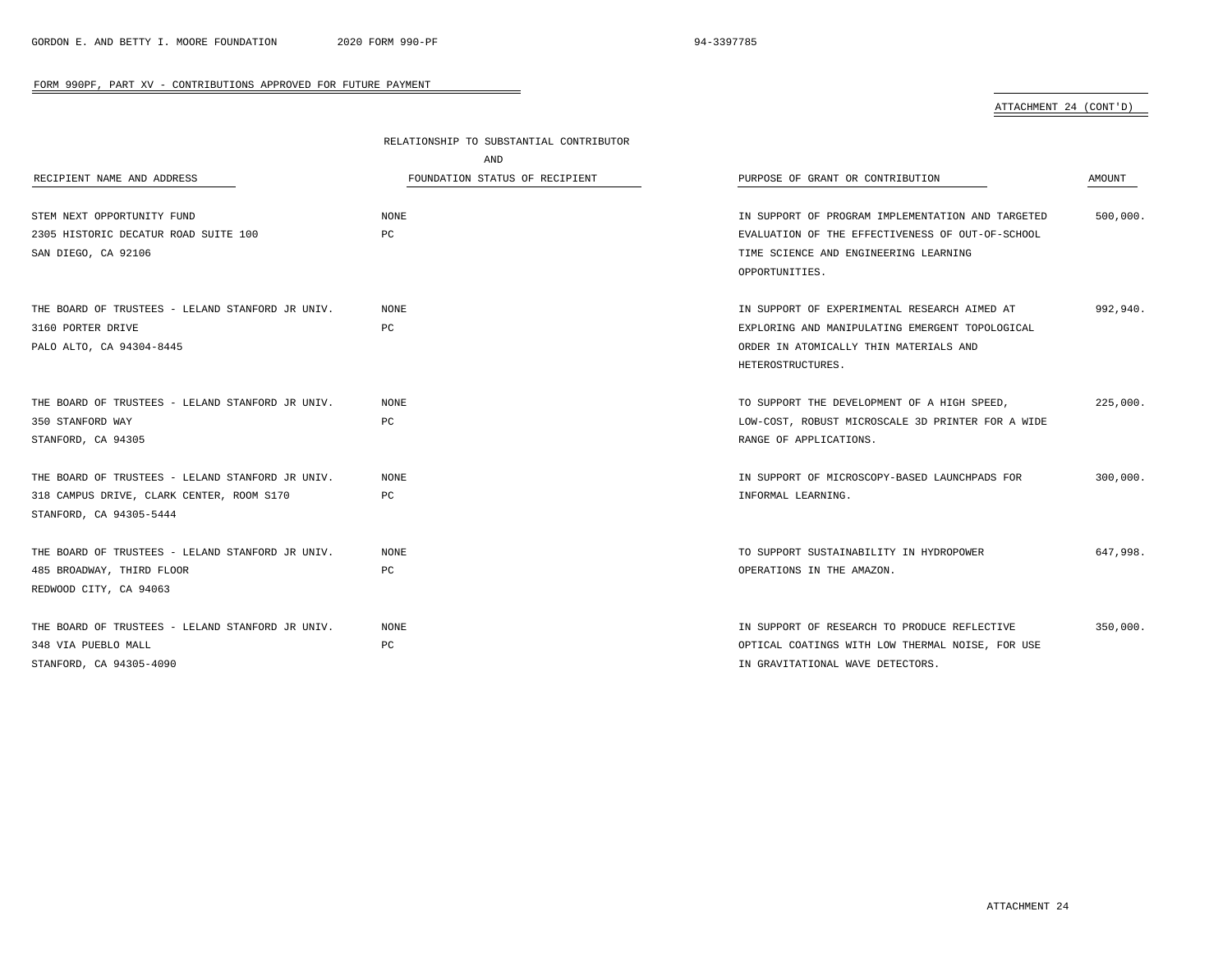## FORM 990PF, PART XV - CONTRIBUTIONS APPROVED FOR FUTURE PAYMENT

ATTACHMENT 24 (CONT'D)

| RECIPIENT NAME AND ADDRESS | RELATIONSHIP TO SUBSTANTIAL CONTRIBUTOR AND FOUNDATION STATUS OF RECIPIENT | PURPOSE OF GRANT OR CONTRIBUTION | AMOUNT |
|---|---|---|---|
| STEM NEXT OPPORTUNITY FUND<br>2305 HISTORIC DECATUR ROAD SUITE 100<br>SAN DIEGO, CA 92106 | NONE<br>PC | IN SUPPORT OF PROGRAM IMPLEMENTATION AND TARGETED EVALUATION OF THE EFFECTIVENESS OF OUT-OF-SCHOOL TIME SCIENCE AND ENGINEERING LEARNING OPPORTUNITIES. | 500,000. |
| THE BOARD OF TRUSTEES - LELAND STANFORD JR UNIV.<br>3160 PORTER DRIVE<br>PALO ALTO, CA 94304-8445 | NONE<br>PC | IN SUPPORT OF EXPERIMENTAL RESEARCH AIMED AT EXPLORING AND MANIPULATING EMERGENT TOPOLOGICAL ORDER IN ATOMICALLY THIN MATERIALS AND HETEROSTRUCTURES. | 992,940. |
| THE BOARD OF TRUSTEES - LELAND STANFORD JR UNIV.<br>350 STANFORD WAY<br>STANFORD, CA 94305 | NONE<br>PC | TO SUPPORT THE DEVELOPMENT OF A HIGH SPEED, LOW-COST, ROBUST MICROSCALE 3D PRINTER FOR A WIDE RANGE OF APPLICATIONS. | 225,000. |
| THE BOARD OF TRUSTEES - LELAND STANFORD JR UNIV.<br>318 CAMPUS DRIVE, CLARK CENTER, ROOM S170<br>STANFORD, CA 94305-5444 | NONE<br>PC | IN SUPPORT OF MICROSCOPY-BASED LAUNCHPADS FOR INFORMAL LEARNING. | 300,000. |
| THE BOARD OF TRUSTEES - LELAND STANFORD JR UNIV.<br>485 BROADWAY, THIRD FLOOR<br>REDWOOD CITY, CA 94063 | NONE<br>PC | TO SUPPORT SUSTAINABILITY IN HYDROPOWER OPERATIONS IN THE AMAZON. | 647,998. |
| THE BOARD OF TRUSTEES - LELAND STANFORD JR UNIV.<br>348 VIA PUEBLO MALL<br>STANFORD, CA 94305-4090 | NONE<br>PC | IN SUPPORT OF RESEARCH TO PRODUCE REFLECTIVE OPTICAL COATINGS WITH LOW THERMAL NOISE, FOR USE IN GRAVITATIONAL WAVE DETECTORS. | 350,000. |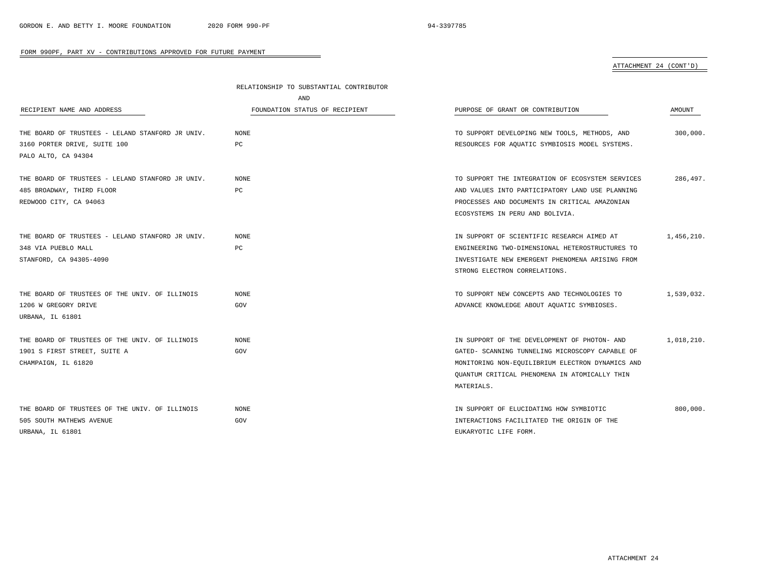## FORM 990PF, PART XV - CONTRIBUTIONS APPROVED FOR FUTURE PAYMENT

ATTACHMENT 24 (CONT'D)

| RECIPIENT NAME AND ADDRESS | RELATIONSHIP TO SUBSTANTIAL CONTRIBUTOR AND FOUNDATION STATUS OF RECIPIENT | PURPOSE OF GRANT OR CONTRIBUTION | AMOUNT |
|---|---|---|---|
| THE BOARD OF TRUSTEES - LELAND STANFORD JR UNIV.<br>3160 PORTER DRIVE, SUITE 100<br>PALO ALTO, CA 94304 | NONE<br>PC | TO SUPPORT DEVELOPING NEW TOOLS, METHODS, AND RESOURCES FOR AQUATIC SYMBIOSIS MODEL SYSTEMS. | 300,000. |
| THE BOARD OF TRUSTEES - LELAND STANFORD JR UNIV.<br>485 BROADWAY, THIRD FLOOR<br>REDWOOD CITY, CA 94063 | NONE<br>PC | TO SUPPORT THE INTEGRATION OF ECOSYSTEM SERVICES AND VALUES INTO PARTICIPATORY LAND USE PLANNING PROCESSES AND DOCUMENTS IN CRITICAL AMAZONIAN ECOSYSTEMS IN PERU AND BOLIVIA. | 286,497. |
| THE BOARD OF TRUSTEES - LELAND STANFORD JR UNIV.<br>348 VIA PUEBLO MALL<br>STANFORD, CA 94305-4090 | NONE<br>PC | IN SUPPORT OF SCIENTIFIC RESEARCH AIMED AT ENGINEERING TWO-DIMENSIONAL HETEROSTRUCTURES TO INVESTIGATE NEW EMERGENT PHENOMENA ARISING FROM STRONG ELECTRON CORRELATIONS. | 1,456,210. |
| THE BOARD OF TRUSTEES OF THE UNIV. OF ILLINOIS<br>1206 W GREGORY DRIVE<br>URBANA, IL 61801 | NONE<br>GOV | TO SUPPORT NEW CONCEPTS AND TECHNOLOGIES TO ADVANCE KNOWLEDGE ABOUT AQUATIC SYMBIOSES. | 1,539,032. |
| THE BOARD OF TRUSTEES OF THE UNIV. OF ILLINOIS<br>1901 S FIRST STREET, SUITE A<br>CHAMPAIGN, IL 61820 | NONE<br>GOV | IN SUPPORT OF THE DEVELOPMENT OF PHOTON- AND GATED- SCANNING TUNNELING MICROSCOPY CAPABLE OF MONITORING NON-EQUILIBRIUM ELECTRON DYNAMICS AND QUANTUM CRITICAL PHENOMENA IN ATOMICALLY THIN MATERIALS. | 1,018,210. |
| THE BOARD OF TRUSTEES OF THE UNIV. OF ILLINOIS<br>505 SOUTH MATHEWS AVENUE<br>URBANA, IL 61801 | NONE<br>GOV | IN SUPPORT OF ELUCIDATING HOW SYMBIOTIC INTERACTIONS FACILITATED THE ORIGIN OF THE EUKARYOTIC LIFE FORM. | 800,000. |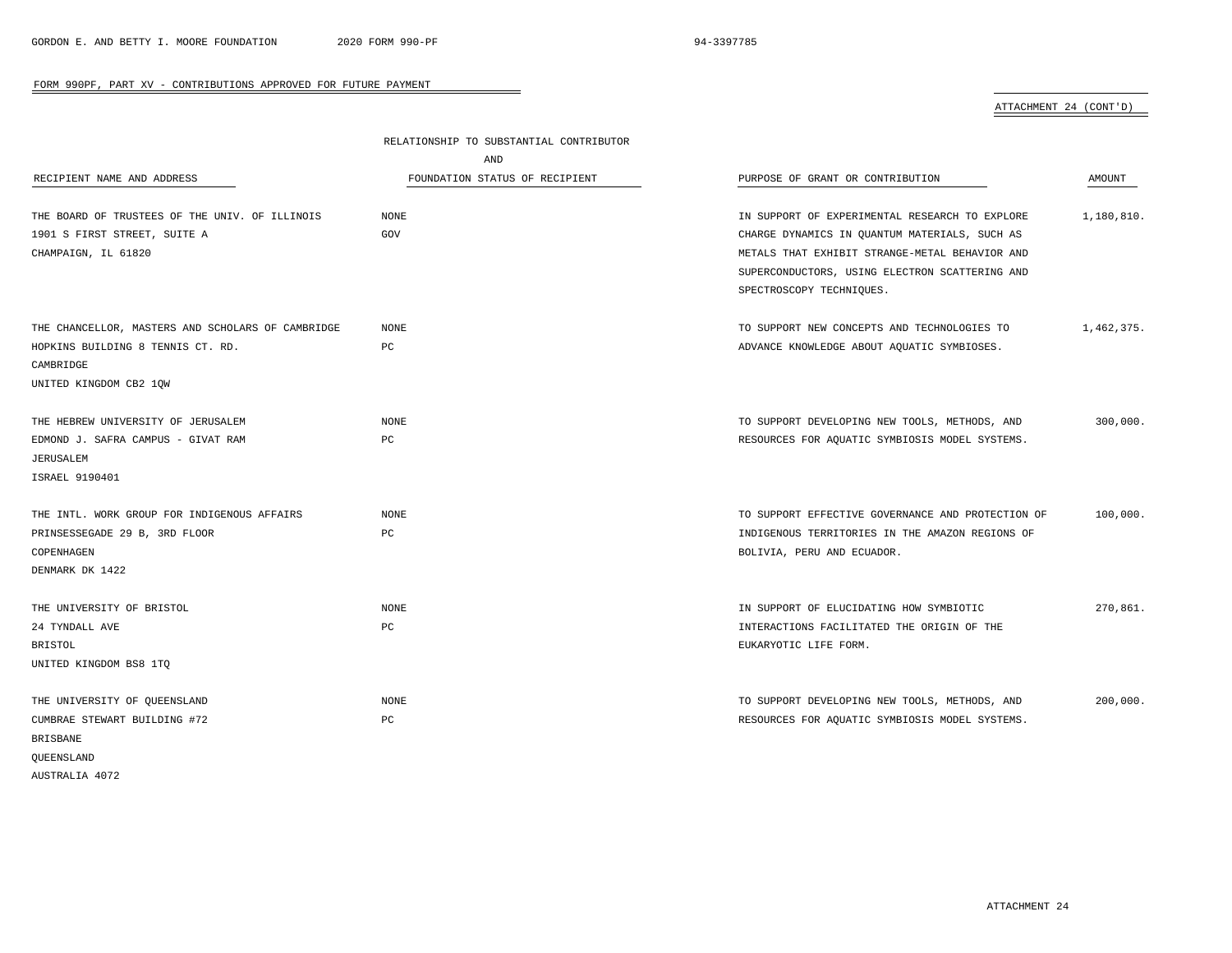## FORM 990PF, PART XV - CONTRIBUTIONS APPROVED FOR FUTURE PAYMENT

ATTACHMENT 24 (CONT'D)

| RECIPIENT NAME AND ADDRESS | RELATIONSHIP TO SUBSTANTIAL CONTRIBUTOR AND FOUNDATION STATUS OF RECIPIENT | PURPOSE OF GRANT OR CONTRIBUTION | AMOUNT |
|---|---|---|---|
| THE BOARD OF TRUSTEES OF THE UNIV. OF ILLINOIS<br>1901 S FIRST STREET, SUITE A<br>CHAMPAIGN, IL 61820 | NONE<br>GOV | IN SUPPORT OF EXPERIMENTAL RESEARCH TO EXPLORE CHARGE DYNAMICS IN QUANTUM MATERIALS, SUCH AS METALS THAT EXHIBIT STRANGE-METAL BEHAVIOR AND SUPERCONDUCTORS, USING ELECTRON SCATTERING AND SPECTROSCOPY TECHNIQUES. | 1,180,810. |
| THE CHANCELLOR, MASTERS AND SCHOLARS OF CAMBRIDGE<br>HOPKINS BUILDING 8 TENNIS CT. RD.<br>CAMBRIDGE<br>UNITED KINGDOM CB2 1QW | NONE<br>PC | TO SUPPORT NEW CONCEPTS AND TECHNOLOGIES TO ADVANCE KNOWLEDGE ABOUT AQUATIC SYMBIOSES. | 1,462,375. |
| THE HEBREW UNIVERSITY OF JERUSALEM<br>EDMOND J. SAFRA CAMPUS - GIVAT RAM<br>JERUSALEM<br>ISRAEL 9190401 | NONE<br>PC | TO SUPPORT DEVELOPING NEW TOOLS, METHODS, AND RESOURCES FOR AQUATIC SYMBIOSIS MODEL SYSTEMS. | 300,000. |
| THE INTL. WORK GROUP FOR INDIGENOUS AFFAIRS<br>PRINSESSEGADE 29 B, 3RD FLOOR<br>COPENHAGEN<br>DENMARK DK 1422 | NONE<br>PC | TO SUPPORT EFFECTIVE GOVERNANCE AND PROTECTION OF INDIGENOUS TERRITORIES IN THE AMAZON REGIONS OF BOLIVIA, PERU AND ECUADOR. | 100,000. |
| THE UNIVERSITY OF BRISTOL<br>24 TYNDALL AVE<br>BRISTOL<br>UNITED KINGDOM BS8 1TQ | NONE<br>PC | IN SUPPORT OF ELUCIDATING HOW SYMBIOTIC INTERACTIONS FACILITATED THE ORIGIN OF THE EUKARYOTIC LIFE FORM. | 270,861. |
| THE UNIVERSITY OF QUEENSLAND<br>CUMBRAE STEWART BUILDING #72<br>BRISBANE<br>QUEENSLAND<br>AUSTRALIA 4072 | NONE<br>PC | TO SUPPORT DEVELOPING NEW TOOLS, METHODS, AND RESOURCES FOR AQUATIC SYMBIOSIS MODEL SYSTEMS. | 200,000. |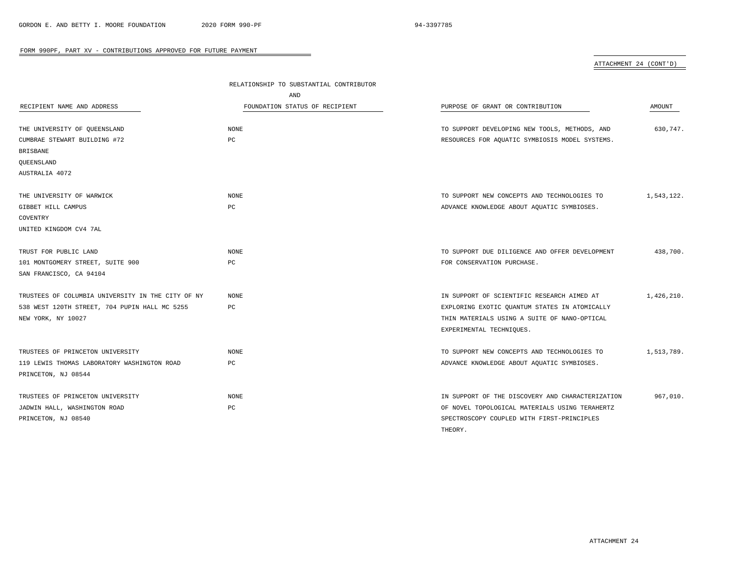## FORM 990PF, PART XV - CONTRIBUTIONS APPROVED FOR FUTURE PAYMENT

ATTACHMENT 24 (CONT'D)

| RECIPIENT NAME AND ADDRESS | RELATIONSHIP TO SUBSTANTIAL CONTRIBUTOR AND FOUNDATION STATUS OF RECIPIENT | PURPOSE OF GRANT OR CONTRIBUTION | AMOUNT |
|---|---|---|---|
| THE UNIVERSITY OF QUEENSLAND<br>CUMBRAE STEWART BUILDING #72<br>BRISBANE<br>QUEENSLAND<br>AUSTRALIA 4072 | NONE<br>PC | TO SUPPORT DEVELOPING NEW TOOLS, METHODS, AND RESOURCES FOR AQUATIC SYMBIOSIS MODEL SYSTEMS. | 630,747. |
| THE UNIVERSITY OF WARWICK<br>GIBBET HILL CAMPUS<br>COVENTRY<br>UNITED KINGDOM CV4 7AL | NONE<br>PC | TO SUPPORT NEW CONCEPTS AND TECHNOLOGIES TO ADVANCE KNOWLEDGE ABOUT AQUATIC SYMBIOSES. | 1,543,122. |
| TRUST FOR PUBLIC LAND<br>101 MONTGOMERY STREET, SUITE 900<br>SAN FRANCISCO, CA 94104 | NONE<br>PC | TO SUPPORT DUE DILIGENCE AND OFFER DEVELOPMENT FOR CONSERVATION PURCHASE. | 438,700. |
| TRUSTEES OF COLUMBIA UNIVERSITY IN THE CITY OF NY<br>538 WEST 120TH STREET, 704 PUPIN HALL MC 5255<br>NEW YORK, NY 10027 | NONE<br>PC | IN SUPPORT OF SCIENTIFIC RESEARCH AIMED AT EXPLORING EXOTIC QUANTUM STATES IN ATOMICALLY THIN MATERIALS USING A SUITE OF NANO-OPTICAL EXPERIMENTAL TECHNIQUES. | 1,426,210. |
| TRUSTEES OF PRINCETON UNIVERSITY<br>119 LEWIS THOMAS LABORATORY WASHINGTON ROAD<br>PRINCETON, NJ 08544 | NONE<br>PC | TO SUPPORT NEW CONCEPTS AND TECHNOLOGIES TO ADVANCE KNOWLEDGE ABOUT AQUATIC SYMBIOSES. | 1,513,789. |
| TRUSTEES OF PRINCETON UNIVERSITY<br>JADWIN HALL, WASHINGTON ROAD<br>PRINCETON, NJ 08540 | NONE<br>PC | IN SUPPORT OF THE DISCOVERY AND CHARACTERIZATION OF NOVEL TOPOLOGICAL MATERIALS USING TERAHERTZ SPECTROSCOPY COUPLED WITH FIRST-PRINCIPLES THEORY. | 967,010. |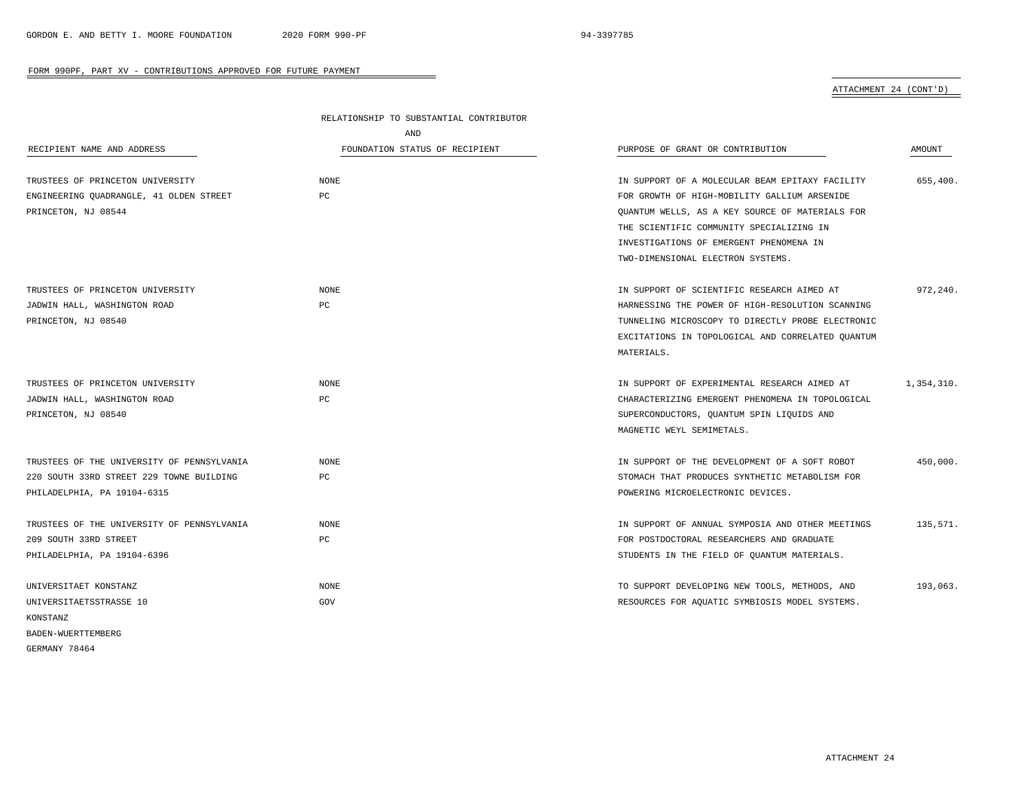FORM 990PF, PART XV - CONTRIBUTIONS APPROVED FOR FUTURE PAYMENT

ATTACHMENT 24 (CONT'D)

| RECIPIENT NAME AND ADDRESS | RELATIONSHIP TO SUBSTANTIAL CONTRIBUTOR AND FOUNDATION STATUS OF RECIPIENT | PURPOSE OF GRANT OR CONTRIBUTION | AMOUNT |
|---|---|---|---|
| TRUSTEES OF PRINCETON UNIVERSITY ENGINEERING QUADRANGLE, 41 OLDEN STREET PRINCETON, NJ 08544 | NONE PC | IN SUPPORT OF A MOLECULAR BEAM EPITAXY FACILITY FOR GROWTH OF HIGH-MOBILITY GALLIUM ARSENIDE QUANTUM WELLS, AS A KEY SOURCE OF MATERIALS FOR THE SCIENTIFIC COMMUNITY SPECIALIZING IN INVESTIGATIONS OF EMERGENT PHENOMENA IN TWO-DIMENSIONAL ELECTRON SYSTEMS. | 655,400. |
| TRUSTEES OF PRINCETON UNIVERSITY JADWIN HALL, WASHINGTON ROAD PRINCETON, NJ 08540 | NONE PC | IN SUPPORT OF SCIENTIFIC RESEARCH AIMED AT HARNESSING THE POWER OF HIGH-RESOLUTION SCANNING TUNNELING MICROSCOPY TO DIRECTLY PROBE ELECTRONIC EXCITATIONS IN TOPOLOGICAL AND CORRELATED QUANTUM MATERIALS. | 972,240. |
| TRUSTEES OF PRINCETON UNIVERSITY JADWIN HALL, WASHINGTON ROAD PRINCETON, NJ 08540 | NONE PC | IN SUPPORT OF EXPERIMENTAL RESEARCH AIMED AT CHARACTERIZING EMERGENT PHENOMENA IN TOPOLOGICAL SUPERCONDUCTORS, QUANTUM SPIN LIQUIDS AND MAGNETIC WEYL SEMIMETALS. | 1,354,310. |
| TRUSTEES OF THE UNIVERSITY OF PENNSYLVANIA 220 SOUTH 33RD STREET 229 TOWNE BUILDING PHILADELPHIA, PA 19104-6315 | NONE PC | IN SUPPORT OF THE DEVELOPMENT OF A SOFT ROBOT STOMACH THAT PRODUCES SYNTHETIC METABOLISM FOR POWERING MICROELECTRONIC DEVICES. | 450,000. |
| TRUSTEES OF THE UNIVERSITY OF PENNSYLVANIA 209 SOUTH 33RD STREET PHILADELPHIA, PA 19104-6396 | NONE PC | IN SUPPORT OF ANNUAL SYMPOSIA AND OTHER MEETINGS FOR POSTDOCTORAL RESEARCHERS AND GRADUATE STUDENTS IN THE FIELD OF QUANTUM MATERIALS. | 135,571. |
| UNIVERSITAET KONSTANZ UNIVERSITAETSSTRASSE 10 KONSTANZ BADEN-WUERTTEMBERG GERMANY 78464 | NONE GOV | TO SUPPORT DEVELOPING NEW TOOLS, METHODS, AND RESOURCES FOR AQUATIC SYMBIOSIS MODEL SYSTEMS. | 193,063. |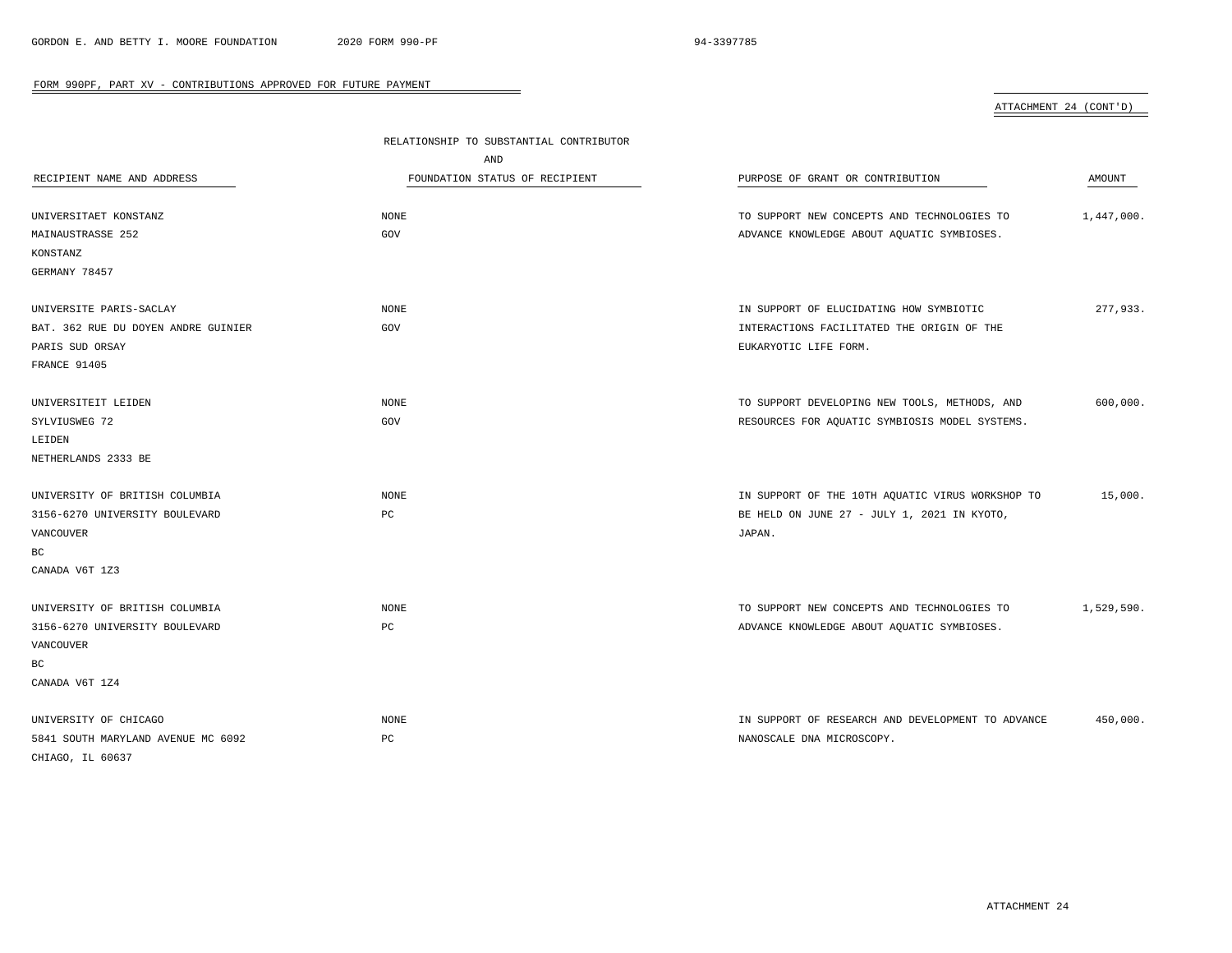## FORM 990PF, PART XV - CONTRIBUTIONS APPROVED FOR FUTURE PAYMENT

ATTACHMENT 24 (CONT'D)

| RECIPIENT NAME AND ADDRESS | RELATIONSHIP TO SUBSTANTIAL CONTRIBUTOR AND FOUNDATION STATUS OF RECIPIENT | PURPOSE OF GRANT OR CONTRIBUTION | AMOUNT |
|---|---|---|---|
| UNIVERSITAET KONSTANZ<br>MAINAUSTRASSE 252<br>KONSTANZ<br>GERMANY 78457 | NONE<br>GOV | TO SUPPORT NEW CONCEPTS AND TECHNOLOGIES TO ADVANCE KNOWLEDGE ABOUT AQUATIC SYMBIOSES. | 1,447,000. |
| UNIVERSITE PARIS-SACLAY<br>BAT. 362 RUE DU DOYEN ANDRE GUINIER<br>PARIS SUD ORSAY<br>FRANCE 91405 | NONE<br>GOV | IN SUPPORT OF ELUCIDATING HOW SYMBIOTIC INTERACTIONS FACILITATED THE ORIGIN OF THE EUKARYOTIC LIFE FORM. | 277,933. |
| UNIVERSITEIT LEIDEN<br>SYLVIUSWEG 72<br>LEIDEN<br>NETHERLANDS 2333 BE | NONE<br>GOV | TO SUPPORT DEVELOPING NEW TOOLS, METHODS, AND RESOURCES FOR AQUATIC SYMBIOSIS MODEL SYSTEMS. | 600,000. |
| UNIVERSITY OF BRITISH COLUMBIA<br>3156-6270 UNIVERSITY BOULEVARD<br>VANCOUVER<br>BC<br>CANADA V6T 1Z3 | NONE<br>PC | IN SUPPORT OF THE 10TH AQUATIC VIRUS WORKSHOP TO BE HELD ON JUNE 27 - JULY 1, 2021 IN KYOTO, JAPAN. | 15,000. |
| UNIVERSITY OF BRITISH COLUMBIA<br>3156-6270 UNIVERSITY BOULEVARD<br>VANCOUVER<br>BC<br>CANADA V6T 1Z4 | NONE<br>PC | TO SUPPORT NEW CONCEPTS AND TECHNOLOGIES TO ADVANCE KNOWLEDGE ABOUT AQUATIC SYMBIOSES. | 1,529,590. |
| UNIVERSITY OF CHICAGO<br>5841 SOUTH MARYLAND AVENUE MC 6092<br>CHIAGO, IL 60637 | NONE<br>PC | IN SUPPORT OF RESEARCH AND DEVELOPMENT TO ADVANCE NANOSCALE DNA MICROSCOPY. | 450,000. |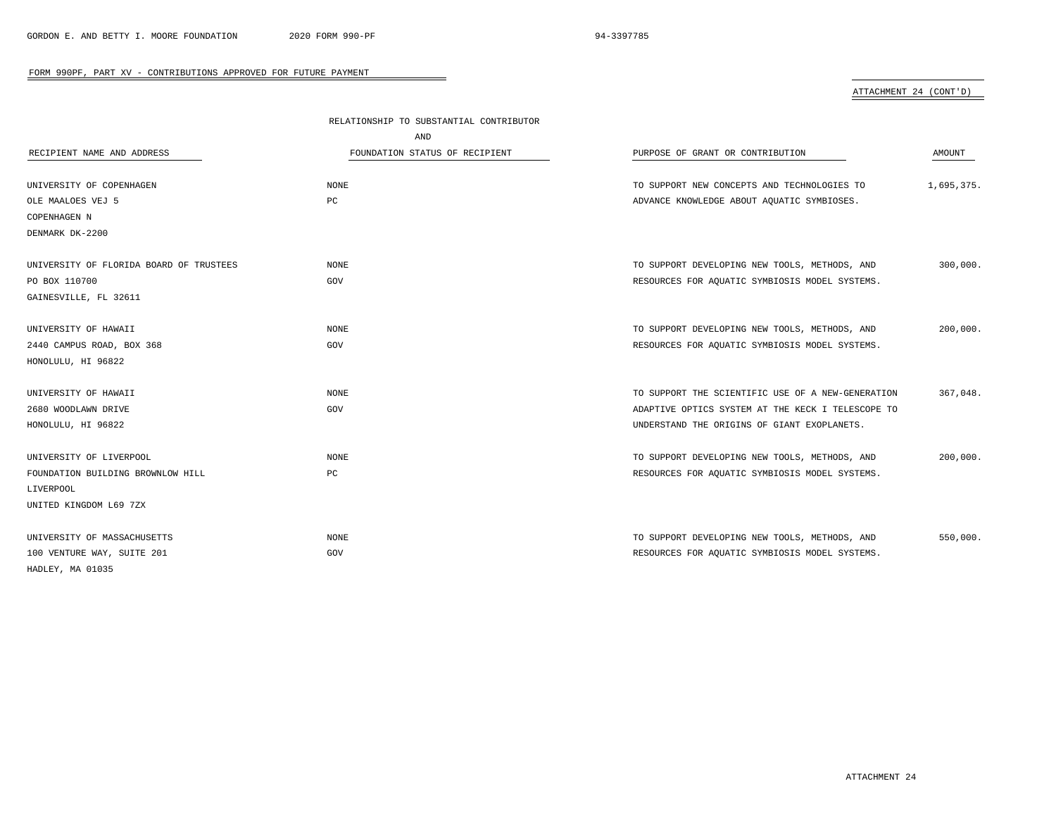FORM 990PF, PART XV - CONTRIBUTIONS APPROVED FOR FUTURE PAYMENT

ATTACHMENT 24 (CONT'D)

| RECIPIENT NAME AND ADDRESS | RELATIONSHIP TO SUBSTANTIAL CONTRIBUTOR AND FOUNDATION STATUS OF RECIPIENT | PURPOSE OF GRANT OR CONTRIBUTION | AMOUNT |
|---|---|---|---|
| UNIVERSITY OF COPENHAGEN<br>OLE MAALOES VEJ 5<br>COPENHAGEN N<br>DENMARK DK-2200 | NONE<br>PC | TO SUPPORT NEW CONCEPTS AND TECHNOLOGIES TO ADVANCE KNOWLEDGE ABOUT AQUATIC SYMBIOSES. | 1,695,375. |
| UNIVERSITY OF FLORIDA BOARD OF TRUSTEES<br>PO BOX 110700<br>GAINESVILLE, FL 32611 | NONE<br>GOV | TO SUPPORT DEVELOPING NEW TOOLS, METHODS, AND RESOURCES FOR AQUATIC SYMBIOSIS MODEL SYSTEMS. | 300,000. |
| UNIVERSITY OF HAWAII<br>2440 CAMPUS ROAD, BOX 368<br>HONOLULU, HI 96822 | NONE<br>GOV | TO SUPPORT DEVELOPING NEW TOOLS, METHODS, AND RESOURCES FOR AQUATIC SYMBIOSIS MODEL SYSTEMS. | 200,000. |
| UNIVERSITY OF HAWAII<br>2680 WOODLAWN DRIVE<br>HONOLULU, HI 96822 | NONE<br>GOV | TO SUPPORT THE SCIENTIFIC USE OF A NEW-GENERATION ADAPTIVE OPTICS SYSTEM AT THE KECK I TELESCOPE TO UNDERSTAND THE ORIGINS OF GIANT EXOPLANETS. | 367,048. |
| UNIVERSITY OF LIVERPOOL<br>FOUNDATION BUILDING BROWNLOW HILL<br>LIVERPOOL<br>UNITED KINGDOM L69 7ZX | NONE<br>PC | TO SUPPORT DEVELOPING NEW TOOLS, METHODS, AND RESOURCES FOR AQUATIC SYMBIOSIS MODEL SYSTEMS. | 200,000. |
| UNIVERSITY OF MASSACHUSETTS<br>100 VENTURE WAY, SUITE 201<br>HADLEY, MA 01035 | NONE<br>GOV | TO SUPPORT DEVELOPING NEW TOOLS, METHODS, AND RESOURCES FOR AQUATIC SYMBIOSIS MODEL SYSTEMS. | 550,000. |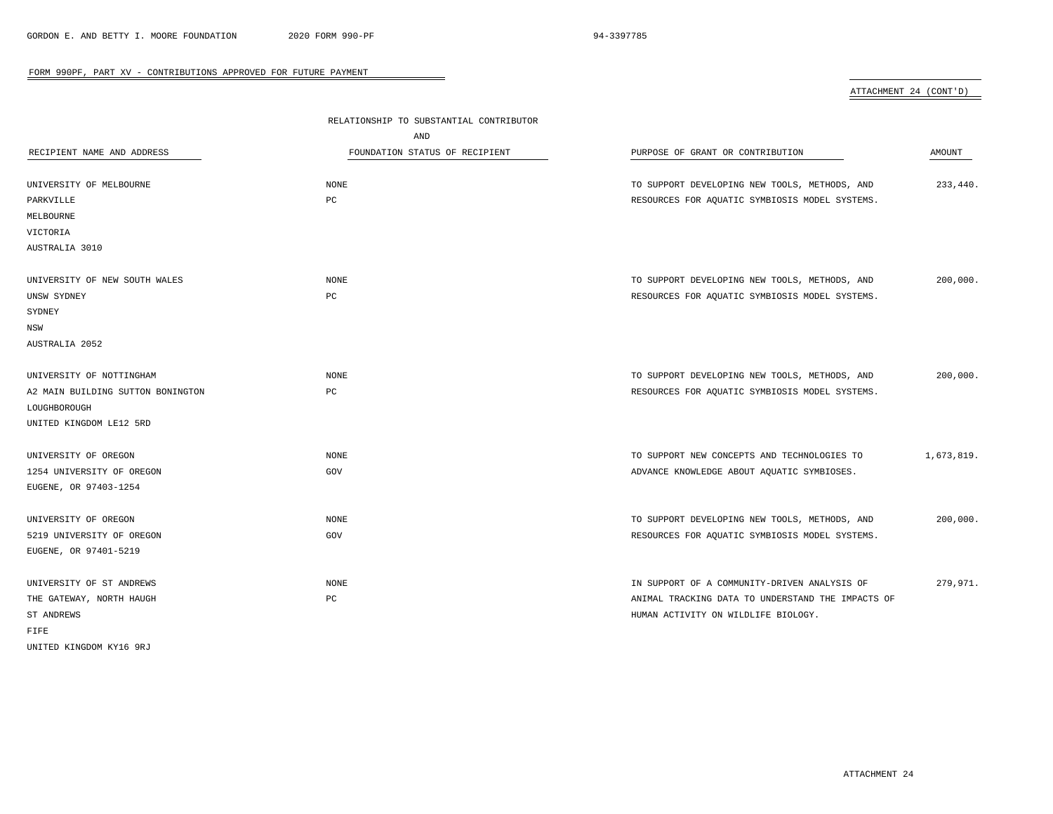FORM 990PF, PART XV - CONTRIBUTIONS APPROVED FOR FUTURE PAYMENT

ATTACHMENT 24 (CONT'D)

| RECIPIENT NAME AND ADDRESS | RELATIONSHIP TO SUBSTANTIAL CONTRIBUTOR AND FOUNDATION STATUS OF RECIPIENT | PURPOSE OF GRANT OR CONTRIBUTION | AMOUNT |
|---|---|---|---|
| UNIVERSITY OF MELBOURNE<br>PARKVILLE<br>MELBOURNE<br>VICTORIA<br>AUSTRALIA 3010 | NONE<br>PC | TO SUPPORT DEVELOPING NEW TOOLS, METHODS, AND RESOURCES FOR AQUATIC SYMBIOSIS MODEL SYSTEMS. | 233,440. |
| UNIVERSITY OF NEW SOUTH WALES<br>UNSW SYDNEY<br>SYDNEY<br>NSW<br>AUSTRALIA 2052 | NONE<br>PC | TO SUPPORT DEVELOPING NEW TOOLS, METHODS, AND RESOURCES FOR AQUATIC SYMBIOSIS MODEL SYSTEMS. | 200,000. |
| UNIVERSITY OF NOTTINGHAM<br>A2 MAIN BUILDING SUTTON BONINGTON<br>LOUGHBOROUGH<br>UNITED KINGDOM LE12 5RD | NONE<br>PC | TO SUPPORT DEVELOPING NEW TOOLS, METHODS, AND RESOURCES FOR AQUATIC SYMBIOSIS MODEL SYSTEMS. | 200,000. |
| UNIVERSITY OF OREGON<br>1254 UNIVERSITY OF OREGON<br>EUGENE, OR 97403-1254 | NONE<br>GOV | TO SUPPORT NEW CONCEPTS AND TECHNOLOGIES TO ADVANCE KNOWLEDGE ABOUT AQUATIC SYMBIOSES. | 1,673,819. |
| UNIVERSITY OF OREGON<br>5219 UNIVERSITY OF OREGON<br>EUGENE, OR 97401-5219 | NONE<br>GOV | TO SUPPORT DEVELOPING NEW TOOLS, METHODS, AND RESOURCES FOR AQUATIC SYMBIOSIS MODEL SYSTEMS. | 200,000. |
| UNIVERSITY OF ST ANDREWS<br>THE GATEWAY, NORTH HAUGH<br>ST ANDREWS<br>FIFE<br>UNITED KINGDOM KY16 9RJ | NONE<br>PC | IN SUPPORT OF A COMMUNITY-DRIVEN ANALYSIS OF ANIMAL TRACKING DATA TO UNDERSTAND THE IMPACTS OF HUMAN ACTIVITY ON WILDLIFE BIOLOGY. | 279,971. |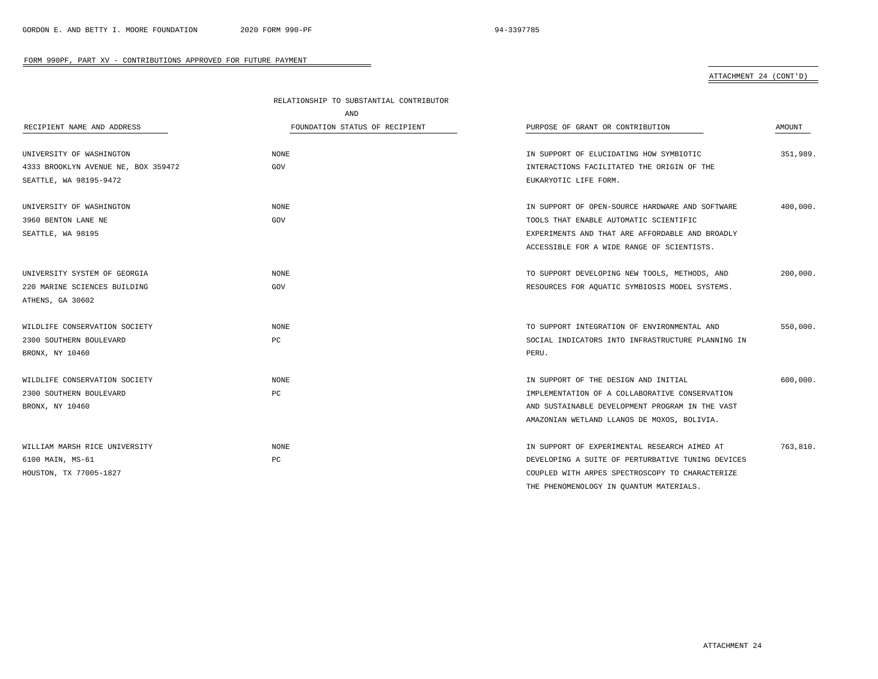FORM 990PF, PART XV - CONTRIBUTIONS APPROVED FOR FUTURE PAYMENT

ATTACHMENT 24 (CONT'D)

| RECIPIENT NAME AND ADDRESS | RELATIONSHIP TO SUBSTANTIAL CONTRIBUTOR AND FOUNDATION STATUS OF RECIPIENT | PURPOSE OF GRANT OR CONTRIBUTION | AMOUNT |
|---|---|---|---|
| UNIVERSITY OF WASHINGTON<br>4333 BROOKLYN AVENUE NE, BOX 359472<br>SEATTLE, WA 98195-9472 | NONE<br>GOV | IN SUPPORT OF ELUCIDATING HOW SYMBIOTIC INTERACTIONS FACILITATED THE ORIGIN OF THE EUKARYOTIC LIFE FORM. | 351,989. |
| UNIVERSITY OF WASHINGTON<br>3960 BENTON LANE NE<br>SEATTLE, WA 98195 | NONE<br>GOV | IN SUPPORT OF OPEN-SOURCE HARDWARE AND SOFTWARE TOOLS THAT ENABLE AUTOMATIC SCIENTIFIC EXPERIMENTS AND THAT ARE AFFORDABLE AND BROADLY ACCESSIBLE FOR A WIDE RANGE OF SCIENTISTS. | 400,000. |
| UNIVERSITY SYSTEM OF GEORGIA<br>220 MARINE SCIENCES BUILDING<br>ATHENS, GA 30602 | NONE<br>GOV | TO SUPPORT DEVELOPING NEW TOOLS, METHODS, AND RESOURCES FOR AQUATIC SYMBIOSIS MODEL SYSTEMS. | 200,000. |
| WILDLIFE CONSERVATION SOCIETY<br>2300 SOUTHERN BOULEVARD<br>BRONX, NY 10460 | NONE<br>PC | TO SUPPORT INTEGRATION OF ENVIRONMENTAL AND SOCIAL INDICATORS INTO INFRASTRUCTURE PLANNING IN PERU. | 550,000. |
| WILDLIFE CONSERVATION SOCIETY<br>2300 SOUTHERN BOULEVARD<br>BRONX, NY 10460 | NONE<br>PC | IN SUPPORT OF THE DESIGN AND INITIAL IMPLEMENTATION OF A COLLABORATIVE CONSERVATION AND SUSTAINABLE DEVELOPMENT PROGRAM IN THE VAST AMAZONIAN WETLAND LLANOS DE MOXOS, BOLIVIA. | 600,000. |
| WILLIAM MARSH RICE UNIVERSITY<br>6100 MAIN, MS-61<br>HOUSTON, TX 77005-1827 | NONE<br>PC | IN SUPPORT OF EXPERIMENTAL RESEARCH AIMED AT DEVELOPING A SUITE OF PERTURBATIVE TUNING DEVICES COUPLED WITH ARPES SPECTROSCOPY TO CHARACTERIZE THE PHENOMENOLOGY IN QUANTUM MATERIALS. | 763,810. |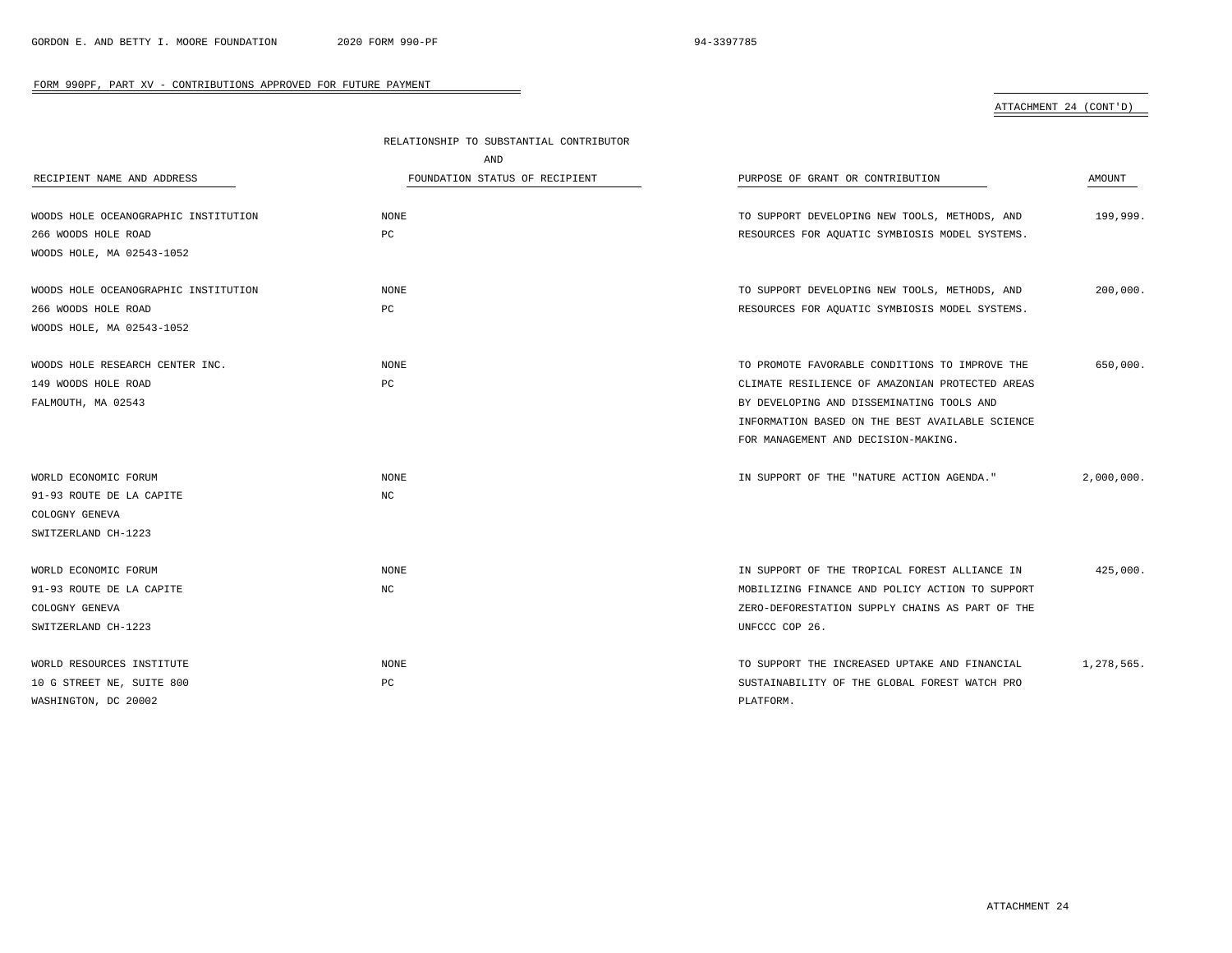FORM 990PF, PART XV - CONTRIBUTIONS APPROVED FOR FUTURE PAYMENT

ATTACHMENT 24 (CONT'D)

| RECIPIENT NAME AND ADDRESS | RELATIONSHIP TO SUBSTANTIAL CONTRIBUTOR AND FOUNDATION STATUS OF RECIPIENT | PURPOSE OF GRANT OR CONTRIBUTION | AMOUNT |
|---|---|---|---|
| WOODS HOLE OCEANOGRAPHIC INSTITUTION<br>266 WOODS HOLE ROAD<br>WOODS HOLE, MA 02543-1052 | NONE<br>PC | TO SUPPORT DEVELOPING NEW TOOLS, METHODS, AND RESOURCES FOR AQUATIC SYMBIOSIS MODEL SYSTEMS. | 199,999. |
| WOODS HOLE OCEANOGRAPHIC INSTITUTION<br>266 WOODS HOLE ROAD<br>WOODS HOLE, MA 02543-1052 | NONE<br>PC | TO SUPPORT DEVELOPING NEW TOOLS, METHODS, AND RESOURCES FOR AQUATIC SYMBIOSIS MODEL SYSTEMS. | 200,000. |
| WOODS HOLE RESEARCH CENTER INC.<br>149 WOODS HOLE ROAD<br>FALMOUTH, MA 02543 | NONE<br>PC | TO PROMOTE FAVORABLE CONDITIONS TO IMPROVE THE CLIMATE RESILIENCE OF AMAZONIAN PROTECTED AREAS BY DEVELOPING AND DISSEMINATING TOOLS AND INFORMATION BASED ON THE BEST AVAILABLE SCIENCE FOR MANAGEMENT AND DECISION-MAKING. | 650,000. |
| WORLD ECONOMIC FORUM<br>91-93 ROUTE DE LA CAPITE<br>COLOGNY GENEVA<br>SWITZERLAND CH-1223 | NONE<br>NC | IN SUPPORT OF THE "NATURE ACTION AGENDA." | 2,000,000. |
| WORLD ECONOMIC FORUM<br>91-93 ROUTE DE LA CAPITE<br>COLOGNY GENEVA<br>SWITZERLAND CH-1223 | NONE<br>NC | IN SUPPORT OF THE TROPICAL FOREST ALLIANCE IN MOBILIZING FINANCE AND POLICY ACTION TO SUPPORT ZERO-DEFORESTATION SUPPLY CHAINS AS PART OF THE UNFCCC COP 26. | 425,000. |
| WORLD RESOURCES INSTITUTE<br>10 G STREET NE, SUITE 800<br>WASHINGTON, DC 20002 | NONE<br>PC | TO SUPPORT THE INCREASED UPTAKE AND FINANCIAL SUSTAINABILITY OF THE GLOBAL FOREST WATCH PRO PLATFORM. | 1,278,565. |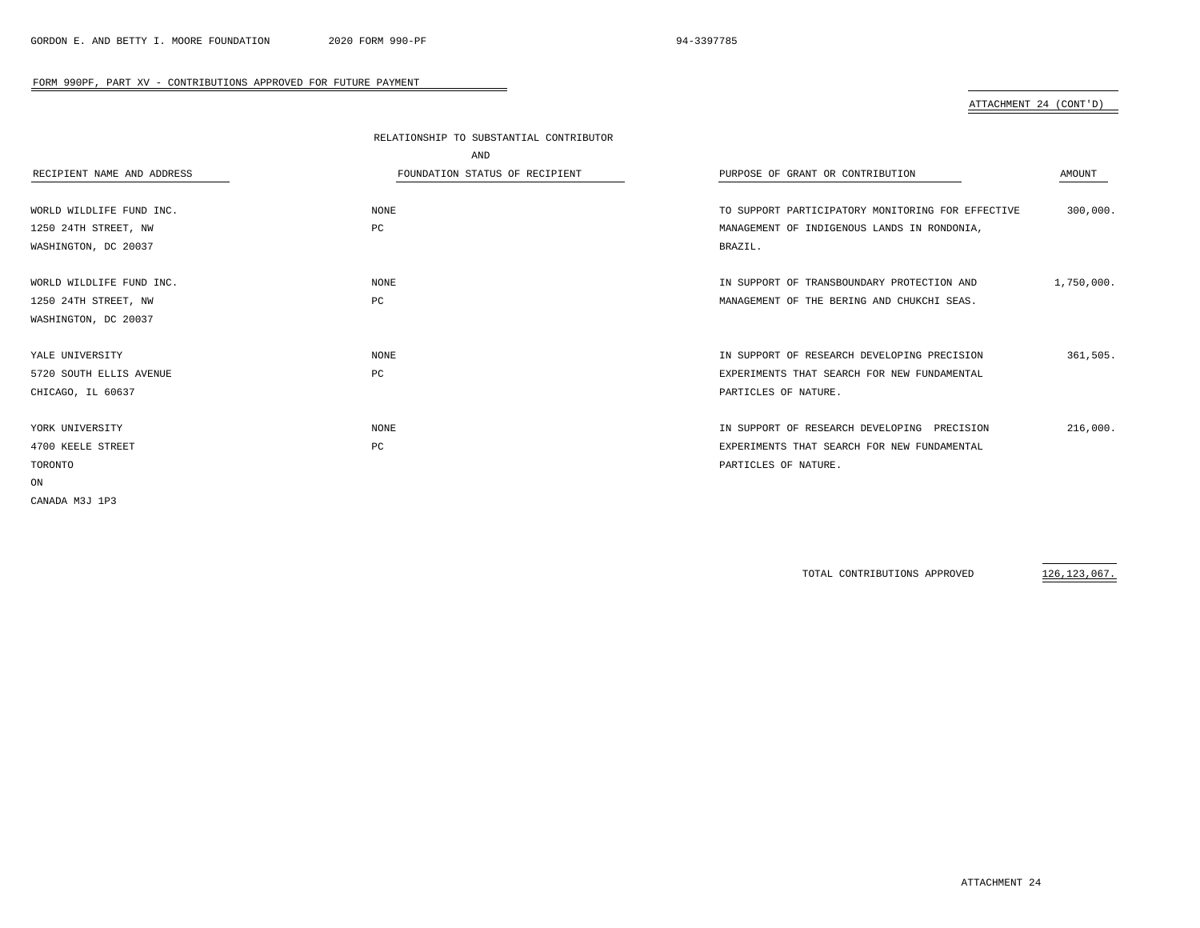## FORM 990PF, PART XV - CONTRIBUTIONS APPROVED FOR FUTURE PAYMENT

ATTACHMENT 24 (CONT'D)

| RECIPIENT NAME AND ADDRESS | RELATIONSHIP TO SUBSTANTIAL CONTRIBUTOR AND FOUNDATION STATUS OF RECIPIENT | PURPOSE OF GRANT OR CONTRIBUTION | AMOUNT |
|---|---|---|---|
| WORLD WILDLIFE FUND INC.<br>1250 24TH STREET, NW<br>WASHINGTON, DC 20037 | NONE<br>PC | TO SUPPORT PARTICIPATORY MONITORING FOR EFFECTIVE MANAGEMENT OF INDIGENOUS LANDS IN RONDONIA, BRAZIL. | 300,000. |
| WORLD WILDLIFE FUND INC.<br>1250 24TH STREET, NW<br>WASHINGTON, DC 20037 | NONE<br>PC | IN SUPPORT OF TRANSBOUNDARY PROTECTION AND MANAGEMENT OF THE BERING AND CHUKCHI SEAS. | 1,750,000. |
| YALE UNIVERSITY<br>5720 SOUTH ELLIS AVENUE<br>CHICAGO, IL 60637 | NONE<br>PC | IN SUPPORT OF RESEARCH DEVELOPING PRECISION EXPERIMENTS THAT SEARCH FOR NEW FUNDAMENTAL PARTICLES OF NATURE. | 361,505. |
| YORK UNIVERSITY<br>4700 KEELE STREET<br>TORONTO<br>ON<br>CANADA M3J 1P3 | NONE<br>PC | IN SUPPORT OF RESEARCH DEVELOPING PRECISION EXPERIMENTS THAT SEARCH FOR NEW FUNDAMENTAL PARTICLES OF NATURE. | 216,000. |
| | | TOTAL CONTRIBUTIONS APPROVED | 126,123,067. |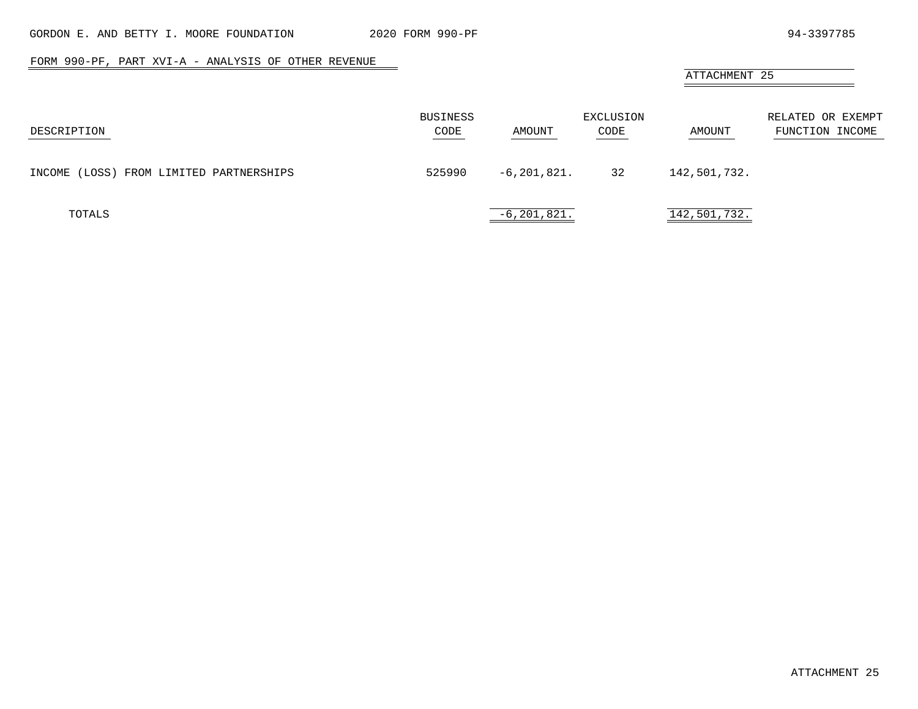FORM 990-PF, PART XVI-A - ANALYSIS OF OTHER REVENUE

ATTACHMENT 25

| DESCRIPTION | BUSINESS CODE | AMOUNT | EXCLUSION CODE | AMOUNT | RELATED OR EXEMPT FUNCTION INCOME |
|---|---|---|---|---|---|
| INCOME (LOSS) FROM LIMITED PARTNERSHIPS | 525990 | -6,201,821. | 32 | 142,501,732. | |
| TOTALS | | -6,201,821. | | 142,501,732. | |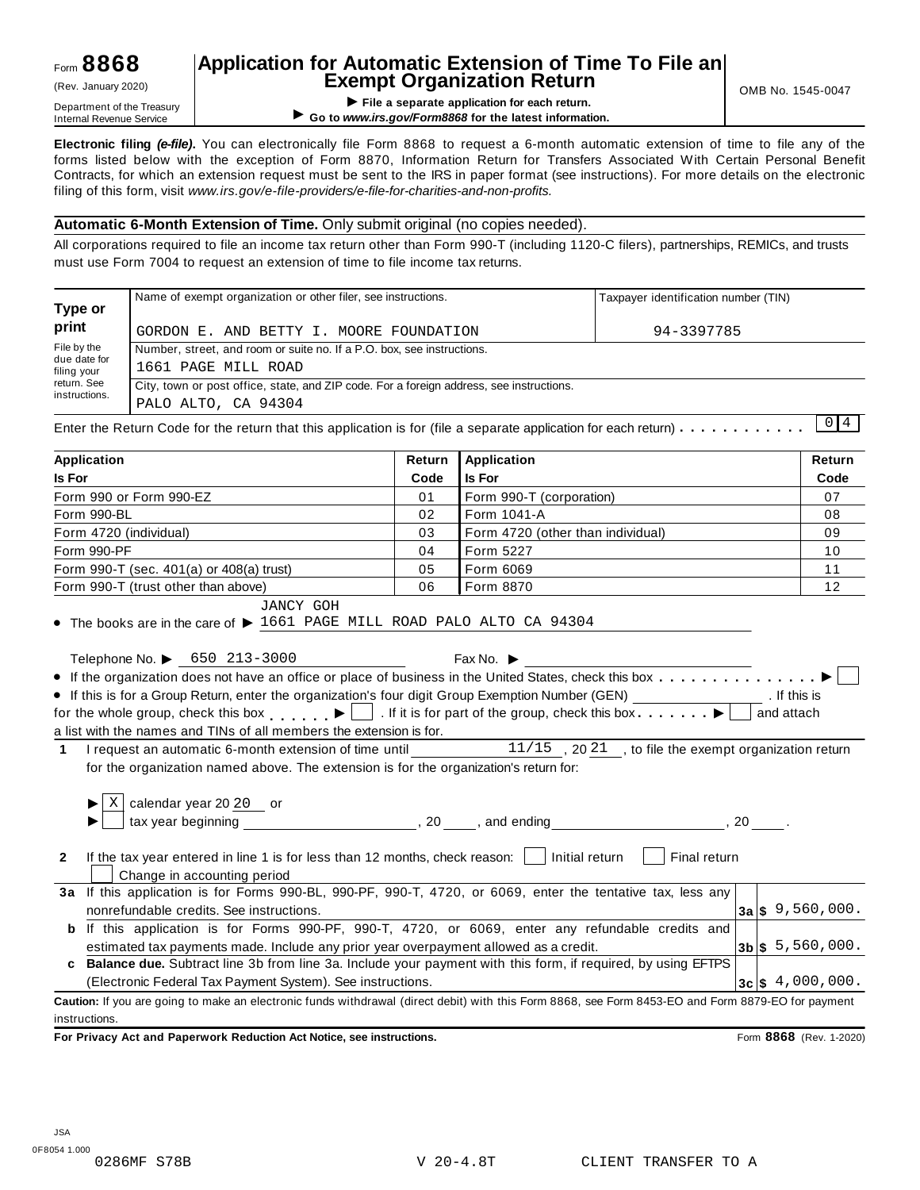Form **8868**
(Rev. January 2020)
Department of the Treasury
Internal Revenue Service

# Application for Automatic Extension of Time To File an Exempt Organization Return

▶ **File a separate application for each return.**
▶ **Go to** ***www.irs.gov/Form8868*** **for the latest information.**

OMB No. 1545-0047

**Electronic filing** ***(e-file).*** You can electronically file Form 8868 to request a 6-month automatic extension of time to file any of the forms listed below with the exception of Form 8870, Information Return for Transfers Associated With Certain Personal Benefit Contracts, for which an extension request must be sent to the IRS in paper format (see instructions). For more details on the electronic filing of this form, visit *www.irs.gov/e-file-providers/e-file-for-charities-and-non-profits.*

**Automatic 6-Month Extension of Time.** Only submit original (no copies needed).

All corporations required to file an income tax return other than Form 990-T (including 1120-C filers), partnerships, REMICs, and trusts must use Form 7004 to request an extension of time to file income tax returns.

| **Type or print** | Name of exempt organization or other filer, see instructions. | Taxpayer identification number (TIN) |
|---|---|---|
| | GORDON E. AND BETTY I. MOORE FOUNDATION | 94-3397785 |
| File by the due date for filing your return. See instructions. | Number, street, and room or suite no. If a P.O. box, see instructions. 1661 PAGE MILL ROAD | |
| | City, town or post office, state, and ZIP code. For a foreign address, see instructions. PALO ALTO, CA 94304 | |

Enter the Return Code for the return that this application is for (file a separate application for each return) . . . . . . . . . . . . 04

| **Application Is For** | **Return Code** | **Application Is For** | **Return Code** |
|---|---|---|---|
| Form 990 or Form 990-EZ | 01 | Form 990-T (corporation) | 07 |
| Form 990-BL | 02 | Form 1041-A | 08 |
| Form 4720 (individual) | 03 | Form 4720 (other than individual) | 09 |
| Form 990-PF | 04 | Form 5227 | 10 |
| Form 990-T (sec. 401(a) or 408(a) trust) | 05 | Form 6069 | 11 |
| Form 990-T (trust other than above) | 06 | Form 8870 | 12 |

- The books are in the care of ▶ JANCY GOH 1661 PAGE MILL ROAD PALO ALTO CA 94304

  Telephone No. ▶ 650 213-3000 Fax No. ▶
- If the organization does not have an office or place of business in the United States, check this box . . . . . . . . . . . . . . . ▶ ☐
- If this is for a Group Return, enter the organization's four digit Group Exemption Number (GEN) ________ . If this is for the whole group, check this box . . . . . . ▶ ☐ . If it is for part of the group, check this box . . . . . . . ▶ ☐ and attach a list with the names and TINs of all members the extension is for.

**1** I request an automatic 6-month extension of time until 11/15 , 20 21 , to file the exempt organization return for the organization named above. The extension is for the organization's return for:

▶ ☒ calendar year 20 20 or
▶ ☐ tax year beginning ________, 20 ____, and ending ________, 20 ____.

**2** If the tax year entered in line 1 is for less than 12 months, check reason: ☐ Initial return ☐ Final return ☐ Change in accounting period

| | | | |
|---|---|---|---|
| **3a** | If this application is for Forms 990-BL, 990-PF, 990-T, 4720, or 6069, enter the tentative tax, less any nonrefundable credits. See instructions. | **3a** | $ 9,560,000. |
| **b** | If this application is for Forms 990-PF, 990-T, 4720, or 6069, enter any refundable credits and estimated tax payments made. Include any prior year overpayment allowed as a credit. | **3b** | $ 5,560,000. |
| **c** | **Balance due.** Subtract line 3b from line 3a. Include your payment with this form, if required, by using EFTPS (Electronic Federal Tax Payment System). See instructions. | **3c** | $ 4,000,000. |

**Caution:** If you are going to make an electronic funds withdrawal (direct debit) with this Form 8868, see Form 8453-EO and Form 8879-EO for payment instructions.

**For Privacy Act and Paperwork Reduction Act Notice, see instructions.** Form **8868** (Rev. 1-2020)

JSA
0F8054 1.000
0286MF S78B V 20-4.8T CLIENT TRANSFER TO A